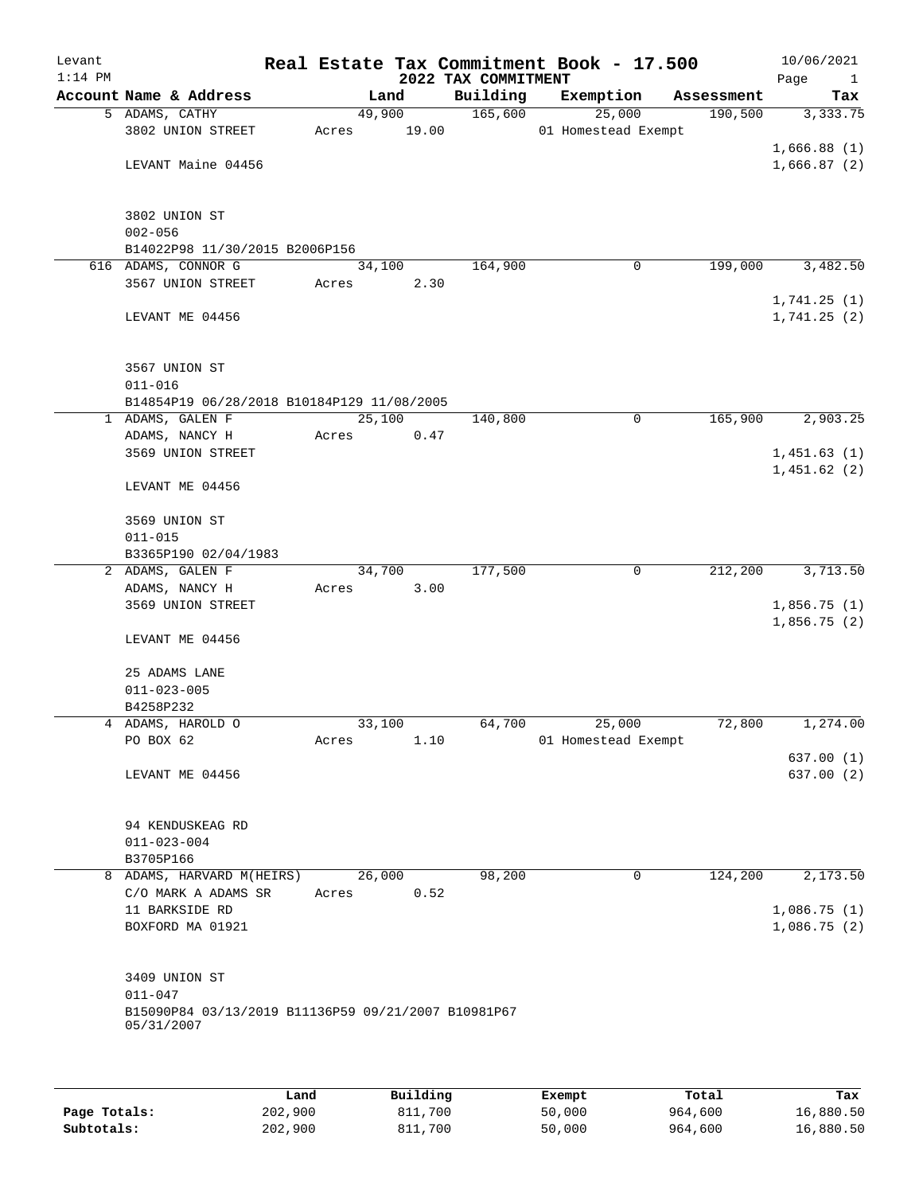Levant 1:14 PM

# Real Estate Tax Commitment Book - 17.500

## 2022 TAX COMMITMENT

10/06/2021

| Account | Name & Address | Land | Building | Exemption | Assessment | Tax |
|---|---|---|---|---|---|---|
| 5 | ADAMS, CATHY<br>3802 UNION STREET<br><br>LEVANT Maine 04456<br><br>3802 UNION ST<br>002-056<br>B14022P98 11/30/2015 B2006P156 | 49,900<br>Acres 19.00 | 165,600 | 25,000<br>01 Homestead Exempt | 190,500 | 3,333.75<br>1,666.88 (1)<br>1,666.87 (2) |
| 616 | ADAMS, CONNOR G<br>3567 UNION STREET<br><br>LEVANT ME 04456<br><br>3567 UNION ST<br>011-016<br>B14854P19 06/28/2018 B10184P129 11/08/2005 | 34,100<br>Acres 2.30 | 164,900 | 0 | 199,000 | 3,482.50<br>1,741.25 (1)<br>1,741.25 (2) |
| 1 | ADAMS, GALEN F<br>ADAMS, NANCY H<br>3569 UNION STREET<br><br>LEVANT ME 04456<br><br>3569 UNION ST<br>011-015<br>B3365P190 02/04/1983 | 25,100<br>Acres 0.47 | 140,800 | 0 | 165,900 | 2,903.25<br>1,451.63 (1)<br>1,451.62 (2) |
| 2 | ADAMS, GALEN F<br>ADAMS, NANCY H<br>3569 UNION STREET<br><br>LEVANT ME 04456<br><br>25 ADAMS LANE<br>011-023-005<br>B4258P232 | 34,700<br>Acres 3.00 | 177,500 | 0 | 212,200 | 3,713.50<br>1,856.75 (1)<br>1,856.75 (2) |
| 4 | ADAMS, HAROLD O<br>PO BOX 62<br><br>LEVANT ME 04456<br><br>94 KENDUSKEAG RD<br>011-023-004<br>B3705P166 | 33,100<br>Acres 1.10 | 64,700 | 25,000<br>01 Homestead Exempt | 72,800 | 1,274.00<br>637.00 (1)<br>637.00 (2) |
| 8 | ADAMS, HARVARD M(HEIRS)<br>C/O MARK A ADAMS SR<br>11 BARKSIDE RD<br>BOXFORD MA 01921<br><br>3409 UNION ST<br>011-047<br>B15090P84 03/13/2019 B11136P59 09/21/2007 B10981P67 05/31/2007 | 26,000<br>Acres 0.52 | 98,200 | 0 | 124,200 | 2,173.50<br>1,086.75 (1)<br>1,086.75 (2) |

| | Land | Building | Exempt | Total | Tax |
|---|---|---|---|---|---|
| Page Totals: | 202,900 | 811,700 | 50,000 | 964,600 | 16,880.50 |
| Subtotals: | 202,900 | 811,700 | 50,000 | 964,600 | 16,880.50 |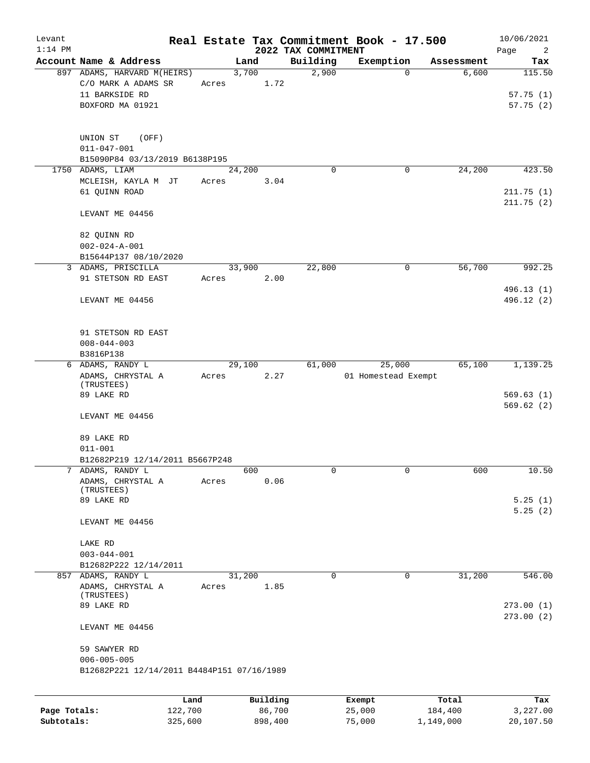Levant 1:14 PM

# Real Estate Tax Commitment Book - 17.500

## 2022 TAX COMMITMENT

10/06/2021

| Account Name & Address | Land | Building | Exemption | Assessment | Tax |
|---|---|---|---|---|---|
| 897 ADAMS, HARVARD M(HEIRS) | 3,700 | 2,900 | 0 | 6,600 | 115.50 |
| C/O MARK A ADAMS SR | Acres 1.72 | | | | |
| 11 BARKSIDE RD | | | | | 57.75 (1) |
| BOXFORD MA 01921 | | | | | 57.75 (2) |
| UNION ST (OFF) | | | | | |
| 011-047-001 | | | | | |
| B15090P84 03/13/2019 B6138P195 | | | | | |
| 1750 ADAMS, LIAM | 24,200 | 0 | 0 | 24,200 | 423.50 |
| MCLEISH, KAYLA M JT | Acres 3.04 | | | | |
| 61 QUINN ROAD | | | | | 211.75 (1) |
| | | | | | 211.75 (2) |
| LEVANT ME 04456 | | | | | |
| 82 QUINN RD | | | | | |
| 002-024-A-001 | | | | | |
| B15644P137 08/10/2020 | | | | | |
| 3 ADAMS, PRISCILLA | 33,900 | 22,800 | 0 | 56,700 | 992.25 |
| 91 STETSON RD EAST | Acres 2.00 | | | | |
| | | | | | 496.13 (1) |
| LEVANT ME 04456 | | | | | 496.12 (2) |
| 91 STETSON RD EAST | | | | | |
| 008-044-003 | | | | | |
| B3816P138 | | | | | |
| 6 ADAMS, RANDY L | 29,100 | 61,000 | 25,000 | 65,100 | 1,139.25 |
| ADAMS, CHRYSTAL A (TRUSTEES) | Acres 2.27 | | 01 Homestead Exempt | | |
| 89 LAKE RD | | | | | 569.63 (1) |
| | | | | | 569.62 (2) |
| LEVANT ME 04456 | | | | | |
| 89 LAKE RD | | | | | |
| 011-001 | | | | | |
| B12682P219 12/14/2011 B5667P248 | | | | | |
| 7 ADAMS, RANDY L | 600 | 0 | 0 | 600 | 10.50 |
| ADAMS, CHRYSTAL A (TRUSTEES) | Acres 0.06 | | | | |
| 89 LAKE RD | | | | | 5.25 (1) |
| | | | | | 5.25 (2) |
| LEVANT ME 04456 | | | | | |
| LAKE RD | | | | | |
| 003-044-001 | | | | | |
| B12682P222 12/14/2011 | | | | | |
| 857 ADAMS, RANDY L | 31,200 | 0 | 0 | 31,200 | 546.00 |
| ADAMS, CHRYSTAL A (TRUSTEES) | Acres 1.85 | | | | |
| 89 LAKE RD | | | | | 273.00 (1) |
| | | | | | 273.00 (2) |
| LEVANT ME 04456 | | | | | |
| 59 SAWYER RD | | | | | |
| 006-005-005 | | | | | |
| B12682P221 12/14/2011 B4484P151 07/16/1989 | | | | | |

| | Land | Building | Exempt | Total | Tax |
|---|---|---|---|---|---|
| Page Totals: | 122,700 | 86,700 | 25,000 | 184,400 | 3,227.00 |
| Subtotals: | 325,600 | 898,400 | 75,000 | 1,149,000 | 20,107.50 |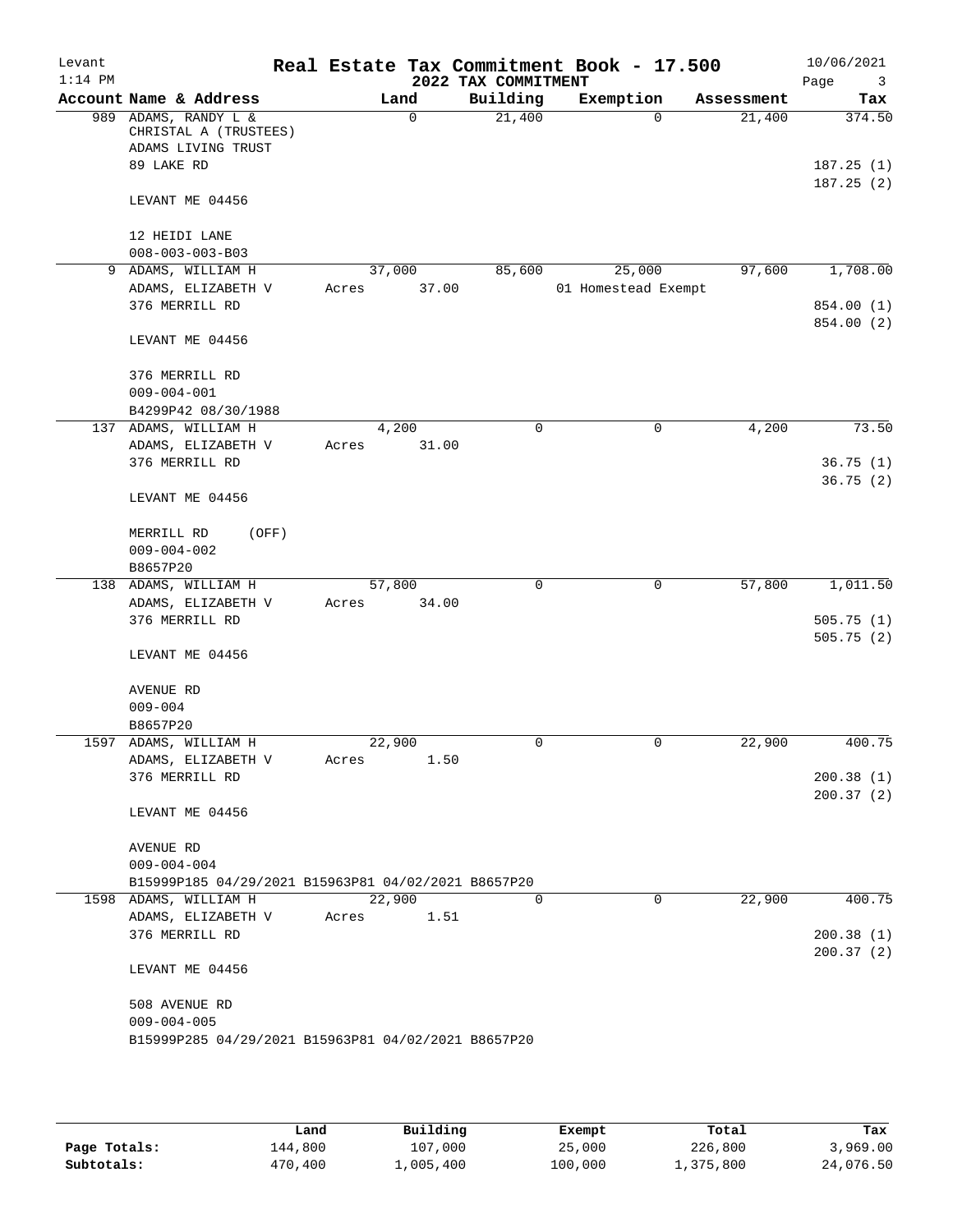# Real Estate Tax Commitment Book - 17.500

Levant
1:14 PM

2022 TAX COMMITMENT

10/06/2021

| Account | Name & Address | Land | Building | Exemption | Assessment | Tax |
|---|---|---|---|---|---|---|
| 989 | ADAMS, RANDY L & | 0 | 21,400 | 0 | 21,400 | 374.50 |
| | CHRISTAL A (TRUSTEES) | | | | | |
| | ADAMS LIVING TRUST | | | | | |
| | 89 LAKE RD | | | | | 187.25 (1) |
| | | | | | | 187.25 (2) |
| | LEVANT ME 04456 | | | | | |
| | 12 HEIDI LANE | | | | | |
| | 008-003-003-B03 | | | | | |
| 9 | ADAMS, WILLIAM H | 37,000 | 85,600 | 25,000 | 97,600 | 1,708.00 |
| | ADAMS, ELIZABETH V | Acres 37.00 | | 01 Homestead Exempt | | |
| | 376 MERRILL RD | | | | | 854.00 (1) |
| | | | | | | 854.00 (2) |
| | LEVANT ME 04456 | | | | | |
| | 376 MERRILL RD | | | | | |
| | 009-004-001 | | | | | |
| | B4299P42 08/30/1988 | | | | | |
| 137 | ADAMS, WILLIAM H | 4,200 | 0 | 0 | 4,200 | 73.50 |
| | ADAMS, ELIZABETH V | Acres 31.00 | | | | |
| | 376 MERRILL RD | | | | | 36.75 (1) |
| | | | | | | 36.75 (2) |
| | LEVANT ME 04456 | | | | | |
| | MERRILL RD (OFF) | | | | | |
| | 009-004-002 | | | | | |
| | B8657P20 | | | | | |
| 138 | ADAMS, WILLIAM H | 57,800 | 0 | 0 | 57,800 | 1,011.50 |
| | ADAMS, ELIZABETH V | Acres 34.00 | | | | |
| | 376 MERRILL RD | | | | | 505.75 (1) |
| | | | | | | 505.75 (2) |
| | LEVANT ME 04456 | | | | | |
| | AVENUE RD | | | | | |
| | 009-004 | | | | | |
| | B8657P20 | | | | | |
| 1597 | ADAMS, WILLIAM H | 22,900 | 0 | 0 | 22,900 | 400.75 |
| | ADAMS, ELIZABETH V | Acres 1.50 | | | | |
| | 376 MERRILL RD | | | | | 200.38 (1) |
| | | | | | | 200.37 (2) |
| | LEVANT ME 04456 | | | | | |
| | AVENUE RD | | | | | |
| | 009-004-004 | | | | | |
| | B15999P185 04/29/2021 B15963P81 04/02/2021 B8657P20 | | | | | |
| 1598 | ADAMS, WILLIAM H | 22,900 | 0 | 0 | 22,900 | 400.75 |
| | ADAMS, ELIZABETH V | Acres 1.51 | | | | |
| | 376 MERRILL RD | | | | | 200.38 (1) |
| | | | | | | 200.37 (2) |
| | LEVANT ME 04456 | | | | | |
| | 508 AVENUE RD | | | | | |
| | 009-004-005 | | | | | |
| | B15999P285 04/29/2021 B15963P81 04/02/2021 B8657P20 | | | | | |

| | Land | Building | Exempt | Total | Tax |
|---|---|---|---|---|---|
| Page Totals: | 144,800 | 107,000 | 25,000 | 226,800 | 3,969.00 |
| Subtotals: | 470,400 | 1,005,400 | 100,000 | 1,375,800 | 24,076.50 |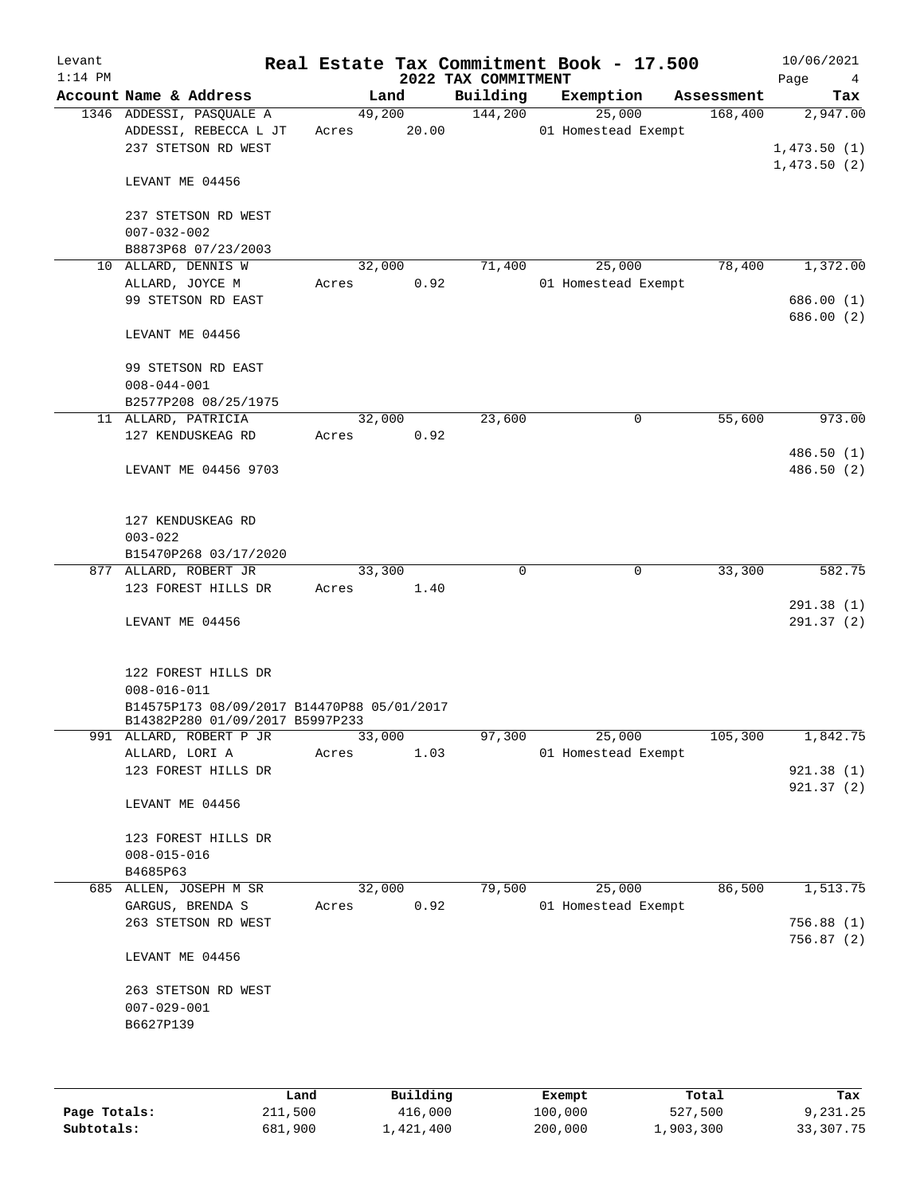Levant
1:14 PM

# Real Estate Tax Commitment Book - 17.500

## 2022 TAX COMMITMENT

10/06/2021

| Account Name & Address | Land | Building | Exemption | Assessment | Tax |
|---|---|---|---|---|---|
| 1346 ADDESSI, PASQUALE A | 49,200 | 144,200 | 25,000 | 168,400 | 2,947.00 |
| ADDESSI, REBECCA L JT | Acres 20.00 | | 01 Homestead Exempt | | |
| 237 STETSON RD WEST | | | | | 1,473.50 (1) |
| | | | | | 1,473.50 (2) |
| LEVANT ME 04456 | | | | | |
| 237 STETSON RD WEST | | | | | |
| 007-032-002 | | | | | |
| B8873P68 07/23/2003 | | | | | |
| 10 ALLARD, DENNIS W | 32,000 | 71,400 | 25,000 | 78,400 | 1,372.00 |
| ALLARD, JOYCE M | Acres 0.92 | | 01 Homestead Exempt | | |
| 99 STETSON RD EAST | | | | | 686.00 (1) |
| | | | | | 686.00 (2) |
| LEVANT ME 04456 | | | | | |
| 99 STETSON RD EAST | | | | | |
| 008-044-001 | | | | | |
| B2577P208 08/25/1975 | | | | | |
| 11 ALLARD, PATRICIA | 32,000 | 23,600 | 0 | 55,600 | 973.00 |
| 127 KENDUSKEAG RD | Acres 0.92 | | | | |
| | | | | | 486.50 (1) |
| LEVANT ME 04456 9703 | | | | | 486.50 (2) |
| 127 KENDUSKEAG RD | | | | | |
| 003-022 | | | | | |
| B15470P268 03/17/2020 | | | | | |
| 877 ALLARD, ROBERT JR | 33,300 | 0 | 0 | 33,300 | 582.75 |
| 123 FOREST HILLS DR | Acres 1.40 | | | | |
| | | | | | 291.38 (1) |
| LEVANT ME 04456 | | | | | 291.37 (2) |
| 122 FOREST HILLS DR | | | | | |
| 008-016-011 | | | | | |
| B14575P173 08/09/2017 B14470P88 05/01/2017 | | | | | |
| B14382P280 01/09/2017 B5997P233 | | | | | |
| 991 ALLARD, ROBERT P JR | 33,000 | 97,300 | 25,000 | 105,300 | 1,842.75 |
| ALLARD, LORI A | Acres 1.03 | | 01 Homestead Exempt | | |
| 123 FOREST HILLS DR | | | | | 921.38 (1) |
| | | | | | 921.37 (2) |
| LEVANT ME 04456 | | | | | |
| 123 FOREST HILLS DR | | | | | |
| 008-015-016 | | | | | |
| B4685P63 | | | | | |
| 685 ALLEN, JOSEPH M SR | 32,000 | 79,500 | 25,000 | 86,500 | 1,513.75 |
| GARGUS, BRENDA S | Acres 0.92 | | 01 Homestead Exempt | | |
| 263 STETSON RD WEST | | | | | 756.88 (1) |
| | | | | | 756.87 (2) |
| LEVANT ME 04456 | | | | | |
| 263 STETSON RD WEST | | | | | |
| 007-029-001 | | | | | |
| B6627P139 | | | | | |

| | Land | Building | Exempt | Total | Tax |
|---|---|---|---|---|---|
| Page Totals: | 211,500 | 416,000 | 100,000 | 527,500 | 9,231.25 |
| Subtotals: | 681,900 | 1,421,400 | 200,000 | 1,903,300 | 33,307.75 |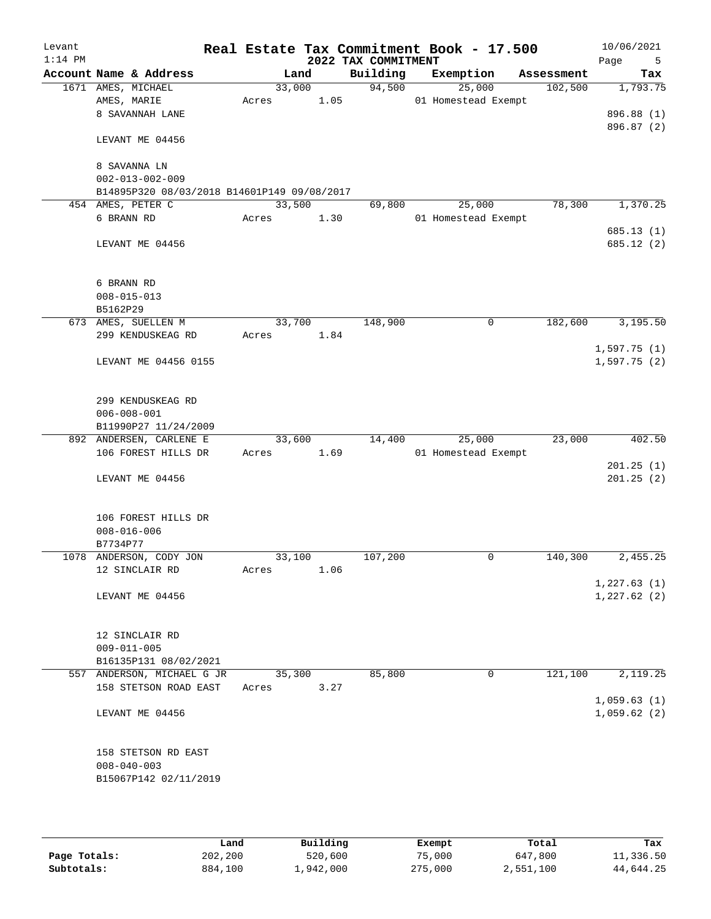Levant
1:14 PM

# Real Estate Tax Commitment Book - 17.500

## 2022 TAX COMMITMENT

10/06/2021

| Account | Name & Address | Land | Building | Exemption | Assessment | Tax |
|---|---|---|---|---|---|---|
| 1671 | AMES, MICHAEL<br>AMES, MARIE<br>8 SAVANNAH LANE<br><br>LEVANT ME 04456<br><br>8 SAVANNA LN<br>002-013-002-009<br>B14895P320 08/03/2018 B14601P149 09/08/2017 | 33,000<br>Acres 1.05 | 94,500 | 25,000<br>01 Homestead Exempt | 102,500 | 1,793.75<br><br>896.88 (1)<br>896.87 (2) |
| 454 | AMES, PETER C<br>6 BRANN RD<br><br>LEVANT ME 04456<br><br>6 BRANN RD<br>008-015-013<br>B5162P29 | 33,500<br>Acres 1.30 | 69,800 | 25,000<br>01 Homestead Exempt | 78,300 | 1,370.25<br><br>685.13 (1)<br>685.12 (2) |
| 673 | AMES, SUELLEN M<br>299 KENDUSKEAG RD<br><br>LEVANT ME 04456 0155<br><br>299 KENDUSKEAG RD<br>006-008-001<br>B11990P27 11/24/2009 | 33,700<br>Acres 1.84 | 148,900 | 0 | 182,600 | 3,195.50<br><br>1,597.75 (1)<br>1,597.75 (2) |
| 892 | ANDERSEN, CARLENE E<br>106 FOREST HILLS DR<br><br>LEVANT ME 04456<br><br>106 FOREST HILLS DR<br>008-016-006<br>B7734P77 | 33,600<br>Acres 1.69 | 14,400 | 25,000<br>01 Homestead Exempt | 23,000 | 402.50<br><br>201.25 (1)<br>201.25 (2) |
| 1078 | ANDERSON, CODY JON<br>12 SINCLAIR RD<br><br>LEVANT ME 04456<br><br>12 SINCLAIR RD<br>009-011-005<br>B16135P131 08/02/2021 | 33,100<br>Acres 1.06 | 107,200 | 0 | 140,300 | 2,455.25<br><br>1,227.63 (1)<br>1,227.62 (2) |
| 557 | ANDERSON, MICHAEL G JR<br>158 STETSON ROAD EAST<br><br>LEVANT ME 04456<br><br>158 STETSON RD EAST<br>008-040-003<br>B15067P142 02/11/2019 | 35,300<br>Acres 3.27 | 85,800 | 0 | 121,100 | 2,119.25<br><br>1,059.63 (1)<br>1,059.62 (2) |

| | Land | Building | Exempt | Total | Tax |
|---|---|---|---|---|---|
| Page Totals: | 202,200 | 520,600 | 75,000 | 647,800 | 11,336.50 |
| Subtotals: | 884,100 | 1,942,000 | 275,000 | 2,551,100 | 44,644.25 |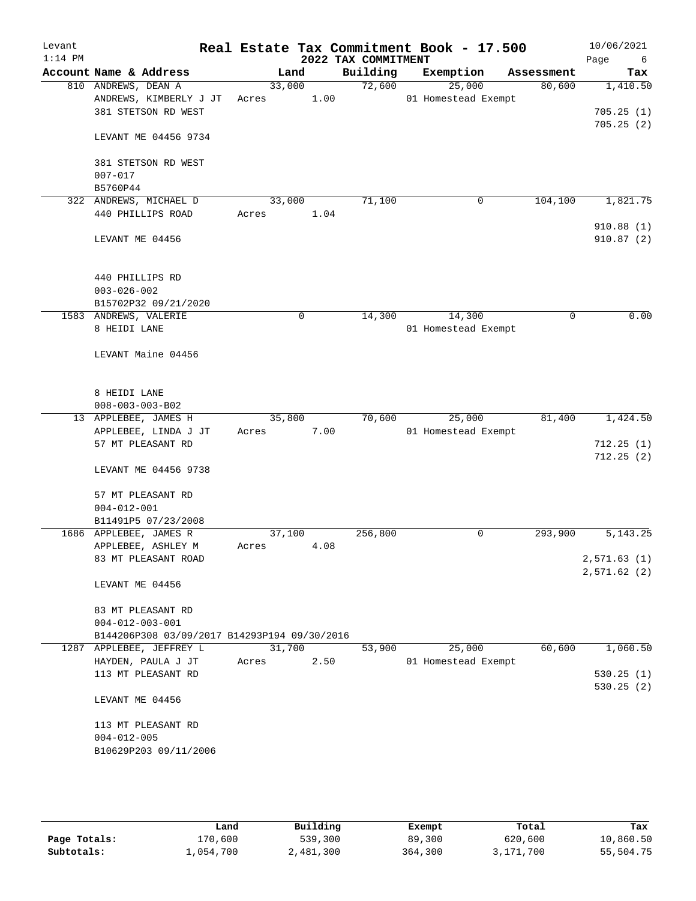Levant
1:14 PM

# Real Estate Tax Commitment Book - 17.500

## 2022 TAX COMMITMENT

10/06/2021

| Account | Name & Address | Land | Building | Exemption | Assessment | Tax |
|---|---|---|---|---|---|---|
| 810 | ANDREWS, DEAN A<br>ANDREWS, KIMBERLY J JT<br>381 STETSON RD WEST<br><br>LEVANT ME 04456 9734<br><br>381 STETSON RD WEST<br>007-017<br>B5760P44 | 33,000<br>Acres 1.00 | 72,600 | 25,000<br>01 Homestead Exempt | 80,600 | 1,410.50<br><br>705.25 (1)<br>705.25 (2) |
| 322 | ANDREWS, MICHAEL D<br>440 PHILLIPS ROAD<br><br>LEVANT ME 04456<br><br>440 PHILLIPS RD<br>003-026-002<br>B15702P32 09/21/2020 | 33,000<br>Acres 1.04 | 71,100 | 0 | 104,100 | 1,821.75<br><br>910.88 (1)<br>910.87 (2) |
| 1583 | ANDREWS, VALERIE<br>8 HEIDI LANE<br><br>LEVANT Maine 04456<br><br>8 HEIDI LANE<br>008-003-003-B02 | 0 | 14,300 | 14,300<br>01 Homestead Exempt | 0 | 0.00 |
| 13 | APPLEBEE, JAMES H<br>APPLEBEE, LINDA J JT<br>57 MT PLEASANT RD<br><br>LEVANT ME 04456 9738<br><br>57 MT PLEASANT RD<br>004-012-001<br>B11491P5 07/23/2008 | 35,800<br>Acres 7.00 | 70,600 | 25,000<br>01 Homestead Exempt | 81,400 | 1,424.50<br><br>712.25 (1)<br>712.25 (2) |
| 1686 | APPLEBEE, JAMES R<br>APPLEBEE, ASHLEY M<br>83 MT PLEASANT ROAD<br><br>LEVANT ME 04456<br><br>83 MT PLEASANT RD<br>004-012-003-001<br>B144206P308 03/09/2017 B14293P194 09/30/2016 | 37,100<br>Acres 4.08 | 256,800 | 0 | 293,900 | 5,143.25<br><br>2,571.63 (1)<br>2,571.62 (2) |
| 1287 | APPLEBEE, JEFFREY L<br>HAYDEN, PAULA J JT<br>113 MT PLEASANT RD<br><br>LEVANT ME 04456<br><br>113 MT PLEASANT RD<br>004-012-005<br>B10629P203 09/11/2006 | 31,700<br>Acres 2.50 | 53,900 | 25,000<br>01 Homestead Exempt | 60,600 | 1,060.50<br><br>530.25 (1)<br>530.25 (2) |

| | Land | Building | Exempt | Total | Tax |
|---|---|---|---|---|---|
| Page Totals: | 170,600 | 539,300 | 89,300 | 620,600 | 10,860.50 |
| Subtotals: | 1,054,700 | 2,481,300 | 364,300 | 3,171,700 | 55,504.75 |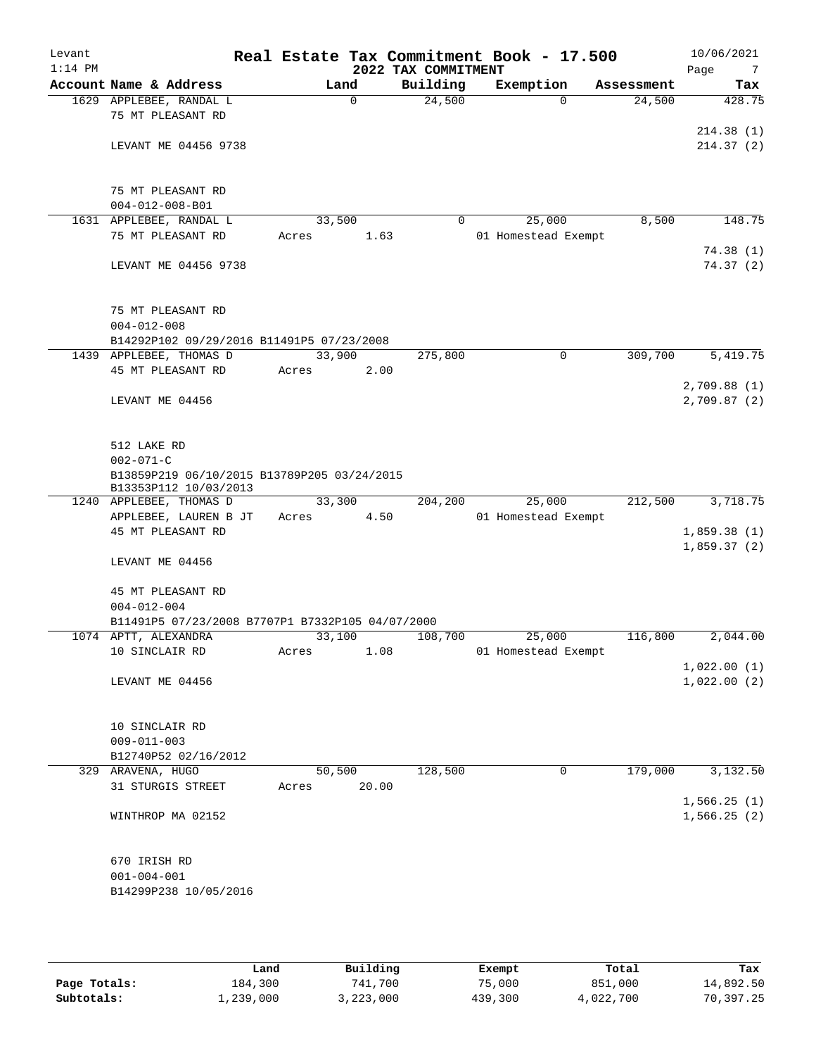Levant
1:14 PM

# Real Estate Tax Commitment Book - 17.500

## 2022 TAX COMMITMENT

10/06/2021

| Account Name & Address | Land | Building | Exemption | Assessment | Tax |
|---|---|---|---|---|---|
| 1629 APPLEBEE, RANDAL L<br>75 MT PLEASANT RD<br><br>LEVANT ME 04456 9738<br><br>75 MT PLEASANT RD<br>004-012-008-B01 | 0 | 24,500 | 0 | 24,500 | 428.75<br><br>214.38 (1)<br>214.37 (2) |
| 1631 APPLEBEE, RANDAL L<br>75 MT PLEASANT RD<br><br>LEVANT ME 04456 9738<br><br>75 MT PLEASANT RD<br>004-012-008<br>B14292P102 09/29/2016 B11491P5 07/23/2008 | 33,500<br>Acres 1.63 | 0 | 25,000<br>01 Homestead Exempt | 8,500 | 148.75<br><br>74.38 (1)<br>74.37 (2) |
| 1439 APPLEBEE, THOMAS D<br>45 MT PLEASANT RD<br><br>LEVANT ME 04456<br><br>512 LAKE RD<br>002-071-C<br>B13859P219 06/10/2015 B13789P205 03/24/2015<br>B13353P112 10/03/2013 | 33,900<br>Acres 2.00 | 275,800 | 0 | 309,700 | 5,419.75<br><br>2,709.88 (1)<br>2,709.87 (2) |
| 1240 APPLEBEE, THOMAS D<br>APPLEBEE, LAUREN B JT<br>45 MT PLEASANT RD<br><br>LEVANT ME 04456<br><br>45 MT PLEASANT RD<br>004-012-004<br>B11491P5 07/23/2008 B7707P1 B7332P105 04/07/2000 | 33,300<br>Acres 4.50 | 204,200 | 25,000<br>01 Homestead Exempt | 212,500 | 3,718.75<br><br>1,859.38 (1)<br>1,859.37 (2) |
| 1074 APTT, ALEXANDRA<br>10 SINCLAIR RD<br><br>LEVANT ME 04456<br><br>10 SINCLAIR RD<br>009-011-003<br>B12740P52 02/16/2012 | 33,100<br>Acres 1.08 | 108,700 | 25,000<br>01 Homestead Exempt | 116,800 | 2,044.00<br><br>1,022.00 (1)<br>1,022.00 (2) |
| 329 ARAVENA, HUGO<br>31 STURGIS STREET<br><br>WINTHROP MA 02152<br><br>670 IRISH RD<br>001-004-001<br>B14299P238 10/05/2016 | 50,500<br>Acres 20.00 | 128,500 | 0 | 179,000 | 3,132.50<br><br>1,566.25 (1)<br>1,566.25 (2) |

| | Land | Building | Exempt | Total | Tax |
|---|---|---|---|---|---|
| Page Totals: | 184,300 | 741,700 | 75,000 | 851,000 | 14,892.50 |
| Subtotals: | 1,239,000 | 3,223,000 | 439,300 | 4,022,700 | 70,397.25 |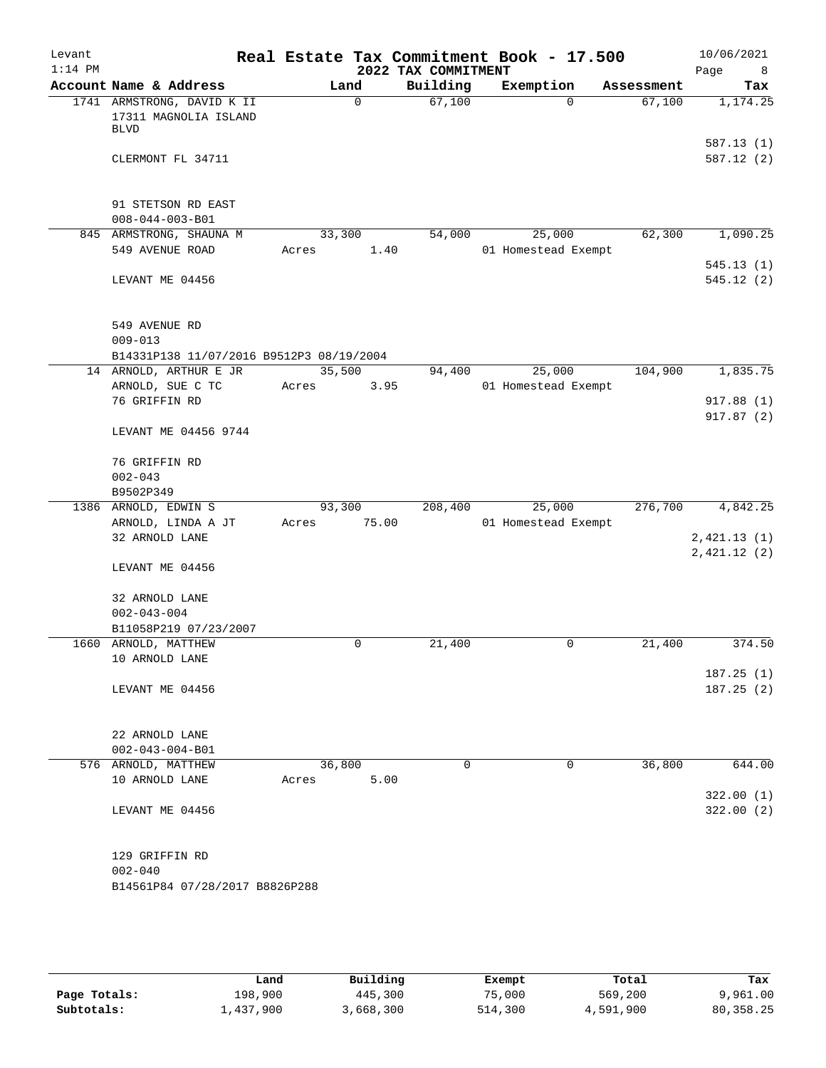Levant
1:14 PM

# Real Estate Tax Commitment Book - 17.500

## 2022 TAX COMMITMENT

10/06/2021

| Account Name & Address | Land | Building | Exemption | Assessment | Tax |
|---|---|---|---|---|---|
| 1741 ARMSTRONG, DAVID K II<br>17311 MAGNOLIA ISLAND BLVD<br><br>CLERMONT FL 34711<br><br>91 STETSON RD EAST<br>008-044-003-B01 | 0 | 67,100 | 0 | 67,100 | 1,174.25<br><br>587.13 (1)<br>587.12 (2) |
| 845 ARMSTRONG, SHAUNA M<br>549 AVENUE ROAD<br><br>LEVANT ME 04456<br><br>549 AVENUE RD<br>009-013<br>B14331P138 11/07/2016 B9512P3 08/19/2004 | 33,300<br>Acres 1.40 | 54,000 | 25,000<br>01 Homestead Exempt | 62,300 | 1,090.25<br><br>545.13 (1)<br>545.12 (2) |
| 14 ARNOLD, ARTHUR E JR<br>ARNOLD, SUE C TC<br>76 GRIFFIN RD<br><br>LEVANT ME 04456 9744<br><br>76 GRIFFIN RD<br>002-043<br>B9502P349 | 35,500<br>Acres 3.95 | 94,400 | 25,000<br>01 Homestead Exempt | 104,900 | 1,835.75<br><br>917.88 (1)<br>917.87 (2) |
| 1386 ARNOLD, EDWIN S<br>ARNOLD, LINDA A JT<br>32 ARNOLD LANE<br><br>LEVANT ME 04456<br><br>32 ARNOLD LANE<br>002-043-004<br>B11058P219 07/23/2007 | 93,300<br>Acres 75.00 | 208,400 | 25,000<br>01 Homestead Exempt | 276,700 | 4,842.25<br><br>2,421.13 (1)<br>2,421.12 (2) |
| 1660 ARNOLD, MATTHEW<br>10 ARNOLD LANE<br><br>LEVANT ME 04456<br><br>22 ARNOLD LANE<br>002-043-004-B01 | 0 | 21,400 | 0 | 21,400 | 374.50<br><br>187.25 (1)<br>187.25 (2) |
| 576 ARNOLD, MATTHEW<br>10 ARNOLD LANE<br><br>LEVANT ME 04456<br><br>129 GRIFFIN RD<br>002-040<br>B14561P84 07/28/2017 B8826P288 | 36,800<br>Acres 5.00 | 0 | 0 | 36,800 | 644.00<br><br>322.00 (1)<br>322.00 (2) |

| | Land | Building | Exempt | Total | Tax |
|---|---|---|---|---|---|
| Page Totals: | 198,900 | 445,300 | 75,000 | 569,200 | 9,961.00 |
| Subtotals: | 1,437,900 | 3,668,300 | 514,300 | 4,591,900 | 80,358.25 |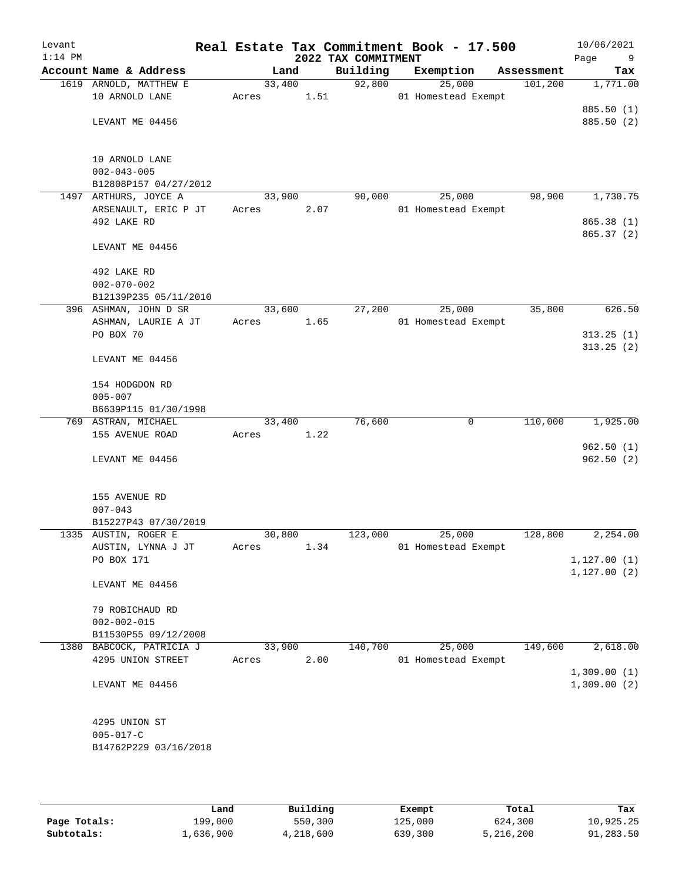Levant 1:14 PM

# Real Estate Tax Commitment Book - 17.500

## 2022 TAX COMMITMENT

10/06/2021

| Account Name & Address | Land | Building | Exemption | Assessment | Tax |
|---|---|---|---|---|---|
| 1619 ARNOLD, MATTHEW E | 33,400 | 92,800 | 25,000 | 101,200 | 1,771.00 |
| 10 ARNOLD LANE | Acres 1.51 | | 01 Homestead Exempt | | |
| | | | | | 885.50 (1) |
| LEVANT ME 04456 | | | | | 885.50 (2) |
| 10 ARNOLD LANE | | | | | |
| 002-043-005 | | | | | |
| B12808P157 04/27/2012 | | | | | |
| 1497 ARTHURS, JOYCE A | 33,900 | 90,000 | 25,000 | 98,900 | 1,730.75 |
| ARSENAULT, ERIC P JT | Acres 2.07 | | 01 Homestead Exempt | | |
| 492 LAKE RD | | | | | 865.38 (1) |
| | | | | | 865.37 (2) |
| LEVANT ME 04456 | | | | | |
| 492 LAKE RD | | | | | |
| 002-070-002 | | | | | |
| B12139P235 05/11/2010 | | | | | |
| 396 ASHMAN, JOHN D SR | 33,600 | 27,200 | 25,000 | 35,800 | 626.50 |
| ASHMAN, LAURIE A JT | Acres 1.65 | | 01 Homestead Exempt | | |
| PO BOX 70 | | | | | 313.25 (1) |
| | | | | | 313.25 (2) |
| LEVANT ME 04456 | | | | | |
| 154 HODGDON RD | | | | | |
| 005-007 | | | | | |
| B6639P115 01/30/1998 | | | | | |
| 769 ASTRAN, MICHAEL | 33,400 | 76,600 | 0 | 110,000 | 1,925.00 |
| 155 AVENUE ROAD | Acres 1.22 | | | | |
| | | | | | 962.50 (1) |
| LEVANT ME 04456 | | | | | 962.50 (2) |
| 155 AVENUE RD | | | | | |
| 007-043 | | | | | |
| B15227P43 07/30/2019 | | | | | |
| 1335 AUSTIN, ROGER E | 30,800 | 123,000 | 25,000 | 128,800 | 2,254.00 |
| AUSTIN, LYNNA J JT | Acres 1.34 | | 01 Homestead Exempt | | |
| PO BOX 171 | | | | | 1,127.00 (1) |
| | | | | | 1,127.00 (2) |
| LEVANT ME 04456 | | | | | |
| 79 ROBICHAUD RD | | | | | |
| 002-002-015 | | | | | |
| B11530P55 09/12/2008 | | | | | |
| 1380 BABCOCK, PATRICIA J | 33,900 | 140,700 | 25,000 | 149,600 | 2,618.00 |
| 4295 UNION STREET | Acres 2.00 | | 01 Homestead Exempt | | |
| | | | | | 1,309.00 (1) |
| LEVANT ME 04456 | | | | | 1,309.00 (2) |
| 4295 UNION ST | | | | | |
| 005-017-C | | | | | |
| B14762P229 03/16/2018 | | | | | |

| | Land | Building | Exempt | Total | Tax |
|---|---|---|---|---|---|
| Page Totals: | 199,000 | 550,300 | 125,000 | 624,300 | 10,925.25 |
| Subtotals: | 1,636,900 | 4,218,600 | 639,300 | 5,216,200 | 91,283.50 |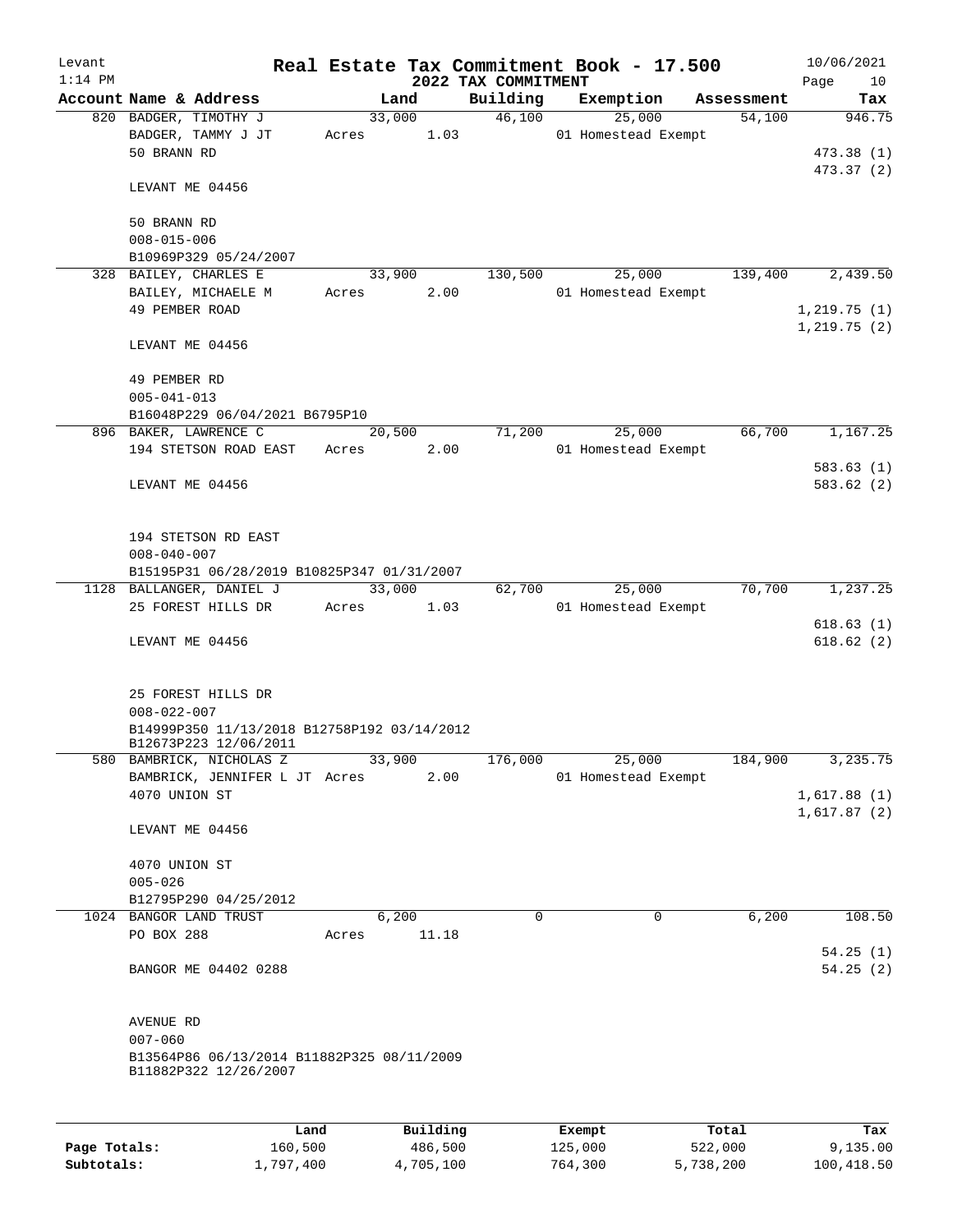# Real Estate Tax Commitment Book - 17.500

Levant 1:14 PM — 2022 TAX COMMITMENT — 10/06/2021

| Account Name & Address | Land | Building | Exemption | Assessment | Tax |
|---|---|---|---|---|---|
| 820 BADGER, TIMOTHY J<br>BADGER, TAMMY J JT<br>50 BRANN RD<br><br>LEVANT ME 04456<br><br>50 BRANN RD<br>008-015-006<br>B10969P329 05/24/2007 | 33,000<br>Acres 1.03 | 46,100 | 25,000<br>01 Homestead Exempt | 54,100 | 946.75<br><br>473.38 (1)<br>473.37 (2) |
| 328 BAILEY, CHARLES E<br>BAILEY, MICHAELE M<br>49 PEMBER ROAD<br><br>LEVANT ME 04456<br><br>49 PEMBER RD<br>005-041-013<br>B16048P229 06/04/2021 B6795P10 | 33,900<br>Acres 2.00 | 130,500 | 25,000<br>01 Homestead Exempt | 139,400 | 2,439.50<br><br>1,219.75 (1)<br>1,219.75 (2) |
| 896 BAKER, LAWRENCE C<br>194 STETSON ROAD EAST<br><br>LEVANT ME 04456<br><br>194 STETSON RD EAST<br>008-040-007<br>B15195P31 06/28/2019 B10825P347 01/31/2007 | 20,500<br>Acres 2.00 | 71,200 | 25,000<br>01 Homestead Exempt | 66,700 | 1,167.25<br><br>583.63 (1)<br>583.62 (2) |
| 1128 BALLANGER, DANIEL J<br>25 FOREST HILLS DR<br><br>LEVANT ME 04456<br><br>25 FOREST HILLS DR<br>008-022-007<br>B14999P350 11/13/2018 B12758P192 03/14/2012<br>B12673P223 12/06/2011 | 33,000<br>Acres 1.03 | 62,700 | 25,000<br>01 Homestead Exempt | 70,700 | 1,237.25<br><br>618.63 (1)<br>618.62 (2) |
| 580 BAMBRICK, NICHOLAS Z<br>BAMBRICK, JENNIFER L JT<br>4070 UNION ST<br><br>LEVANT ME 04456<br><br>4070 UNION ST<br>005-026<br>B12795P290 04/25/2012 | 33,900<br>Acres 2.00 | 176,000 | 25,000<br>01 Homestead Exempt | 184,900 | 3,235.75<br><br>1,617.88 (1)<br>1,617.87 (2) |
| 1024 BANGOR LAND TRUST<br>PO BOX 288<br><br>BANGOR ME 04402 0288<br><br>AVENUE RD<br>007-060<br>B13564P86 06/13/2014 B11882P325 08/11/2009<br>B11882P322 12/26/2007 | 6,200<br>Acres 11.18 | 0 | 0 | 6,200 | 108.50<br><br>54.25 (1)<br>54.25 (2) |

| | Land | Building | Exempt | Total | Tax |
|---|---|---|---|---|---|
| Page Totals: | 160,500 | 486,500 | 125,000 | 522,000 | 9,135.00 |
| Subtotals: | 1,797,400 | 4,705,100 | 764,300 | 5,738,200 | 100,418.50 |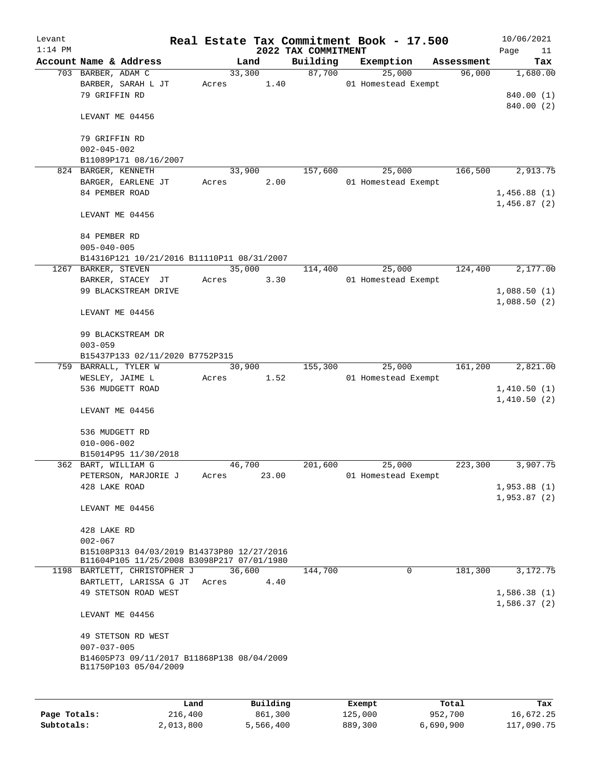Levant
1:14 PM

# Real Estate Tax Commitment Book - 17.500

## 2022 TAX COMMITMENT

10/06/2021

| Account Name & Address | Land | Building | Exemption | Assessment | Tax |
|---|---|---|---|---|---|
| 703 BARBER, ADAM C<br>BARBER, SARAH L JT<br>79 GRIFFIN RD<br><br>LEVANT ME 04456<br><br>79 GRIFFIN RD<br>002-045-002<br>B11089P171 08/16/2007 | 33,300<br>Acres 1.40 | 87,700 | 25,000<br>01 Homestead Exempt | 96,000 | 1,680.00<br><br>840.00 (1)<br>840.00 (2) |
| 824 BARGER, KENNETH<br>BARGER, EARLENE JT<br>84 PEMBER ROAD<br><br>LEVANT ME 04456<br><br>84 PEMBER RD<br>005-040-005<br>B14316P121 10/21/2016 B11110P11 08/31/2007 | 33,900<br>Acres 2.00 | 157,600 | 25,000<br>01 Homestead Exempt | 166,500 | 2,913.75<br><br>1,456.88 (1)<br>1,456.87 (2) |
| 1267 BARKER, STEVEN<br>BARKER, STACEY JT<br>99 BLACKSTREAM DRIVE<br><br>LEVANT ME 04456<br><br>99 BLACKSTREAM DR<br>003-059<br>B15437P133 02/11/2020 B7752P315 | 35,000<br>Acres 3.30 | 114,400 | 25,000<br>01 Homestead Exempt | 124,400 | 2,177.00<br><br>1,088.50 (1)<br>1,088.50 (2) |
| 759 BARRALL, TYLER W<br>WESLEY, JAIME L<br>536 MUDGETT ROAD<br><br>LEVANT ME 04456<br><br>536 MUDGETT RD<br>010-006-002<br>B15014P95 11/30/2018 | 30,900<br>Acres 1.52 | 155,300 | 25,000<br>01 Homestead Exempt | 161,200 | 2,821.00<br><br>1,410.50 (1)<br>1,410.50 (2) |
| 362 BART, WILLIAM G<br>PETERSON, MARJORIE J<br>428 LAKE ROAD<br><br>LEVANT ME 04456<br><br>428 LAKE RD<br>002-067<br>B15108P313 04/03/2019 B14373P80 12/27/2016<br>B11604P105 11/25/2008 B3098P217 07/01/1980 | 46,700<br>Acres 23.00 | 201,600 | 25,000<br>01 Homestead Exempt | 223,300 | 3,907.75<br><br>1,953.88 (1)<br>1,953.87 (2) |
| 1198 BARTLETT, CHRISTOPHER J<br>BARTLETT, LARISSA G JT<br>49 STETSON ROAD WEST<br><br>LEVANT ME 04456<br><br>49 STETSON RD WEST<br>007-037-005<br>B14605P73 09/11/2017 B11868P138 08/04/2009<br>B11750P103 05/04/2009 | 36,600<br>Acres 4.40 | 144,700 | 0 | 181,300 | 3,172.75<br><br>1,586.38 (1)<br>1,586.37 (2) |

| | Land | Building | Exempt | Total | Tax |
|---|---|---|---|---|---|
| Page Totals: | 216,400 | 861,300 | 125,000 | 952,700 | 16,672.25 |
| Subtotals: | 2,013,800 | 5,566,400 | 889,300 | 6,690,900 | 117,090.75 |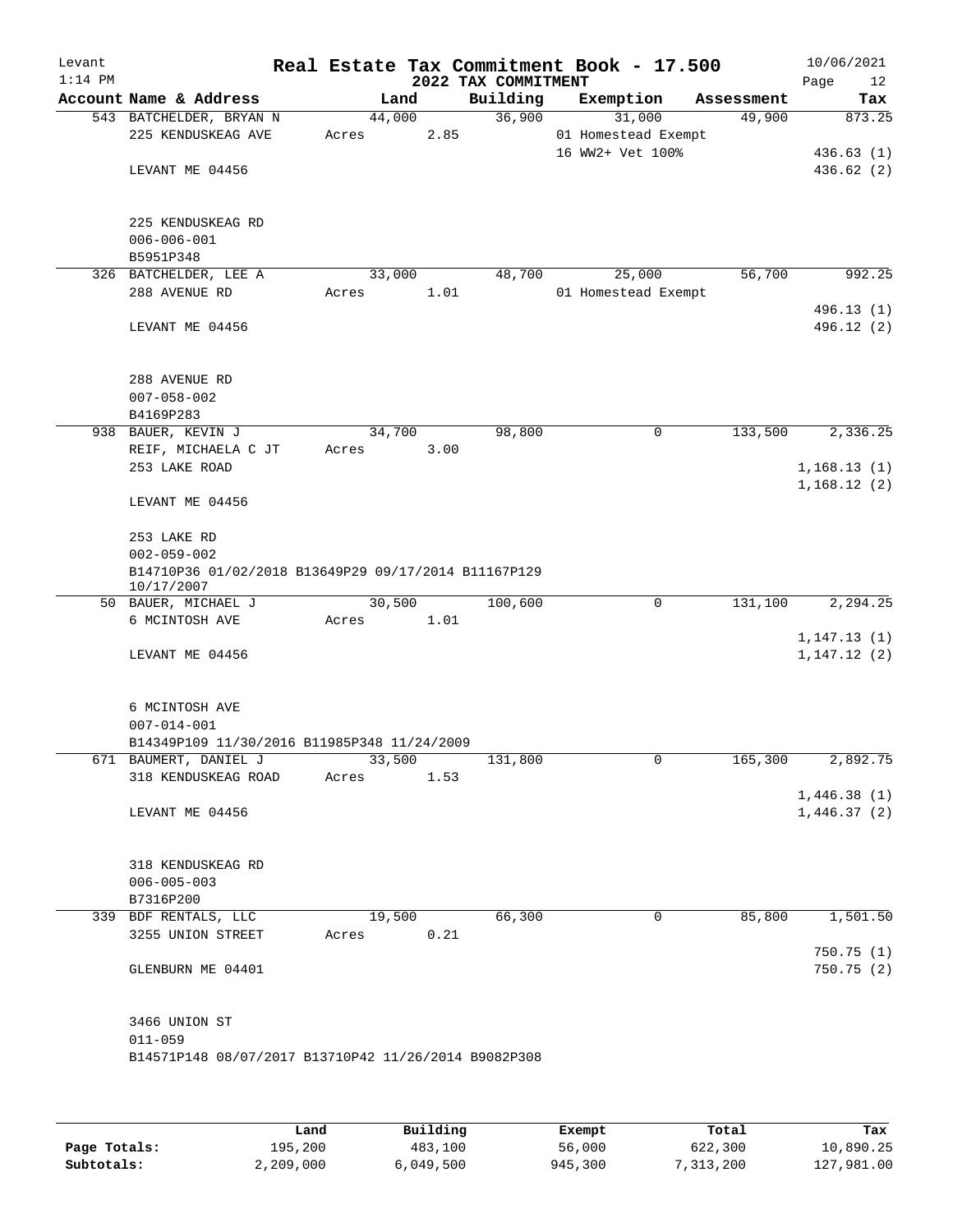Levant 1:14 PM

# Real Estate Tax Commitment Book - 17.500

## 2022 TAX COMMITMENT

10/06/2021

| Account | Name & Address | Land | Building | Exemption | Assessment | Tax |
|---|---|---|---|---|---|---|
| 543 | BATCHELDER, BRYAN N<br>225 KENDUSKEAG AVE<br><br>LEVANT ME 04456<br><br>225 KENDUSKEAG RD<br>006-006-001<br>B5951P348 | 44,000<br>Acres 2.85 | 36,900 | 31,000<br>01 Homestead Exempt<br>16 WW2+ Vet 100% | 49,900 | 873.25<br><br>436.63 (1)<br>436.62 (2) |
| 326 | BATCHELDER, LEE A<br>288 AVENUE RD<br><br>LEVANT ME 04456<br><br>288 AVENUE RD<br>007-058-002<br>B4169P283 | 33,000<br>Acres 1.01 | 48,700 | 25,000<br>01 Homestead Exempt | 56,700 | 992.25<br><br>496.13 (1)<br>496.12 (2) |
| 938 | BAUER, KEVIN J<br>REIF, MICHAELA C JT<br>253 LAKE ROAD<br><br>LEVANT ME 04456<br><br>253 LAKE RD<br>002-059-002<br>B14710P36 01/02/2018 B13649P29 09/17/2014 B11167P129 10/17/2007 | 34,700<br>Acres 3.00 | 98,800 | 0 | 133,500 | 2,336.25<br><br>1,168.13 (1)<br>1,168.12 (2) |
| 50 | BAUER, MICHAEL J<br>6 MCINTOSH AVE<br><br>LEVANT ME 04456<br><br>6 MCINTOSH AVE<br>007-014-001<br>B14349P109 11/30/2016 B11985P348 11/24/2009 | 30,500<br>Acres 1.01 | 100,600 | 0 | 131,100 | 2,294.25<br><br>1,147.13 (1)<br>1,147.12 (2) |
| 671 | BAUMERT, DANIEL J<br>318 KENDUSKEAG ROAD<br><br>LEVANT ME 04456<br><br>318 KENDUSKEAG RD<br>006-005-003<br>B7316P200 | 33,500<br>Acres 1.53 | 131,800 | 0 | 165,300 | 2,892.75<br><br>1,446.38 (1)<br>1,446.37 (2) |
| 339 | BDF RENTALS, LLC<br>3255 UNION STREET<br><br>GLENBURN ME 04401<br><br>3466 UNION ST<br>011-059<br>B14571P148 08/07/2017 B13710P42 11/26/2014 B9082P308 | 19,500<br>Acres 0.21 | 66,300 | 0 | 85,800 | 1,501.50<br><br>750.75 (1)<br>750.75 (2) |

| | Land | Building | Exempt | Total | Tax |
|---|---|---|---|---|---|
| Page Totals: | 195,200 | 483,100 | 56,000 | 622,300 | 10,890.25 |
| Subtotals: | 2,209,000 | 6,049,500 | 945,300 | 7,313,200 | 127,981.00 |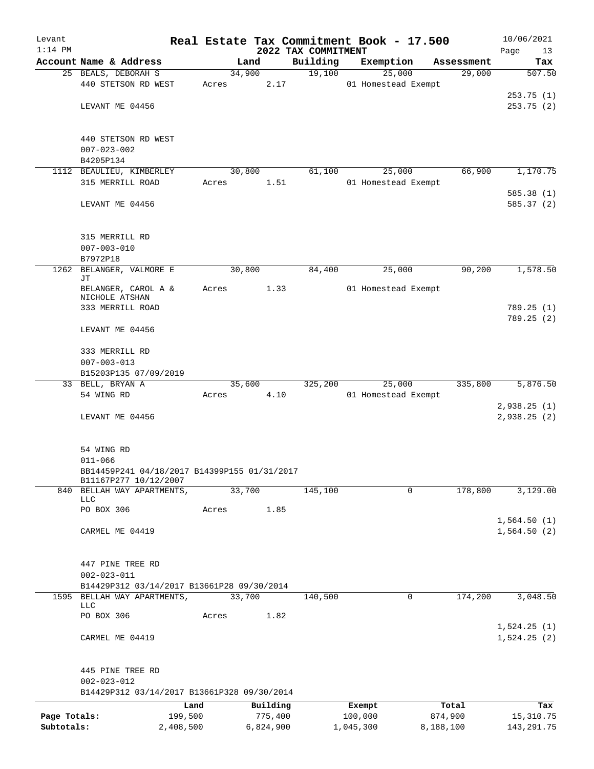Levant
1:14 PM

# Real Estate Tax Commitment Book - 17.500
## 2022 TAX COMMITMENT

10/06/2021

| Account Name & Address | Land | Building | Exemption | Assessment | Tax |
|---|---|---|---|---|---|
| 25 BEALS, DEBORAH S | 34,900 | 19,100 | 25,000 | 29,000 | 507.50 |
| 440 STETSON RD WEST | Acres 2.17 | | 01 Homestead Exempt | | |
| | | | | | 253.75 (1) |
| LEVANT ME 04456 | | | | | 253.75 (2) |
| 440 STETSON RD WEST | | | | | |
| 007-023-002 | | | | | |
| B4205P134 | | | | | |
| 1112 BEAULIEU, KIMBERLEY | 30,800 | 61,100 | 25,000 | 66,900 | 1,170.75 |
| 315 MERRILL ROAD | Acres 1.51 | | 01 Homestead Exempt | | |
| | | | | | 585.38 (1) |
| LEVANT ME 04456 | | | | | 585.37 (2) |
| 315 MERRILL RD | | | | | |
| 007-003-010 | | | | | |
| B7972P18 | | | | | |
| 1262 BELANGER, VALMORE E JT | 30,800 | 84,400 | 25,000 | 90,200 | 1,578.50 |
| BELANGER, CAROL A & NICHOLE ATSHAN | Acres 1.33 | | 01 Homestead Exempt | | |
| 333 MERRILL ROAD | | | | | 789.25 (1) |
| | | | | | 789.25 (2) |
| LEVANT ME 04456 | | | | | |
| 333 MERRILL RD | | | | | |
| 007-003-013 | | | | | |
| B15203P135 07/09/2019 | | | | | |
| 33 BELL, BRYAN A | 35,600 | 325,200 | 25,000 | 335,800 | 5,876.50 |
| 54 WING RD | Acres 4.10 | | 01 Homestead Exempt | | |
| | | | | | 2,938.25 (1) |
| LEVANT ME 04456 | | | | | 2,938.25 (2) |
| 54 WING RD | | | | | |
| 011-066 | | | | | |
| BB14459P241 04/18/2017 B14399P155 01/31/2017 B11167P277 10/12/2007 | | | | | |
| 840 BELLAH WAY APARTMENTS, LLC | 33,700 | 145,100 | 0 | 178,800 | 3,129.00 |
| PO BOX 306 | Acres 1.85 | | | | |
| | | | | | 1,564.50 (1) |
| CARMEL ME 04419 | | | | | 1,564.50 (2) |
| 447 PINE TREE RD | | | | | |
| 002-023-011 | | | | | |
| B14429P312 03/14/2017 B13661P28 09/30/2014 | | | | | |
| 1595 BELLAH WAY APARTMENTS, LLC | 33,700 | 140,500 | 0 | 174,200 | 3,048.50 |
| PO BOX 306 | Acres 1.82 | | | | |
| | | | | | 1,524.25 (1) |
| CARMEL ME 04419 | | | | | 1,524.25 (2) |
| 445 PINE TREE RD | | | | | |
| 002-023-012 | | | | | |
| B14429P312 03/14/2017 B13661P328 09/30/2014 | | | | | |

| | Land | Building | Exempt | Total | Tax |
|---|---|---|---|---|---|
| Page Totals: | 199,500 | 775,400 | 100,000 | 874,900 | 15,310.75 |
| Subtotals: | 2,408,500 | 6,824,900 | 1,045,300 | 8,188,100 | 143,291.75 |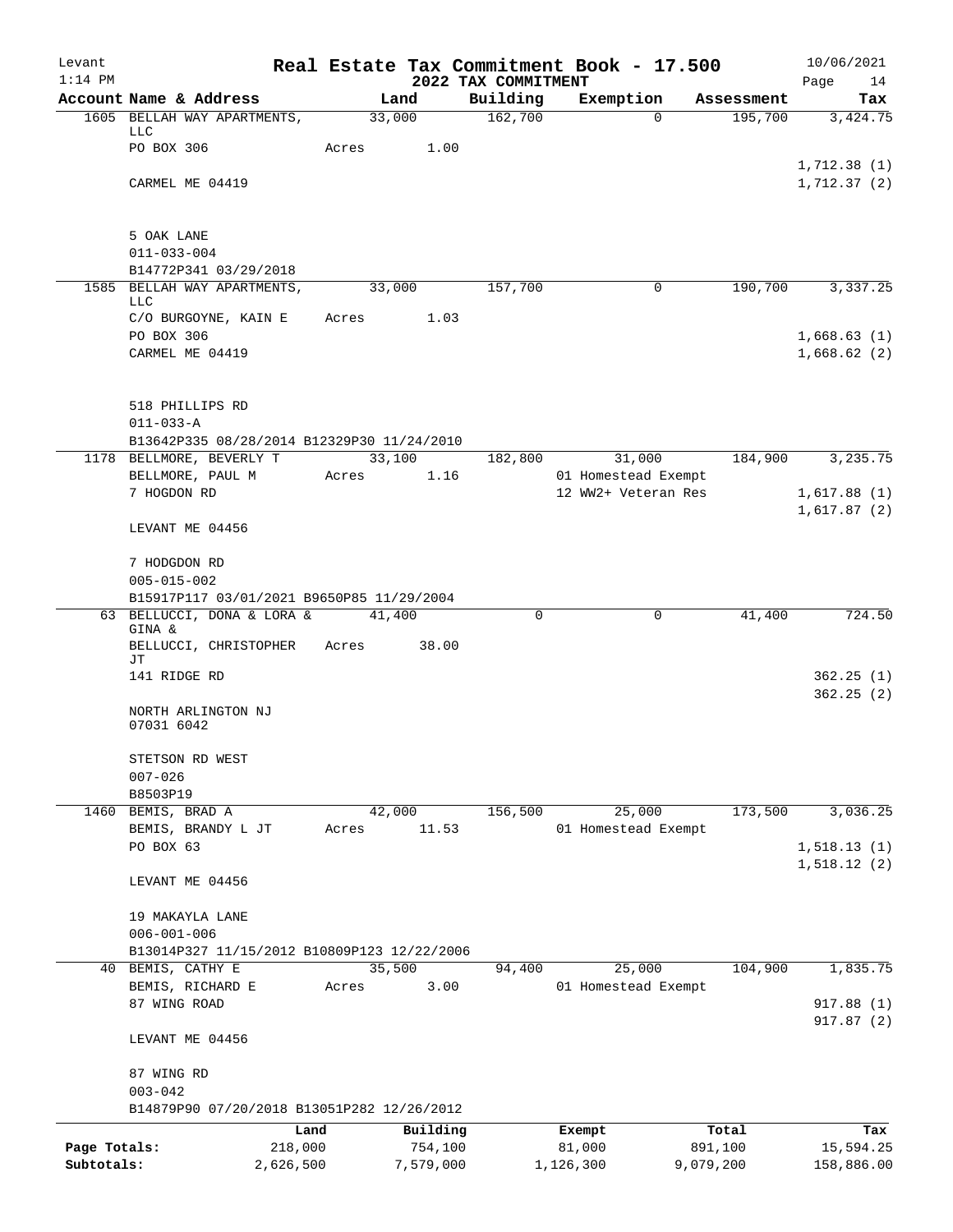Levant 1:14 PM

# Real Estate Tax Commitment Book - 17.500

## 2022 TAX COMMITMENT

10/06/2021 Page 14

| Account Name & Address | Land | Building | Exemption | Assessment | Tax |
|---|---|---|---|---|---|
| 1605 BELLAH WAY APARTMENTS, LLC | 33,000 | 162,700 | 0 | 195,700 | 3,424.75 |
| PO BOX 306 | Acres 1.00 | | | | |
| | | | | | 1,712.38 (1) |
| CARMEL ME 04419 | | | | | 1,712.37 (2) |
| 5 OAK LANE | | | | | |
| 011-033-004 | | | | | |
| B14772P341 03/29/2018 | | | | | |
| 1585 BELLAH WAY APARTMENTS, LLC | 33,000 | 157,700 | 0 | 190,700 | 3,337.25 |
| C/O BURGOYNE, KAIN E | Acres 1.03 | | | | |
| PO BOX 306 | | | | | 1,668.63 (1) |
| CARMEL ME 04419 | | | | | 1,668.62 (2) |
| 518 PHILLIPS RD | | | | | |
| 011-033-A | | | | | |
| B13642P335 08/28/2014 B12329P30 11/24/2010 | | | | | |
| 1178 BELLMORE, BEVERLY T | 33,100 | 182,800 | 31,000 | 184,900 | 3,235.75 |
| BELLMORE, PAUL M | Acres 1.16 | | 01 Homestead Exempt | | |
| 7 HOGDON RD | | | 12 WW2+ Veteran Res | | 1,617.88 (1) |
| | | | | | 1,617.87 (2) |
| LEVANT ME 04456 | | | | | |
| 7 HODGDON RD | | | | | |
| 005-015-002 | | | | | |
| B15917P117 03/01/2021 B9650P85 11/29/2004 | | | | | |
| 63 BELLUCCI, DONA & LORA & GINA & | 41,400 | 0 | 0 | 41,400 | 724.50 |
| BELLUCCI, CHRISTOPHER JT | Acres 38.00 | | | | |
| 141 RIDGE RD | | | | | 362.25 (1) |
| | | | | | 362.25 (2) |
| NORTH ARLINGTON NJ 07031 6042 | | | | | |
| STETSON RD WEST | | | | | |
| 007-026 | | | | | |
| B8503P19 | | | | | |
| 1460 BEMIS, BRAD A | 42,000 | 156,500 | 25,000 | 173,500 | 3,036.25 |
| BEMIS, BRANDY L JT | Acres 11.53 | | 01 Homestead Exempt | | |
| PO BOX 63 | | | | | 1,518.13 (1) |
| | | | | | 1,518.12 (2) |
| LEVANT ME 04456 | | | | | |
| 19 MAKAYLA LANE | | | | | |
| 006-001-006 | | | | | |
| B13014P327 11/15/2012 B10809P123 12/22/2006 | | | | | |
| 40 BEMIS, CATHY E | 35,500 | 94,400 | 25,000 | 104,900 | 1,835.75 |
| BEMIS, RICHARD E | Acres 3.00 | | 01 Homestead Exempt | | |
| 87 WING ROAD | | | | | 917.88 (1) |
| | | | | | 917.87 (2) |
| LEVANT ME 04456 | | | | | |
| 87 WING RD | | | | | |
| 003-042 | | | | | |
| B14879P90 07/20/2018 B13051P282 12/26/2012 | | | | | |

| | Land | Building | Exempt | Total | Tax |
|---|---|---|---|---|---|
| Page Totals: | 218,000 | 754,100 | 81,000 | 891,100 | 15,594.25 |
| Subtotals: | 2,626,500 | 7,579,000 | 1,126,300 | 9,079,200 | 158,886.00 |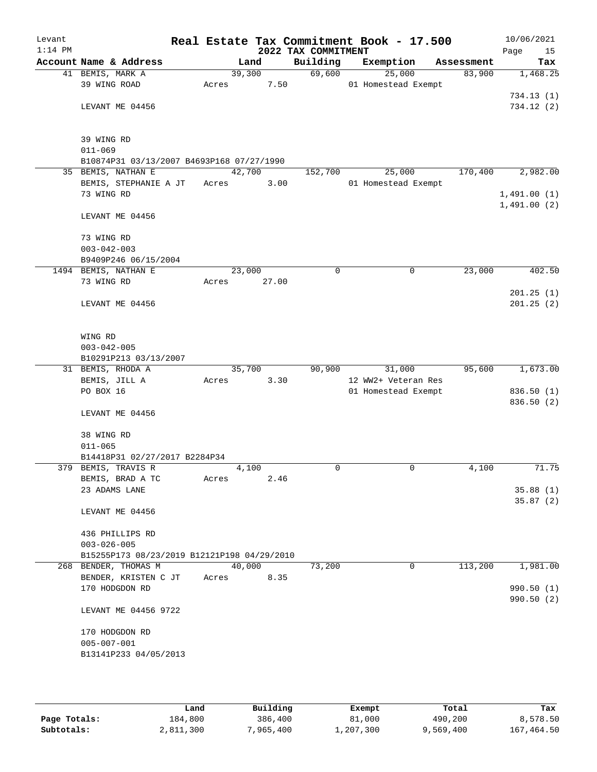Levant
1:14 PM

# Real Estate Tax Commitment Book - 17.500

## 2022 TAX COMMITMENT

10/06/2021
Page 15

| Account Name & Address | Land | Building | Exemption | Assessment | Tax |
|---|---|---|---|---|---|
| 41 BEMIS, MARK A<br>39 WING ROAD<br><br>LEVANT ME 04456<br><br>39 WING RD<br>011-069<br>B10874P31 03/13/2007 B4693P168 07/27/1990 | 39,300<br>Acres 7.50 | 69,600 | 25,000<br>01 Homestead Exempt | 83,900 | 1,468.25<br><br>734.13 (1)<br>734.12 (2) |
| 35 BEMIS, NATHAN E<br>BEMIS, STEPHANIE A JT<br>73 WING RD<br><br>LEVANT ME 04456<br><br>73 WING RD<br>003-042-003<br>B9409P246 06/15/2004 | 42,700<br>Acres 3.00 | 152,700 | 25,000<br>01 Homestead Exempt | 170,400 | 2,982.00<br><br>1,491.00 (1)<br>1,491.00 (2) |
| 1494 BEMIS, NATHAN E<br>73 WING RD<br><br>LEVANT ME 04456<br><br>WING RD<br>003-042-005<br>B10291P213 03/13/2007 | 23,000<br>Acres 27.00 | 0 | 0 | 23,000 | 402.50<br><br>201.25 (1)<br>201.25 (2) |
| 31 BEMIS, RHODA A<br>BEMIS, JILL A<br>PO BOX 16<br><br>LEVANT ME 04456<br><br>38 WING RD<br>011-065<br>B14418P31 02/27/2017 B2284P34 | 35,700<br>Acres 3.30 | 90,900 | 31,000<br>12 WW2+ Veteran Res<br>01 Homestead Exempt | 95,600 | 1,673.00<br><br>836.50 (1)<br>836.50 (2) |
| 379 BEMIS, TRAVIS R<br>BEMIS, BRAD A TC<br>23 ADAMS LANE<br><br>LEVANT ME 04456<br><br>436 PHILLIPS RD<br>003-026-005<br>B15255P173 08/23/2019 B12121P198 04/29/2010 | 4,100<br>Acres 2.46 | 0 | 0 | 4,100 | 71.75<br><br>35.88 (1)<br>35.87 (2) |
| 268 BENDER, THOMAS M<br>BENDER, KRISTEN C JT<br>170 HODGDON RD<br><br>LEVANT ME 04456 9722<br><br>170 HODGDON RD<br>005-007-001<br>B13141P233 04/05/2013 | 40,000<br>Acres 8.35 | 73,200 | 0 | 113,200 | 1,981.00<br><br>990.50 (1)<br>990.50 (2) |

| | Land | Building | Exempt | Total | Tax |
|---|---|---|---|---|---|
| Page Totals: | 184,800 | 386,400 | 81,000 | 490,200 | 8,578.50 |
| Subtotals: | 2,811,300 | 7,965,400 | 1,207,300 | 9,569,400 | 167,464.50 |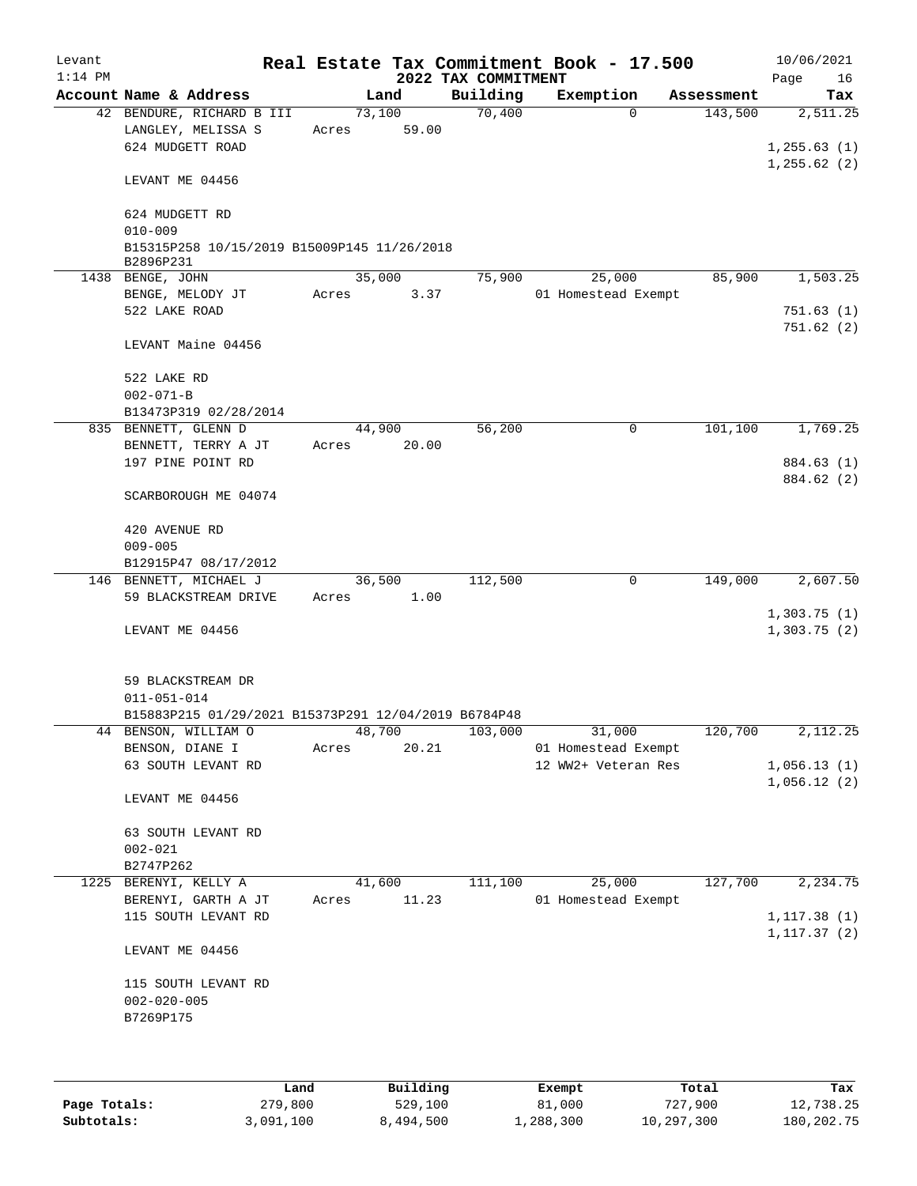# Real Estate Tax Commitment Book - 17.500

Levant 10/06/2021
1:14 PM **2022 TAX COMMITMENT**

| Account Name & Address | Land | Building | Exemption | Assessment | Tax |
|---|---|---|---|---|---|
| 42 BENDURE, RICHARD B III | 73,100 | 70,400 | 0 | 143,500 | 2,511.25 |
| LANGLEY, MELISSA S | Acres 59.00 | | | | |
| 624 MUDGETT ROAD | | | | | 1,255.63 (1) |
| | | | | | 1,255.62 (2) |
| LEVANT ME 04456 | | | | | |
| 624 MUDGETT RD | | | | | |
| 010-009 | | | | | |
| B15315P258 10/15/2019 B15009P145 11/26/2018 B2896P231 | | | | | |
| 1438 BENGE, JOHN | 35,000 | 75,900 | 25,000 | 85,900 | 1,503.25 |
| BENGE, MELODY JT | Acres 3.37 | | 01 Homestead Exempt | | |
| 522 LAKE ROAD | | | | | 751.63 (1) |
| | | | | | 751.62 (2) |
| LEVANT Maine 04456 | | | | | |
| 522 LAKE RD | | | | | |
| 002-071-B | | | | | |
| B13473P319 02/28/2014 | | | | | |
| 835 BENNETT, GLENN D | 44,900 | 56,200 | 0 | 101,100 | 1,769.25 |
| BENNETT, TERRY A JT | Acres 20.00 | | | | |
| 197 PINE POINT RD | | | | | 884.63 (1) |
| | | | | | 884.62 (2) |
| SCARBOROUGH ME 04074 | | | | | |
| 420 AVENUE RD | | | | | |
| 009-005 | | | | | |
| B12915P47 08/17/2012 | | | | | |
| 146 BENNETT, MICHAEL J | 36,500 | 112,500 | 0 | 149,000 | 2,607.50 |
| 59 BLACKSTREAM DRIVE | Acres 1.00 | | | | |
| | | | | | 1,303.75 (1) |
| LEVANT ME 04456 | | | | | 1,303.75 (2) |
| 59 BLACKSTREAM DR | | | | | |
| 011-051-014 | | | | | |
| B15883P215 01/29/2021 B15373P291 12/04/2019 B6784P48 | | | | | |
| 44 BENSON, WILLIAM O | 48,700 | 103,000 | 31,000 | 120,700 | 2,112.25 |
| BENSON, DIANE I | Acres 20.21 | | 01 Homestead Exempt | | |
| 63 SOUTH LEVANT RD | | | 12 WW2+ Veteran Res | | 1,056.13 (1) |
| | | | | | 1,056.12 (2) |
| LEVANT ME 04456 | | | | | |
| 63 SOUTH LEVANT RD | | | | | |
| 002-021 | | | | | |
| B2747P262 | | | | | |
| 1225 BERENYI, KELLY A | 41,600 | 111,100 | 25,000 | 127,700 | 2,234.75 |
| BERENYI, GARTH A JT | Acres 11.23 | | 01 Homestead Exempt | | |
| 115 SOUTH LEVANT RD | | | | | 1,117.38 (1) |
| | | | | | 1,117.37 (2) |
| LEVANT ME 04456 | | | | | |
| 115 SOUTH LEVANT RD | | | | | |
| 002-020-005 | | | | | |
| B7269P175 | | | | | |

| | Land | Building | Exempt | Total | Tax |
|---|---|---|---|---|---|
| **Page Totals:** | 279,800 | 529,100 | 81,000 | 727,900 | 12,738.25 |
| **Subtotals:** | 3,091,100 | 8,494,500 | 1,288,300 | 10,297,300 | 180,202.75 |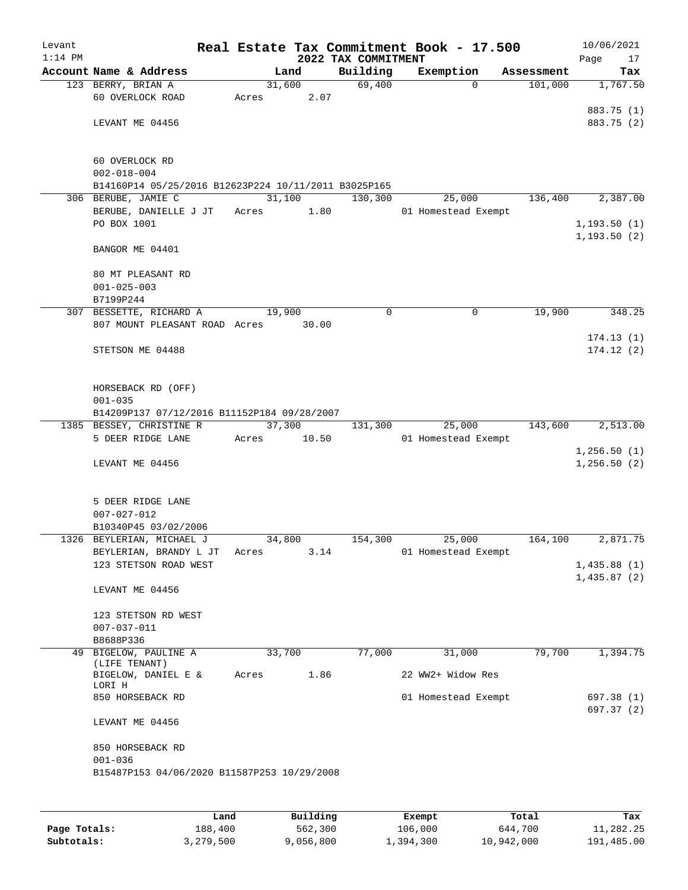Levant
1:14 PM

# Real Estate Tax Commitment Book - 17.500

## 2022 TAX COMMITMENT

10/06/2021

| Account Name & Address | Land | Building | Exemption | Assessment | Tax |
|---|---|---|---|---|---|
| 123 BERRY, BRIAN A | 31,600 | 69,400 | 0 | 101,000 | 1,767.50 |
| 60 OVERLOCK ROAD | Acres 2.07 | | | | |
| | | | | | 883.75 (1) |
| LEVANT ME 04456 | | | | | 883.75 (2) |
| 60 OVERLOCK RD | | | | | |
| 002-018-004 | | | | | |
| B14160P14 05/25/2016 B12623P224 10/11/2011 B3025P165 | | | | | |
| 306 BERUBE, JAMIE C | 31,100 | 130,300 | 25,000 | 136,400 | 2,387.00 |
| BERUBE, DANIELLE J JT | Acres 1.80 | | 01 Homestead Exempt | | |
| PO BOX 1001 | | | | | 1,193.50 (1) |
| | | | | | 1,193.50 (2) |
| BANGOR ME 04401 | | | | | |
| 80 MT PLEASANT RD | | | | | |
| 001-025-003 | | | | | |
| B7199P244 | | | | | |
| 307 BESSETTE, RICHARD A | 19,900 | 0 | 0 | 19,900 | 348.25 |
| 807 MOUNT PLEASANT ROAD | Acres 30.00 | | | | |
| | | | | | 174.13 (1) |
| STETSON ME 04488 | | | | | 174.12 (2) |
| HORSEBACK RD (OFF) | | | | | |
| 001-035 | | | | | |
| B14209P137 07/12/2016 B11152P184 09/28/2007 | | | | | |
| 1385 BESSEY, CHRISTINE R | 37,300 | 131,300 | 25,000 | 143,600 | 2,513.00 |
| 5 DEER RIDGE LANE | Acres 10.50 | | 01 Homestead Exempt | | |
| | | | | | 1,256.50 (1) |
| LEVANT ME 04456 | | | | | 1,256.50 (2) |
| 5 DEER RIDGE LANE | | | | | |
| 007-027-012 | | | | | |
| B10340P45 03/02/2006 | | | | | |
| 1326 BEYLERIAN, MICHAEL J | 34,800 | 154,300 | 25,000 | 164,100 | 2,871.75 |
| BEYLERIAN, BRANDY L JT | Acres 3.14 | | 01 Homestead Exempt | | |
| 123 STETSON ROAD WEST | | | | | 1,435.88 (1) |
| | | | | | 1,435.87 (2) |
| LEVANT ME 04456 | | | | | |
| 123 STETSON RD WEST | | | | | |
| 007-037-011 | | | | | |
| B8688P336 | | | | | |
| 49 BIGELOW, PAULINE A (LIFE TENANT) | 33,700 | 77,000 | 31,000 | 79,700 | 1,394.75 |
| BIGELOW, DANIEL E & LORI H | Acres 1.86 | | 22 WW2+ Widow Res | | |
| 850 HORSEBACK RD | | | 01 Homestead Exempt | | 697.38 (1) |
| | | | | | 697.37 (2) |
| LEVANT ME 04456 | | | | | |
| 850 HORSEBACK RD | | | | | |
| 001-036 | | | | | |
| B15487P153 04/06/2020 B11587P253 10/29/2008 | | | | | |

| | Land | Building | Exempt | Total | Tax |
|---|---|---|---|---|---|
| Page Totals: | 188,400 | 562,300 | 106,000 | 644,700 | 11,282.25 |
| Subtotals: | 3,279,500 | 9,056,800 | 1,394,300 | 10,942,000 | 191,485.00 |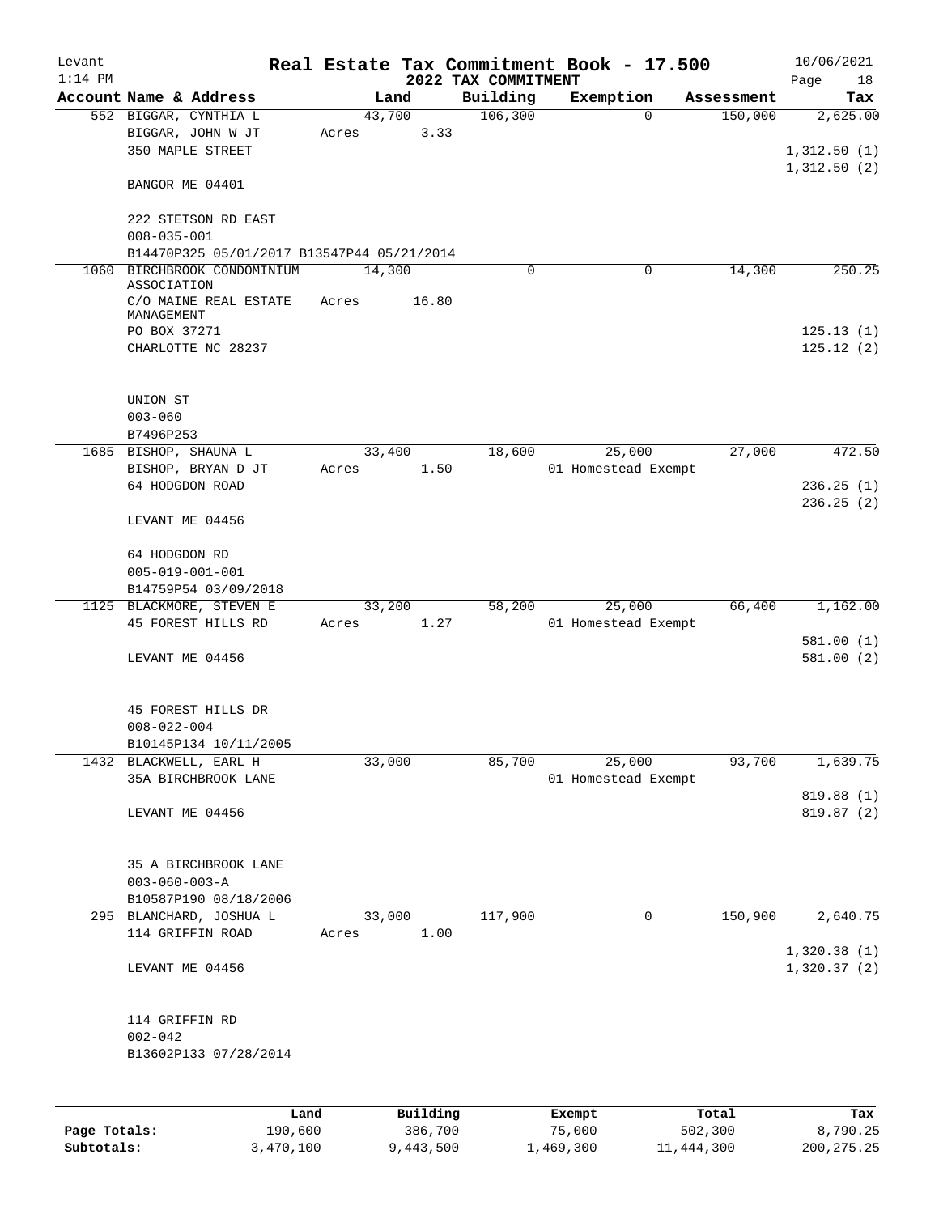Levant
1:14 PM

# Real Estate Tax Commitment Book - 17.500

## 2022 TAX COMMITMENT

10/06/2021

| Account Name & Address | Land | Building | Exemption | Assessment | Tax |
|---|---|---|---|---|---|
| 552 BIGGAR, CYNTHIA L | 43,700 | 106,300 | 0 | 150,000 | 2,625.00 |
| BIGGAR, JOHN W JT | Acres 3.33 | | | | |
| 350 MAPLE STREET | | | | | 1,312.50 (1) |
| | | | | | 1,312.50 (2) |
| BANGOR ME 04401 | | | | | |
| 222 STETSON RD EAST | | | | | |
| 008-035-001 | | | | | |
| B14470P325 05/01/2017 B13547P44 05/21/2014 | | | | | |
| 1060 BIRCHBROOK CONDOMINIUM ASSOCIATION | 14,300 | 0 | 0 | 14,300 | 250.25 |
| C/O MAINE REAL ESTATE MANAGEMENT | Acres 16.80 | | | | |
| PO BOX 37271 | | | | | 125.13 (1) |
| CHARLOTTE NC 28237 | | | | | 125.12 (2) |
| UNION ST | | | | | |
| 003-060 | | | | | |
| B7496P253 | | | | | |
| 1685 BISHOP, SHAUNA L | 33,400 | 18,600 | 25,000 | 27,000 | 472.50 |
| BISHOP, BRYAN D JT | Acres 1.50 | | 01 Homestead Exempt | | |
| 64 HODGDON ROAD | | | | | 236.25 (1) |
| | | | | | 236.25 (2) |
| LEVANT ME 04456 | | | | | |
| 64 HODGDON RD | | | | | |
| 005-019-001-001 | | | | | |
| B14759P54 03/09/2018 | | | | | |
| 1125 BLACKMORE, STEVEN E | 33,200 | 58,200 | 25,000 | 66,400 | 1,162.00 |
| 45 FOREST HILLS RD | Acres 1.27 | | 01 Homestead Exempt | | |
| | | | | | 581.00 (1) |
| LEVANT ME 04456 | | | | | 581.00 (2) |
| 45 FOREST HILLS DR | | | | | |
| 008-022-004 | | | | | |
| B10145P134 10/11/2005 | | | | | |
| 1432 BLACKWELL, EARL H | 33,000 | 85,700 | 25,000 | 93,700 | 1,639.75 |
| 35A BIRCHBROOK LANE | | | 01 Homestead Exempt | | |
| | | | | | 819.88 (1) |
| LEVANT ME 04456 | | | | | 819.87 (2) |
| 35 A BIRCHBROOK LANE | | | | | |
| 003-060-003-A | | | | | |
| B10587P190 08/18/2006 | | | | | |
| 295 BLANCHARD, JOSHUA L | 33,000 | 117,900 | 0 | 150,900 | 2,640.75 |
| 114 GRIFFIN ROAD | Acres 1.00 | | | | |
| | | | | | 1,320.38 (1) |
| LEVANT ME 04456 | | | | | 1,320.37 (2) |
| 114 GRIFFIN RD | | | | | |
| 002-042 | | | | | |
| B13602P133 07/28/2014 | | | | | |

| | Land | Building | Exempt | Total | Tax |
|---|---|---|---|---|---|
| Page Totals: | 190,600 | 386,700 | 75,000 | 502,300 | 8,790.25 |
| Subtotals: | 3,470,100 | 9,443,500 | 1,469,300 | 11,444,300 | 200,275.25 |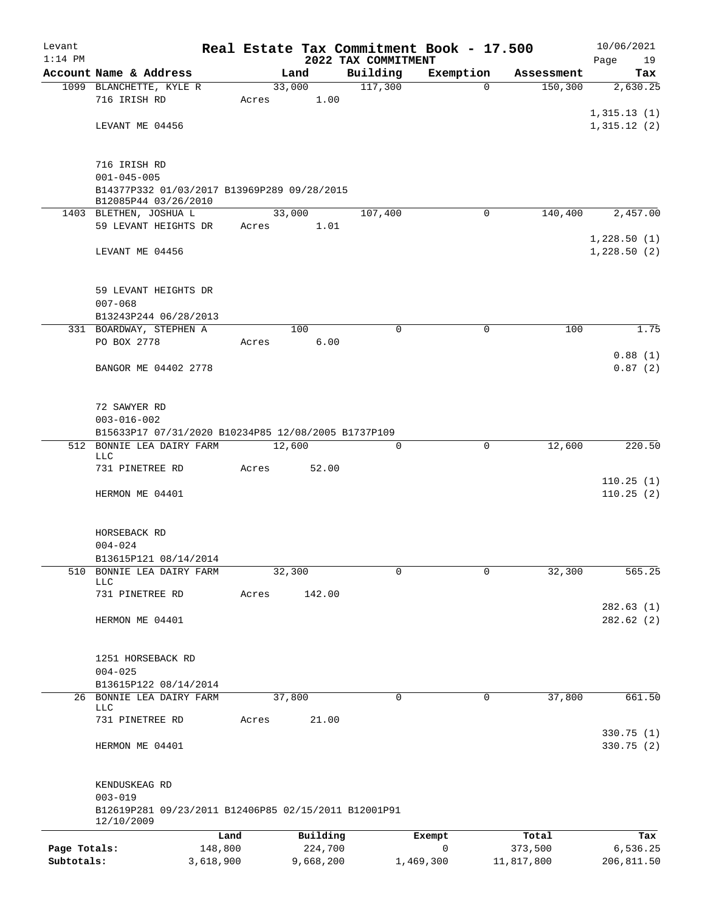Levant 1:14 PM

# Real Estate Tax Commitment Book - 17.500

## 2022 TAX COMMITMENT

10/06/2021

| Account | Name & Address | Land | Building | Exemption | Assessment | Tax |
|---|---|---|---|---|---|---|
| 1099 | BLANCHETTE, KYLE R<br>716 IRISH RD<br>LEVANT ME 04456<br>716 IRISH RD<br>001-045-005<br>B14377P332 01/03/2017 B13969P289 09/28/2015<br>B12085P44 03/26/2010 | 33,000<br>Acres 1.00 | 117,300 | 0 | 150,300 | 2,630.25<br>1,315.13 (1)<br>1,315.12 (2) |
| 1403 | BLETHEN, JOSHUA L<br>59 LEVANT HEIGHTS DR<br>LEVANT ME 04456<br>59 LEVANT HEIGHTS DR<br>007-068<br>B13243P244 06/28/2013 | 33,000<br>Acres 1.01 | 107,400 | 0 | 140,400 | 2,457.00<br>1,228.50 (1)<br>1,228.50 (2) |
| 331 | BOARDWAY, STEPHEN A<br>PO BOX 2778<br>BANGOR ME 04402 2778<br>72 SAWYER RD<br>003-016-002<br>B15633P17 07/31/2020 B10234P85 12/08/2005 B1737P109 | 100<br>Acres 6.00 | 0 | 0 | 100 | 1.75<br>0.88 (1)<br>0.87 (2) |
| 512 | BONNIE LEA DAIRY FARM LLC<br>731 PINETREE RD<br>HERMON ME 04401<br>HORSEBACK RD<br>004-024<br>B13615P121 08/14/2014 | 12,600<br>Acres 52.00 | 0 | 0 | 12,600 | 220.50<br>110.25 (1)<br>110.25 (2) |
| 510 | BONNIE LEA DAIRY FARM LLC<br>731 PINETREE RD<br>HERMON ME 04401<br>1251 HORSEBACK RD<br>004-025<br>B13615P122 08/14/2014 | 32,300<br>Acres 142.00 | 0 | 0 | 32,300 | 565.25<br>282.63 (1)<br>282.62 (2) |
| 26 | BONNIE LEA DAIRY FARM LLC<br>731 PINETREE RD<br>HERMON ME 04401<br>KENDUSKEAG RD<br>003-019<br>B12619P281 09/23/2011 B12406P85 02/15/2011 B12001P91<br>12/10/2009 | 37,800<br>Acres 21.00 | 0 | 0 | 37,800 | 661.50<br>330.75 (1)<br>330.75 (2) |

| | Land | Building | Exempt | Total | Tax |
|---|---|---|---|---|---|
| Page Totals: | 148,800 | 224,700 | 0 | 373,500 | 6,536.25 |
| Subtotals: | 3,618,900 | 9,668,200 | 1,469,300 | 11,817,800 | 206,811.50 |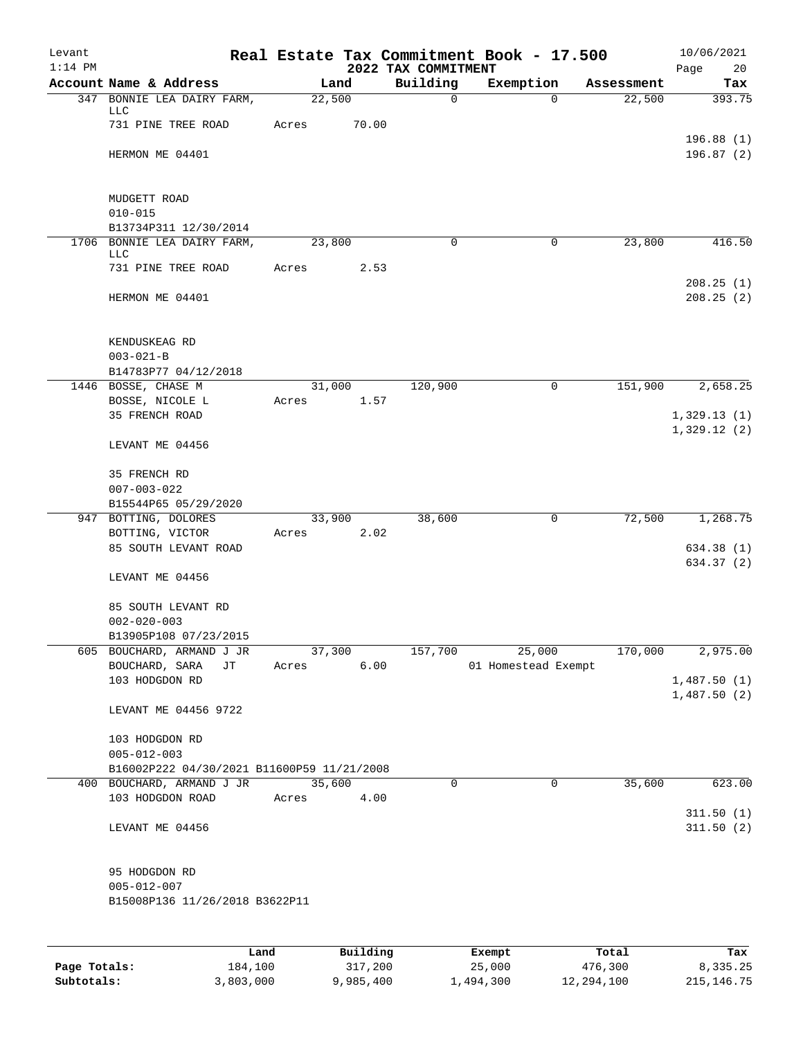# Levant — Real Estate Tax Commitment Book - 17.500 — 2022 TAX COMMITMENT

1:14 PM — 10/06/2021

| Account Name & Address | Land | Building | Exemption | Assessment | Tax |
|---|---|---|---|---|---|
| 347 BONNIE LEA DAIRY FARM, LLC | 22,500 | 0 | 0 | 22,500 | 393.75 |
| 731 PINE TREE ROAD | Acres 70.00 | | | | |
| | | | | | 196.88 (1) |
| HERMON ME 04401 | | | | | 196.87 (2) |
| MUDGETT ROAD | | | | | |
| 010-015 | | | | | |
| B13734P311 12/30/2014 | | | | | |
| 1706 BONNIE LEA DAIRY FARM, LLC | 23,800 | 0 | 0 | 23,800 | 416.50 |
| 731 PINE TREE ROAD | Acres 2.53 | | | | |
| | | | | | 208.25 (1) |
| HERMON ME 04401 | | | | | 208.25 (2) |
| KENDUSKEAG RD | | | | | |
| 003-021-B | | | | | |
| B14783P77 04/12/2018 | | | | | |
| 1446 BOSSE, CHASE M | 31,000 | 120,900 | 0 | 151,900 | 2,658.25 |
| BOSSE, NICOLE L | Acres 1.57 | | | | |
| 35 FRENCH ROAD | | | | | 1,329.13 (1) |
| | | | | | 1,329.12 (2) |
| LEVANT ME 04456 | | | | | |
| 35 FRENCH RD | | | | | |
| 007-003-022 | | | | | |
| B15544P65 05/29/2020 | | | | | |
| 947 BOTTING, DOLORES | 33,900 | 38,600 | 0 | 72,500 | 1,268.75 |
| BOTTING, VICTOR | Acres 2.02 | | | | |
| 85 SOUTH LEVANT ROAD | | | | | 634.38 (1) |
| | | | | | 634.37 (2) |
| LEVANT ME 04456 | | | | | |
| 85 SOUTH LEVANT RD | | | | | |
| 002-020-003 | | | | | |
| B13905P108 07/23/2015 | | | | | |
| 605 BOUCHARD, ARMAND J JR | 37,300 | 157,700 | 25,000 | 170,000 | 2,975.00 |
| BOUCHARD, SARA JT | Acres 6.00 | | 01 Homestead Exempt | | |
| 103 HODGDON RD | | | | | 1,487.50 (1) |
| | | | | | 1,487.50 (2) |
| LEVANT ME 04456 9722 | | | | | |
| 103 HODGDON RD | | | | | |
| 005-012-003 | | | | | |
| B16002P222 04/30/2021 B11600P59 11/21/2008 | | | | | |
| 400 BOUCHARD, ARMAND J JR | 35,600 | 0 | 0 | 35,600 | 623.00 |
| 103 HODGDON ROAD | Acres 4.00 | | | | |
| | | | | | 311.50 (1) |
| LEVANT ME 04456 | | | | | 311.50 (2) |
| 95 HODGDON RD | | | | | |
| 005-012-007 | | | | | |
| B15008P136 11/26/2018 B3622P11 | | | | | |

| | Land | Building | Exempt | Total | Tax |
|---|---|---|---|---|---|
| Page Totals: | 184,100 | 317,200 | 25,000 | 476,300 | 8,335.25 |
| Subtotals: | 3,803,000 | 9,985,400 | 1,494,300 | 12,294,100 | 215,146.75 |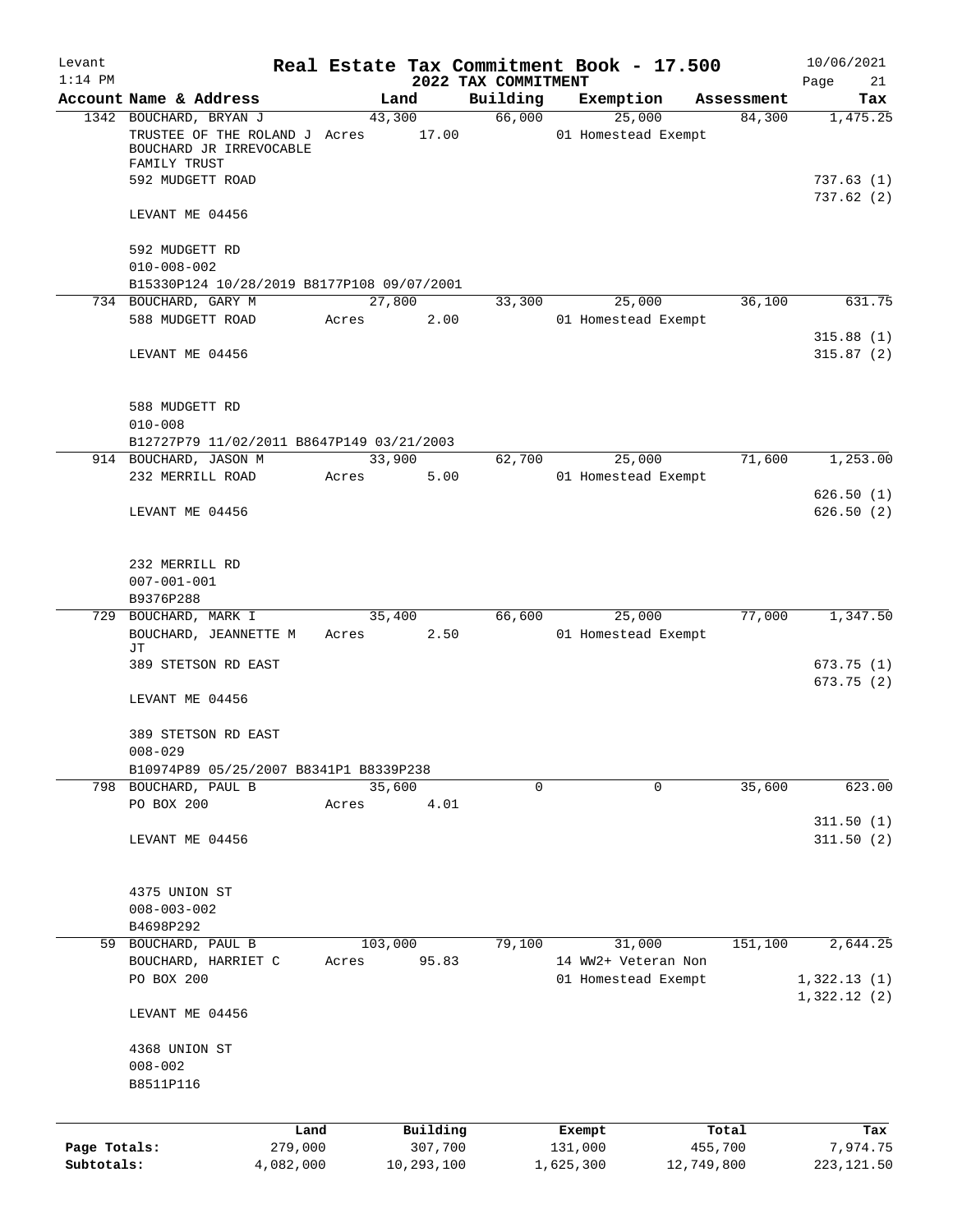Levant
1:14 PM

# Real Estate Tax Commitment Book - 17.500

10/06/2021

## 2022 TAX COMMITMENT

| Account Name & Address | Land | Building | Exemption | Assessment | Tax |
|---|---|---|---|---|---|
| 1342 BOUCHARD, BRYAN J | 43,300 | 66,000 | 25,000 | 84,300 | 1,475.25 |
| TRUSTEE OF THE ROLAND J BOUCHARD JR IRREVOCABLE FAMILY TRUST | Acres 17.00 | | 01 Homestead Exempt | | |
| 592 MUDGETT ROAD | | | | | 737.63 (1) |
| | | | | | 737.62 (2) |
| LEVANT ME 04456 | | | | | |
| 592 MUDGETT RD | | | | | |
| 010-008-002 | | | | | |
| B15330P124 10/28/2019 B8177P108 09/07/2001 | | | | | |
| 734 BOUCHARD, GARY M | 27,800 | 33,300 | 25,000 | 36,100 | 631.75 |
| 588 MUDGETT ROAD | Acres 2.00 | | 01 Homestead Exempt | | |
| | | | | | 315.88 (1) |
| LEVANT ME 04456 | | | | | 315.87 (2) |
| 588 MUDGETT RD | | | | | |
| 010-008 | | | | | |
| B12727P79 11/02/2011 B8647P149 03/21/2003 | | | | | |
| 914 BOUCHARD, JASON M | 33,900 | 62,700 | 25,000 | 71,600 | 1,253.00 |
| 232 MERRILL ROAD | Acres 5.00 | | 01 Homestead Exempt | | |
| | | | | | 626.50 (1) |
| LEVANT ME 04456 | | | | | 626.50 (2) |
| 232 MERRILL RD | | | | | |
| 007-001-001 | | | | | |
| B9376P288 | | | | | |
| 729 BOUCHARD, MARK I | 35,400 | 66,600 | 25,000 | 77,000 | 1,347.50 |
| BOUCHARD, JEANNETTE M JT | Acres 2.50 | | 01 Homestead Exempt | | |
| 389 STETSON RD EAST | | | | | 673.75 (1) |
| | | | | | 673.75 (2) |
| LEVANT ME 04456 | | | | | |
| 389 STETSON RD EAST | | | | | |
| 008-029 | | | | | |
| B10974P89 05/25/2007 B8341P1 B8339P238 | | | | | |
| 798 BOUCHARD, PAUL B | 35,600 | 0 | 0 | 35,600 | 623.00 |
| PO BOX 200 | Acres 4.01 | | | | |
| | | | | | 311.50 (1) |
| LEVANT ME 04456 | | | | | 311.50 (2) |
| 4375 UNION ST | | | | | |
| 008-003-002 | | | | | |
| B4698P292 | | | | | |
| 59 BOUCHARD, PAUL B | 103,000 | 79,100 | 31,000 | 151,100 | 2,644.25 |
| BOUCHARD, HARRIET C | Acres 95.83 | | 14 WW2+ Veteran Non | | |
| PO BOX 200 | | | 01 Homestead Exempt | | 1,322.13 (1) |
| | | | | | 1,322.12 (2) |
| LEVANT ME 04456 | | | | | |
| 4368 UNION ST | | | | | |
| 008-002 | | | | | |
| B8511P116 | | | | | |

| | Land | Building | Exempt | Total | Tax |
|---|---|---|---|---|---|
| Page Totals: | 279,000 | 307,700 | 131,000 | 455,700 | 7,974.75 |
| Subtotals: | 4,082,000 | 10,293,100 | 1,625,300 | 12,749,800 | 223,121.50 |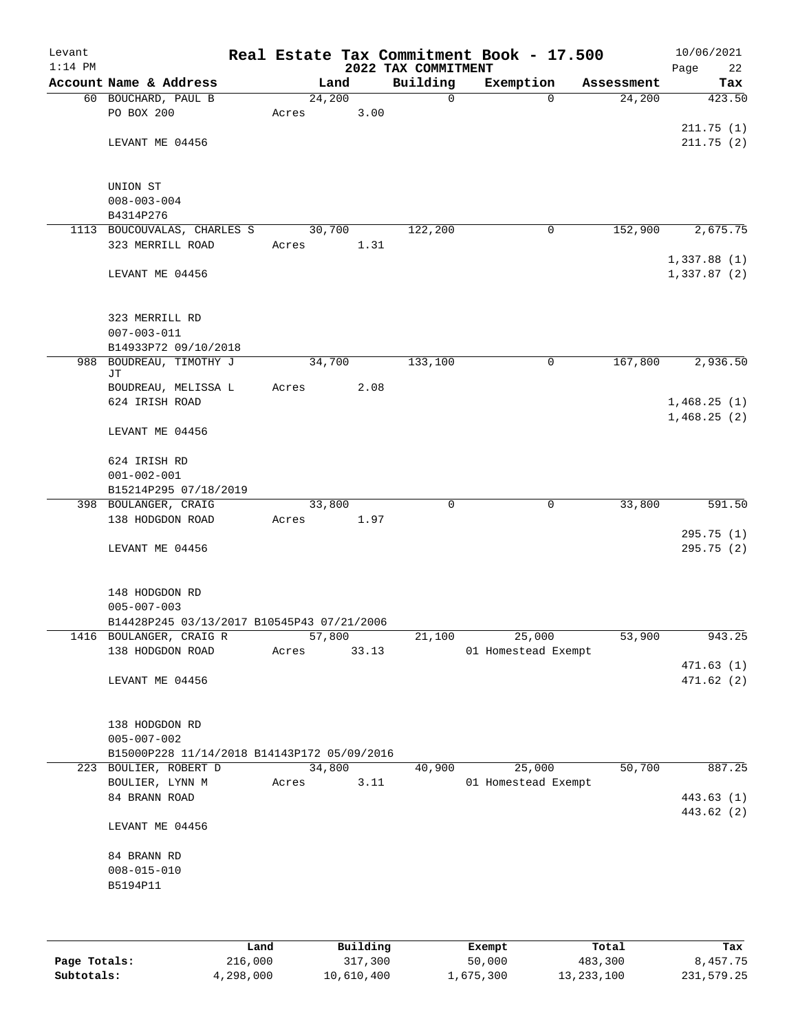Levant
1:14 PM

# Real Estate Tax Commitment Book - 17.500

2022 TAX COMMITMENT

10/06/2021

| Account Name & Address | Land | Building | Exemption | Assessment | Tax |
|---|---|---|---|---|---|
| 60 BOUCHARD, PAUL B | 24,200 | 0 | 0 | 24,200 | 423.50 |
| PO BOX 200 | Acres 3.00 | | | | |
| | | | | | 211.75 (1) |
| LEVANT ME 04456 | | | | | 211.75 (2) |
| UNION ST | | | | | |
| 008-003-004 | | | | | |
| B4314P276 | | | | | |
| 1113 BOUCOUVALAS, CHARLES S | 30,700 | 122,200 | 0 | 152,900 | 2,675.75 |
| 323 MERRILL ROAD | Acres 1.31 | | | | |
| | | | | | 1,337.88 (1) |
| LEVANT ME 04456 | | | | | 1,337.87 (2) |
| 323 MERRILL RD | | | | | |
| 007-003-011 | | | | | |
| B14933P72 09/10/2018 | | | | | |
| 988 BOUDREAU, TIMOTHY J JT | 34,700 | 133,100 | 0 | 167,800 | 2,936.50 |
| BOUDREAU, MELISSA L | Acres 2.08 | | | | |
| 624 IRISH ROAD | | | | | 1,468.25 (1) |
| | | | | | 1,468.25 (2) |
| LEVANT ME 04456 | | | | | |
| 624 IRISH RD | | | | | |
| 001-002-001 | | | | | |
| B15214P295 07/18/2019 | | | | | |
| 398 BOULANGER, CRAIG | 33,800 | 0 | 0 | 33,800 | 591.50 |
| 138 HODGDON ROAD | Acres 1.97 | | | | |
| | | | | | 295.75 (1) |
| LEVANT ME 04456 | | | | | 295.75 (2) |
| 148 HODGDON RD | | | | | |
| 005-007-003 | | | | | |
| B14428P245 03/13/2017 B10545P43 07/21/2006 | | | | | |
| 1416 BOULANGER, CRAIG R | 57,800 | 21,100 | 25,000 | 53,900 | 943.25 |
| 138 HODGDON ROAD | Acres 33.13 | | 01 Homestead Exempt | | |
| | | | | | 471.63 (1) |
| LEVANT ME 04456 | | | | | 471.62 (2) |
| 138 HODGDON RD | | | | | |
| 005-007-002 | | | | | |
| B15000P228 11/14/2018 B14143P172 05/09/2016 | | | | | |
| 223 BOULIER, ROBERT D | 34,800 | 40,900 | 25,000 | 50,700 | 887.25 |
| BOULIER, LYNN M | Acres 3.11 | | 01 Homestead Exempt | | |
| 84 BRANN ROAD | | | | | 443.63 (1) |
| | | | | | 443.62 (2) |
| LEVANT ME 04456 | | | | | |
| 84 BRANN RD | | | | | |
| 008-015-010 | | | | | |
| B5194P11 | | | | | |

| | Land | Building | Exempt | Total | Tax |
|---|---|---|---|---|---|
| Page Totals: | 216,000 | 317,300 | 50,000 | 483,300 | 8,457.75 |
| Subtotals: | 4,298,000 | 10,610,400 | 1,675,300 | 13,233,100 | 231,579.25 |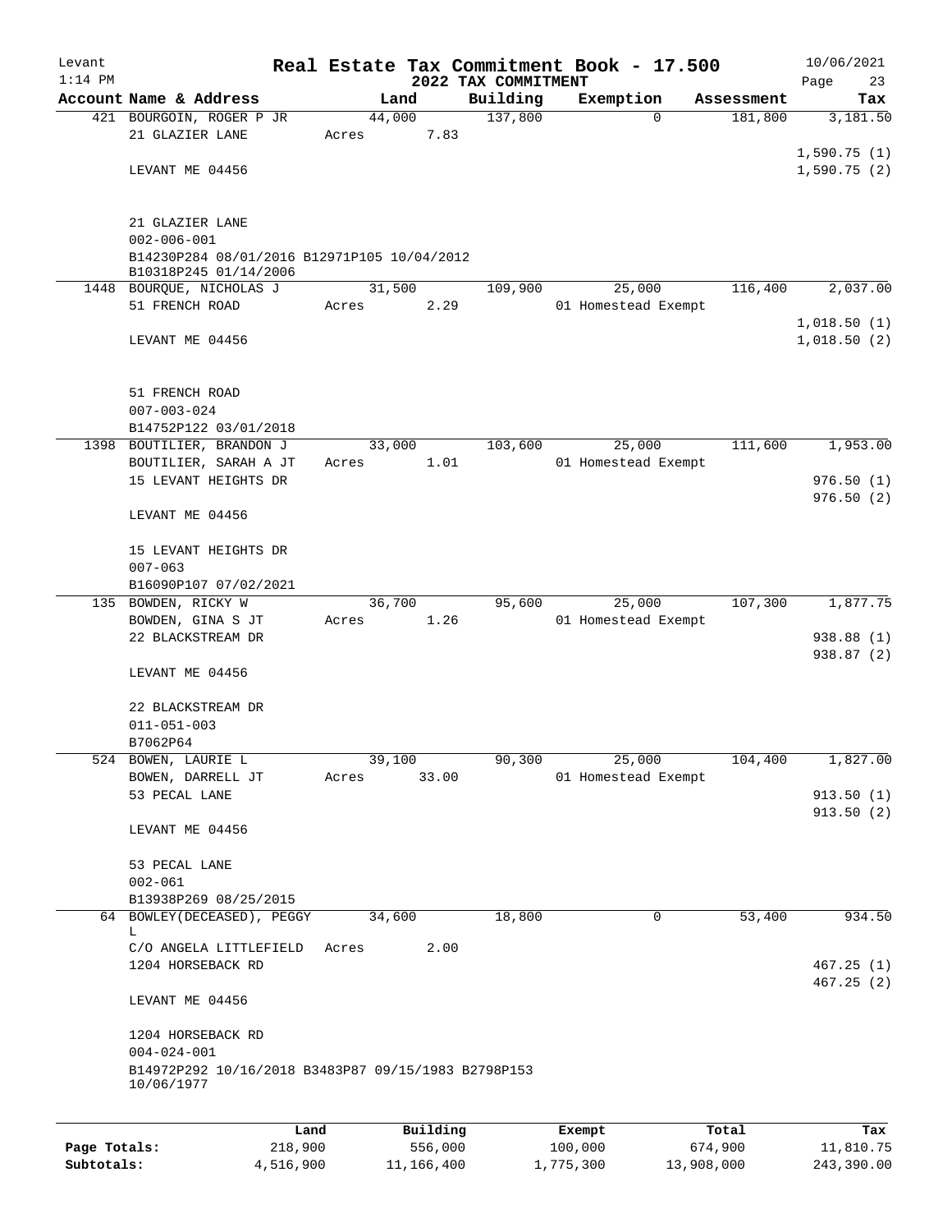Levant 1:14 PM

# Real Estate Tax Commitment Book - 17.500

## 2022 TAX COMMITMENT

10/06/2021

| Account Name & Address | Land | Building | Exemption | Assessment | Tax |
|---|---|---|---|---|---|
| 421 BOURGOIN, ROGER P JR | 44,000 | 137,800 | 0 | 181,800 | 3,181.50 |
| 21 GLAZIER LANE | Acres 7.83 | | | | |
| | | | | | 1,590.75 (1) |
| LEVANT ME 04456 | | | | | 1,590.75 (2) |
| 21 GLAZIER LANE | | | | | |
| 002-006-001 | | | | | |
| B14230P284 08/01/2016 B12971P105 10/04/2012 B10318P245 01/14/2006 | | | | | |
| 1448 BOURQUE, NICHOLAS J | 31,500 | 109,900 | 25,000 | 116,400 | 2,037.00 |
| 51 FRENCH ROAD | Acres 2.29 | | 01 Homestead Exempt | | |
| | | | | | 1,018.50 (1) |
| LEVANT ME 04456 | | | | | 1,018.50 (2) |
| 51 FRENCH ROAD | | | | | |
| 007-003-024 | | | | | |
| B14752P122 03/01/2018 | | | | | |
| 1398 BOUTILIER, BRANDON J | 33,000 | 103,600 | 25,000 | 111,600 | 1,953.00 |
| BOUTILIER, SARAH A JT | Acres 1.01 | | 01 Homestead Exempt | | |
| 15 LEVANT HEIGHTS DR | | | | | 976.50 (1) |
| | | | | | 976.50 (2) |
| LEVANT ME 04456 | | | | | |
| 15 LEVANT HEIGHTS DR | | | | | |
| 007-063 | | | | | |
| B16090P107 07/02/2021 | | | | | |
| 135 BOWDEN, RICKY W | 36,700 | 95,600 | 25,000 | 107,300 | 1,877.75 |
| BOWDEN, GINA S JT | Acres 1.26 | | 01 Homestead Exempt | | |
| 22 BLACKSTREAM DR | | | | | 938.88 (1) |
| | | | | | 938.87 (2) |
| LEVANT ME 04456 | | | | | |
| 22 BLACKSTREAM DR | | | | | |
| 011-051-003 | | | | | |
| B7062P64 | | | | | |
| 524 BOWEN, LAURIE L | 39,100 | 90,300 | 25,000 | 104,400 | 1,827.00 |
| BOWEN, DARRELL JT | Acres 33.00 | | 01 Homestead Exempt | | |
| 53 PECAL LANE | | | | | 913.50 (1) |
| | | | | | 913.50 (2) |
| LEVANT ME 04456 | | | | | |
| 53 PECAL LANE | | | | | |
| 002-061 | | | | | |
| B13938P269 08/25/2015 | | | | | |
| 64 BOWLEY(DECEASED), PEGGY L | 34,600 | 18,800 | 0 | 53,400 | 934.50 |
| C/O ANGELA LITTLEFIELD | Acres 2.00 | | | | |
| 1204 HORSEBACK RD | | | | | 467.25 (1) |
| | | | | | 467.25 (2) |
| LEVANT ME 04456 | | | | | |
| 1204 HORSEBACK RD | | | | | |
| 004-024-001 | | | | | |
| B14972P292 10/16/2018 B3483P87 09/15/1983 B2798P153 10/06/1977 | | | | | |

| | Land | Building | Exempt | Total | Tax |
|---|---|---|---|---|---|
| Page Totals: | 218,900 | 556,000 | 100,000 | 674,900 | 11,810.75 |
| Subtotals: | 4,516,900 | 11,166,400 | 1,775,300 | 13,908,000 | 243,390.00 |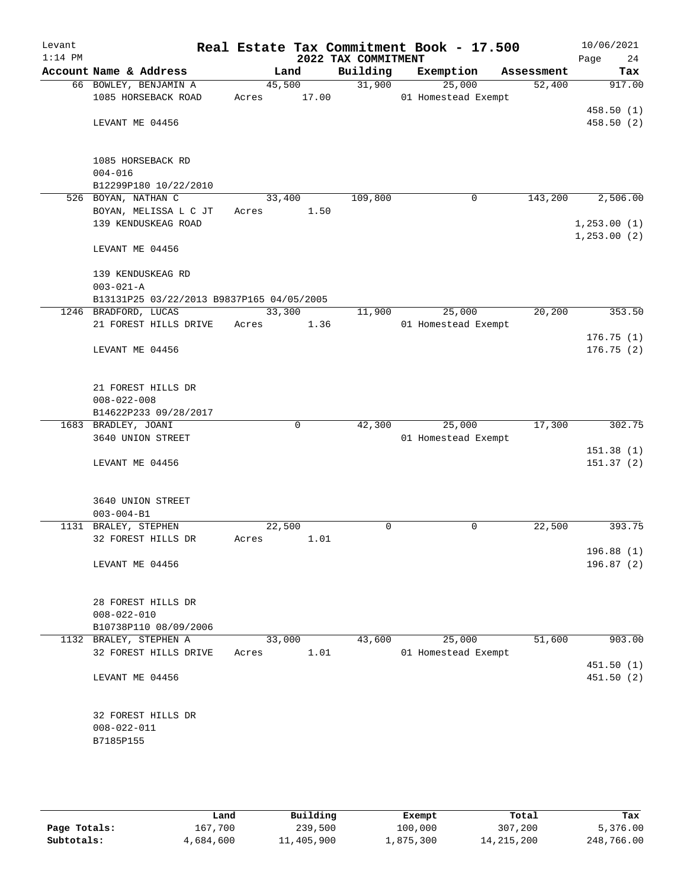Levant 1:14 PM

# Real Estate Tax Commitment Book - 17.500

## 2022 TAX COMMITMENT

10/06/2021

| Account Name & Address | Land | Building | Exemption | Assessment | Tax |
|---|---|---|---|---|---|
| 66 BOWLEY, BENJAMIN A<br>1085 HORSEBACK ROAD<br><br>LEVANT ME 04456<br><br>1085 HORSEBACK RD<br>004-016<br>B12299P180 10/22/2010 | 45,500<br>Acres 17.00 | 31,900 | 25,000<br>01 Homestead Exempt | 52,400 | 917.00<br><br>458.50 (1)<br>458.50 (2) |
| 526 BOYAN, NATHAN C<br>BOYAN, MELISSA L C JT<br>139 KENDUSKEAG ROAD<br><br>LEVANT ME 04456<br><br>139 KENDUSKEAG RD<br>003-021-A<br>B13131P25 03/22/2013 B9837P165 04/05/2005 | 33,400<br>Acres 1.50 | 109,800 | 0 | 143,200 | 2,506.00<br><br>1,253.00 (1)<br>1,253.00 (2) |
| 1246 BRADFORD, LUCAS<br>21 FOREST HILLS DRIVE<br><br>LEVANT ME 04456<br><br>21 FOREST HILLS DR<br>008-022-008<br>B14622P233 09/28/2017 | 33,300<br>Acres 1.36 | 11,900 | 25,000<br>01 Homestead Exempt | 20,200 | 353.50<br><br>176.75 (1)<br>176.75 (2) |
| 1683 BRADLEY, JOANI<br>3640 UNION STREET<br><br>LEVANT ME 04456<br><br>3640 UNION STREET<br>003-004-B1 | 0 | 42,300 | 25,000<br>01 Homestead Exempt | 17,300 | 302.75<br><br>151.38 (1)<br>151.37 (2) |
| 1131 BRALEY, STEPHEN<br>32 FOREST HILLS DR<br><br>LEVANT ME 04456<br><br>28 FOREST HILLS DR<br>008-022-010<br>B10738P110 08/09/2006 | 22,500<br>Acres 1.01 | 0 | 0 | 22,500 | 393.75<br><br>196.88 (1)<br>196.87 (2) |
| 1132 BRALEY, STEPHEN A<br>32 FOREST HILLS DRIVE<br><br>LEVANT ME 04456<br><br>32 FOREST HILLS DR<br>008-022-011<br>B7185P155 | 33,000<br>Acres 1.01 | 43,600 | 25,000<br>01 Homestead Exempt | 51,600 | 903.00<br><br>451.50 (1)<br>451.50 (2) |

| | Land | Building | Exempt | Total | Tax |
|---|---|---|---|---|---|
| Page Totals: | 167,700 | 239,500 | 100,000 | 307,200 | 5,376.00 |
| Subtotals: | 4,684,600 | 11,405,900 | 1,875,300 | 14,215,200 | 248,766.00 |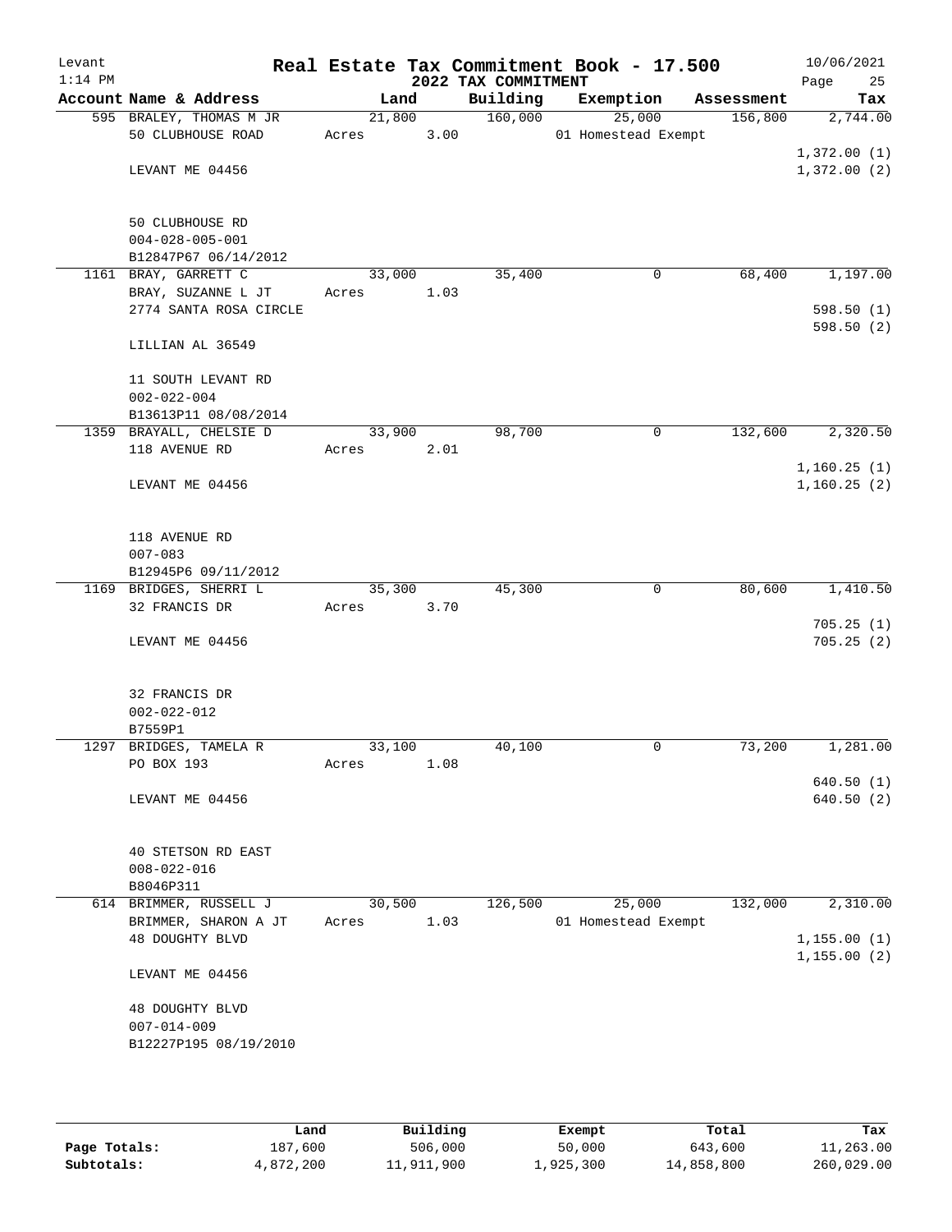# Real Estate Tax Commitment Book - 17.500

Levant
1:14 PM

2022 TAX COMMITMENT

10/06/2021

| Account Name & Address | Land | Building | Exemption | Assessment | Tax |
|---|---|---|---|---|---|
| 595 BRALEY, THOMAS M JR<br>50 CLUBHOUSE ROAD<br><br>LEVANT ME 04456<br><br>50 CLUBHOUSE RD<br>004-028-005-001<br>B12847P67 06/14/2012 | 21,800<br>Acres 3.00 | 160,000 | 25,000<br>01 Homestead Exempt | 156,800 | 2,744.00<br><br>1,372.00 (1)<br>1,372.00 (2) |
| 1161 BRAY, GARRETT C<br>BRAY, SUZANNE L JT<br>2774 SANTA ROSA CIRCLE<br><br>LILLIAN AL 36549<br><br>11 SOUTH LEVANT RD<br>002-022-004<br>B13613P11 08/08/2014 | 33,000<br>Acres 1.03 | 35,400 | 0 | 68,400 | 1,197.00<br><br>598.50 (1)<br>598.50 (2) |
| 1359 BRAYALL, CHELSIE D<br>118 AVENUE RD<br><br>LEVANT ME 04456<br><br>118 AVENUE RD<br>007-083<br>B12945P6 09/11/2012 | 33,900<br>Acres 2.01 | 98,700 | 0 | 132,600 | 2,320.50<br><br>1,160.25 (1)<br>1,160.25 (2) |
| 1169 BRIDGES, SHERRI L<br>32 FRANCIS DR<br><br>LEVANT ME 04456<br><br>32 FRANCIS DR<br>002-022-012<br>B7559P1 | 35,300<br>Acres 3.70 | 45,300 | 0 | 80,600 | 1,410.50<br><br>705.25 (1)<br>705.25 (2) |
| 1297 BRIDGES, TAMELA R<br>PO BOX 193<br><br>LEVANT ME 04456<br><br>40 STETSON RD EAST<br>008-022-016<br>B8046P311 | 33,100<br>Acres 1.08 | 40,100 | 0 | 73,200 | 1,281.00<br><br>640.50 (1)<br>640.50 (2) |
| 614 BRIMMER, RUSSELL J<br>BRIMMER, SHARON A JT<br>48 DOUGHTY BLVD<br><br>LEVANT ME 04456<br><br>48 DOUGHTY BLVD<br>007-014-009<br>B12227P195 08/19/2010 | 30,500<br>Acres 1.03 | 126,500 | 25,000<br>01 Homestead Exempt | 132,000 | 2,310.00<br><br>1,155.00 (1)<br>1,155.00 (2) |

| | Land | Building | Exempt | Total | Tax |
|---|---|---|---|---|---|
| Page Totals: | 187,600 | 506,000 | 50,000 | 643,600 | 11,263.00 |
| Subtotals: | 4,872,200 | 11,911,900 | 1,925,300 | 14,858,800 | 260,029.00 |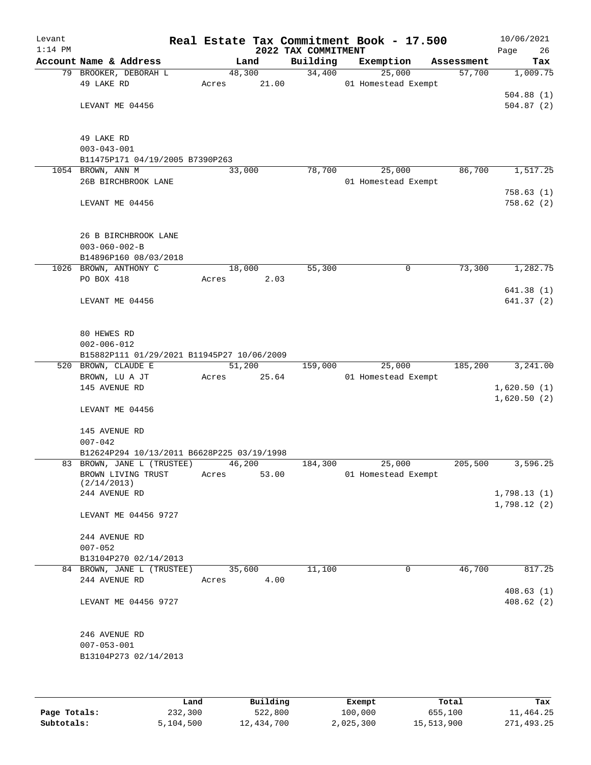Levant
1:14 PM

# Real Estate Tax Commitment Book - 17.500

## 2022 TAX COMMITMENT

10/06/2021

| Account | Name & Address | Land | Building | Exemption | Assessment | Tax |
|---|---|---|---|---|---|---|
| 79 | BROOKER, DEBORAH L<br>49 LAKE RD<br><br>LEVANT ME 04456<br><br>49 LAKE RD<br>003-043-001<br>B11475P171 04/19/2005 B7390P263 | 48,300<br>Acres 21.00 | 34,400 | 25,000<br>01 Homestead Exempt | 57,700 | 1,009.75<br><br>504.88 (1)<br>504.87 (2) |
| 1054 | BROWN, ANN M<br>26B BIRCHBROOK LANE<br><br>LEVANT ME 04456<br><br>26 B BIRCHBROOK LANE<br>003-060-002-B<br>B14896P160 08/03/2018 | 33,000 | 78,700 | 25,000<br>01 Homestead Exempt | 86,700 | 1,517.25<br><br>758.63 (1)<br>758.62 (2) |
| 1026 | BROWN, ANTHONY C<br>PO BOX 418<br><br>LEVANT ME 04456<br><br>80 HEWES RD<br>002-006-012<br>B15882P111 01/29/2021 B11945P27 10/06/2009 | 18,000<br>Acres 2.03 | 55,300 | 0 | 73,300 | 1,282.75<br><br>641.38 (1)<br>641.37 (2) |
| 520 | BROWN, CLAUDE E<br>BROWN, LU A JT<br>145 AVENUE RD<br><br>LEVANT ME 04456<br><br>145 AVENUE RD<br>007-042<br>B12624P294 10/13/2011 B6628P225 03/19/1998 | 51,200<br>Acres 25.64 | 159,000 | 25,000<br>01 Homestead Exempt | 185,200 | 3,241.00<br><br>1,620.50 (1)<br>1,620.50 (2) |
| 83 | BROWN, JANE L (TRUSTEE)<br>BROWN LIVING TRUST (2/14/2013)<br>244 AVENUE RD<br><br>LEVANT ME 04456 9727<br><br>244 AVENUE RD<br>007-052<br>B13104P270 02/14/2013 | 46,200<br>Acres 53.00 | 184,300 | 25,000<br>01 Homestead Exempt | 205,500 | 3,596.25<br><br>1,798.13 (1)<br>1,798.12 (2) |
| 84 | BROWN, JANE L (TRUSTEE)<br>244 AVENUE RD<br><br>LEVANT ME 04456 9727<br><br>246 AVENUE RD<br>007-053-001<br>B13104P273 02/14/2013 | 35,600<br>Acres 4.00 | 11,100 | 0 | 46,700 | 817.25<br><br>408.63 (1)<br>408.62 (2) |

| | Land | Building | Exempt | Total | Tax |
|---|---|---|---|---|---|
| Page Totals: | 232,300 | 522,800 | 100,000 | 655,100 | 11,464.25 |
| Subtotals: | 5,104,500 | 12,434,700 | 2,025,300 | 15,513,900 | 271,493.25 |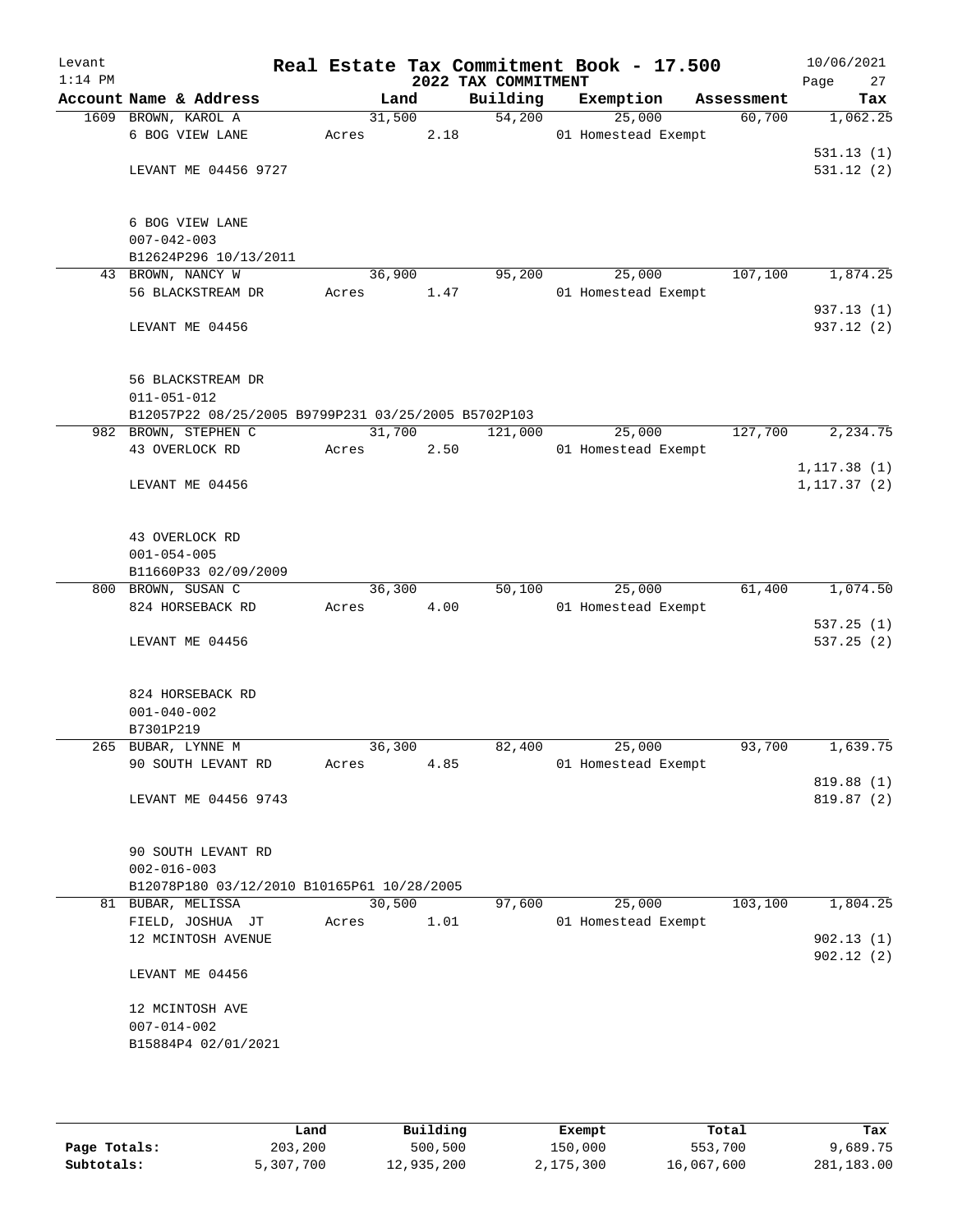Levant
1:14 PM

# Real Estate Tax Commitment Book - 17.500

## 2022 TAX COMMITMENT

10/06/2021

| Account | Name & Address | Land | Building | Exemption | Assessment | Tax |
|---|---|---|---|---|---|---|
| 1609 | BROWN, KAROL A<br>6 BOG VIEW LANE<br><br>LEVANT ME 04456 9727<br><br>6 BOG VIEW LANE<br>007-042-003<br>B12624P296 10/13/2011 | 31,500<br>Acres 2.18 | 54,200 | 25,000<br>01 Homestead Exempt | 60,700 | 1,062.25<br><br>531.13 (1)<br>531.12 (2) |
| 43 | BROWN, NANCY W<br>56 BLACKSTREAM DR<br><br>LEVANT ME 04456<br><br>56 BLACKSTREAM DR<br>011-051-012<br>B12057P22 08/25/2005 B9799P231 03/25/2005 B5702P103 | 36,900<br>Acres 1.47 | 95,200 | 25,000<br>01 Homestead Exempt | 107,100 | 1,874.25<br><br>937.13 (1)<br>937.12 (2) |
| 982 | BROWN, STEPHEN C<br>43 OVERLOCK RD<br><br>LEVANT ME 04456<br><br>43 OVERLOCK RD<br>001-054-005<br>B11660P33 02/09/2009 | 31,700<br>Acres 2.50 | 121,000 | 25,000<br>01 Homestead Exempt | 127,700 | 2,234.75<br><br>1,117.38 (1)<br>1,117.37 (2) |
| 800 | BROWN, SUSAN C<br>824 HORSEBACK RD<br><br>LEVANT ME 04456<br><br>824 HORSEBACK RD<br>001-040-002<br>B7301P219 | 36,300<br>Acres 4.00 | 50,100 | 25,000<br>01 Homestead Exempt | 61,400 | 1,074.50<br><br>537.25 (1)<br>537.25 (2) |
| 265 | BUBAR, LYNNE M<br>90 SOUTH LEVANT RD<br><br>LEVANT ME 04456 9743<br><br>90 SOUTH LEVANT RD<br>002-016-003<br>B12078P180 03/12/2010 B10165P61 10/28/2005 | 36,300<br>Acres 4.85 | 82,400 | 25,000<br>01 Homestead Exempt | 93,700 | 1,639.75<br><br>819.88 (1)<br>819.87 (2) |
| 81 | BUBAR, MELISSA<br>FIELD, JOSHUA JT<br>12 MCINTOSH AVENUE<br><br>LEVANT ME 04456<br><br>12 MCINTOSH AVE<br>007-014-002<br>B15884P4 02/01/2021 | 30,500<br>Acres 1.01 | 97,600 | 25,000<br>01 Homestead Exempt | 103,100 | 1,804.25<br><br>902.13 (1)<br>902.12 (2) |

| | Land | Building | Exempt | Total | Tax |
|---|---|---|---|---|---|
| Page Totals: | 203,200 | 500,500 | 150,000 | 553,700 | 9,689.75 |
| Subtotals: | 5,307,700 | 12,935,200 | 2,175,300 | 16,067,600 | 281,183.00 |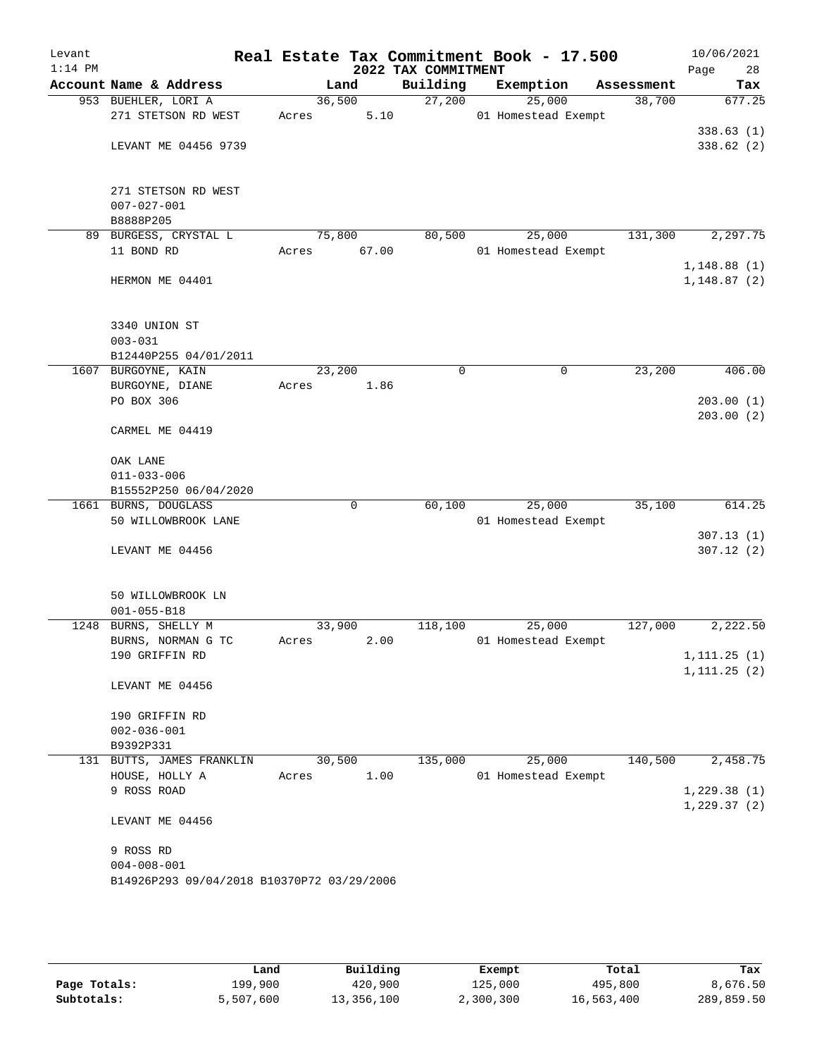# Real Estate Tax Commitment Book - 17.500

Levant
1:14 PM

## 2022 TAX COMMITMENT

10/06/2021

| Account Name & Address | Land | Building | Exemption | Assessment | Tax |
|---|---|---|---|---|---|
| 953 BUEHLER, LORI A<br>271 STETSON RD WEST<br><br>LEVANT ME 04456 9739<br><br>271 STETSON RD WEST<br>007-027-001<br>B8888P205 | 36,500<br>Acres 5.10 | 27,200 | 25,000<br>01 Homestead Exempt | 38,700 | 677.25<br><br>338.63 (1)<br>338.62 (2) |
| 89 BURGESS, CRYSTAL L<br>11 BOND RD<br><br>HERMON ME 04401<br><br>3340 UNION ST<br>003-031<br>B12440P255 04/01/2011 | 75,800<br>Acres 67.00 | 80,500 | 25,000<br>01 Homestead Exempt | 131,300 | 2,297.75<br><br>1,148.88 (1)<br>1,148.87 (2) |
| 1607 BURGOYNE, KAIN<br>BURGOYNE, DIANE<br>PO BOX 306<br><br>CARMEL ME 04419<br><br>OAK LANE<br>011-033-006<br>B15552P250 06/04/2020 | 23,200<br>Acres 1.86 | 0 | 0 | 23,200 | 406.00<br><br>203.00 (1)<br>203.00 (2) |
| 1661 BURNS, DOUGLASS<br>50 WILLOWBROOK LANE<br><br>LEVANT ME 04456<br><br>50 WILLOWBROOK LN<br>001-055-B18 | 0 | 60,100 | 25,000<br>01 Homestead Exempt | 35,100 | 614.25<br><br>307.13 (1)<br>307.12 (2) |
| 1248 BURNS, SHELLY M<br>BURNS, NORMAN G TC<br>190 GRIFFIN RD<br><br>LEVANT ME 04456<br><br>190 GRIFFIN RD<br>002-036-001<br>B9392P331 | 33,900<br>Acres 2.00 | 118,100 | 25,000<br>01 Homestead Exempt | 127,000 | 2,222.50<br><br>1,111.25 (1)<br>1,111.25 (2) |
| 131 BUTTS, JAMES FRANKLIN<br>HOUSE, HOLLY A<br>9 ROSS ROAD<br><br>LEVANT ME 04456<br><br>9 ROSS RD<br>004-008-001<br>B14926P293 09/04/2018 B10370P72 03/29/2006 | 30,500<br>Acres 1.00 | 135,000 | 25,000<br>01 Homestead Exempt | 140,500 | 2,458.75<br><br>1,229.38 (1)<br>1,229.37 (2) |

| | Land | Building | Exempt | Total | Tax |
|---|---|---|---|---|---|
| **Page Totals:** | 199,900 | 420,900 | 125,000 | 495,800 | 8,676.50 |
| **Subtotals:** | 5,507,600 | 13,356,100 | 2,300,300 | 16,563,400 | 289,859.50 |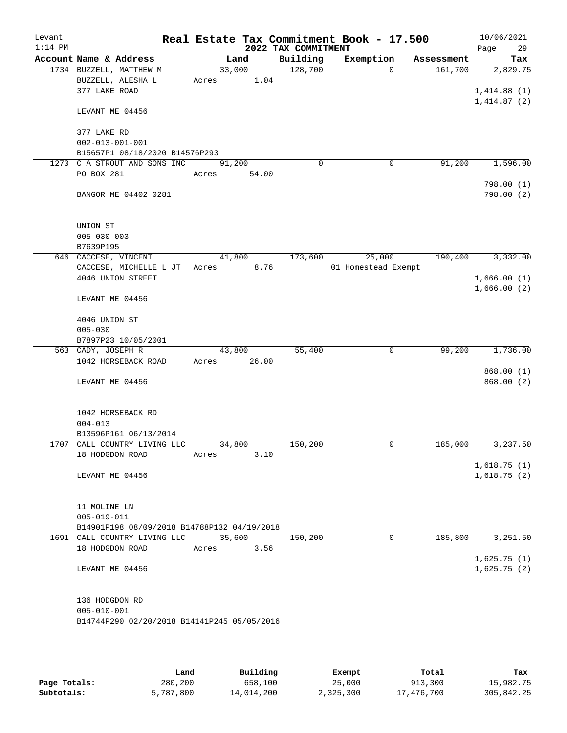# Real Estate Tax Commitment Book - 17.500

Levant — 2022 TAX COMMITMENT — 10/06/2021 — 1:14 PM

| Account Name & Address | Land | Building | Exemption | Assessment | Tax |
|---|---|---|---|---|---|
| 1734 BUZZELL, MATTHEW M | 33,000 | 128,700 | 0 | 161,700 | 2,829.75 |
| BUZZELL, ALESHA L | Acres 1.04 | | | | |
| 377 LAKE ROAD | | | | | 1,414.88 (1) |
| | | | | | 1,414.87 (2) |
| LEVANT ME 04456 | | | | | |
| 377 LAKE RD | | | | | |
| 002-013-001-001 | | | | | |
| B15657P1 08/18/2020 B14576P293 | | | | | |
| 1270 C A STROUT AND SONS INC | 91,200 | 0 | 0 | 91,200 | 1,596.00 |
| PO BOX 281 | Acres 54.00 | | | | |
| | | | | | 798.00 (1) |
| BANGOR ME 04402 0281 | | | | | 798.00 (2) |
| UNION ST | | | | | |
| 005-030-003 | | | | | |
| B7639P195 | | | | | |
| 646 CACCESE, VINCENT | 41,800 | 173,600 | 25,000 | 190,400 | 3,332.00 |
| CACCESE, MICHELLE L JT | Acres 8.76 | | 01 Homestead Exempt | | |
| 4046 UNION STREET | | | | | 1,666.00 (1) |
| | | | | | 1,666.00 (2) |
| LEVANT ME 04456 | | | | | |
| 4046 UNION ST | | | | | |
| 005-030 | | | | | |
| B7897P23 10/05/2001 | | | | | |
| 563 CADY, JOSEPH R | 43,800 | 55,400 | 0 | 99,200 | 1,736.00 |
| 1042 HORSEBACK ROAD | Acres 26.00 | | | | |
| | | | | | 868.00 (1) |
| LEVANT ME 04456 | | | | | 868.00 (2) |
| 1042 HORSEBACK RD | | | | | |
| 004-013 | | | | | |
| B13596P161 06/13/2014 | | | | | |
| 1707 CALL COUNTRY LIVING LLC | 34,800 | 150,200 | 0 | 185,000 | 3,237.50 |
| 18 HODGDON ROAD | Acres 3.10 | | | | |
| | | | | | 1,618.75 (1) |
| LEVANT ME 04456 | | | | | 1,618.75 (2) |
| 11 MOLINE LN | | | | | |
| 005-019-011 | | | | | |
| B14901P198 08/09/2018 B14788P132 04/19/2018 | | | | | |
| 1691 CALL COUNTRY LIVING LLC | 35,600 | 150,200 | 0 | 185,800 | 3,251.50 |
| 18 HODGDON ROAD | Acres 3.56 | | | | |
| | | | | | 1,625.75 (1) |
| LEVANT ME 04456 | | | | | 1,625.75 (2) |
| 136 HODGDON RD | | | | | |
| 005-010-001 | | | | | |
| B14744P290 02/20/2018 B14141P245 05/05/2016 | | | | | |

| | Land | Building | Exempt | Total | Tax |
|---|---|---|---|---|---|
| Page Totals: | 280,200 | 658,100 | 25,000 | 913,300 | 15,982.75 |
| Subtotals: | 5,787,800 | 14,014,200 | 2,325,300 | 17,476,700 | 305,842.25 |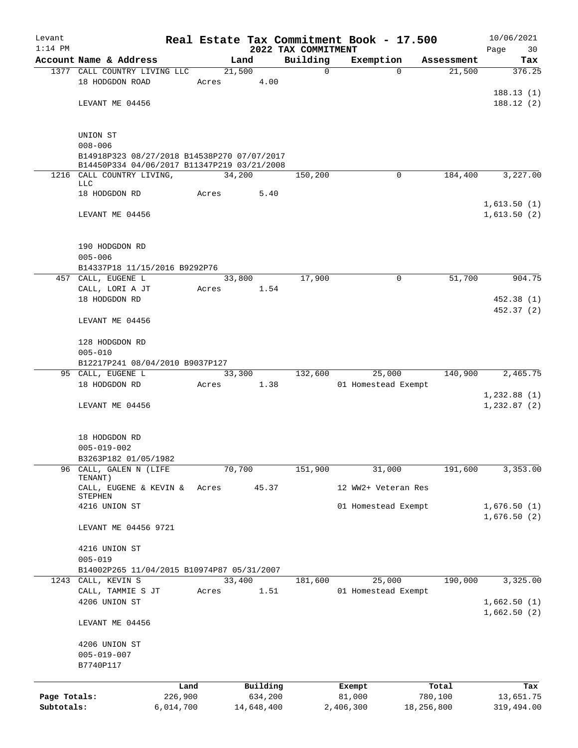Levant 1:14 PM

# Real Estate Tax Commitment Book - 17.500

## 2022 TAX COMMITMENT

10/06/2021 Page 30

| Account Name & Address | Land | Building | Exemption | Assessment | Tax |
|---|---|---|---|---|---|
| 1377 CALL COUNTRY LIVING LLC | 21,500 | 0 | 0 | 21,500 | 376.25 |
| 18 HODGDON ROAD | Acres 4.00 | | | | |
| | | | | | 188.13 (1) |
| LEVANT ME 04456 | | | | | 188.12 (2) |
| UNION ST | | | | | |
| 008-006 | | | | | |
| B14918P323 08/27/2018 B14538P270 07/07/2017 | | | | | |
| B14450P334 04/06/2017 B11347P219 03/21/2008 | | | | | |
| 1216 CALL COUNTRY LIVING, LLC | 34,200 | 150,200 | 0 | 184,400 | 3,227.00 |
| 18 HODGDON RD | Acres 5.40 | | | | |
| | | | | | 1,613.50 (1) |
| LEVANT ME 04456 | | | | | 1,613.50 (2) |
| 190 HODGDON RD | | | | | |
| 005-006 | | | | | |
| B14337P18 11/15/2016 B9292P76 | | | | | |
| 457 CALL, EUGENE L | 33,800 | 17,900 | 0 | 51,700 | 904.75 |
| CALL, LORI A JT | Acres 1.54 | | | | |
| 18 HODGDON RD | | | | | 452.38 (1) |
| | | | | | 452.37 (2) |
| LEVANT ME 04456 | | | | | |
| 128 HODGDON RD | | | | | |
| 005-010 | | | | | |
| B12217P241 08/04/2010 B9037P127 | | | | | |
| 95 CALL, EUGENE L | 33,300 | 132,600 | 25,000 | 140,900 | 2,465.75 |
| 18 HODGDON RD | Acres 1.38 | | 01 Homestead Exempt | | |
| | | | | | 1,232.88 (1) |
| LEVANT ME 04456 | | | | | 1,232.87 (2) |
| 18 HODGDON RD | | | | | |
| 005-019-002 | | | | | |
| B3263P182 01/05/1982 | | | | | |
| 96 CALL, GALEN N (LIFE TENANT) | 70,700 | 151,900 | 31,000 | 191,600 | 3,353.00 |
| CALL, EUGENE & KEVIN & STEPHEN | Acres 45.37 | | 12 WW2+ Veteran Res | | |
| 4216 UNION ST | | | 01 Homestead Exempt | | 1,676.50 (1) |
| | | | | | 1,676.50 (2) |
| LEVANT ME 04456 9721 | | | | | |
| 4216 UNION ST | | | | | |
| 005-019 | | | | | |
| B14002P265 11/04/2015 B10974P87 05/31/2007 | | | | | |
| 1243 CALL, KEVIN S | 33,400 | 181,600 | 25,000 | 190,000 | 3,325.00 |
| CALL, TAMMIE S JT | Acres 1.51 | | 01 Homestead Exempt | | |
| 4206 UNION ST | | | | | 1,662.50 (1) |
| | | | | | 1,662.50 (2) |
| LEVANT ME 04456 | | | | | |
| 4206 UNION ST | | | | | |
| 005-019-007 | | | | | |
| B7740P117 | | | | | |

| | Land | Building | Exempt | Total | Tax |
|---|---|---|---|---|---|
| Page Totals: | 226,900 | 634,200 | 81,000 | 780,100 | 13,651.75 |
| Subtotals: | 6,014,700 | 14,648,400 | 2,406,300 | 18,256,800 | 319,494.00 |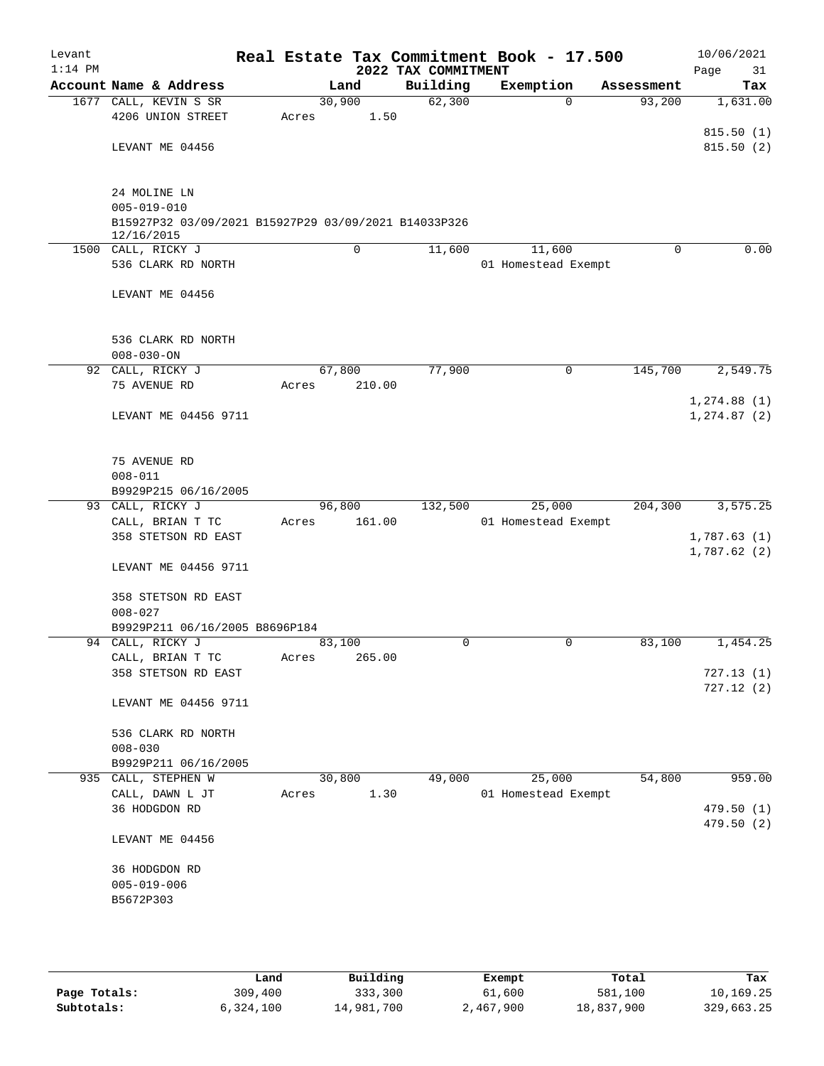Levant
1:14 PM

# Real Estate Tax Commitment Book - 17.500
## 2022 TAX COMMITMENT

10/06/2021

| Account Name & Address | Land | Building | Exemption | Assessment | Tax |
|---|---|---|---|---|---|
| 1677 CALL, KEVIN S SR<br>4206 UNION STREET<br><br>LEVANT ME 04456<br><br>24 MOLINE LN<br>005-019-010<br>B15927P32 03/09/2021 B15927P29 03/09/2021 B14033P326 12/16/2015 | 30,900<br>Acres 1.50 | 62,300 | 0 | 93,200 | 1,631.00<br><br>815.50 (1)<br>815.50 (2) |
| 1500 CALL, RICKY J<br>536 CLARK RD NORTH<br><br>LEVANT ME 04456<br><br>536 CLARK RD NORTH<br>008-030-ON | 0 | 11,600 | 11,600<br>01 Homestead Exempt | 0 | 0.00 |
| 92 CALL, RICKY J<br>75 AVENUE RD<br><br>LEVANT ME 04456 9711<br><br>75 AVENUE RD<br>008-011<br>B9929P215 06/16/2005 | 67,800<br>Acres 210.00 | 77,900 | 0 | 145,700 | 2,549.75<br><br>1,274.88 (1)<br>1,274.87 (2) |
| 93 CALL, RICKY J<br>CALL, BRIAN T TC<br>358 STETSON RD EAST<br><br>LEVANT ME 04456 9711<br><br>358 STETSON RD EAST<br>008-027<br>B9929P211 06/16/2005 B8696P184 | 96,800<br>Acres 161.00 | 132,500 | 25,000<br>01 Homestead Exempt | 204,300 | 3,575.25<br><br>1,787.63 (1)<br>1,787.62 (2) |
| 94 CALL, RICKY J<br>CALL, BRIAN T TC<br>358 STETSON RD EAST<br><br>LEVANT ME 04456 9711<br><br>536 CLARK RD NORTH<br>008-030<br>B9929P211 06/16/2005 | 83,100<br>Acres 265.00 | 0 | 0 | 83,100 | 1,454.25<br><br>727.13 (1)<br>727.12 (2) |
| 935 CALL, STEPHEN W<br>CALL, DAWN L JT<br>36 HODGDON RD<br><br>LEVANT ME 04456<br><br>36 HODGDON RD<br>005-019-006<br>B5672P303 | 30,800<br>Acres 1.30 | 49,000 | 25,000<br>01 Homestead Exempt | 54,800 | 959.00<br><br>479.50 (1)<br>479.50 (2) |

| | Land | Building | Exempt | Total | Tax |
|---|---|---|---|---|---|
| Page Totals: | 309,400 | 333,300 | 61,600 | 581,100 | 10,169.25 |
| Subtotals: | 6,324,100 | 14,981,700 | 2,467,900 | 18,837,900 | 329,663.25 |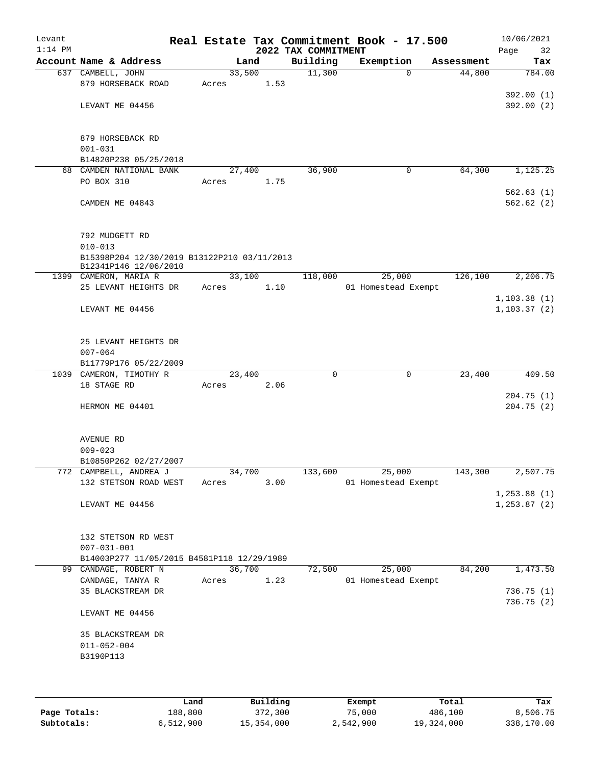Levant
1:14 PM

# Real Estate Tax Commitment Book - 17.500

## 2022 TAX COMMITMENT

10/06/2021
Page 32

| Account Name & Address | Land | Building | Exemption | Assessment | Tax |
|---|---|---|---|---|---|
| 637 CAMBELL, JOHN<br>879 HORSEBACK ROAD<br><br>LEVANT ME 04456<br><br>879 HORSEBACK RD<br>001-031<br>B14820P238 05/25/2018 | 33,500<br>Acres 1.53 | 11,300 | 0 | 44,800 | 784.00<br><br>392.00 (1)<br>392.00 (2) |
| 68 CAMDEN NATIONAL BANK<br>PO BOX 310<br><br>CAMDEN ME 04843<br><br>792 MUDGETT RD<br>010-013<br>B15398P204 12/30/2019 B13122P210 03/11/2013<br>B12341P146 12/06/2010 | 27,400<br>Acres 1.75 | 36,900 | 0 | 64,300 | 1,125.25<br><br>562.63 (1)<br>562.62 (2) |
| 1399 CAMERON, MARIA R<br>25 LEVANT HEIGHTS DR<br><br>LEVANT ME 04456<br><br>25 LEVANT HEIGHTS DR<br>007-064<br>B11779P176 05/22/2009 | 33,100<br>Acres 1.10 | 118,000 | 25,000<br>01 Homestead Exempt | 126,100 | 2,206.75<br><br>1,103.38 (1)<br>1,103.37 (2) |
| 1039 CAMERON, TIMOTHY R<br>18 STAGE RD<br><br>HERMON ME 04401<br><br>AVENUE RD<br>009-023<br>B10850P262 02/27/2007 | 23,400<br>Acres 2.06 | 0 | 0 | 23,400 | 409.50<br><br>204.75 (1)<br>204.75 (2) |
| 772 CAMPBELL, ANDREA J<br>132 STETSON ROAD WEST<br><br>LEVANT ME 04456<br><br>132 STETSON RD WEST<br>007-031-001<br>B14003P277 11/05/2015 B4581P118 12/29/1989 | 34,700<br>Acres 3.00 | 133,600 | 25,000<br>01 Homestead Exempt | 143,300 | 2,507.75<br><br>1,253.88 (1)<br>1,253.87 (2) |
| 99 CANDAGE, ROBERT N<br>CANDAGE, TANYA R<br>35 BLACKSTREAM DR<br><br>LEVANT ME 04456<br><br>35 BLACKSTREAM DR<br>011-052-004<br>B3190P113 | 36,700<br>Acres 1.23 | 72,500 | 25,000<br>01 Homestead Exempt | 84,200 | 1,473.50<br><br>736.75 (1)<br>736.75 (2) |

| | Land | Building | Exempt | Total | Tax |
|---|---|---|---|---|---|
| **Page Totals:** | 188,800 | 372,300 | 75,000 | 486,100 | 8,506.75 |
| **Subtotals:** | 6,512,900 | 15,354,000 | 2,542,900 | 19,324,000 | 338,170.00 |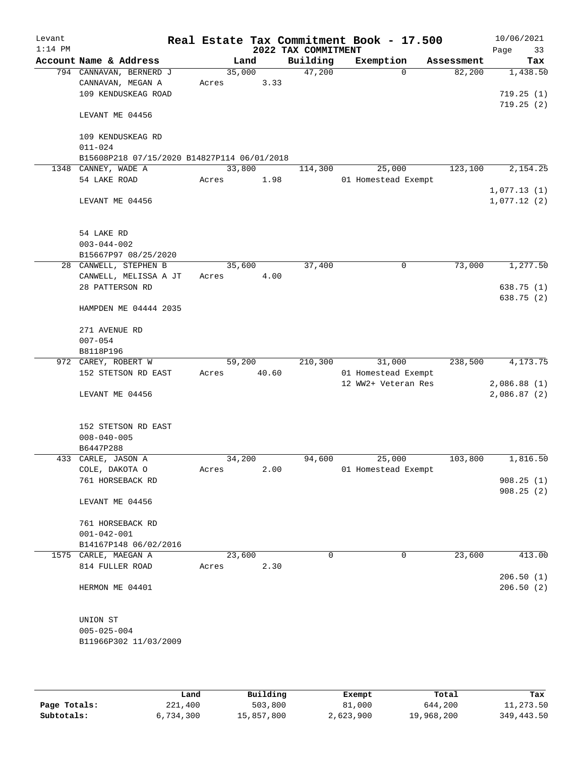Levant
1:14 PM

# Real Estate Tax Commitment Book - 17.500

## 2022 TAX COMMITMENT

10/06/2021

| Account | Name & Address | Land | Building | Exemption | Assessment | Tax |
|---|---|---|---|---|---|---|
| 794 | CANNAVAN, BERNERD J<br>CANNAVAN, MEGAN A<br>109 KENDUSKEAG ROAD<br><br>LEVANT ME 04456<br><br>109 KENDUSKEAG RD<br>011-024<br>B15608P218 07/15/2020 B14827P114 06/01/2018 | 35,000<br>Acres 3.33 | 47,200 | 0 | 82,200 | 1,438.50<br><br>719.25 (1)<br>719.25 (2) |
| 1348 | CANNEY, WADE A<br>54 LAKE ROAD<br><br>LEVANT ME 04456<br><br>54 LAKE RD<br>003-044-002<br>B15667P97 08/25/2020 | 33,800<br>Acres 1.98 | 114,300 | 25,000<br>01 Homestead Exempt | 123,100 | 2,154.25<br><br>1,077.13 (1)<br>1,077.12 (2) |
| 28 | CANWELL, STEPHEN B<br>CANWELL, MELISSA A JT<br>28 PATTERSON RD<br><br>HAMPDEN ME 04444 2035<br><br>271 AVENUE RD<br>007-054<br>B8118P196 | 35,600<br>Acres 4.00 | 37,400 | 0 | 73,000 | 1,277.50<br><br>638.75 (1)<br>638.75 (2) |
| 972 | CAREY, ROBERT W<br>152 STETSON RD EAST<br><br>LEVANT ME 04456<br><br>152 STETSON RD EAST<br>008-040-005<br>B6447P288 | 59,200<br>Acres 40.60 | 210,300 | 31,000<br>01 Homestead Exempt<br>12 WW2+ Veteran Res | 238,500 | 4,173.75<br><br>2,086.88 (1)<br>2,086.87 (2) |
| 433 | CARLE, JASON A<br>COLE, DAKOTA O<br>761 HORSEBACK RD<br><br>LEVANT ME 04456<br><br>761 HORSEBACK RD<br>001-042-001<br>B14167P148 06/02/2016 | 34,200<br>Acres 2.00 | 94,600 | 25,000<br>01 Homestead Exempt | 103,800 | 1,816.50<br><br>908.25 (1)<br>908.25 (2) |
| 1575 | CARLE, MAEGAN A<br>814 FULLER ROAD<br><br>HERMON ME 04401<br><br>UNION ST<br>005-025-004<br>B11966P302 11/03/2009 | 23,600<br>Acres 2.30 | 0 | 0 | 23,600 | 413.00<br><br>206.50 (1)<br>206.50 (2) |

|  | Land | Building | Exempt | Total | Tax |
|---|---|---|---|---|---|
| Page Totals: | 221,400 | 503,800 | 81,000 | 644,200 | 11,273.50 |
| Subtotals: | 6,734,300 | 15,857,800 | 2,623,900 | 19,968,200 | 349,443.50 |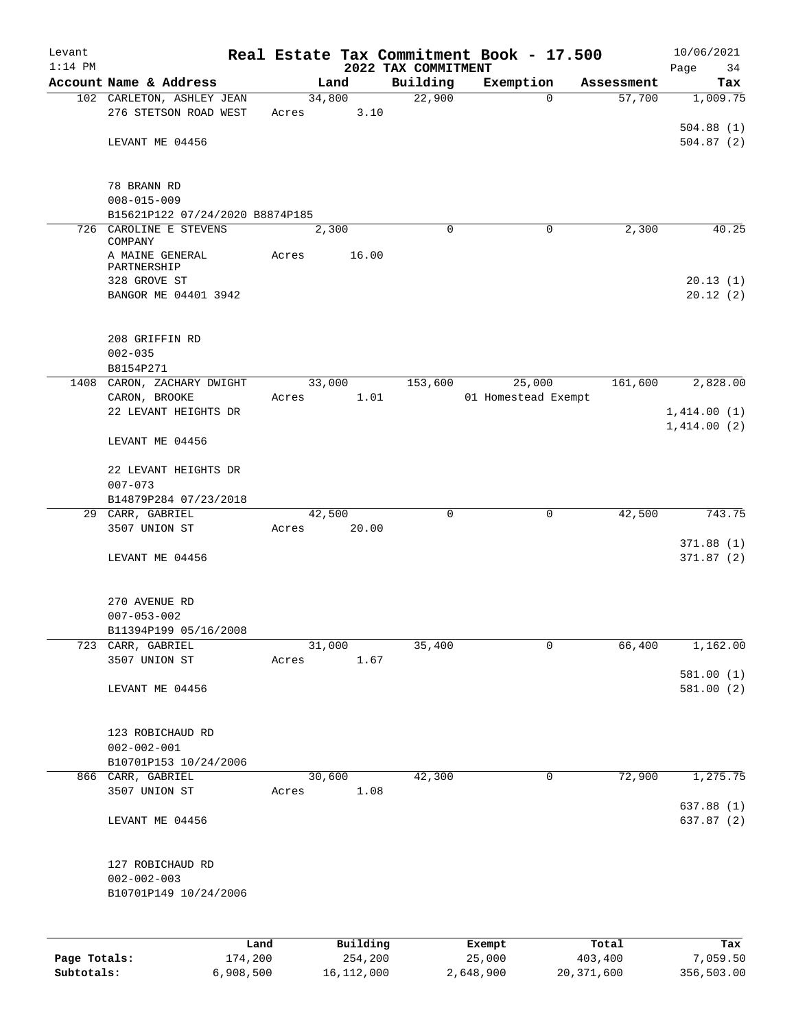Levant
1:14 PM

# Real Estate Tax Commitment Book - 17.500

## 2022 TAX COMMITMENT

10/06/2021

| Account Name & Address | Land | Building | Exemption | Assessment | Tax |
|---|---|---|---|---|---|
| 102 CARLETON, ASHLEY JEAN | 34,800 | 22,900 | 0 | 57,700 | 1,009.75 |
| 276 STETSON ROAD WEST | Acres 3.10 | | | | |
| | | | | | 504.88 (1) |
| LEVANT ME 04456 | | | | | 504.87 (2) |
| 78 BRANN RD | | | | | |
| 008-015-009 | | | | | |
| B15621P122 07/24/2020 B8874P185 | | | | | |
| 726 CAROLINE E STEVENS COMPANY | 2,300 | 0 | 0 | 2,300 | 40.25 |
| A MAINE GENERAL PARTNERSHIP | Acres 16.00 | | | | |
| 328 GROVE ST | | | | | 20.13 (1) |
| BANGOR ME 04401 3942 | | | | | 20.12 (2) |
| 208 GRIFFIN RD | | | | | |
| 002-035 | | | | | |
| B8154P271 | | | | | |
| 1408 CARON, ZACHARY DWIGHT | 33,000 | 153,600 | 25,000 | 161,600 | 2,828.00 |
| CARON, BROOKE | Acres 1.01 | | 01 Homestead Exempt | | |
| 22 LEVANT HEIGHTS DR | | | | | 1,414.00 (1) |
| | | | | | 1,414.00 (2) |
| LEVANT ME 04456 | | | | | |
| 22 LEVANT HEIGHTS DR | | | | | |
| 007-073 | | | | | |
| B14879P284 07/23/2018 | | | | | |
| 29 CARR, GABRIEL | 42,500 | 0 | 0 | 42,500 | 743.75 |
| 3507 UNION ST | Acres 20.00 | | | | |
| | | | | | 371.88 (1) |
| LEVANT ME 04456 | | | | | 371.87 (2) |
| 270 AVENUE RD | | | | | |
| 007-053-002 | | | | | |
| B11394P199 05/16/2008 | | | | | |
| 723 CARR, GABRIEL | 31,000 | 35,400 | 0 | 66,400 | 1,162.00 |
| 3507 UNION ST | Acres 1.67 | | | | |
| | | | | | 581.00 (1) |
| LEVANT ME 04456 | | | | | 581.00 (2) |
| 123 ROBICHAUD RD | | | | | |
| 002-002-001 | | | | | |
| B10701P153 10/24/2006 | | | | | |
| 866 CARR, GABRIEL | 30,600 | 42,300 | 0 | 72,900 | 1,275.75 |
| 3507 UNION ST | Acres 1.08 | | | | |
| | | | | | 637.88 (1) |
| LEVANT ME 04456 | | | | | 637.87 (2) |
| 127 ROBICHAUD RD | | | | | |
| 002-002-003 | | | | | |
| B10701P149 10/24/2006 | | | | | |

| | Land | Building | Exempt | Total | Tax |
|---|---|---|---|---|---|
| Page Totals: | 174,200 | 254,200 | 25,000 | 403,400 | 7,059.50 |
| Subtotals: | 6,908,500 | 16,112,000 | 2,648,900 | 20,371,600 | 356,503.00 |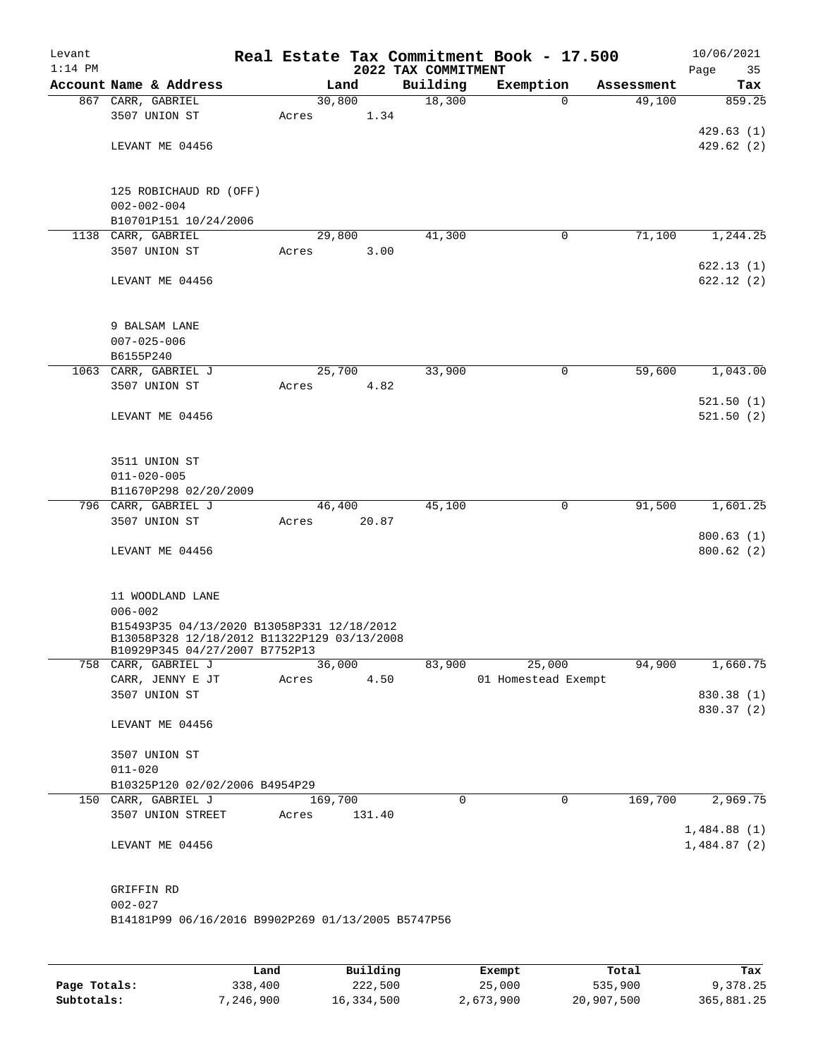Levant
1:14 PM

# Real Estate Tax Commitment Book - 17.500
## 2022 TAX COMMITMENT

10/06/2021

| Account | Name & Address | Land | Building | Exemption | Assessment | Tax |
|---|---|---|---|---|---|---|
| 867 | CARR, GABRIEL<br>3507 UNION ST<br><br>LEVANT ME 04456<br><br>125 ROBICHAUD RD (OFF)<br>002-002-004<br>B10701P151 10/24/2006 | 30,800<br>Acres 1.34 | 18,300 | 0 | 49,100 | 859.25<br><br>429.63 (1)<br>429.62 (2) |
| 1138 | CARR, GABRIEL<br>3507 UNION ST<br><br>LEVANT ME 04456<br><br>9 BALSAM LANE<br>007-025-006<br>B6155P240 | 29,800<br>Acres 3.00 | 41,300 | 0 | 71,100 | 1,244.25<br><br>622.13 (1)<br>622.12 (2) |
| 1063 | CARR, GABRIEL J<br>3507 UNION ST<br><br>LEVANT ME 04456<br><br>3511 UNION ST<br>011-020-005<br>B11670P298 02/20/2009 | 25,700<br>Acres 4.82 | 33,900 | 0 | 59,600 | 1,043.00<br><br>521.50 (1)<br>521.50 (2) |
| 796 | CARR, GABRIEL J<br>3507 UNION ST<br><br>LEVANT ME 04456<br><br>11 WOODLAND LANE<br>006-002<br>B15493P35 04/13/2020 B13058P331 12/18/2012<br>B13058P328 12/18/2012 B11322P129 03/13/2008<br>B10929P345 04/27/2007 B7752P13 | 46,400<br>Acres 20.87 | 45,100 | 0 | 91,500 | 1,601.25<br><br>800.63 (1)<br>800.62 (2) |
| 758 | CARR, GABRIEL J<br>CARR, JENNY E JT<br>3507 UNION ST<br><br>LEVANT ME 04456<br><br>3507 UNION ST<br>011-020<br>B10325P120 02/02/2006 B4954P29 | 36,000<br>Acres 4.50 | 83,900 | 25,000<br>01 Homestead Exempt | 94,900 | 1,660.75<br><br>830.38 (1)<br>830.37 (2) |
| 150 | CARR, GABRIEL J<br>3507 UNION STREET<br><br>LEVANT ME 04456<br><br>GRIFFIN RD<br>002-027<br>B14181P99 06/16/2016 B9902P269 01/13/2005 B5747P56 | 169,700<br>Acres 131.40 | 0 | 0 | 169,700 | 2,969.75<br><br>1,484.88 (1)<br>1,484.87 (2) |

| | Land | Building | Exempt | Total | Tax |
|---|---|---|---|---|---|
| Page Totals: | 338,400 | 222,500 | 25,000 | 535,900 | 9,378.25 |
| Subtotals: | 7,246,900 | 16,334,500 | 2,673,900 | 20,907,500 | 365,881.25 |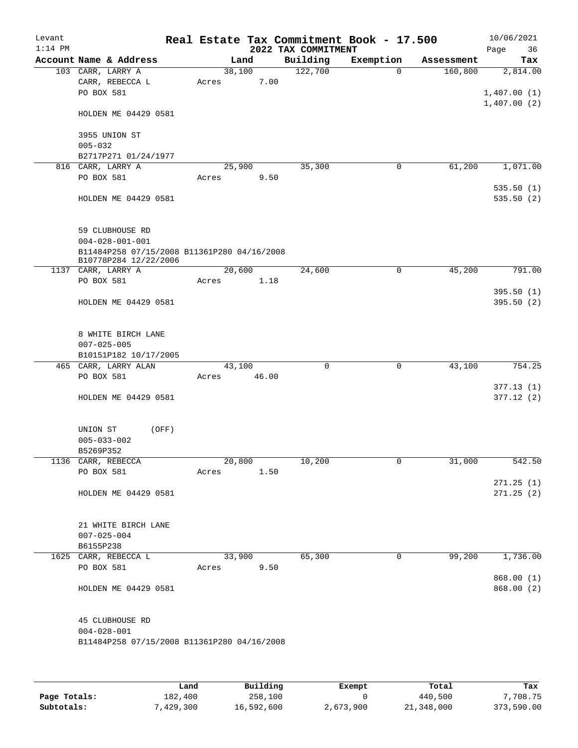# Real Estate Tax Commitment Book - 17.500

Levant
1:14 PM

## 2022 TAX COMMITMENT

10/06/2021

| Account Name & Address | Land | Building | Exemption | Assessment | Tax |
|---|---|---|---|---|---|
| 103 CARR, LARRY A<br>CARR, REBECCA L<br>PO BOX 581<br><br>HOLDEN ME 04429 0581<br><br>3955 UNION ST<br>005-032<br>B2717P271 01/24/1977 | 38,100<br>Acres 7.00 | 122,700 | 0 | 160,800 | 2,814.00<br><br>1,407.00 (1)<br>1,407.00 (2) |
| 816 CARR, LARRY A<br>PO BOX 581<br><br>HOLDEN ME 04429 0581<br><br>59 CLUBHOUSE RD<br>004-028-001-001<br>B11484P258 07/15/2008 B11361P280 04/16/2008<br>B10778P284 12/22/2006 | 25,900<br>Acres 9.50 | 35,300 | 0 | 61,200 | 1,071.00<br><br>535.50 (1)<br>535.50 (2) |
| 1137 CARR, LARRY A<br>PO BOX 581<br><br>HOLDEN ME 04429 0581<br><br>8 WHITE BIRCH LANE<br>007-025-005<br>B10151P182 10/17/2005 | 20,600<br>Acres 1.18 | 24,600 | 0 | 45,200 | 791.00<br><br>395.50 (1)<br>395.50 (2) |
| 465 CARR, LARRY ALAN<br>PO BOX 581<br><br>HOLDEN ME 04429 0581<br><br>UNION ST (OFF)<br>005-033-002<br>B5269P352 | 43,100<br>Acres 46.00 | 0 | 0 | 43,100 | 754.25<br><br>377.13 (1)<br>377.12 (2) |
| 1136 CARR, REBECCA<br>PO BOX 581<br><br>HOLDEN ME 04429 0581<br><br>21 WHITE BIRCH LANE<br>007-025-004<br>B6155P238 | 20,800<br>Acres 1.50 | 10,200 | 0 | 31,000 | 542.50<br><br>271.25 (1)<br>271.25 (2) |
| 1625 CARR, REBECCA L<br>PO BOX 581<br><br>HOLDEN ME 04429 0581<br><br>45 CLUBHOUSE RD<br>004-028-001<br>B11484P258 07/15/2008 B11361P280 04/16/2008 | 33,900<br>Acres 9.50 | 65,300 | 0 | 99,200 | 1,736.00<br><br>868.00 (1)<br>868.00 (2) |

| | Land | Building | Exempt | Total | Tax |
|---|---|---|---|---|---|
| Page Totals: | 182,400 | 258,100 | 0 | 440,500 | 7,708.75 |
| Subtotals: | 7,429,300 | 16,592,600 | 2,673,900 | 21,348,000 | 373,590.00 |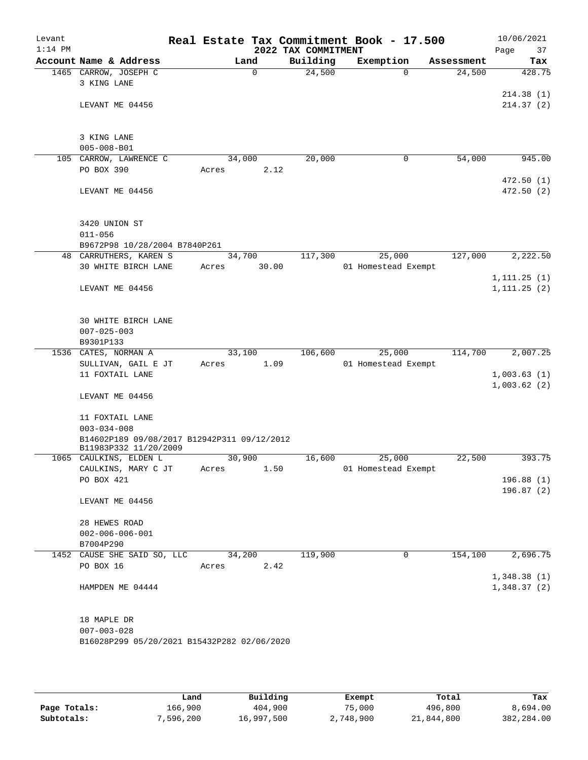Levant
1:14 PM

# Real Estate Tax Commitment Book - 17.500

## 2022 TAX COMMITMENT

10/06/2021

| Account | Name & Address | Land | Building | Exemption | Assessment | Tax |
|---|---|---|---|---|---|---|
| 1465 | CARROW, JOSEPH C<br>3 KING LANE<br><br>LEVANT ME 04456<br><br>3 KING LANE<br>005-008-B01 | 0 | 24,500 | 0 | 24,500 | 428.75<br>214.38 (1)<br>214.37 (2) |
| 105 | CARROW, LAWRENCE C<br>PO BOX 390<br><br>LEVANT ME 04456<br><br>3420 UNION ST<br>011-056<br>B9672P98 10/28/2004 B7840P261 | 34,000<br>Acres 2.12 | 20,000 | 0 | 54,000 | 945.00<br>472.50 (1)<br>472.50 (2) |
| 48 | CARRUTHERS, KAREN S<br>30 WHITE BIRCH LANE<br><br>LEVANT ME 04456<br><br>30 WHITE BIRCH LANE<br>007-025-003<br>B9301P133 | 34,700<br>Acres 30.00 | 117,300 | 25,000<br>01 Homestead Exempt | 127,000 | 2,222.50<br>1,111.25 (1)<br>1,111.25 (2) |
| 1536 | CATES, NORMAN A<br>SULLIVAN, GAIL E JT<br>11 FOXTAIL LANE<br><br>LEVANT ME 04456<br><br>11 FOXTAIL LANE<br>003-034-008<br>B14602P189 09/08/2017 B12942P311 09/12/2012<br>B11983P332 11/20/2009 | 33,100<br>Acres 1.09 | 106,600 | 25,000<br>01 Homestead Exempt | 114,700 | 2,007.25<br>1,003.63 (1)<br>1,003.62 (2) |
| 1065 | CAULKINS, ELDEN L<br>CAULKINS, MARY C JT<br>PO BOX 421<br><br>LEVANT ME 04456<br><br>28 HEWES ROAD<br>002-006-006-001<br>B7004P290 | 30,900<br>Acres 1.50 | 16,600 | 25,000<br>01 Homestead Exempt | 22,500 | 393.75<br>196.88 (1)<br>196.87 (2) |
| 1452 | CAUSE SHE SAID SO, LLC<br>PO BOX 16<br><br>HAMPDEN ME 04444<br><br>18 MAPLE DR<br>007-003-028<br>B16028P299 05/20/2021 B15432P282 02/06/2020 | 34,200<br>Acres 2.42 | 119,900 | 0 | 154,100 | 2,696.75<br>1,348.38 (1)<br>1,348.37 (2) |

| | Land | Building | Exempt | Total | Tax |
|---|---|---|---|---|---|
| Page Totals: | 166,900 | 404,900 | 75,000 | 496,800 | 8,694.00 |
| Subtotals: | 7,596,200 | 16,997,500 | 2,748,900 | 21,844,800 | 382,284.00 |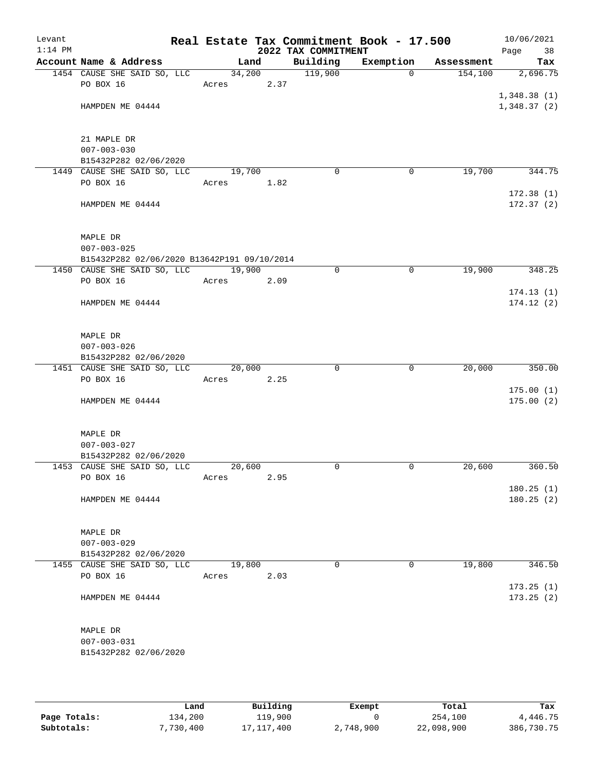Levant 1:14 PM

# Real Estate Tax Commitment Book - 17.500

## 2022 TAX COMMITMENT

10/06/2021

| Account Name & Address | Land | Building | Exemption | Assessment | Tax |
|---|---|---|---|---|---|
| 1454 CAUSE SHE SAID SO, LLC | 34,200 | 119,900 | 0 | 154,100 | 2,696.75 |
| PO BOX 16 | Acres 2.37 | | | | |
| | | | | | 1,348.38 (1) |
| HAMPDEN ME 04444 | | | | | 1,348.37 (2) |
| 21 MAPLE DR | | | | | |
| 007-003-030 | | | | | |
| B15432P282 02/06/2020 | | | | | |
| 1449 CAUSE SHE SAID SO, LLC | 19,700 | 0 | 0 | 19,700 | 344.75 |
| PO BOX 16 | Acres 1.82 | | | | |
| | | | | | 172.38 (1) |
| HAMPDEN ME 04444 | | | | | 172.37 (2) |
| MAPLE DR | | | | | |
| 007-003-025 | | | | | |
| B15432P282 02/06/2020 B13642P191 09/10/2014 | | | | | |
| 1450 CAUSE SHE SAID SO, LLC | 19,900 | 0 | 0 | 19,900 | 348.25 |
| PO BOX 16 | Acres 2.09 | | | | |
| | | | | | 174.13 (1) |
| HAMPDEN ME 04444 | | | | | 174.12 (2) |
| MAPLE DR | | | | | |
| 007-003-026 | | | | | |
| B15432P282 02/06/2020 | | | | | |
| 1451 CAUSE SHE SAID SO, LLC | 20,000 | 0 | 0 | 20,000 | 350.00 |
| PO BOX 16 | Acres 2.25 | | | | |
| | | | | | 175.00 (1) |
| HAMPDEN ME 04444 | | | | | 175.00 (2) |
| MAPLE DR | | | | | |
| 007-003-027 | | | | | |
| B15432P282 02/06/2020 | | | | | |
| 1453 CAUSE SHE SAID SO, LLC | 20,600 | 0 | 0 | 20,600 | 360.50 |
| PO BOX 16 | Acres 2.95 | | | | |
| | | | | | 180.25 (1) |
| HAMPDEN ME 04444 | | | | | 180.25 (2) |
| MAPLE DR | | | | | |
| 007-003-029 | | | | | |
| B15432P282 02/06/2020 | | | | | |
| 1455 CAUSE SHE SAID SO, LLC | 19,800 | 0 | 0 | 19,800 | 346.50 |
| PO BOX 16 | Acres 2.03 | | | | |
| | | | | | 173.25 (1) |
| HAMPDEN ME 04444 | | | | | 173.25 (2) |
| MAPLE DR | | | | | |
| 007-003-031 | | | | | |
| B15432P282 02/06/2020 | | | | | |

| | Land | Building | Exempt | Total | Tax |
|---|---|---|---|---|---|
| Page Totals: | 134,200 | 119,900 | 0 | 254,100 | 4,446.75 |
| Subtotals: | 7,730,400 | 17,117,400 | 2,748,900 | 22,098,900 | 386,730.75 |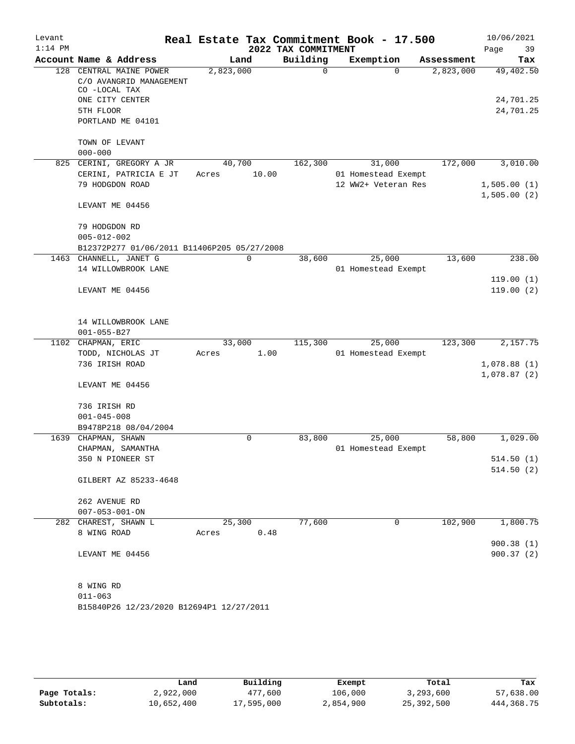Levant 1:14 PM

# Real Estate Tax Commitment Book - 17.500

## 2022 TAX COMMITMENT

10/06/2021

| Account Name & Address | Land | Building | Exemption | Assessment | Tax |
|---|---|---|---|---|---|
| 128 CENTRAL MAINE POWER | 2,823,000 | 0 | 0 | 2,823,000 | 49,402.50 |
| C/O AVANGRID MANAGEMENT | | | | | |
| CO -LOCAL TAX | | | | | |
| ONE CITY CENTER | | | | | 24,701.25 |
| 5TH FLOOR | | | | | 24,701.25 |
| PORTLAND ME 04101 | | | | | |
| TOWN OF LEVANT | | | | | |
| 000-000 | | | | | |
| 825 CERINI, GREGORY A JR | 40,700 | 162,300 | 31,000 | 172,000 | 3,010.00 |
| CERINI, PATRICIA E JT | Acres 10.00 | | 01 Homestead Exempt | | |
| 79 HODGDON ROAD | | | 12 WW2+ Veteran Res | | 1,505.00 (1) |
| | | | | | 1,505.00 (2) |
| LEVANT ME 04456 | | | | | |
| 79 HODGDON RD | | | | | |
| 005-012-002 | | | | | |
| B12372P277 01/06/2011 B11406P205 05/27/2008 | | | | | |
| 1463 CHANNELL, JANET G | 0 | 38,600 | 25,000 | 13,600 | 238.00 |
| 14 WILLOWBROOK LANE | | | 01 Homestead Exempt | | |
| | | | | | 119.00 (1) |
| LEVANT ME 04456 | | | | | 119.00 (2) |
| 14 WILLOWBROOK LANE | | | | | |
| 001-055-B27 | | | | | |
| 1102 CHAPMAN, ERIC | 33,000 | 115,300 | 25,000 | 123,300 | 2,157.75 |
| TODD, NICHOLAS JT | Acres 1.00 | | 01 Homestead Exempt | | |
| 736 IRISH ROAD | | | | | 1,078.88 (1) |
| | | | | | 1,078.87 (2) |
| LEVANT ME 04456 | | | | | |
| 736 IRISH RD | | | | | |
| 001-045-008 | | | | | |
| B9478P218 08/04/2004 | | | | | |
| 1639 CHAPMAN, SHAWN | 0 | 83,800 | 25,000 | 58,800 | 1,029.00 |
| CHAPMAN, SAMANTHA | | | 01 Homestead Exempt | | |
| 350 N PIONEER ST | | | | | 514.50 (1) |
| | | | | | 514.50 (2) |
| GILBERT AZ 85233-4648 | | | | | |
| 262 AVENUE RD | | | | | |
| 007-053-001-ON | | | | | |
| 282 CHAREST, SHAWN L | 25,300 | 77,600 | 0 | 102,900 | 1,800.75 |
| 8 WING ROAD | Acres 0.48 | | | | |
| | | | | | 900.38 (1) |
| LEVANT ME 04456 | | | | | 900.37 (2) |
| 8 WING RD | | | | | |
| 011-063 | | | | | |
| B15840P26 12/23/2020 B12694P1 12/27/2011 | | | | | |

| | Land | Building | Exempt | Total | Tax |
|---|---|---|---|---|---|
| Page Totals: | 2,922,000 | 477,600 | 106,000 | 3,293,600 | 57,638.00 |
| Subtotals: | 10,652,400 | 17,595,000 | 2,854,900 | 25,392,500 | 444,368.75 |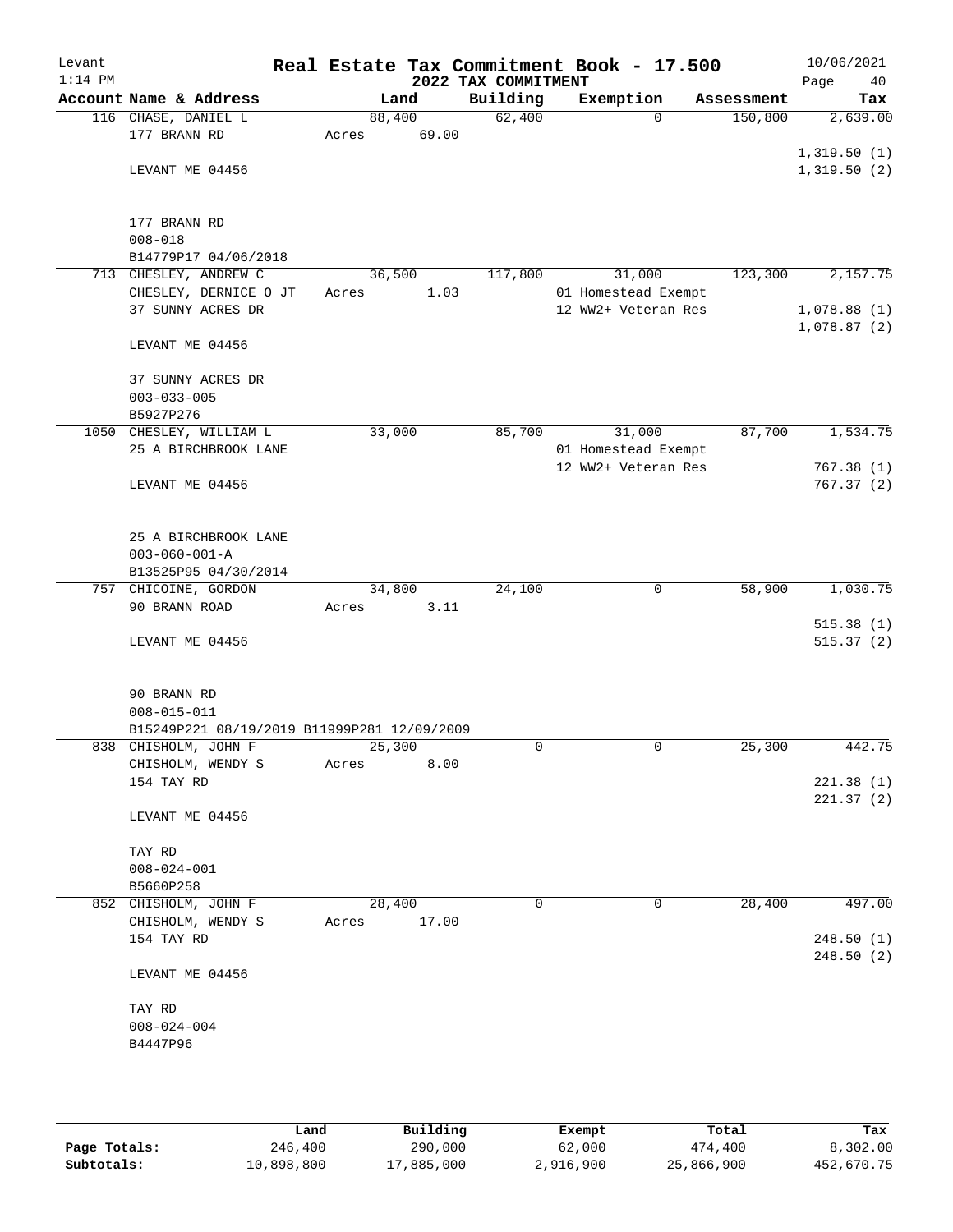Levant 1:14 PM

# Real Estate Tax Commitment Book - 17.500

## 2022 TAX COMMITMENT

10/06/2021

| Account | Name & Address | Land | Building | Exemption | Assessment | Tax |
|---|---|---|---|---|---|---|
| 116 | CHASE, DANIEL L<br>177 BRANN RD<br><br>LEVANT ME 04456<br><br>177 BRANN RD<br>008-018<br>B14779P17 04/06/2018 | 88,400<br>Acres 69.00 | 62,400 | 0 | 150,800 | 2,639.00<br><br>1,319.50 (1)<br>1,319.50 (2) |
| 713 | CHESLEY, ANDREW C<br>CHESLEY, DERNICE O JT<br>37 SUNNY ACRES DR<br><br>LEVANT ME 04456<br><br>37 SUNNY ACRES DR<br>003-033-005<br>B5927P276 | 36,500<br>Acres 1.03 | 117,800 | 31,000<br>01 Homestead Exempt<br>12 WW2+ Veteran Res | 123,300 | 2,157.75<br><br>1,078.88 (1)<br>1,078.87 (2) |
| 1050 | CHESLEY, WILLIAM L<br>25 A BIRCHBROOK LANE<br><br>LEVANT ME 04456<br><br>25 A BIRCHBROOK LANE<br>003-060-001-A<br>B13525P95 04/30/2014 | 33,000 | 85,700 | 31,000<br>01 Homestead Exempt<br>12 WW2+ Veteran Res | 87,700 | 1,534.75<br><br>767.38 (1)<br>767.37 (2) |
| 757 | CHICOINE, GORDON<br>90 BRANN ROAD<br><br>LEVANT ME 04456<br><br>90 BRANN RD<br>008-015-011<br>B15249P221 08/19/2019 B11999P281 12/09/2009 | 34,800<br>Acres 3.11 | 24,100 | 0 | 58,900 | 1,030.75<br><br>515.38 (1)<br>515.37 (2) |
| 838 | CHISHOLM, JOHN F<br>CHISHOLM, WENDY S<br>154 TAY RD<br><br>LEVANT ME 04456<br><br>TAY RD<br>008-024-001<br>B5660P258 | 25,300<br>Acres 8.00 | 0 | 0 | 25,300 | 442.75<br><br>221.38 (1)<br>221.37 (2) |
| 852 | CHISHOLM, JOHN F<br>CHISHOLM, WENDY S<br>154 TAY RD<br><br>LEVANT ME 04456<br><br>TAY RD<br>008-024-004<br>B4447P96 | 28,400<br>Acres 17.00 | 0 | 0 | 28,400 | 497.00<br><br>248.50 (1)<br>248.50 (2) |

| | Land | Building | Exempt | Total | Tax |
|---|---|---|---|---|---|
| Page Totals: | 246,400 | 290,000 | 62,000 | 474,400 | 8,302.00 |
| Subtotals: | 10,898,800 | 17,885,000 | 2,916,900 | 25,866,900 | 452,670.75 |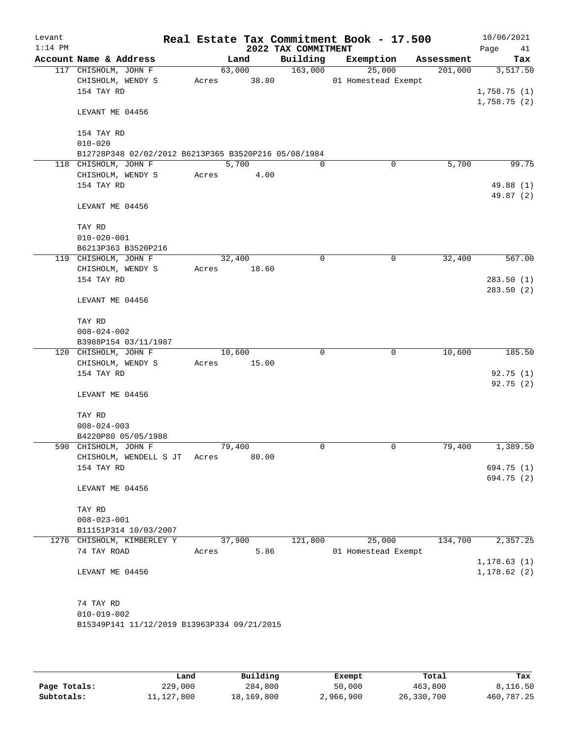Levant 1:14 PM

# Real Estate Tax Commitment Book - 17.500

## 2022 TAX COMMITMENT

10/06/2021

| Account Name & Address | Land | Building | Exemption | Assessment | Tax |
|---|---|---|---|---|---|
| 117 CHISHOLM, JOHN F | 63,000 | 163,000 | 25,000 | 201,000 | 3,517.50 |
| CHISHOLM, WENDY S | Acres 38.80 | | 01 Homestead Exempt | | |
| 154 TAY RD | | | | | 1,758.75 (1) |
| | | | | | 1,758.75 (2) |
| LEVANT ME 04456 | | | | | |
| 154 TAY RD | | | | | |
| 010-020 | | | | | |
| B12728P348 02/02/2012 B6213P365 B3520P216 05/08/1984 | | | | | |
| 118 CHISHOLM, JOHN F | 5,700 | 0 | 0 | 5,700 | 99.75 |
| CHISHOLM, WENDY S | Acres 4.00 | | | | |
| 154 TAY RD | | | | | 49.88 (1) |
| | | | | | 49.87 (2) |
| LEVANT ME 04456 | | | | | |
| TAY RD | | | | | |
| 010-020-001 | | | | | |
| B6213P363 B3520P216 | | | | | |
| 119 CHISHOLM, JOHN F | 32,400 | 0 | 0 | 32,400 | 567.00 |
| CHISHOLM, WENDY S | Acres 18.60 | | | | |
| 154 TAY RD | | | | | 283.50 (1) |
| | | | | | 283.50 (2) |
| LEVANT ME 04456 | | | | | |
| TAY RD | | | | | |
| 008-024-002 | | | | | |
| B3988P154 03/11/1987 | | | | | |
| 120 CHISHOLM, JOHN F | 10,600 | 0 | 0 | 10,600 | 185.50 |
| CHISHOLM, WENDY S | Acres 15.00 | | | | |
| 154 TAY RD | | | | | 92.75 (1) |
| | | | | | 92.75 (2) |
| LEVANT ME 04456 | | | | | |
| TAY RD | | | | | |
| 008-024-003 | | | | | |
| B4220P80 05/05/1988 | | | | | |
| 590 CHISHOLM, JOHN F | 79,400 | 0 | 0 | 79,400 | 1,389.50 |
| CHISHOLM, WENDELL S JT | Acres 80.00 | | | | |
| 154 TAY RD | | | | | 694.75 (1) |
| | | | | | 694.75 (2) |
| LEVANT ME 04456 | | | | | |
| TAY RD | | | | | |
| 008-023-001 | | | | | |
| B11151P314 10/03/2007 | | | | | |
| 1276 CHISHOLM, KIMBERLEY Y | 37,900 | 121,800 | 25,000 | 134,700 | 2,357.25 |
| 74 TAY ROAD | Acres 5.86 | | 01 Homestead Exempt | | |
| | | | | | 1,178.63 (1) |
| LEVANT ME 04456 | | | | | 1,178.62 (2) |
| 74 TAY RD | | | | | |
| 010-019-002 | | | | | |
| B15349P141 11/12/2019 B13963P334 09/21/2015 | | | | | |

| | Land | Building | Exempt | Total | Tax |
|---|---|---|---|---|---|
| Page Totals: | 229,000 | 284,800 | 50,000 | 463,800 | 8,116.50 |
| Subtotals: | 11,127,800 | 18,169,800 | 2,966,900 | 26,330,700 | 460,787.25 |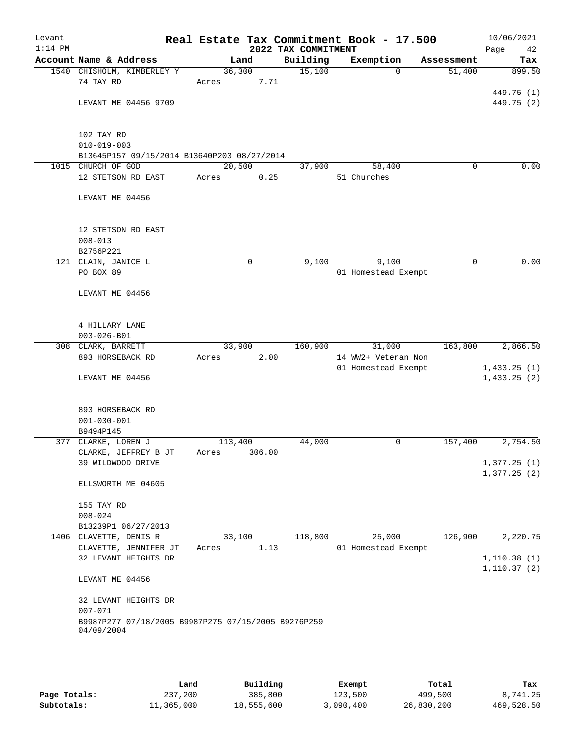Levant
1:14 PM

# Real Estate Tax Commitment Book - 17.500

## 2022 TAX COMMITMENT

10/06/2021

| Account Name & Address | Land | Building | Exemption | Assessment | Tax |
|---|---|---|---|---|---|
| 1540 CHISHOLM, KIMBERLEY Y | 36,300 | 15,100 | 0 | 51,400 | 899.50 |
| 74 TAY RD | Acres 7.71 | | | | |
| | | | | | 449.75 (1) |
| LEVANT ME 04456 9709 | | | | | 449.75 (2) |
| 102 TAY RD | | | | | |
| 010-019-003 | | | | | |
| B13645P157 09/15/2014 B13640P203 08/27/2014 | | | | | |
| 1015 CHURCH OF GOD | 20,500 | 37,900 | 58,400 | 0 | 0.00 |
| 12 STETSON RD EAST | Acres 0.25 | | 51 Churches | | |
| LEVANT ME 04456 | | | | | |
| 12 STETSON RD EAST | | | | | |
| 008-013 | | | | | |
| B2756P221 | | | | | |
| 121 CLAIN, JANICE L | 0 | 9,100 | 9,100 | 0 | 0.00 |
| PO BOX 89 | | | 01 Homestead Exempt | | |
| LEVANT ME 04456 | | | | | |
| 4 HILLARY LANE | | | | | |
| 003-026-B01 | | | | | |
| 308 CLARK, BARRETT | 33,900 | 160,900 | 31,000 | 163,800 | 2,866.50 |
| 893 HORSEBACK RD | Acres 2.00 | | 14 WW2+ Veteran Non | | |
| | | | 01 Homestead Exempt | | 1,433.25 (1) |
| LEVANT ME 04456 | | | | | 1,433.25 (2) |
| 893 HORSEBACK RD | | | | | |
| 001-030-001 | | | | | |
| B9494P145 | | | | | |
| 377 CLARKE, LOREN J | 113,400 | 44,000 | 0 | 157,400 | 2,754.50 |
| CLARKE, JEFFREY B JT | Acres 306.00 | | | | |
| 39 WILDWOOD DRIVE | | | | | 1,377.25 (1) |
| | | | | | 1,377.25 (2) |
| ELLSWORTH ME 04605 | | | | | |
| 155 TAY RD | | | | | |
| 008-024 | | | | | |
| B13239P1 06/27/2013 | | | | | |
| 1406 CLAVETTE, DENIS R | 33,100 | 118,800 | 25,000 | 126,900 | 2,220.75 |
| CLAVETTE, JENNIFER JT | Acres 1.13 | | 01 Homestead Exempt | | |
| 32 LEVANT HEIGHTS DR | | | | | 1,110.38 (1) |
| | | | | | 1,110.37 (2) |
| LEVANT ME 04456 | | | | | |
| 32 LEVANT HEIGHTS DR | | | | | |
| 007-071 | | | | | |
| B9987P277 07/18/2005 B9987P275 07/15/2005 B9276P259 04/09/2004 | | | | | |

| | Land | Building | Exempt | Total | Tax |
|---|---|---|---|---|---|
| Page Totals: | 237,200 | 385,800 | 123,500 | 499,500 | 8,741.25 |
| Subtotals: | 11,365,000 | 18,555,600 | 3,090,400 | 26,830,200 | 469,528.50 |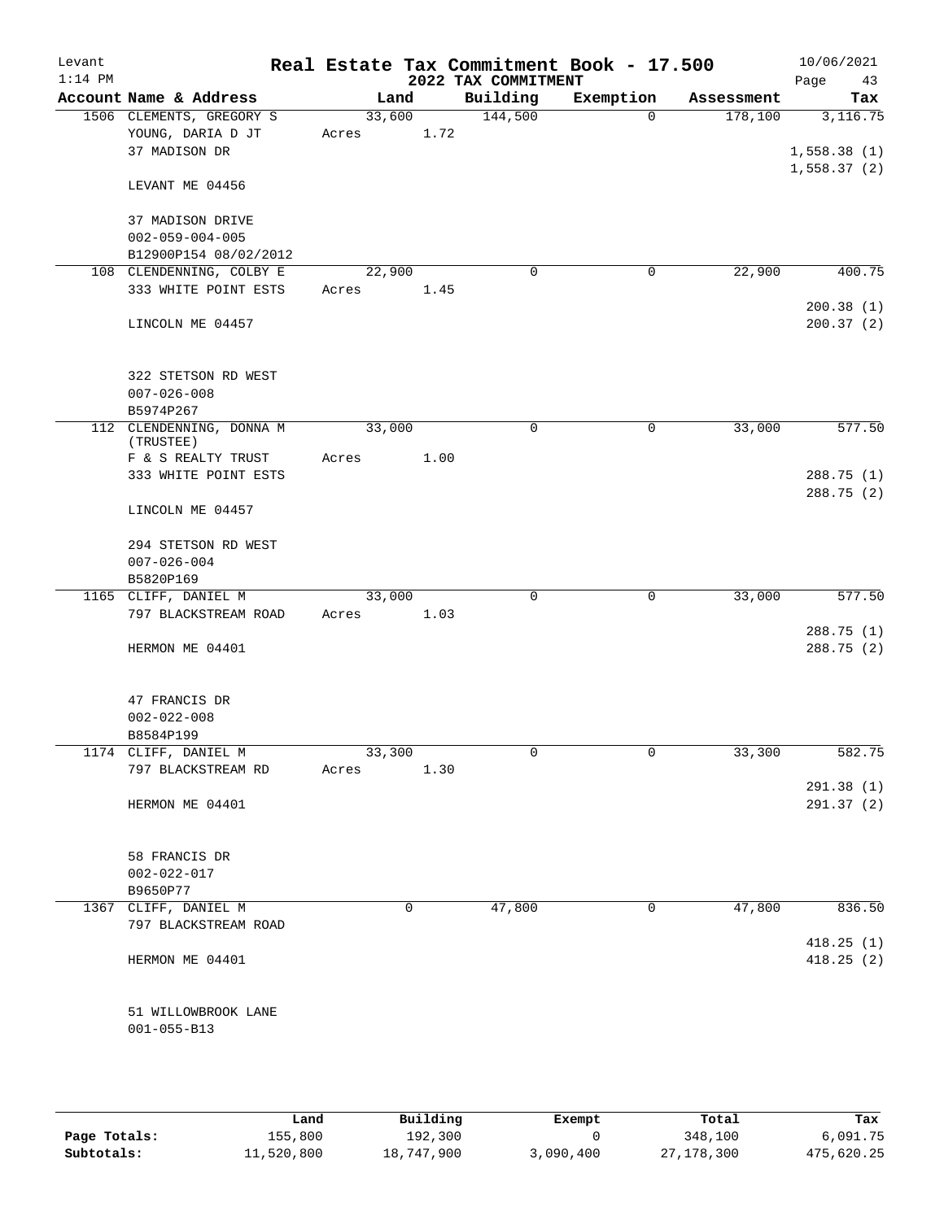Levant 1:14 PM

# Real Estate Tax Commitment Book - 17.500

## 2022 TAX COMMITMENT

10/06/2021

| Account Name & Address | Land | Building | Exemption | Assessment | Tax |
|---|---|---|---|---|---|
| 1506 CLEMENTS, GREGORY S | 33,600 | 144,500 | 0 | 178,100 | 3,116.75 |
| YOUNG, DARIA D JT | Acres 1.72 | | | | |
| 37 MADISON DR | | | | | 1,558.38 (1) |
| | | | | | 1,558.37 (2) |
| LEVANT ME 04456 | | | | | |
| 37 MADISON DRIVE | | | | | |
| 002-059-004-005 | | | | | |
| B12900P154 08/02/2012 | | | | | |
| 108 CLENDENNING, COLBY E | 22,900 | 0 | 0 | 22,900 | 400.75 |
| 333 WHITE POINT ESTS | Acres 1.45 | | | | |
| | | | | | 200.38 (1) |
| LINCOLN ME 04457 | | | | | 200.37 (2) |
| 322 STETSON RD WEST | | | | | |
| 007-026-008 | | | | | |
| B5974P267 | | | | | |
| 112 CLENDENNING, DONNA M (TRUSTEE) | 33,000 | 0 | 0 | 33,000 | 577.50 |
| F & S REALTY TRUST | Acres 1.00 | | | | |
| 333 WHITE POINT ESTS | | | | | 288.75 (1) |
| | | | | | 288.75 (2) |
| LINCOLN ME 04457 | | | | | |
| 294 STETSON RD WEST | | | | | |
| 007-026-004 | | | | | |
| B5820P169 | | | | | |
| 1165 CLIFF, DANIEL M | 33,000 | 0 | 0 | 33,000 | 577.50 |
| 797 BLACKSTREAM ROAD | Acres 1.03 | | | | |
| | | | | | 288.75 (1) |
| HERMON ME 04401 | | | | | 288.75 (2) |
| 47 FRANCIS DR | | | | | |
| 002-022-008 | | | | | |
| B8584P199 | | | | | |
| 1174 CLIFF, DANIEL M | 33,300 | 0 | 0 | 33,300 | 582.75 |
| 797 BLACKSTREAM RD | Acres 1.30 | | | | |
| | | | | | 291.38 (1) |
| HERMON ME 04401 | | | | | 291.37 (2) |
| 58 FRANCIS DR | | | | | |
| 002-022-017 | | | | | |
| B9650P77 | | | | | |
| 1367 CLIFF, DANIEL M | 0 | 47,800 | 0 | 47,800 | 836.50 |
| 797 BLACKSTREAM ROAD | | | | | |
| | | | | | 418.25 (1) |
| HERMON ME 04401 | | | | | 418.25 (2) |
| 51 WILLOWBROOK LANE | | | | | |
| 001-055-B13 | | | | | |

| | Land | Building | Exempt | Total | Tax |
|---|---|---|---|---|---|
| Page Totals: | 155,800 | 192,300 | 0 | 348,100 | 6,091.75 |
| Subtotals: | 11,520,800 | 18,747,900 | 3,090,400 | 27,178,300 | 475,620.25 |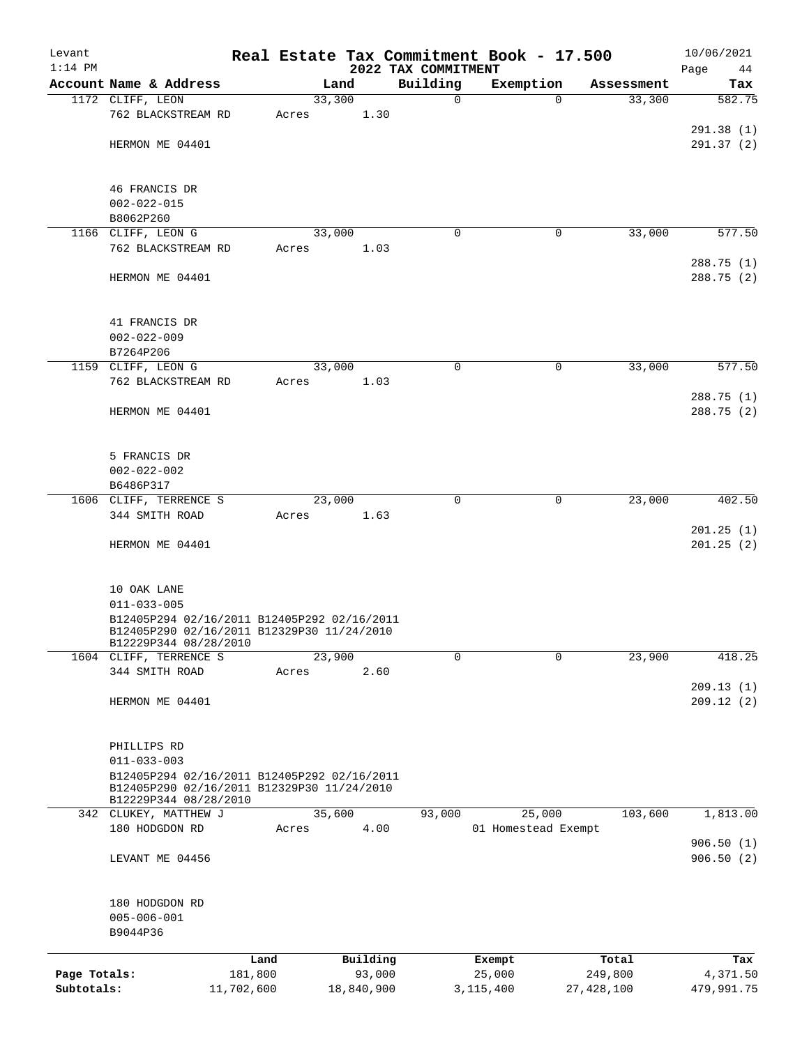Levant  
1:14 PM

# Real Estate Tax Commitment Book - 17.500

## 2022 TAX COMMITMENT

10/06/2021  
Page 44

| Account Name & Address | Land | Building | Exemption | Assessment | Tax |
|---|---|---|---|---|---|
| 1172 CLIFF, LEON | 33,300 | 0 | 0 | 33,300 | 582.75 |
| 762 BLACKSTREAM RD | Acres 1.30 | | | | |
| | | | | | 291.38 (1) |
| HERMON ME 04401 | | | | | 291.37 (2) |
| 46 FRANCIS DR | | | | | |
| 002-022-015 | | | | | |
| B8062P260 | | | | | |
| 1166 CLIFF, LEON G | 33,000 | 0 | 0 | 33,000 | 577.50 |
| 762 BLACKSTREAM RD | Acres 1.03 | | | | |
| | | | | | 288.75 (1) |
| HERMON ME 04401 | | | | | 288.75 (2) |
| 41 FRANCIS DR | | | | | |
| 002-022-009 | | | | | |
| B7264P206 | | | | | |
| 1159 CLIFF, LEON G | 33,000 | 0 | 0 | 33,000 | 577.50 |
| 762 BLACKSTREAM RD | Acres 1.03 | | | | |
| | | | | | 288.75 (1) |
| HERMON ME 04401 | | | | | 288.75 (2) |
| 5 FRANCIS DR | | | | | |
| 002-022-002 | | | | | |
| B6486P317 | | | | | |
| 1606 CLIFF, TERRENCE S | 23,000 | 0 | 0 | 23,000 | 402.50 |
| 344 SMITH ROAD | Acres 1.63 | | | | |
| | | | | | 201.25 (1) |
| HERMON ME 04401 | | | | | 201.25 (2) |
| 10 OAK LANE | | | | | |
| 011-033-005 | | | | | |
| B12405P294 02/16/2011 B12405P292 02/16/2011 | | | | | |
| B12405P290 02/16/2011 B12329P30 11/24/2010 | | | | | |
| B12229P344 08/28/2010 | | | | | |
| 1604 CLIFF, TERRENCE S | 23,900 | 0 | 0 | 23,900 | 418.25 |
| 344 SMITH ROAD | Acres 2.60 | | | | |
| | | | | | 209.13 (1) |
| HERMON ME 04401 | | | | | 209.12 (2) |
| PHILLIPS RD | | | | | |
| 011-033-003 | | | | | |
| B12405P294 02/16/2011 B12405P292 02/16/2011 | | | | | |
| B12405P290 02/16/2011 B12329P30 11/24/2010 | | | | | |
| B12229P344 08/28/2010 | | | | | |
| 342 CLUKEY, MATTHEW J | 35,600 | 93,000 | 25,000 | 103,600 | 1,813.00 |
| 180 HODGDON RD | Acres 4.00 | | 01 Homestead Exempt | | |
| | | | | | 906.50 (1) |
| LEVANT ME 04456 | | | | | 906.50 (2) |
| 180 HODGDON RD | | | | | |
| 005-006-001 | | | | | |
| B9044P36 | | | | | |

| | Land | Building | Exempt | Total | Tax |
|---|---|---|---|---|---|
| Page Totals: | 181,800 | 93,000 | 25,000 | 249,800 | 4,371.50 |
| Subtotals: | 11,702,600 | 18,840,900 | 3,115,400 | 27,428,100 | 479,991.75 |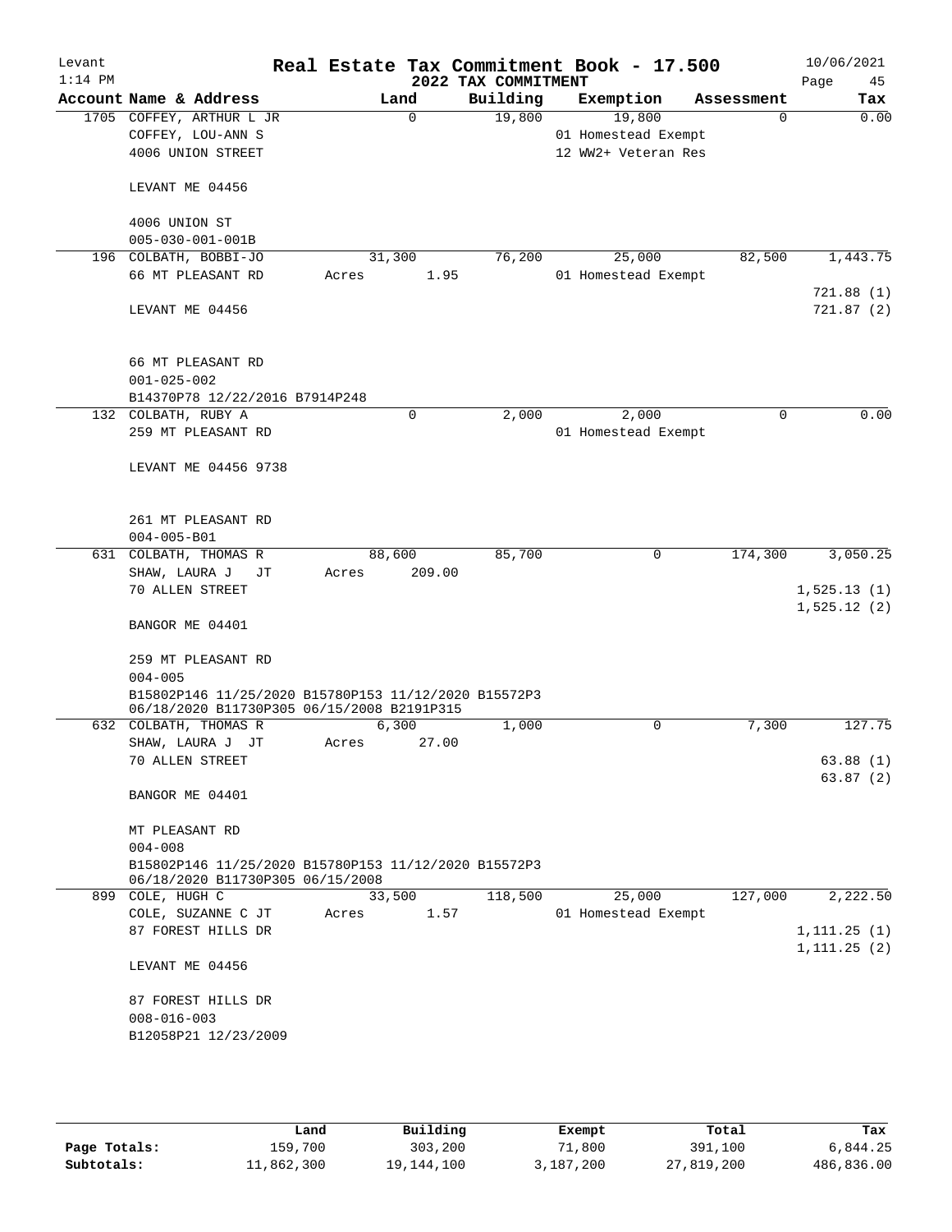Levant 1:14 PM

# Real Estate Tax Commitment Book - 17.500

## 2022 TAX COMMITMENT

10/06/2021

| Account | Name & Address | Land | Building | Exemption | Assessment | Tax |
|---|---|---|---|---|---|---|
| 1705 | COFFEY, ARTHUR L JR<br>COFFEY, LOU-ANN S<br>4006 UNION STREET<br><br>LEVANT ME 04456<br><br>4006 UNION ST<br>005-030-001-001B | 0 | 19,800 | 19,800<br>01 Homestead Exempt<br>12 WW2+ Veteran Res | 0 | 0.00 |
| 196 | COLBATH, BOBBI-JO<br>66 MT PLEASANT RD<br><br>LEVANT ME 04456<br><br>66 MT PLEASANT RD<br>001-025-002<br>B14370P78 12/22/2016 B7914P248 | 31,300<br>Acres 1.95 | 76,200 | 25,000<br>01 Homestead Exempt | 82,500 | 1,443.75<br><br>721.88 (1)<br>721.87 (2) |
| 132 | COLBATH, RUBY A<br>259 MT PLEASANT RD<br><br>LEVANT ME 04456 9738<br><br>261 MT PLEASANT RD<br>004-005-B01 | 0 | 2,000 | 2,000<br>01 Homestead Exempt | 0 | 0.00 |
| 631 | COLBATH, THOMAS R<br>SHAW, LAURA J JT<br>70 ALLEN STREET<br><br>BANGOR ME 04401<br><br>259 MT PLEASANT RD<br>004-005<br>B15802P146 11/25/2020 B15780P153 11/12/2020 B15572P3 06/18/2020 B11730P305 06/15/2008 B2191P315 | 88,600<br>Acres 209.00 | 85,700 | 0 | 174,300 | 3,050.25<br><br>1,525.13 (1)<br>1,525.12 (2) |
| 632 | COLBATH, THOMAS R<br>SHAW, LAURA J JT<br>70 ALLEN STREET<br><br>BANGOR ME 04401<br><br>MT PLEASANT RD<br>004-008<br>B15802P146 11/25/2020 B15780P153 11/12/2020 B15572P3 06/18/2020 B11730P305 06/15/2008 | 6,300<br>Acres 27.00 | 1,000 | 0 | 7,300 | 127.75<br><br>63.88 (1)<br>63.87 (2) |
| 899 | COLE, HUGH C<br>COLE, SUZANNE C JT<br>87 FOREST HILLS DR<br><br>LEVANT ME 04456<br><br>87 FOREST HILLS DR<br>008-016-003<br>B12058P21 12/23/2009 | 33,500<br>Acres 1.57 | 118,500 | 25,000<br>01 Homestead Exempt | 127,000 | 2,222.50<br><br>1,111.25 (1)<br>1,111.25 (2) |

| | Land | Building | Exempt | Total | Tax |
|---|---|---|---|---|---|
| Page Totals: | 159,700 | 303,200 | 71,800 | 391,100 | 6,844.25 |
| Subtotals: | 11,862,300 | 19,144,100 | 3,187,200 | 27,819,200 | 486,836.00 |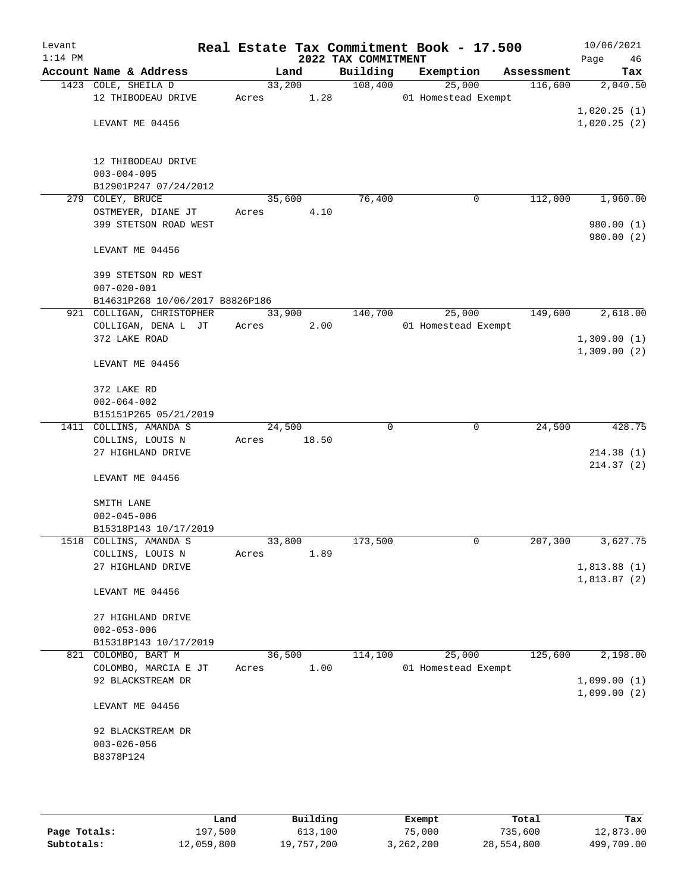# Real Estate Tax Commitment Book - 17.500

Levant
1:14 PM

10/06/2021

## 2022 TAX COMMITMENT

| Account | Name & Address | Land | Building | Exemption | Assessment | Tax |
|---|---|---|---|---|---|---|
| 1423 | COLE, SHEILA D<br>12 THIBODEAU DRIVE<br><br>LEVANT ME 04456<br><br>12 THIBODEAU DRIVE<br>003-004-005<br>B12901P247 07/24/2012 | 33,200<br>Acres 1.28 | 108,400 | 25,000<br>01 Homestead Exempt | 116,600 | 2,040.50<br><br>1,020.25 (1)<br>1,020.25 (2) |
| 279 | COLEY, BRUCE<br>OSTMEYER, DIANE JT<br>399 STETSON ROAD WEST<br><br>LEVANT ME 04456<br><br>399 STETSON RD WEST<br>007-020-001<br>B14631P268 10/06/2017 B8826P186 | 35,600<br>Acres 4.10 | 76,400 | 0 | 112,000 | 1,960.00<br><br>980.00 (1)<br>980.00 (2) |
| 921 | COLLIGAN, CHRISTOPHER<br>COLLIGAN, DENA L JT<br>372 LAKE ROAD<br><br>LEVANT ME 04456<br><br>372 LAKE RD<br>002-064-002<br>B15151P265 05/21/2019 | 33,900<br>Acres 2.00 | 140,700 | 25,000<br>01 Homestead Exempt | 149,600 | 2,618.00<br><br>1,309.00 (1)<br>1,309.00 (2) |
| 1411 | COLLINS, AMANDA S<br>COLLINS, LOUIS N<br>27 HIGHLAND DRIVE<br><br>LEVANT ME 04456<br><br>SMITH LANE<br>002-045-006<br>B15318P143 10/17/2019 | 24,500<br>Acres 18.50 | 0 | 0 | 24,500 | 428.75<br><br>214.38 (1)<br>214.37 (2) |
| 1518 | COLLINS, AMANDA S<br>COLLINS, LOUIS N<br>27 HIGHLAND DRIVE<br><br>LEVANT ME 04456<br><br>27 HIGHLAND DRIVE<br>002-053-006<br>B15318P143 10/17/2019 | 33,800<br>Acres 1.89 | 173,500 | 0 | 207,300 | 3,627.75<br><br>1,813.88 (1)<br>1,813.87 (2) |
| 821 | COLOMBO, BART M<br>COLOMBO, MARCIA E JT<br>92 BLACKSTREAM DR<br><br>LEVANT ME 04456<br><br>92 BLACKSTREAM DR<br>003-026-056<br>B8378P124 | 36,500<br>Acres 1.00 | 114,100 | 25,000<br>01 Homestead Exempt | 125,600 | 2,198.00<br><br>1,099.00 (1)<br>1,099.00 (2) |

| | Land | Building | Exempt | Total | Tax |
|---|---|---|---|---|---|
| Page Totals: | 197,500 | 613,100 | 75,000 | 735,600 | 12,873.00 |
| Subtotals: | 12,059,800 | 19,757,200 | 3,262,200 | 28,554,800 | 499,709.00 |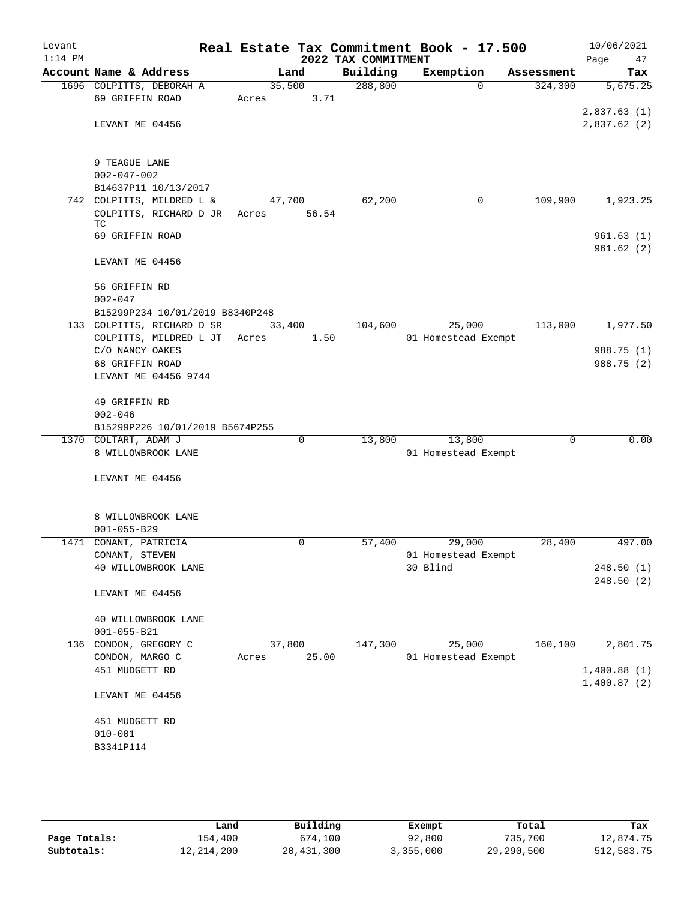# Real Estate Tax Commitment Book - 17.500

Levant
1:14 PM

2022 TAX COMMITMENT

10/06/2021

| Account Name & Address | Land | Building | Exemption | Assessment | Tax |
|---|---|---|---|---|---|
| 1696 COLPITTS, DEBORAH A | 35,500 | 288,800 | 0 | 324,300 | 5,675.25 |
| 69 GRIFFIN ROAD | Acres 3.71 | | | | |
| | | | | | 2,837.63 (1) |
| LEVANT ME 04456 | | | | | 2,837.62 (2) |
| 9 TEAGUE LANE | | | | | |
| 002-047-002 | | | | | |
| B14637P11 10/13/2017 | | | | | |
| 742 COLPITTS, MILDRED L & | 47,700 | 62,200 | 0 | 109,900 | 1,923.25 |
| COLPITTS, RICHARD D JR TC | Acres 56.54 | | | | |
| 69 GRIFFIN ROAD | | | | | 961.63 (1) |
| | | | | | 961.62 (2) |
| LEVANT ME 04456 | | | | | |
| 56 GRIFFIN RD | | | | | |
| 002-047 | | | | | |
| B15299P234 10/01/2019 B8340P248 | | | | | |
| 133 COLPITTS, RICHARD D SR | 33,400 | 104,600 | 25,000 | 113,000 | 1,977.50 |
| COLPITTS, MILDRED L JT | Acres 1.50 | | 01 Homestead Exempt | | |
| C/O NANCY OAKES | | | | | 988.75 (1) |
| 68 GRIFFIN ROAD | | | | | 988.75 (2) |
| LEVANT ME 04456 9744 | | | | | |
| 49 GRIFFIN RD | | | | | |
| 002-046 | | | | | |
| B15299P226 10/01/2019 B5674P255 | | | | | |
| 1370 COLTART, ADAM J | 0 | 13,800 | 13,800 | 0 | 0.00 |
| 8 WILLOWBROOK LANE | | | 01 Homestead Exempt | | |
| LEVANT ME 04456 | | | | | |
| 8 WILLOWBROOK LANE | | | | | |
| 001-055-B29 | | | | | |
| 1471 CONANT, PATRICIA | 0 | 57,400 | 29,000 | 28,400 | 497.00 |
| CONANT, STEVEN | | | 01 Homestead Exempt | | |
| 40 WILLOWBROOK LANE | | | 30 Blind | | 248.50 (1) |
| | | | | | 248.50 (2) |
| LEVANT ME 04456 | | | | | |
| 40 WILLOWBROOK LANE | | | | | |
| 001-055-B21 | | | | | |
| 136 CONDON, GREGORY C | 37,800 | 147,300 | 25,000 | 160,100 | 2,801.75 |
| CONDON, MARGO C | Acres 25.00 | | 01 Homestead Exempt | | |
| 451 MUDGETT RD | | | | | 1,400.88 (1) |
| | | | | | 1,400.87 (2) |
| LEVANT ME 04456 | | | | | |
| 451 MUDGETT RD | | | | | |
| 010-001 | | | | | |
| B3341P114 | | | | | |

| | Land | Building | Exempt | Total | Tax |
|---|---|---|---|---|---|
| Page Totals: | 154,400 | 674,100 | 92,800 | 735,700 | 12,874.75 |
| Subtotals: | 12,214,200 | 20,431,300 | 3,355,000 | 29,290,500 | 512,583.75 |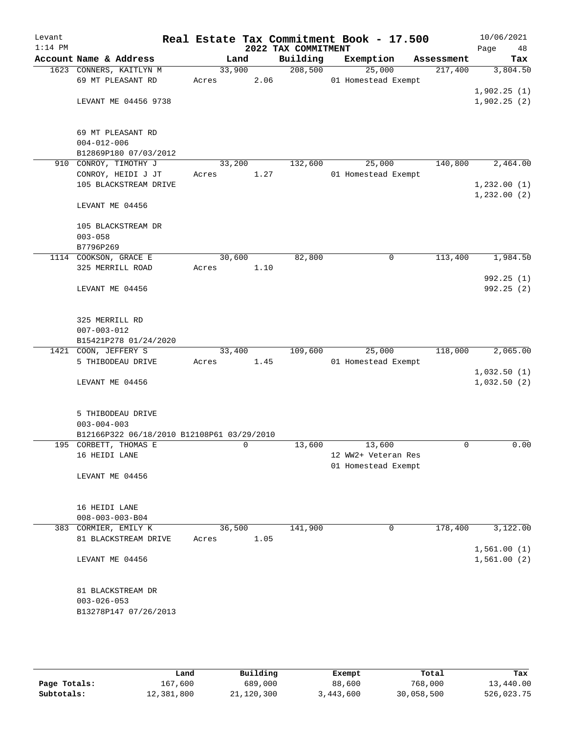Levant 1:14 PM

# Real Estate Tax Commitment Book - 17.500

## 2022 TAX COMMITMENT

10/06/2021 Page 48

| Account Name & Address | Land | Building | Exemption | Assessment | Tax |
|---|---|---|---|---|---|
| 1623 CONNERS, KAITLYN M<br>69 MT PLEASANT RD<br><br>LEVANT ME 04456 9738<br><br>69 MT PLEASANT RD<br>004-012-006<br>B12869P180 07/03/2012 | 33,900<br>Acres 2.06 | 208,500 | 25,000<br>01 Homestead Exempt | 217,400 | 3,804.50<br><br>1,902.25 (1)<br>1,902.25 (2) |
| 910 CONROY, TIMOTHY J<br>CONROY, HEIDI J JT<br>105 BLACKSTREAM DRIVE<br><br>LEVANT ME 04456<br><br>105 BLACKSTREAM DR<br>003-058<br>B7796P269 | 33,200<br>Acres 1.27 | 132,600 | 25,000<br>01 Homestead Exempt | 140,800 | 2,464.00<br><br>1,232.00 (1)<br>1,232.00 (2) |
| 1114 COOKSON, GRACE E<br>325 MERRILL ROAD<br><br>LEVANT ME 04456<br><br>325 MERRILL RD<br>007-003-012<br>B15421P278 01/24/2020 | 30,600<br>Acres 1.10 | 82,800 | 0 | 113,400 | 1,984.50<br><br>992.25 (1)<br>992.25 (2) |
| 1421 COON, JEFFERY S<br>5 THIBODEAU DRIVE<br><br>LEVANT ME 04456<br><br>5 THIBODEAU DRIVE<br>003-004-003<br>B12166P322 06/18/2010 B12108P61 03/29/2010 | 33,400<br>Acres 1.45 | 109,600 | 25,000<br>01 Homestead Exempt | 118,000 | 2,065.00<br><br>1,032.50 (1)<br>1,032.50 (2) |
| 195 CORBETT, THOMAS E<br>16 HEIDI LANE<br><br>LEVANT ME 04456<br><br>16 HEIDI LANE<br>008-003-003-B04 | 0 | 13,600 | 13,600<br>12 WW2+ Veteran Res<br>01 Homestead Exempt | 0 | 0.00 |
| 383 CORMIER, EMILY K<br>81 BLACKSTREAM DRIVE<br><br>LEVANT ME 04456<br><br>81 BLACKSTREAM DR<br>003-026-053<br>B13278P147 07/26/2013 | 36,500<br>Acres 1.05 | 141,900 | 0 | 178,400 | 3,122.00<br><br>1,561.00 (1)<br>1,561.00 (2) |

| | Land | Building | Exempt | Total | Tax |
|---|---|---|---|---|---|
| Page Totals: | 167,600 | 689,000 | 88,600 | 768,000 | 13,440.00 |
| Subtotals: | 12,381,800 | 21,120,300 | 3,443,600 | 30,058,500 | 526,023.75 |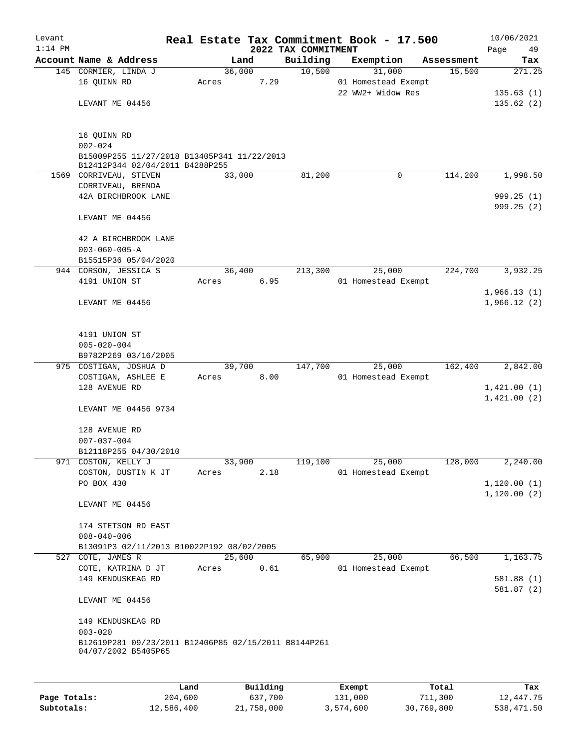Levant
1:14 PM

# Real Estate Tax Commitment Book - 17.500

## 2022 TAX COMMITMENT

10/06/2021
Page 49

| Account Name & Address | Land | Building | Exemption | Assessment | Tax |
|---|---|---|---|---|---|
| 145 CORMIER, LINDA J | 36,000 | 10,500 | 31,000 | 15,500 | 271.25 |
| 16 QUINN RD | Acres 7.29 | | 01 Homestead Exempt | | |
| | | | 22 WW2+ Widow Res | | 135.63 (1) |
| LEVANT ME 04456 | | | | | 135.62 (2) |
| 16 QUINN RD | | | | | |
| 002-024 | | | | | |
| B15009P255 11/27/2018 B13405P341 11/22/2013 B12412P344 02/04/2011 B4288P255 | | | | | |
| 1569 CORRIVEAU, STEVEN | 33,000 | 81,200 | 0 | 114,200 | 1,998.50 |
| CORRIVEAU, BRENDA | | | | | |
| 42A BIRCHBROOK LANE | | | | | 999.25 (1) |
| | | | | | 999.25 (2) |
| LEVANT ME 04456 | | | | | |
| 42 A BIRCHBROOK LANE | | | | | |
| 003-060-005-A | | | | | |
| B15515P36 05/04/2020 | | | | | |
| 944 CORSON, JESSICA S | 36,400 | 213,300 | 25,000 | 224,700 | 3,932.25 |
| 4191 UNION ST | Acres 6.95 | | 01 Homestead Exempt | | |
| | | | | | 1,966.13 (1) |
| LEVANT ME 04456 | | | | | 1,966.12 (2) |
| 4191 UNION ST | | | | | |
| 005-020-004 | | | | | |
| B9782P269 03/16/2005 | | | | | |
| 975 COSTIGAN, JOSHUA D | 39,700 | 147,700 | 25,000 | 162,400 | 2,842.00 |
| COSTIGAN, ASHLEE E | Acres 8.00 | | 01 Homestead Exempt | | |
| 128 AVENUE RD | | | | | 1,421.00 (1) |
| | | | | | 1,421.00 (2) |
| LEVANT ME 04456 9734 | | | | | |
| 128 AVENUE RD | | | | | |
| 007-037-004 | | | | | |
| B12118P255 04/30/2010 | | | | | |
| 971 COSTON, KELLY J | 33,900 | 119,100 | 25,000 | 128,000 | 2,240.00 |
| COSTON, DUSTIN K JT | Acres 2.18 | | 01 Homestead Exempt | | |
| PO BOX 430 | | | | | 1,120.00 (1) |
| | | | | | 1,120.00 (2) |
| LEVANT ME 04456 | | | | | |
| 174 STETSON RD EAST | | | | | |
| 008-040-006 | | | | | |
| B13091P3 02/11/2013 B10022P192 08/02/2005 | | | | | |
| 527 COTE, JAMES R | 25,600 | 65,900 | 25,000 | 66,500 | 1,163.75 |
| COTE, KATRINA D JT | Acres 0.61 | | 01 Homestead Exempt | | |
| 149 KENDUSKEAG RD | | | | | 581.88 (1) |
| | | | | | 581.87 (2) |
| LEVANT ME 04456 | | | | | |
| 149 KENDUSKEAG RD | | | | | |
| 003-020 | | | | | |
| B12619P281 09/23/2011 B12406P85 02/15/2011 B8144P261 04/07/2002 B5405P65 | | | | | |

| | Land | Building | Exempt | Total | Tax |
|---|---|---|---|---|---|
| Page Totals: | 204,600 | 637,700 | 131,000 | 711,300 | 12,447.75 |
| Subtotals: | 12,586,400 | 21,758,000 | 3,574,600 | 30,769,800 | 538,471.50 |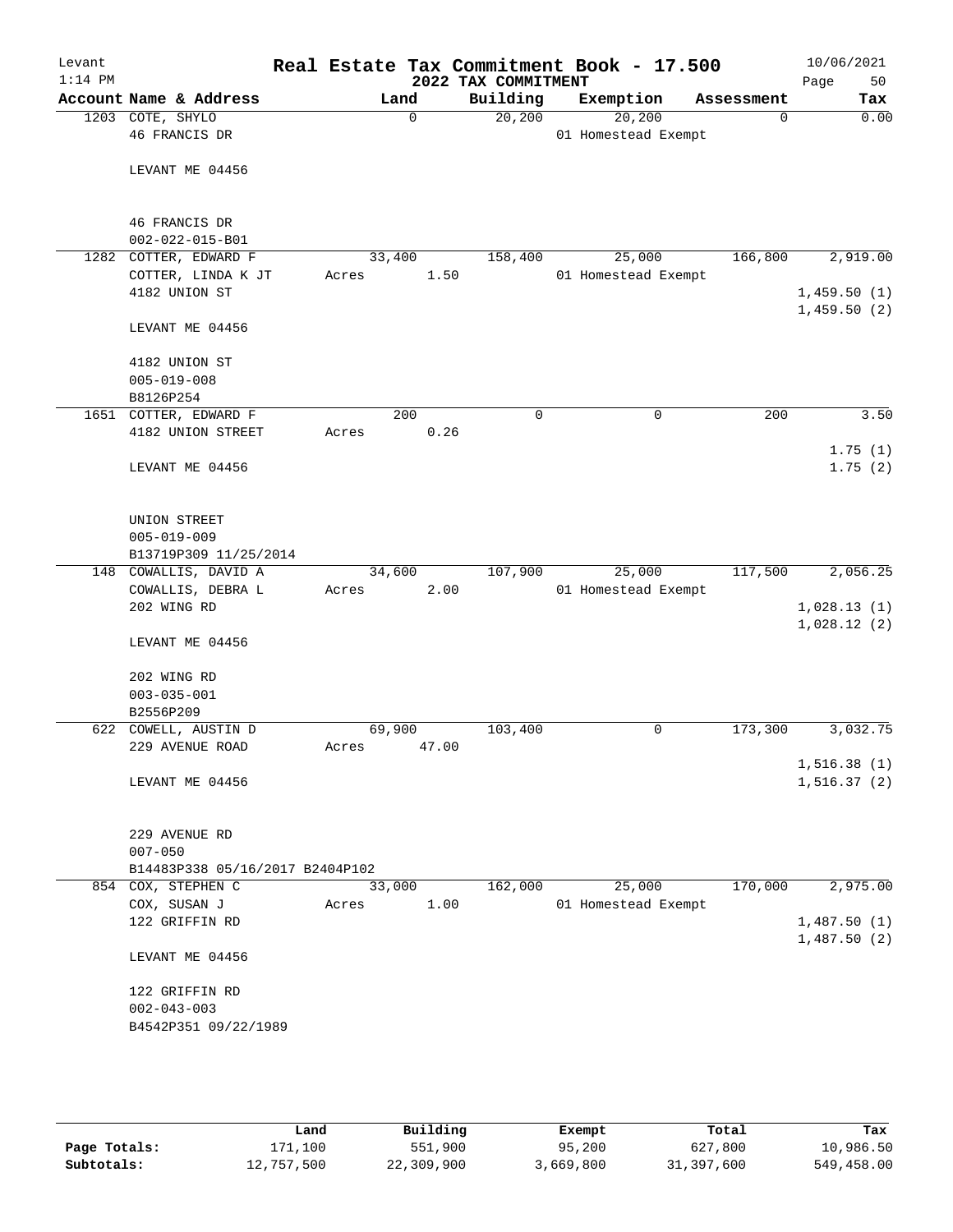# Real Estate Tax Commitment Book - 17.500

Levant, 1:14 PM — 2022 TAX COMMITMENT — 10/06/2021

| Account Name & Address | Land | Building | Exemption | Assessment | Tax |
|---|---|---|---|---|---|
| 1203 COTE, SHYLO<br>46 FRANCIS DR<br><br>LEVANT ME 04456<br><br>46 FRANCIS DR<br>002-022-015-B01 | 0 | 20,200 | 20,200<br>01 Homestead Exempt | 0 | 0.00 |
| 1282 COTTER, EDWARD F<br>COTTER, LINDA K JT<br>4182 UNION ST<br><br>LEVANT ME 04456<br><br>4182 UNION ST<br>005-019-008<br>B8126P254 | 33,400<br>Acres 1.50 | 158,400 | 25,000<br>01 Homestead Exempt | 166,800 | 2,919.00<br><br>1,459.50 (1)<br>1,459.50 (2) |
| 1651 COTTER, EDWARD F<br>4182 UNION STREET<br><br>LEVANT ME 04456<br><br>UNION STREET<br>005-019-009<br>B13719P309 11/25/2014 | 200<br>Acres 0.26 | 0 | 0 | 200 | 3.50<br><br>1.75 (1)<br>1.75 (2) |
| 148 COWALLIS, DAVID A<br>COWALLIS, DEBRA L<br>202 WING RD<br><br>LEVANT ME 04456<br><br>202 WING RD<br>003-035-001<br>B2556P209 | 34,600<br>Acres 2.00 | 107,900 | 25,000<br>01 Homestead Exempt | 117,500 | 2,056.25<br><br>1,028.13 (1)<br>1,028.12 (2) |
| 622 COWELL, AUSTIN D<br>229 AVENUE ROAD<br><br>LEVANT ME 04456<br><br>229 AVENUE RD<br>007-050<br>B14483P338 05/16/2017 B2404P102 | 69,900<br>Acres 47.00 | 103,400 | 0 | 173,300 | 3,032.75<br><br>1,516.38 (1)<br>1,516.37 (2) |
| 854 COX, STEPHEN C<br>COX, SUSAN J<br>122 GRIFFIN RD<br><br>LEVANT ME 04456<br><br>122 GRIFFIN RD<br>002-043-003<br>B4542P351 09/22/1989 | 33,000<br>Acres 1.00 | 162,000 | 25,000<br>01 Homestead Exempt | 170,000 | 2,975.00<br><br>1,487.50 (1)<br>1,487.50 (2) |

| | Land | Building | Exempt | Total | Tax |
|---|---|---|---|---|---|
| Page Totals: | 171,100 | 551,900 | 95,200 | 627,800 | 10,986.50 |
| Subtotals: | 12,757,500 | 22,309,900 | 3,669,800 | 31,397,600 | 549,458.00 |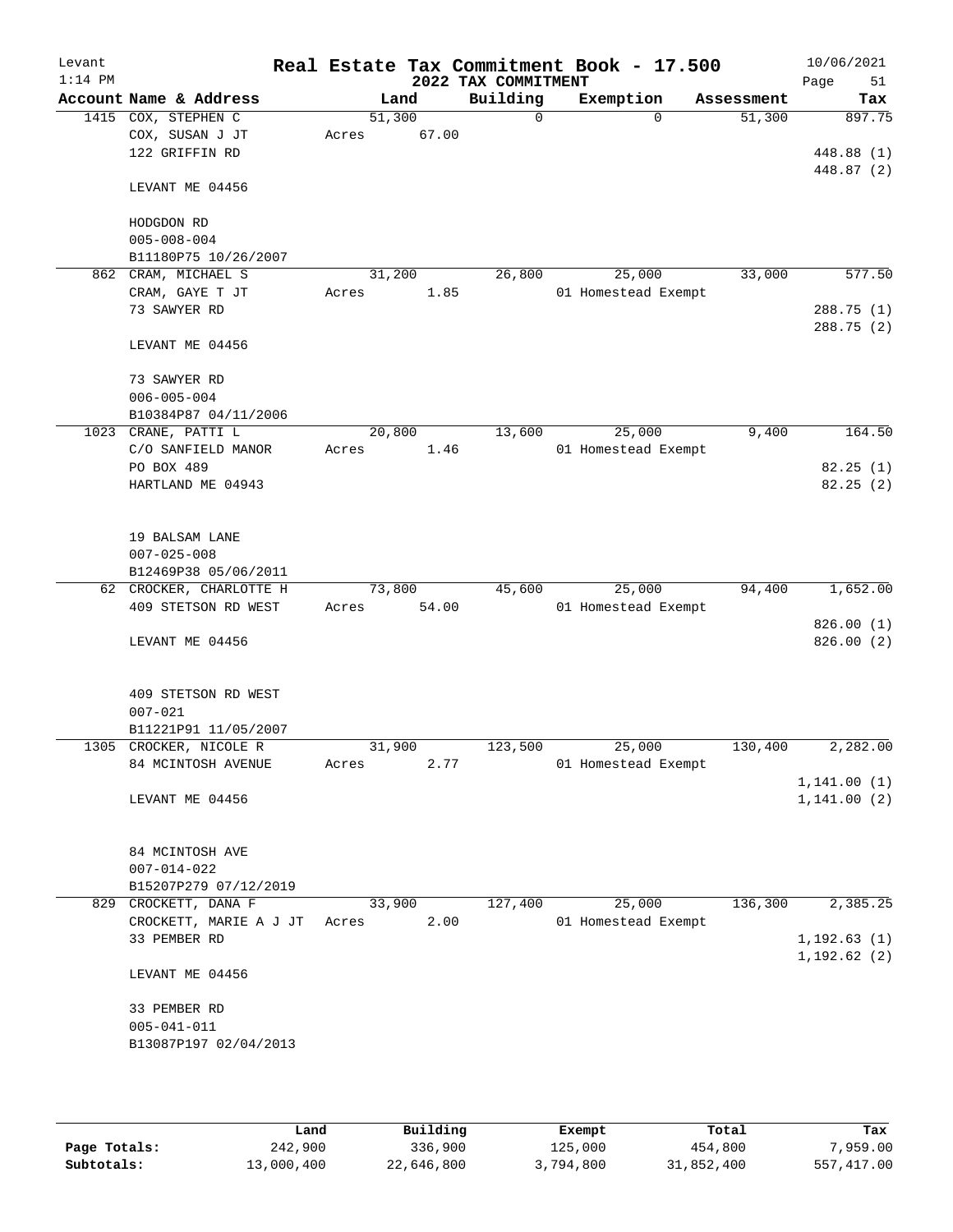Levant 1:14 PM

# Real Estate Tax Commitment Book - 17.500

## 2022 TAX COMMITMENT

10/06/2021

| Account | Name & Address | Land | Building | Exemption | Assessment | Tax |
|---|---|---|---|---|---|---|
| 1415 | COX, STEPHEN C<br>COX, SUSAN J JT<br>122 GRIFFIN RD<br><br>LEVANT ME 04456<br><br>HODGDON RD<br>005-008-004<br>B11180P75 10/26/2007 | 51,300<br>Acres 67.00 | 0 | 0 | 51,300 | 897.75<br><br>448.88 (1)<br>448.87 (2) |
| 862 | CRAM, MICHAEL S<br>CRAM, GAYE T JT<br>73 SAWYER RD<br><br>LEVANT ME 04456<br><br>73 SAWYER RD<br>006-005-004<br>B10384P87 04/11/2006 | 31,200<br>Acres 1.85 | 26,800 | 25,000<br>01 Homestead Exempt | 33,000 | 577.50<br><br>288.75 (1)<br>288.75 (2) |
| 1023 | CRANE, PATTI L<br>C/O SANFIELD MANOR<br>PO BOX 489<br>HARTLAND ME 04943<br><br>19 BALSAM LANE<br>007-025-008<br>B12469P38 05/06/2011 | 20,800<br>Acres 1.46 | 13,600 | 25,000<br>01 Homestead Exempt | 9,400 | 164.50<br><br>82.25 (1)<br>82.25 (2) |
| 62 | CROCKER, CHARLOTTE H<br>409 STETSON RD WEST<br><br>LEVANT ME 04456<br><br>409 STETSON RD WEST<br>007-021<br>B11221P91 11/05/2007 | 73,800<br>Acres 54.00 | 45,600 | 25,000<br>01 Homestead Exempt | 94,400 | 1,652.00<br><br>826.00 (1)<br>826.00 (2) |
| 1305 | CROCKER, NICOLE R<br>84 MCINTOSH AVENUE<br><br>LEVANT ME 04456<br><br>84 MCINTOSH AVE<br>007-014-022<br>B15207P279 07/12/2019 | 31,900<br>Acres 2.77 | 123,500 | 25,000<br>01 Homestead Exempt | 130,400 | 2,282.00<br><br>1,141.00 (1)<br>1,141.00 (2) |
| 829 | CROCKETT, DANA F<br>CROCKETT, MARIE A J JT<br>33 PEMBER RD<br><br>LEVANT ME 04456<br><br>33 PEMBER RD<br>005-041-011<br>B13087P197 02/04/2013 | 33,900<br>Acres 2.00 | 127,400 | 25,000<br>01 Homestead Exempt | 136,300 | 2,385.25<br><br>1,192.63 (1)<br>1,192.62 (2) |

| | Land | Building | Exempt | Total | Tax |
|---|---|---|---|---|---|
| Page Totals: | 242,900 | 336,900 | 125,000 | 454,800 | 7,959.00 |
| Subtotals: | 13,000,400 | 22,646,800 | 3,794,800 | 31,852,400 | 557,417.00 |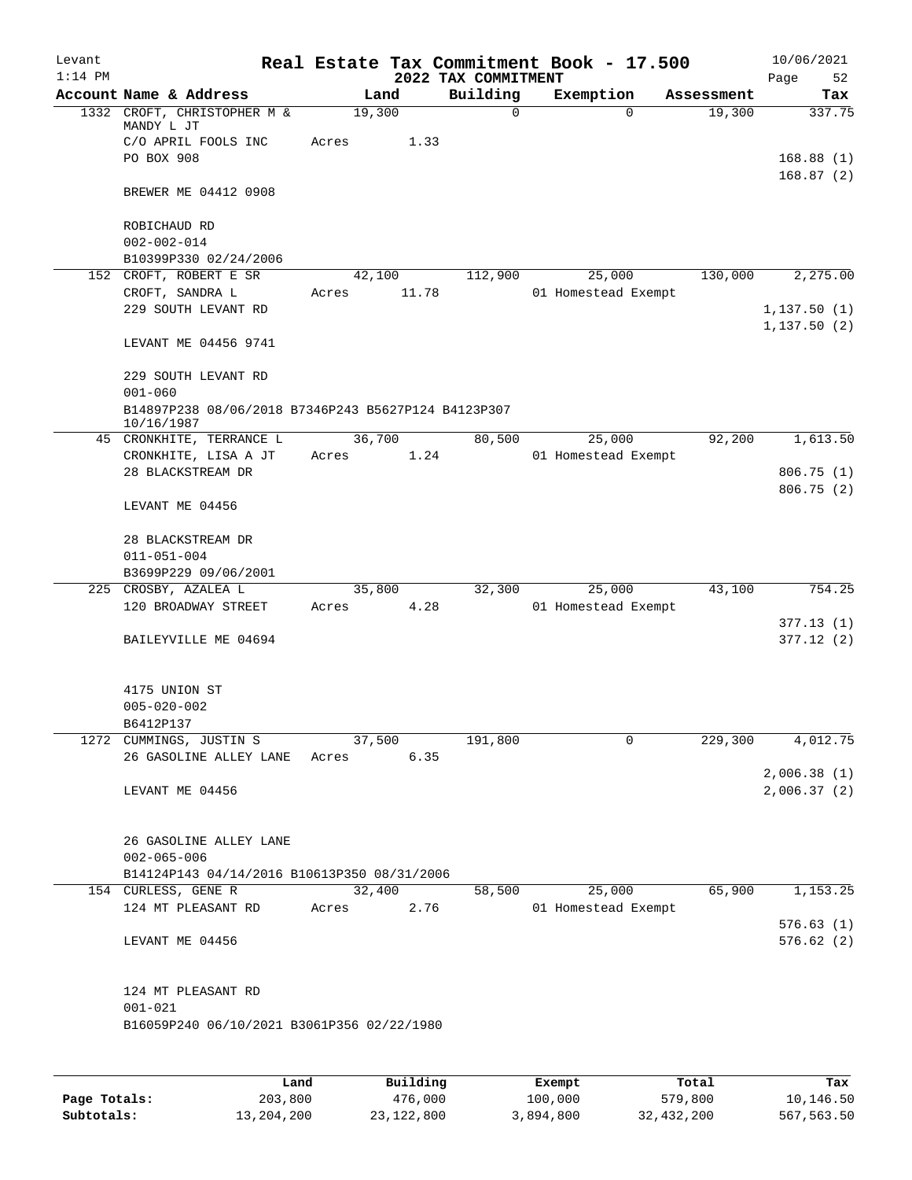Levant 1:14 PM

# Real Estate Tax Commitment Book - 17.500

## 2022 TAX COMMITMENT

10/06/2021 Page 52

| Account Name & Address | Land | Building | Exemption | Assessment | Tax |
|---|---|---|---|---|---|
| 1332 CROFT, CHRISTOPHER M & MANDY L JT | 19,300 | 0 | 0 | 19,300 | 337.75 |
| C/O APRIL FOOLS INC | Acres 1.33 | | | | |
| PO BOX 908 | | | | | 168.88 (1) |
| | | | | | 168.87 (2) |
| BREWER ME 04412 0908 | | | | | |
| ROBICHAUD RD | | | | | |
| 002-002-014 | | | | | |
| B10399P330 02/24/2006 | | | | | |
| 152 CROFT, ROBERT E SR | 42,100 | 112,900 | 25,000 | 130,000 | 2,275.00 |
| CROFT, SANDRA L | Acres 11.78 | | 01 Homestead Exempt | | |
| 229 SOUTH LEVANT RD | | | | | 1,137.50 (1) |
| | | | | | 1,137.50 (2) |
| LEVANT ME 04456 9741 | | | | | |
| 229 SOUTH LEVANT RD | | | | | |
| 001-060 | | | | | |
| B14897P238 08/06/2018 B7346P243 B5627P124 B4123P307 10/16/1987 | | | | | |
| 45 CRONKHITE, TERRANCE L | 36,700 | 80,500 | 25,000 | 92,200 | 1,613.50 |
| CRONKHITE, LISA A JT | Acres 1.24 | | 01 Homestead Exempt | | |
| 28 BLACKSTREAM DR | | | | | 806.75 (1) |
| | | | | | 806.75 (2) |
| LEVANT ME 04456 | | | | | |
| 28 BLACKSTREAM DR | | | | | |
| 011-051-004 | | | | | |
| B3699P229 09/06/2001 | | | | | |
| 225 CROSBY, AZALEA L | 35,800 | 32,300 | 25,000 | 43,100 | 754.25 |
| 120 BROADWAY STREET | Acres 4.28 | | 01 Homestead Exempt | | |
| | | | | | 377.13 (1) |
| BAILEYVILLE ME 04694 | | | | | 377.12 (2) |
| 4175 UNION ST | | | | | |
| 005-020-002 | | | | | |
| B6412P137 | | | | | |
| 1272 CUMMINGS, JUSTIN S | 37,500 | 191,800 | 0 | 229,300 | 4,012.75 |
| 26 GASOLINE ALLEY LANE | Acres 6.35 | | | | |
| | | | | | 2,006.38 (1) |
| LEVANT ME 04456 | | | | | 2,006.37 (2) |
| 26 GASOLINE ALLEY LANE | | | | | |
| 002-065-006 | | | | | |
| B14124P143 04/14/2016 B10613P350 08/31/2006 | | | | | |
| 154 CURLESS, GENE R | 32,400 | 58,500 | 25,000 | 65,900 | 1,153.25 |
| 124 MT PLEASANT RD | Acres 2.76 | | 01 Homestead Exempt | | |
| | | | | | 576.63 (1) |
| LEVANT ME 04456 | | | | | 576.62 (2) |
| 124 MT PLEASANT RD | | | | | |
| 001-021 | | | | | |
| B16059P240 06/10/2021 B3061P356 02/22/1980 | | | | | |

| | Land | Building | Exempt | Total | Tax |
|---|---|---|---|---|---|
| Page Totals: | 203,800 | 476,000 | 100,000 | 579,800 | 10,146.50 |
| Subtotals: | 13,204,200 | 23,122,800 | 3,894,800 | 32,432,200 | 567,563.50 |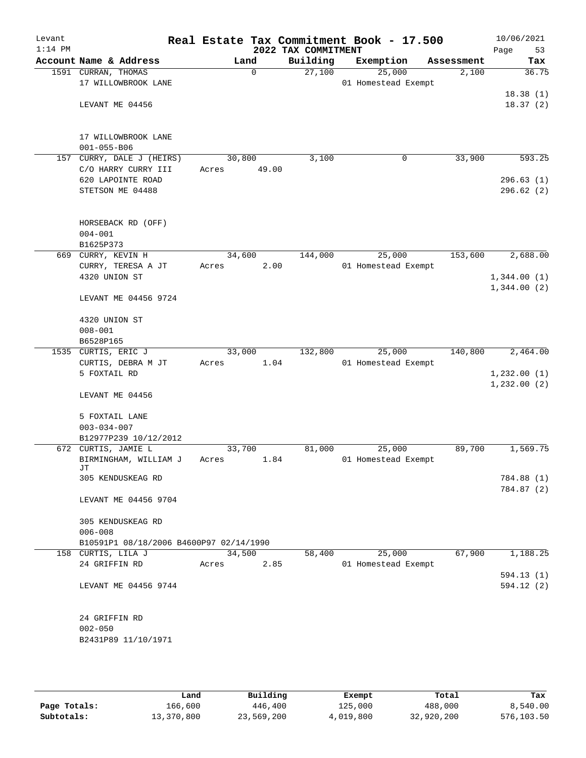Levant
1:14 PM

# Real Estate Tax Commitment Book - 17.500

## 2022 TAX COMMITMENT

10/06/2021

| Account Name & Address | Land | Building | Exemption | Assessment | Tax |
|---|---|---|---|---|---|
| 1591 CURRAN, THOMAS | 0 | 27,100 | 25,000 | 2,100 | 36.75 |
| 17 WILLOWBROOK LANE | | | 01 Homestead Exempt | | |
| | | | | | 18.38 (1) |
| LEVANT ME 04456 | | | | | 18.37 (2) |
| 17 WILLOWBROOK LANE | | | | | |
| 001-055-B06 | | | | | |
| 157 CURRY, DALE J (HEIRS) | 30,800 | 3,100 | 0 | 33,900 | 593.25 |
| C/O HARRY CURRY III | Acres 49.00 | | | | |
| 620 LAPOINTE ROAD | | | | | 296.63 (1) |
| STETSON ME 04488 | | | | | 296.62 (2) |
| HORSEBACK RD (OFF) | | | | | |
| 004-001 | | | | | |
| B1625P373 | | | | | |
| 669 CURRY, KEVIN H | 34,600 | 144,000 | 25,000 | 153,600 | 2,688.00 |
| CURRY, TERESA A JT | Acres 2.00 | | 01 Homestead Exempt | | |
| 4320 UNION ST | | | | | 1,344.00 (1) |
| | | | | | 1,344.00 (2) |
| LEVANT ME 04456 9724 | | | | | |
| 4320 UNION ST | | | | | |
| 008-001 | | | | | |
| B6528P165 | | | | | |
| 1535 CURTIS, ERIC J | 33,000 | 132,800 | 25,000 | 140,800 | 2,464.00 |
| CURTIS, DEBRA M JT | Acres 1.04 | | 01 Homestead Exempt | | |
| 5 FOXTAIL RD | | | | | 1,232.00 (1) |
| | | | | | 1,232.00 (2) |
| LEVANT ME 04456 | | | | | |
| 5 FOXTAIL LANE | | | | | |
| 003-034-007 | | | | | |
| B12977P239 10/12/2012 | | | | | |
| 672 CURTIS, JAMIE L | 33,700 | 81,000 | 25,000 | 89,700 | 1,569.75 |
| BIRMINGHAM, WILLIAM J JT | Acres 1.84 | | 01 Homestead Exempt | | |
| 305 KENDUSKEAG RD | | | | | 784.88 (1) |
| | | | | | 784.87 (2) |
| LEVANT ME 04456 9704 | | | | | |
| 305 KENDUSKEAG RD | | | | | |
| 006-008 | | | | | |
| B10591P1 08/18/2006 B4600P97 02/14/1990 | | | | | |
| 158 CURTIS, LILA J | 34,500 | 58,400 | 25,000 | 67,900 | 1,188.25 |
| 24 GRIFFIN RD | Acres 2.85 | | 01 Homestead Exempt | | |
| | | | | | 594.13 (1) |
| LEVANT ME 04456 9744 | | | | | 594.12 (2) |
| 24 GRIFFIN RD | | | | | |
| 002-050 | | | | | |
| B2431P89 11/10/1971 | | | | | |

| | Land | Building | Exempt | Total | Tax |
|---|---|---|---|---|---|
| Page Totals: | 166,600 | 446,400 | 125,000 | 488,000 | 8,540.00 |
| Subtotals: | 13,370,800 | 23,569,200 | 4,019,800 | 32,920,200 | 576,103.50 |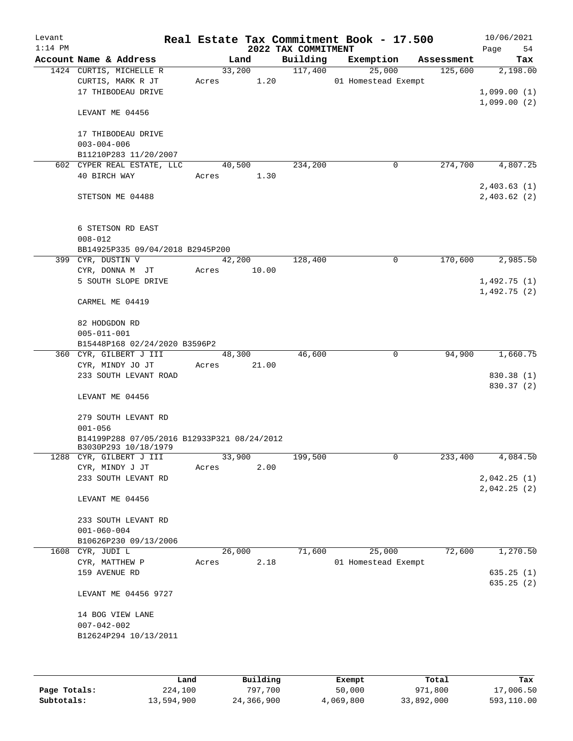Levant 1:14 PM

# Real Estate Tax Commitment Book - 17.500

## 2022 TAX COMMITMENT

10/06/2021 Page 54

| Account Name & Address | Land | Building | Exemption | Assessment | Tax |
|---|---|---|---|---|---|
| 1424 CURTIS, MICHELLE R | 33,200 | 117,400 | 25,000 | 125,600 | 2,198.00 |
| CURTIS, MARK R JT | Acres 1.20 | | 01 Homestead Exempt | | |
| 17 THIBODEAU DRIVE | | | | | 1,099.00 (1) |
| | | | | | 1,099.00 (2) |
| LEVANT ME 04456 | | | | | |
| 17 THIBODEAU DRIVE | | | | | |
| 003-004-006 | | | | | |
| B11210P283 11/20/2007 | | | | | |
| 602 CYPER REAL ESTATE, LLC | 40,500 | 234,200 | 0 | 274,700 | 4,807.25 |
| 40 BIRCH WAY | Acres 1.30 | | | | |
| | | | | | 2,403.63 (1) |
| STETSON ME 04488 | | | | | 2,403.62 (2) |
| 6 STETSON RD EAST | | | | | |
| 008-012 | | | | | |
| BB14925P335 09/04/2018 B2945P200 | | | | | |
| 399 CYR, DUSTIN V | 42,200 | 128,400 | 0 | 170,600 | 2,985.50 |
| CYR, DONNA M JT | Acres 10.00 | | | | |
| 5 SOUTH SLOPE DRIVE | | | | | 1,492.75 (1) |
| | | | | | 1,492.75 (2) |
| CARMEL ME 04419 | | | | | |
| 82 HODGDON RD | | | | | |
| 005-011-001 | | | | | |
| B15448P168 02/24/2020 B3596P2 | | | | | |
| 360 CYR, GILBERT J III | 48,300 | 46,600 | 0 | 94,900 | 1,660.75 |
| CYR, MINDY JO JT | Acres 21.00 | | | | |
| 233 SOUTH LEVANT ROAD | | | | | 830.38 (1) |
| | | | | | 830.37 (2) |
| LEVANT ME 04456 | | | | | |
| 279 SOUTH LEVANT RD | | | | | |
| 001-056 | | | | | |
| B14199P288 07/05/2016 B12933P321 08/24/2012 B3030P293 10/18/1979 | | | | | |
| 1288 CYR, GILBERT J III | 33,900 | 199,500 | 0 | 233,400 | 4,084.50 |
| CYR, MINDY J JT | Acres 2.00 | | | | |
| 233 SOUTH LEVANT RD | | | | | 2,042.25 (1) |
| | | | | | 2,042.25 (2) |
| LEVANT ME 04456 | | | | | |
| 233 SOUTH LEVANT RD | | | | | |
| 001-060-004 | | | | | |
| B10626P230 09/13/2006 | | | | | |
| 1608 CYR, JUDI L | 26,000 | 71,600 | 25,000 | 72,600 | 1,270.50 |
| CYR, MATTHEW P | Acres 2.18 | | 01 Homestead Exempt | | |
| 159 AVENUE RD | | | | | 635.25 (1) |
| | | | | | 635.25 (2) |
| LEVANT ME 04456 9727 | | | | | |
| 14 BOG VIEW LANE | | | | | |
| 007-042-002 | | | | | |
| B12624P294 10/13/2011 | | | | | |

| | Land | Building | Exempt | Total | Tax |
|---|---|---|---|---|---|
| Page Totals: | 224,100 | 797,700 | 50,000 | 971,800 | 17,006.50 |
| Subtotals: | 13,594,900 | 24,366,900 | 4,069,800 | 33,892,000 | 593,110.00 |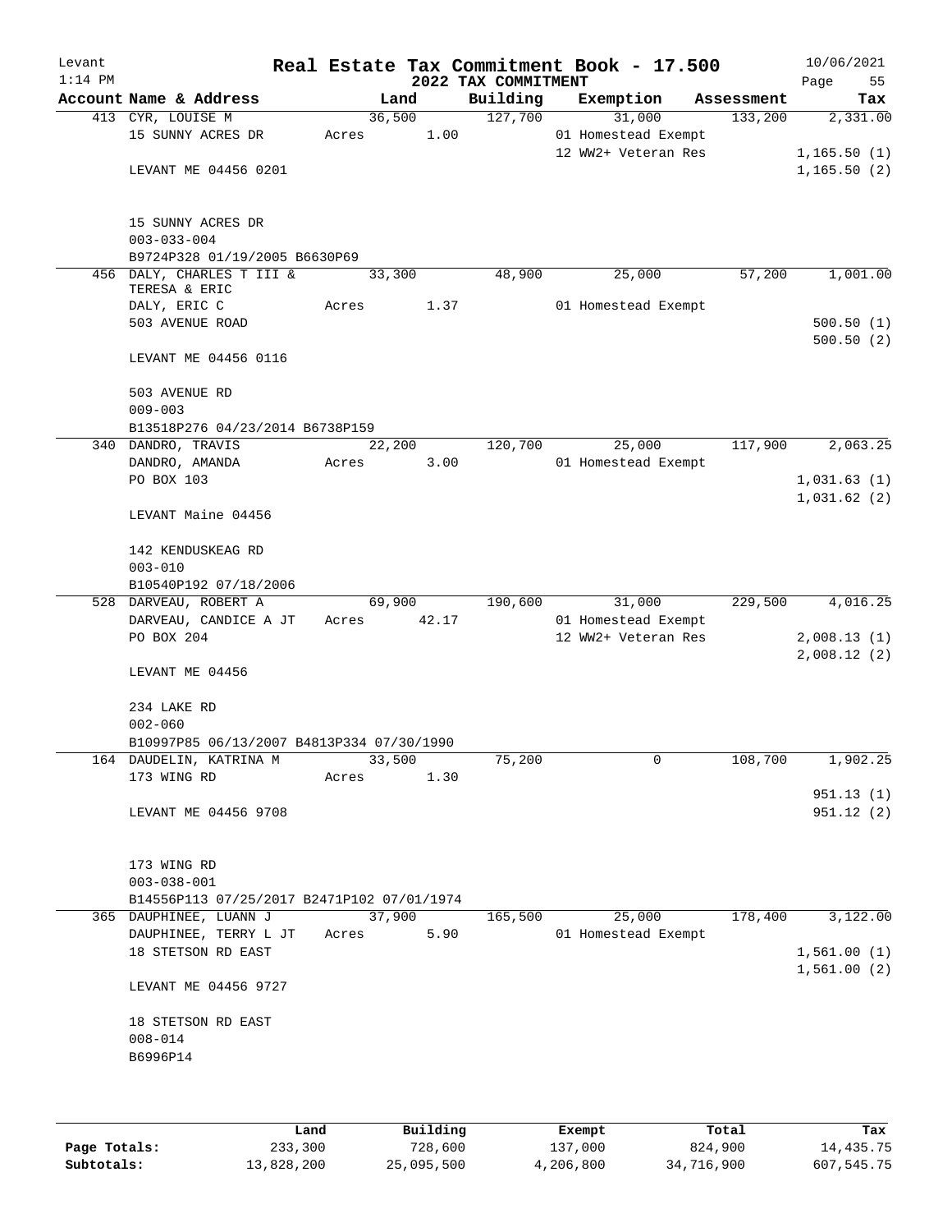# Real Estate Tax Commitment Book - 17.500

Levant
1:14 PM
10/06/2021

## 2022 TAX COMMITMENT

| Account | Name & Address | Land | Building | Exemption | Assessment | Tax |
|---|---|---|---|---|---|---|
| 413 | CYR, LOUISE M | 36,500 | 127,700 | 31,000 | 133,200 | 2,331.00 |
| | 15 SUNNY ACRES DR | Acres 1.00 | | 01 Homestead Exempt | | |
| | | | | 12 WW2+ Veteran Res | | 1,165.50 (1) |
| | LEVANT ME 04456 0201 | | | | | 1,165.50 (2) |
| | 15 SUNNY ACRES DR | | | | | |
| | 003-033-004 | | | | | |
| | B9724P328 01/19/2005 B6630P69 | | | | | |
| 456 | DALY, CHARLES T III & TERESA & ERIC | 33,300 | 48,900 | 25,000 | 57,200 | 1,001.00 |
| | DALY, ERIC C | Acres 1.37 | | 01 Homestead Exempt | | |
| | 503 AVENUE ROAD | | | | | 500.50 (1) |
| | | | | | | 500.50 (2) |
| | LEVANT ME 04456 0116 | | | | | |
| | 503 AVENUE RD | | | | | |
| | 009-003 | | | | | |
| | B13518P276 04/23/2014 B6738P159 | | | | | |
| 340 | DANDRO, TRAVIS | 22,200 | 120,700 | 25,000 | 117,900 | 2,063.25 |
| | DANDRO, AMANDA | Acres 3.00 | | 01 Homestead Exempt | | |
| | PO BOX 103 | | | | | 1,031.63 (1) |
| | | | | | | 1,031.62 (2) |
| | LEVANT Maine 04456 | | | | | |
| | 142 KENDUSKEAG RD | | | | | |
| | 003-010 | | | | | |
| | B10540P192 07/18/2006 | | | | | |
| 528 | DARVEAU, ROBERT A | 69,900 | 190,600 | 31,000 | 229,500 | 4,016.25 |
| | DARVEAU, CANDICE A JT | Acres 42.17 | | 01 Homestead Exempt | | |
| | PO BOX 204 | | | 12 WW2+ Veteran Res | | 2,008.13 (1) |
| | | | | | | 2,008.12 (2) |
| | LEVANT ME 04456 | | | | | |
| | 234 LAKE RD | | | | | |
| | 002-060 | | | | | |
| | B10997P85 06/13/2007 B4813P334 07/30/1990 | | | | | |
| 164 | DAUDELIN, KATRINA M | 33,500 | 75,200 | 0 | 108,700 | 1,902.25 |
| | 173 WING RD | Acres 1.30 | | | | |
| | | | | | | 951.13 (1) |
| | LEVANT ME 04456 9708 | | | | | 951.12 (2) |
| | 173 WING RD | | | | | |
| | 003-038-001 | | | | | |
| | B14556P113 07/25/2017 B2471P102 07/01/1974 | | | | | |
| 365 | DAUPHINEE, LUANN J | 37,900 | 165,500 | 25,000 | 178,400 | 3,122.00 |
| | DAUPHINEE, TERRY L JT | Acres 5.90 | | 01 Homestead Exempt | | |
| | 18 STETSON RD EAST | | | | | 1,561.00 (1) |
| | | | | | | 1,561.00 (2) |
| | LEVANT ME 04456 9727 | | | | | |
| | 18 STETSON RD EAST | | | | | |
| | 008-014 | | | | | |
| | B6996P14 | | | | | |

| | Land | Building | Exempt | Total | Tax |
|---|---|---|---|---|---|
| Page Totals: | 233,300 | 728,600 | 137,000 | 824,900 | 14,435.75 |
| Subtotals: | 13,828,200 | 25,095,500 | 4,206,800 | 34,716,900 | 607,545.75 |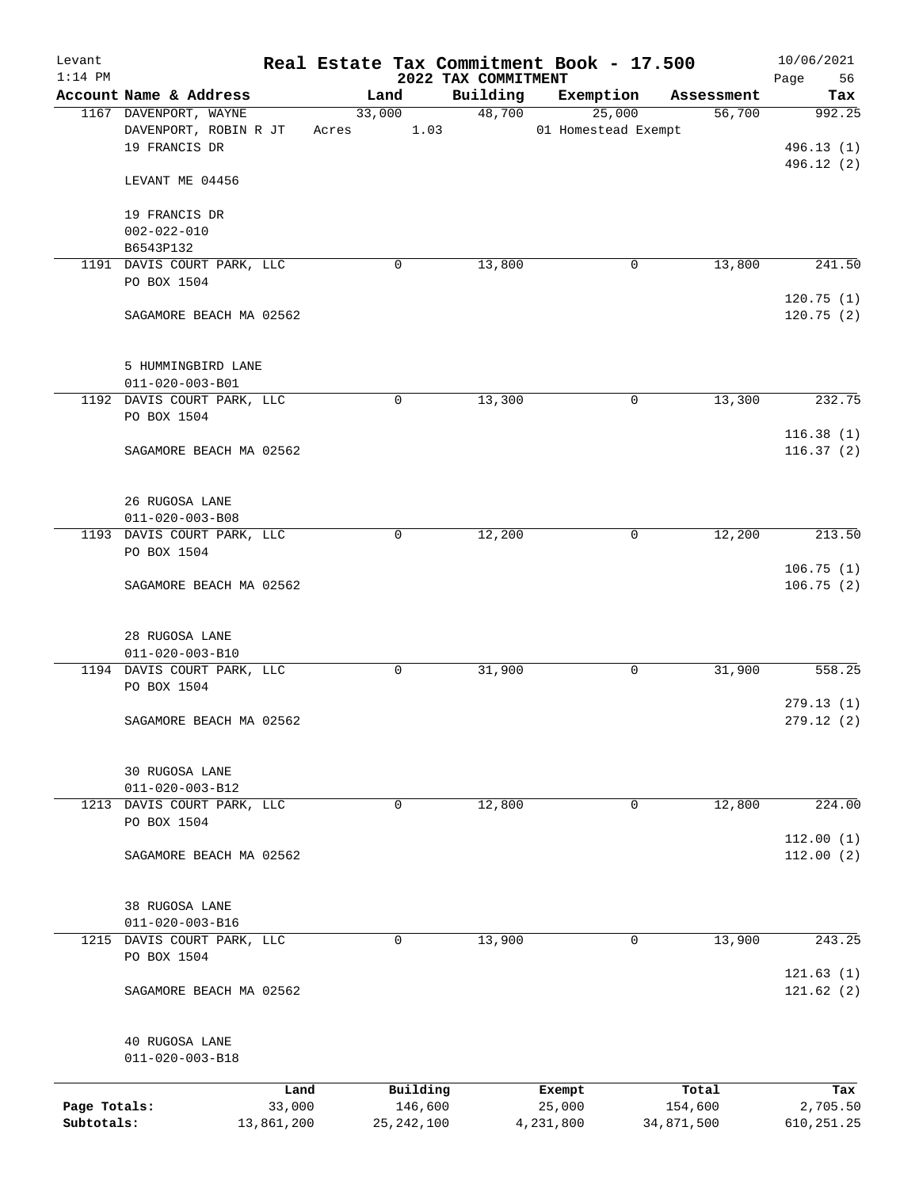# Real Estate Tax Commitment Book - 17.500

Levant
1:14 PM

2022 TAX COMMITMENT

10/06/2021

| Account | Name & Address | Land | Building | Exemption | Assessment | Tax |
|---|---|---|---|---|---|---|
| 1167 | DAVENPORT, WAYNE<br>DAVENPORT, ROBIN R JT<br>19 FRANCIS DR<br><br>LEVANT ME 04456<br><br>19 FRANCIS DR<br>002-022-010<br>B6543P132 | 33,000<br>Acres 1.03 | 48,700 | 25,000<br>01 Homestead Exempt | 56,700 | 992.25<br><br>496.13 (1)<br>496.12 (2) |
| 1191 | DAVIS COURT PARK, LLC<br>PO BOX 1504<br><br>SAGAMORE BEACH MA 02562<br><br>5 HUMMINGBIRD LANE<br>011-020-003-B01 | 0 | 13,800 | 0 | 13,800 | 241.50<br><br>120.75 (1)<br>120.75 (2) |
| 1192 | DAVIS COURT PARK, LLC<br>PO BOX 1504<br><br>SAGAMORE BEACH MA 02562<br><br>26 RUGOSA LANE<br>011-020-003-B08 | 0 | 13,300 | 0 | 13,300 | 232.75<br><br>116.38 (1)<br>116.37 (2) |
| 1193 | DAVIS COURT PARK, LLC<br>PO BOX 1504<br><br>SAGAMORE BEACH MA 02562<br><br>28 RUGOSA LANE<br>011-020-003-B10 | 0 | 12,200 | 0 | 12,200 | 213.50<br><br>106.75 (1)<br>106.75 (2) |
| 1194 | DAVIS COURT PARK, LLC<br>PO BOX 1504<br><br>SAGAMORE BEACH MA 02562<br><br>30 RUGOSA LANE<br>011-020-003-B12 | 0 | 31,900 | 0 | 31,900 | 558.25<br><br>279.13 (1)<br>279.12 (2) |
| 1213 | DAVIS COURT PARK, LLC<br>PO BOX 1504<br><br>SAGAMORE BEACH MA 02562<br><br>38 RUGOSA LANE<br>011-020-003-B16 | 0 | 12,800 | 0 | 12,800 | 224.00<br><br>112.00 (1)<br>112.00 (2) |
| 1215 | DAVIS COURT PARK, LLC<br>PO BOX 1504<br><br>SAGAMORE BEACH MA 02562<br><br>40 RUGOSA LANE<br>011-020-003-B18 | 0 | 13,900 | 0 | 13,900 | 243.25<br><br>121.63 (1)<br>121.62 (2) |

| | Land | Building | Exempt | Total | Tax |
|---|---|---|---|---|---|
| Page Totals: | 33,000 | 146,600 | 25,000 | 154,600 | 2,705.50 |
| Subtotals: | 13,861,200 | 25,242,100 | 4,231,800 | 34,871,500 | 610,251.25 |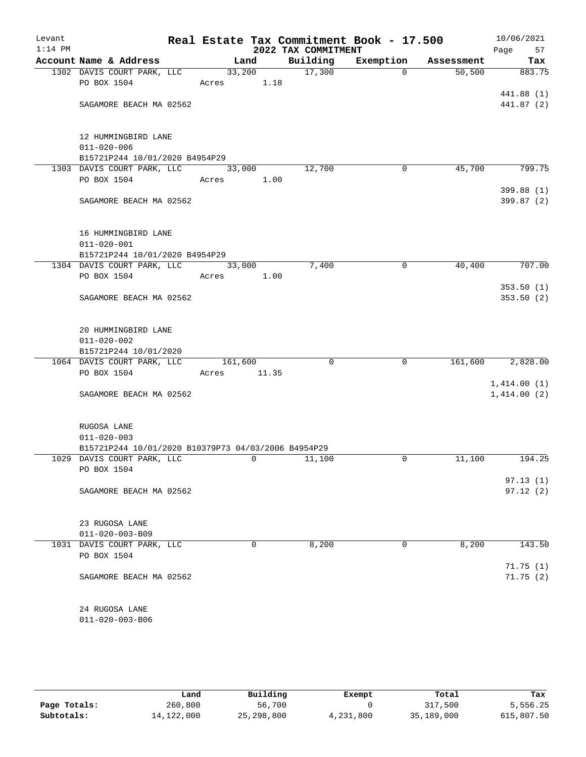Levant
1:14 PM

# Real Estate Tax Commitment Book - 17.500

## 2022 TAX COMMITMENT

10/06/2021

| Account Name & Address | Land | Building | Exemption | Assessment | Tax |
|---|---|---|---|---|---|
| 1302 DAVIS COURT PARK, LLC | 33,200 | 17,300 | 0 | 50,500 | 883.75 |
| PO BOX 1504 | Acres 1.18 | | | | |
| | | | | | 441.88 (1) |
| SAGAMORE BEACH MA 02562 | | | | | 441.87 (2) |
| 12 HUMMINGBIRD LANE | | | | | |
| 011-020-006 | | | | | |
| B15721P244 10/01/2020 B4954P29 | | | | | |
| 1303 DAVIS COURT PARK, LLC | 33,000 | 12,700 | 0 | 45,700 | 799.75 |
| PO BOX 1504 | Acres 1.00 | | | | |
| | | | | | 399.88 (1) |
| SAGAMORE BEACH MA 02562 | | | | | 399.87 (2) |
| 16 HUMMINGBIRD LANE | | | | | |
| 011-020-001 | | | | | |
| B15721P244 10/01/2020 B4954P29 | | | | | |
| 1304 DAVIS COURT PARK, LLC | 33,000 | 7,400 | 0 | 40,400 | 707.00 |
| PO BOX 1504 | Acres 1.00 | | | | |
| | | | | | 353.50 (1) |
| SAGAMORE BEACH MA 02562 | | | | | 353.50 (2) |
| 20 HUMMINGBIRD LANE | | | | | |
| 011-020-002 | | | | | |
| B15721P244 10/01/2020 | | | | | |
| 1064 DAVIS COURT PARK, LLC | 161,600 | 0 | 0 | 161,600 | 2,828.00 |
| PO BOX 1504 | Acres 11.35 | | | | |
| | | | | | 1,414.00 (1) |
| SAGAMORE BEACH MA 02562 | | | | | 1,414.00 (2) |
| RUGOSA LANE | | | | | |
| 011-020-003 | | | | | |
| B15721P244 10/01/2020 B10379P73 04/03/2006 B4954P29 | | | | | |
| 1029 DAVIS COURT PARK, LLC | 0 | 11,100 | 0 | 11,100 | 194.25 |
| PO BOX 1504 | | | | | |
| | | | | | 97.13 (1) |
| SAGAMORE BEACH MA 02562 | | | | | 97.12 (2) |
| 23 RUGOSA LANE | | | | | |
| 011-020-003-B09 | | | | | |
| 1031 DAVIS COURT PARK, LLC | 0 | 8,200 | 0 | 8,200 | 143.50 |
| PO BOX 1504 | | | | | |
| | | | | | 71.75 (1) |
| SAGAMORE BEACH MA 02562 | | | | | 71.75 (2) |
| 24 RUGOSA LANE | | | | | |
| 011-020-003-B06 | | | | | |

| | Land | Building | Exempt | Total | Tax |
|---|---|---|---|---|---|
| Page Totals: | 260,800 | 56,700 | 0 | 317,500 | 5,556.25 |
| Subtotals: | 14,122,000 | 25,298,800 | 4,231,800 | 35,189,000 | 615,807.50 |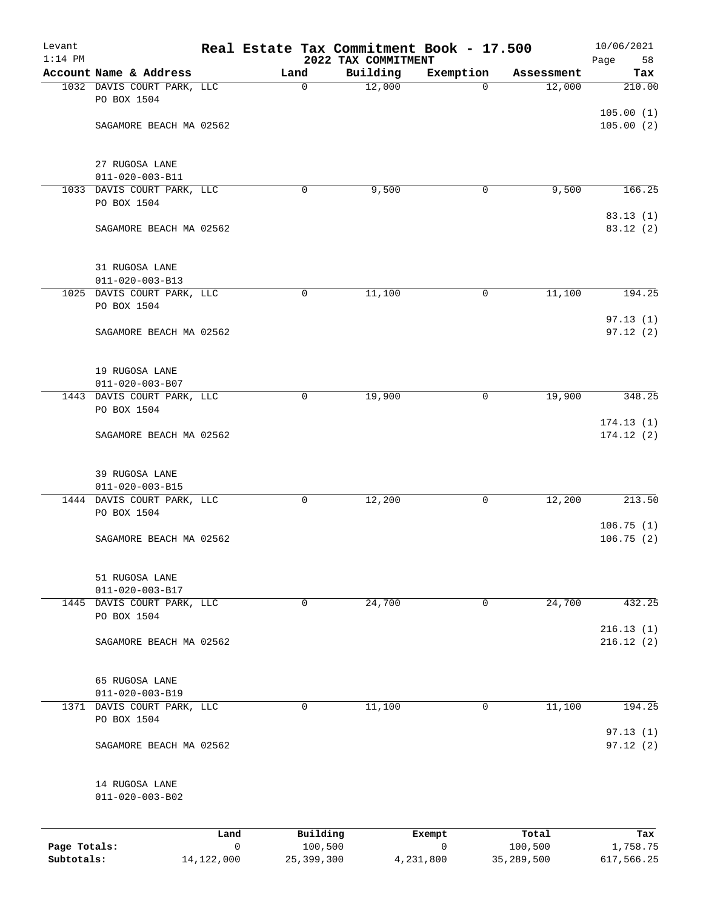Levant
1:14 PM

# Real Estate Tax Commitment Book - 17.500

## 2022 TAX COMMITMENT

10/06/2021
Page 58

| Account | Name & Address | Land | Building | Exemption | Assessment | Tax |
|---|---|---|---|---|---|---|
| 1032 | DAVIS COURT PARK, LLC<br>PO BOX 1504<br>SAGAMORE BEACH MA 02562<br>27 RUGOSA LANE<br>011-020-003-B11 | 0 | 12,000 | 0 | 12,000 | 210.00<br>105.00 (1)<br>105.00 (2) |
| 1033 | DAVIS COURT PARK, LLC<br>PO BOX 1504<br>SAGAMORE BEACH MA 02562<br>31 RUGOSA LANE<br>011-020-003-B13 | 0 | 9,500 | 0 | 9,500 | 166.25<br>83.13 (1)<br>83.12 (2) |
| 1025 | DAVIS COURT PARK, LLC<br>PO BOX 1504<br>SAGAMORE BEACH MA 02562<br>19 RUGOSA LANE<br>011-020-003-B07 | 0 | 11,100 | 0 | 11,100 | 194.25<br>97.13 (1)<br>97.12 (2) |
| 1443 | DAVIS COURT PARK, LLC<br>PO BOX 1504<br>SAGAMORE BEACH MA 02562<br>39 RUGOSA LANE<br>011-020-003-B15 | 0 | 19,900 | 0 | 19,900 | 348.25<br>174.13 (1)<br>174.12 (2) |
| 1444 | DAVIS COURT PARK, LLC<br>PO BOX 1504<br>SAGAMORE BEACH MA 02562<br>51 RUGOSA LANE<br>011-020-003-B17 | 0 | 12,200 | 0 | 12,200 | 213.50<br>106.75 (1)<br>106.75 (2) |
| 1445 | DAVIS COURT PARK, LLC<br>PO BOX 1504<br>SAGAMORE BEACH MA 02562<br>65 RUGOSA LANE<br>011-020-003-B19 | 0 | 24,700 | 0 | 24,700 | 432.25<br>216.13 (1)<br>216.12 (2) |
| 1371 | DAVIS COURT PARK, LLC<br>PO BOX 1504<br>SAGAMORE BEACH MA 02562<br>14 RUGOSA LANE<br>011-020-003-B02 | 0 | 11,100 | 0 | 11,100 | 194.25<br>97.13 (1)<br>97.12 (2) |

| | Land | Building | Exempt | Total | Tax |
|---|---|---|---|---|---|
| Page Totals: | 0 | 100,500 | 0 | 100,500 | 1,758.75 |
| Subtotals: | 14,122,000 | 25,399,300 | 4,231,800 | 35,289,500 | 617,566.25 |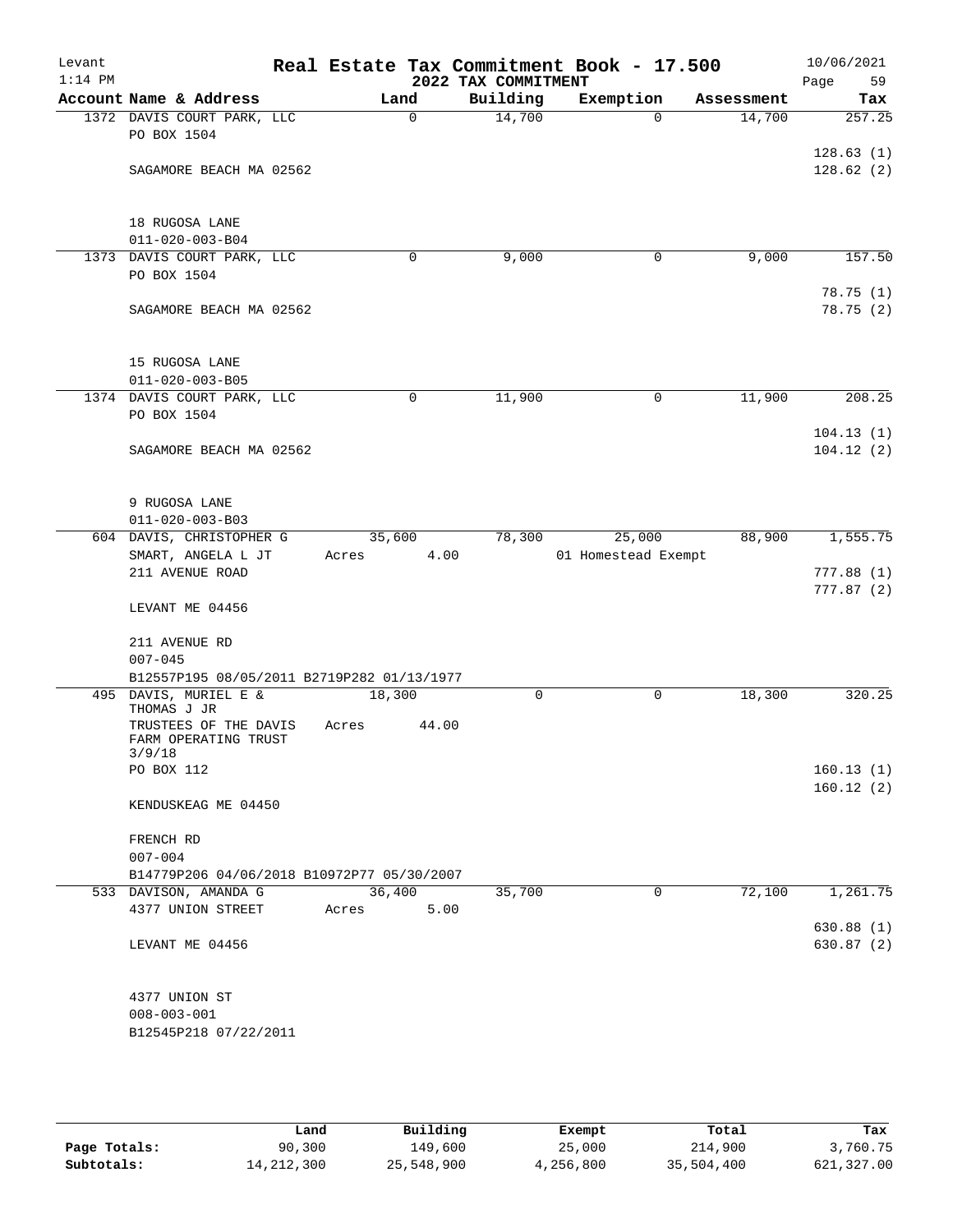Levant 1:14 PM

# Real Estate Tax Commitment Book - 17.500

## 2022 TAX COMMITMENT

10/06/2021

| Account Name & Address | Land | Building | Exemption | Assessment | Tax |
|---|---|---|---|---|---|
| 1372 DAVIS COURT PARK, LLC | 0 | 14,700 | 0 | 14,700 | 257.25 |
| PO BOX 1504 | | | | | |
| | | | | | 128.63 (1) |
| SAGAMORE BEACH MA 02562 | | | | | 128.62 (2) |
| 18 RUGOSA LANE | | | | | |
| 011-020-003-B04 | | | | | |
| 1373 DAVIS COURT PARK, LLC | 0 | 9,000 | 0 | 9,000 | 157.50 |
| PO BOX 1504 | | | | | |
| | | | | | 78.75 (1) |
| SAGAMORE BEACH MA 02562 | | | | | 78.75 (2) |
| 15 RUGOSA LANE | | | | | |
| 011-020-003-B05 | | | | | |
| 1374 DAVIS COURT PARK, LLC | 0 | 11,900 | 0 | 11,900 | 208.25 |
| PO BOX 1504 | | | | | |
| | | | | | 104.13 (1) |
| SAGAMORE BEACH MA 02562 | | | | | 104.12 (2) |
| 9 RUGOSA LANE | | | | | |
| 011-020-003-B03 | | | | | |
| 604 DAVIS, CHRISTOPHER G | 35,600 | 78,300 | 25,000 | 88,900 | 1,555.75 |
| SMART, ANGELA L JT | Acres 4.00 | | 01 Homestead Exempt | | |
| 211 AVENUE ROAD | | | | | 777.88 (1) |
| | | | | | 777.87 (2) |
| LEVANT ME 04456 | | | | | |
| 211 AVENUE RD | | | | | |
| 007-045 | | | | | |
| B12557P195 08/05/2011 B2719P282 01/13/1977 | | | | | |
| 495 DAVIS, MURIEL E & THOMAS J JR | 18,300 | 0 | 0 | 18,300 | 320.25 |
| TRUSTEES OF THE DAVIS FARM OPERATING TRUST 3/9/18 | Acres 44.00 | | | | |
| PO BOX 112 | | | | | 160.13 (1) |
| | | | | | 160.12 (2) |
| KENDUSKEAG ME 04450 | | | | | |
| FRENCH RD | | | | | |
| 007-004 | | | | | |
| B14779P206 04/06/2018 B10972P77 05/30/2007 | | | | | |
| 533 DAVISON, AMANDA G | 36,400 | 35,700 | 0 | 72,100 | 1,261.75 |
| 4377 UNION STREET | Acres 5.00 | | | | |
| | | | | | 630.88 (1) |
| LEVANT ME 04456 | | | | | 630.87 (2) |
| 4377 UNION ST | | | | | |
| 008-003-001 | | | | | |
| B12545P218 07/22/2011 | | | | | |

| | Land | Building | Exempt | Total | Tax |
|---|---|---|---|---|---|
| Page Totals: | 90,300 | 149,600 | 25,000 | 214,900 | 3,760.75 |
| Subtotals: | 14,212,300 | 25,548,900 | 4,256,800 | 35,504,400 | 621,327.00 |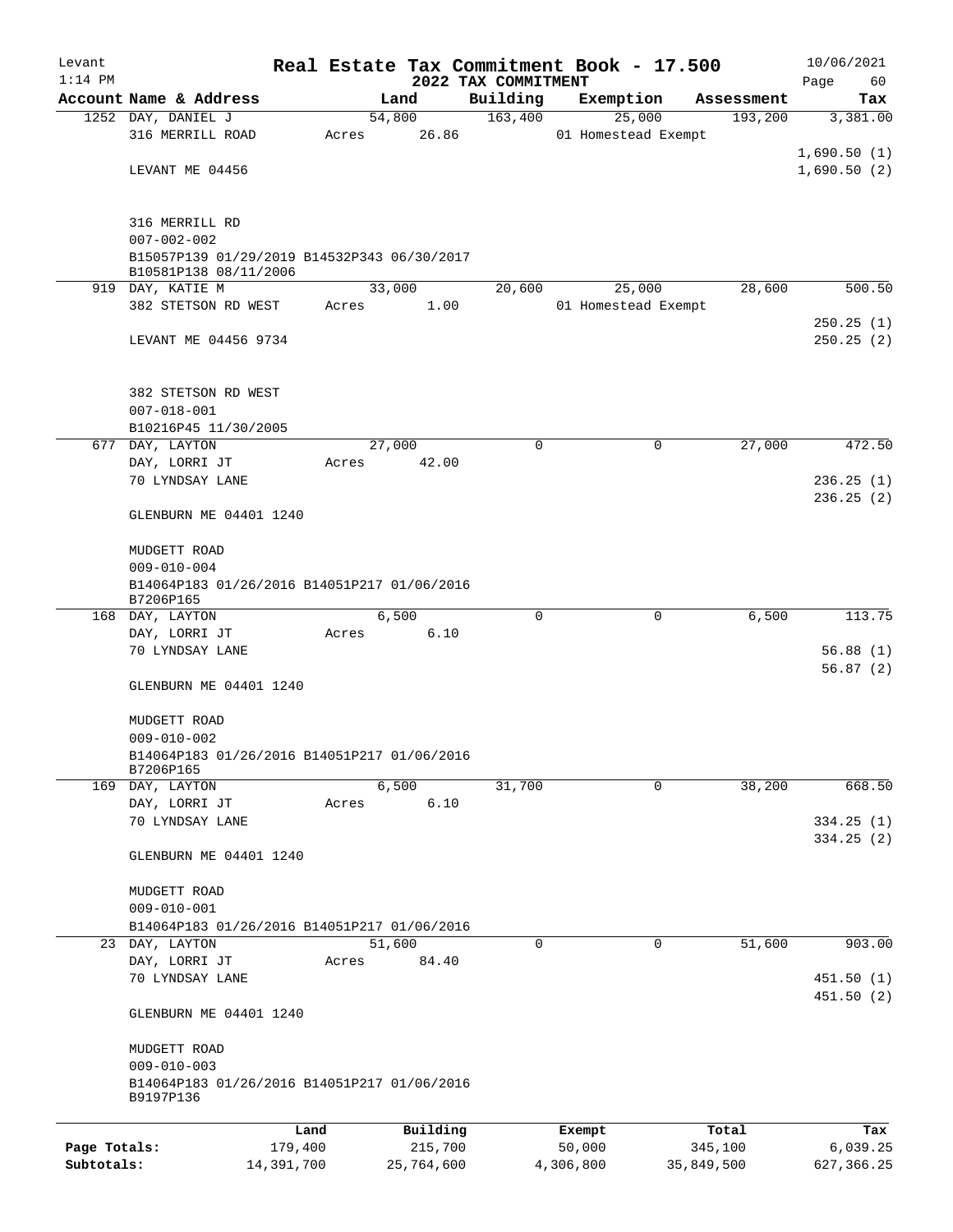Levant
1:14 PM

# Real Estate Tax Commitment Book - 17.500

## 2022 TAX COMMITMENT

10/06/2021
Page 60

| Account Name & Address | Land | Building | Exemption | Assessment | Tax |
|---|---|---|---|---|---|
| 1252 DAY, DANIEL J | 54,800 | 163,400 | 25,000 | 193,200 | 3,381.00 |
| 316 MERRILL ROAD | Acres 26.86 | | 01 Homestead Exempt | | |
| | | | | | 1,690.50 (1) |
| LEVANT ME 04456 | | | | | 1,690.50 (2) |
| 316 MERRILL RD | | | | | |
| 007-002-002 | | | | | |
| B15057P139 01/29/2019 B14532P343 06/30/2017 | | | | | |
| B10581P138 08/11/2006 | | | | | |
| 919 DAY, KATIE M | 33,000 | 20,600 | 25,000 | 28,600 | 500.50 |
| 382 STETSON RD WEST | Acres 1.00 | | 01 Homestead Exempt | | |
| | | | | | 250.25 (1) |
| LEVANT ME 04456 9734 | | | | | 250.25 (2) |
| 382 STETSON RD WEST | | | | | |
| 007-018-001 | | | | | |
| B10216P45 11/30/2005 | | | | | |
| 677 DAY, LAYTON | 27,000 | 0 | 0 | 27,000 | 472.50 |
| DAY, LORRI JT | Acres 42.00 | | | | |
| 70 LYNDSAY LANE | | | | | 236.25 (1) |
| | | | | | 236.25 (2) |
| GLENBURN ME 04401 1240 | | | | | |
| MUDGETT ROAD | | | | | |
| 009-010-004 | | | | | |
| B14064P183 01/26/2016 B14051P217 01/06/2016 | | | | | |
| B7206P165 | | | | | |
| 168 DAY, LAYTON | 6,500 | 0 | 0 | 6,500 | 113.75 |
| DAY, LORRI JT | Acres 6.10 | | | | |
| 70 LYNDSAY LANE | | | | | 56.88 (1) |
| | | | | | 56.87 (2) |
| GLENBURN ME 04401 1240 | | | | | |
| MUDGETT ROAD | | | | | |
| 009-010-002 | | | | | |
| B14064P183 01/26/2016 B14051P217 01/06/2016 | | | | | |
| B7206P165 | | | | | |
| 169 DAY, LAYTON | 6,500 | 31,700 | 0 | 38,200 | 668.50 |
| DAY, LORRI JT | Acres 6.10 | | | | |
| 70 LYNDSAY LANE | | | | | 334.25 (1) |
| | | | | | 334.25 (2) |
| GLENBURN ME 04401 1240 | | | | | |
| MUDGETT ROAD | | | | | |
| 009-010-001 | | | | | |
| B14064P183 01/26/2016 B14051P217 01/06/2016 | | | | | |
| 23 DAY, LAYTON | 51,600 | 0 | 0 | 51,600 | 903.00 |
| DAY, LORRI JT | Acres 84.40 | | | | |
| 70 LYNDSAY LANE | | | | | 451.50 (1) |
| | | | | | 451.50 (2) |
| GLENBURN ME 04401 1240 | | | | | |
| MUDGETT ROAD | | | | | |
| 009-010-003 | | | | | |
| B14064P183 01/26/2016 B14051P217 01/06/2016 | | | | | |
| B9197P136 | | | | | |

| | Land | Building | Exempt | Total | Tax |
|---|---|---|---|---|---|
| Page Totals: | 179,400 | 215,700 | 50,000 | 345,100 | 6,039.25 |
| Subtotals: | 14,391,700 | 25,764,600 | 4,306,800 | 35,849,500 | 627,366.25 |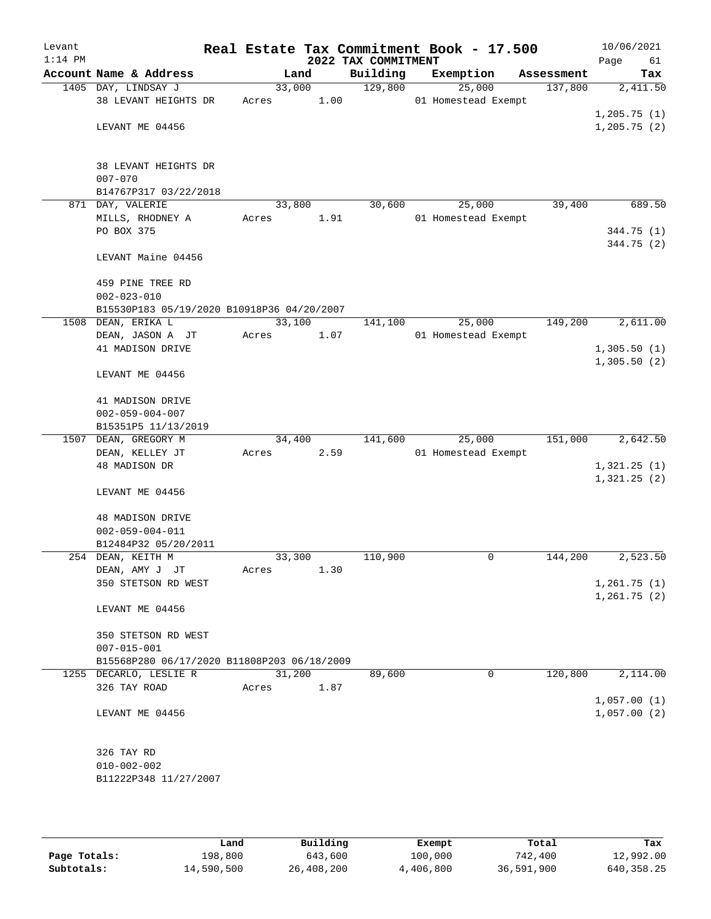Levant
1:14 PM

# Real Estate Tax Commitment Book - 17.500

## 2022 TAX COMMITMENT

10/06/2021

| Account Name & Address | Land | Building | Exemption | Assessment | Tax |
|---|---|---|---|---|---|
| 1405 DAY, LINDSAY J | 33,000 | 129,800 | 25,000 | 137,800 | 2,411.50 |
| 38 LEVANT HEIGHTS DR | Acres 1.00 | | 01 Homestead Exempt | | |
| | | | | | 1,205.75 (1) |
| LEVANT ME 04456 | | | | | 1,205.75 (2) |
| 38 LEVANT HEIGHTS DR | | | | | |
| 007-070 | | | | | |
| B14767P317 03/22/2018 | | | | | |
| 871 DAY, VALERIE | 33,800 | 30,600 | 25,000 | 39,400 | 689.50 |
| MILLS, RHODNEY A | Acres 1.91 | | 01 Homestead Exempt | | |
| PO BOX 375 | | | | | 344.75 (1) |
| | | | | | 344.75 (2) |
| LEVANT Maine 04456 | | | | | |
| 459 PINE TREE RD | | | | | |
| 002-023-010 | | | | | |
| B15530P183 05/19/2020 B10918P36 04/20/2007 | | | | | |
| 1508 DEAN, ERIKA L | 33,100 | 141,100 | 25,000 | 149,200 | 2,611.00 |
| DEAN, JASON A JT | Acres 1.07 | | 01 Homestead Exempt | | |
| 41 MADISON DRIVE | | | | | 1,305.50 (1) |
| | | | | | 1,305.50 (2) |
| LEVANT ME 04456 | | | | | |
| 41 MADISON DRIVE | | | | | |
| 002-059-004-007 | | | | | |
| B15351P5 11/13/2019 | | | | | |
| 1507 DEAN, GREGORY M | 34,400 | 141,600 | 25,000 | 151,000 | 2,642.50 |
| DEAN, KELLEY JT | Acres 2.59 | | 01 Homestead Exempt | | |
| 48 MADISON DR | | | | | 1,321.25 (1) |
| | | | | | 1,321.25 (2) |
| LEVANT ME 04456 | | | | | |
| 48 MADISON DRIVE | | | | | |
| 002-059-004-011 | | | | | |
| B12484P32 05/20/2011 | | | | | |
| 254 DEAN, KEITH M | 33,300 | 110,900 | 0 | 144,200 | 2,523.50 |
| DEAN, AMY J JT | Acres 1.30 | | | | |
| 350 STETSON RD WEST | | | | | 1,261.75 (1) |
| | | | | | 1,261.75 (2) |
| LEVANT ME 04456 | | | | | |
| 350 STETSON RD WEST | | | | | |
| 007-015-001 | | | | | |
| B15568P280 06/17/2020 B11808P203 06/18/2009 | | | | | |
| 1255 DECARLO, LESLIE R | 31,200 | 89,600 | 0 | 120,800 | 2,114.00 |
| 326 TAY ROAD | Acres 1.87 | | | | |
| | | | | | 1,057.00 (1) |
| LEVANT ME 04456 | | | | | 1,057.00 (2) |
| 326 TAY RD | | | | | |
| 010-002-002 | | | | | |
| B11222P348 11/27/2007 | | | | | |

| | Land | Building | Exempt | Total | Tax |
|---|---|---|---|---|---|
| Page Totals: | 198,800 | 643,600 | 100,000 | 742,400 | 12,992.00 |
| Subtotals: | 14,590,500 | 26,408,200 | 4,406,800 | 36,591,900 | 640,358.25 |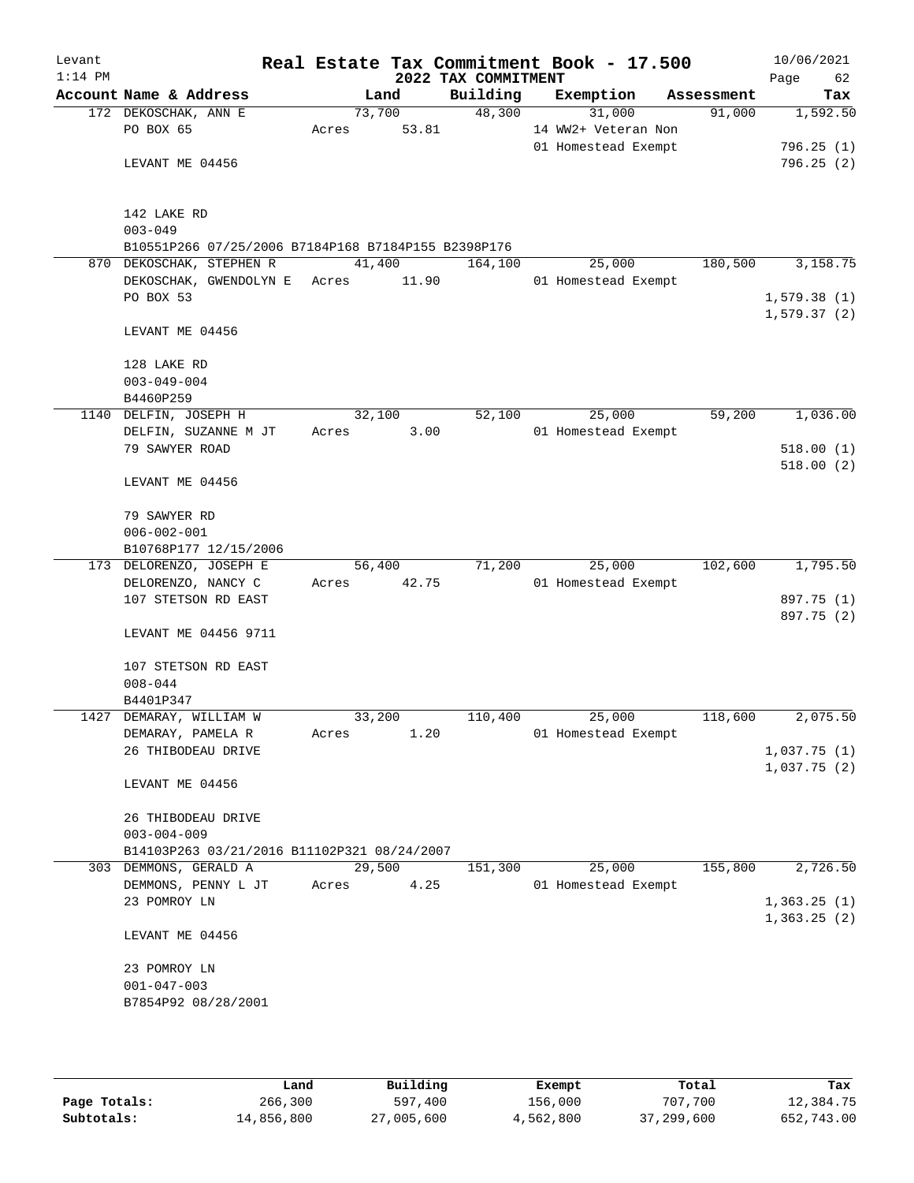Levant 1:14 PM

# Real Estate Tax Commitment Book - 17.500

## 2022 TAX COMMITMENT

10/06/2021 Page 62

| Account Name & Address | Land | Building | Exemption | Assessment | Tax |
|---|---|---|---|---|---|
| 172 DEKOSCHAK, ANN E | 73,700 | 48,300 | 31,000 | 91,000 | 1,592.50 |
| PO BOX 65 | Acres 53.81 | | 14 WW2+ Veteran Non | | |
| | | | 01 Homestead Exempt | | 796.25 (1) |
| LEVANT ME 04456 | | | | | 796.25 (2) |
| 142 LAKE RD | | | | | |
| 003-049 | | | | | |
| B10551P266 07/25/2006 B7184P168 B7184P155 B2398P176 | | | | | |
| 870 DEKOSCHAK, STEPHEN R | 41,400 | 164,100 | 25,000 | 180,500 | 3,158.75 |
| DEKOSCHAK, GWENDOLYN E | Acres 11.90 | | 01 Homestead Exempt | | |
| PO BOX 53 | | | | | 1,579.38 (1) |
| | | | | | 1,579.37 (2) |
| LEVANT ME 04456 | | | | | |
| 128 LAKE RD | | | | | |
| 003-049-004 | | | | | |
| B4460P259 | | | | | |
| 1140 DELFIN, JOSEPH H | 32,100 | 52,100 | 25,000 | 59,200 | 1,036.00 |
| DELFIN, SUZANNE M JT | Acres 3.00 | | 01 Homestead Exempt | | |
| 79 SAWYER ROAD | | | | | 518.00 (1) |
| | | | | | 518.00 (2) |
| LEVANT ME 04456 | | | | | |
| 79 SAWYER RD | | | | | |
| 006-002-001 | | | | | |
| B10768P177 12/15/2006 | | | | | |
| 173 DELORENZO, JOSEPH E | 56,400 | 71,200 | 25,000 | 102,600 | 1,795.50 |
| DELORENZO, NANCY C | Acres 42.75 | | 01 Homestead Exempt | | |
| 107 STETSON RD EAST | | | | | 897.75 (1) |
| | | | | | 897.75 (2) |
| LEVANT ME 04456 9711 | | | | | |
| 107 STETSON RD EAST | | | | | |
| 008-044 | | | | | |
| B4401P347 | | | | | |
| 1427 DEMARAY, WILLIAM W | 33,200 | 110,400 | 25,000 | 118,600 | 2,075.50 |
| DEMARAY, PAMELA R | Acres 1.20 | | 01 Homestead Exempt | | |
| 26 THIBODEAU DRIVE | | | | | 1,037.75 (1) |
| | | | | | 1,037.75 (2) |
| LEVANT ME 04456 | | | | | |
| 26 THIBODEAU DRIVE | | | | | |
| 003-004-009 | | | | | |
| B14103P263 03/21/2016 B11102P321 08/24/2007 | | | | | |
| 303 DEMMONS, GERALD A | 29,500 | 151,300 | 25,000 | 155,800 | 2,726.50 |
| DEMMONS, PENNY L JT | Acres 4.25 | | 01 Homestead Exempt | | |
| 23 POMROY LN | | | | | 1,363.25 (1) |
| | | | | | 1,363.25 (2) |
| LEVANT ME 04456 | | | | | |
| 23 POMROY LN | | | | | |
| 001-047-003 | | | | | |
| B7854P92 08/28/2001 | | | | | |

| | Land | Building | Exempt | Total | Tax |
|---|---|---|---|---|---|
| Page Totals: | 266,300 | 597,400 | 156,000 | 707,700 | 12,384.75 |
| Subtotals: | 14,856,800 | 27,005,600 | 4,562,800 | 37,299,600 | 652,743.00 |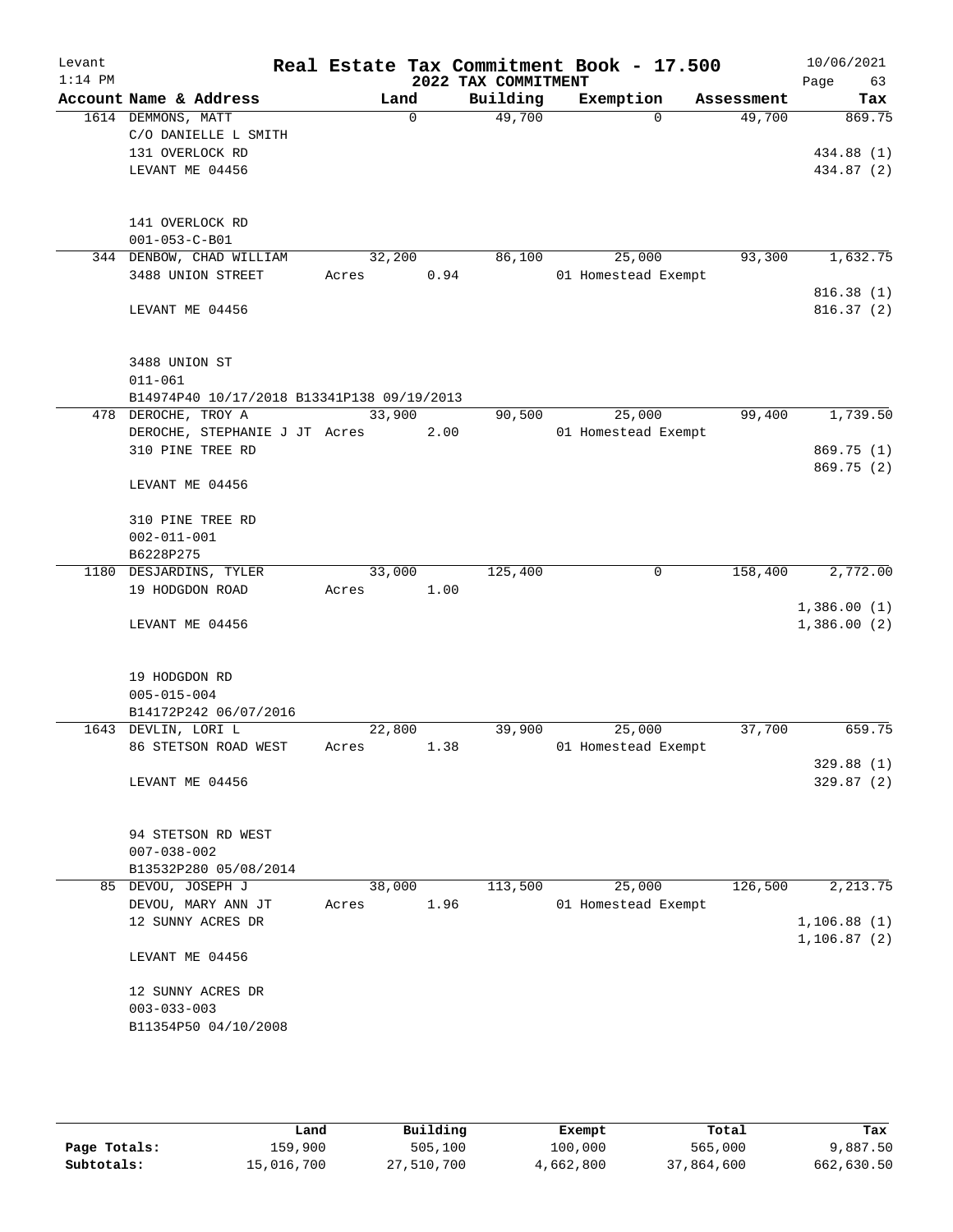# Real Estate Tax Commitment Book - 17.500

Levant 1:14 PM — 2022 TAX COMMITMENT — 10/06/2021

| Account Name & Address | Land | Building | Exemption | Assessment | Tax |
|---|---|---|---|---|---|
| 1614 DEMMONS, MATT<br>C/O DANIELLE L SMITH<br>131 OVERLOCK RD<br>LEVANT ME 04456<br><br>141 OVERLOCK RD<br>001-053-C-B01 | 0 | 49,700 | 0 | 49,700 | 869.75<br><br>434.88 (1)<br>434.87 (2) |
| 344 DENBOW, CHAD WILLIAM<br>3488 UNION STREET<br><br>LEVANT ME 04456<br><br>3488 UNION ST<br>011-061<br>B14974P40 10/17/2018 B13341P138 09/19/2013 | 32,200<br>Acres 0.94 | 86,100 | 25,000<br>01 Homestead Exempt | 93,300 | 1,632.75<br><br>816.38 (1)<br>816.37 (2) |
| 478 DEROCHE, TROY A<br>DEROCHE, STEPHANIE J JT<br>310 PINE TREE RD<br><br>LEVANT ME 04456<br><br>310 PINE TREE RD<br>002-011-001<br>B6228P275 | 33,900<br>Acres 2.00 | 90,500 | 25,000<br>01 Homestead Exempt | 99,400 | 1,739.50<br><br>869.75 (1)<br>869.75 (2) |
| 1180 DESJARDINS, TYLER<br>19 HODGDON ROAD<br><br>LEVANT ME 04456<br><br>19 HODGDON RD<br>005-015-004<br>B14172P242 06/07/2016 | 33,000<br>Acres 1.00 | 125,400 | 0 | 158,400 | 2,772.00<br><br>1,386.00 (1)<br>1,386.00 (2) |
| 1643 DEVLIN, LORI L<br>86 STETSON ROAD WEST<br><br>LEVANT ME 04456<br><br>94 STETSON RD WEST<br>007-038-002<br>B13532P280 05/08/2014 | 22,800<br>Acres 1.38 | 39,900 | 25,000<br>01 Homestead Exempt | 37,700 | 659.75<br><br>329.88 (1)<br>329.87 (2) |
| 85 DEVOU, JOSEPH J<br>DEVOU, MARY ANN JT<br>12 SUNNY ACRES DR<br><br>LEVANT ME 04456<br><br>12 SUNNY ACRES DR<br>003-033-003<br>B11354P50 04/10/2008 | 38,000<br>Acres 1.96 | 113,500 | 25,000<br>01 Homestead Exempt | 126,500 | 2,213.75<br><br>1,106.88 (1)<br>1,106.87 (2) |

| | Land | Building | Exempt | Total | Tax |
|---|---|---|---|---|---|
| Page Totals: | 159,900 | 505,100 | 100,000 | 565,000 | 9,887.50 |
| Subtotals: | 15,016,700 | 27,510,700 | 4,662,800 | 37,864,600 | 662,630.50 |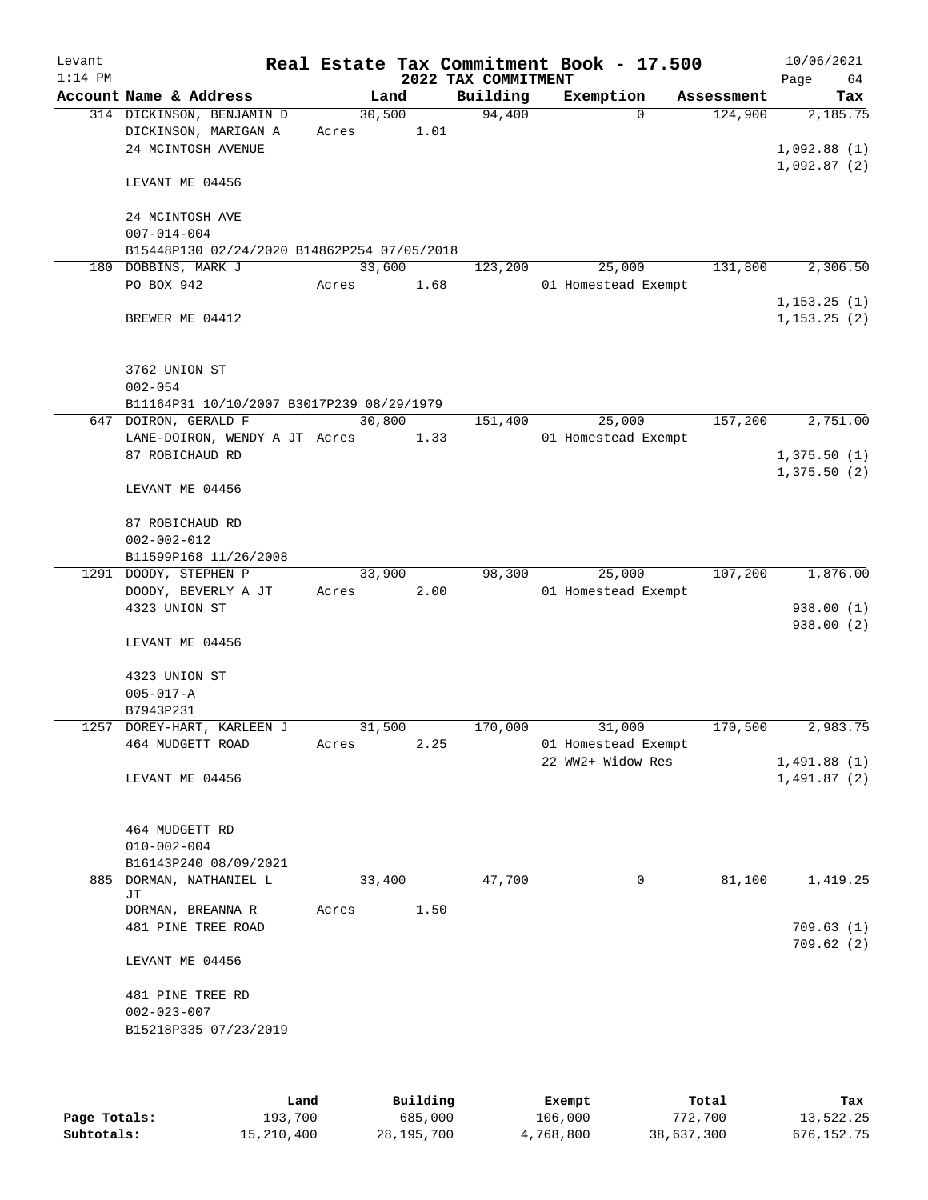Levant 1:14 PM

# Real Estate Tax Commitment Book - 17.500

## 2022 TAX COMMITMENT

10/06/2021

| Account Name & Address | Land | Building | Exemption | Assessment | Tax |
|---|---|---|---|---|---|
| 314 DICKINSON, BENJAMIN D | 30,500 | 94,400 | 0 | 124,900 | 2,185.75 |
| DICKINSON, MARIGAN A | Acres 1.01 | | | | |
| 24 MCINTOSH AVENUE | | | | | 1,092.88 (1) |
| | | | | | 1,092.87 (2) |
| LEVANT ME 04456 | | | | | |
| 24 MCINTOSH AVE | | | | | |
| 007-014-004 | | | | | |
| B15448P130 02/24/2020 B14862P254 07/05/2018 | | | | | |
| 180 DOBBINS, MARK J | 33,600 | 123,200 | 25,000 | 131,800 | 2,306.50 |
| PO BOX 942 | Acres 1.68 | | 01 Homestead Exempt | | |
| | | | | | 1,153.25 (1) |
| BREWER ME 04412 | | | | | 1,153.25 (2) |
| 3762 UNION ST | | | | | |
| 002-054 | | | | | |
| B11164P31 10/10/2007 B3017P239 08/29/1979 | | | | | |
| 647 DOIRON, GERALD F | 30,800 | 151,400 | 25,000 | 157,200 | 2,751.00 |
| LANE-DOIRON, WENDY A JT | Acres 1.33 | | 01 Homestead Exempt | | |
| 87 ROBICHAUD RD | | | | | 1,375.50 (1) |
| | | | | | 1,375.50 (2) |
| LEVANT ME 04456 | | | | | |
| 87 ROBICHAUD RD | | | | | |
| 002-002-012 | | | | | |
| B11599P168 11/26/2008 | | | | | |
| 1291 DOODY, STEPHEN P | 33,900 | 98,300 | 25,000 | 107,200 | 1,876.00 |
| DOODY, BEVERLY A JT | Acres 2.00 | | 01 Homestead Exempt | | |
| 4323 UNION ST | | | | | 938.00 (1) |
| | | | | | 938.00 (2) |
| LEVANT ME 04456 | | | | | |
| 4323 UNION ST | | | | | |
| 005-017-A | | | | | |
| B7943P231 | | | | | |
| 1257 DOREY-HART, KARLEEN J | 31,500 | 170,000 | 31,000 | 170,500 | 2,983.75 |
| 464 MUDGETT ROAD | Acres 2.25 | | 01 Homestead Exempt | | |
| | | | 22 WW2+ Widow Res | | 1,491.88 (1) |
| LEVANT ME 04456 | | | | | 1,491.87 (2) |
| 464 MUDGETT RD | | | | | |
| 010-002-004 | | | | | |
| B16143P240 08/09/2021 | | | | | |
| 885 DORMAN, NATHANIEL L JT | 33,400 | 47,700 | 0 | 81,100 | 1,419.25 |
| DORMAN, BREANNA R | Acres 1.50 | | | | |
| 481 PINE TREE ROAD | | | | | 709.63 (1) |
| | | | | | 709.62 (2) |
| LEVANT ME 04456 | | | | | |
| 481 PINE TREE RD | | | | | |
| 002-023-007 | | | | | |
| B15218P335 07/23/2019 | | | | | |

| | Land | Building | Exempt | Total | Tax |
|---|---|---|---|---|---|
| Page Totals: | 193,700 | 685,000 | 106,000 | 772,700 | 13,522.25 |
| Subtotals: | 15,210,400 | 28,195,700 | 4,768,800 | 38,637,300 | 676,152.75 |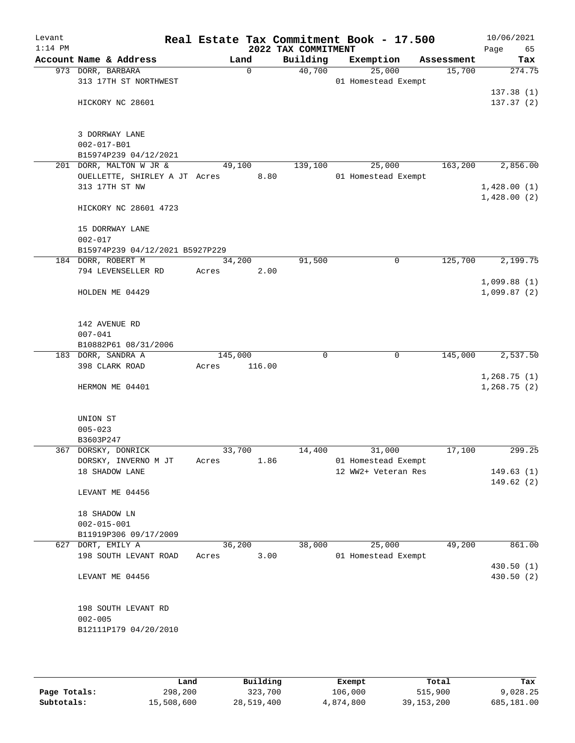Levant
1:14 PM

# Real Estate Tax Commitment Book - 17.500
## 2022 TAX COMMITMENT

10/06/2021

| Account | Name & Address | Land | Building | Exemption | Assessment | Tax |
|---|---|---|---|---|---|---|
| 973 | DORR, BARBARA<br>313 17TH ST NORTHWEST<br>HICKORY NC 28601<br><br>3 DORRWAY LANE<br>002-017-B01<br>B15974P239 04/12/2021 | 0 | 40,700 | 25,000<br>01 Homestead Exempt | 15,700 | 274.75<br>137.38 (1)<br>137.37 (2) |
| 201 | DORR, MALTON W JR &<br>OUELLETTE, SHIRLEY A JT<br>313 17TH ST NW<br>HICKORY NC 28601 4723<br><br>15 DORRWAY LANE<br>002-017<br>B15974P239 04/12/2021 B5927P229 | 49,100<br>Acres 8.80 | 139,100 | 25,000<br>01 Homestead Exempt | 163,200 | 2,856.00<br>1,428.00 (1)<br>1,428.00 (2) |
| 184 | DORR, ROBERT M<br>794 LEVENSELLER RD<br>HOLDEN ME 04429<br><br>142 AVENUE RD<br>007-041<br>B10882P61 08/31/2006 | 34,200<br>Acres 2.00 | 91,500 | 0 | 125,700 | 2,199.75<br>1,099.88 (1)<br>1,099.87 (2) |
| 183 | DORR, SANDRA A<br>398 CLARK ROAD<br>HERMON ME 04401<br><br>UNION ST<br>005-023<br>B3603P247 | 145,000<br>Acres 116.00 | 0 | 0 | 145,000 | 2,537.50<br>1,268.75 (1)<br>1,268.75 (2) |
| 367 | DORSKY, DONRICK<br>DORSKY, INVERNO M JT<br>18 SHADOW LANE<br>LEVANT ME 04456<br><br>18 SHADOW LN<br>002-015-001<br>B11919P306 09/17/2009 | 33,700<br>Acres 1.86 | 14,400 | 31,000<br>01 Homestead Exempt<br>12 WW2+ Veteran Res | 17,100 | 299.25<br>149.63 (1)<br>149.62 (2) |
| 627 | DORT, EMILY A<br>198 SOUTH LEVANT ROAD<br>LEVANT ME 04456<br><br>198 SOUTH LEVANT RD<br>002-005<br>B12111P179 04/20/2010 | 36,200<br>Acres 3.00 | 38,000 | 25,000<br>01 Homestead Exempt | 49,200 | 861.00<br>430.50 (1)<br>430.50 (2) |

| | Land | Building | Exempt | Total | Tax |
|---|---|---|---|---|---|
| Page Totals: | 298,200 | 323,700 | 106,000 | 515,900 | 9,028.25 |
| Subtotals: | 15,508,600 | 28,519,400 | 4,874,800 | 39,153,200 | 685,181.00 |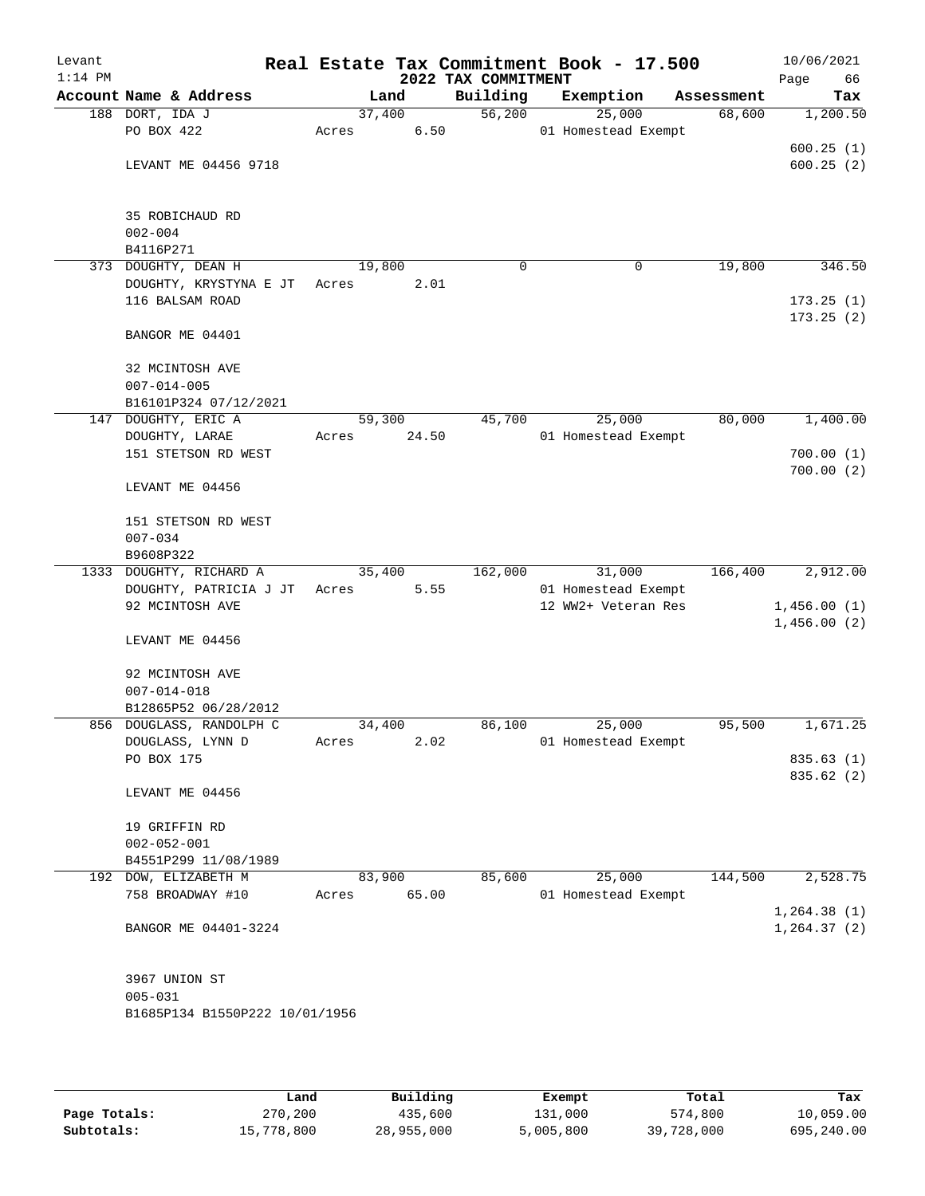Levant
1:14 PM

# Real Estate Tax Commitment Book - 17.500

## 2022 TAX COMMITMENT

10/06/2021

| Account Name & Address | Land | Building | Exemption | Assessment | Tax |
|---|---|---|---|---|---|
| 188 DORT, IDA J | 37,400 | 56,200 | 25,000 | 68,600 | 1,200.50 |
| PO BOX 422 | Acres 6.50 | | 01 Homestead Exempt | | |
| | | | | | 600.25 (1) |
| LEVANT ME 04456 9718 | | | | | 600.25 (2) |
| 35 ROBICHAUD RD | | | | | |
| 002-004 | | | | | |
| B4116P271 | | | | | |
| 373 DOUGHTY, DEAN H | 19,800 | 0 | 0 | 19,800 | 346.50 |
| DOUGHTY, KRYSTYNA E JT | Acres 2.01 | | | | |
| 116 BALSAM ROAD | | | | | 173.25 (1) |
| | | | | | 173.25 (2) |
| BANGOR ME 04401 | | | | | |
| 32 MCINTOSH AVE | | | | | |
| 007-014-005 | | | | | |
| B16101P324 07/12/2021 | | | | | |
| 147 DOUGHTY, ERIC A | 59,300 | 45,700 | 25,000 | 80,000 | 1,400.00 |
| DOUGHTY, LARAE | Acres 24.50 | | 01 Homestead Exempt | | |
| 151 STETSON RD WEST | | | | | 700.00 (1) |
| | | | | | 700.00 (2) |
| LEVANT ME 04456 | | | | | |
| 151 STETSON RD WEST | | | | | |
| 007-034 | | | | | |
| B9608P322 | | | | | |
| 1333 DOUGHTY, RICHARD A | 35,400 | 162,000 | 31,000 | 166,400 | 2,912.00 |
| DOUGHTY, PATRICIA J JT | Acres 5.55 | | 01 Homestead Exempt | | |
| 92 MCINTOSH AVE | | | 12 WW2+ Veteran Res | | 1,456.00 (1) |
| | | | | | 1,456.00 (2) |
| LEVANT ME 04456 | | | | | |
| 92 MCINTOSH AVE | | | | | |
| 007-014-018 | | | | | |
| B12865P52 06/28/2012 | | | | | |
| 856 DOUGLASS, RANDOLPH C | 34,400 | 86,100 | 25,000 | 95,500 | 1,671.25 |
| DOUGLASS, LYNN D | Acres 2.02 | | 01 Homestead Exempt | | |
| PO BOX 175 | | | | | 835.63 (1) |
| | | | | | 835.62 (2) |
| LEVANT ME 04456 | | | | | |
| 19 GRIFFIN RD | | | | | |
| 002-052-001 | | | | | |
| B4551P299 11/08/1989 | | | | | |
| 192 DOW, ELIZABETH M | 83,900 | 85,600 | 25,000 | 144,500 | 2,528.75 |
| 758 BROADWAY #10 | Acres 65.00 | | 01 Homestead Exempt | | |
| | | | | | 1,264.38 (1) |
| BANGOR ME 04401-3224 | | | | | 1,264.37 (2) |
| 3967 UNION ST | | | | | |
| 005-031 | | | | | |
| B1685P134 B1550P222 10/01/1956 | | | | | |

| | Land | Building | Exempt | Total | Tax |
|---|---|---|---|---|---|
| Page Totals: | 270,200 | 435,600 | 131,000 | 574,800 | 10,059.00 |
| Subtotals: | 15,778,800 | 28,955,000 | 5,005,800 | 39,728,000 | 695,240.00 |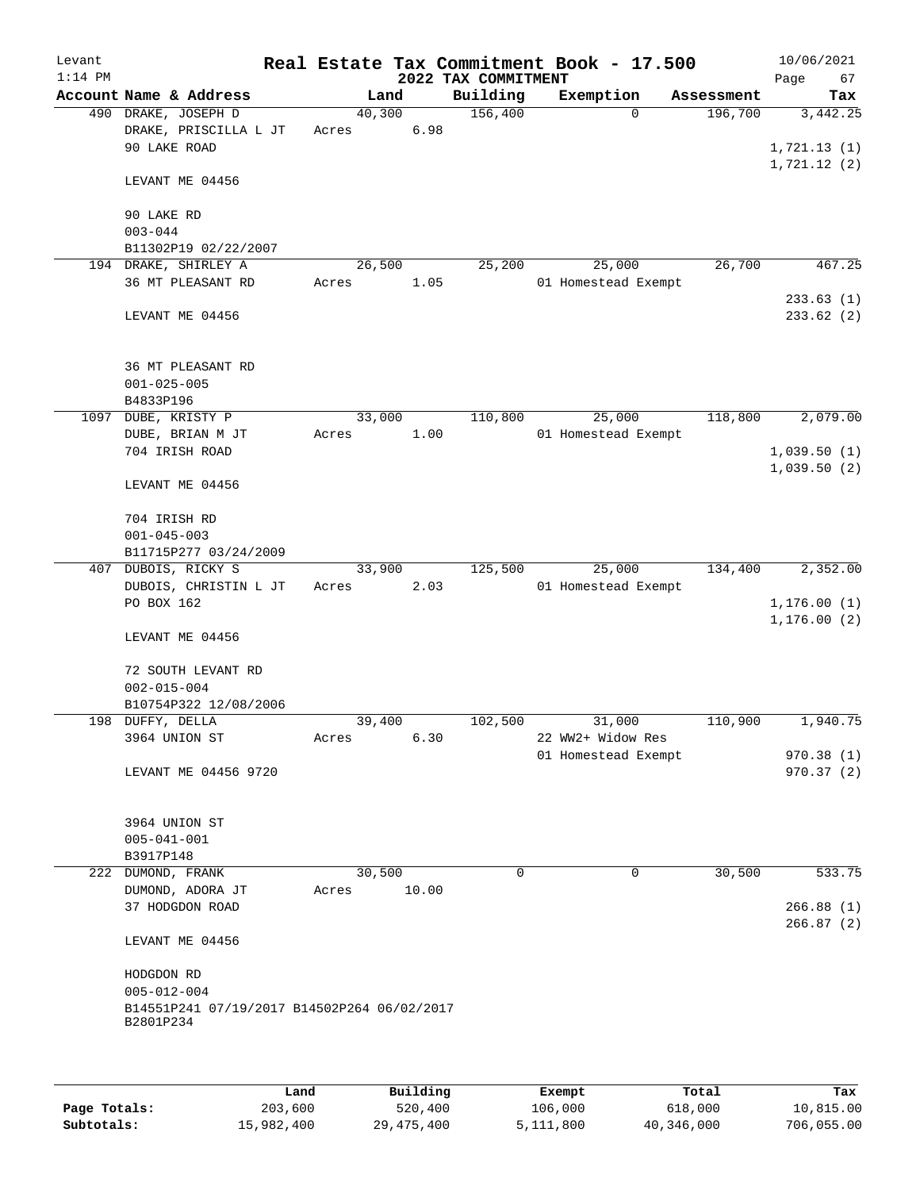# Real Estate Tax Commitment Book - 17.500

Levant
1:14 PM

2022 TAX COMMITMENT

10/06/2021

| Account Name & Address | Land | Building | Exemption | Assessment | Tax |
|---|---|---|---|---|---|
| 490 DRAKE, JOSEPH D | 40,300 | 156,400 | 0 | 196,700 | 3,442.25 |
| DRAKE, PRISCILLA L JT | Acres 6.98 | | | | |
| 90 LAKE ROAD | | | | | 1,721.13 (1) |
| | | | | | 1,721.12 (2) |
| LEVANT ME 04456 | | | | | |
| 90 LAKE RD | | | | | |
| 003-044 | | | | | |
| B11302P19 02/22/2007 | | | | | |
| 194 DRAKE, SHIRLEY A | 26,500 | 25,200 | 25,000 | 26,700 | 467.25 |
| 36 MT PLEASANT RD | Acres 1.05 | | 01 Homestead Exempt | | |
| | | | | | 233.63 (1) |
| LEVANT ME 04456 | | | | | 233.62 (2) |
| 36 MT PLEASANT RD | | | | | |
| 001-025-005 | | | | | |
| B4833P196 | | | | | |
| 1097 DUBE, KRISTY P | 33,000 | 110,800 | 25,000 | 118,800 | 2,079.00 |
| DUBE, BRIAN M JT | Acres 1.00 | | 01 Homestead Exempt | | |
| 704 IRISH ROAD | | | | | 1,039.50 (1) |
| | | | | | 1,039.50 (2) |
| LEVANT ME 04456 | | | | | |
| 704 IRISH RD | | | | | |
| 001-045-003 | | | | | |
| B11715P277 03/24/2009 | | | | | |
| 407 DUBOIS, RICKY S | 33,900 | 125,500 | 25,000 | 134,400 | 2,352.00 |
| DUBOIS, CHRISTIN L JT | Acres 2.03 | | 01 Homestead Exempt | | |
| PO BOX 162 | | | | | 1,176.00 (1) |
| | | | | | 1,176.00 (2) |
| LEVANT ME 04456 | | | | | |
| 72 SOUTH LEVANT RD | | | | | |
| 002-015-004 | | | | | |
| B10754P322 12/08/2006 | | | | | |
| 198 DUFFY, DELLA | 39,400 | 102,500 | 31,000 | 110,900 | 1,940.75 |
| 3964 UNION ST | Acres 6.30 | | 22 WW2+ Widow Res | | |
| | | | 01 Homestead Exempt | | 970.38 (1) |
| LEVANT ME 04456 9720 | | | | | 970.37 (2) |
| 3964 UNION ST | | | | | |
| 005-041-001 | | | | | |
| B3917P148 | | | | | |
| 222 DUMOND, FRANK | 30,500 | 0 | 0 | 30,500 | 533.75 |
| DUMOND, ADORA JT | Acres 10.00 | | | | |
| 37 HODGDON ROAD | | | | | 266.88 (1) |
| | | | | | 266.87 (2) |
| LEVANT ME 04456 | | | | | |
| HODGDON RD | | | | | |
| 005-012-004 | | | | | |
| B14551P241 07/19/2017 B14502P264 06/02/2017 | | | | | |
| B2801P234 | | | | | |

| | Land | Building | Exempt | Total | Tax |
|---|---|---|---|---|---|
| Page Totals: | 203,600 | 520,400 | 106,000 | 618,000 | 10,815.00 |
| Subtotals: | 15,982,400 | 29,475,400 | 5,111,800 | 40,346,000 | 706,055.00 |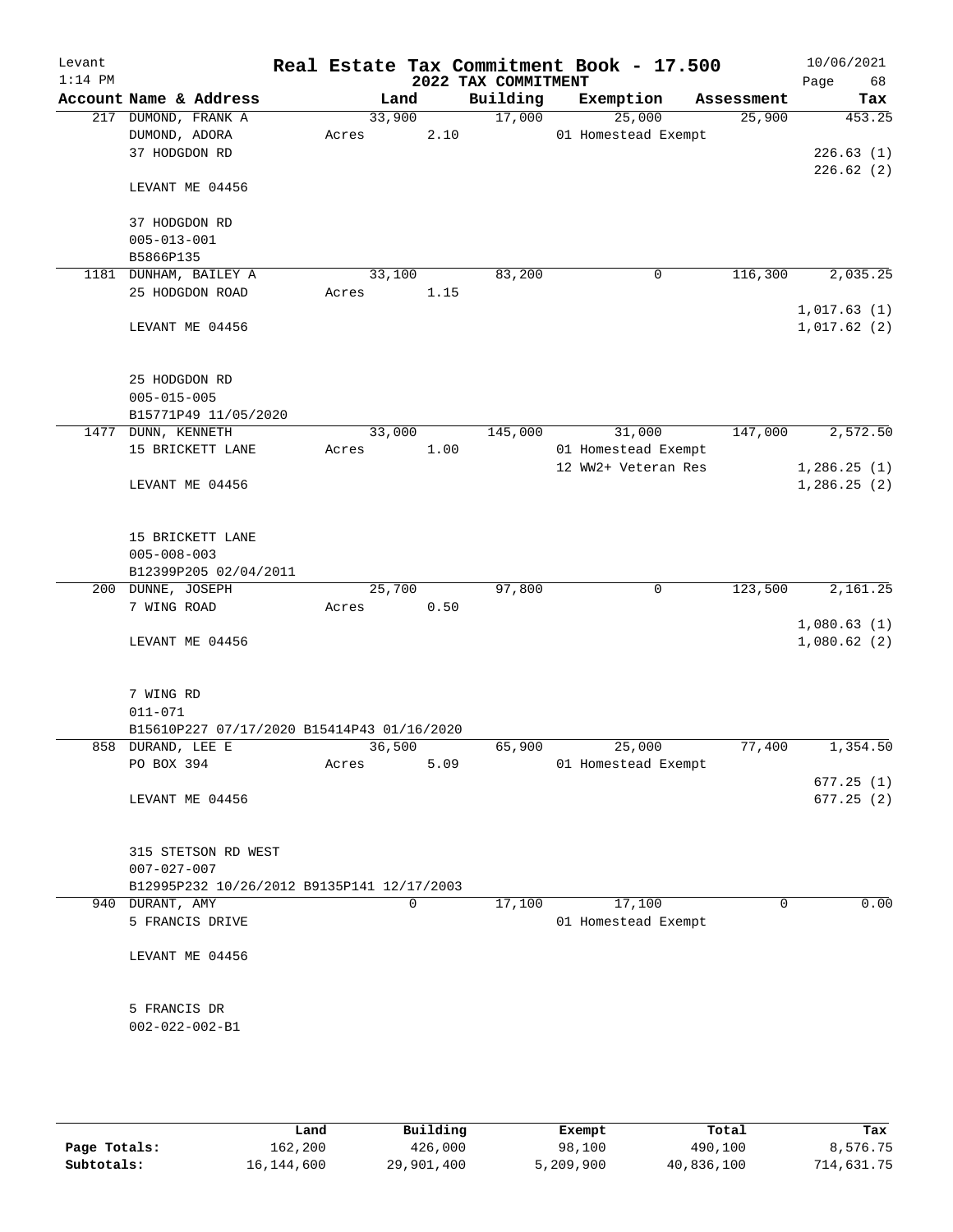# Real Estate Tax Commitment Book - 17.500

Levant
1:14 PM

2022 TAX COMMITMENT

10/06/2021

| Account Name & Address | Land | Building | Exemption | Assessment | Tax |
|---|---|---|---|---|---|
| 217 DUMOND, FRANK A | 33,900 | 17,000 | 25,000 | 25,900 | 453.25 |
| DUMOND, ADORA | Acres 2.10 | | 01 Homestead Exempt | | |
| 37 HODGDON RD | | | | | 226.63 (1) |
| | | | | | 226.62 (2) |
| LEVANT ME 04456 | | | | | |
| 37 HODGDON RD | | | | | |
| 005-013-001 | | | | | |
| B5866P135 | | | | | |
| 1181 DUNHAM, BAILEY A | 33,100 | 83,200 | 0 | 116,300 | 2,035.25 |
| 25 HODGDON ROAD | Acres 1.15 | | | | |
| | | | | | 1,017.63 (1) |
| LEVANT ME 04456 | | | | | 1,017.62 (2) |
| 25 HODGDON RD | | | | | |
| 005-015-005 | | | | | |
| B15771P49 11/05/2020 | | | | | |
| 1477 DUNN, KENNETH | 33,000 | 145,000 | 31,000 | 147,000 | 2,572.50 |
| 15 BRICKETT LANE | Acres 1.00 | | 01 Homestead Exempt | | |
| | | | 12 WW2+ Veteran Res | | 1,286.25 (1) |
| LEVANT ME 04456 | | | | | 1,286.25 (2) |
| 15 BRICKETT LANE | | | | | |
| 005-008-003 | | | | | |
| B12399P205 02/04/2011 | | | | | |
| 200 DUNNE, JOSEPH | 25,700 | 97,800 | 0 | 123,500 | 2,161.25 |
| 7 WING ROAD | Acres 0.50 | | | | |
| | | | | | 1,080.63 (1) |
| LEVANT ME 04456 | | | | | 1,080.62 (2) |
| 7 WING RD | | | | | |
| 011-071 | | | | | |
| B15610P227 07/17/2020 B15414P43 01/16/2020 | | | | | |
| 858 DURAND, LEE E | 36,500 | 65,900 | 25,000 | 77,400 | 1,354.50 |
| PO BOX 394 | Acres 5.09 | | 01 Homestead Exempt | | |
| | | | | | 677.25 (1) |
| LEVANT ME 04456 | | | | | 677.25 (2) |
| 315 STETSON RD WEST | | | | | |
| 007-027-007 | | | | | |
| B12995P232 10/26/2012 B9135P141 12/17/2003 | | | | | |
| 940 DURANT, AMY | 0 | 17,100 | 17,100 | 0 | 0.00 |
| 5 FRANCIS DRIVE | | | 01 Homestead Exempt | | |
| LEVANT ME 04456 | | | | | |
| 5 FRANCIS DR | | | | | |
| 002-022-002-B1 | | | | | |

| | Land | Building | Exempt | Total | Tax |
|---|---|---|---|---|---|
| Page Totals: | 162,200 | 426,000 | 98,100 | 490,100 | 8,576.75 |
| Subtotals: | 16,144,600 | 29,901,400 | 5,209,900 | 40,836,100 | 714,631.75 |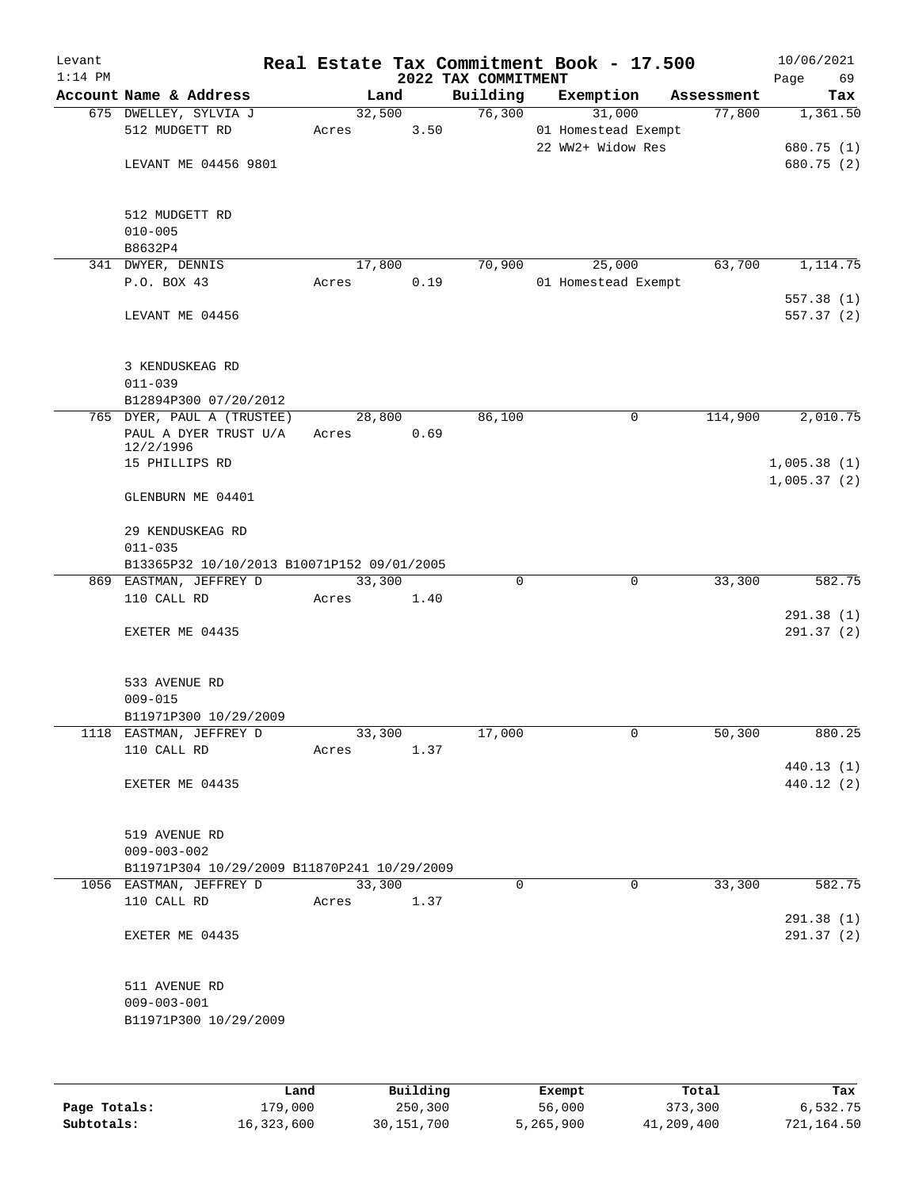# Real Estate Tax Commitment Book - 17.500

Levant
1:14 PM

2022 TAX COMMITMENT

10/06/2021

| Account Name & Address | Land | Building | Exemption | Assessment | Tax |
|---|---|---|---|---|---|
| 675 DWELLEY, SYLVIA J | 32,500 | 76,300 | 31,000 | 77,800 | 1,361.50 |
| 512 MUDGETT RD | Acres 3.50 | | 01 Homestead Exempt | | |
| | | | 22 WW2+ Widow Res | | 680.75 (1) |
| LEVANT ME 04456 9801 | | | | | 680.75 (2) |
| 512 MUDGETT RD | | | | | |
| 010-005 | | | | | |
| B8632P4 | | | | | |
| 341 DWYER, DENNIS | 17,800 | 70,900 | 25,000 | 63,700 | 1,114.75 |
| P.O. BOX 43 | Acres 0.19 | | 01 Homestead Exempt | | |
| | | | | | 557.38 (1) |
| LEVANT ME 04456 | | | | | 557.37 (2) |
| 3 KENDUSKEAG RD | | | | | |
| 011-039 | | | | | |
| B12894P300 07/20/2012 | | | | | |
| 765 DYER, PAUL A (TRUSTEE) | 28,800 | 86,100 | 0 | 114,900 | 2,010.75 |
| PAUL A DYER TRUST U/A 12/2/1996 | Acres 0.69 | | | | |
| 15 PHILLIPS RD | | | | | 1,005.38 (1) |
| | | | | | 1,005.37 (2) |
| GLENBURN ME 04401 | | | | | |
| 29 KENDUSKEAG RD | | | | | |
| 011-035 | | | | | |
| B13365P32 10/10/2013 B10071P152 09/01/2005 | | | | | |
| 869 EASTMAN, JEFFREY D | 33,300 | 0 | 0 | 33,300 | 582.75 |
| 110 CALL RD | Acres 1.40 | | | | |
| | | | | | 291.38 (1) |
| EXETER ME 04435 | | | | | 291.37 (2) |
| 533 AVENUE RD | | | | | |
| 009-015 | | | | | |
| B11971P300 10/29/2009 | | | | | |
| 1118 EASTMAN, JEFFREY D | 33,300 | 17,000 | 0 | 50,300 | 880.25 |
| 110 CALL RD | Acres 1.37 | | | | |
| | | | | | 440.13 (1) |
| EXETER ME 04435 | | | | | 440.12 (2) |
| 519 AVENUE RD | | | | | |
| 009-003-002 | | | | | |
| B11971P304 10/29/2009 B11870P241 10/29/2009 | | | | | |
| 1056 EASTMAN, JEFFREY D | 33,300 | 0 | 0 | 33,300 | 582.75 |
| 110 CALL RD | Acres 1.37 | | | | |
| | | | | | 291.38 (1) |
| EXETER ME 04435 | | | | | 291.37 (2) |
| 511 AVENUE RD | | | | | |
| 009-003-001 | | | | | |
| B11971P300 10/29/2009 | | | | | |

| | Land | Building | Exempt | Total | Tax |
|---|---|---|---|---|---|
| Page Totals: | 179,000 | 250,300 | 56,000 | 373,300 | 6,532.75 |
| Subtotals: | 16,323,600 | 30,151,700 | 5,265,900 | 41,209,400 | 721,164.50 |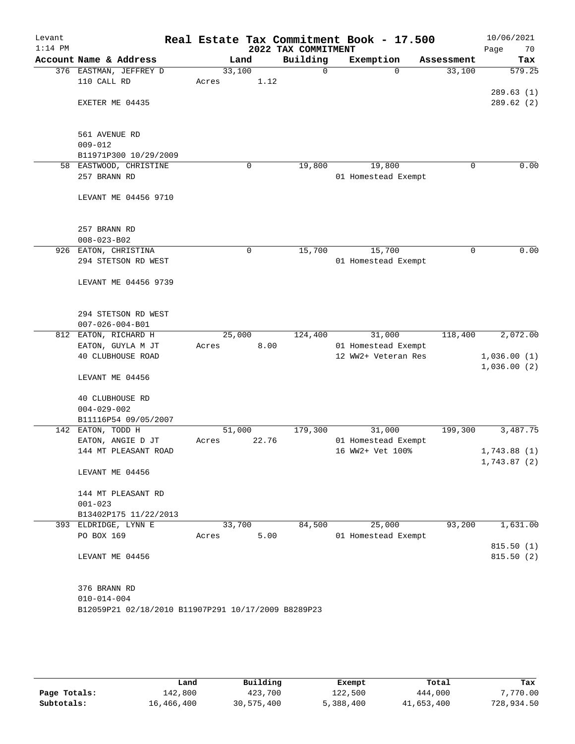# Real Estate Tax Commitment Book - 17.500

Levant 1:14 PM — 2022 TAX COMMITMENT — 10/06/2021

| Account Name & Address | Land | Building | Exemption | Assessment | Tax |
|---|---|---|---|---|---|
| 376 EASTMAN, JEFFREY D | 33,100 | 0 | 0 | 33,100 | 579.25 |
| 110 CALL RD | Acres 1.12 | | | | |
| | | | | | 289.63 (1) |
| EXETER ME 04435 | | | | | 289.62 (2) |
| 561 AVENUE RD | | | | | |
| 009-012 | | | | | |
| B11971P300 10/29/2009 | | | | | |
| 58 EASTWOOD, CHRISTINE | 0 | 19,800 | 19,800 | 0 | 0.00 |
| 257 BRANN RD | | | 01 Homestead Exempt | | |
| LEVANT ME 04456 9710 | | | | | |
| 257 BRANN RD | | | | | |
| 008-023-B02 | | | | | |
| 926 EATON, CHRISTINA | 0 | 15,700 | 15,700 | 0 | 0.00 |
| 294 STETSON RD WEST | | | 01 Homestead Exempt | | |
| LEVANT ME 04456 9739 | | | | | |
| 294 STETSON RD WEST | | | | | |
| 007-026-004-B01 | | | | | |
| 812 EATON, RICHARD H | 25,000 | 124,400 | 31,000 | 118,400 | 2,072.00 |
| EATON, GUYLA M JT | Acres 8.00 | | 01 Homestead Exempt | | |
| 40 CLUBHOUSE ROAD | | | 12 WW2+ Veteran Res | | 1,036.00 (1) |
| | | | | | 1,036.00 (2) |
| LEVANT ME 04456 | | | | | |
| 40 CLUBHOUSE RD | | | | | |
| 004-029-002 | | | | | |
| B11116P54 09/05/2007 | | | | | |
| 142 EATON, TODD H | 51,000 | 179,300 | 31,000 | 199,300 | 3,487.75 |
| EATON, ANGIE D JT | Acres 22.76 | | 01 Homestead Exempt | | |
| 144 MT PLEASANT ROAD | | | 16 WW2+ Vet 100% | | 1,743.88 (1) |
| | | | | | 1,743.87 (2) |
| LEVANT ME 04456 | | | | | |
| 144 MT PLEASANT RD | | | | | |
| 001-023 | | | | | |
| B13402P175 11/22/2013 | | | | | |
| 393 ELDRIDGE, LYNN E | 33,700 | 84,500 | 25,000 | 93,200 | 1,631.00 |
| PO BOX 169 | Acres 5.00 | | 01 Homestead Exempt | | |
| | | | | | 815.50 (1) |
| LEVANT ME 04456 | | | | | 815.50 (2) |
| 376 BRANN RD | | | | | |
| 010-014-004 | | | | | |
| B12059P21 02/18/2010 B11907P291 10/17/2009 B8289P23 | | | | | |

| | Land | Building | Exempt | Total | Tax |
|---|---|---|---|---|---|
| Page Totals: | 142,800 | 423,700 | 122,500 | 444,000 | 7,770.00 |
| Subtotals: | 16,466,400 | 30,575,400 | 5,388,400 | 41,653,400 | 728,934.50 |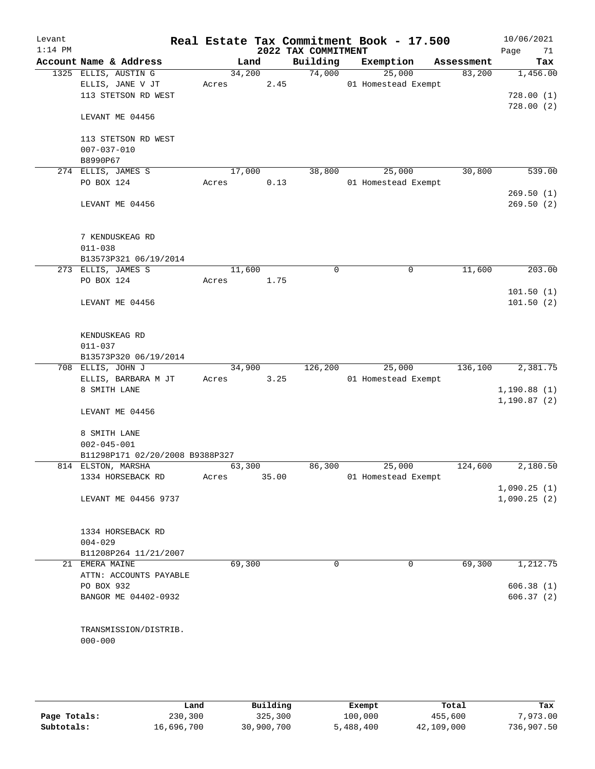# Real Estate Tax Commitment Book - 17.500

Levant
1:14 PM

10/06/2021

## 2022 TAX COMMITMENT

| Account Name & Address | Land | Building | Exemption | Assessment | Tax |
|---|---|---|---|---|---|
| 1325 ELLIS, AUSTIN G | 34,200 | 74,000 | 25,000 | 83,200 | 1,456.00 |
| ELLIS, JANE V JT | Acres 2.45 | | 01 Homestead Exempt | | |
| 113 STETSON RD WEST | | | | | 728.00 (1) |
| | | | | | 728.00 (2) |
| LEVANT ME 04456 | | | | | |
| 113 STETSON RD WEST | | | | | |
| 007-037-010 | | | | | |
| B8990P67 | | | | | |
| 274 ELLIS, JAMES S | 17,000 | 38,800 | 25,000 | 30,800 | 539.00 |
| PO BOX 124 | Acres 0.13 | | 01 Homestead Exempt | | |
| | | | | | 269.50 (1) |
| LEVANT ME 04456 | | | | | 269.50 (2) |
| 7 KENDUSKEAG RD | | | | | |
| 011-038 | | | | | |
| B13573P321 06/19/2014 | | | | | |
| 273 ELLIS, JAMES S | 11,600 | 0 | 0 | 11,600 | 203.00 |
| PO BOX 124 | Acres 1.75 | | | | |
| | | | | | 101.50 (1) |
| LEVANT ME 04456 | | | | | 101.50 (2) |
| KENDUSKEAG RD | | | | | |
| 011-037 | | | | | |
| B13573P320 06/19/2014 | | | | | |
| 708 ELLIS, JOHN J | 34,900 | 126,200 | 25,000 | 136,100 | 2,381.75 |
| ELLIS, BARBARA M JT | Acres 3.25 | | 01 Homestead Exempt | | |
| 8 SMITH LANE | | | | | 1,190.88 (1) |
| | | | | | 1,190.87 (2) |
| LEVANT ME 04456 | | | | | |
| 8 SMITH LANE | | | | | |
| 002-045-001 | | | | | |
| B11298P171 02/20/2008 B9388P327 | | | | | |
| 814 ELSTON, MARSHA | 63,300 | 86,300 | 25,000 | 124,600 | 2,180.50 |
| 1334 HORSEBACK RD | Acres 35.00 | | 01 Homestead Exempt | | |
| | | | | | 1,090.25 (1) |
| LEVANT ME 04456 9737 | | | | | 1,090.25 (2) |
| 1334 HORSEBACK RD | | | | | |
| 004-029 | | | | | |
| B11208P264 11/21/2007 | | | | | |
| 21 EMERA MAINE | 69,300 | 0 | 0 | 69,300 | 1,212.75 |
| ATTN: ACCOUNTS PAYABLE | | | | | |
| PO BOX 932 | | | | | 606.38 (1) |
| BANGOR ME 04402-0932 | | | | | 606.37 (2) |
| TRANSMISSION/DISTRIB. | | | | | |
| 000-000 | | | | | |

| | Land | Building | Exempt | Total | Tax |
|---|---|---|---|---|---|
| Page Totals: | 230,300 | 325,300 | 100,000 | 455,600 | 7,973.00 |
| Subtotals: | 16,696,700 | 30,900,700 | 5,488,400 | 42,109,000 | 736,907.50 |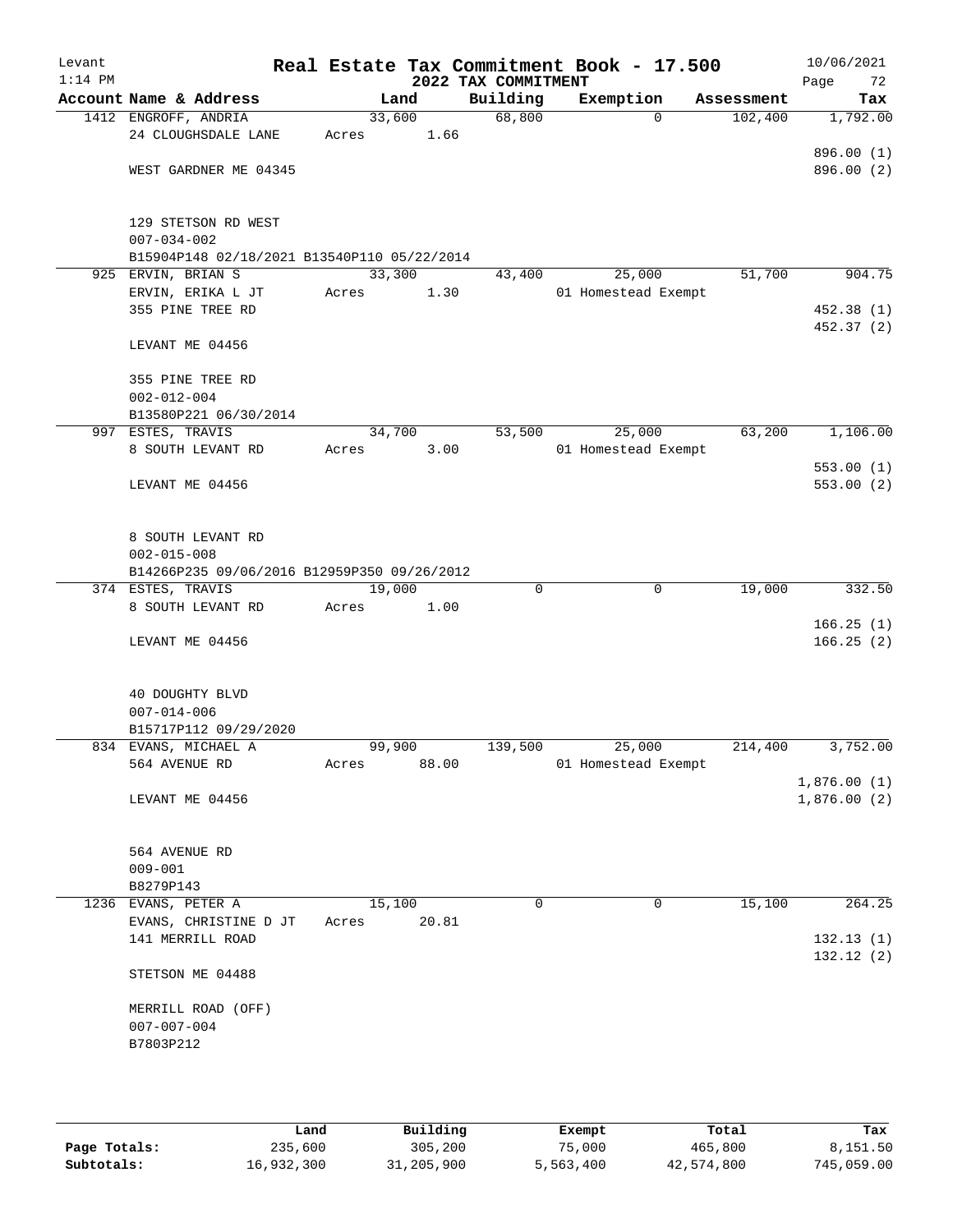# Real Estate Tax Commitment Book - 17.500

Levant 1:14 PM — 2022 TAX COMMITMENT — 10/06/2021

| Account Name & Address | Land | Building | Exemption | Assessment | Tax |
|---|---|---|---|---|---|
| 1412 ENGROFF, ANDRIA<br>24 CLOUGHSDALE LANE<br><br>WEST GARDNER ME 04345<br><br>129 STETSON RD WEST<br>007-034-002<br>B15904P148 02/18/2021 B13540P110 05/22/2014 | 33,600<br>Acres 1.66 | 68,800 | 0 | 102,400 | 1,792.00<br><br>896.00 (1)<br>896.00 (2) |
| 925 ERVIN, BRIAN S<br>ERVIN, ERIKA L JT<br>355 PINE TREE RD<br><br>LEVANT ME 04456<br><br>355 PINE TREE RD<br>002-012-004<br>B13580P221 06/30/2014 | 33,300<br>Acres 1.30 | 43,400 | 25,000<br>01 Homestead Exempt | 51,700 | 904.75<br><br>452.38 (1)<br>452.37 (2) |
| 997 ESTES, TRAVIS<br>8 SOUTH LEVANT RD<br><br>LEVANT ME 04456<br><br>8 SOUTH LEVANT RD<br>002-015-008<br>B14266P235 09/06/2016 B12959P350 09/26/2012 | 34,700<br>Acres 3.00 | 53,500 | 25,000<br>01 Homestead Exempt | 63,200 | 1,106.00<br><br>553.00 (1)<br>553.00 (2) |
| 374 ESTES, TRAVIS<br>8 SOUTH LEVANT RD<br><br>LEVANT ME 04456<br><br>40 DOUGHTY BLVD<br>007-014-006<br>B15717P112 09/29/2020 | 19,000<br>Acres 1.00 | 0 | 0 | 19,000 | 332.50<br><br>166.25 (1)<br>166.25 (2) |
| 834 EVANS, MICHAEL A<br>564 AVENUE RD<br><br>LEVANT ME 04456<br><br>564 AVENUE RD<br>009-001<br>B8279P143 | 99,900<br>Acres 88.00 | 139,500 | 25,000<br>01 Homestead Exempt | 214,400 | 3,752.00<br><br>1,876.00 (1)<br>1,876.00 (2) |
| 1236 EVANS, PETER A<br>EVANS, CHRISTINE D JT<br>141 MERRILL ROAD<br><br>STETSON ME 04488<br><br>MERRILL ROAD (OFF)<br>007-007-004<br>B7803P212 | 15,100<br>Acres 20.81 | 0 | 0 | 15,100 | 264.25<br><br>132.13 (1)<br>132.12 (2) |

| | Land | Building | Exempt | Total | Tax |
|---|---|---|---|---|---|
| Page Totals: | 235,600 | 305,200 | 75,000 | 465,800 | 8,151.50 |
| Subtotals: | 16,932,300 | 31,205,900 | 5,563,400 | 42,574,800 | 745,059.00 |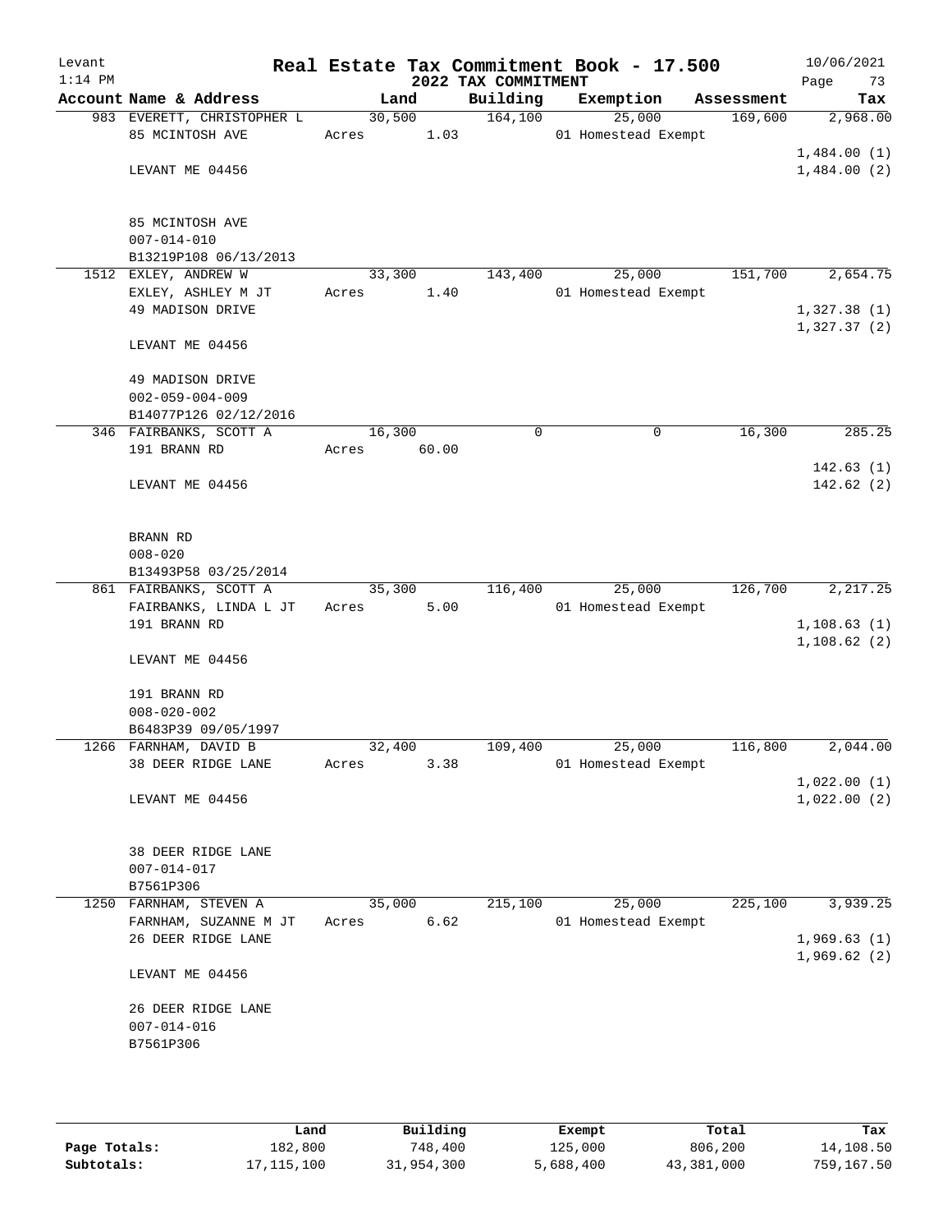# Real Estate Tax Commitment Book - 17.500

Levant
1:14 PM

2022 TAX COMMITMENT

10/06/2021
Page 73

| Account Name & Address | Land | Building | Exemption | Assessment | Tax |
|---|---|---|---|---|---|
| 983 EVERETT, CHRISTOPHER L | 30,500 | 164,100 | 25,000 | 169,600 | 2,968.00 |
| 85 MCINTOSH AVE | Acres 1.03 | | 01 Homestead Exempt | | |
| | | | | | 1,484.00 (1) |
| LEVANT ME 04456 | | | | | 1,484.00 (2) |
| 85 MCINTOSH AVE | | | | | |
| 007-014-010 | | | | | |
| B13219P108 06/13/2013 | | | | | |
| 1512 EXLEY, ANDREW W | 33,300 | 143,400 | 25,000 | 151,700 | 2,654.75 |
| EXLEY, ASHLEY M JT | Acres 1.40 | | 01 Homestead Exempt | | |
| 49 MADISON DRIVE | | | | | 1,327.38 (1) |
| | | | | | 1,327.37 (2) |
| LEVANT ME 04456 | | | | | |
| 49 MADISON DRIVE | | | | | |
| 002-059-004-009 | | | | | |
| B14077P126 02/12/2016 | | | | | |
| 346 FAIRBANKS, SCOTT A | 16,300 | 0 | 0 | 16,300 | 285.25 |
| 191 BRANN RD | Acres 60.00 | | | | |
| | | | | | 142.63 (1) |
| LEVANT ME 04456 | | | | | 142.62 (2) |
| BRANN RD | | | | | |
| 008-020 | | | | | |
| B13493P58 03/25/2014 | | | | | |
| 861 FAIRBANKS, SCOTT A | 35,300 | 116,400 | 25,000 | 126,700 | 2,217.25 |
| FAIRBANKS, LINDA L JT | Acres 5.00 | | 01 Homestead Exempt | | |
| 191 BRANN RD | | | | | 1,108.63 (1) |
| | | | | | 1,108.62 (2) |
| LEVANT ME 04456 | | | | | |
| 191 BRANN RD | | | | | |
| 008-020-002 | | | | | |
| B6483P39 09/05/1997 | | | | | |
| 1266 FARNHAM, DAVID B | 32,400 | 109,400 | 25,000 | 116,800 | 2,044.00 |
| 38 DEER RIDGE LANE | Acres 3.38 | | 01 Homestead Exempt | | |
| | | | | | 1,022.00 (1) |
| LEVANT ME 04456 | | | | | 1,022.00 (2) |
| 38 DEER RIDGE LANE | | | | | |
| 007-014-017 | | | | | |
| B7561P306 | | | | | |
| 1250 FARNHAM, STEVEN A | 35,000 | 215,100 | 25,000 | 225,100 | 3,939.25 |
| FARNHAM, SUZANNE M JT | Acres 6.62 | | 01 Homestead Exempt | | |
| 26 DEER RIDGE LANE | | | | | 1,969.63 (1) |
| | | | | | 1,969.62 (2) |
| LEVANT ME 04456 | | | | | |
| 26 DEER RIDGE LANE | | | | | |
| 007-014-016 | | | | | |
| B7561P306 | | | | | |

| | Land | Building | Exempt | Total | Tax |
|---|---|---|---|---|---|
| Page Totals: | 182,800 | 748,400 | 125,000 | 806,200 | 14,108.50 |
| Subtotals: | 17,115,100 | 31,954,300 | 5,688,400 | 43,381,000 | 759,167.50 |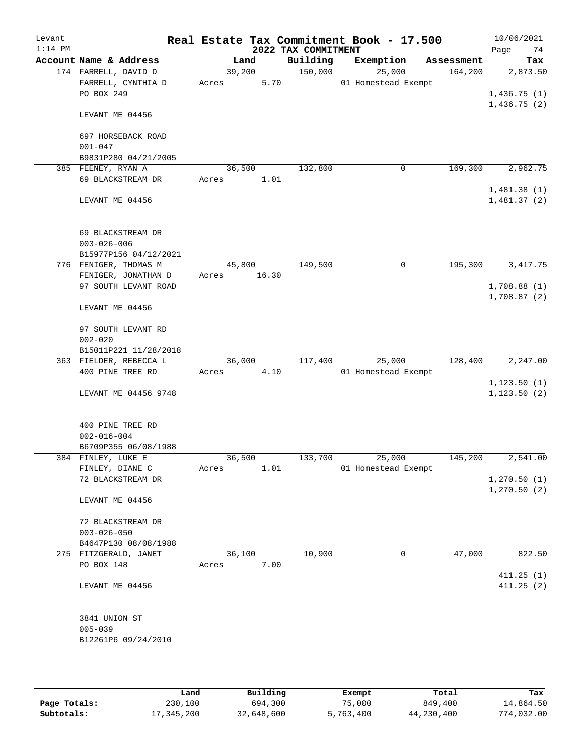Levant
1:14 PM

# Real Estate Tax Commitment Book - 17.500

## 2022 TAX COMMITMENT

10/06/2021

| Account Name & Address | Land | Building | Exemption | Assessment | Tax |
|---|---|---|---|---|---|
| 174 FARRELL, DAVID D | 39,200 | 150,000 | 25,000 | 164,200 | 2,873.50 |
| FARRELL, CYNTHIA D | Acres 5.70 | | 01 Homestead Exempt | | |
| PO BOX 249 | | | | | 1,436.75 (1) |
| | | | | | 1,436.75 (2) |
| LEVANT ME 04456 | | | | | |
| 697 HORSEBACK ROAD | | | | | |
| 001-047 | | | | | |
| B9831P280 04/21/2005 | | | | | |
| 385 FEENEY, RYAN A | 36,500 | 132,800 | 0 | 169,300 | 2,962.75 |
| 69 BLACKSTREAM DR | Acres 1.01 | | | | |
| | | | | | 1,481.38 (1) |
| LEVANT ME 04456 | | | | | 1,481.37 (2) |
| 69 BLACKSTREAM DR | | | | | |
| 003-026-006 | | | | | |
| B15977P156 04/12/2021 | | | | | |
| 776 FENIGER, THOMAS M | 45,800 | 149,500 | 0 | 195,300 | 3,417.75 |
| FENIGER, JONATHAN D | Acres 16.30 | | | | |
| 97 SOUTH LEVANT ROAD | | | | | 1,708.88 (1) |
| | | | | | 1,708.87 (2) |
| LEVANT ME 04456 | | | | | |
| 97 SOUTH LEVANT RD | | | | | |
| 002-020 | | | | | |
| B15011P221 11/28/2018 | | | | | |
| 363 FIELDER, REBECCA L | 36,000 | 117,400 | 25,000 | 128,400 | 2,247.00 |
| 400 PINE TREE RD | Acres 4.10 | | 01 Homestead Exempt | | |
| | | | | | 1,123.50 (1) |
| LEVANT ME 04456 9748 | | | | | 1,123.50 (2) |
| 400 PINE TREE RD | | | | | |
| 002-016-004 | | | | | |
| B6709P355 06/08/1988 | | | | | |
| 384 FINLEY, LUKE E | 36,500 | 133,700 | 25,000 | 145,200 | 2,541.00 |
| FINLEY, DIANE C | Acres 1.01 | | 01 Homestead Exempt | | |
| 72 BLACKSTREAM DR | | | | | 1,270.50 (1) |
| | | | | | 1,270.50 (2) |
| LEVANT ME 04456 | | | | | |
| 72 BLACKSTREAM DR | | | | | |
| 003-026-050 | | | | | |
| B4647P130 08/08/1988 | | | | | |
| 275 FITZGERALD, JANET | 36,100 | 10,900 | 0 | 47,000 | 822.50 |
| PO BOX 148 | Acres 7.00 | | | | |
| | | | | | 411.25 (1) |
| LEVANT ME 04456 | | | | | 411.25 (2) |
| 3841 UNION ST | | | | | |
| 005-039 | | | | | |
| B12261P6 09/24/2010 | | | | | |

| | Land | Building | Exempt | Total | Tax |
|---|---|---|---|---|---|
| Page Totals: | 230,100 | 694,300 | 75,000 | 849,400 | 14,864.50 |
| Subtotals: | 17,345,200 | 32,648,600 | 5,763,400 | 44,230,400 | 774,032.00 |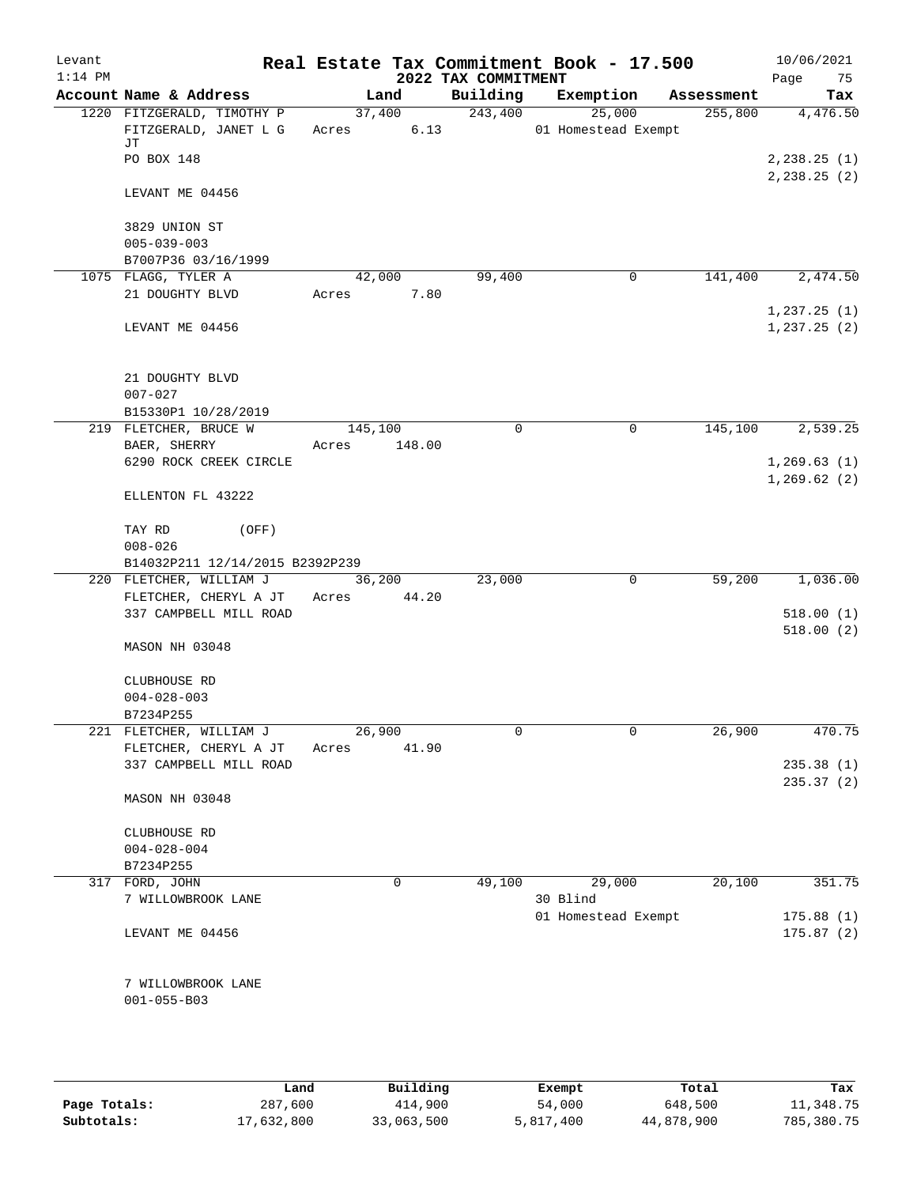Levant 1:14 PM

# Real Estate Tax Commitment Book - 17.500
## 2022 TAX COMMITMENT

10/06/2021

| Account Name & Address | Land | Building | Exemption | Assessment | Tax |
|---|---|---|---|---|---|
| 1220 FITZGERALD, TIMOTHY P | 37,400 | 243,400 | 25,000 | 255,800 | 4,476.50 |
| FITZGERALD, JANET L G JT | Acres 6.13 | | 01 Homestead Exempt | | |
| PO BOX 148 | | | | | 2,238.25 (1) |
| | | | | | 2,238.25 (2) |
| LEVANT ME 04456 | | | | | |
| 3829 UNION ST | | | | | |
| 005-039-003 | | | | | |
| B7007P36 03/16/1999 | | | | | |
| 1075 FLAGG, TYLER A | 42,000 | 99,400 | 0 | 141,400 | 2,474.50 |
| 21 DOUGHTY BLVD | Acres 7.80 | | | | |
| | | | | | 1,237.25 (1) |
| LEVANT ME 04456 | | | | | 1,237.25 (2) |
| 21 DOUGHTY BLVD | | | | | |
| 007-027 | | | | | |
| B15330P1 10/28/2019 | | | | | |
| 219 FLETCHER, BRUCE W | 145,100 | 0 | 0 | 145,100 | 2,539.25 |
| BAER, SHERRY | Acres 148.00 | | | | |
| 6290 ROCK CREEK CIRCLE | | | | | 1,269.63 (1) |
| | | | | | 1,269.62 (2) |
| ELLENTON FL 43222 | | | | | |
| TAY RD (OFF) | | | | | |
| 008-026 | | | | | |
| B14032P211 12/14/2015 B2392P239 | | | | | |
| 220 FLETCHER, WILLIAM J | 36,200 | 23,000 | 0 | 59,200 | 1,036.00 |
| FLETCHER, CHERYL A JT | Acres 44.20 | | | | |
| 337 CAMPBELL MILL ROAD | | | | | 518.00 (1) |
| | | | | | 518.00 (2) |
| MASON NH 03048 | | | | | |
| CLUBHOUSE RD | | | | | |
| 004-028-003 | | | | | |
| B7234P255 | | | | | |
| 221 FLETCHER, WILLIAM J | 26,900 | 0 | 0 | 26,900 | 470.75 |
| FLETCHER, CHERYL A JT | Acres 41.90 | | | | |
| 337 CAMPBELL MILL ROAD | | | | | 235.38 (1) |
| | | | | | 235.37 (2) |
| MASON NH 03048 | | | | | |
| CLUBHOUSE RD | | | | | |
| 004-028-004 | | | | | |
| B7234P255 | | | | | |
| 317 FORD, JOHN | 0 | 49,100 | 29,000 | 20,100 | 351.75 |
| 7 WILLOWBROOK LANE | | | 30 Blind | | |
| | | | 01 Homestead Exempt | | 175.88 (1) |
| LEVANT ME 04456 | | | | | 175.87 (2) |
| 7 WILLOWBROOK LANE | | | | | |
| 001-055-B03 | | | | | |

| | Land | Building | Exempt | Total | Tax |
|---|---|---|---|---|---|
| Page Totals: | 287,600 | 414,900 | 54,000 | 648,500 | 11,348.75 |
| Subtotals: | 17,632,800 | 33,063,500 | 5,817,400 | 44,878,900 | 785,380.75 |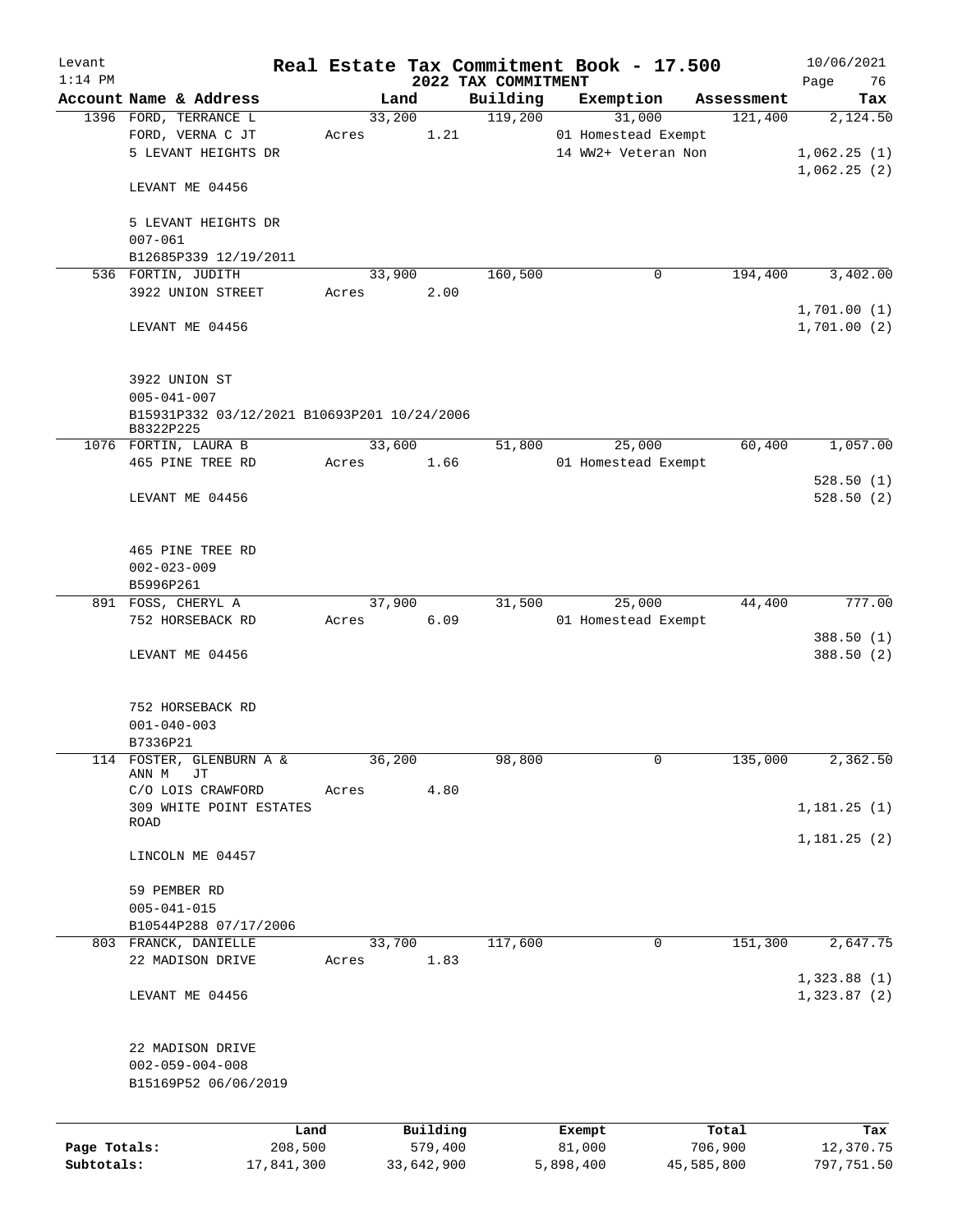Levant 1:14 PM

# Real Estate Tax Commitment Book - 17.500

## 2022 TAX COMMITMENT

10/06/2021

| Account | Name & Address | Land | Building | Exemption | Assessment | Tax |
|---|---|---|---|---|---|---|
| 1396 | FORD, TERRANCE L<br>FORD, VERNA C JT<br>5 LEVANT HEIGHTS DR<br><br>LEVANT ME 04456<br><br>5 LEVANT HEIGHTS DR<br>007-061<br>B12685P339 12/19/2011 | 33,200<br>Acres 1.21 | 119,200 | 31,000<br>01 Homestead Exempt<br>14 WW2+ Veteran Non | 121,400 | 2,124.50<br><br>1,062.25 (1)<br>1,062.25 (2) |
| 536 | FORTIN, JUDITH<br>3922 UNION STREET<br><br>LEVANT ME 04456<br><br>3922 UNION ST<br>005-041-007<br>B15931P332 03/12/2021 B10693P201 10/24/2006<br>B8322P225 | 33,900<br>Acres 2.00 | 160,500 | 0 | 194,400 | 3,402.00<br><br>1,701.00 (1)<br>1,701.00 (2) |
| 1076 | FORTIN, LAURA B<br>465 PINE TREE RD<br><br>LEVANT ME 04456<br><br>465 PINE TREE RD<br>002-023-009<br>B5996P261 | 33,600<br>Acres 1.66 | 51,800 | 25,000<br>01 Homestead Exempt | 60,400 | 1,057.00<br><br>528.50 (1)<br>528.50 (2) |
| 891 | FOSS, CHERYL A<br>752 HORSEBACK RD<br><br>LEVANT ME 04456<br><br>752 HORSEBACK RD<br>001-040-003<br>B7336P21 | 37,900<br>Acres 6.09 | 31,500 | 25,000<br>01 Homestead Exempt | 44,400 | 777.00<br><br>388.50 (1)<br>388.50 (2) |
| 114 | FOSTER, GLENBURN A & ANN M JT<br>C/O LOIS CRAWFORD<br>309 WHITE POINT ESTATES ROAD<br><br>LINCOLN ME 04457<br><br>59 PEMBER RD<br>005-041-015<br>B10544P288 07/17/2006 | 36,200<br>Acres 4.80 | 98,800 | 0 | 135,000 | 2,362.50<br><br>1,181.25 (1)<br>1,181.25 (2) |
| 803 | FRANCK, DANIELLE<br>22 MADISON DRIVE<br><br>LEVANT ME 04456<br><br>22 MADISON DRIVE<br>002-059-004-008<br>B15169P52 06/06/2019 | 33,700<br>Acres 1.83 | 117,600 | 0 | 151,300 | 2,647.75<br><br>1,323.88 (1)<br>1,323.87 (2) |

| | Land | Building | Exempt | Total | Tax |
|---|---|---|---|---|---|
| Page Totals: | 208,500 | 579,400 | 81,000 | 706,900 | 12,370.75 |
| Subtotals: | 17,841,300 | 33,642,900 | 5,898,400 | 45,585,800 | 797,751.50 |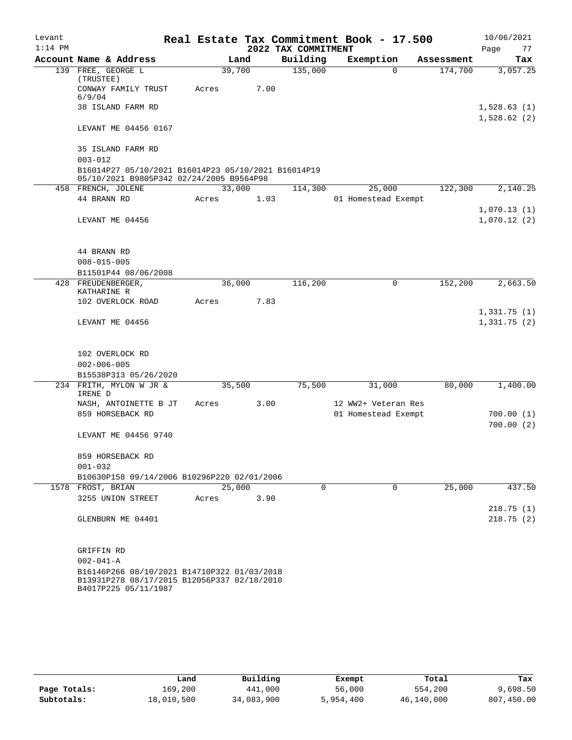Levant
1:14 PM

# Real Estate Tax Commitment Book - 17.500

## 2022 TAX COMMITMENT

10/06/2021
Page 77

| Account Name & Address | Land | Building | Exemption | Assessment | Tax |
|---|---|---|---|---|---|
| 139 FREE, GEORGE L (TRUSTEE) | 39,700 | 135,000 | 0 | 174,700 | 3,057.25 |
| CONWAY FAMILY TRUST 6/9/04 | Acres 7.00 | | | | |
| 38 ISLAND FARM RD | | | | | 1,528.63 (1) |
| | | | | | 1,528.62 (2) |
| LEVANT ME 04456 0167 | | | | | |
| 35 ISLAND FARM RD | | | | | |
| 003-012 | | | | | |
| B16014P27 05/10/2021 B16014P23 05/10/2021 B16014P19 05/10/2021 B9805P342 02/24/2005 B9564P98 | | | | | |
| 458 FRENCH, JOLENE | 33,000 | 114,300 | 25,000 | 122,300 | 2,140.25 |
| 44 BRANN RD | Acres 1.03 | | 01 Homestead Exempt | | |
| | | | | | 1,070.13 (1) |
| LEVANT ME 04456 | | | | | 1,070.12 (2) |
| 44 BRANN RD | | | | | |
| 008-015-005 | | | | | |
| B11501P44 08/06/2008 | | | | | |
| 428 FREUDENBERGER, KATHARINE R | 36,000 | 116,200 | 0 | 152,200 | 2,663.50 |
| 102 OVERLOCK ROAD | Acres 7.83 | | | | |
| | | | | | 1,331.75 (1) |
| LEVANT ME 04456 | | | | | 1,331.75 (2) |
| 102 OVERLOCK RD | | | | | |
| 002-006-005 | | | | | |
| B15538P313 05/26/2020 | | | | | |
| 234 FRITH, MYLON W JR & IRENE D | 35,500 | 75,500 | 31,000 | 80,000 | 1,400.00 |
| NASH, ANTOINETTE B JT | Acres 3.00 | | 12 WW2+ Veteran Res | | |
| 859 HORSEBACK RD | | | 01 Homestead Exempt | | 700.00 (1) |
| | | | | | 700.00 (2) |
| LEVANT ME 04456 9740 | | | | | |
| 859 HORSEBACK RD | | | | | |
| 001-032 | | | | | |
| B10630P158 09/14/2006 B10296P220 02/01/2006 | | | | | |
| 1578 FROST, BRIAN | 25,000 | 0 | 0 | 25,000 | 437.50 |
| 3255 UNION STREET | Acres 3.90 | | | | |
| | | | | | 218.75 (1) |
| GLENBURN ME 04401 | | | | | 218.75 (2) |
| GRIFFIN RD | | | | | |
| 002-041-A | | | | | |
| B16146P266 08/10/2021 B14710P322 01/03/2018 B13931P278 08/17/2015 B12056P337 02/18/2010 B4017P225 05/11/1987 | | | | | |

| | Land | Building | Exempt | Total | Tax |
|---|---|---|---|---|---|
| Page Totals: | 169,200 | 441,000 | 56,000 | 554,200 | 9,698.50 |
| Subtotals: | 18,010,500 | 34,083,900 | 5,954,400 | 46,140,000 | 807,450.00 |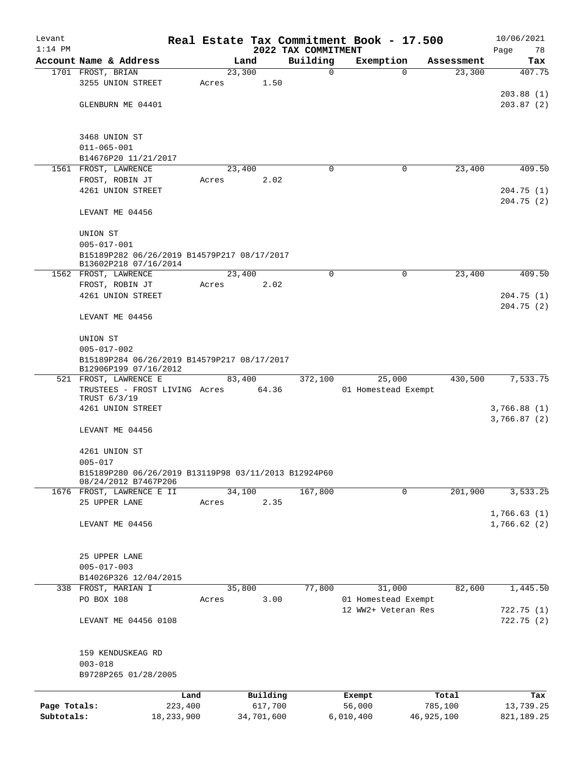Levant  
1:14 PM

# Real Estate Tax Commitment Book - 17.500

## 2022 TAX COMMITMENT

10/06/2021  
Page 78

| Account Name & Address | Land | Building | Exemption | Assessment | Tax |
|---|---|---|---|---|---|
| 1701 FROST, BRIAN | 23,300 | 0 | 0 | 23,300 | 407.75 |
| 3255 UNION STREET | Acres 1.50 | | | | |
| | | | | | 203.88 (1) |
| GLENBURN ME 04401 | | | | | 203.87 (2) |
| 3468 UNION ST | | | | | |
| 011-065-001 | | | | | |
| B14676P20 11/21/2017 | | | | | |
| 1561 FROST, LAWRENCE | 23,400 | 0 | 0 | 23,400 | 409.50 |
| FROST, ROBIN JT | Acres 2.02 | | | | |
| 4261 UNION STREET | | | | | 204.75 (1) |
| | | | | | 204.75 (2) |
| LEVANT ME 04456 | | | | | |
| UNION ST | | | | | |
| 005-017-001 | | | | | |
| B15189P282 06/26/2019 B14579P217 08/17/2017 B13602P218 07/16/2014 | | | | | |
| 1562 FROST, LAWRENCE | 23,400 | 0 | 0 | 23,400 | 409.50 |
| FROST, ROBIN JT | Acres 2.02 | | | | |
| 4261 UNION STREET | | | | | 204.75 (1) |
| | | | | | 204.75 (2) |
| LEVANT ME 04456 | | | | | |
| UNION ST | | | | | |
| 005-017-002 | | | | | |
| B15189P284 06/26/2019 B14579P217 08/17/2017 B12906P199 07/16/2012 | | | | | |
| 521 FROST, LAWRENCE E | 83,400 | 372,100 | 25,000 | 430,500 | 7,533.75 |
| TRUSTEES - FROST LIVING TRUST 6/3/19 | Acres 64.36 | | 01 Homestead Exempt | | |
| 4261 UNION STREET | | | | | 3,766.88 (1) |
| | | | | | 3,766.87 (2) |
| LEVANT ME 04456 | | | | | |
| 4261 UNION ST | | | | | |
| 005-017 | | | | | |
| B15189P280 06/26/2019 B13119P98 03/11/2013 B12924P60 08/24/2012 B7467P206 | | | | | |
| 1676 FROST, LAWRENCE E II | 34,100 | 167,800 | 0 | 201,900 | 3,533.25 |
| 25 UPPER LANE | Acres 2.35 | | | | |
| | | | | | 1,766.63 (1) |
| LEVANT ME 04456 | | | | | 1,766.62 (2) |
| 25 UPPER LANE | | | | | |
| 005-017-003 | | | | | |
| B14026P326 12/04/2015 | | | | | |
| 338 FROST, MARIAN I | 35,800 | 77,800 | 31,000 | 82,600 | 1,445.50 |
| PO BOX 108 | Acres 3.00 | | 01 Homestead Exempt | | |
| | | | 12 WW2+ Veteran Res | | 722.75 (1) |
| LEVANT ME 04456 0108 | | | | | 722.75 (2) |
| 159 KENDUSKEAG RD | | | | | |
| 003-018 | | | | | |
| B9728P265 01/28/2005 | | | | | |

| | Land | Building | Exempt | Total | Tax |
|---|---|---|---|---|---|
| Page Totals: | 223,400 | 617,700 | 56,000 | 785,100 | 13,739.25 |
| Subtotals: | 18,233,900 | 34,701,600 | 6,010,400 | 46,925,100 | 821,189.25 |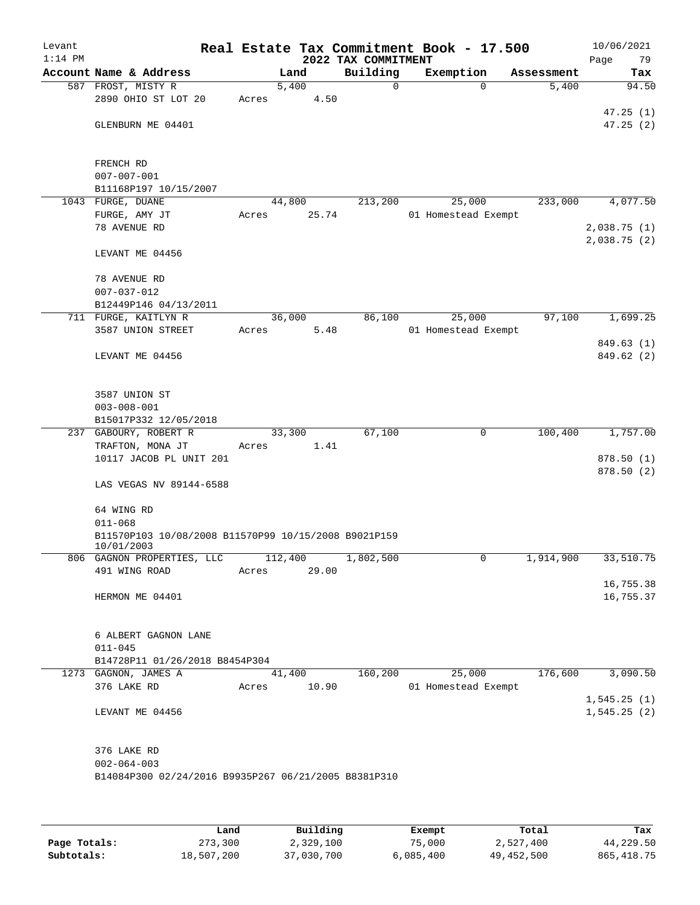Levant
1:14 PM

# Real Estate Tax Commitment Book - 17.500

## 2022 TAX COMMITMENT

10/06/2021
Page 79

| Account Name & Address | Land | Building | Exemption | Assessment | Tax |
|---|---|---|---|---|---|
| 587 FROST, MISTY R | 5,400 | 0 | 0 | 5,400 | 94.50 |
| 2890 OHIO ST LOT 20 | Acres 4.50 | | | | |
| | | | | | 47.25 (1) |
| GLENBURN ME 04401 | | | | | 47.25 (2) |
| FRENCH RD | | | | | |
| 007-007-001 | | | | | |
| B11168P197 10/15/2007 | | | | | |
| 1043 FURGE, DUANE | 44,800 | 213,200 | 25,000 | 233,000 | 4,077.50 |
| FURGE, AMY JT | Acres 25.74 | | 01 Homestead Exempt | | |
| 78 AVENUE RD | | | | | 2,038.75 (1) |
| | | | | | 2,038.75 (2) |
| LEVANT ME 04456 | | | | | |
| 78 AVENUE RD | | | | | |
| 007-037-012 | | | | | |
| B12449P146 04/13/2011 | | | | | |
| 711 FURGE, KAITLYN R | 36,000 | 86,100 | 25,000 | 97,100 | 1,699.25 |
| 3587 UNION STREET | Acres 5.48 | | 01 Homestead Exempt | | |
| | | | | | 849.63 (1) |
| LEVANT ME 04456 | | | | | 849.62 (2) |
| 3587 UNION ST | | | | | |
| 003-008-001 | | | | | |
| B15017P332 12/05/2018 | | | | | |
| 237 GABOURY, ROBERT R | 33,300 | 67,100 | 0 | 100,400 | 1,757.00 |
| TRAFTON, MONA JT | Acres 1.41 | | | | |
| 10117 JACOB PL UNIT 201 | | | | | 878.50 (1) |
| | | | | | 878.50 (2) |
| LAS VEGAS NV 89144-6588 | | | | | |
| 64 WING RD | | | | | |
| 011-068 | | | | | |
| B11570P103 10/08/2008 B11570P99 10/15/2008 B9021P159 10/01/2003 | | | | | |
| 806 GAGNON PROPERTIES, LLC | 112,400 | 1,802,500 | 0 | 1,914,900 | 33,510.75 |
| 491 WING ROAD | Acres 29.00 | | | | |
| | | | | | 16,755.38 |
| HERMON ME 04401 | | | | | 16,755.37 |
| 6 ALBERT GAGNON LANE | | | | | |
| 011-045 | | | | | |
| B14728P11 01/26/2018 B8454P304 | | | | | |
| 1273 GAGNON, JAMES A | 41,400 | 160,200 | 25,000 | 176,600 | 3,090.50 |
| 376 LAKE RD | Acres 10.90 | | 01 Homestead Exempt | | |
| | | | | | 1,545.25 (1) |
| LEVANT ME 04456 | | | | | 1,545.25 (2) |
| 376 LAKE RD | | | | | |
| 002-064-003 | | | | | |
| B14084P300 02/24/2016 B9935P267 06/21/2005 B8381P310 | | | | | |

| | Land | Building | Exempt | Total | Tax |
|---|---|---|---|---|---|
| Page Totals: | 273,300 | 2,329,100 | 75,000 | 2,527,400 | 44,229.50 |
| Subtotals: | 18,507,200 | 37,030,700 | 6,085,400 | 49,452,500 | 865,418.75 |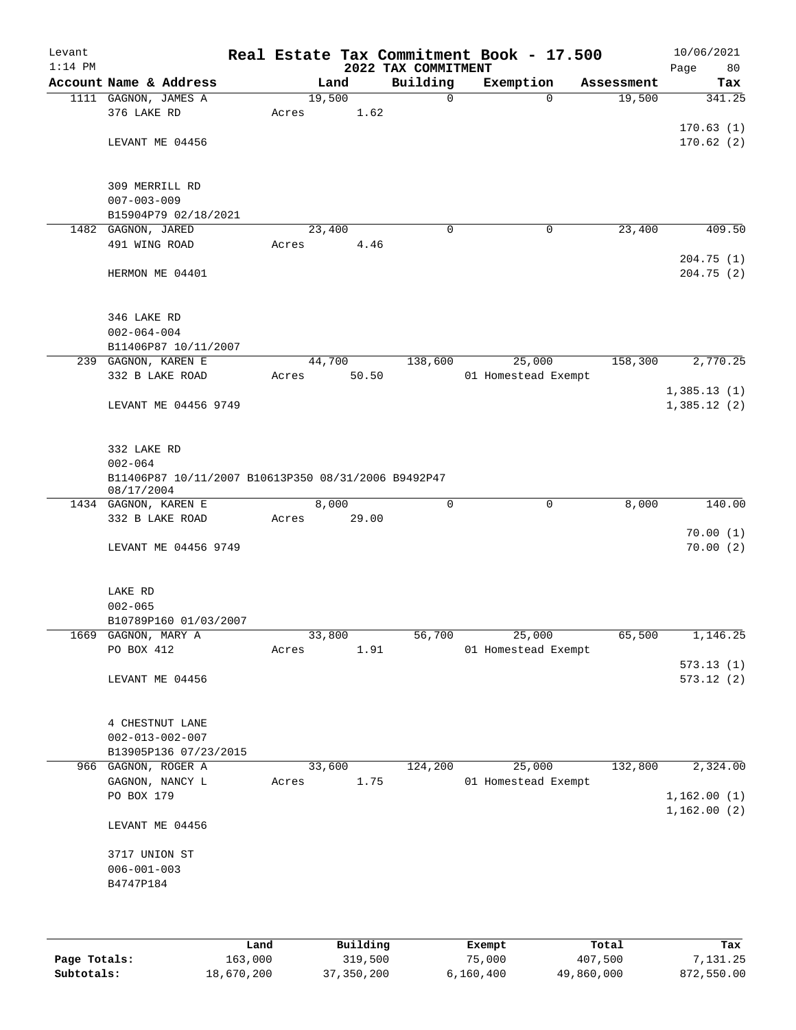Levant  
1:14 PM

# Real Estate Tax Commitment Book - 17.500

## 2022 TAX COMMITMENT

10/06/2021  
Page 80

| Account Name & Address | Land | Building | Exemption | Assessment | Tax |
|---|---|---|---|---|---|
| 1111 GAGNON, JAMES A | 19,500 | 0 | 0 | 19,500 | 341.25 |
| 376 LAKE RD | Acres 1.62 | | | | |
| | | | | | 170.63 (1) |
| LEVANT ME 04456 | | | | | 170.62 (2) |
| 309 MERRILL RD | | | | | |
| 007-003-009 | | | | | |
| B15904P79 02/18/2021 | | | | | |
| 1482 GAGNON, JARED | 23,400 | 0 | 0 | 23,400 | 409.50 |
| 491 WING ROAD | Acres 4.46 | | | | |
| | | | | | 204.75 (1) |
| HERMON ME 04401 | | | | | 204.75 (2) |
| 346 LAKE RD | | | | | |
| 002-064-004 | | | | | |
| B11406P87 10/11/2007 | | | | | |
| 239 GAGNON, KAREN E | 44,700 | 138,600 | 25,000 | 158,300 | 2,770.25 |
| 332 B LAKE ROAD | Acres 50.50 | | 01 Homestead Exempt | | |
| | | | | | 1,385.13 (1) |
| LEVANT ME 04456 9749 | | | | | 1,385.12 (2) |
| 332 LAKE RD | | | | | |
| 002-064 | | | | | |
| B11406P87 10/11/2007 B10613P350 08/31/2006 B9492P47 08/17/2004 | | | | | |
| 1434 GAGNON, KAREN E | 8,000 | 0 | 0 | 8,000 | 140.00 |
| 332 B LAKE ROAD | Acres 29.00 | | | | |
| | | | | | 70.00 (1) |
| LEVANT ME 04456 9749 | | | | | 70.00 (2) |
| LAKE RD | | | | | |
| 002-065 | | | | | |
| B10789P160 01/03/2007 | | | | | |
| 1669 GAGNON, MARY A | 33,800 | 56,700 | 25,000 | 65,500 | 1,146.25 |
| PO BOX 412 | Acres 1.91 | | 01 Homestead Exempt | | |
| | | | | | 573.13 (1) |
| LEVANT ME 04456 | | | | | 573.12 (2) |
| 4 CHESTNUT LANE | | | | | |
| 002-013-002-007 | | | | | |
| B13905P136 07/23/2015 | | | | | |
| 966 GAGNON, ROGER A | 33,600 | 124,200 | 25,000 | 132,800 | 2,324.00 |
| GAGNON, NANCY L | Acres 1.75 | | 01 Homestead Exempt | | |
| PO BOX 179 | | | | | 1,162.00 (1) |
| | | | | | 1,162.00 (2) |
| LEVANT ME 04456 | | | | | |
| 3717 UNION ST | | | | | |
| 006-001-003 | | | | | |
| B4747P184 | | | | | |

| | Land | Building | Exempt | Total | Tax |
|---|---|---|---|---|---|
| Page Totals: | 163,000 | 319,500 | 75,000 | 407,500 | 7,131.25 |
| Subtotals: | 18,670,200 | 37,350,200 | 6,160,400 | 49,860,000 | 872,550.00 |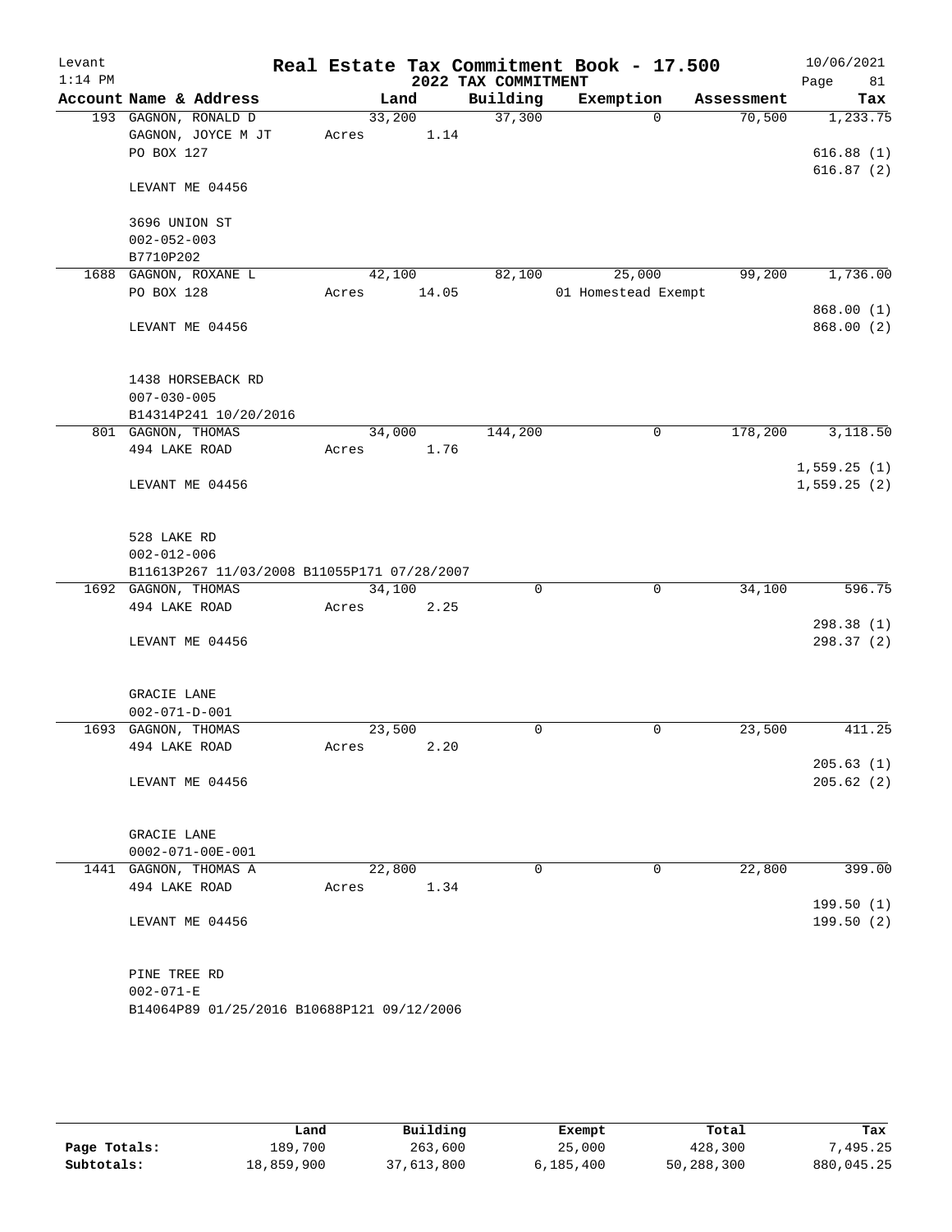# Real Estate Tax Commitment Book - 17.500

Levant 1:14 PM — 2022 TAX COMMITMENT — 10/06/2021

| Account Name & Address | Land | Building | Exemption | Assessment | Tax |
|---|---|---|---|---|---|
| 193 GAGNON, RONALD D | 33,200 | 37,300 | 0 | 70,500 | 1,233.75 |
| GAGNON, JOYCE M JT | Acres 1.14 | | | | |
| PO BOX 127 | | | | | 616.88 (1) |
| | | | | | 616.87 (2) |
| LEVANT ME 04456 | | | | | |
| 3696 UNION ST | | | | | |
| 002-052-003 | | | | | |
| B7710P202 | | | | | |
| 1688 GAGNON, ROXANE L | 42,100 | 82,100 | 25,000 | 99,200 | 1,736.00 |
| PO BOX 128 | Acres 14.05 | | 01 Homestead Exempt | | |
| | | | | | 868.00 (1) |
| LEVANT ME 04456 | | | | | 868.00 (2) |
| 1438 HORSEBACK RD | | | | | |
| 007-030-005 | | | | | |
| B14314P241 10/20/2016 | | | | | |
| 801 GAGNON, THOMAS | 34,000 | 144,200 | 0 | 178,200 | 3,118.50 |
| 494 LAKE ROAD | Acres 1.76 | | | | |
| | | | | | 1,559.25 (1) |
| LEVANT ME 04456 | | | | | 1,559.25 (2) |
| 528 LAKE RD | | | | | |
| 002-012-006 | | | | | |
| B11613P267 11/03/2008 B11055P171 07/28/2007 | | | | | |
| 1692 GAGNON, THOMAS | 34,100 | 0 | 0 | 34,100 | 596.75 |
| 494 LAKE ROAD | Acres 2.25 | | | | |
| | | | | | 298.38 (1) |
| LEVANT ME 04456 | | | | | 298.37 (2) |
| GRACIE LANE | | | | | |
| 002-071-D-001 | | | | | |
| 1693 GAGNON, THOMAS | 23,500 | 0 | 0 | 23,500 | 411.25 |
| 494 LAKE ROAD | Acres 2.20 | | | | |
| | | | | | 205.63 (1) |
| LEVANT ME 04456 | | | | | 205.62 (2) |
| GRACIE LANE | | | | | |
| 0002-071-00E-001 | | | | | |
| 1441 GAGNON, THOMAS A | 22,800 | 0 | 0 | 22,800 | 399.00 |
| 494 LAKE ROAD | Acres 1.34 | | | | |
| | | | | | 199.50 (1) |
| LEVANT ME 04456 | | | | | 199.50 (2) |
| PINE TREE RD | | | | | |
| 002-071-E | | | | | |
| B14064P89 01/25/2016 B10688P121 09/12/2006 | | | | | |

| | Land | Building | Exempt | Total | Tax |
|---|---|---|---|---|---|
| Page Totals: | 189,700 | 263,600 | 25,000 | 428,300 | 7,495.25 |
| Subtotals: | 18,859,900 | 37,613,800 | 6,185,400 | 50,288,300 | 880,045.25 |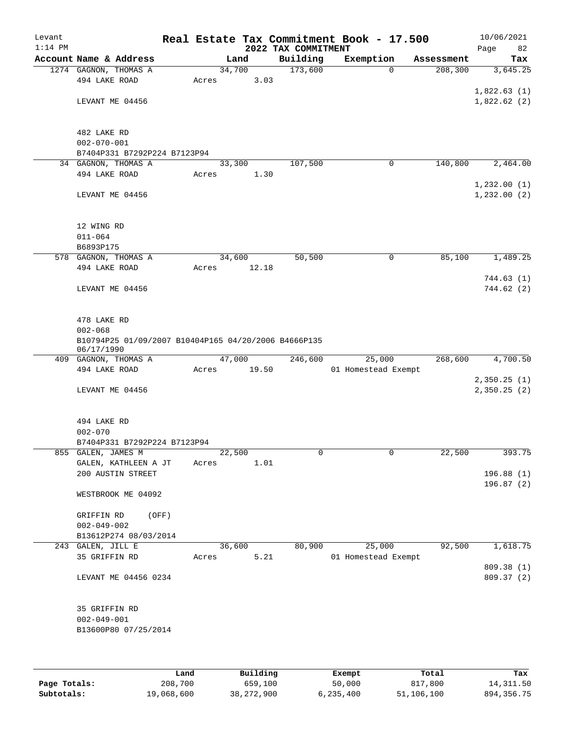# Real Estate Tax Commitment Book - 17.500

Levant
1:14 PM

2022 TAX COMMITMENT

10/06/2021

| Account | Name & Address | Land | Building | Exemption | Assessment | Tax |
|---|---|---|---|---|---|---|
| 1274 | GAGNON, THOMAS A<br>494 LAKE ROAD<br><br>LEVANT ME 04456<br><br>482 LAKE RD<br>002-070-001<br>B7404P331 B7292P224 B7123P94 | 34,700<br>Acres 3.03 | 173,600 | 0 | 208,300 | 3,645.25<br><br>1,822.63 (1)<br>1,822.62 (2) |
| 34 | GAGNON, THOMAS A<br>494 LAKE ROAD<br><br>LEVANT ME 04456<br><br>12 WING RD<br>011-064<br>B6893P175 | 33,300<br>Acres 1.30 | 107,500 | 0 | 140,800 | 2,464.00<br><br>1,232.00 (1)<br>1,232.00 (2) |
| 578 | GAGNON, THOMAS A<br>494 LAKE ROAD<br><br>LEVANT ME 04456<br><br>478 LAKE RD<br>002-068<br>B10794P25 01/09/2007 B10404P165 04/20/2006 B4666P135 06/17/1990 | 34,600<br>Acres 12.18 | 50,500 | 0 | 85,100 | 1,489.25<br><br>744.63 (1)<br>744.62 (2) |
| 409 | GAGNON, THOMAS A<br>494 LAKE ROAD<br><br>LEVANT ME 04456<br><br>494 LAKE RD<br>002-070<br>B7404P331 B7292P224 B7123P94 | 47,000<br>Acres 19.50 | 246,600 | 25,000<br>01 Homestead Exempt | 268,600 | 4,700.50<br><br>2,350.25 (1)<br>2,350.25 (2) |
| 855 | GALEN, JAMES M<br>GALEN, KATHLEEN A JT<br>200 AUSTIN STREET<br><br>WESTBROOK ME 04092<br><br>GRIFFIN RD (OFF)<br>002-049-002<br>B13612P274 08/03/2014 | 22,500<br>Acres 1.01 | 0 | 0 | 22,500 | 393.75<br><br>196.88 (1)<br>196.87 (2) |
| 243 | GALEN, JILL E<br>35 GRIFFIN RD<br><br>LEVANT ME 04456 0234<br><br>35 GRIFFIN RD<br>002-049-001<br>B13600P80 07/25/2014 | 36,600<br>Acres 5.21 | 80,900 | 25,000<br>01 Homestead Exempt | 92,500 | 1,618.75<br><br>809.38 (1)<br>809.37 (2) |

| | Land | Building | Exempt | Total | Tax |
|---|---|---|---|---|---|
| **Page Totals:** | 208,700 | 659,100 | 50,000 | 817,800 | 14,311.50 |
| **Subtotals:** | 19,068,600 | 38,272,900 | 6,235,400 | 51,106,100 | 894,356.75 |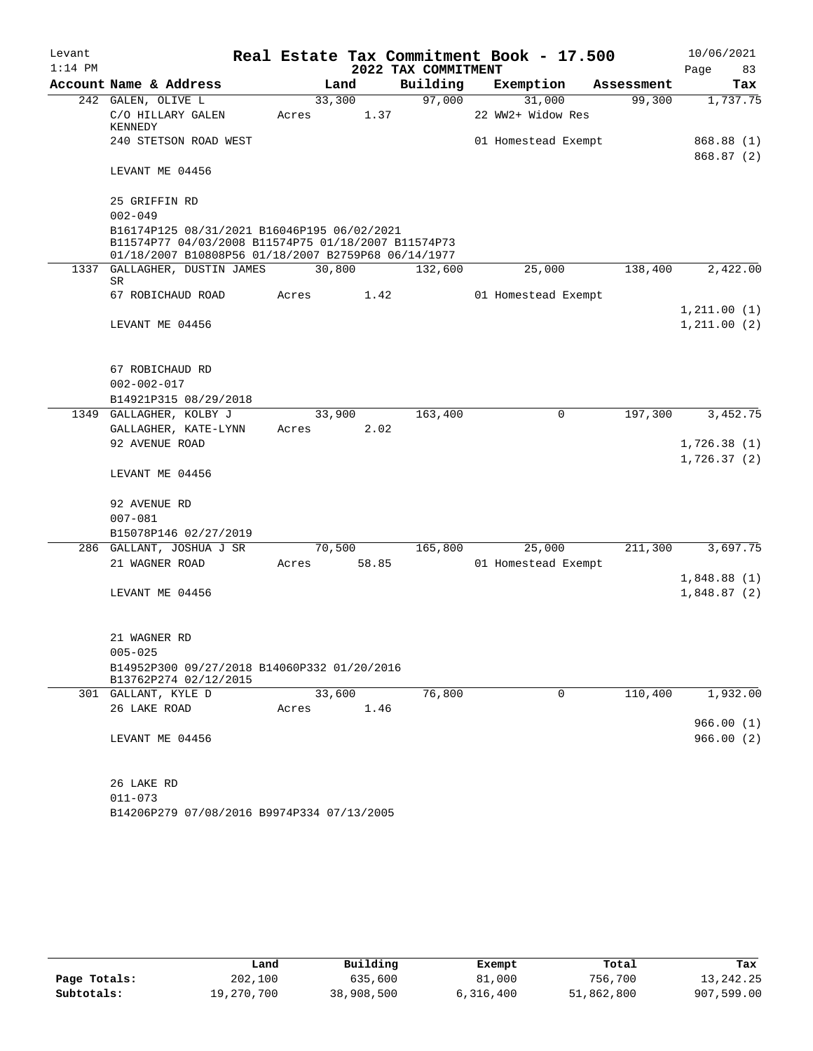# Real Estate Tax Commitment Book - 17.500

Levant 1:14 PM — 2022 TAX COMMITMENT — 10/06/2021

| Account Name & Address | Land | Building | Exemption | Assessment | Tax |
|---|---|---|---|---|---|
| 242 GALEN, OLIVE L | 33,300 | 97,000 | 31,000 | 99,300 | 1,737.75 |
| C/O HILLARY GALEN KENNEDY | Acres 1.37 | | 22 WW2+ Widow Res | | |
| 240 STETSON ROAD WEST | | | 01 Homestead Exempt | | 868.88 (1) |
| | | | | | 868.87 (2) |
| LEVANT ME 04456 | | | | | |
| 25 GRIFFIN RD | | | | | |
| 002-049 | | | | | |
| B16174P125 08/31/2021 B16046P195 06/02/2021 B11574P77 04/03/2008 B11574P75 01/18/2007 B11574P73 01/18/2007 B10808P56 01/18/2007 B2759P68 06/14/1977 | | | | | |
| 1337 GALLAGHER, DUSTIN JAMES SR | 30,800 | 132,600 | 25,000 | 138,400 | 2,422.00 |
| 67 ROBICHAUD ROAD | Acres 1.42 | | 01 Homestead Exempt | | |
| | | | | | 1,211.00 (1) |
| LEVANT ME 04456 | | | | | 1,211.00 (2) |
| 67 ROBICHAUD RD | | | | | |
| 002-002-017 | | | | | |
| B14921P315 08/29/2018 | | | | | |
| 1349 GALLAGHER, KOLBY J | 33,900 | 163,400 | 0 | 197,300 | 3,452.75 |
| GALLAGHER, KATE-LYNN | Acres 2.02 | | | | |
| 92 AVENUE ROAD | | | | | 1,726.38 (1) |
| | | | | | 1,726.37 (2) |
| LEVANT ME 04456 | | | | | |
| 92 AVENUE RD | | | | | |
| 007-081 | | | | | |
| B15078P146 02/27/2019 | | | | | |
| 286 GALLANT, JOSHUA J SR | 70,500 | 165,800 | 25,000 | 211,300 | 3,697.75 |
| 21 WAGNER ROAD | Acres 58.85 | | 01 Homestead Exempt | | |
| | | | | | 1,848.88 (1) |
| LEVANT ME 04456 | | | | | 1,848.87 (2) |
| 21 WAGNER RD | | | | | |
| 005-025 | | | | | |
| B14952P300 09/27/2018 B14060P332 01/20/2016 B13762P274 02/12/2015 | | | | | |
| 301 GALLANT, KYLE D | 33,600 | 76,800 | 0 | 110,400 | 1,932.00 |
| 26 LAKE ROAD | Acres 1.46 | | | | |
| | | | | | 966.00 (1) |
| LEVANT ME 04456 | | | | | 966.00 (2) |
| 26 LAKE RD | | | | | |
| 011-073 | | | | | |
| B14206P279 07/08/2016 B9974P334 07/13/2005 | | | | | |

| | Land | Building | Exempt | Total | Tax |
|---|---|---|---|---|---|
| Page Totals: | 202,100 | 635,600 | 81,000 | 756,700 | 13,242.25 |
| Subtotals: | 19,270,700 | 38,908,500 | 6,316,400 | 51,862,800 | 907,599.00 |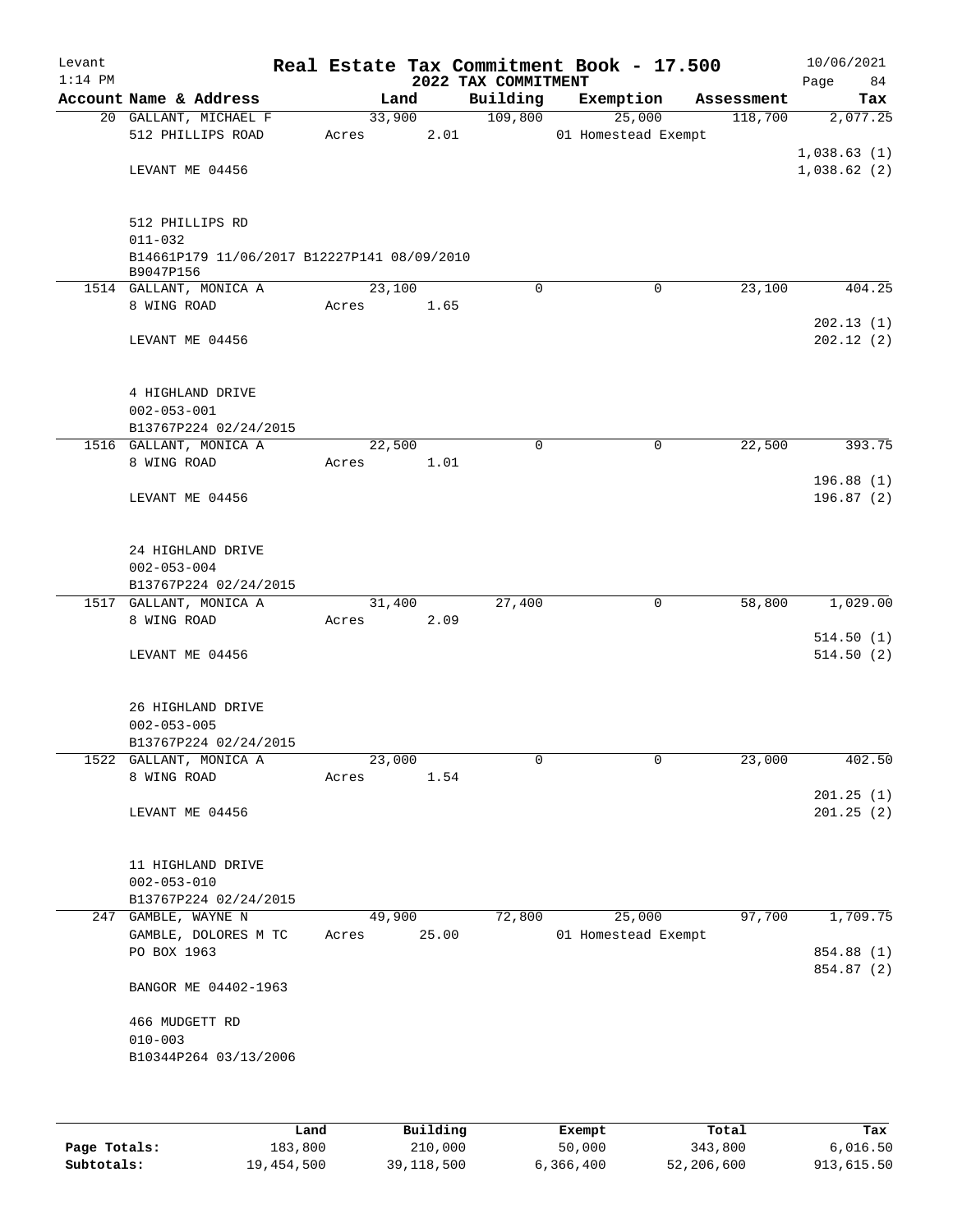# Real Estate Tax Commitment Book - 17.500

Levant
1:14 PM

2022 TAX COMMITMENT

10/06/2021

| Account Name & Address | Land | Building | Exemption | Assessment | Tax |
|---|---|---|---|---|---|
| 20 GALLANT, MICHAEL F | 33,900 | 109,800 | 25,000 | 118,700 | 2,077.25 |
| 512 PHILLIPS ROAD | Acres 2.01 | | 01 Homestead Exempt | | |
| | | | | | 1,038.63 (1) |
| LEVANT ME 04456 | | | | | 1,038.62 (2) |
| 512 PHILLIPS RD | | | | | |
| 011-032 | | | | | |
| B14661P179 11/06/2017 B12227P141 08/09/2010 B9047P156 | | | | | |
| 1514 GALLANT, MONICA A | 23,100 | 0 | 0 | 23,100 | 404.25 |
| 8 WING ROAD | Acres 1.65 | | | | |
| | | | | | 202.13 (1) |
| LEVANT ME 04456 | | | | | 202.12 (2) |
| 4 HIGHLAND DRIVE | | | | | |
| 002-053-001 | | | | | |
| B13767P224 02/24/2015 | | | | | |
| 1516 GALLANT, MONICA A | 22,500 | 0 | 0 | 22,500 | 393.75 |
| 8 WING ROAD | Acres 1.01 | | | | |
| | | | | | 196.88 (1) |
| LEVANT ME 04456 | | | | | 196.87 (2) |
| 24 HIGHLAND DRIVE | | | | | |
| 002-053-004 | | | | | |
| B13767P224 02/24/2015 | | | | | |
| 1517 GALLANT, MONICA A | 31,400 | 27,400 | 0 | 58,800 | 1,029.00 |
| 8 WING ROAD | Acres 2.09 | | | | |
| | | | | | 514.50 (1) |
| LEVANT ME 04456 | | | | | 514.50 (2) |
| 26 HIGHLAND DRIVE | | | | | |
| 002-053-005 | | | | | |
| B13767P224 02/24/2015 | | | | | |
| 1522 GALLANT, MONICA A | 23,000 | 0 | 0 | 23,000 | 402.50 |
| 8 WING ROAD | Acres 1.54 | | | | |
| | | | | | 201.25 (1) |
| LEVANT ME 04456 | | | | | 201.25 (2) |
| 11 HIGHLAND DRIVE | | | | | |
| 002-053-010 | | | | | |
| B13767P224 02/24/2015 | | | | | |
| 247 GAMBLE, WAYNE N | 49,900 | 72,800 | 25,000 | 97,700 | 1,709.75 |
| GAMBLE, DOLORES M TC | Acres 25.00 | | 01 Homestead Exempt | | |
| PO BOX 1963 | | | | | 854.88 (1) |
| | | | | | 854.87 (2) |
| BANGOR ME 04402-1963 | | | | | |
| 466 MUDGETT RD | | | | | |
| 010-003 | | | | | |
| B10344P264 03/13/2006 | | | | | |

| | Land | Building | Exempt | Total | Tax |
|---|---|---|---|---|---|
| Page Totals: | 183,800 | 210,000 | 50,000 | 343,800 | 6,016.50 |
| Subtotals: | 19,454,500 | 39,118,500 | 6,366,400 | 52,206,600 | 913,615.50 |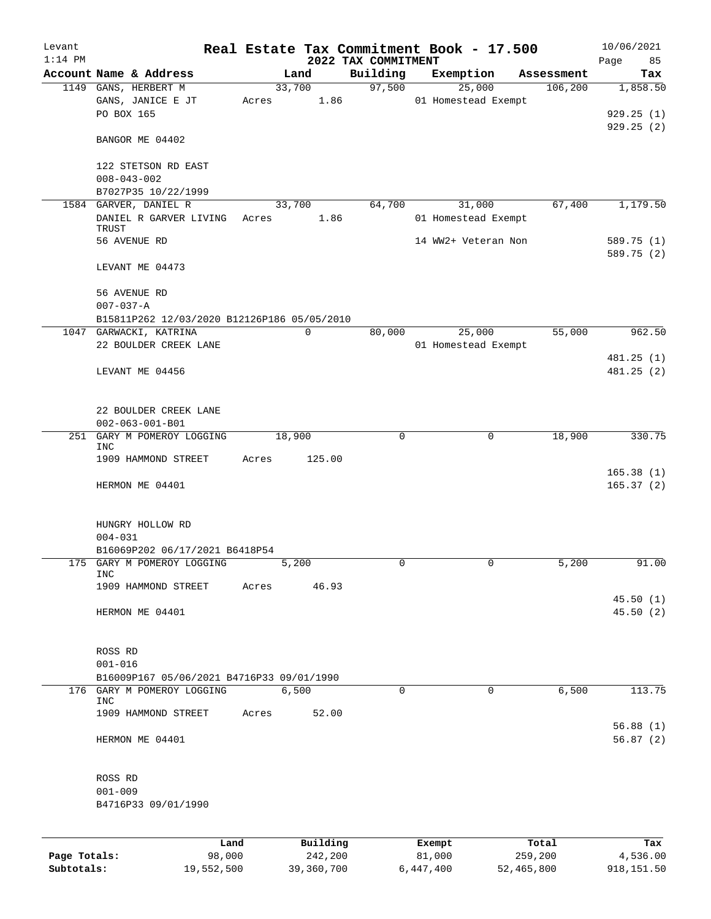Levant 1:14 PM

# Real Estate Tax Commitment Book - 17.500

## 2022 TAX COMMITMENT

10/06/2021

| Account | Name & Address | Land | Building | Exemption | Assessment | Tax |
|---|---|---|---|---|---|---|
| 1149 | GANS, HERBERT M<br>GANS, JANICE E JT<br>PO BOX 165<br><br>BANGOR ME 04402<br><br>122 STETSON RD EAST<br>008-043-002<br>B7027P35 10/22/1999 | 33,700<br>Acres 1.86 | 97,500 | 25,000<br>01 Homestead Exempt | 106,200 | 1,858.50<br><br>929.25 (1)<br>929.25 (2) |
| 1584 | GARVER, DANIEL R<br>DANIEL R GARVER LIVING TRUST<br>56 AVENUE RD<br><br>LEVANT ME 04473<br><br>56 AVENUE RD<br>007-037-A<br>B15811P262 12/03/2020 B12126P186 05/05/2010 | 33,700<br>Acres 1.86 | 64,700 | 31,000<br>01 Homestead Exempt<br>14 WW2+ Veteran Non | 67,400 | 1,179.50<br><br>589.75 (1)<br>589.75 (2) |
| 1047 | GARWACKI, KATRINA<br>22 BOULDER CREEK LANE<br><br>LEVANT ME 04456<br><br>22 BOULDER CREEK LANE<br>002-063-001-B01 | 0 | 80,000 | 25,000<br>01 Homestead Exempt | 55,000 | 962.50<br><br>481.25 (1)<br>481.25 (2) |
| 251 | GARY M POMEROY LOGGING INC<br>1909 HAMMOND STREET<br><br>HERMON ME 04401<br><br>HUNGRY HOLLOW RD<br>004-031<br>B16069P202 06/17/2021 B6418P54 | 18,900<br>Acres 125.00 | 0 | 0 | 18,900 | 330.75<br><br>165.38 (1)<br>165.37 (2) |
| 175 | GARY M POMEROY LOGGING INC<br>1909 HAMMOND STREET<br><br>HERMON ME 04401<br><br>ROSS RD<br>001-016<br>B16009P167 05/06/2021 B4716P33 09/01/1990 | 5,200<br>Acres 46.93 | 0 | 0 | 5,200 | 91.00<br><br>45.50 (1)<br>45.50 (2) |
| 176 | GARY M POMEROY LOGGING INC<br>1909 HAMMOND STREET<br><br>HERMON ME 04401<br><br>ROSS RD<br>001-009<br>B4716P33 09/01/1990 | 6,500<br>Acres 52.00 | 0 | 0 | 6,500 | 113.75<br><br>56.88 (1)<br>56.87 (2) |

| | Land | Building | Exempt | Total | Tax |
|---|---|---|---|---|---|
| Page Totals: | 98,000 | 242,200 | 81,000 | 259,200 | 4,536.00 |
| Subtotals: | 19,552,500 | 39,360,700 | 6,447,400 | 52,465,800 | 918,151.50 |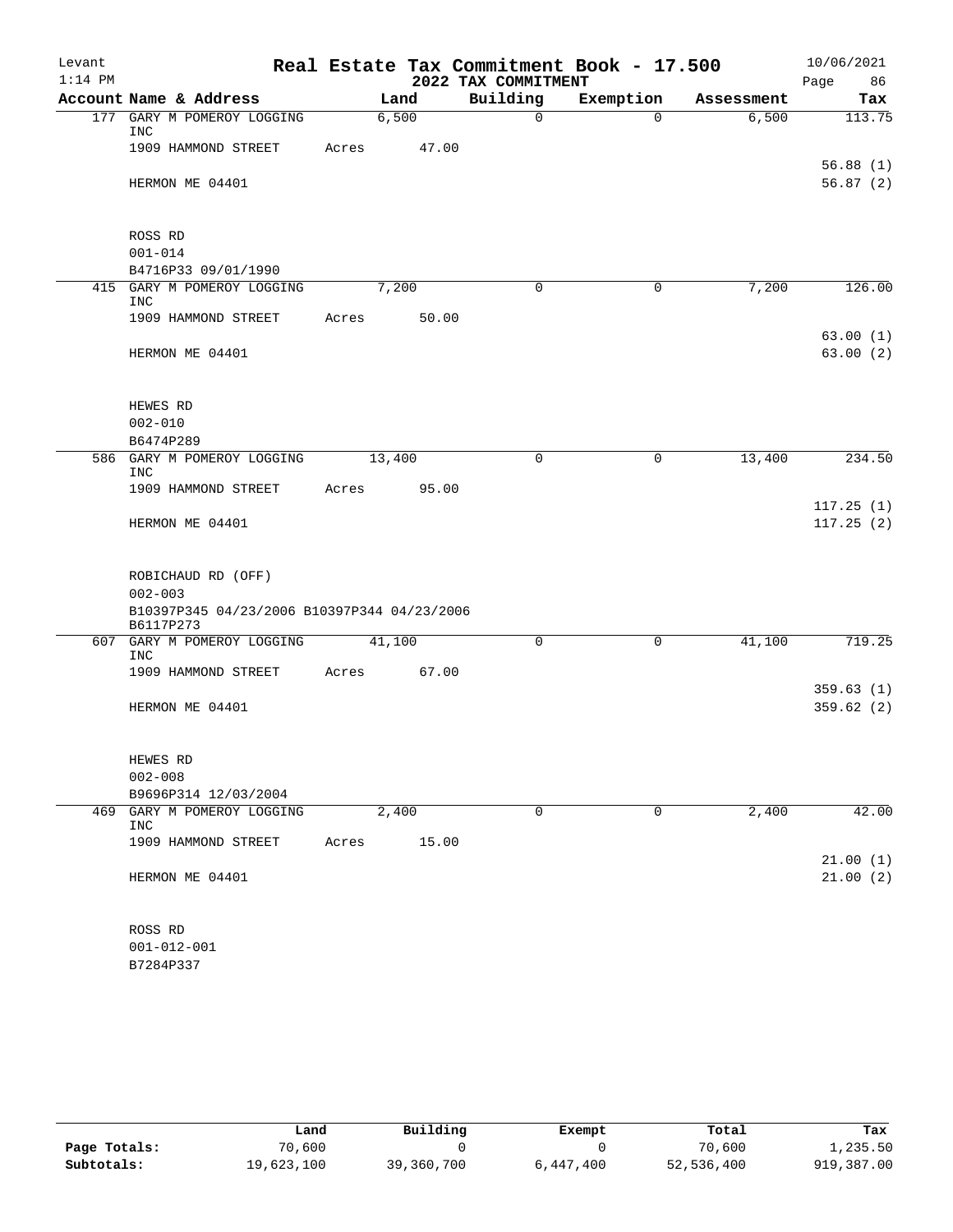# Real Estate Tax Commitment Book - 17.500

Levant — 1:14 PM — 2022 TAX COMMITMENT — 10/06/2021

| Account | Name & Address | Land | Building | Exemption | Assessment | Tax |
|---|---|---|---|---|---|---|
| 177 | GARY M POMEROY LOGGING INC | 6,500 | 0 | 0 | 6,500 | 113.75 |
| | 1909 HAMMOND STREET | Acres 47.00 | | | | |
| | | | | | | 56.88 (1) |
| | HERMON ME 04401 | | | | | 56.87 (2) |
| | ROSS RD | | | | | |
| | 001-014 | | | | | |
| | B4716P33 09/01/1990 | | | | | |
| 415 | GARY M POMEROY LOGGING INC | 7,200 | 0 | 0 | 7,200 | 126.00 |
| | 1909 HAMMOND STREET | Acres 50.00 | | | | |
| | | | | | | 63.00 (1) |
| | HERMON ME 04401 | | | | | 63.00 (2) |
| | HEWES RD | | | | | |
| | 002-010 | | | | | |
| | B6474P289 | | | | | |
| 586 | GARY M POMEROY LOGGING INC | 13,400 | 0 | 0 | 13,400 | 234.50 |
| | 1909 HAMMOND STREET | Acres 95.00 | | | | |
| | | | | | | 117.25 (1) |
| | HERMON ME 04401 | | | | | 117.25 (2) |
| | ROBICHAUD RD (OFF) | | | | | |
| | 002-003 | | | | | |
| | B10397P345 04/23/2006 B10397P344 04/23/2006 B6117P273 | | | | | |
| 607 | GARY M POMEROY LOGGING INC | 41,100 | 0 | 0 | 41,100 | 719.25 |
| | 1909 HAMMOND STREET | Acres 67.00 | | | | |
| | | | | | | 359.63 (1) |
| | HERMON ME 04401 | | | | | 359.62 (2) |
| | HEWES RD | | | | | |
| | 002-008 | | | | | |
| | B9696P314 12/03/2004 | | | | | |
| 469 | GARY M POMEROY LOGGING INC | 2,400 | 0 | 0 | 2,400 | 42.00 |
| | 1909 HAMMOND STREET | Acres 15.00 | | | | |
| | | | | | | 21.00 (1) |
| | HERMON ME 04401 | | | | | 21.00 (2) |
| | ROSS RD | | | | | |
| | 001-012-001 | | | | | |
| | B7284P337 | | | | | |

| | Land | Building | Exempt | Total | Tax |
|---|---|---|---|---|---|
| Page Totals: | 70,600 | 0 | 0 | 70,600 | 1,235.50 |
| Subtotals: | 19,623,100 | 39,360,700 | 6,447,400 | 52,536,400 | 919,387.00 |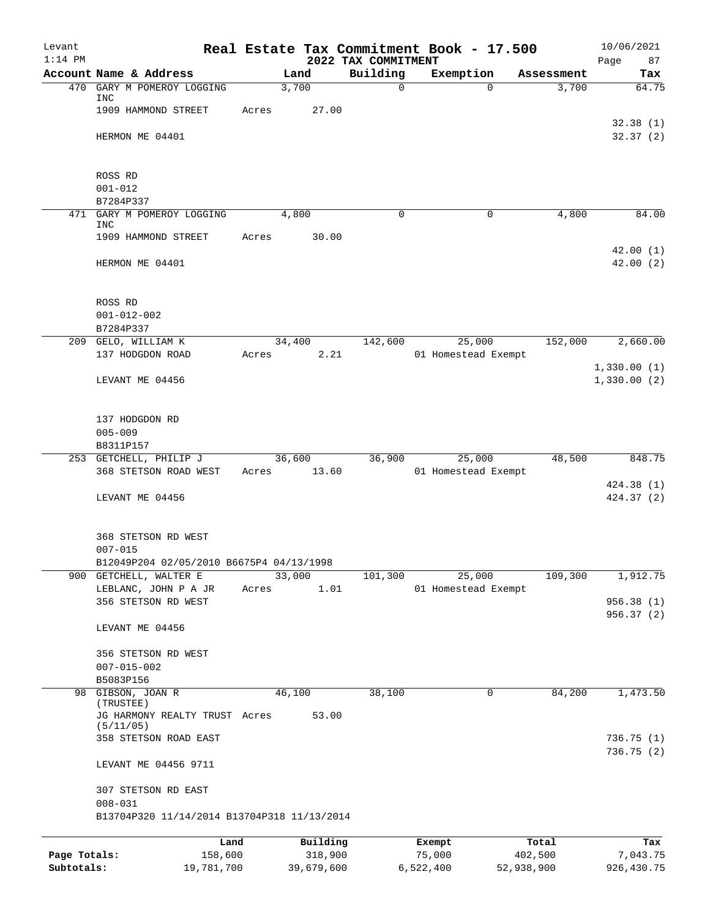# Real Estate Tax Commitment Book - 17.500

Levant, 1:14 PM — 2022 TAX COMMITMENT — 10/06/2021

| Account Name & Address | Land | Building | Exemption | Assessment | Tax |
|---|---|---|---|---|---|
| 470 GARY M POMEROY LOGGING INC | 3,700 | 0 | 0 | 3,700 | 64.75 |
| 1909 HAMMOND STREET | Acres 27.00 | | | | |
| | | | | | 32.38 (1) |
| HERMON ME 04401 | | | | | 32.37 (2) |
| ROSS RD | | | | | |
| 001-012 | | | | | |
| B7284P337 | | | | | |
| 471 GARY M POMEROY LOGGING INC | 4,800 | 0 | 0 | 4,800 | 84.00 |
| 1909 HAMMOND STREET | Acres 30.00 | | | | |
| | | | | | 42.00 (1) |
| HERMON ME 04401 | | | | | 42.00 (2) |
| ROSS RD | | | | | |
| 001-012-002 | | | | | |
| B7284P337 | | | | | |
| 209 GELO, WILLIAM K | 34,400 | 142,600 | 25,000 | 152,000 | 2,660.00 |
| 137 HODGDON ROAD | Acres 2.21 | | 01 Homestead Exempt | | |
| | | | | | 1,330.00 (1) |
| LEVANT ME 04456 | | | | | 1,330.00 (2) |
| 137 HODGDON RD | | | | | |
| 005-009 | | | | | |
| B8311P157 | | | | | |
| 253 GETCHELL, PHILIP J | 36,600 | 36,900 | 25,000 | 48,500 | 848.75 |
| 368 STETSON ROAD WEST | Acres 13.60 | | 01 Homestead Exempt | | |
| | | | | | 424.38 (1) |
| LEVANT ME 04456 | | | | | 424.37 (2) |
| 368 STETSON RD WEST | | | | | |
| 007-015 | | | | | |
| B12049P204 02/05/2010 B6675P4 04/13/1998 | | | | | |
| 900 GETCHELL, WALTER E | 33,000 | 101,300 | 25,000 | 109,300 | 1,912.75 |
| LEBLANC, JOHN P A JR | Acres 1.01 | | 01 Homestead Exempt | | |
| 356 STETSON RD WEST | | | | | 956.38 (1) |
| | | | | | 956.37 (2) |
| LEVANT ME 04456 | | | | | |
| 356 STETSON RD WEST | | | | | |
| 007-015-002 | | | | | |
| B5083P156 | | | | | |
| 98 GIBSON, JOAN R (TRUSTEE) | 46,100 | 38,100 | 0 | 84,200 | 1,473.50 |
| JG HARMONY REALTY TRUST (5/11/05) | Acres 53.00 | | | | |
| 358 STETSON ROAD EAST | | | | | 736.75 (1) |
| | | | | | 736.75 (2) |
| LEVANT ME 04456 9711 | | | | | |
| 307 STETSON RD EAST | | | | | |
| 008-031 | | | | | |
| B13704P320 11/14/2014 B13704P318 11/13/2014 | | | | | |

| | Land | Building | Exempt | Total | Tax |
|---|---|---|---|---|---|
| Page Totals: | 158,600 | 318,900 | 75,000 | 402,500 | 7,043.75 |
| Subtotals: | 19,781,700 | 39,679,600 | 6,522,400 | 52,938,900 | 926,430.75 |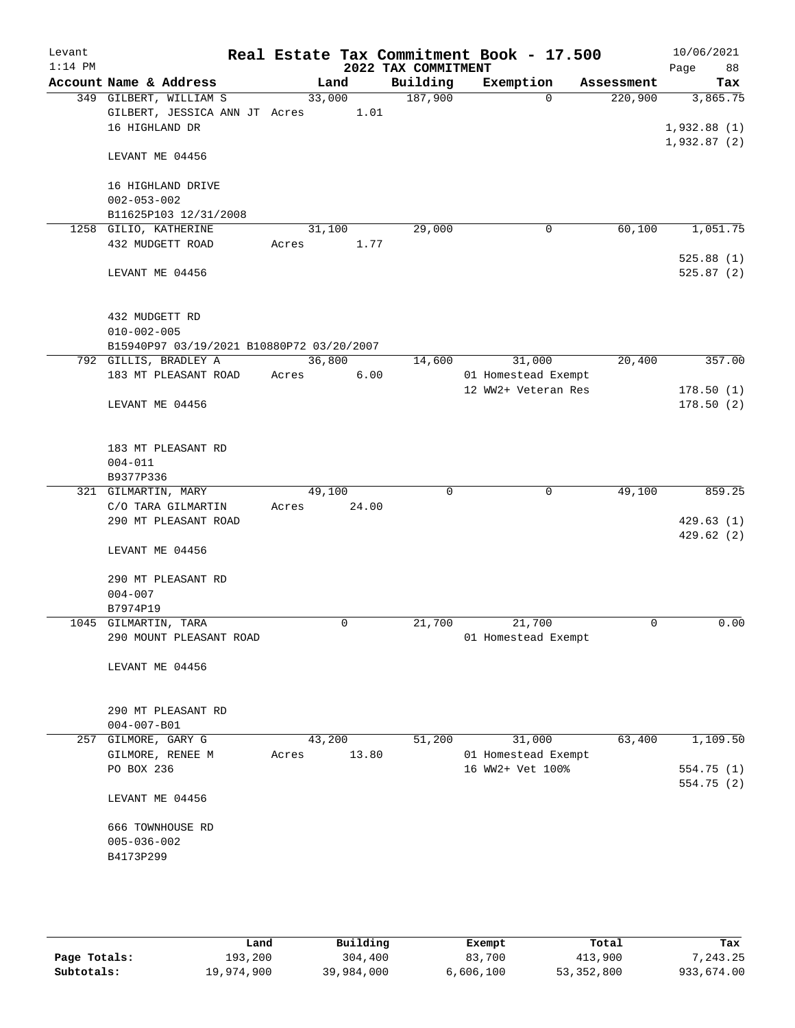# Real Estate Tax Commitment Book - 17.500

Levant
1:14 PM

10/06/2021

**2022 TAX COMMITMENT**

| Account Name & Address | Land | Building | Exemption | Assessment | Tax |
|---|---|---|---|---|---|
| 349 GILBERT, WILLIAM S<br>GILBERT, JESSICA ANN JT<br>16 HIGHLAND DR<br><br>LEVANT ME 04456<br><br>16 HIGHLAND DRIVE<br>002-053-002<br>B11625P103 12/31/2008 | 33,000<br>Acres 1.01 | 187,900 | 0 | 220,900 | 3,865.75<br><br>1,932.88 (1)<br>1,932.87 (2) |
| 1258 GILIO, KATHERINE<br>432 MUDGETT ROAD<br><br>LEVANT ME 04456<br><br>432 MUDGETT RD<br>010-002-005<br>B15940P97 03/19/2021 B10880P72 03/20/2007 | 31,100<br>Acres 1.77 | 29,000 | 0 | 60,100 | 1,051.75<br><br>525.88 (1)<br>525.87 (2) |
| 792 GILLIS, BRADLEY A<br>183 MT PLEASANT ROAD<br><br>LEVANT ME 04456<br><br>183 MT PLEASANT RD<br>004-011<br>B9377P336 | 36,800<br>Acres 6.00 | 14,600 | 31,000<br>01 Homestead Exempt<br>12 WW2+ Veteran Res | 20,400 | 357.00<br><br>178.50 (1)<br>178.50 (2) |
| 321 GILMARTIN, MARY<br>C/O TARA GILMARTIN<br>290 MT PLEASANT ROAD<br><br>LEVANT ME 04456<br><br>290 MT PLEASANT RD<br>004-007<br>B7974P19 | 49,100<br>Acres 24.00 | 0 | 0 | 49,100 | 859.25<br><br>429.63 (1)<br>429.62 (2) |
| 1045 GILMARTIN, TARA<br>290 MOUNT PLEASANT ROAD<br><br>LEVANT ME 04456<br><br>290 MT PLEASANT RD<br>004-007-B01 | 0 | 21,700 | 21,700<br>01 Homestead Exempt | 0 | 0.00 |
| 257 GILMORE, GARY G<br>GILMORE, RENEE M<br>PO BOX 236<br><br>LEVANT ME 04456<br><br>666 TOWNHOUSE RD<br>005-036-002<br>B4173P299 | 43,200<br>Acres 13.80 | 51,200 | 31,000<br>01 Homestead Exempt<br>16 WW2+ Vet 100% | 63,400 | 1,109.50<br><br>554.75 (1)<br>554.75 (2) |

| | Land | Building | Exempt | Total | Tax |
|---|---|---|---|---|---|
| **Page Totals:** | 193,200 | 304,400 | 83,700 | 413,900 | 7,243.25 |
| **Subtotals:** | 19,974,900 | 39,984,000 | 6,606,100 | 53,352,800 | 933,674.00 |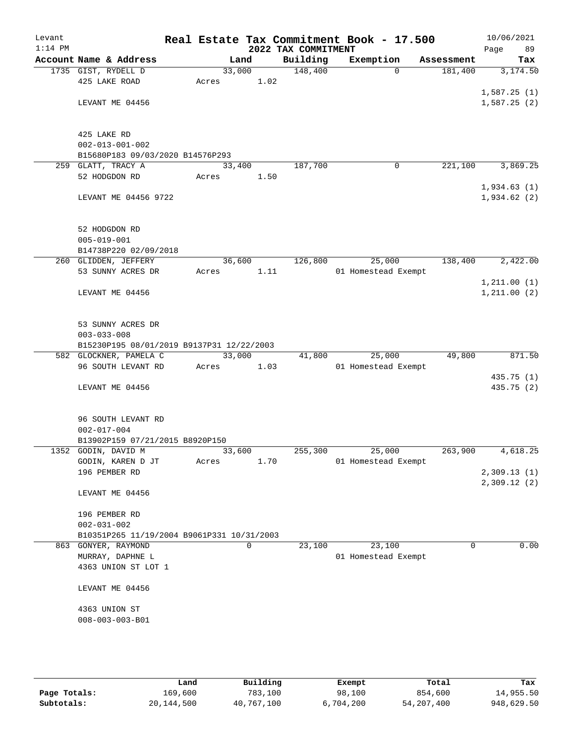Levant 1:14 PM

# Real Estate Tax Commitment Book - 17.500

## 2022 TAX COMMITMENT

10/06/2021

| Account Name & Address | Land | Building | Exemption | Assessment | Tax |
|---|---|---|---|---|---|
| 1735 GIST, RYDELL D | 33,000 | 148,400 | 0 | 181,400 | 3,174.50 |
| 425 LAKE ROAD | Acres 1.02 | | | | |
| | | | | | 1,587.25 (1) |
| LEVANT ME 04456 | | | | | 1,587.25 (2) |
| 425 LAKE RD | | | | | |
| 002-013-001-002 | | | | | |
| B15680P183 09/03/2020 B14576P293 | | | | | |
| 259 GLATT, TRACY A | 33,400 | 187,700 | 0 | 221,100 | 3,869.25 |
| 52 HODGDON RD | Acres 1.50 | | | | |
| | | | | | 1,934.63 (1) |
| LEVANT ME 04456 9722 | | | | | 1,934.62 (2) |
| 52 HODGDON RD | | | | | |
| 005-019-001 | | | | | |
| B14738P220 02/09/2018 | | | | | |
| 260 GLIDDEN, JEFFERY | 36,600 | 126,800 | 25,000 | 138,400 | 2,422.00 |
| 53 SUNNY ACRES DR | Acres 1.11 | | 01 Homestead Exempt | | |
| | | | | | 1,211.00 (1) |
| LEVANT ME 04456 | | | | | 1,211.00 (2) |
| 53 SUNNY ACRES DR | | | | | |
| 003-033-008 | | | | | |
| B15230P195 08/01/2019 B9137P31 12/22/2003 | | | | | |
| 582 GLOCKNER, PAMELA C | 33,000 | 41,800 | 25,000 | 49,800 | 871.50 |
| 96 SOUTH LEVANT RD | Acres 1.03 | | 01 Homestead Exempt | | |
| | | | | | 435.75 (1) |
| LEVANT ME 04456 | | | | | 435.75 (2) |
| 96 SOUTH LEVANT RD | | | | | |
| 002-017-004 | | | | | |
| B13902P159 07/21/2015 B8920P150 | | | | | |
| 1352 GODIN, DAVID M | 33,600 | 255,300 | 25,000 | 263,900 | 4,618.25 |
| GODIN, KAREN D JT | Acres 1.70 | | 01 Homestead Exempt | | |
| 196 PEMBER RD | | | | | 2,309.13 (1) |
| | | | | | 2,309.12 (2) |
| LEVANT ME 04456 | | | | | |
| 196 PEMBER RD | | | | | |
| 002-031-002 | | | | | |
| B10351P265 11/19/2004 B9061P331 10/31/2003 | | | | | |
| 863 GONYER, RAYMOND | 0 | 23,100 | 23,100 | 0 | 0.00 |
| MURRAY, DAPHNE L | | | 01 Homestead Exempt | | |
| 4363 UNION ST LOT 1 | | | | | |
| LEVANT ME 04456 | | | | | |
| 4363 UNION ST | | | | | |
| 008-003-003-B01 | | | | | |

| | Land | Building | Exempt | Total | Tax |
|---|---|---|---|---|---|
| Page Totals: | 169,600 | 783,100 | 98,100 | 854,600 | 14,955.50 |
| Subtotals: | 20,144,500 | 40,767,100 | 6,704,200 | 54,207,400 | 948,629.50 |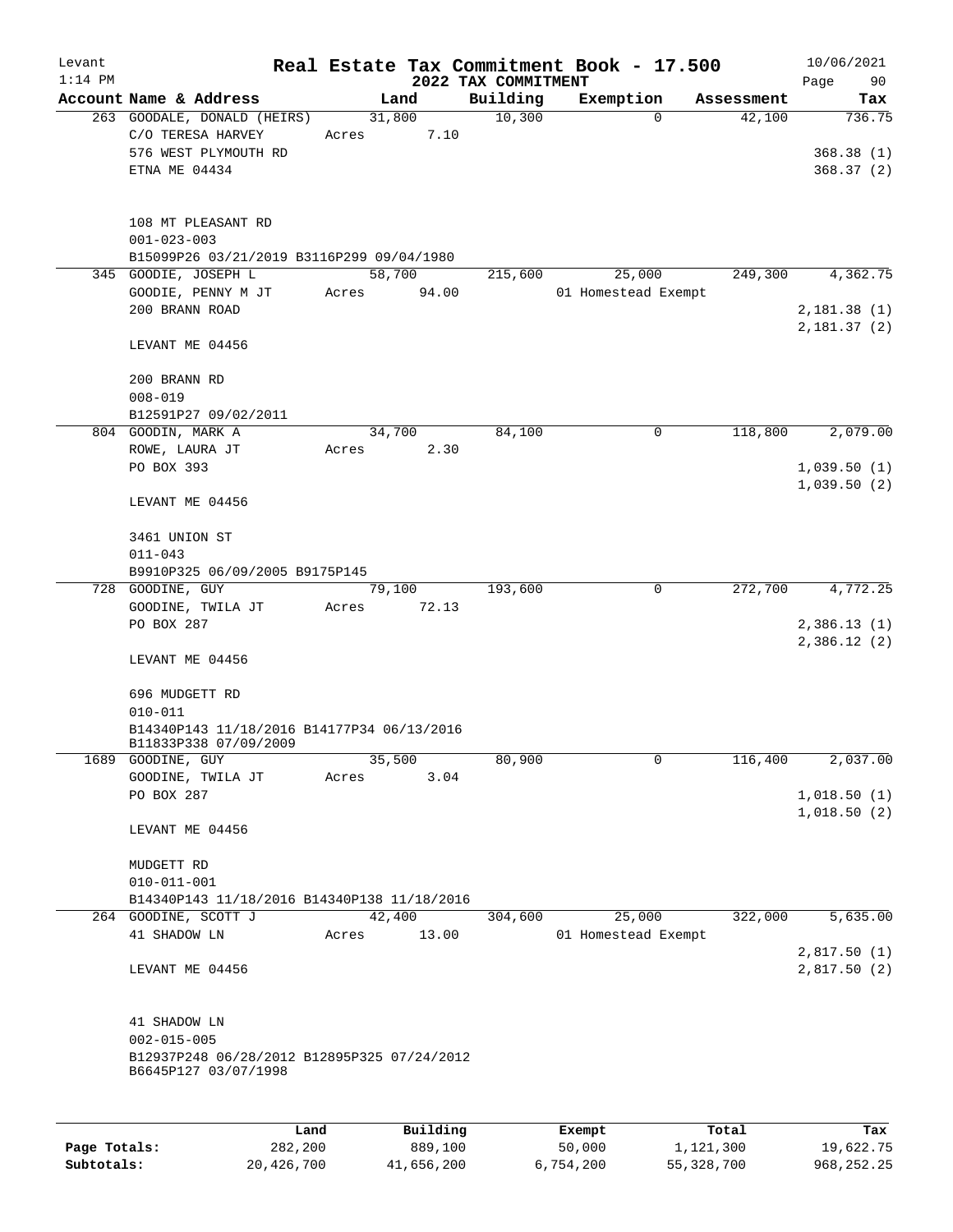# Real Estate Tax Commitment Book - 17.500

Levant
1:14 PM
10/06/2021

## 2022 TAX COMMITMENT

| Account Name & Address | Land | Building | Exemption | Assessment | Tax |
|---|---|---|---|---|---|
| 263 GOODALE, DONALD (HEIRS) | 31,800 | 10,300 | 0 | 42,100 | 736.75 |
| C/O TERESA HARVEY | Acres 7.10 | | | | |
| 576 WEST PLYMOUTH RD | | | | | 368.38 (1) |
| ETNA ME 04434 | | | | | 368.37 (2) |
| 108 MT PLEASANT RD | | | | | |
| 001-023-003 | | | | | |
| B15099P26 03/21/2019 B3116P299 09/04/1980 | | | | | |
| 345 GOODIE, JOSEPH L | 58,700 | 215,600 | 25,000 | 249,300 | 4,362.75 |
| GOODIE, PENNY M JT | Acres 94.00 | | 01 Homestead Exempt | | |
| 200 BRANN ROAD | | | | | 2,181.38 (1) |
| | | | | | 2,181.37 (2) |
| LEVANT ME 04456 | | | | | |
| 200 BRANN RD | | | | | |
| 008-019 | | | | | |
| B12591P27 09/02/2011 | | | | | |
| 804 GOODIN, MARK A | 34,700 | 84,100 | 0 | 118,800 | 2,079.00 |
| ROWE, LAURA JT | Acres 2.30 | | | | |
| PO BOX 393 | | | | | 1,039.50 (1) |
| | | | | | 1,039.50 (2) |
| LEVANT ME 04456 | | | | | |
| 3461 UNION ST | | | | | |
| 011-043 | | | | | |
| B9910P325 06/09/2005 B9175P145 | | | | | |
| 728 GOODINE, GUY | 79,100 | 193,600 | 0 | 272,700 | 4,772.25 |
| GOODINE, TWILA JT | Acres 72.13 | | | | |
| PO BOX 287 | | | | | 2,386.13 (1) |
| | | | | | 2,386.12 (2) |
| LEVANT ME 04456 | | | | | |
| 696 MUDGETT RD | | | | | |
| 010-011 | | | | | |
| B14340P143 11/18/2016 B14177P34 06/13/2016 B11833P338 07/09/2009 | | | | | |
| 1689 GOODINE, GUY | 35,500 | 80,900 | 0 | 116,400 | 2,037.00 |
| GOODINE, TWILA JT | Acres 3.04 | | | | |
| PO BOX 287 | | | | | 1,018.50 (1) |
| | | | | | 1,018.50 (2) |
| LEVANT ME 04456 | | | | | |
| MUDGETT RD | | | | | |
| 010-011-001 | | | | | |
| B14340P143 11/18/2016 B14340P138 11/18/2016 | | | | | |
| 264 GOODINE, SCOTT J | 42,400 | 304,600 | 25,000 | 322,000 | 5,635.00 |
| 41 SHADOW LN | Acres 13.00 | | 01 Homestead Exempt | | |
| | | | | | 2,817.50 (1) |
| LEVANT ME 04456 | | | | | 2,817.50 (2) |
| 41 SHADOW LN | | | | | |
| 002-015-005 | | | | | |
| B12937P248 06/28/2012 B12895P325 07/24/2012 B6645P127 03/07/1998 | | | | | |

| | Land | Building | Exempt | Total | Tax |
|---|---|---|---|---|---|
| Page Totals: | 282,200 | 889,100 | 50,000 | 1,121,300 | 19,622.75 |
| Subtotals: | 20,426,700 | 41,656,200 | 6,754,200 | 55,328,700 | 968,252.25 |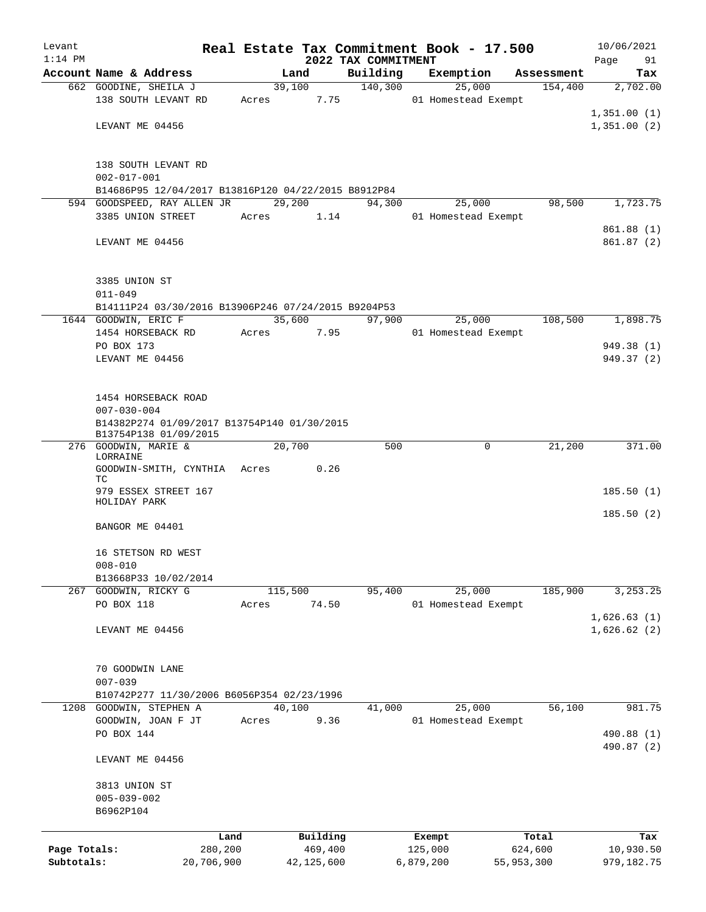# Real Estate Tax Commitment Book - 17.500

Levant
1:14 PM

10/06/2021

## 2022 TAX COMMITMENT

| Account Name & Address | Land | Building | Exemption | Assessment | Tax |
|---|---|---|---|---|---|
| 662 GOODINE, SHEILA J | 39,100 | 140,300 | 25,000 | 154,400 | 2,702.00 |
| 138 SOUTH LEVANT RD | Acres 7.75 | | 01 Homestead Exempt | | |
| | | | | | 1,351.00 (1) |
| LEVANT ME 04456 | | | | | 1,351.00 (2) |
| 138 SOUTH LEVANT RD | | | | | |
| 002-017-001 | | | | | |
| B14686P95 12/04/2017 B13816P120 04/22/2015 B8912P84 | | | | | |
| 594 GOODSPEED, RAY ALLEN JR | 29,200 | 94,300 | 25,000 | 98,500 | 1,723.75 |
| 3385 UNION STREET | Acres 1.14 | | 01 Homestead Exempt | | |
| | | | | | 861.88 (1) |
| LEVANT ME 04456 | | | | | 861.87 (2) |
| 3385 UNION ST | | | | | |
| 011-049 | | | | | |
| B14111P24 03/30/2016 B13906P246 07/24/2015 B9204P53 | | | | | |
| 1644 GOODWIN, ERIC F | 35,600 | 97,900 | 25,000 | 108,500 | 1,898.75 |
| 1454 HORSEBACK RD | Acres 7.95 | | 01 Homestead Exempt | | |
| PO BOX 173 | | | | | 949.38 (1) |
| LEVANT ME 04456 | | | | | 949.37 (2) |
| 1454 HORSEBACK ROAD | | | | | |
| 007-030-004 | | | | | |
| B14382P274 01/09/2017 B13754P140 01/30/2015 B13754P138 01/09/2015 | | | | | |
| 276 GOODWIN, MARIE & LORRAINE | 20,700 | 500 | 0 | 21,200 | 371.00 |
| GOODWIN-SMITH, CYNTHIA TC | Acres 0.26 | | | | |
| 979 ESSEX STREET 167 HOLIDAY PARK | | | | | 185.50 (1) |
| | | | | | 185.50 (2) |
| BANGOR ME 04401 | | | | | |
| 16 STETSON RD WEST | | | | | |
| 008-010 | | | | | |
| B13668P33 10/02/2014 | | | | | |
| 267 GOODWIN, RICKY G | 115,500 | 95,400 | 25,000 | 185,900 | 3,253.25 |
| PO BOX 118 | Acres 74.50 | | 01 Homestead Exempt | | |
| | | | | | 1,626.63 (1) |
| LEVANT ME 04456 | | | | | 1,626.62 (2) |
| 70 GOODWIN LANE | | | | | |
| 007-039 | | | | | |
| B10742P277 11/30/2006 B6056P354 02/23/1996 | | | | | |
| 1208 GOODWIN, STEPHEN A | 40,100 | 41,000 | 25,000 | 56,100 | 981.75 |
| GOODWIN, JOAN F JT | Acres 9.36 | | 01 Homestead Exempt | | |
| PO BOX 144 | | | | | 490.88 (1) |
| | | | | | 490.87 (2) |
| LEVANT ME 04456 | | | | | |
| 3813 UNION ST | | | | | |
| 005-039-002 | | | | | |
| B6962P104 | | | | | |

| | Land | Building | Exempt | Total | Tax |
|---|---|---|---|---|---|
| Page Totals: | 280,200 | 469,400 | 125,000 | 624,600 | 10,930.50 |
| Subtotals: | 20,706,900 | 42,125,600 | 6,879,200 | 55,953,300 | 979,182.75 |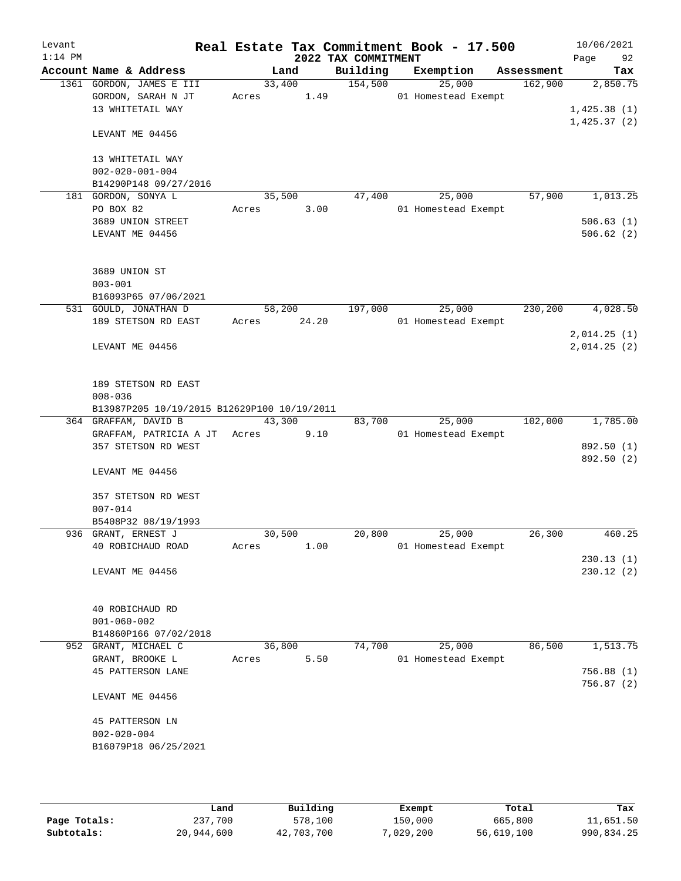Levant 1:14 PM

# Real Estate Tax Commitment Book - 17.500

## 2022 TAX COMMITMENT

10/06/2021 Page 92

| Account Name & Address | Land | Building | Exemption | Assessment | Tax |
|---|---|---|---|---|---|
| 1361 GORDON, JAMES E III | 33,400 | 154,500 | 25,000 | 162,900 | 2,850.75 |
| GORDON, SARAH N JT | Acres 1.49 | | 01 Homestead Exempt | | |
| 13 WHITETAIL WAY | | | | | 1,425.38 (1) |
| | | | | | 1,425.37 (2) |
| LEVANT ME 04456 | | | | | |
| 13 WHITETAIL WAY | | | | | |
| 002-020-001-004 | | | | | |
| B14290P148 09/27/2016 | | | | | |
| 181 GORDON, SONYA L | 35,500 | 47,400 | 25,000 | 57,900 | 1,013.25 |
| PO BOX 82 | Acres 3.00 | | 01 Homestead Exempt | | |
| 3689 UNION STREET | | | | | 506.63 (1) |
| LEVANT ME 04456 | | | | | 506.62 (2) |
| 3689 UNION ST | | | | | |
| 003-001 | | | | | |
| B16093P65 07/06/2021 | | | | | |
| 531 GOULD, JONATHAN D | 58,200 | 197,000 | 25,000 | 230,200 | 4,028.50 |
| 189 STETSON RD EAST | Acres 24.20 | | 01 Homestead Exempt | | |
| | | | | | 2,014.25 (1) |
| LEVANT ME 04456 | | | | | 2,014.25 (2) |
| 189 STETSON RD EAST | | | | | |
| 008-036 | | | | | |
| B13987P205 10/19/2015 B12629P100 10/19/2011 | | | | | |
| 364 GRAFFAM, DAVID B | 43,300 | 83,700 | 25,000 | 102,000 | 1,785.00 |
| GRAFFAM, PATRICIA A JT | Acres 9.10 | | 01 Homestead Exempt | | |
| 357 STETSON RD WEST | | | | | 892.50 (1) |
| | | | | | 892.50 (2) |
| LEVANT ME 04456 | | | | | |
| 357 STETSON RD WEST | | | | | |
| 007-014 | | | | | |
| B5408P32 08/19/1993 | | | | | |
| 936 GRANT, ERNEST J | 30,500 | 20,800 | 25,000 | 26,300 | 460.25 |
| 40 ROBICHAUD ROAD | Acres 1.00 | | 01 Homestead Exempt | | |
| | | | | | 230.13 (1) |
| LEVANT ME 04456 | | | | | 230.12 (2) |
| 40 ROBICHAUD RD | | | | | |
| 001-060-002 | | | | | |
| B14860P166 07/02/2018 | | | | | |
| 952 GRANT, MICHAEL C | 36,800 | 74,700 | 25,000 | 86,500 | 1,513.75 |
| GRANT, BROOKE L | Acres 5.50 | | 01 Homestead Exempt | | |
| 45 PATTERSON LANE | | | | | 756.88 (1) |
| | | | | | 756.87 (2) |
| LEVANT ME 04456 | | | | | |
| 45 PATTERSON LN | | | | | |
| 002-020-004 | | | | | |
| B16079P18 06/25/2021 | | | | | |

| | Land | Building | Exempt | Total | Tax |
|---|---|---|---|---|---|
| Page Totals: | 237,700 | 578,100 | 150,000 | 665,800 | 11,651.50 |
| Subtotals: | 20,944,600 | 42,703,700 | 7,029,200 | 56,619,100 | 990,834.25 |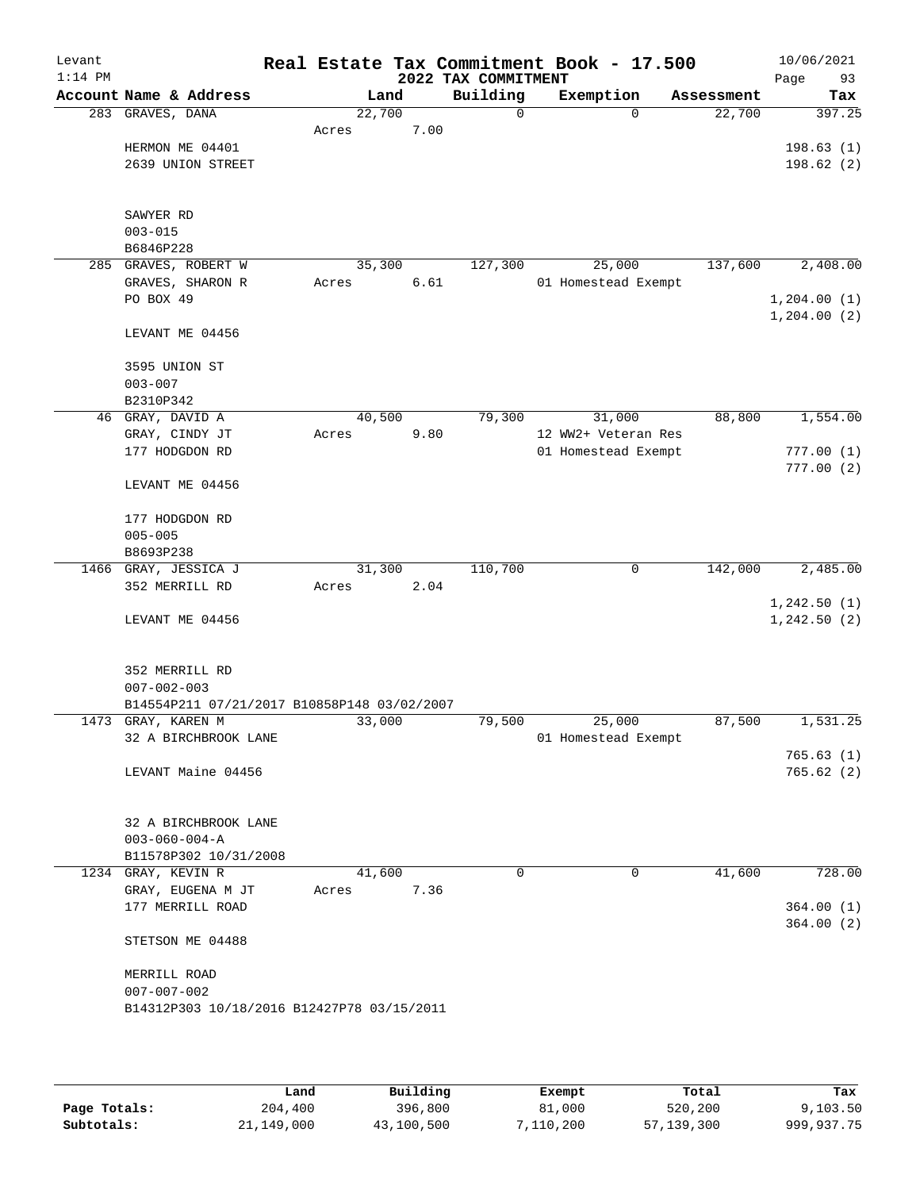Levant
1:14 PM

# Real Estate Tax Commitment Book - 17.500

## 2022 TAX COMMITMENT

10/06/2021

| Account Name & Address | Land | Building | Exemption | Assessment | Tax |
|---|---|---|---|---|---|
| 283 GRAVES, DANA | 22,700 | 0 | 0 | 22,700 | 397.25 |
| | Acres 7.00 | | | | |
| HERMON ME 04401 | | | | | 198.63 (1) |
| 2639 UNION STREET | | | | | 198.62 (2) |
| SAWYER RD | | | | | |
| 003-015 | | | | | |
| B6846P228 | | | | | |
| 285 GRAVES, ROBERT W | 35,300 | 127,300 | 25,000 | 137,600 | 2,408.00 |
| GRAVES, SHARON R | Acres 6.61 | | 01 Homestead Exempt | | |
| PO BOX 49 | | | | | 1,204.00 (1) |
| | | | | | 1,204.00 (2) |
| LEVANT ME 04456 | | | | | |
| 3595 UNION ST | | | | | |
| 003-007 | | | | | |
| B2310P342 | | | | | |
| 46 GRAY, DAVID A | 40,500 | 79,300 | 31,000 | 88,800 | 1,554.00 |
| GRAY, CINDY JT | Acres 9.80 | | 12 WW2+ Veteran Res | | |
| 177 HODGDON RD | | | 01 Homestead Exempt | | 777.00 (1) |
| | | | | | 777.00 (2) |
| LEVANT ME 04456 | | | | | |
| 177 HODGDON RD | | | | | |
| 005-005 | | | | | |
| B8693P238 | | | | | |
| 1466 GRAY, JESSICA J | 31,300 | 110,700 | 0 | 142,000 | 2,485.00 |
| 352 MERRILL RD | Acres 2.04 | | | | |
| | | | | | 1,242.50 (1) |
| LEVANT ME 04456 | | | | | 1,242.50 (2) |
| 352 MERRILL RD | | | | | |
| 007-002-003 | | | | | |
| B14554P211 07/21/2017 B10858P148 03/02/2007 | | | | | |
| 1473 GRAY, KAREN M | 33,000 | 79,500 | 25,000 | 87,500 | 1,531.25 |
| 32 A BIRCHBROOK LANE | | | 01 Homestead Exempt | | |
| | | | | | 765.63 (1) |
| LEVANT Maine 04456 | | | | | 765.62 (2) |
| 32 A BIRCHBROOK LANE | | | | | |
| 003-060-004-A | | | | | |
| B11578P302 10/31/2008 | | | | | |
| 1234 GRAY, KEVIN R | 41,600 | 0 | 0 | 41,600 | 728.00 |
| GRAY, EUGENA M JT | Acres 7.36 | | | | |
| 177 MERRILL ROAD | | | | | 364.00 (1) |
| | | | | | 364.00 (2) |
| STETSON ME 04488 | | | | | |
| MERRILL ROAD | | | | | |
| 007-007-002 | | | | | |
| B14312P303 10/18/2016 B12427P78 03/15/2011 | | | | | |

| | Land | Building | Exempt | Total | Tax |
|---|---|---|---|---|---|
| Page Totals: | 204,400 | 396,800 | 81,000 | 520,200 | 9,103.50 |
| Subtotals: | 21,149,000 | 43,100,500 | 7,110,200 | 57,139,300 | 999,937.75 |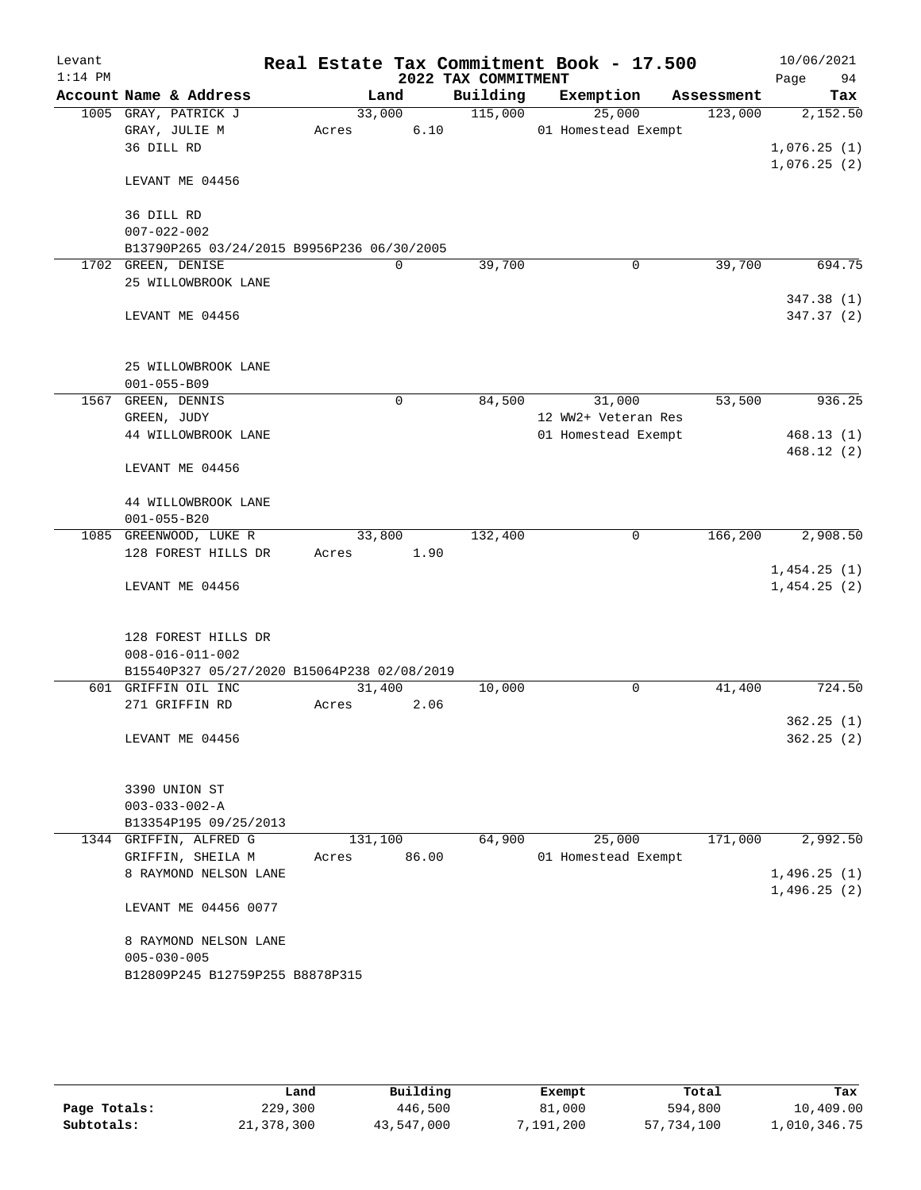Levant 1:14 PM

# Real Estate Tax Commitment Book - 17.500

## 2022 TAX COMMITMENT

10/06/2021

| Account | Name & Address | Land | Building | Exemption | Assessment | Tax |
|---|---|---|---|---|---|---|
| 1005 | GRAY, PATRICK J | 33,000 | 115,000 | 25,000 | 123,000 | 2,152.50 |
| | GRAY, JULIE M | Acres 6.10 | | 01 Homestead Exempt | | |
| | 36 DILL RD | | | | | 1,076.25 (1) |
| | | | | | | 1,076.25 (2) |
| | LEVANT ME 04456 | | | | | |
| | 36 DILL RD | | | | | |
| | 007-022-002 | | | | | |
| | B13790P265 03/24/2015 B9956P236 06/30/2005 | | | | | |
| 1702 | GREEN, DENISE | 0 | 39,700 | 0 | 39,700 | 694.75 |
| | 25 WILLOWBROOK LANE | | | | | |
| | | | | | | 347.38 (1) |
| | LEVANT ME 04456 | | | | | 347.37 (2) |
| | 25 WILLOWBROOK LANE | | | | | |
| | 001-055-B09 | | | | | |
| 1567 | GREEN, DENNIS | 0 | 84,500 | 31,000 | 53,500 | 936.25 |
| | GREEN, JUDY | | | 12 WW2+ Veteran Res | | |
| | 44 WILLOWBROOK LANE | | | 01 Homestead Exempt | | 468.13 (1) |
| | | | | | | 468.12 (2) |
| | LEVANT ME 04456 | | | | | |
| | 44 WILLOWBROOK LANE | | | | | |
| | 001-055-B20 | | | | | |
| 1085 | GREENWOOD, LUKE R | 33,800 | 132,400 | 0 | 166,200 | 2,908.50 |
| | 128 FOREST HILLS DR | Acres 1.90 | | | | |
| | | | | | | 1,454.25 (1) |
| | LEVANT ME 04456 | | | | | 1,454.25 (2) |
| | 128 FOREST HILLS DR | | | | | |
| | 008-016-011-002 | | | | | |
| | B15540P327 05/27/2020 B15064P238 02/08/2019 | | | | | |
| 601 | GRIFFIN OIL INC | 31,400 | 10,000 | 0 | 41,400 | 724.50 |
| | 271 GRIFFIN RD | Acres 2.06 | | | | |
| | | | | | | 362.25 (1) |
| | LEVANT ME 04456 | | | | | 362.25 (2) |
| | 3390 UNION ST | | | | | |
| | 003-033-002-A | | | | | |
| | B13354P195 09/25/2013 | | | | | |
| 1344 | GRIFFIN, ALFRED G | 131,100 | 64,900 | 25,000 | 171,000 | 2,992.50 |
| | GRIFFIN, SHEILA M | Acres 86.00 | | 01 Homestead Exempt | | |
| | 8 RAYMOND NELSON LANE | | | | | 1,496.25 (1) |
| | | | | | | 1,496.25 (2) |
| | LEVANT ME 04456 0077 | | | | | |
| | 8 RAYMOND NELSON LANE | | | | | |
| | 005-030-005 | | | | | |
| | B12809P245 B12759P255 B8878P315 | | | | | |

| | Land | Building | Exempt | Total | Tax |
|---|---|---|---|---|---|
| Page Totals: | 229,300 | 446,500 | 81,000 | 594,800 | 10,409.00 |
| Subtotals: | 21,378,300 | 43,547,000 | 7,191,200 | 57,734,100 | 1,010,346.75 |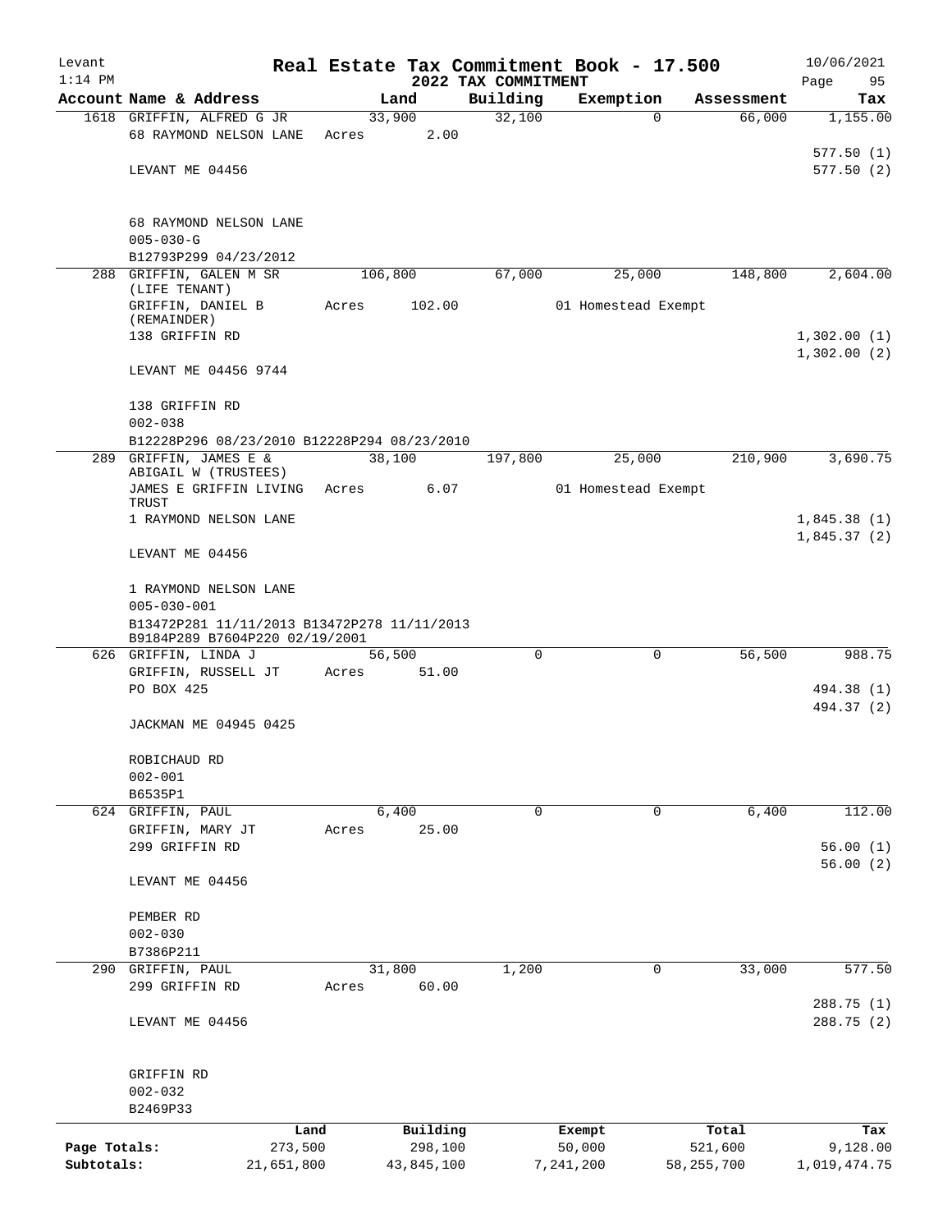Levant
1:14 PM

# Real Estate Tax Commitment Book - 17.500

10/06/2021

2022 TAX COMMITMENT

| Account Name & Address | Land | Building | Exemption | Assessment | Tax |
|---|---|---|---|---|---|
| 1618 GRIFFIN, ALFRED G JR | 33,900 | 32,100 | 0 | 66,000 | 1,155.00 |
| 68 RAYMOND NELSON LANE | Acres 2.00 | | | | |
| | | | | | 577.50 (1) |
| LEVANT ME 04456 | | | | | 577.50 (2) |
| 68 RAYMOND NELSON LANE | | | | | |
| 005-030-G | | | | | |
| B12793P299 04/23/2012 | | | | | |
| 288 GRIFFIN, GALEN M SR (LIFE TENANT) | 106,800 | 67,000 | 25,000 | 148,800 | 2,604.00 |
| GRIFFIN, DANIEL B (REMAINDER) | Acres 102.00 | | 01 Homestead Exempt | | |
| 138 GRIFFIN RD | | | | | 1,302.00 (1) |
| | | | | | 1,302.00 (2) |
| LEVANT ME 04456 9744 | | | | | |
| 138 GRIFFIN RD | | | | | |
| 002-038 | | | | | |
| B12228P296 08/23/2010 B12228P294 08/23/2010 | | | | | |
| 289 GRIFFIN, JAMES E & ABIGAIL W (TRUSTEES) | 38,100 | 197,800 | 25,000 | 210,900 | 3,690.75 |
| JAMES E GRIFFIN LIVING TRUST | Acres 6.07 | | 01 Homestead Exempt | | |
| 1 RAYMOND NELSON LANE | | | | | 1,845.38 (1) |
| | | | | | 1,845.37 (2) |
| LEVANT ME 04456 | | | | | |
| 1 RAYMOND NELSON LANE | | | | | |
| 005-030-001 | | | | | |
| B13472P281 11/11/2013 B13472P278 11/11/2013 B9184P289 B7604P220 02/19/2001 | | | | | |
| 626 GRIFFIN, LINDA J | 56,500 | 0 | 0 | 56,500 | 988.75 |
| GRIFFIN, RUSSELL JT | Acres 51.00 | | | | |
| PO BOX 425 | | | | | 494.38 (1) |
| | | | | | 494.37 (2) |
| JACKMAN ME 04945 0425 | | | | | |
| ROBICHAUD RD | | | | | |
| 002-001 | | | | | |
| B6535P1 | | | | | |
| 624 GRIFFIN, PAUL | 6,400 | 0 | 0 | 6,400 | 112.00 |
| GRIFFIN, MARY JT | Acres 25.00 | | | | |
| 299 GRIFFIN RD | | | | | 56.00 (1) |
| | | | | | 56.00 (2) |
| LEVANT ME 04456 | | | | | |
| PEMBER RD | | | | | |
| 002-030 | | | | | |
| B7386P211 | | | | | |
| 290 GRIFFIN, PAUL | 31,800 | 1,200 | 0 | 33,000 | 577.50 |
| 299 GRIFFIN RD | Acres 60.00 | | | | |
| | | | | | 288.75 (1) |
| LEVANT ME 04456 | | | | | 288.75 (2) |
| GRIFFIN RD | | | | | |
| 002-032 | | | | | |
| B2469P33 | | | | | |

| | Land | Building | Exempt | Total | Tax |
|---|---|---|---|---|---|
| Page Totals: | 273,500 | 298,100 | 50,000 | 521,600 | 9,128.00 |
| Subtotals: | 21,651,800 | 43,845,100 | 7,241,200 | 58,255,700 | 1,019,474.75 |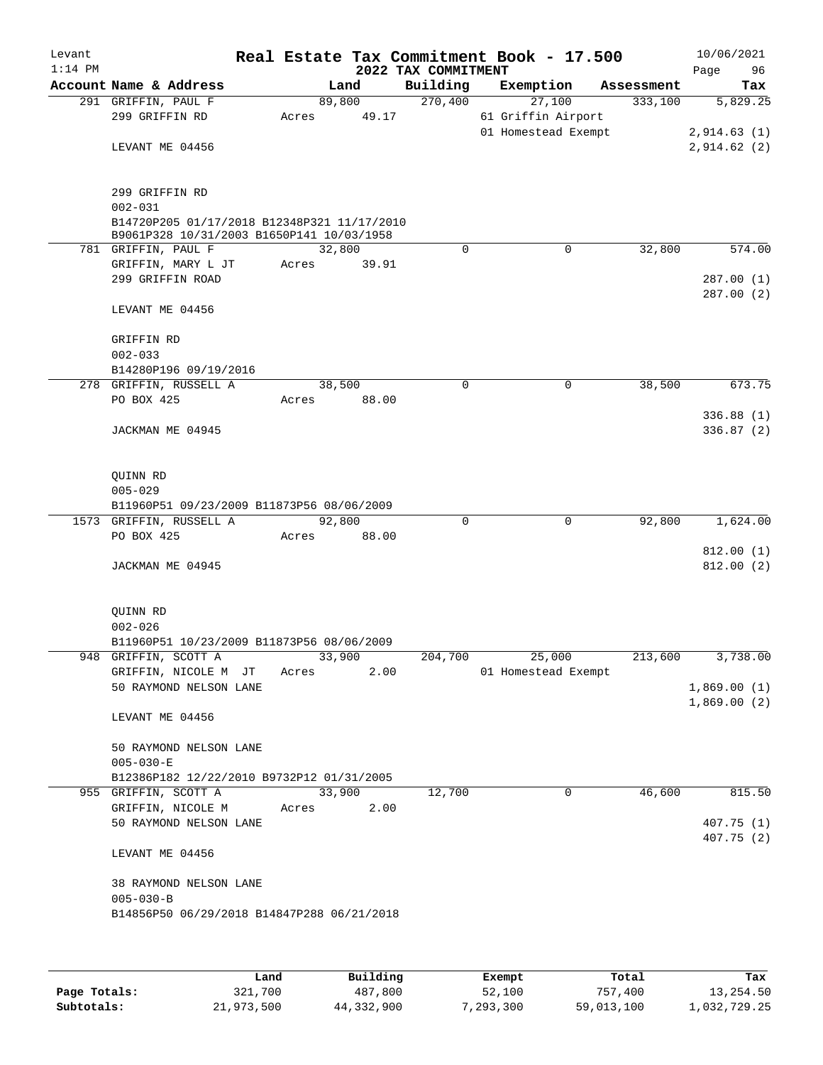Levant
1:14 PM

# Real Estate Tax Commitment Book - 17.500

## 2022 TAX COMMITMENT

10/06/2021

| Account Name & Address | Land | Building | Exemption | Assessment | Tax |
|---|---|---|---|---|---|
| 291 GRIFFIN, PAUL F | 89,800 | 270,400 | 27,100 | 333,100 | 5,829.25 |
| 299 GRIFFIN RD | Acres 49.17 | | 61 Griffin Airport | | |
| | | | 01 Homestead Exempt | | 2,914.63 (1) |
| LEVANT ME 04456 | | | | | 2,914.62 (2) |
| 299 GRIFFIN RD | | | | | |
| 002-031 | | | | | |
| B14720P205 01/17/2018 B12348P321 11/17/2010 | | | | | |
| B9061P328 10/31/2003 B1650P141 10/03/1958 | | | | | |
| 781 GRIFFIN, PAUL F | 32,800 | 0 | 0 | 32,800 | 574.00 |
| GRIFFIN, MARY L JT | Acres 39.91 | | | | |
| 299 GRIFFIN ROAD | | | | | 287.00 (1) |
| | | | | | 287.00 (2) |
| LEVANT ME 04456 | | | | | |
| GRIFFIN RD | | | | | |
| 002-033 | | | | | |
| B14280P196 09/19/2016 | | | | | |
| 278 GRIFFIN, RUSSELL A | 38,500 | 0 | 0 | 38,500 | 673.75 |
| PO BOX 425 | Acres 88.00 | | | | |
| | | | | | 336.88 (1) |
| JACKMAN ME 04945 | | | | | 336.87 (2) |
| QUINN RD | | | | | |
| 005-029 | | | | | |
| B11960P51 09/23/2009 B11873P56 08/06/2009 | | | | | |
| 1573 GRIFFIN, RUSSELL A | 92,800 | 0 | 0 | 92,800 | 1,624.00 |
| PO BOX 425 | Acres 88.00 | | | | |
| | | | | | 812.00 (1) |
| JACKMAN ME 04945 | | | | | 812.00 (2) |
| QUINN RD | | | | | |
| 002-026 | | | | | |
| B11960P51 10/23/2009 B11873P56 08/06/2009 | | | | | |
| 948 GRIFFIN, SCOTT A | 33,900 | 204,700 | 25,000 | 213,600 | 3,738.00 |
| GRIFFIN, NICOLE M JT | Acres 2.00 | | 01 Homestead Exempt | | |
| 50 RAYMOND NELSON LANE | | | | | 1,869.00 (1) |
| | | | | | 1,869.00 (2) |
| LEVANT ME 04456 | | | | | |
| 50 RAYMOND NELSON LANE | | | | | |
| 005-030-E | | | | | |
| B12386P182 12/22/2010 B9732P12 01/31/2005 | | | | | |
| 955 GRIFFIN, SCOTT A | 33,900 | 12,700 | 0 | 46,600 | 815.50 |
| GRIFFIN, NICOLE M | Acres 2.00 | | | | |
| 50 RAYMOND NELSON LANE | | | | | 407.75 (1) |
| | | | | | 407.75 (2) |
| LEVANT ME 04456 | | | | | |
| 38 RAYMOND NELSON LANE | | | | | |
| 005-030-B | | | | | |
| B14856P50 06/29/2018 B14847P288 06/21/2018 | | | | | |

| | Land | Building | Exempt | Total | Tax |
|---|---|---|---|---|---|
| Page Totals: | 321,700 | 487,800 | 52,100 | 757,400 | 13,254.50 |
| Subtotals: | 21,973,500 | 44,332,900 | 7,293,300 | 59,013,100 | 1,032,729.25 |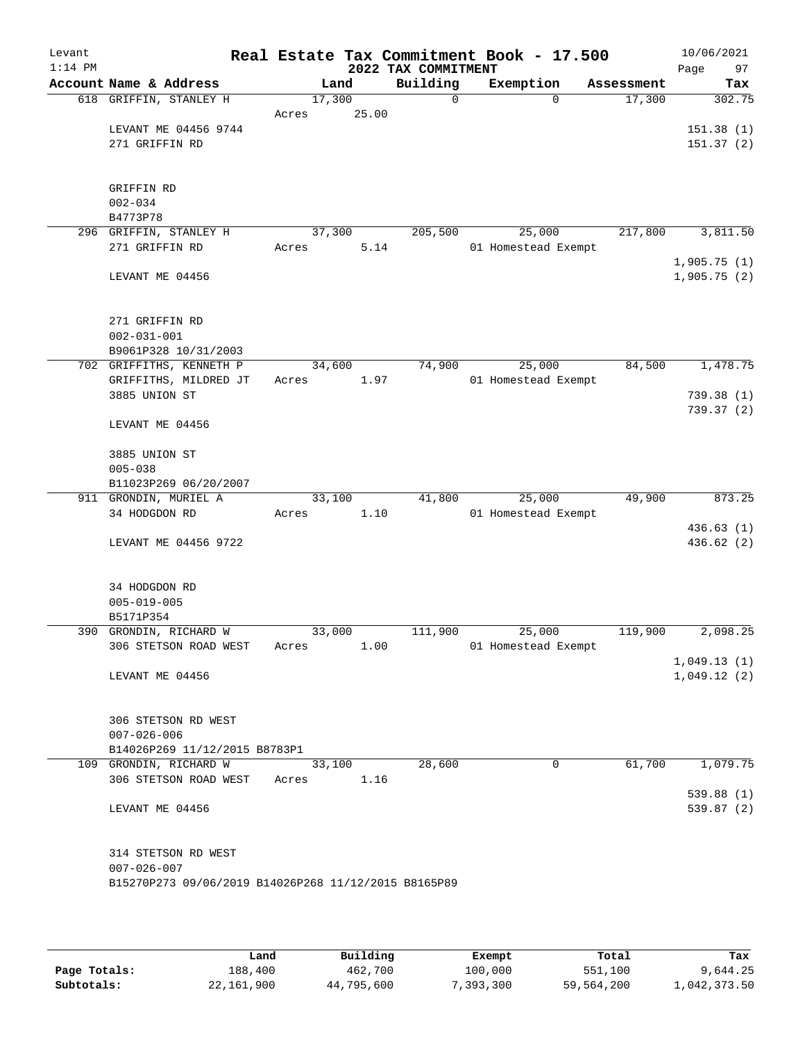# Real Estate Tax Commitment Book - 17.500

Levant 1:14 PM — 2022 TAX COMMITMENT — 10/06/2021

| Account Name & Address | Land | Building | Exemption | Assessment | Tax |
|---|---|---|---|---|---|
| 618 GRIFFIN, STANLEY H | 17,300 | 0 | 0 | 17,300 | 302.75 |
| | Acres 25.00 | | | | |
| LEVANT ME 04456 9744 | | | | | 151.38 (1) |
| 271 GRIFFIN RD | | | | | 151.37 (2) |
| GRIFFIN RD | | | | | |
| 002-034 | | | | | |
| B4773P78 | | | | | |
| 296 GRIFFIN, STANLEY H | 37,300 | 205,500 | 25,000 | 217,800 | 3,811.50 |
| 271 GRIFFIN RD | Acres 5.14 | | 01 Homestead Exempt | | |
| | | | | | 1,905.75 (1) |
| LEVANT ME 04456 | | | | | 1,905.75 (2) |
| 271 GRIFFIN RD | | | | | |
| 002-031-001 | | | | | |
| B9061P328 10/31/2003 | | | | | |
| 702 GRIFFITHS, KENNETH P | 34,600 | 74,900 | 25,000 | 84,500 | 1,478.75 |
| GRIFFITHS, MILDRED JT | Acres 1.97 | | 01 Homestead Exempt | | |
| 3885 UNION ST | | | | | 739.38 (1) |
| | | | | | 739.37 (2) |
| LEVANT ME 04456 | | | | | |
| 3885 UNION ST | | | | | |
| 005-038 | | | | | |
| B11023P269 06/20/2007 | | | | | |
| 911 GRONDIN, MURIEL A | 33,100 | 41,800 | 25,000 | 49,900 | 873.25 |
| 34 HODGDON RD | Acres 1.10 | | 01 Homestead Exempt | | |
| | | | | | 436.63 (1) |
| LEVANT ME 04456 9722 | | | | | 436.62 (2) |
| 34 HODGDON RD | | | | | |
| 005-019-005 | | | | | |
| B5171P354 | | | | | |
| 390 GRONDIN, RICHARD W | 33,000 | 111,900 | 25,000 | 119,900 | 2,098.25 |
| 306 STETSON ROAD WEST | Acres 1.00 | | 01 Homestead Exempt | | |
| | | | | | 1,049.13 (1) |
| LEVANT ME 04456 | | | | | 1,049.12 (2) |
| 306 STETSON RD WEST | | | | | |
| 007-026-006 | | | | | |
| B14026P269 11/12/2015 B8783P1 | | | | | |
| 109 GRONDIN, RICHARD W | 33,100 | 28,600 | 0 | 61,700 | 1,079.75 |
| 306 STETSON ROAD WEST | Acres 1.16 | | | | |
| | | | | | 539.88 (1) |
| LEVANT ME 04456 | | | | | 539.87 (2) |
| 314 STETSON RD WEST | | | | | |
| 007-026-007 | | | | | |
| B15270P273 09/06/2019 B14026P268 11/12/2015 B8165P89 | | | | | |

| | Land | Building | Exempt | Total | Tax |
|---|---|---|---|---|---|
| Page Totals: | 188,400 | 462,700 | 100,000 | 551,100 | 9,644.25 |
| Subtotals: | 22,161,900 | 44,795,600 | 7,393,300 | 59,564,200 | 1,042,373.50 |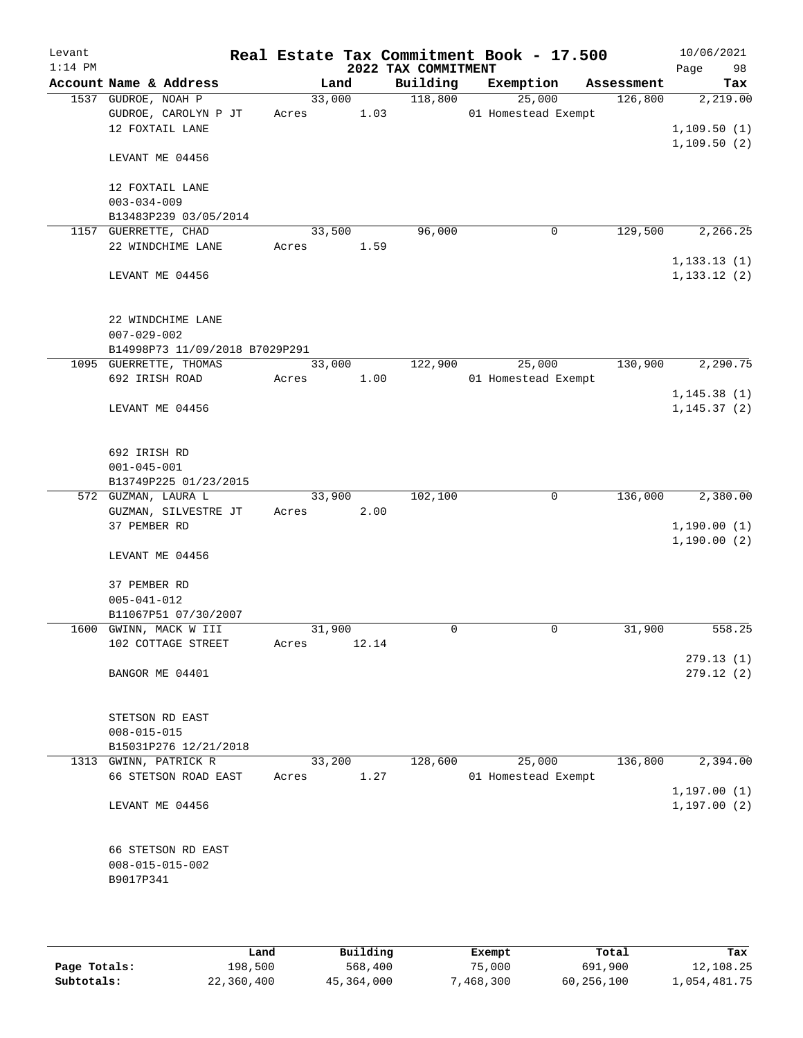# Real Estate Tax Commitment Book - 17.500

Levant — 1:14 PM — 2022 TAX COMMITMENT — 10/06/2021

| Account | Name & Address | Land | Building | Exemption | Assessment | Tax |
|---|---|---|---|---|---|---|
| 1537 | GUDROE, NOAH P<br>GUDROE, CAROLYN P JT<br>12 FOXTAIL LANE<br><br>LEVANT ME 04456<br><br>12 FOXTAIL LANE<br>003-034-009<br>B13483P239 03/05/2014 | 33,000<br>Acres 1.03 | 118,800 | 25,000<br>01 Homestead Exempt | 126,800 | 2,219.00<br><br>1,109.50 (1)<br>1,109.50 (2) |
| 1157 | GUERRETTE, CHAD<br>22 WINDCHIME LANE<br><br>LEVANT ME 04456<br><br>22 WINDCHIME LANE<br>007-029-002<br>B14998P73 11/09/2018 B7029P291 | 33,500<br>Acres 1.59 | 96,000 | 0 | 129,500 | 2,266.25<br><br>1,133.13 (1)<br>1,133.12 (2) |
| 1095 | GUERRETTE, THOMAS<br>692 IRISH ROAD<br><br>LEVANT ME 04456<br><br>692 IRISH RD<br>001-045-001<br>B13749P225 01/23/2015 | 33,000<br>Acres 1.00 | 122,900 | 25,000<br>01 Homestead Exempt | 130,900 | 2,290.75<br><br>1,145.38 (1)<br>1,145.37 (2) |
| 572 | GUZMAN, LAURA L<br>GUZMAN, SILVESTRE JT<br>37 PEMBER RD<br><br>LEVANT ME 04456<br><br>37 PEMBER RD<br>005-041-012<br>B11067P51 07/30/2007 | 33,900<br>Acres 2.00 | 102,100 | 0 | 136,000 | 2,380.00<br><br>1,190.00 (1)<br>1,190.00 (2) |
| 1600 | GWINN, MACK W III<br>102 COTTAGE STREET<br><br>BANGOR ME 04401<br><br>STETSON RD EAST<br>008-015-015<br>B15031P276 12/21/2018 | 31,900<br>Acres 12.14 | 0 | 0 | 31,900 | 558.25<br><br>279.13 (1)<br>279.12 (2) |
| 1313 | GWINN, PATRICK R<br>66 STETSON ROAD EAST<br><br>LEVANT ME 04456<br><br>66 STETSON RD EAST<br>008-015-015-002<br>B9017P341 | 33,200<br>Acres 1.27 | 128,600 | 25,000<br>01 Homestead Exempt | 136,800 | 2,394.00<br><br>1,197.00 (1)<br>1,197.00 (2) |

| | Land | Building | Exempt | Total | Tax |
|---|---|---|---|---|---|
| Page Totals: | 198,500 | 568,400 | 75,000 | 691,900 | 12,108.25 |
| Subtotals: | 22,360,400 | 45,364,000 | 7,468,300 | 60,256,100 | 1,054,481.75 |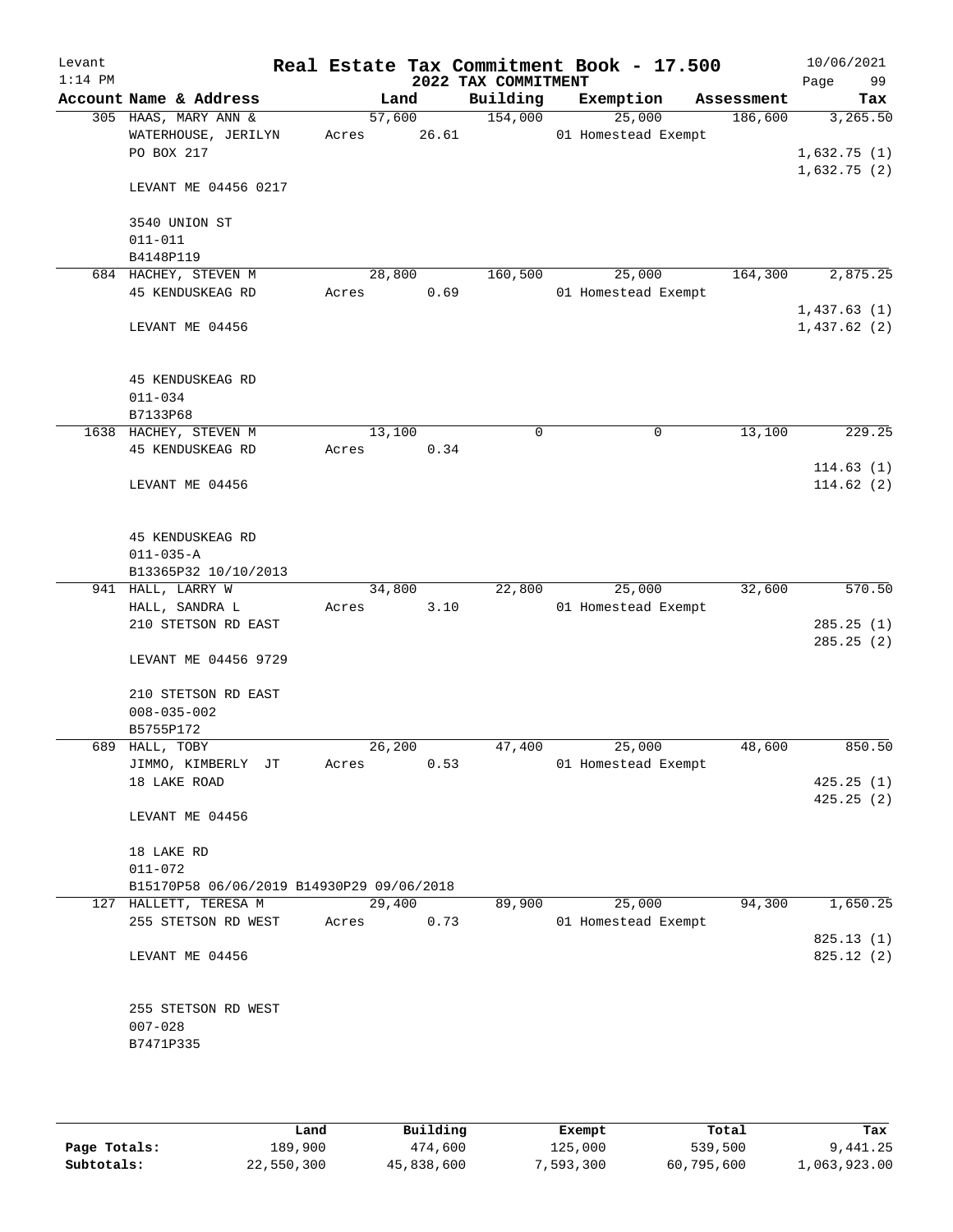Levant
1:14 PM

# Real Estate Tax Commitment Book - 17.500

## 2022 TAX COMMITMENT

10/06/2021

| Account | Name & Address | Land | Building | Exemption | Assessment | Tax |
|---|---|---|---|---|---|---|
| 305 | HAAS, MARY ANN & | 57,600 | 154,000 | 25,000 | 186,600 | 3,265.50 |
| | WATERHOUSE, JERILYN | Acres 26.61 | | 01 Homestead Exempt | | |
| | PO BOX 217 | | | | | 1,632.75 (1) |
| | | | | | | 1,632.75 (2) |
| | LEVANT ME 04456 0217 | | | | | |
| | 3540 UNION ST | | | | | |
| | 011-011 | | | | | |
| | B4148P119 | | | | | |
| 684 | HACHEY, STEVEN M | 28,800 | 160,500 | 25,000 | 164,300 | 2,875.25 |
| | 45 KENDUSKEAG RD | Acres 0.69 | | 01 Homestead Exempt | | |
| | | | | | | 1,437.63 (1) |
| | LEVANT ME 04456 | | | | | 1,437.62 (2) |
| | 45 KENDUSKEAG RD | | | | | |
| | 011-034 | | | | | |
| | B7133P68 | | | | | |
| 1638 | HACHEY, STEVEN M | 13,100 | 0 | 0 | 13,100 | 229.25 |
| | 45 KENDUSKEAG RD | Acres 0.34 | | | | |
| | | | | | | 114.63 (1) |
| | LEVANT ME 04456 | | | | | 114.62 (2) |
| | 45 KENDUSKEAG RD | | | | | |
| | 011-035-A | | | | | |
| | B13365P32 10/10/2013 | | | | | |
| 941 | HALL, LARRY W | 34,800 | 22,800 | 25,000 | 32,600 | 570.50 |
| | HALL, SANDRA L | Acres 3.10 | | 01 Homestead Exempt | | |
| | 210 STETSON RD EAST | | | | | 285.25 (1) |
| | | | | | | 285.25 (2) |
| | LEVANT ME 04456 9729 | | | | | |
| | 210 STETSON RD EAST | | | | | |
| | 008-035-002 | | | | | |
| | B5755P172 | | | | | |
| 689 | HALL, TOBY | 26,200 | 47,400 | 25,000 | 48,600 | 850.50 |
| | JIMMO, KIMBERLY JT | Acres 0.53 | | 01 Homestead Exempt | | |
| | 18 LAKE ROAD | | | | | 425.25 (1) |
| | | | | | | 425.25 (2) |
| | LEVANT ME 04456 | | | | | |
| | 18 LAKE RD | | | | | |
| | 011-072 | | | | | |
| | B15170P58 06/06/2019 B14930P29 09/06/2018 | | | | | |
| 127 | HALLETT, TERESA M | 29,400 | 89,900 | 25,000 | 94,300 | 1,650.25 |
| | 255 STETSON RD WEST | Acres 0.73 | | 01 Homestead Exempt | | |
| | | | | | | 825.13 (1) |
| | LEVANT ME 04456 | | | | | 825.12 (2) |
| | 255 STETSON RD WEST | | | | | |
| | 007-028 | | | | | |
| | B7471P335 | | | | | |

| | Land | Building | Exempt | Total | Tax |
|---|---|---|---|---|---|
| Page Totals: | 189,900 | 474,600 | 125,000 | 539,500 | 9,441.25 |
| Subtotals: | 22,550,300 | 45,838,600 | 7,593,300 | 60,795,600 | 1,063,923.00 |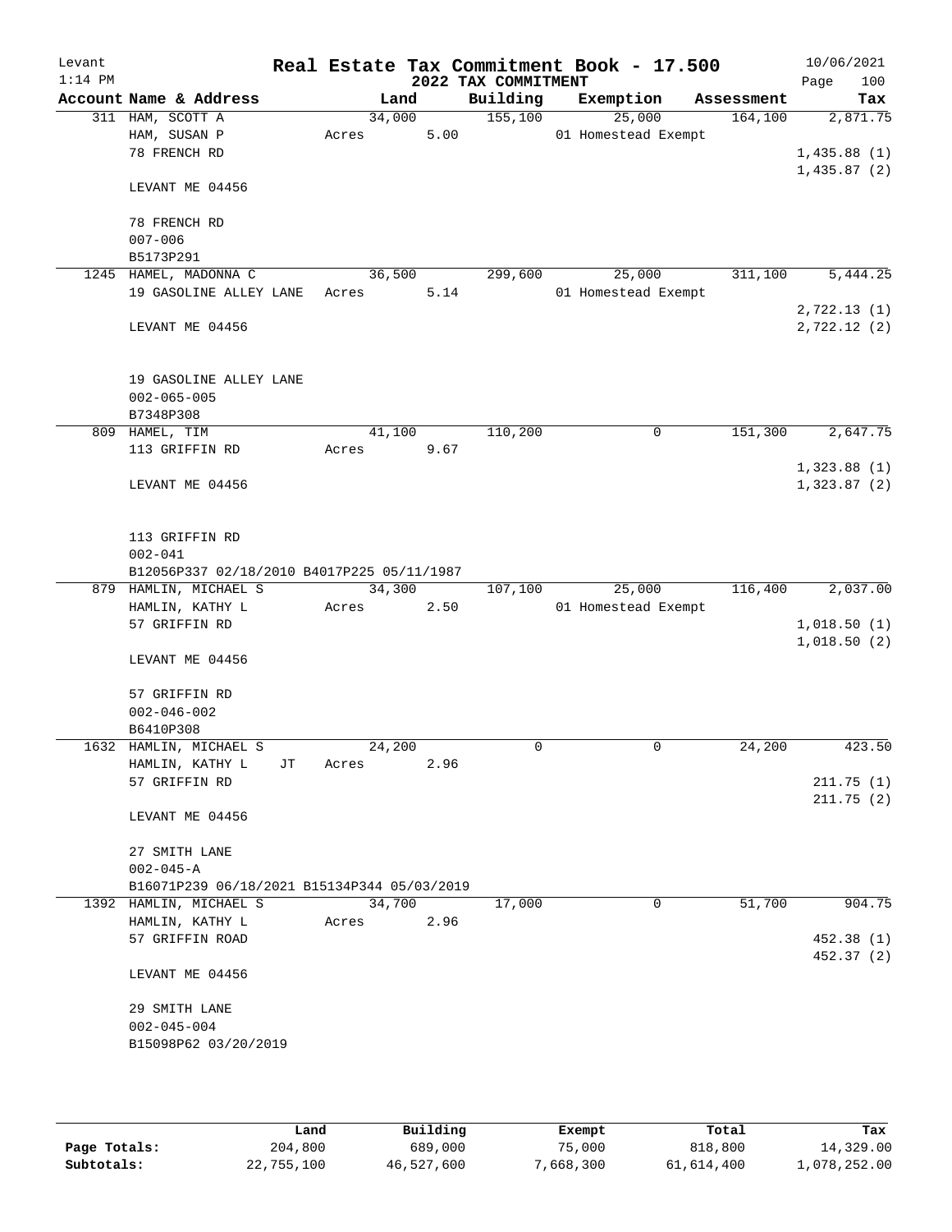Levant 1:14 PM

# Real Estate Tax Commitment Book - 17.500

## 2022 TAX COMMITMENT

10/06/2021

| Account Name & Address | Land | Building | Exemption | Assessment | Tax |
|---|---|---|---|---|---|
| 311 HAM, SCOTT A | 34,000 | 155,100 | 25,000 | 164,100 | 2,871.75 |
| HAM, SUSAN P | Acres 5.00 | | 01 Homestead Exempt | | |
| 78 FRENCH RD | | | | | 1,435.88 (1) |
| | | | | | 1,435.87 (2) |
| LEVANT ME 04456 | | | | | |
| 78 FRENCH RD | | | | | |
| 007-006 | | | | | |
| B5173P291 | | | | | |
| 1245 HAMEL, MADONNA C | 36,500 | 299,600 | 25,000 | 311,100 | 5,444.25 |
| 19 GASOLINE ALLEY LANE | Acres 5.14 | | 01 Homestead Exempt | | |
| | | | | | 2,722.13 (1) |
| LEVANT ME 04456 | | | | | 2,722.12 (2) |
| 19 GASOLINE ALLEY LANE | | | | | |
| 002-065-005 | | | | | |
| B7348P308 | | | | | |
| 809 HAMEL, TIM | 41,100 | 110,200 | 0 | 151,300 | 2,647.75 |
| 113 GRIFFIN RD | Acres 9.67 | | | | |
| | | | | | 1,323.88 (1) |
| LEVANT ME 04456 | | | | | 1,323.87 (2) |
| 113 GRIFFIN RD | | | | | |
| 002-041 | | | | | |
| B12056P337 02/18/2010 B4017P225 05/11/1987 | | | | | |
| 879 HAMLIN, MICHAEL S | 34,300 | 107,100 | 25,000 | 116,400 | 2,037.00 |
| HAMLIN, KATHY L | Acres 2.50 | | 01 Homestead Exempt | | |
| 57 GRIFFIN RD | | | | | 1,018.50 (1) |
| | | | | | 1,018.50 (2) |
| LEVANT ME 04456 | | | | | |
| 57 GRIFFIN RD | | | | | |
| 002-046-002 | | | | | |
| B6410P308 | | | | | |
| 1632 HAMLIN, MICHAEL S | 24,200 | 0 | 0 | 24,200 | 423.50 |
| HAMLIN, KATHY L JT | Acres 2.96 | | | | |
| 57 GRIFFIN RD | | | | | 211.75 (1) |
| | | | | | 211.75 (2) |
| LEVANT ME 04456 | | | | | |
| 27 SMITH LANE | | | | | |
| 002-045-A | | | | | |
| B16071P239 06/18/2021 B15134P344 05/03/2019 | | | | | |
| 1392 HAMLIN, MICHAEL S | 34,700 | 17,000 | 0 | 51,700 | 904.75 |
| HAMLIN, KATHY L | Acres 2.96 | | | | |
| 57 GRIFFIN ROAD | | | | | 452.38 (1) |
| | | | | | 452.37 (2) |
| LEVANT ME 04456 | | | | | |
| 29 SMITH LANE | | | | | |
| 002-045-004 | | | | | |
| B15098P62 03/20/2019 | | | | | |

| | Land | Building | Exempt | Total | Tax |
|---|---|---|---|---|---|
| Page Totals: | 204,800 | 689,000 | 75,000 | 818,800 | 14,329.00 |
| Subtotals: | 22,755,100 | 46,527,600 | 7,668,300 | 61,614,400 | 1,078,252.00 |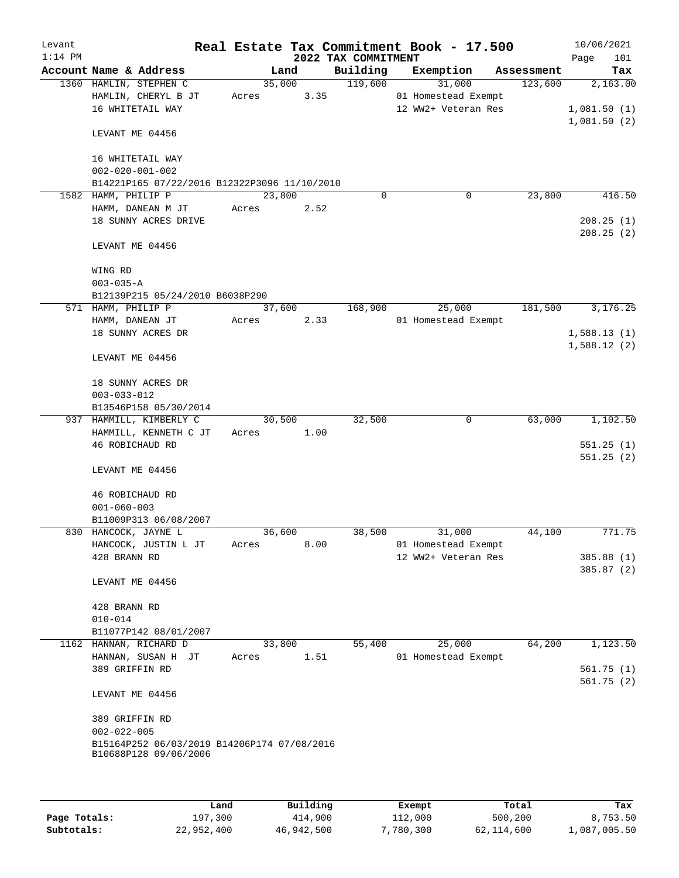Levant  
1:14 PM

# Real Estate Tax Commitment Book - 17.500

## 2022 TAX COMMITMENT

10/06/2021  
Page 101

| Account Name & Address | Land | Building | Exemption | Assessment | Tax |
|---|---|---|---|---|---|
| 1360 HAMLIN, STEPHEN C | 35,000 | 119,600 | 31,000 | 123,600 | 2,163.00 |
| HAMLIN, CHERYL B JT | Acres 3.35 | | 01 Homestead Exempt | | |
| 16 WHITETAIL WAY | | | 12 WW2+ Veteran Res | | 1,081.50 (1) |
| | | | | | 1,081.50 (2) |
| LEVANT ME 04456 | | | | | |
| 16 WHITETAIL WAY | | | | | |
| 002-020-001-002 | | | | | |
| B14221P165 07/22/2016 B12322P3096 11/10/2010 | | | | | |
| 1582 HAMM, PHILIP P | 23,800 | 0 | 0 | 23,800 | 416.50 |
| HAMM, DANEAN M JT | Acres 2.52 | | | | |
| 18 SUNNY ACRES DRIVE | | | | | 208.25 (1) |
| | | | | | 208.25 (2) |
| LEVANT ME 04456 | | | | | |
| WING RD | | | | | |
| 003-035-A | | | | | |
| B12139P215 05/24/2010 B6038P290 | | | | | |
| 571 HAMM, PHILIP P | 37,600 | 168,900 | 25,000 | 181,500 | 3,176.25 |
| HAMM, DANEAN JT | Acres 2.33 | | 01 Homestead Exempt | | |
| 18 SUNNY ACRES DR | | | | | 1,588.13 (1) |
| | | | | | 1,588.12 (2) |
| LEVANT ME 04456 | | | | | |
| 18 SUNNY ACRES DR | | | | | |
| 003-033-012 | | | | | |
| B13546P158 05/30/2014 | | | | | |
| 937 HAMMILL, KIMBERLY C | 30,500 | 32,500 | 0 | 63,000 | 1,102.50 |
| HAMMILL, KENNETH C JT | Acres 1.00 | | | | |
| 46 ROBICHAUD RD | | | | | 551.25 (1) |
| | | | | | 551.25 (2) |
| LEVANT ME 04456 | | | | | |
| 46 ROBICHAUD RD | | | | | |
| 001-060-003 | | | | | |
| B11009P313 06/08/2007 | | | | | |
| 830 HANCOCK, JAYNE L | 36,600 | 38,500 | 31,000 | 44,100 | 771.75 |
| HANCOCK, JUSTIN L JT | Acres 8.00 | | 01 Homestead Exempt | | |
| 428 BRANN RD | | | 12 WW2+ Veteran Res | | 385.88 (1) |
| | | | | | 385.87 (2) |
| LEVANT ME 04456 | | | | | |
| 428 BRANN RD | | | | | |
| 010-014 | | | | | |
| B11077P142 08/01/2007 | | | | | |
| 1162 HANNAN, RICHARD D | 33,800 | 55,400 | 25,000 | 64,200 | 1,123.50 |
| HANNAN, SUSAN H JT | Acres 1.51 | | 01 Homestead Exempt | | |
| 389 GRIFFIN RD | | | | | 561.75 (1) |
| | | | | | 561.75 (2) |
| LEVANT ME 04456 | | | | | |
| 389 GRIFFIN RD | | | | | |
| 002-022-005 | | | | | |
| B15164P252 06/03/2019 B14206P174 07/08/2016 B10688P128 09/06/2006 | | | | | |

| | Land | Building | Exempt | Total | Tax |
|---|---|---|---|---|---|
| Page Totals: | 197,300 | 414,900 | 112,000 | 500,200 | 8,753.50 |
| Subtotals: | 22,952,400 | 46,942,500 | 7,780,300 | 62,114,600 | 1,087,005.50 |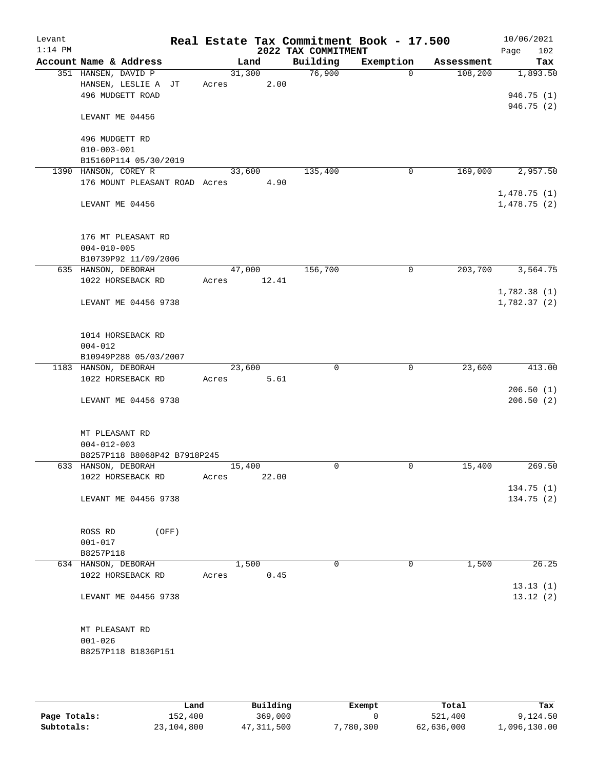# Real Estate Tax Commitment Book - 17.500

Levant
1:14 PM

10/06/2021
Page 102

## 2022 TAX COMMITMENT

| Account | Name & Address | Land | Building | Exemption | Assessment | Tax |
|---|---|---|---|---|---|---|
| 351 | HANSEN, DAVID P<br>HANSEN, LESLIE A JT<br>496 MUDGETT ROAD<br><br>LEVANT ME 04456<br><br>496 MUDGETT RD<br>010-003-001<br>B15160P114 05/30/2019 | 31,300<br>Acres 2.00 | 76,900 | 0 | 108,200 | 1,893.50<br><br>946.75 (1)<br>946.75 (2) |
| 1390 | HANSON, COREY R<br>176 MOUNT PLEASANT ROAD<br><br>LEVANT ME 04456<br><br>176 MT PLEASANT RD<br>004-010-005<br>B10739P92 11/09/2006 | 33,600<br>Acres 4.90 | 135,400 | 0 | 169,000 | 2,957.50<br><br>1,478.75 (1)<br>1,478.75 (2) |
| 635 | HANSON, DEBORAH<br>1022 HORSEBACK RD<br><br>LEVANT ME 04456 9738<br><br>1014 HORSEBACK RD<br>004-012<br>B10949P288 05/03/2007 | 47,000<br>Acres 12.41 | 156,700 | 0 | 203,700 | 3,564.75<br><br>1,782.38 (1)<br>1,782.37 (2) |
| 1183 | HANSON, DEBORAH<br>1022 HORSEBACK RD<br><br>LEVANT ME 04456 9738<br><br>MT PLEASANT RD<br>004-012-003<br>B8257P118 B8068P42 B7918P245 | 23,600<br>Acres 5.61 | 0 | 0 | 23,600 | 413.00<br><br>206.50 (1)<br>206.50 (2) |
| 633 | HANSON, DEBORAH<br>1022 HORSEBACK RD<br><br>LEVANT ME 04456 9738<br><br>ROSS RD (OFF)<br>001-017<br>B8257P118 | 15,400<br>Acres 22.00 | 0 | 0 | 15,400 | 269.50<br><br>134.75 (1)<br>134.75 (2) |
| 634 | HANSON, DEBORAH<br>1022 HORSEBACK RD<br><br>LEVANT ME 04456 9738<br><br>MT PLEASANT RD<br>001-026<br>B8257P118 B1836P151 | 1,500<br>Acres 0.45 | 0 | 0 | 1,500 | 26.25<br><br>13.13 (1)<br>13.12 (2) |

| | Land | Building | Exempt | Total | Tax |
|---|---|---|---|---|---|
| **Page Totals:** | 152,400 | 369,000 | 0 | 521,400 | 9,124.50 |
| **Subtotals:** | 23,104,800 | 47,311,500 | 7,780,300 | 62,636,000 | 1,096,130.00 |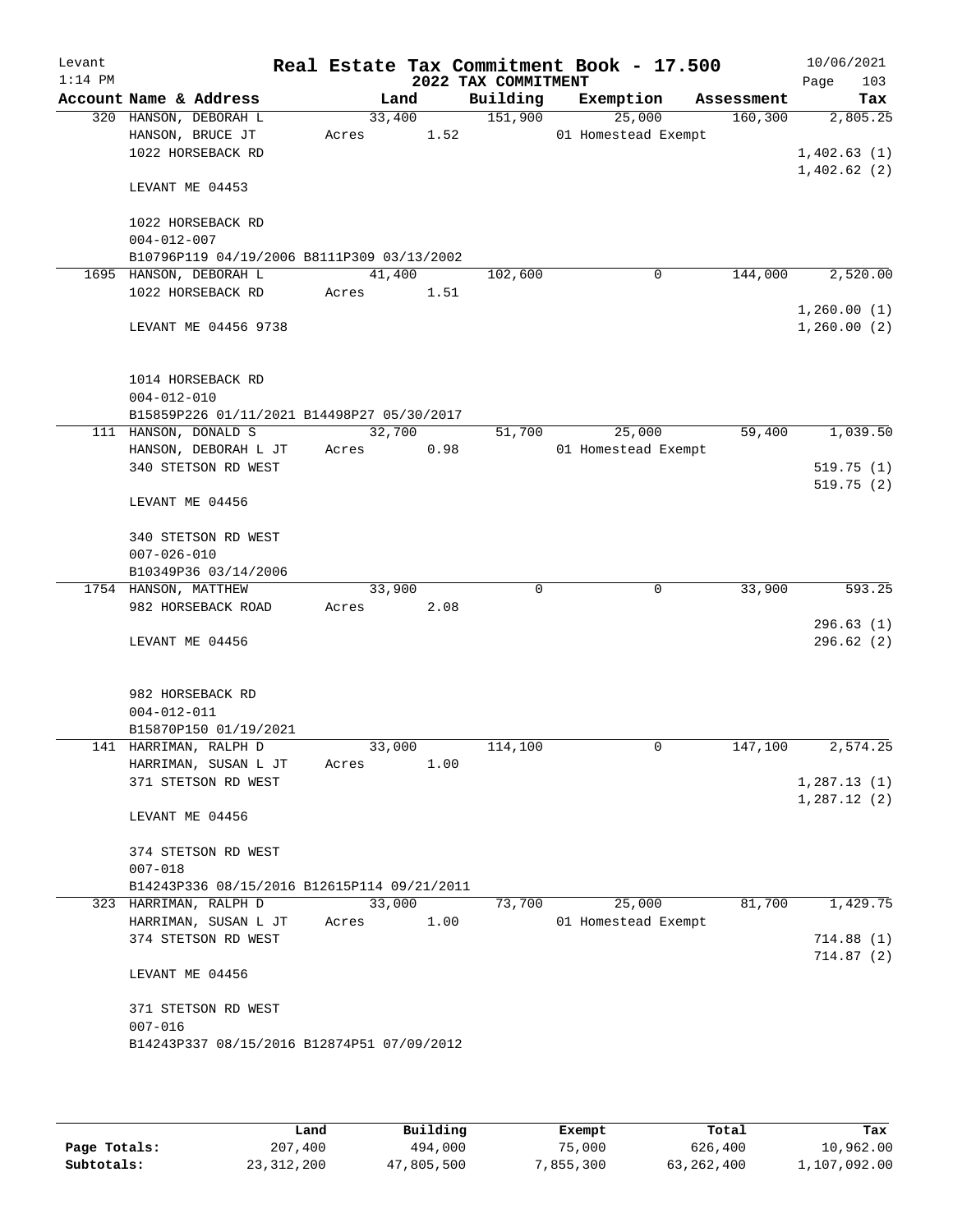Levant 1:14 PM

# Real Estate Tax Commitment Book - 17.500

## 2022 TAX COMMITMENT

10/06/2021 Page 103

| Account | Name & Address | Land | Building | Exemption | Assessment | Tax |
|---|---|---|---|---|---|---|
| 320 | HANSON, DEBORAH L<br>HANSON, BRUCE JT<br>1022 HORSEBACK RD<br><br>LEVANT ME 04453<br><br>1022 HORSEBACK RD<br>004-012-007<br>B10796P119 04/19/2006 B8111P309 03/13/2002 | 33,400<br>Acres 1.52 | 151,900 | 25,000<br>01 Homestead Exempt | 160,300 | 2,805.25<br><br>1,402.63 (1)<br>1,402.62 (2) |
| 1695 | HANSON, DEBORAH L<br>1022 HORSEBACK RD<br><br>LEVANT ME 04456 9738<br><br>1014 HORSEBACK RD<br>004-012-010<br>B15859P226 01/11/2021 B14498P27 05/30/2017 | 41,400<br>Acres 1.51 | 102,600 | 0 | 144,000 | 2,520.00<br><br>1,260.00 (1)<br>1,260.00 (2) |
| 111 | HANSON, DONALD S<br>HANSON, DEBORAH L JT<br>340 STETSON RD WEST<br><br>LEVANT ME 04456<br><br>340 STETSON RD WEST<br>007-026-010<br>B10349P36 03/14/2006 | 32,700<br>Acres 0.98 | 51,700 | 25,000<br>01 Homestead Exempt | 59,400 | 1,039.50<br><br>519.75 (1)<br>519.75 (2) |
| 1754 | HANSON, MATTHEW<br>982 HORSEBACK ROAD<br><br>LEVANT ME 04456<br><br>982 HORSEBACK RD<br>004-012-011<br>B15870P150 01/19/2021 | 33,900<br>Acres 2.08 | 0 | 0 | 33,900 | 593.25<br><br>296.63 (1)<br>296.62 (2) |
| 141 | HARRIMAN, RALPH D<br>HARRIMAN, SUSAN L JT<br>371 STETSON RD WEST<br><br>LEVANT ME 04456<br><br>374 STETSON RD WEST<br>007-018<br>B14243P336 08/15/2016 B12615P114 09/21/2011 | 33,000<br>Acres 1.00 | 114,100 | 0 | 147,100 | 2,574.25<br><br>1,287.13 (1)<br>1,287.12 (2) |
| 323 | HARRIMAN, RALPH D<br>HARRIMAN, SUSAN L JT<br>374 STETSON RD WEST<br><br>LEVANT ME 04456<br><br>371 STETSON RD WEST<br>007-016<br>B14243P337 08/15/2016 B12874P51 07/09/2012 | 33,000<br>Acres 1.00 | 73,700 | 25,000<br>01 Homestead Exempt | 81,700 | 1,429.75<br><br>714.88 (1)<br>714.87 (2) |

| | Land | Building | Exempt | Total | Tax |
|---|---|---|---|---|---|
| Page Totals: | 207,400 | 494,000 | 75,000 | 626,400 | 10,962.00 |
| Subtotals: | 23,312,200 | 47,805,500 | 7,855,300 | 63,262,400 | 1,107,092.00 |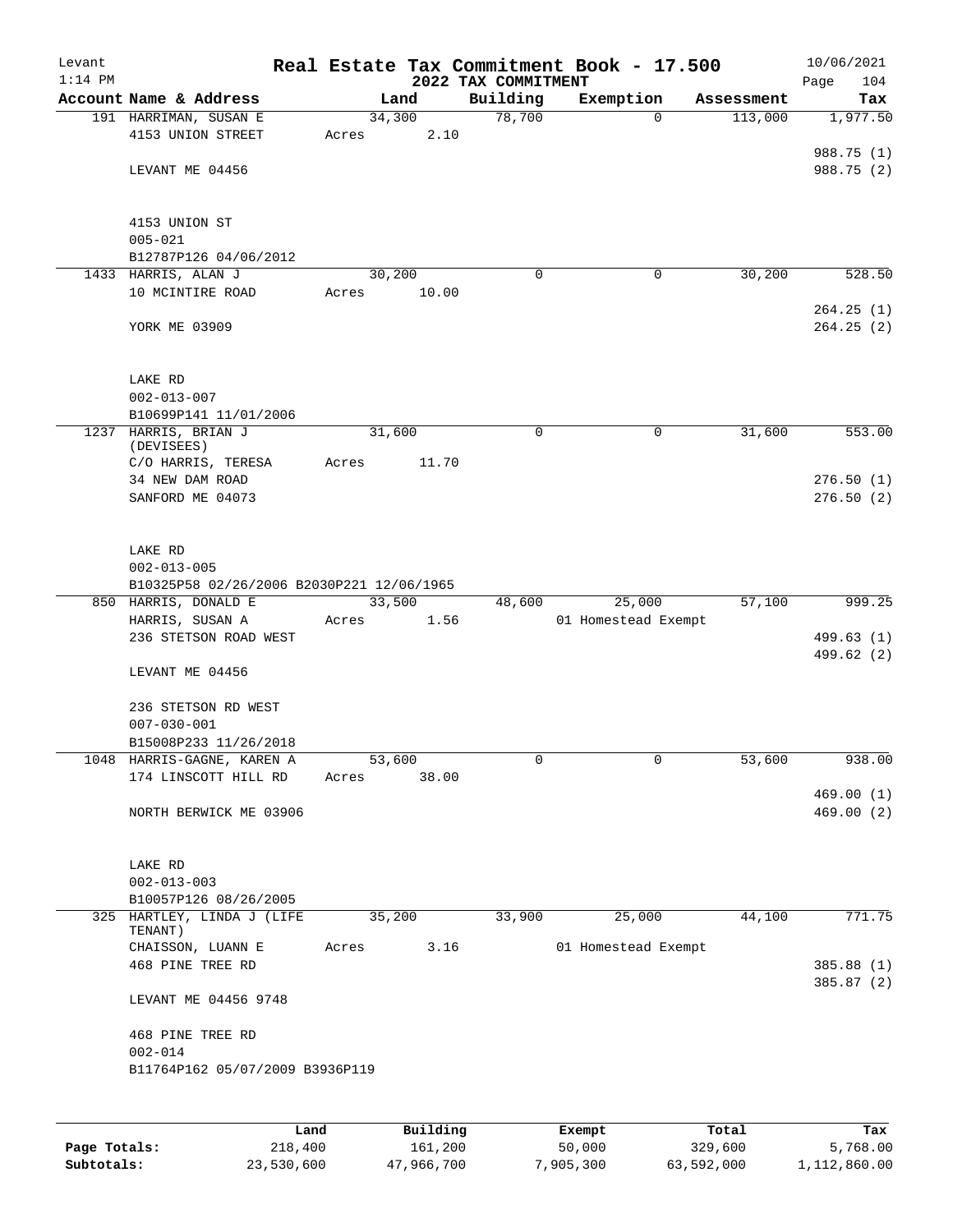Levant
1:14 PM

# Real Estate Tax Commitment Book - 17.500

## 2022 TAX COMMITMENT

10/06/2021

| Account Name & Address | Land | Building | Exemption | Assessment | Tax |
|---|---|---|---|---|---|
| 191 HARRIMAN, SUSAN E | 34,300 | 78,700 | 0 | 113,000 | 1,977.50 |
| 4153 UNION STREET | Acres 2.10 | | | | |
| | | | | | 988.75 (1) |
| LEVANT ME 04456 | | | | | 988.75 (2) |
| 4153 UNION ST | | | | | |
| 005-021 | | | | | |
| B12787P126 04/06/2012 | | | | | |
| 1433 HARRIS, ALAN J | 30,200 | 0 | 0 | 30,200 | 528.50 |
| 10 MCINTIRE ROAD | Acres 10.00 | | | | |
| | | | | | 264.25 (1) |
| YORK ME 03909 | | | | | 264.25 (2) |
| LAKE RD | | | | | |
| 002-013-007 | | | | | |
| B10699P141 11/01/2006 | | | | | |
| 1237 HARRIS, BRIAN J (DEVISEES) | 31,600 | 0 | 0 | 31,600 | 553.00 |
| C/O HARRIS, TERESA | Acres 11.70 | | | | |
| 34 NEW DAM ROAD | | | | | 276.50 (1) |
| SANFORD ME 04073 | | | | | 276.50 (2) |
| LAKE RD | | | | | |
| 002-013-005 | | | | | |
| B10325P58 02/26/2006 B2030P221 12/06/1965 | | | | | |
| 850 HARRIS, DONALD E | 33,500 | 48,600 | 25,000 | 57,100 | 999.25 |
| HARRIS, SUSAN A | Acres 1.56 | | 01 Homestead Exempt | | |
| 236 STETSON ROAD WEST | | | | | 499.63 (1) |
| | | | | | 499.62 (2) |
| LEVANT ME 04456 | | | | | |
| 236 STETSON RD WEST | | | | | |
| 007-030-001 | | | | | |
| B15008P233 11/26/2018 | | | | | |
| 1048 HARRIS-GAGNE, KAREN A | 53,600 | 0 | 0 | 53,600 | 938.00 |
| 174 LINSCOTT HILL RD | Acres 38.00 | | | | |
| | | | | | 469.00 (1) |
| NORTH BERWICK ME 03906 | | | | | 469.00 (2) |
| LAKE RD | | | | | |
| 002-013-003 | | | | | |
| B10057P126 08/26/2005 | | | | | |
| 325 HARTLEY, LINDA J (LIFE TENANT) | 35,200 | 33,900 | 25,000 | 44,100 | 771.75 |
| CHAISSON, LUANN E | Acres 3.16 | | 01 Homestead Exempt | | |
| 468 PINE TREE RD | | | | | 385.88 (1) |
| | | | | | 385.87 (2) |
| LEVANT ME 04456 9748 | | | | | |
| 468 PINE TREE RD | | | | | |
| 002-014 | | | | | |
| B11764P162 05/07/2009 B3936P119 | | | | | |

| | Land | Building | Exempt | Total | Tax |
|---|---|---|---|---|---|
| Page Totals: | 218,400 | 161,200 | 50,000 | 329,600 | 5,768.00 |
| Subtotals: | 23,530,600 | 47,966,700 | 7,905,300 | 63,592,000 | 1,112,860.00 |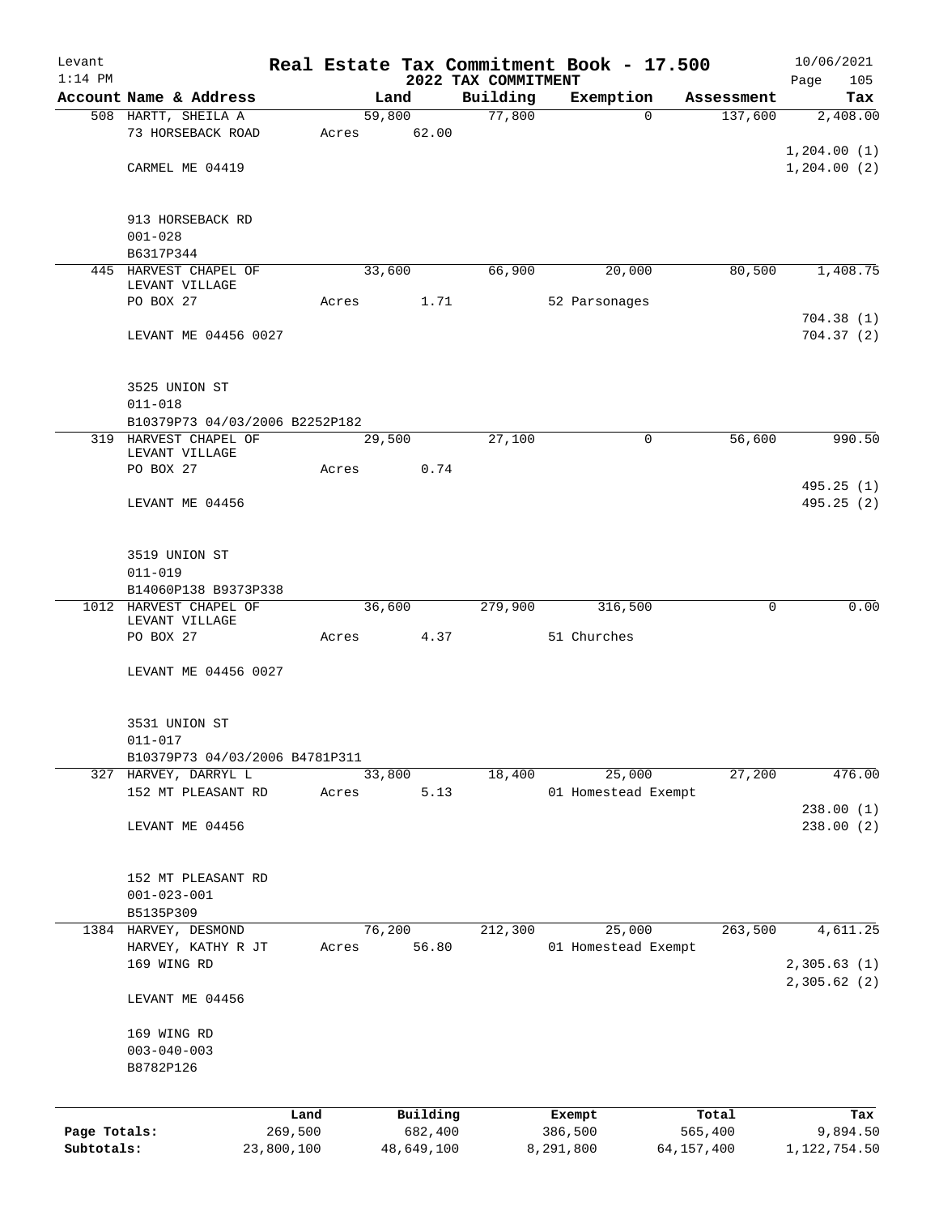Levant 1:14 PM

# Real Estate Tax Commitment Book - 17.500

## 2022 TAX COMMITMENT

10/06/2021 Page 105

| Account Name & Address | Land | Building | Exemption | Assessment | Tax |
|---|---|---|---|---|---|
| 508 HARTT, SHEILA A<br>73 HORSEBACK ROAD<br><br>CARMEL ME 04419<br><br>913 HORSEBACK RD<br>001-028<br>B6317P344 | 59,800<br>Acres 62.00 | 77,800 | 0 | 137,600 | 2,408.00<br><br>1,204.00 (1)<br>1,204.00 (2) |
| 445 HARVEST CHAPEL OF LEVANT VILLAGE<br>PO BOX 27<br><br>LEVANT ME 04456 0027<br><br>3525 UNION ST<br>011-018<br>B10379P73 04/03/2006 B2252P182 | 33,600<br>Acres 1.71 | 66,900 | 20,000<br>52 Parsonages | 80,500 | 1,408.75<br><br>704.38 (1)<br>704.37 (2) |
| 319 HARVEST CHAPEL OF LEVANT VILLAGE<br>PO BOX 27<br><br>LEVANT ME 04456<br><br>3519 UNION ST<br>011-019<br>B14060P138 B9373P338 | 29,500<br>Acres 0.74 | 27,100 | 0 | 56,600 | 990.50<br><br>495.25 (1)<br>495.25 (2) |
| 1012 HARVEST CHAPEL OF LEVANT VILLAGE<br>PO BOX 27<br><br>LEVANT ME 04456 0027<br><br>3531 UNION ST<br>011-017<br>B10379P73 04/03/2006 B4781P311 | 36,600<br>Acres 4.37 | 279,900 | 316,500<br>51 Churches | 0 | 0.00 |
| 327 HARVEY, DARRYL L<br>152 MT PLEASANT RD<br><br>LEVANT ME 04456<br><br>152 MT PLEASANT RD<br>001-023-001<br>B5135P309 | 33,800<br>Acres 5.13 | 18,400 | 25,000<br>01 Homestead Exempt | 27,200 | 476.00<br><br>238.00 (1)<br>238.00 (2) |
| 1384 HARVEY, DESMOND<br>HARVEY, KATHY R JT<br>169 WING RD<br><br>LEVANT ME 04456<br><br>169 WING RD<br>003-040-003<br>B8782P126 | 76,200<br>Acres 56.80 | 212,300 | 25,000<br>01 Homestead Exempt | 263,500 | 4,611.25<br><br>2,305.63 (1)<br>2,305.62 (2) |

| | Land | Building | Exempt | Total | Tax |
|---|---|---|---|---|---|
| Page Totals: | 269,500 | 682,400 | 386,500 | 565,400 | 9,894.50 |
| Subtotals: | 23,800,100 | 48,649,100 | 8,291,800 | 64,157,400 | 1,122,754.50 |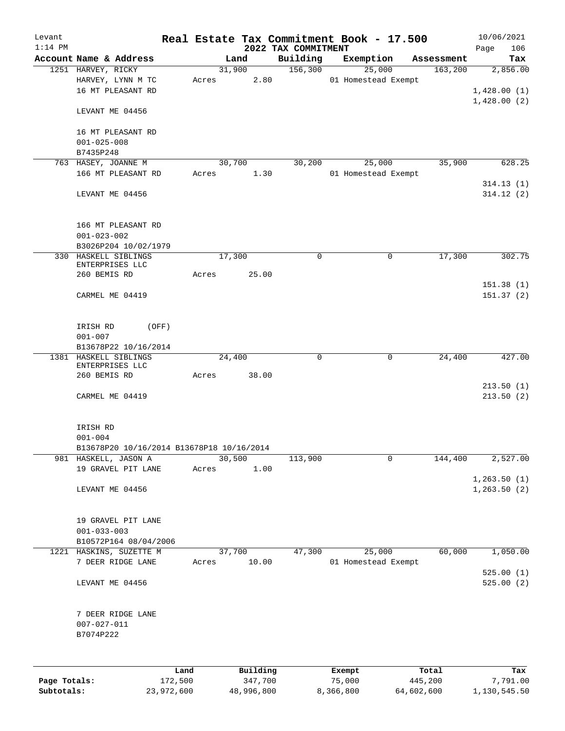Levant
1:14 PM

# Real Estate Tax Commitment Book - 17.500

## 2022 TAX COMMITMENT

10/06/2021

| Account Name & Address | Land | Building | Exemption | Assessment | Tax |
|---|---|---|---|---|---|
| 1251 HARVEY, RICKY | 31,900 | 156,300 | 25,000 | 163,200 | 2,856.00 |
| HARVEY, LYNN M TC | Acres 2.80 | | 01 Homestead Exempt | | |
| 16 MT PLEASANT RD | | | | | 1,428.00 (1) |
| | | | | | 1,428.00 (2) |
| LEVANT ME 04456 | | | | | |
| 16 MT PLEASANT RD | | | | | |
| 001-025-008 | | | | | |
| B7435P248 | | | | | |
| 763 HASEY, JOANNE M | 30,700 | 30,200 | 25,000 | 35,900 | 628.25 |
| 166 MT PLEASANT RD | Acres 1.30 | | 01 Homestead Exempt | | |
| | | | | | 314.13 (1) |
| LEVANT ME 04456 | | | | | 314.12 (2) |
| 166 MT PLEASANT RD | | | | | |
| 001-023-002 | | | | | |
| B3026P204 10/02/1979 | | | | | |
| 330 HASKELL SIBLINGS ENTERPRISES LLC | 17,300 | 0 | 0 | 17,300 | 302.75 |
| 260 BEMIS RD | Acres 25.00 | | | | |
| | | | | | 151.38 (1) |
| CARMEL ME 04419 | | | | | 151.37 (2) |
| IRISH RD (OFF) | | | | | |
| 001-007 | | | | | |
| B13678P22 10/16/2014 | | | | | |
| 1381 HASKELL SIBLINGS ENTERPRISES LLC | 24,400 | 0 | 0 | 24,400 | 427.00 |
| 260 BEMIS RD | Acres 38.00 | | | | |
| | | | | | 213.50 (1) |
| CARMEL ME 04419 | | | | | 213.50 (2) |
| IRISH RD | | | | | |
| 001-004 | | | | | |
| B13678P20 10/16/2014 B13678P18 10/16/2014 | | | | | |
| 981 HASKELL, JASON A | 30,500 | 113,900 | 0 | 144,400 | 2,527.00 |
| 19 GRAVEL PIT LANE | Acres 1.00 | | | | |
| | | | | | 1,263.50 (1) |
| LEVANT ME 04456 | | | | | 1,263.50 (2) |
| 19 GRAVEL PIT LANE | | | | | |
| 001-033-003 | | | | | |
| B10572P164 08/04/2006 | | | | | |
| 1221 HASKINS, SUZETTE M | 37,700 | 47,300 | 25,000 | 60,000 | 1,050.00 |
| 7 DEER RIDGE LANE | Acres 10.00 | | 01 Homestead Exempt | | |
| | | | | | 525.00 (1) |
| LEVANT ME 04456 | | | | | 525.00 (2) |
| 7 DEER RIDGE LANE | | | | | |
| 007-027-011 | | | | | |
| B7074P222 | | | | | |

| | Land | Building | Exempt | Total | Tax |
|---|---|---|---|---|---|
| Page Totals: | 172,500 | 347,700 | 75,000 | 445,200 | 7,791.00 |
| Subtotals: | 23,972,600 | 48,996,800 | 8,366,800 | 64,602,600 | 1,130,545.50 |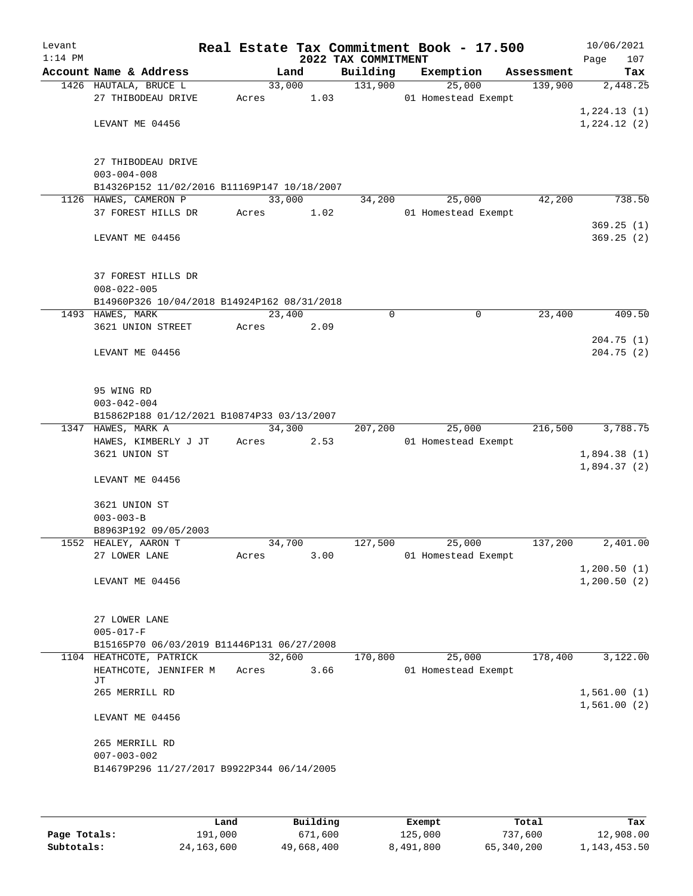# Levant — Real Estate Tax Commitment Book - 17.500

2022 TAX COMMITMENT — 10/06/2021 1:14 PM — Page 107

| Account | Name & Address | Land | Building | Exemption | Assessment | Tax |
|---|---|---|---|---|---|---|
| 1426 | HAUTALA, BRUCE L | 33,000 | 131,900 | 25,000 | 139,900 | 2,448.25 |
| | 27 THIBODEAU DRIVE | Acres 1.03 | | 01 Homestead Exempt | | |
| | | | | | | 1,224.13 (1) |
| | LEVANT ME 04456 | | | | | 1,224.12 (2) |
| | 27 THIBODEAU DRIVE | | | | | |
| | 003-004-008 | | | | | |
| | B14326P152 11/02/2016 B11169P147 10/18/2007 | | | | | |
| 1126 | HAWES, CAMERON P | 33,000 | 34,200 | 25,000 | 42,200 | 738.50 |
| | 37 FOREST HILLS DR | Acres 1.02 | | 01 Homestead Exempt | | |
| | | | | | | 369.25 (1) |
| | LEVANT ME 04456 | | | | | 369.25 (2) |
| | 37 FOREST HILLS DR | | | | | |
| | 008-022-005 | | | | | |
| | B14960P326 10/04/2018 B14924P162 08/31/2018 | | | | | |
| 1493 | HAWES, MARK | 23,400 | 0 | 0 | 23,400 | 409.50 |
| | 3621 UNION STREET | Acres 2.09 | | | | |
| | | | | | | 204.75 (1) |
| | LEVANT ME 04456 | | | | | 204.75 (2) |
| | 95 WING RD | | | | | |
| | 003-042-004 | | | | | |
| | B15862P188 01/12/2021 B10874P33 03/13/2007 | | | | | |
| 1347 | HAWES, MARK A | 34,300 | 207,200 | 25,000 | 216,500 | 3,788.75 |
| | HAWES, KIMBERLY J JT | Acres 2.53 | | 01 Homestead Exempt | | |
| | 3621 UNION ST | | | | | 1,894.38 (1) |
| | | | | | | 1,894.37 (2) |
| | LEVANT ME 04456 | | | | | |
| | 3621 UNION ST | | | | | |
| | 003-003-B | | | | | |
| | B8963P192 09/05/2003 | | | | | |
| 1552 | HEALEY, AARON T | 34,700 | 127,500 | 25,000 | 137,200 | 2,401.00 |
| | 27 LOWER LANE | Acres 3.00 | | 01 Homestead Exempt | | |
| | | | | | | 1,200.50 (1) |
| | LEVANT ME 04456 | | | | | 1,200.50 (2) |
| | 27 LOWER LANE | | | | | |
| | 005-017-F | | | | | |
| | B15165P70 06/03/2019 B11446P131 06/27/2008 | | | | | |
| 1104 | HEATHCOTE, PATRICK | 32,600 | 170,800 | 25,000 | 178,400 | 3,122.00 |
| | HEATHCOTE, JENNIFER M JT | Acres 3.66 | | 01 Homestead Exempt | | |
| | 265 MERRILL RD | | | | | 1,561.00 (1) |
| | | | | | | 1,561.00 (2) |
| | LEVANT ME 04456 | | | | | |
| | 265 MERRILL RD | | | | | |
| | 007-003-002 | | | | | |
| | B14679P296 11/27/2017 B9922P344 06/14/2005 | | | | | |

| | Land | Building | Exempt | Total | Tax |
|---|---|---|---|---|---|
| Page Totals: | 191,000 | 671,600 | 125,000 | 737,600 | 12,908.00 |
| Subtotals: | 24,163,600 | 49,668,400 | 8,491,800 | 65,340,200 | 1,143,453.50 |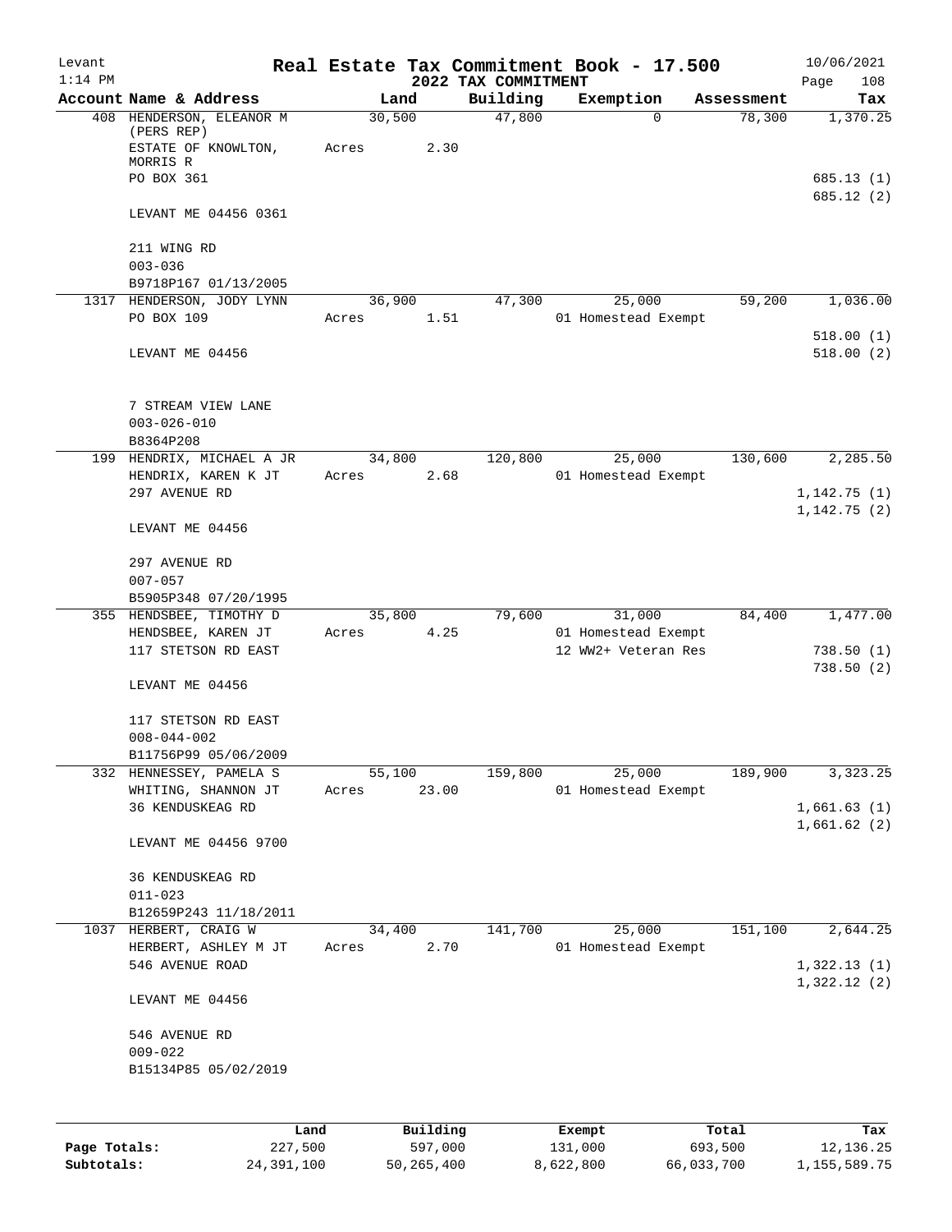Levant
1:14 PM

# Real Estate Tax Commitment Book - 17.500

## 2022 TAX COMMITMENT

10/06/2021

| Account Name & Address | Land | Building | Exemption | Assessment | Tax |
|---|---|---|---|---|---|
| 408 HENDERSON, ELEANOR M (PERS REP) | 30,500 | 47,800 | 0 | 78,300 | 1,370.25 |
| ESTATE OF KNOWLTON, MORRIS R | Acres 2.30 | | | | |
| PO BOX 361 | | | | | 685.13 (1) |
| | | | | | 685.12 (2) |
| LEVANT ME 04456 0361 | | | | | |
| 211 WING RD | | | | | |
| 003-036 | | | | | |
| B9718P167 01/13/2005 | | | | | |
| 1317 HENDERSON, JODY LYNN | 36,900 | 47,300 | 25,000 | 59,200 | 1,036.00 |
| PO BOX 109 | Acres 1.51 | | 01 Homestead Exempt | | |
| | | | | | 518.00 (1) |
| LEVANT ME 04456 | | | | | 518.00 (2) |
| 7 STREAM VIEW LANE | | | | | |
| 003-026-010 | | | | | |
| B8364P208 | | | | | |
| 199 HENDRIX, MICHAEL A JR | 34,800 | 120,800 | 25,000 | 130,600 | 2,285.50 |
| HENDRIX, KAREN K JT | Acres 2.68 | | 01 Homestead Exempt | | |
| 297 AVENUE RD | | | | | 1,142.75 (1) |
| | | | | | 1,142.75 (2) |
| LEVANT ME 04456 | | | | | |
| 297 AVENUE RD | | | | | |
| 007-057 | | | | | |
| B5905P348 07/20/1995 | | | | | |
| 355 HENDSBEE, TIMOTHY D | 35,800 | 79,600 | 31,000 | 84,400 | 1,477.00 |
| HENDSBEE, KAREN JT | Acres 4.25 | | 01 Homestead Exempt | | |
| 117 STETSON RD EAST | | | 12 WW2+ Veteran Res | | 738.50 (1) |
| | | | | | 738.50 (2) |
| LEVANT ME 04456 | | | | | |
| 117 STETSON RD EAST | | | | | |
| 008-044-002 | | | | | |
| B11756P99 05/06/2009 | | | | | |
| 332 HENNESSEY, PAMELA S | 55,100 | 159,800 | 25,000 | 189,900 | 3,323.25 |
| WHITING, SHANNON JT | Acres 23.00 | | 01 Homestead Exempt | | |
| 36 KENDUSKEAG RD | | | | | 1,661.63 (1) |
| | | | | | 1,661.62 (2) |
| LEVANT ME 04456 9700 | | | | | |
| 36 KENDUSKEAG RD | | | | | |
| 011-023 | | | | | |
| B12659P243 11/18/2011 | | | | | |
| 1037 HERBERT, CRAIG W | 34,400 | 141,700 | 25,000 | 151,100 | 2,644.25 |
| HERBERT, ASHLEY M JT | Acres 2.70 | | 01 Homestead Exempt | | |
| 546 AVENUE ROAD | | | | | 1,322.13 (1) |
| | | | | | 1,322.12 (2) |
| LEVANT ME 04456 | | | | | |
| 546 AVENUE RD | | | | | |
| 009-022 | | | | | |
| B15134P85 05/02/2019 | | | | | |

| | Land | Building | Exempt | Total | Tax |
|---|---|---|---|---|---|
| Page Totals: | 227,500 | 597,000 | 131,000 | 693,500 | 12,136.25 |
| Subtotals: | 24,391,100 | 50,265,400 | 8,622,800 | 66,033,700 | 1,155,589.75 |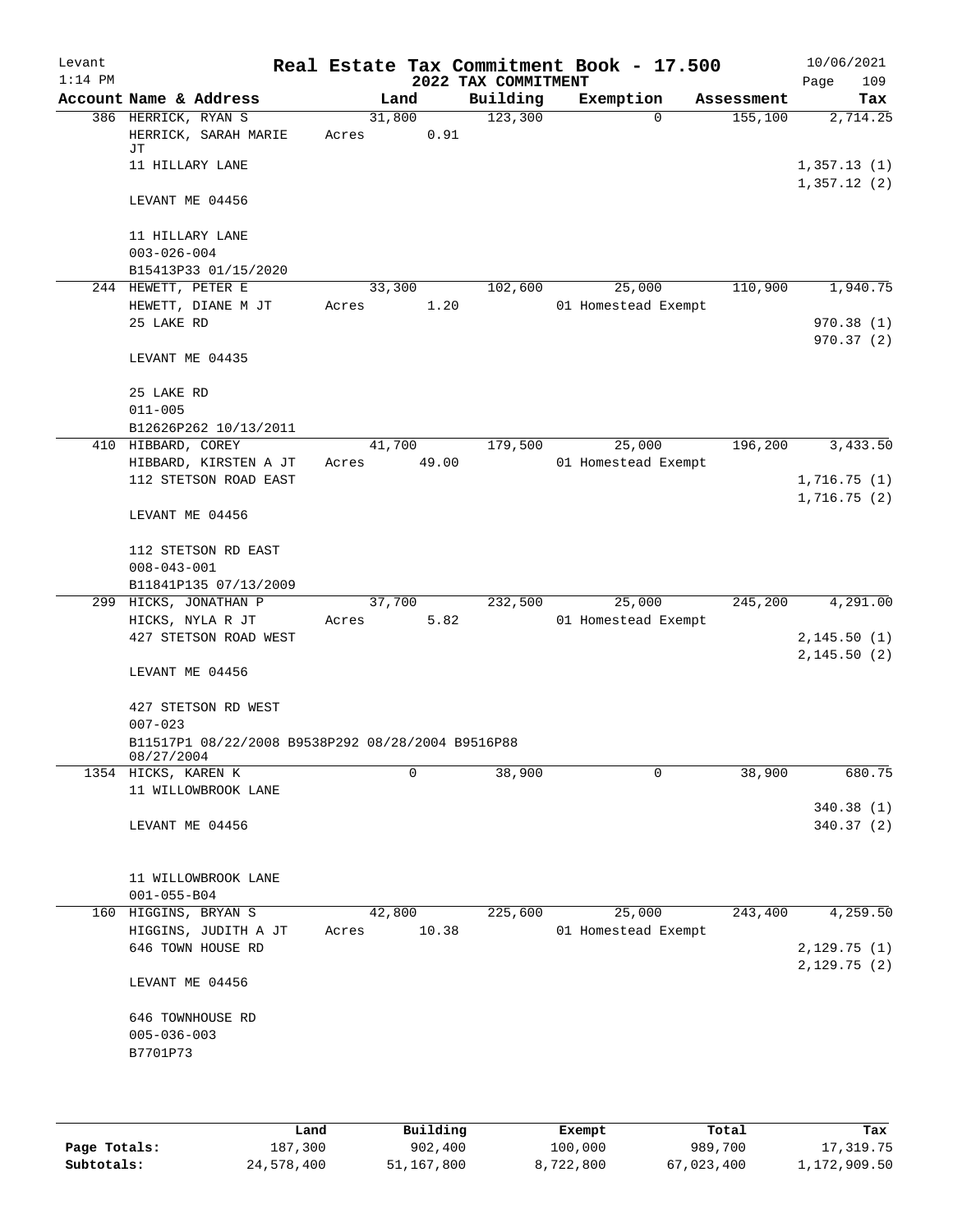Levant
1:14 PM

# Real Estate Tax Commitment Book - 17.500

## 2022 TAX COMMITMENT

10/06/2021

| Account Name & Address | Land | Building | Exemption | Assessment | Tax |
|---|---|---|---|---|---|
| 386 HERRICK, RYAN S<br>HERRICK, SARAH MARIE JT<br>11 HILLARY LANE<br><br>LEVANT ME 04456<br><br>11 HILLARY LANE<br>003-026-004<br>B15413P33 01/15/2020 | 31,800<br>Acres 0.91 | 123,300 | 0 | 155,100 | 2,714.25<br><br>1,357.13 (1)<br>1,357.12 (2) |
| 244 HEWETT, PETER E<br>HEWETT, DIANE M JT<br>25 LAKE RD<br><br>LEVANT ME 04435<br><br>25 LAKE RD<br>011-005<br>B12626P262 10/13/2011 | 33,300<br>Acres 1.20 | 102,600 | 25,000<br>01 Homestead Exempt | 110,900 | 1,940.75<br><br>970.38 (1)<br>970.37 (2) |
| 410 HIBBARD, COREY<br>HIBBARD, KIRSTEN A JT<br>112 STETSON ROAD EAST<br><br>LEVANT ME 04456<br><br>112 STETSON RD EAST<br>008-043-001<br>B11841P135 07/13/2009 | 41,700<br>Acres 49.00 | 179,500 | 25,000<br>01 Homestead Exempt | 196,200 | 3,433.50<br><br>1,716.75 (1)<br>1,716.75 (2) |
| 299 HICKS, JONATHAN P<br>HICKS, NYLA R JT<br>427 STETSON ROAD WEST<br><br>LEVANT ME 04456<br><br>427 STETSON RD WEST<br>007-023<br>B11517P1 08/22/2008 B9538P292 08/28/2004 B9516P88 08/27/2004 | 37,700<br>Acres 5.82 | 232,500 | 25,000<br>01 Homestead Exempt | 245,200 | 4,291.00<br><br>2,145.50 (1)<br>2,145.50 (2) |
| 1354 HICKS, KAREN K<br>11 WILLOWBROOK LANE<br><br>LEVANT ME 04456<br><br>11 WILLOWBROOK LANE<br>001-055-B04 | 0 | 38,900 | 0 | 38,900 | 680.75<br><br>340.38 (1)<br>340.37 (2) |
| 160 HIGGINS, BRYAN S<br>HIGGINS, JUDITH A JT<br>646 TOWN HOUSE RD<br><br>LEVANT ME 04456<br><br>646 TOWNHOUSE RD<br>005-036-003<br>B7701P73 | 42,800<br>Acres 10.38 | 225,600 | 25,000<br>01 Homestead Exempt | 243,400 | 4,259.50<br><br>2,129.75 (1)<br>2,129.75 (2) |

|  | Land | Building | Exempt | Total | Tax |
|---|---|---|---|---|---|
| Page Totals: | 187,300 | 902,400 | 100,000 | 989,700 | 17,319.75 |
| Subtotals: | 24,578,400 | 51,167,800 | 8,722,800 | 67,023,400 | 1,172,909.50 |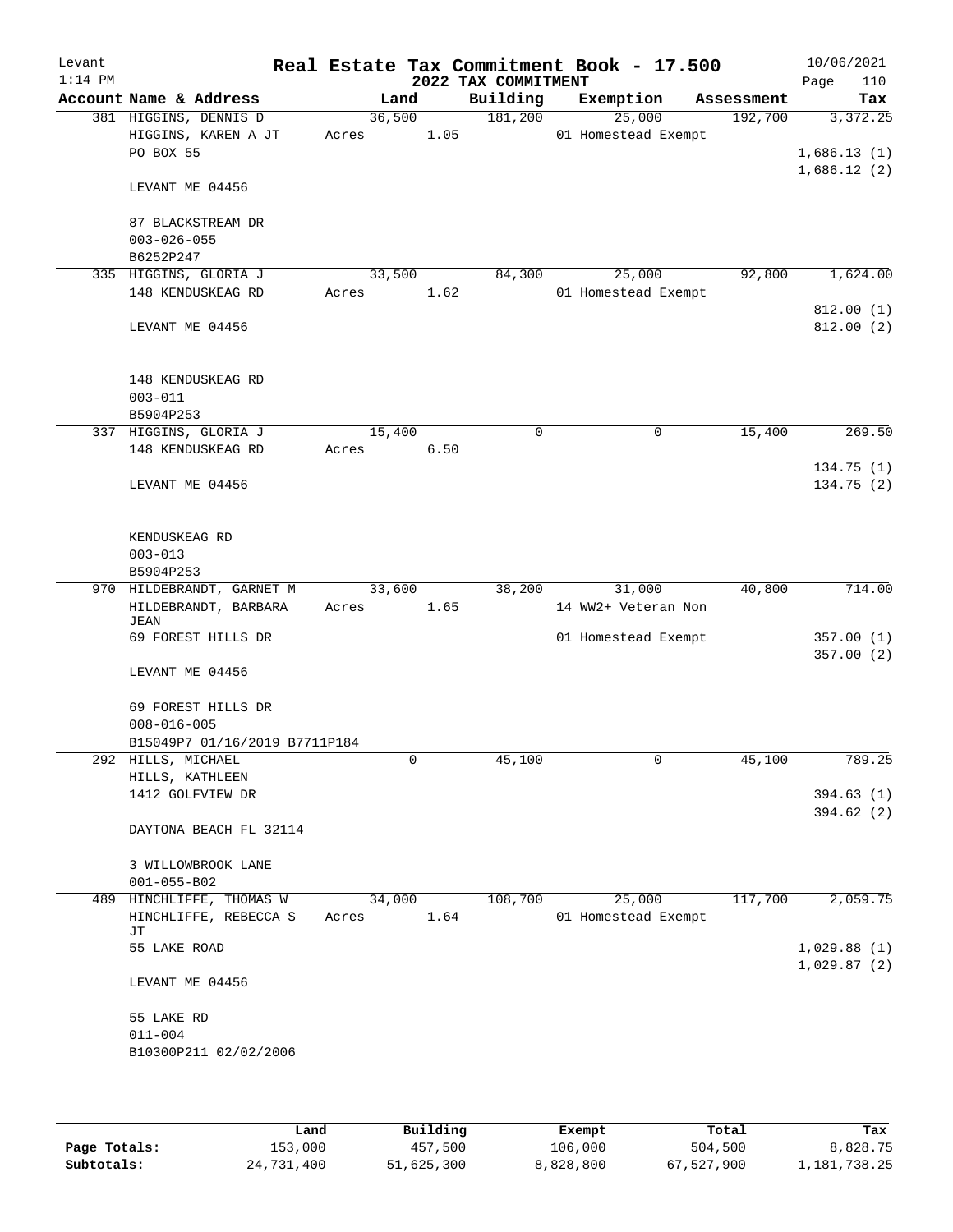Levant 1:14 PM

# Real Estate Tax Commitment Book - 17.500

## 2022 TAX COMMITMENT

10/06/2021

| Account | Name & Address | Land | Building | Exemption | Assessment | Tax |
|---|---|---|---|---|---|---|
| 381 | HIGGINS, DENNIS D<br>HIGGINS, KAREN A JT<br>PO BOX 55<br><br>LEVANT ME 04456<br><br>87 BLACKSTREAM DR<br>003-026-055<br>B6252P247 | 36,500<br>Acres 1.05 | 181,200 | 25,000<br>01 Homestead Exempt | 192,700 | 3,372.25<br><br>1,686.13 (1)<br>1,686.12 (2) |
| 335 | HIGGINS, GLORIA J<br>148 KENDUSKEAG RD<br><br>LEVANT ME 04456<br><br>148 KENDUSKEAG RD<br>003-011<br>B5904P253 | 33,500<br>Acres 1.62 | 84,300 | 25,000<br>01 Homestead Exempt | 92,800 | 1,624.00<br><br>812.00 (1)<br>812.00 (2) |
| 337 | HIGGINS, GLORIA J<br>148 KENDUSKEAG RD<br><br>LEVANT ME 04456<br><br>KENDUSKEAG RD<br>003-013<br>B5904P253 | 15,400<br>Acres 6.50 | 0 | 0 | 15,400 | 269.50<br><br>134.75 (1)<br>134.75 (2) |
| 970 | HILDEBRANDT, GARNET M<br>HILDEBRANDT, BARBARA JEAN<br>69 FOREST HILLS DR<br><br>LEVANT ME 04456<br><br>69 FOREST HILLS DR<br>008-016-005<br>B15049P7 01/16/2019 B7711P184 | 33,600<br>Acres 1.65 | 38,200 | 31,000<br>14 WW2+ Veteran Non<br>01 Homestead Exempt | 40,800 | 714.00<br><br>357.00 (1)<br>357.00 (2) |
| 292 | HILLS, MICHAEL<br>HILLS, KATHLEEN<br>1412 GOLFVIEW DR<br><br>DAYTONA BEACH FL 32114<br><br>3 WILLOWBROOK LANE<br>001-055-B02 | 0 | 45,100 | 0 | 45,100 | 789.25<br><br>394.63 (1)<br>394.62 (2) |
| 489 | HINCHLIFFE, THOMAS W<br>HINCHLIFFE, REBECCA S JT<br>55 LAKE ROAD<br><br>LEVANT ME 04456<br><br>55 LAKE RD<br>011-004<br>B10300P211 02/02/2006 | 34,000<br>Acres 1.64 | 108,700 | 25,000<br>01 Homestead Exempt | 117,700 | 2,059.75<br><br>1,029.88 (1)<br>1,029.87 (2) |

| | Land | Building | Exempt | Total | Tax |
|---|---|---|---|---|---|
| Page Totals: | 153,000 | 457,500 | 106,000 | 504,500 | 8,828.75 |
| Subtotals: | 24,731,400 | 51,625,300 | 8,828,800 | 67,527,900 | 1,181,738.25 |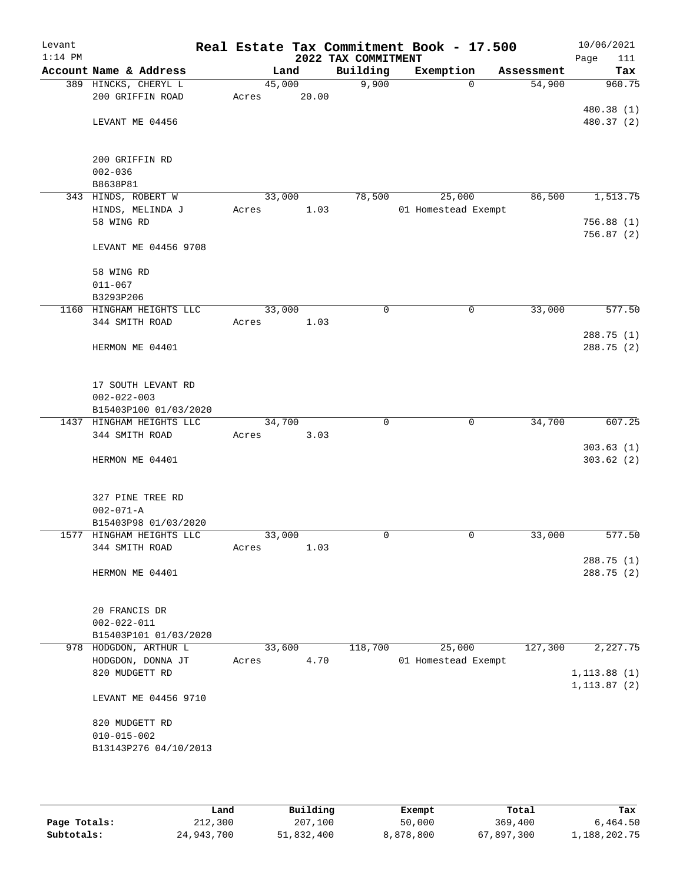# Real Estate Tax Commitment Book - 17.500

Levant
1:14 PM

2022 TAX COMMITMENT

10/06/2021

| Account Name & Address | Land | Building | Exemption | Assessment | Tax |
|---|---|---|---|---|---|
| 389 HINCKS, CHERYL L | 45,000 | 9,900 | 0 | 54,900 | 960.75 |
| 200 GRIFFIN ROAD | Acres 20.00 | | | | |
| | | | | | 480.38 (1) |
| LEVANT ME 04456 | | | | | 480.37 (2) |
| 200 GRIFFIN RD | | | | | |
| 002-036 | | | | | |
| B8638P81 | | | | | |
| 343 HINDS, ROBERT W | 33,000 | 78,500 | 25,000 | 86,500 | 1,513.75 |
| HINDS, MELINDA J | Acres 1.03 | | 01 Homestead Exempt | | |
| 58 WING RD | | | | | 756.88 (1) |
| | | | | | 756.87 (2) |
| LEVANT ME 04456 9708 | | | | | |
| 58 WING RD | | | | | |
| 011-067 | | | | | |
| B3293P206 | | | | | |
| 1160 HINGHAM HEIGHTS LLC | 33,000 | 0 | 0 | 33,000 | 577.50 |
| 344 SMITH ROAD | Acres 1.03 | | | | |
| | | | | | 288.75 (1) |
| HERMON ME 04401 | | | | | 288.75 (2) |
| 17 SOUTH LEVANT RD | | | | | |
| 002-022-003 | | | | | |
| B15403P100 01/03/2020 | | | | | |
| 1437 HINGHAM HEIGHTS LLC | 34,700 | 0 | 0 | 34,700 | 607.25 |
| 344 SMITH ROAD | Acres 3.03 | | | | |
| | | | | | 303.63 (1) |
| HERMON ME 04401 | | | | | 303.62 (2) |
| 327 PINE TREE RD | | | | | |
| 002-071-A | | | | | |
| B15403P98 01/03/2020 | | | | | |
| 1577 HINGHAM HEIGHTS LLC | 33,000 | 0 | 0 | 33,000 | 577.50 |
| 344 SMITH ROAD | Acres 1.03 | | | | |
| | | | | | 288.75 (1) |
| HERMON ME 04401 | | | | | 288.75 (2) |
| 20 FRANCIS DR | | | | | |
| 002-022-011 | | | | | |
| B15403P101 01/03/2020 | | | | | |
| 978 HODGDON, ARTHUR L | 33,600 | 118,700 | 25,000 | 127,300 | 2,227.75 |
| HODGDON, DONNA JT | Acres 4.70 | | 01 Homestead Exempt | | |
| 820 MUDGETT RD | | | | | 1,113.88 (1) |
| | | | | | 1,113.87 (2) |
| LEVANT ME 04456 9710 | | | | | |
| 820 MUDGETT RD | | | | | |
| 010-015-002 | | | | | |
| B13143P276 04/10/2013 | | | | | |

| | Land | Building | Exempt | Total | Tax |
|---|---|---|---|---|---|
| Page Totals: | 212,300 | 207,100 | 50,000 | 369,400 | 6,464.50 |
| Subtotals: | 24,943,700 | 51,832,400 | 8,878,800 | 67,897,300 | 1,188,202.75 |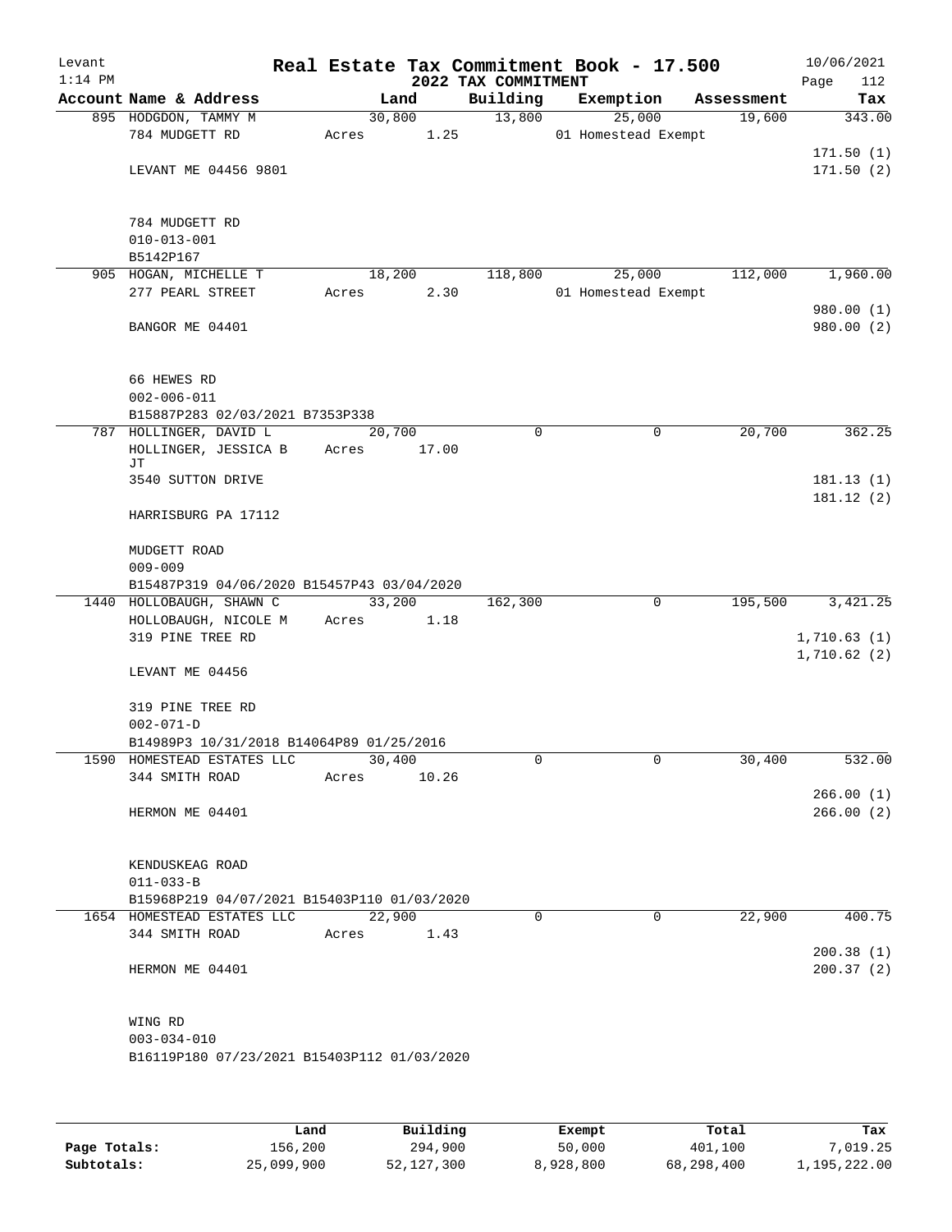Levant
1:14 PM

# Real Estate Tax Commitment Book - 17.500

## 2022 TAX COMMITMENT

10/06/2021
Page 112

| Account Name & Address | Land | Building | Exemption | Assessment | Tax |
|---|---|---|---|---|---|
| 895 HODGDON, TAMMY M | 30,800 | 13,800 | 25,000 | 19,600 | 343.00 |
| 784 MUDGETT RD | Acres 1.25 | | 01 Homestead Exempt | | |
| | | | | | 171.50 (1) |
| LEVANT ME 04456 9801 | | | | | 171.50 (2) |
| 784 MUDGETT RD | | | | | |
| 010-013-001 | | | | | |
| B5142P167 | | | | | |
| 905 HOGAN, MICHELLE T | 18,200 | 118,800 | 25,000 | 112,000 | 1,960.00 |
| 277 PEARL STREET | Acres 2.30 | | 01 Homestead Exempt | | |
| | | | | | 980.00 (1) |
| BANGOR ME 04401 | | | | | 980.00 (2) |
| 66 HEWES RD | | | | | |
| 002-006-011 | | | | | |
| B15887P283 02/03/2021 B7353P338 | | | | | |
| 787 HOLLINGER, DAVID L | 20,700 | 0 | 0 | 20,700 | 362.25 |
| HOLLINGER, JESSICA B JT | Acres 17.00 | | | | |
| 3540 SUTTON DRIVE | | | | | 181.13 (1) |
| | | | | | 181.12 (2) |
| HARRISBURG PA 17112 | | | | | |
| MUDGETT ROAD | | | | | |
| 009-009 | | | | | |
| B15487P319 04/06/2020 B15457P43 03/04/2020 | | | | | |
| 1440 HOLLOBAUGH, SHAWN C | 33,200 | 162,300 | 0 | 195,500 | 3,421.25 |
| HOLLOBAUGH, NICOLE M | Acres 1.18 | | | | |
| 319 PINE TREE RD | | | | | 1,710.63 (1) |
| | | | | | 1,710.62 (2) |
| LEVANT ME 04456 | | | | | |
| 319 PINE TREE RD | | | | | |
| 002-071-D | | | | | |
| B14989P3 10/31/2018 B14064P89 01/25/2016 | | | | | |
| 1590 HOMESTEAD ESTATES LLC | 30,400 | 0 | 0 | 30,400 | 532.00 |
| 344 SMITH ROAD | Acres 10.26 | | | | |
| | | | | | 266.00 (1) |
| HERMON ME 04401 | | | | | 266.00 (2) |
| KENDUSKEAG ROAD | | | | | |
| 011-033-B | | | | | |
| B15968P219 04/07/2021 B15403P110 01/03/2020 | | | | | |
| 1654 HOMESTEAD ESTATES LLC | 22,900 | 0 | 0 | 22,900 | 400.75 |
| 344 SMITH ROAD | Acres 1.43 | | | | |
| | | | | | 200.38 (1) |
| HERMON ME 04401 | | | | | 200.37 (2) |
| WING RD | | | | | |
| 003-034-010 | | | | | |
| B16119P180 07/23/2021 B15403P112 01/03/2020 | | | | | |

| | Land | Building | Exempt | Total | Tax |
|---|---|---|---|---|---|
| Page Totals: | 156,200 | 294,900 | 50,000 | 401,100 | 7,019.25 |
| Subtotals: | 25,099,900 | 52,127,300 | 8,928,800 | 68,298,400 | 1,195,222.00 |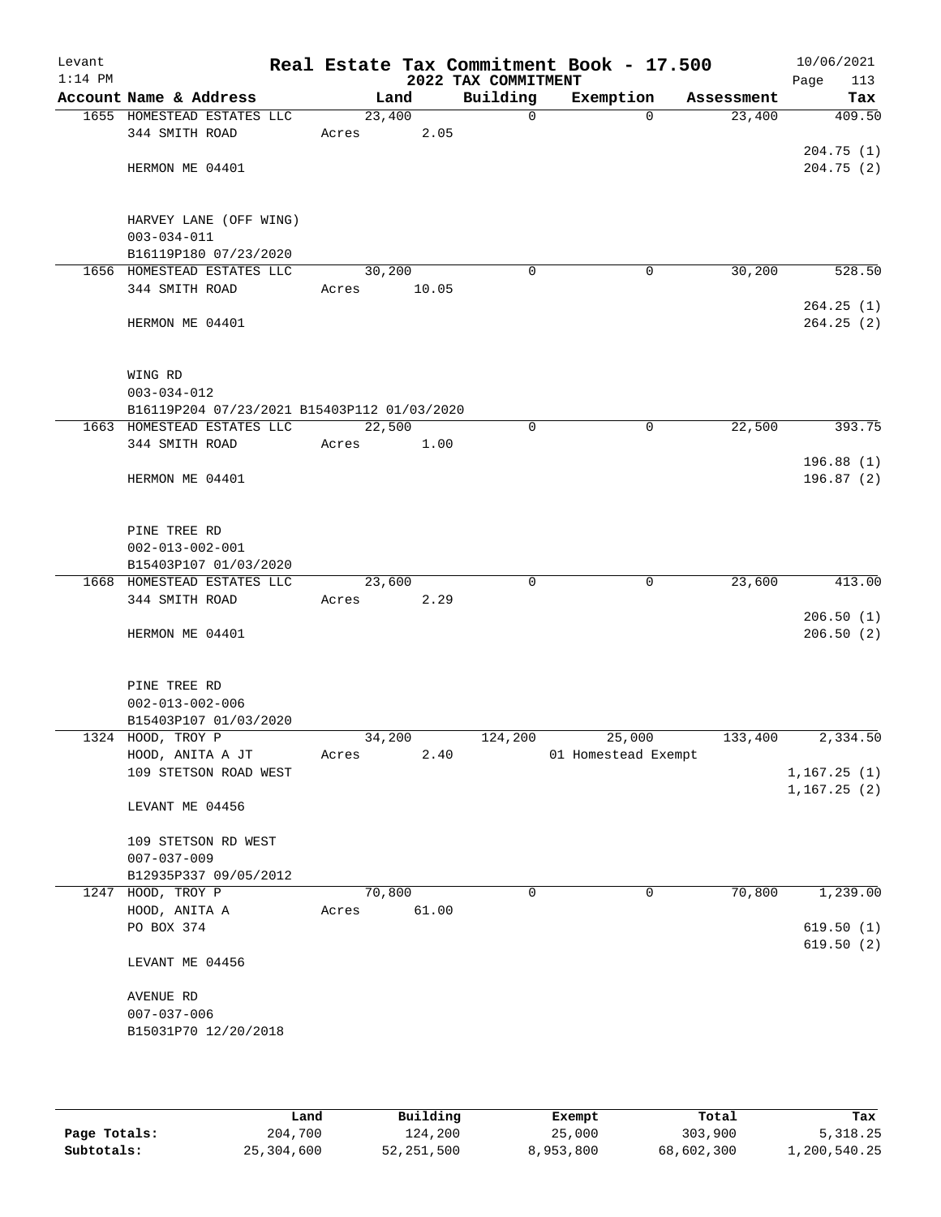Levant 1:14 PM

# Real Estate Tax Commitment Book - 17.500

## 2022 TAX COMMITMENT

10/06/2021 Page 113

| Account Name & Address | Land | Building | Exemption | Assessment | Tax |
|---|---|---|---|---|---|
| 1655 HOMESTEAD ESTATES LLC<br>344 SMITH ROAD<br><br>HERMON ME 04401<br><br>HARVEY LANE (OFF WING)<br>003-034-011<br>B16119P180 07/23/2020 | 23,400<br>Acres 2.05 | 0 | 0 | 23,400 | 409.50<br><br>204.75 (1)<br>204.75 (2) |
| 1656 HOMESTEAD ESTATES LLC<br>344 SMITH ROAD<br><br>HERMON ME 04401<br><br>WING RD<br>003-034-012<br>B16119P204 07/23/2021 B15403P112 01/03/2020 | 30,200<br>Acres 10.05 | 0 | 0 | 30,200 | 528.50<br><br>264.25 (1)<br>264.25 (2) |
| 1663 HOMESTEAD ESTATES LLC<br>344 SMITH ROAD<br><br>HERMON ME 04401<br><br>PINE TREE RD<br>002-013-002-001<br>B15403P107 01/03/2020 | 22,500<br>Acres 1.00 | 0 | 0 | 22,500 | 393.75<br><br>196.88 (1)<br>196.87 (2) |
| 1668 HOMESTEAD ESTATES LLC<br>344 SMITH ROAD<br><br>HERMON ME 04401<br><br>PINE TREE RD<br>002-013-002-006<br>B15403P107 01/03/2020 | 23,600<br>Acres 2.29 | 0 | 0 | 23,600 | 413.00<br><br>206.50 (1)<br>206.50 (2) |
| 1324 HOOD, TROY P<br>HOOD, ANITA A JT<br>109 STETSON ROAD WEST<br><br>LEVANT ME 04456<br><br>109 STETSON RD WEST<br>007-037-009<br>B12935P337 09/05/2012 | 34,200<br>Acres 2.40 | 124,200 | 25,000<br>01 Homestead Exempt | 133,400 | 2,334.50<br><br>1,167.25 (1)<br>1,167.25 (2) |
| 1247 HOOD, TROY P<br>HOOD, ANITA A<br>PO BOX 374<br><br>LEVANT ME 04456<br><br>AVENUE RD<br>007-037-006<br>B15031P70 12/20/2018 | 70,800<br>Acres 61.00 | 0 | 0 | 70,800 | 1,239.00<br><br>619.50 (1)<br>619.50 (2) |

| | Land | Building | Exempt | Total | Tax |
|---|---|---|---|---|---|
| Page Totals: | 204,700 | 124,200 | 25,000 | 303,900 | 5,318.25 |
| Subtotals: | 25,304,600 | 52,251,500 | 8,953,800 | 68,602,300 | 1,200,540.25 |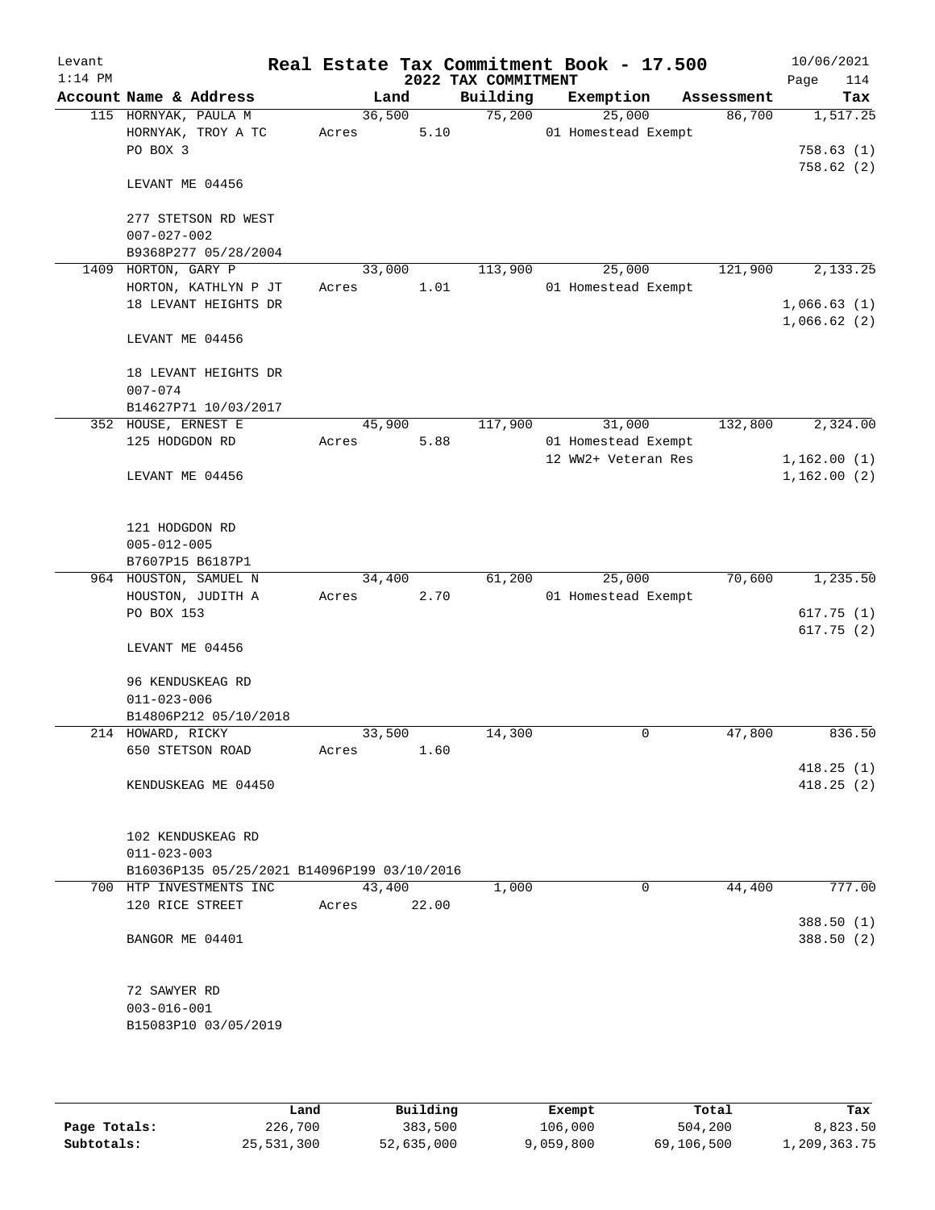Levant 1:14 PM

# Real Estate Tax Commitment Book - 17.500

## 2022 TAX COMMITMENT

10/06/2021

| Account Name & Address | Land | Building | Exemption | Assessment | Tax |
|---|---|---|---|---|---|
| 115 HORNYAK, PAULA M | 36,500 | 75,200 | 25,000 | 86,700 | 1,517.25 |
| HORNYAK, TROY A TC | Acres 5.10 | | 01 Homestead Exempt | | |
| PO BOX 3 | | | | | 758.63 (1) |
| | | | | | 758.62 (2) |
| LEVANT ME 04456 | | | | | |
| 277 STETSON RD WEST | | | | | |
| 007-027-002 | | | | | |
| B9368P277 05/28/2004 | | | | | |
| 1409 HORTON, GARY P | 33,000 | 113,900 | 25,000 | 121,900 | 2,133.25 |
| HORTON, KATHLYN P JT | Acres 1.01 | | 01 Homestead Exempt | | |
| 18 LEVANT HEIGHTS DR | | | | | 1,066.63 (1) |
| | | | | | 1,066.62 (2) |
| LEVANT ME 04456 | | | | | |
| 18 LEVANT HEIGHTS DR | | | | | |
| 007-074 | | | | | |
| B14627P71 10/03/2017 | | | | | |
| 352 HOUSE, ERNEST E | 45,900 | 117,900 | 31,000 | 132,800 | 2,324.00 |
| 125 HODGDON RD | Acres 5.88 | | 01 Homestead Exempt | | |
| | | | 12 WW2+ Veteran Res | | 1,162.00 (1) |
| LEVANT ME 04456 | | | | | 1,162.00 (2) |
| 121 HODGDON RD | | | | | |
| 005-012-005 | | | | | |
| B7607P15 B6187P1 | | | | | |
| 964 HOUSTON, SAMUEL N | 34,400 | 61,200 | 25,000 | 70,600 | 1,235.50 |
| HOUSTON, JUDITH A | Acres 2.70 | | 01 Homestead Exempt | | |
| PO BOX 153 | | | | | 617.75 (1) |
| | | | | | 617.75 (2) |
| LEVANT ME 04456 | | | | | |
| 96 KENDUSKEAG RD | | | | | |
| 011-023-006 | | | | | |
| B14806P212 05/10/2018 | | | | | |
| 214 HOWARD, RICKY | 33,500 | 14,300 | 0 | 47,800 | 836.50 |
| 650 STETSON ROAD | Acres 1.60 | | | | |
| | | | | | 418.25 (1) |
| KENDUSKEAG ME 04450 | | | | | 418.25 (2) |
| 102 KENDUSKEAG RD | | | | | |
| 011-023-003 | | | | | |
| B16036P135 05/25/2021 B14096P199 03/10/2016 | | | | | |
| 700 HTP INVESTMENTS INC | 43,400 | 1,000 | 0 | 44,400 | 777.00 |
| 120 RICE STREET | Acres 22.00 | | | | |
| | | | | | 388.50 (1) |
| BANGOR ME 04401 | | | | | 388.50 (2) |
| 72 SAWYER RD | | | | | |
| 003-016-001 | | | | | |
| B15083P10 03/05/2019 | | | | | |

| | Land | Building | Exempt | Total | Tax |
|---|---|---|---|---|---|
| Page Totals: | 226,700 | 383,500 | 106,000 | 504,200 | 8,823.50 |
| Subtotals: | 25,531,300 | 52,635,000 | 9,059,800 | 69,106,500 | 1,209,363.75 |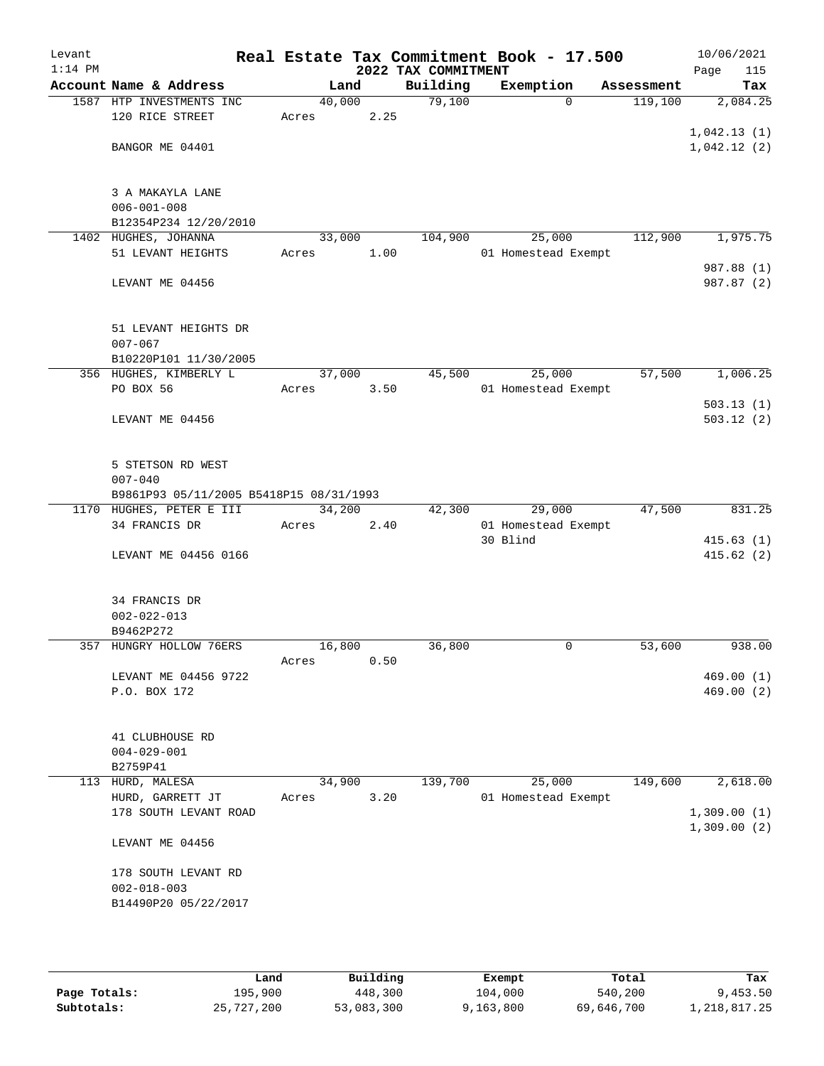Levant 1:14 PM

# Real Estate Tax Commitment Book - 17.500

## 2022 TAX COMMITMENT

10/06/2021

| Account Name & Address | Land | Building | Exemption | Assessment | Tax |
|---|---|---|---|---|---|
| 1587 HTP INVESTMENTS INC | 40,000 | 79,100 | 0 | 119,100 | 2,084.25 |
| 120 RICE STREET | Acres 2.25 | | | | |
| | | | | | 1,042.13 (1) |
| BANGOR ME 04401 | | | | | 1,042.12 (2) |
| 3 A MAKAYLA LANE | | | | | |
| 006-001-008 | | | | | |
| B12354P234 12/20/2010 | | | | | |
| 1402 HUGHES, JOHANNA | 33,000 | 104,900 | 25,000 | 112,900 | 1,975.75 |
| 51 LEVANT HEIGHTS | Acres 1.00 | | 01 Homestead Exempt | | |
| | | | | | 987.88 (1) |
| LEVANT ME 04456 | | | | | 987.87 (2) |
| 51 LEVANT HEIGHTS DR | | | | | |
| 007-067 | | | | | |
| B10220P101 11/30/2005 | | | | | |
| 356 HUGHES, KIMBERLY L | 37,000 | 45,500 | 25,000 | 57,500 | 1,006.25 |
| PO BOX 56 | Acres 3.50 | | 01 Homestead Exempt | | |
| | | | | | 503.13 (1) |
| LEVANT ME 04456 | | | | | 503.12 (2) |
| 5 STETSON RD WEST | | | | | |
| 007-040 | | | | | |
| B9861P93 05/11/2005 B5418P15 08/31/1993 | | | | | |
| 1170 HUGHES, PETER E III | 34,200 | 42,300 | 29,000 | 47,500 | 831.25 |
| 34 FRANCIS DR | Acres 2.40 | | 01 Homestead Exempt | | |
| | | | 30 Blind | | 415.63 (1) |
| LEVANT ME 04456 0166 | | | | | 415.62 (2) |
| 34 FRANCIS DR | | | | | |
| 002-022-013 | | | | | |
| B9462P272 | | | | | |
| 357 HUNGRY HOLLOW 76ERS | 16,800 | 36,800 | 0 | 53,600 | 938.00 |
| | Acres 0.50 | | | | |
| LEVANT ME 04456 9722 | | | | | 469.00 (1) |
| P.O. BOX 172 | | | | | 469.00 (2) |
| 41 CLUBHOUSE RD | | | | | |
| 004-029-001 | | | | | |
| B2759P41 | | | | | |
| 113 HURD, MALESA | 34,900 | 139,700 | 25,000 | 149,600 | 2,618.00 |
| HURD, GARRETT JT | Acres 3.20 | | 01 Homestead Exempt | | |
| 178 SOUTH LEVANT ROAD | | | | | 1,309.00 (1) |
| | | | | | 1,309.00 (2) |
| LEVANT ME 04456 | | | | | |
| 178 SOUTH LEVANT RD | | | | | |
| 002-018-003 | | | | | |
| B14490P20 05/22/2017 | | | | | |

| | Land | Building | Exempt | Total | Tax |
|---|---|---|---|---|---|
| Page Totals: | 195,900 | 448,300 | 104,000 | 540,200 | 9,453.50 |
| Subtotals: | 25,727,200 | 53,083,300 | 9,163,800 | 69,646,700 | 1,218,817.25 |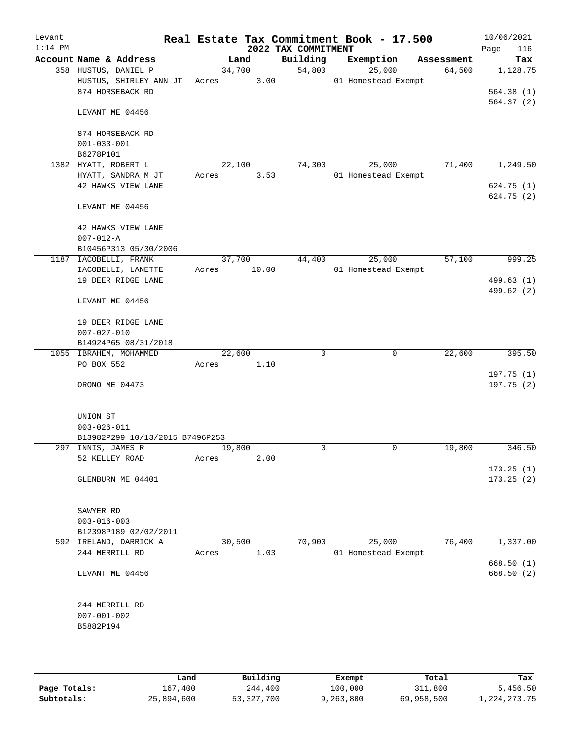# Real Estate Tax Commitment Book - 17.500

## 2022 TAX COMMITMENT

Levant 1:14 PM — 10/06/2021

| Account Name & Address | Land | Building | Exemption | Assessment | Tax |
|---|---|---|---|---|---|
| 358 HUSTUS, DANIEL P | 34,700 | 54,800 | 25,000 | 64,500 | 1,128.75 |
| HUSTUS, SHIRLEY ANN JT | Acres 3.00 | | 01 Homestead Exempt | | |
| 874 HORSEBACK RD | | | | | 564.38 (1) |
| | | | | | 564.37 (2) |
| LEVANT ME 04456 | | | | | |
| 874 HORSEBACK RD | | | | | |
| 001-033-001 | | | | | |
| B6278P101 | | | | | |
| 1382 HYATT, ROBERT L | 22,100 | 74,300 | 25,000 | 71,400 | 1,249.50 |
| HYATT, SANDRA M JT | Acres 3.53 | | 01 Homestead Exempt | | |
| 42 HAWKS VIEW LANE | | | | | 624.75 (1) |
| | | | | | 624.75 (2) |
| LEVANT ME 04456 | | | | | |
| 42 HAWKS VIEW LANE | | | | | |
| 007-012-A | | | | | |
| B10456P313 05/30/2006 | | | | | |
| 1187 IACOBELLI, FRANK | 37,700 | 44,400 | 25,000 | 57,100 | 999.25 |
| IACOBELLI, LANETTE | Acres 10.00 | | 01 Homestead Exempt | | |
| 19 DEER RIDGE LANE | | | | | 499.63 (1) |
| | | | | | 499.62 (2) |
| LEVANT ME 04456 | | | | | |
| 19 DEER RIDGE LANE | | | | | |
| 007-027-010 | | | | | |
| B14924P65 08/31/2018 | | | | | |
| 1055 IBRAHEM, MOHAMMED | 22,600 | 0 | 0 | 22,600 | 395.50 |
| PO BOX 552 | Acres 1.10 | | | | |
| | | | | | 197.75 (1) |
| ORONO ME 04473 | | | | | 197.75 (2) |
| UNION ST | | | | | |
| 003-026-011 | | | | | |
| B13982P299 10/13/2015 B7496P253 | | | | | |
| 297 INNIS, JAMES R | 19,800 | 0 | 0 | 19,800 | 346.50 |
| 52 KELLEY ROAD | Acres 2.00 | | | | |
| | | | | | 173.25 (1) |
| GLENBURN ME 04401 | | | | | 173.25 (2) |
| SAWYER RD | | | | | |
| 003-016-003 | | | | | |
| B12398P189 02/02/2011 | | | | | |
| 592 IRELAND, DARRICK A | 30,500 | 70,900 | 25,000 | 76,400 | 1,337.00 |
| 244 MERRILL RD | Acres 1.03 | | 01 Homestead Exempt | | |
| | | | | | 668.50 (1) |
| LEVANT ME 04456 | | | | | 668.50 (2) |
| 244 MERRILL RD | | | | | |
| 007-001-002 | | | | | |
| B5882P194 | | | | | |

| | Land | Building | Exempt | Total | Tax |
|---|---|---|---|---|---|
| Page Totals: | 167,400 | 244,400 | 100,000 | 311,800 | 5,456.50 |
| Subtotals: | 25,894,600 | 53,327,700 | 9,263,800 | 69,958,500 | 1,224,273.75 |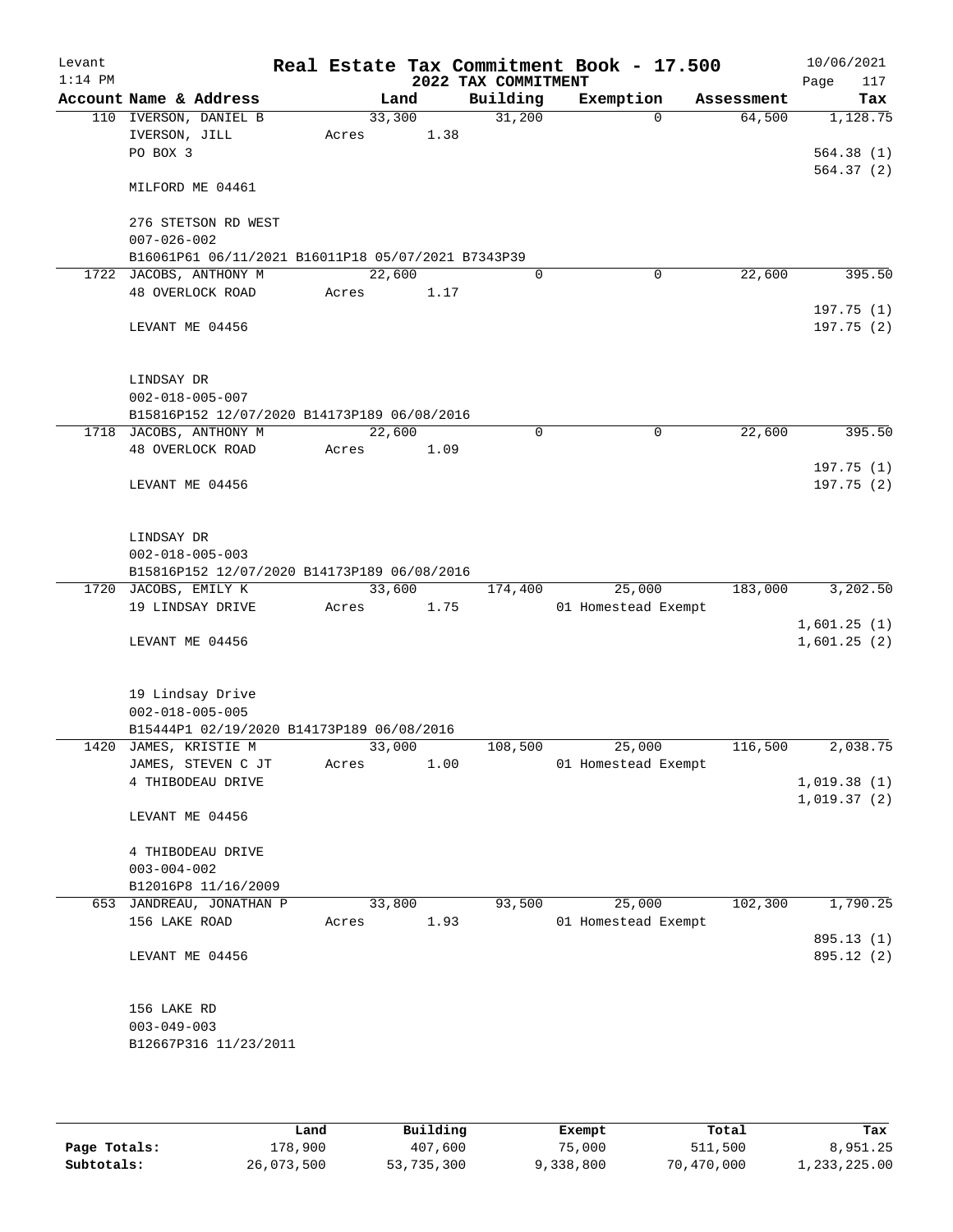Levant 1:14 PM

# Real Estate Tax Commitment Book - 17.500

## 2022 TAX COMMITMENT

10/06/2021

| Account Name & Address | Land | Building | Exemption | Assessment | Tax |
|---|---|---|---|---|---|
| 110 IVERSON, DANIEL B | 33,300 | 31,200 | 0 | 64,500 | 1,128.75 |
| IVERSON, JILL | Acres 1.38 | | | | |
| PO BOX 3 | | | | | 564.38 (1) |
| | | | | | 564.37 (2) |
| MILFORD ME 04461 | | | | | |
| 276 STETSON RD WEST | | | | | |
| 007-026-002 | | | | | |
| B16061P61 06/11/2021 B16011P18 05/07/2021 B7343P39 | | | | | |
| 1722 JACOBS, ANTHONY M | 22,600 | 0 | 0 | 22,600 | 395.50 |
| 48 OVERLOCK ROAD | Acres 1.17 | | | | |
| | | | | | 197.75 (1) |
| LEVANT ME 04456 | | | | | 197.75 (2) |
| LINDSAY DR | | | | | |
| 002-018-005-007 | | | | | |
| B15816P152 12/07/2020 B14173P189 06/08/2016 | | | | | |
| 1718 JACOBS, ANTHONY M | 22,600 | 0 | 0 | 22,600 | 395.50 |
| 48 OVERLOCK ROAD | Acres 1.09 | | | | |
| | | | | | 197.75 (1) |
| LEVANT ME 04456 | | | | | 197.75 (2) |
| LINDSAY DR | | | | | |
| 002-018-005-003 | | | | | |
| B15816P152 12/07/2020 B14173P189 06/08/2016 | | | | | |
| 1720 JACOBS, EMILY K | 33,600 | 174,400 | 25,000 | 183,000 | 3,202.50 |
| 19 LINDSAY DRIVE | Acres 1.75 | | 01 Homestead Exempt | | |
| | | | | | 1,601.25 (1) |
| LEVANT ME 04456 | | | | | 1,601.25 (2) |
| 19 Lindsay Drive | | | | | |
| 002-018-005-005 | | | | | |
| B15444P1 02/19/2020 B14173P189 06/08/2016 | | | | | |
| 1420 JAMES, KRISTIE M | 33,000 | 108,500 | 25,000 | 116,500 | 2,038.75 |
| JAMES, STEVEN C JT | Acres 1.00 | | 01 Homestead Exempt | | |
| 4 THIBODEAU DRIVE | | | | | 1,019.38 (1) |
| | | | | | 1,019.37 (2) |
| LEVANT ME 04456 | | | | | |
| 4 THIBODEAU DRIVE | | | | | |
| 003-004-002 | | | | | |
| B12016P8 11/16/2009 | | | | | |
| 653 JANDREAU, JONATHAN P | 33,800 | 93,500 | 25,000 | 102,300 | 1,790.25 |
| 156 LAKE ROAD | Acres 1.93 | | 01 Homestead Exempt | | |
| | | | | | 895.13 (1) |
| LEVANT ME 04456 | | | | | 895.12 (2) |
| 156 LAKE RD | | | | | |
| 003-049-003 | | | | | |
| B12667P316 11/23/2011 | | | | | |

| | Land | Building | Exempt | Total | Tax |
|---|---|---|---|---|---|
| Page Totals: | 178,900 | 407,600 | 75,000 | 511,500 | 8,951.25 |
| Subtotals: | 26,073,500 | 53,735,300 | 9,338,800 | 70,470,000 | 1,233,225.00 |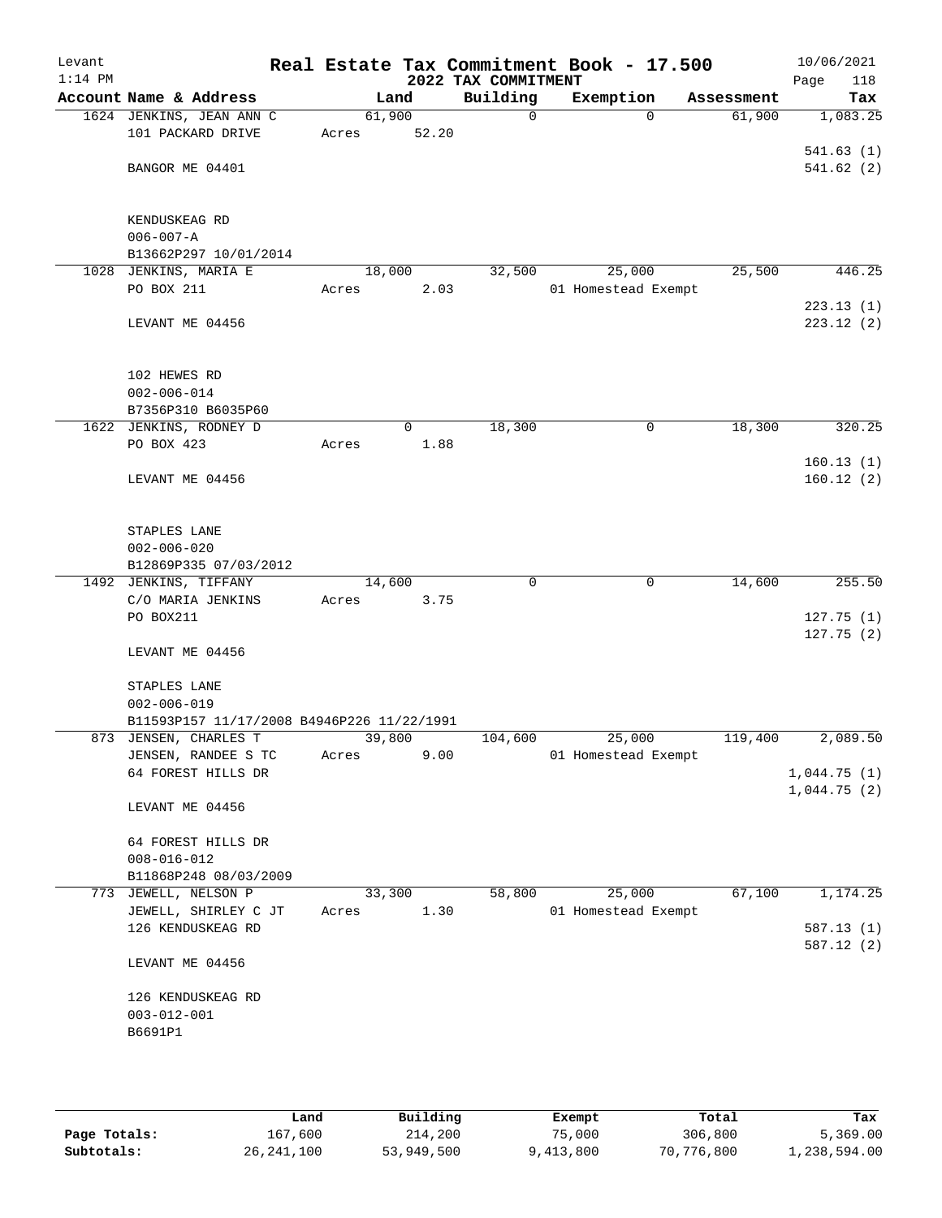# Real Estate Tax Commitment Book - 17.500

Levant 1:14 PM — 2022 TAX COMMITMENT — 10/06/2021 Page 118

| Account | Name & Address | Land | Building | Exemption | Assessment | Tax |
|---|---|---|---|---|---|---|
| 1624 | JENKINS, JEAN ANN C<br>101 PACKARD DRIVE<br><br>BANGOR ME 04401<br><br>KENDUSKEAG RD<br>006-007-A<br>B13662P297 10/01/2014 | 61,900<br>Acres 52.20 | 0 | 0 | 61,900 | 1,083.25<br><br>541.63 (1)<br>541.62 (2) |
| 1028 | JENKINS, MARIA E<br>PO BOX 211<br><br>LEVANT ME 04456<br><br>102 HEWES RD<br>002-006-014<br>B7356P310 B6035P60 | 18,000<br>Acres 2.03 | 32,500 | 25,000<br>01 Homestead Exempt | 25,500 | 446.25<br><br>223.13 (1)<br>223.12 (2) |
| 1622 | JENKINS, RODNEY D<br>PO BOX 423<br><br>LEVANT ME 04456<br><br>STAPLES LANE<br>002-006-020<br>B12869P335 07/03/2012 | 0<br>Acres 1.88 | 18,300 | 0 | 18,300 | 320.25<br><br>160.13 (1)<br>160.12 (2) |
| 1492 | JENKINS, TIFFANY<br>C/O MARIA JENKINS<br>PO BOX211<br><br>LEVANT ME 04456<br><br>STAPLES LANE<br>002-006-019<br>B11593P157 11/17/2008 B4946P226 11/22/1991 | 14,600<br>Acres 3.75 | 0 | 0 | 14,600 | 255.50<br><br>127.75 (1)<br>127.75 (2) |
| 873 | JENSEN, CHARLES T<br>JENSEN, RANDEE S TC<br>64 FOREST HILLS DR<br><br>LEVANT ME 04456<br><br>64 FOREST HILLS DR<br>008-016-012<br>B11868P248 08/03/2009 | 39,800<br>Acres 9.00 | 104,600 | 25,000<br>01 Homestead Exempt | 119,400 | 2,089.50<br><br>1,044.75 (1)<br>1,044.75 (2) |
| 773 | JEWELL, NELSON P<br>JEWELL, SHIRLEY C JT<br>126 KENDUSKEAG RD<br><br>LEVANT ME 04456<br><br>126 KENDUSKEAG RD<br>003-012-001<br>B6691P1 | 33,300<br>Acres 1.30 | 58,800 | 25,000<br>01 Homestead Exempt | 67,100 | 1,174.25<br><br>587.13 (1)<br>587.12 (2) |

| | Land | Building | Exempt | Total | Tax |
|---|---|---|---|---|---|
| Page Totals: | 167,600 | 214,200 | 75,000 | 306,800 | 5,369.00 |
| Subtotals: | 26,241,100 | 53,949,500 | 9,413,800 | 70,776,800 | 1,238,594.00 |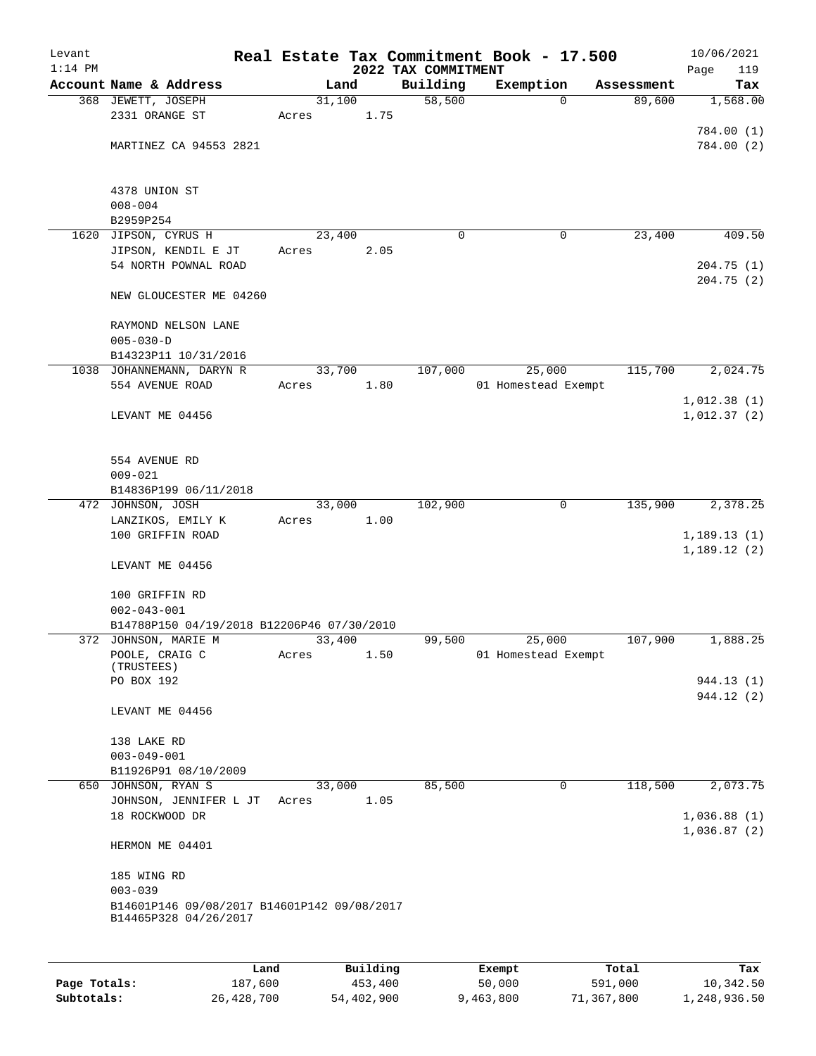# Real Estate Tax Commitment Book - 17.500

Levant 1:14 PM — 2022 TAX COMMITMENT — 10/06/2021

| Account Name & Address | Land | Building | Exemption | Assessment | Tax |
|---|---|---|---|---|---|
| 368 JEWETT, JOSEPH | 31,100 | 58,500 | 0 | 89,600 | 1,568.00 |
| 2331 ORANGE ST | Acres 1.75 | | | | |
| | | | | | 784.00 (1) |
| MARTINEZ CA 94553 2821 | | | | | 784.00 (2) |
| 4378 UNION ST | | | | | |
| 008-004 | | | | | |
| B2959P254 | | | | | |
| 1620 JIPSON, CYRUS H | 23,400 | 0 | 0 | 23,400 | 409.50 |
| JIPSON, KENDIL E JT | Acres 2.05 | | | | |
| 54 NORTH POWNAL ROAD | | | | | 204.75 (1) |
| | | | | | 204.75 (2) |
| NEW GLOUCESTER ME 04260 | | | | | |
| RAYMOND NELSON LANE | | | | | |
| 005-030-D | | | | | |
| B14323P11 10/31/2016 | | | | | |
| 1038 JOHANNEMANN, DARYN R | 33,700 | 107,000 | 25,000 | 115,700 | 2,024.75 |
| 554 AVENUE ROAD | Acres 1.80 | | 01 Homestead Exempt | | |
| | | | | | 1,012.38 (1) |
| LEVANT ME 04456 | | | | | 1,012.37 (2) |
| 554 AVENUE RD | | | | | |
| 009-021 | | | | | |
| B14836P199 06/11/2018 | | | | | |
| 472 JOHNSON, JOSH | 33,000 | 102,900 | 0 | 135,900 | 2,378.25 |
| LANZIKOS, EMILY K | Acres 1.00 | | | | |
| 100 GRIFFIN ROAD | | | | | 1,189.13 (1) |
| | | | | | 1,189.12 (2) |
| LEVANT ME 04456 | | | | | |
| 100 GRIFFIN RD | | | | | |
| 002-043-001 | | | | | |
| B14788P150 04/19/2018 B12206P46 07/30/2010 | | | | | |
| 372 JOHNSON, MARIE M | 33,400 | 99,500 | 25,000 | 107,900 | 1,888.25 |
| POOLE, CRAIG C (TRUSTEES) | Acres 1.50 | | 01 Homestead Exempt | | |
| PO BOX 192 | | | | | 944.13 (1) |
| | | | | | 944.12 (2) |
| LEVANT ME 04456 | | | | | |
| 138 LAKE RD | | | | | |
| 003-049-001 | | | | | |
| B11926P91 08/10/2009 | | | | | |
| 650 JOHNSON, RYAN S | 33,000 | 85,500 | 0 | 118,500 | 2,073.75 |
| JOHNSON, JENNIFER L JT | Acres 1.05 | | | | |
| 18 ROCKWOOD DR | | | | | 1,036.88 (1) |
| | | | | | 1,036.87 (2) |
| HERMON ME 04401 | | | | | |
| 185 WING RD | | | | | |
| 003-039 | | | | | |
| B14601P146 09/08/2017 B14601P142 09/08/2017 B14465P328 04/26/2017 | | | | | |

| | Land | Building | Exempt | Total | Tax |
|---|---|---|---|---|---|
| Page Totals: | 187,600 | 453,400 | 50,000 | 591,000 | 10,342.50 |
| Subtotals: | 26,428,700 | 54,402,900 | 9,463,800 | 71,367,800 | 1,248,936.50 |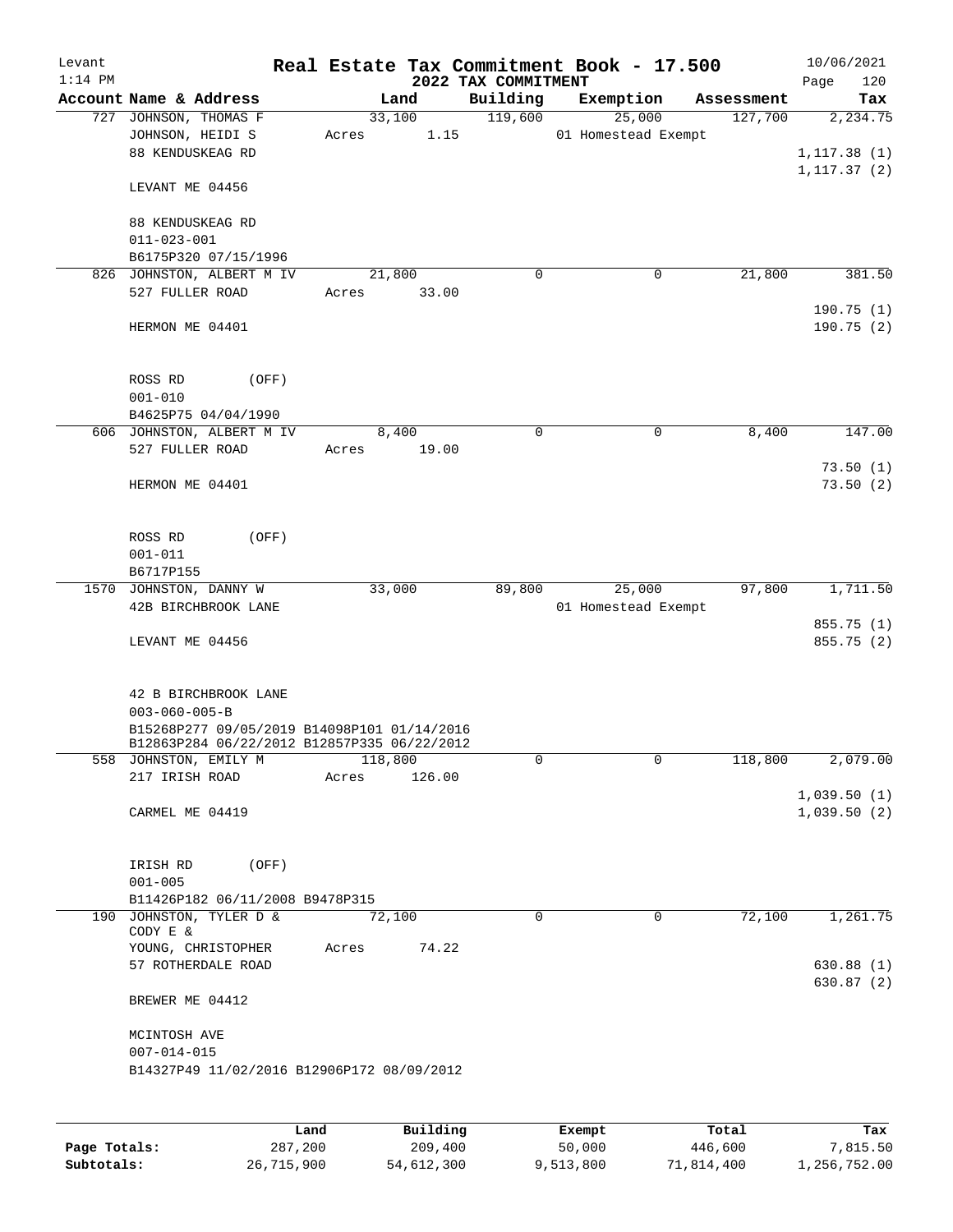Levant 1:14 PM

# Real Estate Tax Commitment Book - 17.500

## 2022 TAX COMMITMENT

10/06/2021 Page 120

| Account Name & Address | Land | Building | Exemption | Assessment | Tax |
|---|---|---|---|---|---|
| 727 JOHNSON, THOMAS F<br>JOHNSON, HEIDI S<br>88 KENDUSKEAG RD<br><br>LEVANT ME 04456<br><br>88 KENDUSKEAG RD<br>011-023-001<br>B6175P320 07/15/1996 | 33,100<br>Acres 1.15 | 119,600 | 25,000<br>01 Homestead Exempt | 127,700 | 2,234.75<br><br>1,117.38 (1)<br>1,117.37 (2) |
| 826 JOHNSTON, ALBERT M IV<br>527 FULLER ROAD<br><br>HERMON ME 04401<br><br>ROSS RD (OFF)<br>001-010<br>B4625P75 04/04/1990 | 21,800<br>Acres 33.00 | 0 | 0 | 21,800 | 381.50<br><br>190.75 (1)<br>190.75 (2) |
| 606 JOHNSTON, ALBERT M IV<br>527 FULLER ROAD<br><br>HERMON ME 04401<br><br>ROSS RD (OFF)<br>001-011<br>B6717P155 | 8,400<br>Acres 19.00 | 0 | 0 | 8,400 | 147.00<br><br>73.50 (1)<br>73.50 (2) |
| 1570 JOHNSTON, DANNY W<br>42B BIRCHBROOK LANE<br><br>LEVANT ME 04456<br><br>42 B BIRCHBROOK LANE<br>003-060-005-B<br>B15268P277 09/05/2019 B14098P101 01/14/2016<br>B12863P284 06/22/2012 B12857P335 06/22/2012 | 33,000 | 89,800 | 25,000<br>01 Homestead Exempt | 97,800 | 1,711.50<br><br>855.75 (1)<br>855.75 (2) |
| 558 JOHNSTON, EMILY M<br>217 IRISH ROAD<br><br>CARMEL ME 04419<br><br>IRISH RD (OFF)<br>001-005<br>B11426P182 06/11/2008 B9478P315 | 118,800<br>Acres 126.00 | 0 | 0 | 118,800 | 2,079.00<br><br>1,039.50 (1)<br>1,039.50 (2) |
| 190 JOHNSTON, TYLER D &<br>CODY E &<br>YOUNG, CHRISTOPHER<br>57 ROTHERDALE ROAD<br><br>BREWER ME 04412<br><br>MCINTOSH AVE<br>007-014-015<br>B14327P49 11/02/2016 B12906P172 08/09/2012 | 72,100<br><br>Acres 74.22 | 0 | 0 | 72,100 | 1,261.75<br><br>630.88 (1)<br>630.87 (2) |

| | Land | Building | Exempt | Total | Tax |
|---|---|---|---|---|---|
| Page Totals: | 287,200 | 209,400 | 50,000 | 446,600 | 7,815.50 |
| Subtotals: | 26,715,900 | 54,612,300 | 9,513,800 | 71,814,400 | 1,256,752.00 |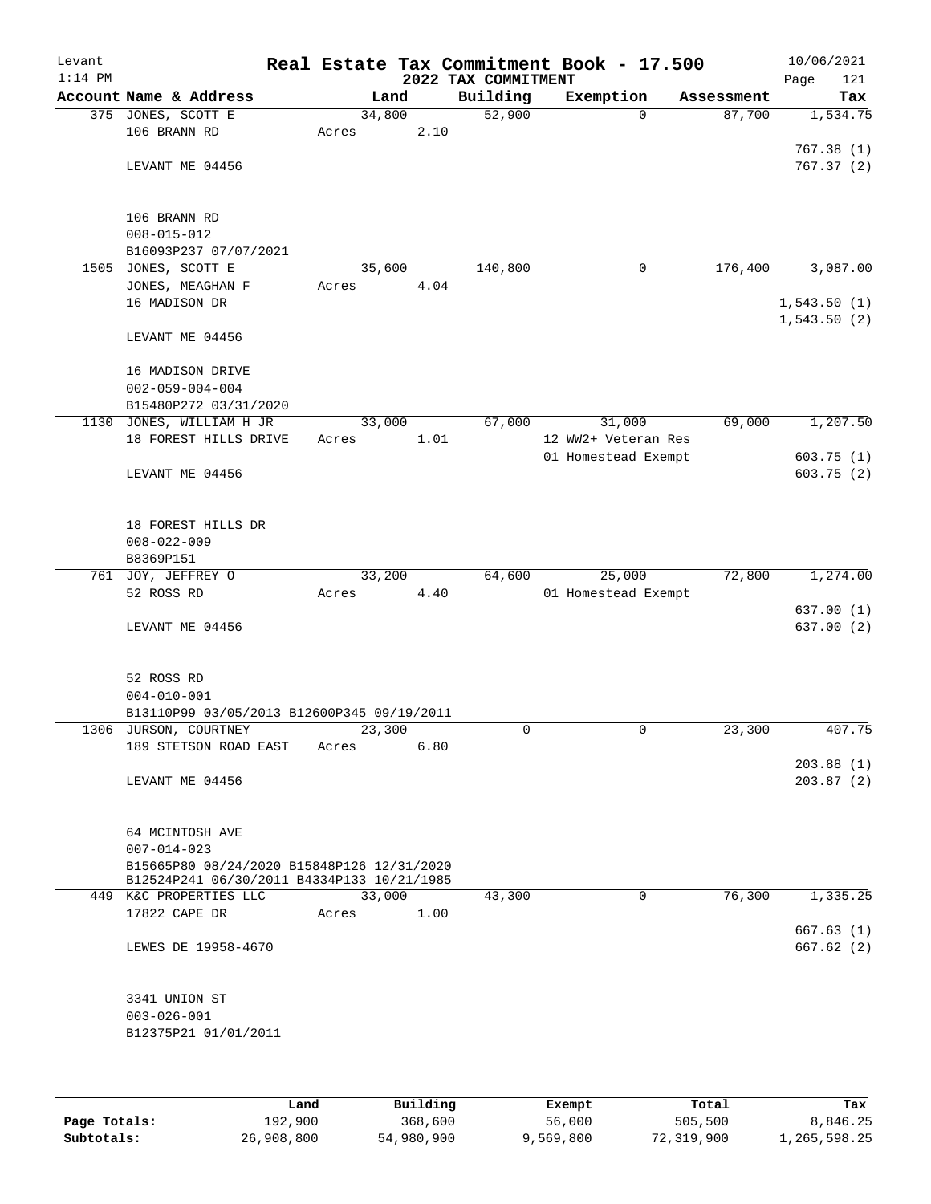Levant
1:14 PM

# Real Estate Tax Commitment Book - 17.500

## 2022 TAX COMMITMENT

10/06/2021

| Account | Name & Address | Land | Building | Exemption | Assessment | Tax |
|---|---|---|---|---|---|---|
| 375 | JONES, SCOTT E<br>106 BRANN RD<br><br>LEVANT ME 04456<br><br>106 BRANN RD<br>008-015-012<br>B16093P237 07/07/2021 | 34,800<br>Acres 2.10 | 52,900 | 0 | 87,700 | 1,534.75<br><br>767.38 (1)<br>767.37 (2) |
| 1505 | JONES, SCOTT E<br>JONES, MEAGHAN F<br>16 MADISON DR<br><br>LEVANT ME 04456<br><br>16 MADISON DRIVE<br>002-059-004-004<br>B15480P272 03/31/2020 | 35,600<br>Acres 4.04 | 140,800 | 0 | 176,400 | 3,087.00<br><br>1,543.50 (1)<br>1,543.50 (2) |
| 1130 | JONES, WILLIAM H JR<br>18 FOREST HILLS DRIVE<br><br>LEVANT ME 04456<br><br>18 FOREST HILLS DR<br>008-022-009<br>B8369P151 | 33,000<br>Acres 1.01 | 67,000 | 31,000<br>12 WW2+ Veteran Res<br>01 Homestead Exempt | 69,000 | 1,207.50<br><br>603.75 (1)<br>603.75 (2) |
| 761 | JOY, JEFFREY O<br>52 ROSS RD<br><br>LEVANT ME 04456<br><br>52 ROSS RD<br>004-010-001<br>B13110P99 03/05/2013 B12600P345 09/19/2011 | 33,200<br>Acres 4.40 | 64,600 | 25,000<br>01 Homestead Exempt | 72,800 | 1,274.00<br><br>637.00 (1)<br>637.00 (2) |
| 1306 | JURSON, COURTNEY<br>189 STETSON ROAD EAST<br><br>LEVANT ME 04456<br><br>64 MCINTOSH AVE<br>007-014-023<br>B15665P80 08/24/2020 B15848P126 12/31/2020<br>B12524P241 06/30/2011 B4334P133 10/21/1985 | 23,300<br>Acres 6.80 | 0 | 0 | 23,300 | 407.75<br><br>203.88 (1)<br>203.87 (2) |
| 449 | K&C PROPERTIES LLC<br>17822 CAPE DR<br><br>LEWES DE 19958-4670<br><br>3341 UNION ST<br>003-026-001<br>B12375P21 01/01/2011 | 33,000<br>Acres 1.00 | 43,300 | 0 | 76,300 | 1,335.25<br><br>667.63 (1)<br>667.62 (2) |

| | Land | Building | Exempt | Total | Tax |
|---|---|---|---|---|---|
| Page Totals: | 192,900 | 368,600 | 56,000 | 505,500 | 8,846.25 |
| Subtotals: | 26,908,800 | 54,980,900 | 9,569,800 | 72,319,900 | 1,265,598.25 |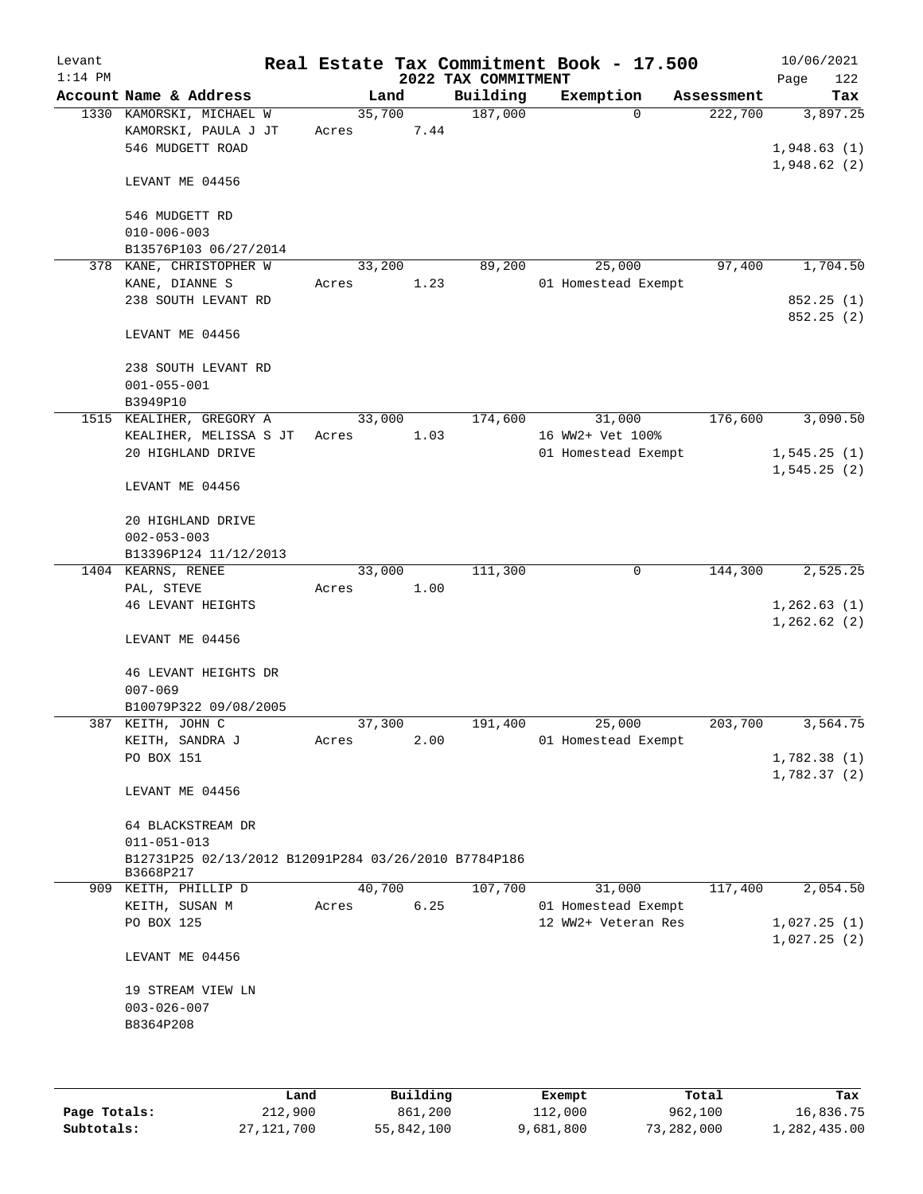Levant 1:14 PM

# Real Estate Tax Commitment Book - 17.500

## 2022 TAX COMMITMENT

10/06/2021 Page 122

| Account Name & Address | Land | Building | Exemption | Assessment | Tax |
|---|---|---|---|---|---|
| 1330 KAMORSKI, MICHAEL W | 35,700 | 187,000 | 0 | 222,700 | 3,897.25 |
| KAMORSKI, PAULA J JT | Acres 7.44 | | | | |
| 546 MUDGETT ROAD | | | | | 1,948.63 (1) |
| | | | | | 1,948.62 (2) |
| LEVANT ME 04456 | | | | | |
| 546 MUDGETT RD | | | | | |
| 010-006-003 | | | | | |
| B13576P103 06/27/2014 | | | | | |
| 378 KANE, CHRISTOPHER W | 33,200 | 89,200 | 25,000 | 97,400 | 1,704.50 |
| KANE, DIANNE S | Acres 1.23 | | 01 Homestead Exempt | | |
| 238 SOUTH LEVANT RD | | | | | 852.25 (1) |
| | | | | | 852.25 (2) |
| LEVANT ME 04456 | | | | | |
| 238 SOUTH LEVANT RD | | | | | |
| 001-055-001 | | | | | |
| B3949P10 | | | | | |
| 1515 KEALIHER, GREGORY A | 33,000 | 174,600 | 31,000 | 176,600 | 3,090.50 |
| KEALIHER, MELISSA S JT | Acres 1.03 | | 16 WW2+ Vet 100% | | |
| 20 HIGHLAND DRIVE | | | 01 Homestead Exempt | | 1,545.25 (1) |
| | | | | | 1,545.25 (2) |
| LEVANT ME 04456 | | | | | |
| 20 HIGHLAND DRIVE | | | | | |
| 002-053-003 | | | | | |
| B13396P124 11/12/2013 | | | | | |
| 1404 KEARNS, RENEE | 33,000 | 111,300 | 0 | 144,300 | 2,525.25 |
| PAL, STEVE | Acres 1.00 | | | | |
| 46 LEVANT HEIGHTS | | | | | 1,262.63 (1) |
| | | | | | 1,262.62 (2) |
| LEVANT ME 04456 | | | | | |
| 46 LEVANT HEIGHTS DR | | | | | |
| 007-069 | | | | | |
| B10079P322 09/08/2005 | | | | | |
| 387 KEITH, JOHN C | 37,300 | 191,400 | 25,000 | 203,700 | 3,564.75 |
| KEITH, SANDRA J | Acres 2.00 | | 01 Homestead Exempt | | |
| PO BOX 151 | | | | | 1,782.38 (1) |
| | | | | | 1,782.37 (2) |
| LEVANT ME 04456 | | | | | |
| 64 BLACKSTREAM DR | | | | | |
| 011-051-013 | | | | | |
| B12731P25 02/13/2012 B12091P284 03/26/2010 B7784P186 B3668P217 | | | | | |
| 909 KEITH, PHILLIP D | 40,700 | 107,700 | 31,000 | 117,400 | 2,054.50 |
| KEITH, SUSAN M | Acres 6.25 | | 01 Homestead Exempt | | |
| PO BOX 125 | | | 12 WW2+ Veteran Res | | 1,027.25 (1) |
| | | | | | 1,027.25 (2) |
| LEVANT ME 04456 | | | | | |
| 19 STREAM VIEW LN | | | | | |
| 003-026-007 | | | | | |
| B8364P208 | | | | | |

| | Land | Building | Exempt | Total | Tax |
|---|---|---|---|---|---|
| Page Totals: | 212,900 | 861,200 | 112,000 | 962,100 | 16,836.75 |
| Subtotals: | 27,121,700 | 55,842,100 | 9,681,800 | 73,282,000 | 1,282,435.00 |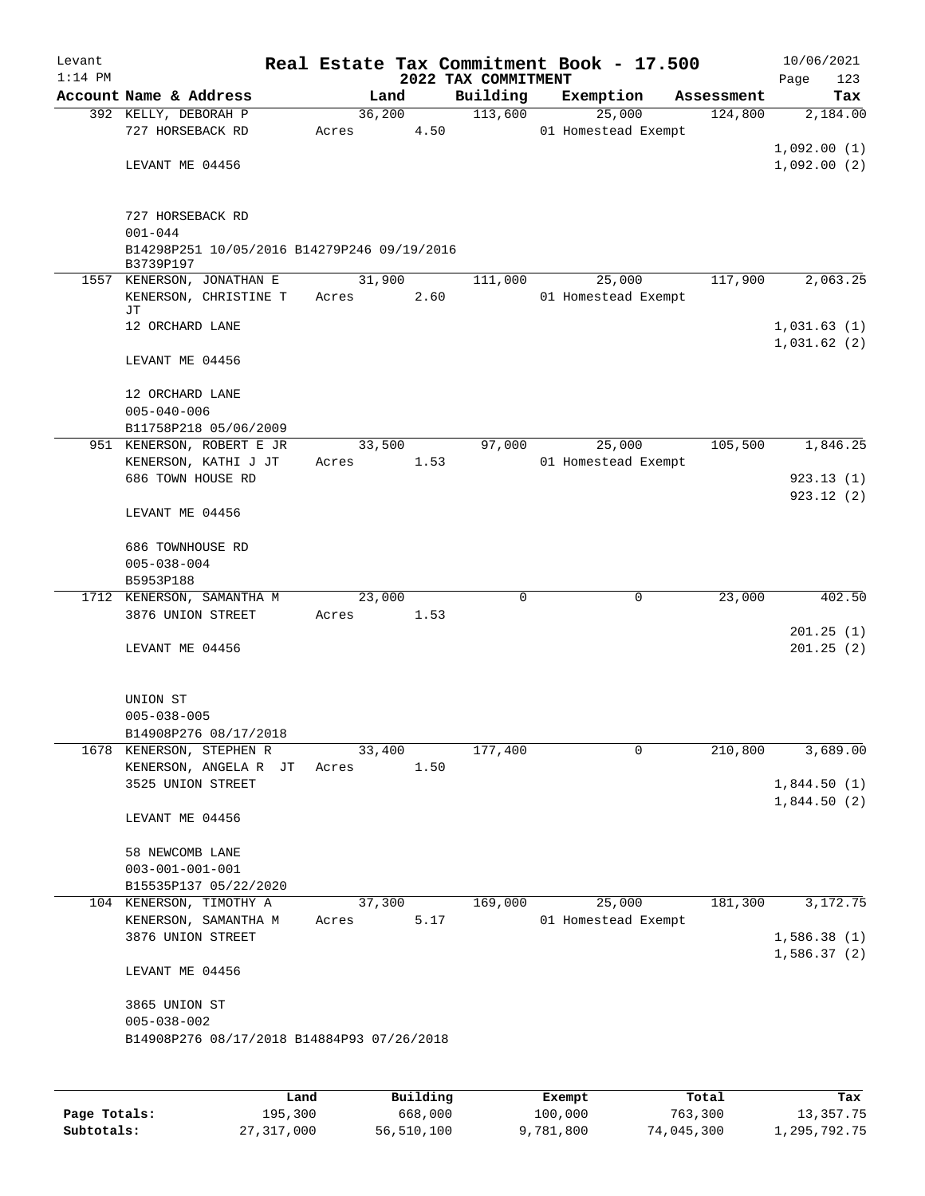Levant
1:14 PM

# Real Estate Tax Commitment Book - 17.500

## 2022 TAX COMMITMENT

10/06/2021

| Account Name & Address | Land | Building | Exemption | Assessment | Tax |
|---|---|---|---|---|---|
| 392 KELLY, DEBORAH P | 36,200 | 113,600 | 25,000 | 124,800 | 2,184.00 |
| 727 HORSEBACK RD | Acres 4.50 | | 01 Homestead Exempt | | |
| | | | | | 1,092.00 (1) |
| LEVANT ME 04456 | | | | | 1,092.00 (2) |
| 727 HORSEBACK RD | | | | | |
| 001-044 | | | | | |
| B14298P251 10/05/2016 B14279P246 09/19/2016 B3739P197 | | | | | |
| 1557 KENERSON, JONATHAN E | 31,900 | 111,000 | 25,000 | 117,900 | 2,063.25 |
| KENERSON, CHRISTINE T JT | Acres 2.60 | | 01 Homestead Exempt | | |
| 12 ORCHARD LANE | | | | | 1,031.63 (1) |
| | | | | | 1,031.62 (2) |
| LEVANT ME 04456 | | | | | |
| 12 ORCHARD LANE | | | | | |
| 005-040-006 | | | | | |
| B11758P218 05/06/2009 | | | | | |
| 951 KENERSON, ROBERT E JR | 33,500 | 97,000 | 25,000 | 105,500 | 1,846.25 |
| KENERSON, KATHI J JT | Acres 1.53 | | 01 Homestead Exempt | | |
| 686 TOWN HOUSE RD | | | | | 923.13 (1) |
| | | | | | 923.12 (2) |
| LEVANT ME 04456 | | | | | |
| 686 TOWNHOUSE RD | | | | | |
| 005-038-004 | | | | | |
| B5953P188 | | | | | |
| 1712 KENERSON, SAMANTHA M | 23,000 | 0 | 0 | 23,000 | 402.50 |
| 3876 UNION STREET | Acres 1.53 | | | | |
| | | | | | 201.25 (1) |
| LEVANT ME 04456 | | | | | 201.25 (2) |
| UNION ST | | | | | |
| 005-038-005 | | | | | |
| B14908P276 08/17/2018 | | | | | |
| 1678 KENERSON, STEPHEN R | 33,400 | 177,400 | 0 | 210,800 | 3,689.00 |
| KENERSON, ANGELA R JT | Acres 1.50 | | | | |
| 3525 UNION STREET | | | | | 1,844.50 (1) |
| | | | | | 1,844.50 (2) |
| LEVANT ME 04456 | | | | | |
| 58 NEWCOMB LANE | | | | | |
| 003-001-001-001 | | | | | |
| B15535P137 05/22/2020 | | | | | |
| 104 KENERSON, TIMOTHY A | 37,300 | 169,000 | 25,000 | 181,300 | 3,172.75 |
| KENERSON, SAMANTHA M | Acres 5.17 | | 01 Homestead Exempt | | |
| 3876 UNION STREET | | | | | 1,586.38 (1) |
| | | | | | 1,586.37 (2) |
| LEVANT ME 04456 | | | | | |
| 3865 UNION ST | | | | | |
| 005-038-002 | | | | | |
| B14908P276 08/17/2018 B14884P93 07/26/2018 | | | | | |

| | Land | Building | Exempt | Total | Tax |
|---|---|---|---|---|---|
| Page Totals: | 195,300 | 668,000 | 100,000 | 763,300 | 13,357.75 |
| Subtotals: | 27,317,000 | 56,510,100 | 9,781,800 | 74,045,300 | 1,295,792.75 |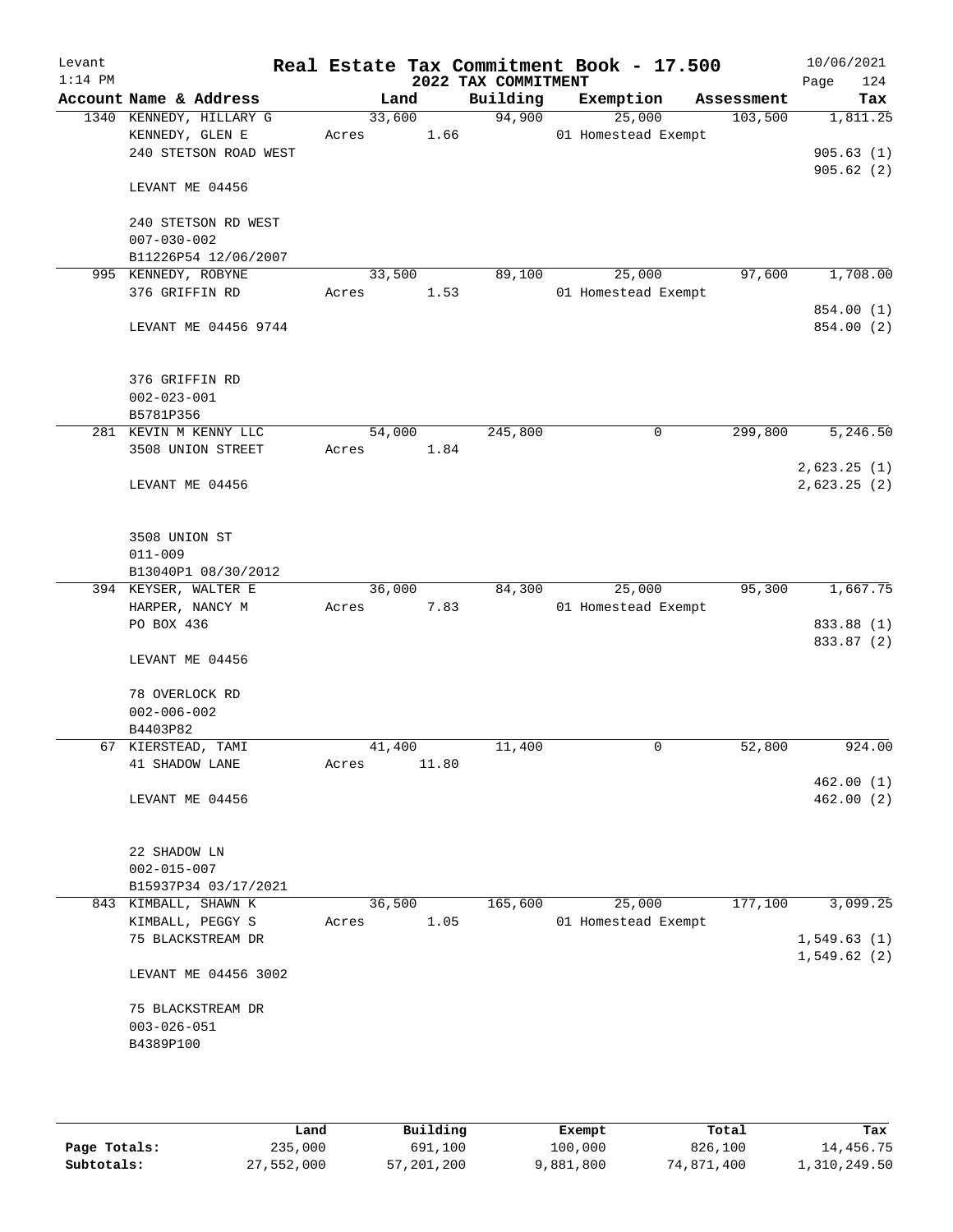Levant 1:14 PM

# Real Estate Tax Commitment Book - 17.500

## 2022 TAX COMMITMENT

10/06/2021

| Account Name & Address | Land | Building | Exemption | Assessment | Tax |
|---|---|---|---|---|---|
| 1340 KENNEDY, HILLARY G | 33,600 | 94,900 | 25,000 | 103,500 | 1,811.25 |
| KENNEDY, GLEN E | Acres 1.66 | | 01 Homestead Exempt | | |
| 240 STETSON ROAD WEST | | | | | 905.63 (1) |
| | | | | | 905.62 (2) |
| LEVANT ME 04456 | | | | | |
| 240 STETSON RD WEST | | | | | |
| 007-030-002 | | | | | |
| B11226P54 12/06/2007 | | | | | |
| 995 KENNEDY, ROBYNE | 33,500 | 89,100 | 25,000 | 97,600 | 1,708.00 |
| 376 GRIFFIN RD | Acres 1.53 | | 01 Homestead Exempt | | |
| | | | | | 854.00 (1) |
| LEVANT ME 04456 9744 | | | | | 854.00 (2) |
| 376 GRIFFIN RD | | | | | |
| 002-023-001 | | | | | |
| B5781P356 | | | | | |
| 281 KEVIN M KENNY LLC | 54,000 | 245,800 | 0 | 299,800 | 5,246.50 |
| 3508 UNION STREET | Acres 1.84 | | | | |
| | | | | | 2,623.25 (1) |
| LEVANT ME 04456 | | | | | 2,623.25 (2) |
| 3508 UNION ST | | | | | |
| 011-009 | | | | | |
| B13040P1 08/30/2012 | | | | | |
| 394 KEYSER, WALTER E | 36,000 | 84,300 | 25,000 | 95,300 | 1,667.75 |
| HARPER, NANCY M | Acres 7.83 | | 01 Homestead Exempt | | |
| PO BOX 436 | | | | | 833.88 (1) |
| | | | | | 833.87 (2) |
| LEVANT ME 04456 | | | | | |
| 78 OVERLOCK RD | | | | | |
| 002-006-002 | | | | | |
| B4403P82 | | | | | |
| 67 KIERSTEAD, TAMI | 41,400 | 11,400 | 0 | 52,800 | 924.00 |
| 41 SHADOW LANE | Acres 11.80 | | | | |
| | | | | | 462.00 (1) |
| LEVANT ME 04456 | | | | | 462.00 (2) |
| 22 SHADOW LN | | | | | |
| 002-015-007 | | | | | |
| B15937P34 03/17/2021 | | | | | |
| 843 KIMBALL, SHAWN K | 36,500 | 165,600 | 25,000 | 177,100 | 3,099.25 |
| KIMBALL, PEGGY S | Acres 1.05 | | 01 Homestead Exempt | | |
| 75 BLACKSTREAM DR | | | | | 1,549.63 (1) |
| | | | | | 1,549.62 (2) |
| LEVANT ME 04456 3002 | | | | | |
| 75 BLACKSTREAM DR | | | | | |
| 003-026-051 | | | | | |
| B4389P100 | | | | | |

| | Land | Building | Exempt | Total | Tax |
|---|---|---|---|---|---|
| Page Totals: | 235,000 | 691,100 | 100,000 | 826,100 | 14,456.75 |
| Subtotals: | 27,552,000 | 57,201,200 | 9,881,800 | 74,871,400 | 1,310,249.50 |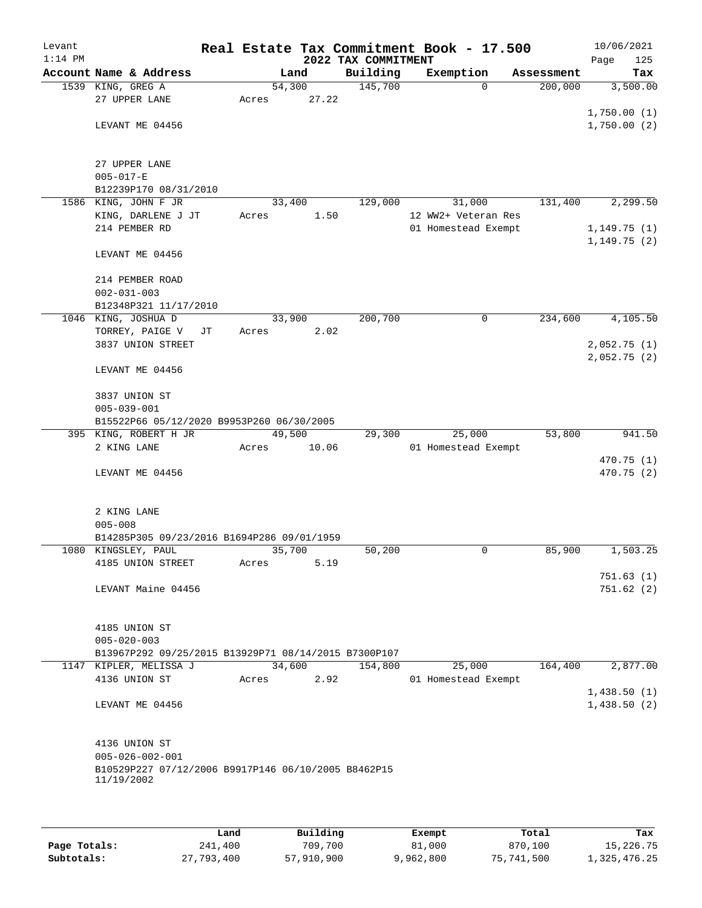# Real Estate Tax Commitment Book - 17.500

Levant 1:14 PM — 2022 TAX COMMITMENT — 10/06/2021

| Account Name & Address | Land | Building | Exemption | Assessment | Tax |
|---|---|---|---|---|---|
| 1539 KING, GREG A | 54,300 | 145,700 | 0 | 200,000 | 3,500.00 |
| 27 UPPER LANE | Acres 27.22 | | | | |
| | | | | | 1,750.00 (1) |
| LEVANT ME 04456 | | | | | 1,750.00 (2) |
| 27 UPPER LANE | | | | | |
| 005-017-E | | | | | |
| B12239P170 08/31/2010 | | | | | |
| 1586 KING, JOHN F JR | 33,400 | 129,000 | 31,000 | 131,400 | 2,299.50 |
| KING, DARLENE J JT | Acres 1.50 | | 12 WW2+ Veteran Res | | |
| 214 PEMBER RD | | | 01 Homestead Exempt | | 1,149.75 (1) |
| | | | | | 1,149.75 (2) |
| LEVANT ME 04456 | | | | | |
| 214 PEMBER ROAD | | | | | |
| 002-031-003 | | | | | |
| B12348P321 11/17/2010 | | | | | |
| 1046 KING, JOSHUA D | 33,900 | 200,700 | 0 | 234,600 | 4,105.50 |
| TORREY, PAIGE V JT | Acres 2.02 | | | | |
| 3837 UNION STREET | | | | | 2,052.75 (1) |
| | | | | | 2,052.75 (2) |
| LEVANT ME 04456 | | | | | |
| 3837 UNION ST | | | | | |
| 005-039-001 | | | | | |
| B15522P66 05/12/2020 B9953P260 06/30/2005 | | | | | |
| 395 KING, ROBERT H JR | 49,500 | 29,300 | 25,000 | 53,800 | 941.50 |
| 2 KING LANE | Acres 10.06 | | 01 Homestead Exempt | | |
| | | | | | 470.75 (1) |
| LEVANT ME 04456 | | | | | 470.75 (2) |
| 2 KING LANE | | | | | |
| 005-008 | | | | | |
| B14285P305 09/23/2016 B1694P286 09/01/1959 | | | | | |
| 1080 KINGSLEY, PAUL | 35,700 | 50,200 | 0 | 85,900 | 1,503.25 |
| 4185 UNION STREET | Acres 5.19 | | | | |
| | | | | | 751.63 (1) |
| LEVANT Maine 04456 | | | | | 751.62 (2) |
| 4185 UNION ST | | | | | |
| 005-020-003 | | | | | |
| B13967P292 09/25/2015 B13929P71 08/14/2015 B7300P107 | | | | | |
| 1147 KIPLER, MELISSA J | 34,600 | 154,800 | 25,000 | 164,400 | 2,877.00 |
| 4136 UNION ST | Acres 2.92 | | 01 Homestead Exempt | | |
| | | | | | 1,438.50 (1) |
| LEVANT ME 04456 | | | | | 1,438.50 (2) |
| 4136 UNION ST | | | | | |
| 005-026-002-001 | | | | | |
| B10529P227 07/12/2006 B9917P146 06/10/2005 B8462P15 11/19/2002 | | | | | |

| | Land | Building | Exempt | Total | Tax |
|---|---|---|---|---|---|
| Page Totals: | 241,400 | 709,700 | 81,000 | 870,100 | 15,226.75 |
| Subtotals: | 27,793,400 | 57,910,900 | 9,962,800 | 75,741,500 | 1,325,476.25 |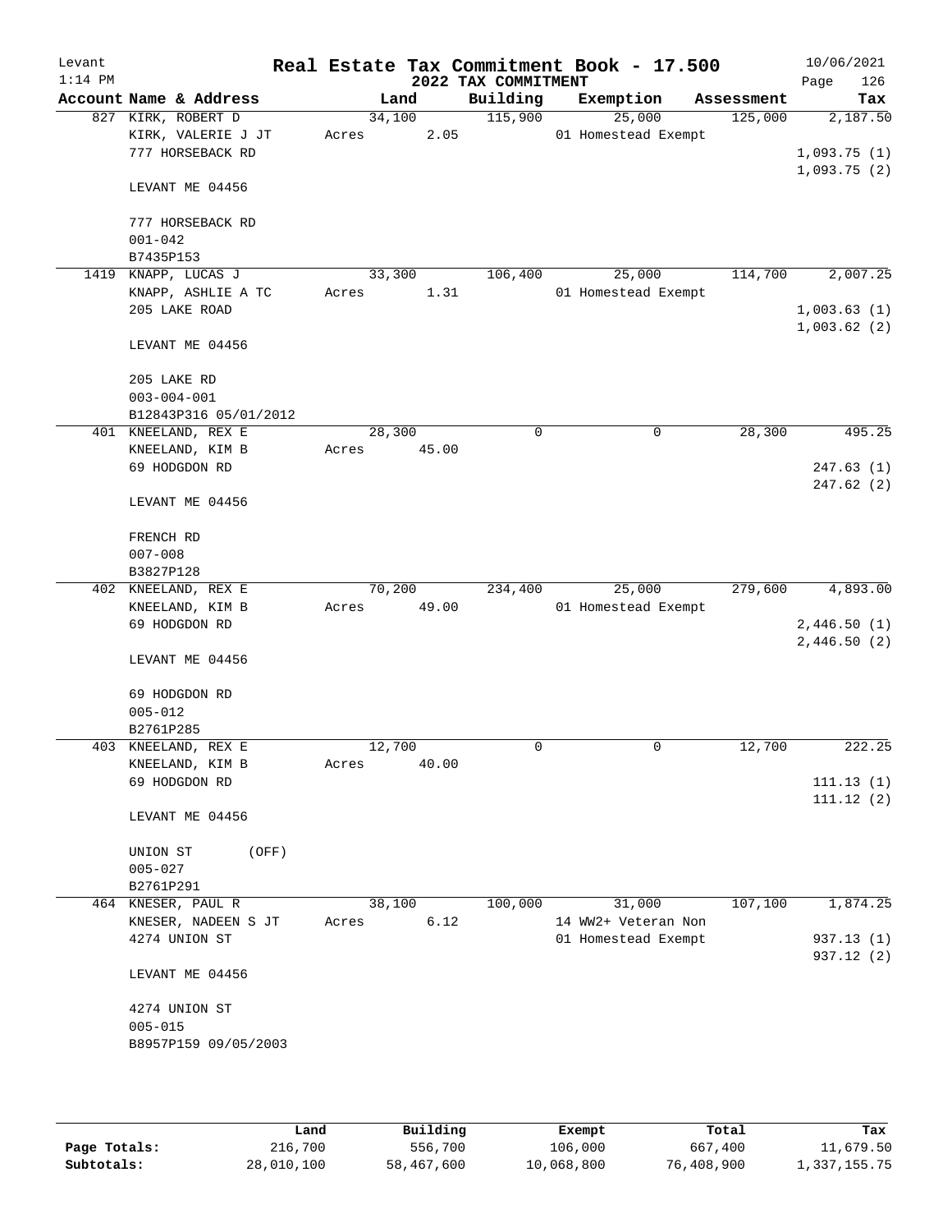Levant 1:14 PM

# Real Estate Tax Commitment Book - 17.500

## 2022 TAX COMMITMENT

10/06/2021 Page 126

| Account | Name & Address | Land | Building | Exemption | Assessment | Tax |
|---|---|---|---|---|---|---|
| 827 | KIRK, ROBERT D<br>KIRK, VALERIE J JT<br>777 HORSEBACK RD<br><br>LEVANT ME 04456<br><br>777 HORSEBACK RD<br>001-042<br>B7435P153 | 34,100<br>Acres 2.05 | 115,900 | 25,000<br>01 Homestead Exempt | 125,000 | 2,187.50<br><br>1,093.75 (1)<br>1,093.75 (2) |
| 1419 | KNAPP, LUCAS J<br>KNAPP, ASHLIE A TC<br>205 LAKE ROAD<br><br>LEVANT ME 04456<br><br>205 LAKE RD<br>003-004-001<br>B12843P316 05/01/2012 | 33,300<br>Acres 1.31 | 106,400 | 25,000<br>01 Homestead Exempt | 114,700 | 2,007.25<br><br>1,003.63 (1)<br>1,003.62 (2) |
| 401 | KNEELAND, REX E<br>KNEELAND, KIM B<br>69 HODGDON RD<br><br>LEVANT ME 04456<br><br>FRENCH RD<br>007-008<br>B3827P128 | 28,300<br>Acres 45.00 | 0 | 0 | 28,300 | 495.25<br><br>247.63 (1)<br>247.62 (2) |
| 402 | KNEELAND, REX E<br>KNEELAND, KIM B<br>69 HODGDON RD<br><br>LEVANT ME 04456<br><br>69 HODGDON RD<br>005-012<br>B2761P285 | 70,200<br>Acres 49.00 | 234,400 | 25,000<br>01 Homestead Exempt | 279,600 | 4,893.00<br><br>2,446.50 (1)<br>2,446.50 (2) |
| 403 | KNEELAND, REX E<br>KNEELAND, KIM B<br>69 HODGDON RD<br><br>LEVANT ME 04456<br><br>UNION ST (OFF)<br>005-027<br>B2761P291 | 12,700<br>Acres 40.00 | 0 | 0 | 12,700 | 222.25<br><br>111.13 (1)<br>111.12 (2) |
| 464 | KNESER, PAUL R<br>KNESER, NADEEN S JT<br>4274 UNION ST<br><br>LEVANT ME 04456<br><br>4274 UNION ST<br>005-015<br>B8957P159 09/05/2003 | 38,100<br>Acres 6.12 | 100,000 | 31,000<br>14 WW2+ Veteran Non<br>01 Homestead Exempt | 107,100 | 1,874.25<br><br>937.13 (1)<br>937.12 (2) |

| | Land | Building | Exempt | Total | Tax |
|---|---|---|---|---|---|
| Page Totals: | 216,700 | 556,700 | 106,000 | 667,400 | 11,679.50 |
| Subtotals: | 28,010,100 | 58,467,600 | 10,068,800 | 76,408,900 | 1,337,155.75 |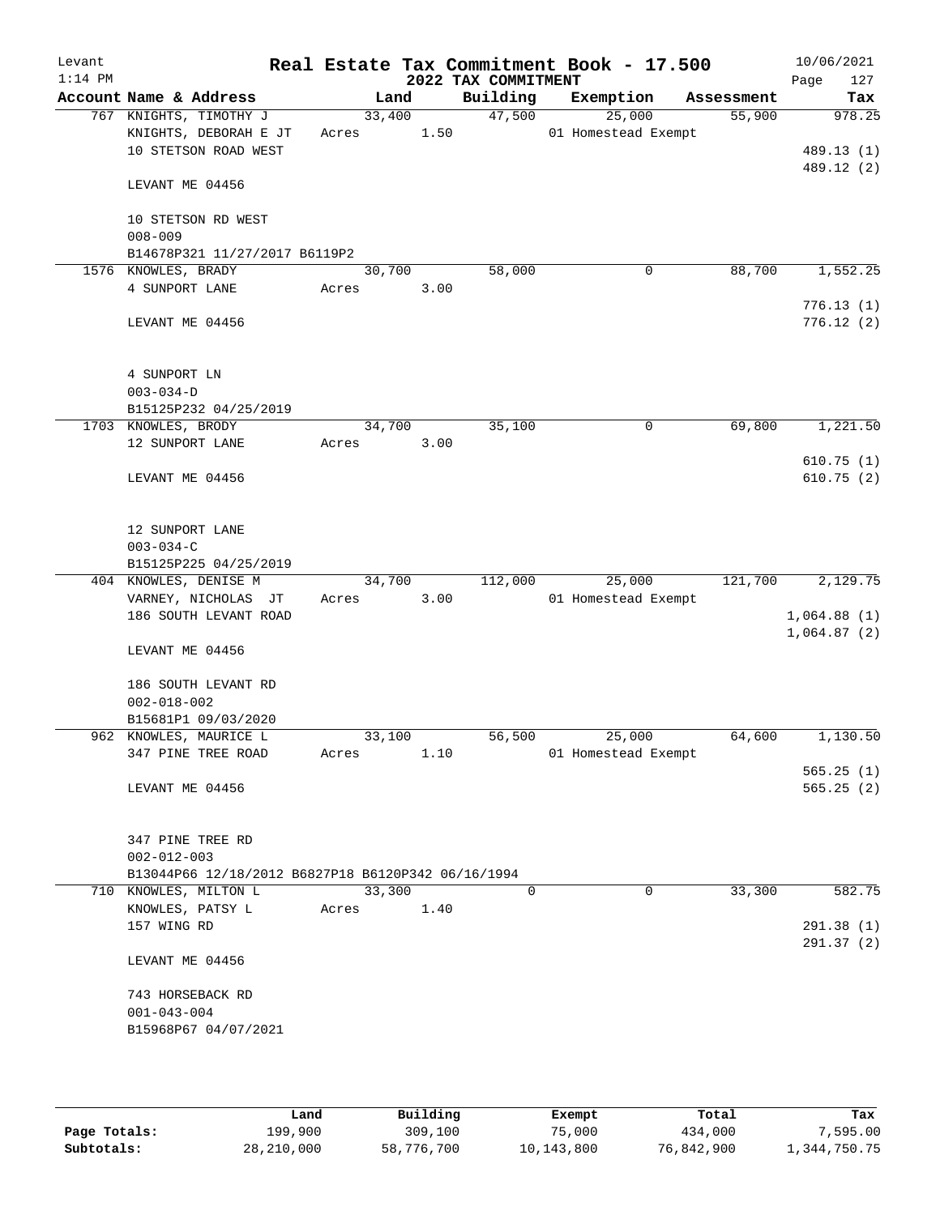Levant
1:14 PM

# Real Estate Tax Commitment Book - 17.500
## 2022 TAX COMMITMENT

10/06/2021

| Account Name & Address | Land | Building | Exemption | Assessment | Tax |
|---|---|---|---|---|---|
| 767 KNIGHTS, TIMOTHY J | 33,400 | 47,500 | 25,000 | 55,900 | 978.25 |
| KNIGHTS, DEBORAH E JT | Acres 1.50 | | 01 Homestead Exempt | | |
| 10 STETSON ROAD WEST | | | | | 489.13 (1) |
| | | | | | 489.12 (2) |
| LEVANT ME 04456 | | | | | |
| 10 STETSON RD WEST | | | | | |
| 008-009 | | | | | |
| B14678P321 11/27/2017 B6119P2 | | | | | |
| 1576 KNOWLES, BRADY | 30,700 | 58,000 | 0 | 88,700 | 1,552.25 |
| 4 SUNPORT LANE | Acres 3.00 | | | | |
| | | | | | 776.13 (1) |
| LEVANT ME 04456 | | | | | 776.12 (2) |
| 4 SUNPORT LN | | | | | |
| 003-034-D | | | | | |
| B15125P232 04/25/2019 | | | | | |
| 1703 KNOWLES, BRODY | 34,700 | 35,100 | 0 | 69,800 | 1,221.50 |
| 12 SUNPORT LANE | Acres 3.00 | | | | |
| | | | | | 610.75 (1) |
| LEVANT ME 04456 | | | | | 610.75 (2) |
| 12 SUNPORT LANE | | | | | |
| 003-034-C | | | | | |
| B15125P225 04/25/2019 | | | | | |
| 404 KNOWLES, DENISE M | 34,700 | 112,000 | 25,000 | 121,700 | 2,129.75 |
| VARNEY, NICHOLAS JT | Acres 3.00 | | 01 Homestead Exempt | | |
| 186 SOUTH LEVANT ROAD | | | | | 1,064.88 (1) |
| | | | | | 1,064.87 (2) |
| LEVANT ME 04456 | | | | | |
| 186 SOUTH LEVANT RD | | | | | |
| 002-018-002 | | | | | |
| B15681P1 09/03/2020 | | | | | |
| 962 KNOWLES, MAURICE L | 33,100 | 56,500 | 25,000 | 64,600 | 1,130.50 |
| 347 PINE TREE ROAD | Acres 1.10 | | 01 Homestead Exempt | | |
| | | | | | 565.25 (1) |
| LEVANT ME 04456 | | | | | 565.25 (2) |
| 347 PINE TREE RD | | | | | |
| 002-012-003 | | | | | |
| B13044P66 12/18/2012 B6827P18 B6120P342 06/16/1994 | | | | | |
| 710 KNOWLES, MILTON L | 33,300 | 0 | 0 | 33,300 | 582.75 |
| KNOWLES, PATSY L | Acres 1.40 | | | | |
| 157 WING RD | | | | | 291.38 (1) |
| | | | | | 291.37 (2) |
| LEVANT ME 04456 | | | | | |
| 743 HORSEBACK RD | | | | | |
| 001-043-004 | | | | | |
| B15968P67 04/07/2021 | | | | | |

| | Land | Building | Exempt | Total | Tax |
|---|---|---|---|---|---|
| Page Totals: | 199,900 | 309,100 | 75,000 | 434,000 | 7,595.00 |
| Subtotals: | 28,210,000 | 58,776,700 | 10,143,800 | 76,842,900 | 1,344,750.75 |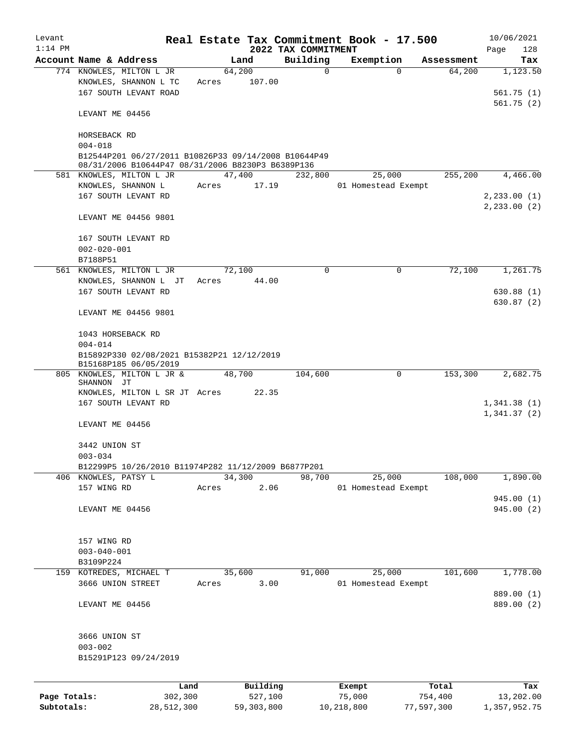Levant 1:14 PM

# Real Estate Tax Commitment Book - 17.500

## 2022 TAX COMMITMENT

10/06/2021 Page 128

| Account Name & Address | Land | Building | Exemption | Assessment | Tax |
|---|---|---|---|---|---|
| 774 KNOWLES, MILTON L JR | 64,200 | 0 | 0 | 64,200 | 1,123.50 |
| KNOWLES, SHANNON L TC | Acres 107.00 | | | | |
| 167 SOUTH LEVANT ROAD | | | | | 561.75 (1) |
| | | | | | 561.75 (2) |
| LEVANT ME 04456 | | | | | |
| HORSEBACK RD | | | | | |
| 004-018 | | | | | |
| B12544P201 06/27/2011 B10826P33 09/14/2008 B10644P49 08/31/2006 B10644P47 08/31/2006 B8230P3 B6389P136 | | | | | |
| 581 KNOWLES, MILTON L JR | 47,400 | 232,800 | 25,000 | 255,200 | 4,466.00 |
| KNOWLES, SHANNON L | Acres 17.19 | | 01 Homestead Exempt | | |
| 167 SOUTH LEVANT RD | | | | | 2,233.00 (1) |
| | | | | | 2,233.00 (2) |
| LEVANT ME 04456 9801 | | | | | |
| 167 SOUTH LEVANT RD | | | | | |
| 002-020-001 | | | | | |
| B7188P51 | | | | | |
| 561 KNOWLES, MILTON L JR | 72,100 | 0 | 0 | 72,100 | 1,261.75 |
| KNOWLES, SHANNON L JT | Acres 44.00 | | | | |
| 167 SOUTH LEVANT RD | | | | | 630.88 (1) |
| | | | | | 630.87 (2) |
| LEVANT ME 04456 9801 | | | | | |
| 1043 HORSEBACK RD | | | | | |
| 004-014 | | | | | |
| B15892P330 02/08/2021 B15382P21 12/12/2019 B15168P185 06/05/2019 | | | | | |
| 805 KNOWLES, MILTON L JR & SHANNON JT | 48,700 | 104,600 | 0 | 153,300 | 2,682.75 |
| KNOWLES, MILTON L SR JT | Acres 22.35 | | | | |
| 167 SOUTH LEVANT RD | | | | | 1,341.38 (1) |
| | | | | | 1,341.37 (2) |
| LEVANT ME 04456 | | | | | |
| 3442 UNION ST | | | | | |
| 003-034 | | | | | |
| B12299P5 10/26/2010 B11974P282 11/12/2009 B6877P201 | | | | | |
| 406 KNOWLES, PATSY L | 34,300 | 98,700 | 25,000 | 108,000 | 1,890.00 |
| 157 WING RD | Acres 2.06 | | 01 Homestead Exempt | | |
| | | | | | 945.00 (1) |
| LEVANT ME 04456 | | | | | 945.00 (2) |
| 157 WING RD | | | | | |
| 003-040-001 | | | | | |
| B3109P224 | | | | | |
| 159 KOTREDES, MICHAEL T | 35,600 | 91,000 | 25,000 | 101,600 | 1,778.00 |
| 3666 UNION STREET | Acres 3.00 | | 01 Homestead Exempt | | |
| | | | | | 889.00 (1) |
| LEVANT ME 04456 | | | | | 889.00 (2) |
| 3666 UNION ST | | | | | |
| 003-002 | | | | | |
| B15291P123 09/24/2019 | | | | | |

| | Land | Building | Exempt | Total | Tax |
|---|---|---|---|---|---|
| Page Totals: | 302,300 | 527,100 | 75,000 | 754,400 | 13,202.00 |
| Subtotals: | 28,512,300 | 59,303,800 | 10,218,800 | 77,597,300 | 1,357,952.75 |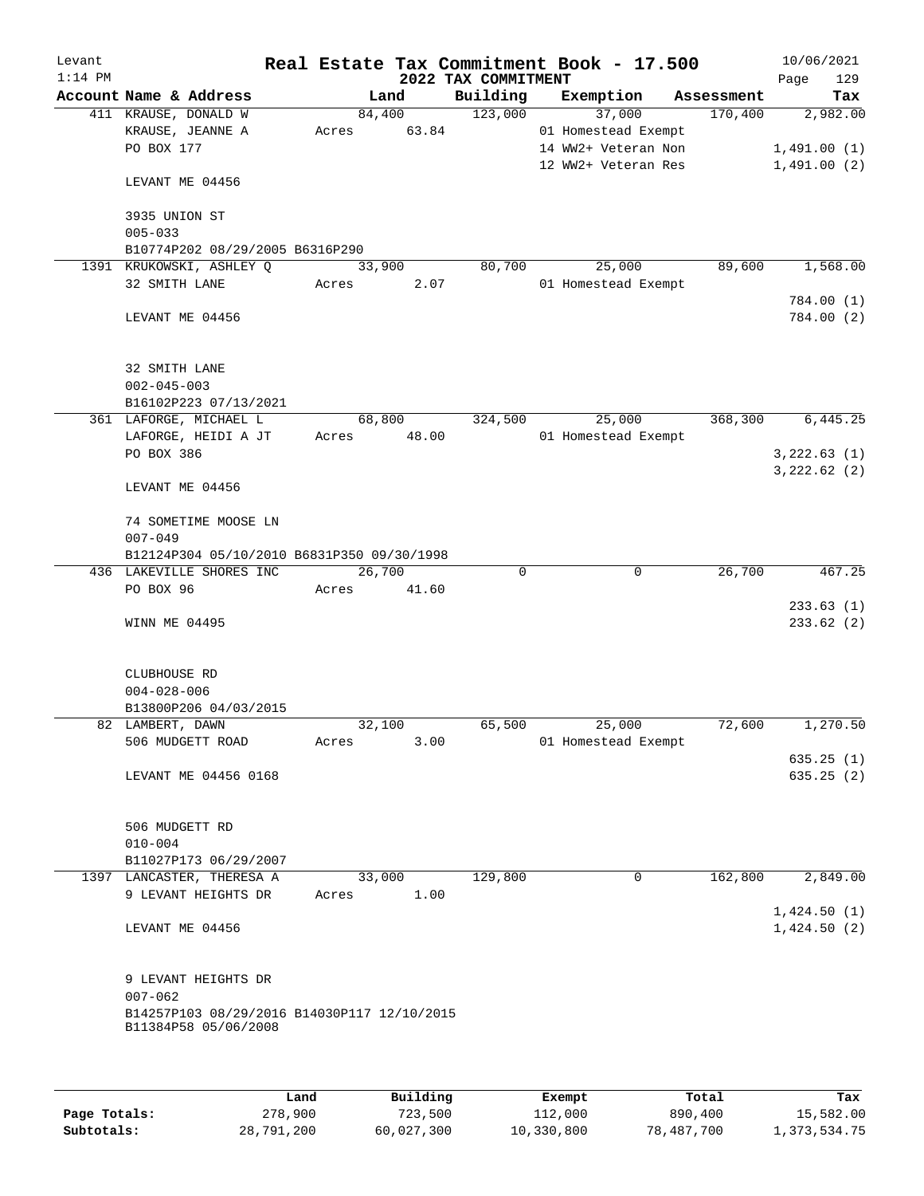Levant
1:14 PM

# Real Estate Tax Commitment Book - 17.500

## 2022 TAX COMMITMENT

10/06/2021

| Account | Name & Address | Land | Building | Exemption | Assessment | Tax |
|---|---|---|---|---|---|---|
| 411 | KRAUSE, DONALD W | 84,400 | 123,000 | 37,000 | 170,400 | 2,982.00 |
| | KRAUSE, JEANNE A | Acres 63.84 | | 01 Homestead Exempt | | |
| | PO BOX 177 | | | 14 WW2+ Veteran Non | | 1,491.00 (1) |
| | | | | 12 WW2+ Veteran Res | | 1,491.00 (2) |
| | LEVANT ME 04456 | | | | | |
| | 3935 UNION ST | | | | | |
| | 005-033 | | | | | |
| | B10774P202 08/29/2005 B6316P290 | | | | | |
| 1391 | KRUKOWSKI, ASHLEY Q | 33,900 | 80,700 | 25,000 | 89,600 | 1,568.00 |
| | 32 SMITH LANE | Acres 2.07 | | 01 Homestead Exempt | | |
| | | | | | | 784.00 (1) |
| | LEVANT ME 04456 | | | | | 784.00 (2) |
| | 32 SMITH LANE | | | | | |
| | 002-045-003 | | | | | |
| | B16102P223 07/13/2021 | | | | | |
| 361 | LAFORGE, MICHAEL L | 68,800 | 324,500 | 25,000 | 368,300 | 6,445.25 |
| | LAFORGE, HEIDI A JT | Acres 48.00 | | 01 Homestead Exempt | | |
| | PO BOX 386 | | | | | 3,222.63 (1) |
| | | | | | | 3,222.62 (2) |
| | LEVANT ME 04456 | | | | | |
| | 74 SOMETIME MOOSE LN | | | | | |
| | 007-049 | | | | | |
| | B12124P304 05/10/2010 B6831P350 09/30/1998 | | | | | |
| 436 | LAKEVILLE SHORES INC | 26,700 | 0 | 0 | 26,700 | 467.25 |
| | PO BOX 96 | Acres 41.60 | | | | |
| | | | | | | 233.63 (1) |
| | WINN ME 04495 | | | | | 233.62 (2) |
| | CLUBHOUSE RD | | | | | |
| | 004-028-006 | | | | | |
| | B13800P206 04/03/2015 | | | | | |
| 82 | LAMBERT, DAWN | 32,100 | 65,500 | 25,000 | 72,600 | 1,270.50 |
| | 506 MUDGETT ROAD | Acres 3.00 | | 01 Homestead Exempt | | |
| | | | | | | 635.25 (1) |
| | LEVANT ME 04456 0168 | | | | | 635.25 (2) |
| | 506 MUDGETT RD | | | | | |
| | 010-004 | | | | | |
| | B11027P173 06/29/2007 | | | | | |
| 1397 | LANCASTER, THERESA A | 33,000 | 129,800 | 0 | 162,800 | 2,849.00 |
| | 9 LEVANT HEIGHTS DR | Acres 1.00 | | | | |
| | | | | | | 1,424.50 (1) |
| | LEVANT ME 04456 | | | | | 1,424.50 (2) |
| | 9 LEVANT HEIGHTS DR | | | | | |
| | 007-062 | | | | | |
| | B14257P103 08/29/2016 B14030P117 12/10/2015 B11384P58 05/06/2008 | | | | | |

| | Land | Building | Exempt | Total | Tax |
|---|---|---|---|---|---|
| Page Totals: | 278,900 | 723,500 | 112,000 | 890,400 | 15,582.00 |
| Subtotals: | 28,791,200 | 60,027,300 | 10,330,800 | 78,487,700 | 1,373,534.75 |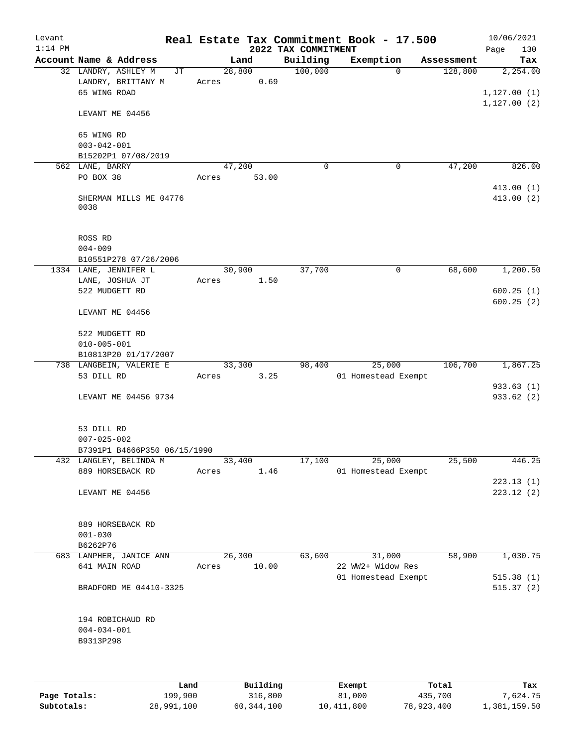Levant
1:14 PM

# Real Estate Tax Commitment Book - 17.500

## 2022 TAX COMMITMENT

10/06/2021

| Account Name & Address | Land | Building | Exemption | Assessment | Tax |
|---|---|---|---|---|---|
| 32 LANDRY, ASHLEY M JT | 28,800 | 100,000 | 0 | 128,800 | 2,254.00 |
| LANDRY, BRITTANY M | Acres 0.69 | | | | |
| 65 WING ROAD | | | | | 1,127.00 (1) |
| | | | | | 1,127.00 (2) |
| LEVANT ME 04456 | | | | | |
| 65 WING RD | | | | | |
| 003-042-001 | | | | | |
| B15202P1 07/08/2019 | | | | | |
| 562 LANE, BARRY | 47,200 | 0 | 0 | 47,200 | 826.00 |
| PO BOX 38 | Acres 53.00 | | | | |
| | | | | | 413.00 (1) |
| SHERMAN MILLS ME 04776 0038 | | | | | 413.00 (2) |
| ROSS RD | | | | | |
| 004-009 | | | | | |
| B10551P278 07/26/2006 | | | | | |
| 1334 LANE, JENNIFER L | 30,900 | 37,700 | 0 | 68,600 | 1,200.50 |
| LANE, JOSHUA JT | Acres 1.50 | | | | |
| 522 MUDGETT RD | | | | | 600.25 (1) |
| | | | | | 600.25 (2) |
| LEVANT ME 04456 | | | | | |
| 522 MUDGETT RD | | | | | |
| 010-005-001 | | | | | |
| B10813P20 01/17/2007 | | | | | |
| 738 LANGBEIN, VALERIE E | 33,300 | 98,400 | 25,000 | 106,700 | 1,867.25 |
| 53 DILL RD | Acres 3.25 | | 01 Homestead Exempt | | |
| | | | | | 933.63 (1) |
| LEVANT ME 04456 9734 | | | | | 933.62 (2) |
| 53 DILL RD | | | | | |
| 007-025-002 | | | | | |
| B7391P1 B4666P350 06/15/1990 | | | | | |
| 432 LANGLEY, BELINDA M | 33,400 | 17,100 | 25,000 | 25,500 | 446.25 |
| 889 HORSEBACK RD | Acres 1.46 | | 01 Homestead Exempt | | |
| | | | | | 223.13 (1) |
| LEVANT ME 04456 | | | | | 223.12 (2) |
| 889 HORSEBACK RD | | | | | |
| 001-030 | | | | | |
| B6262P76 | | | | | |
| 683 LANPHER, JANICE ANN | 26,300 | 63,600 | 31,000 | 58,900 | 1,030.75 |
| 641 MAIN ROAD | Acres 10.00 | | 22 WW2+ Widow Res | | |
| | | | 01 Homestead Exempt | | 515.38 (1) |
| BRADFORD ME 04410-3325 | | | | | 515.37 (2) |
| 194 ROBICHAUD RD | | | | | |
| 004-034-001 | | | | | |
| B9313P298 | | | | | |

| | Land | Building | Exempt | Total | Tax |
|---|---|---|---|---|---|
| Page Totals: | 199,900 | 316,800 | 81,000 | 435,700 | 7,624.75 |
| Subtotals: | 28,991,100 | 60,344,100 | 10,411,800 | 78,923,400 | 1,381,159.50 |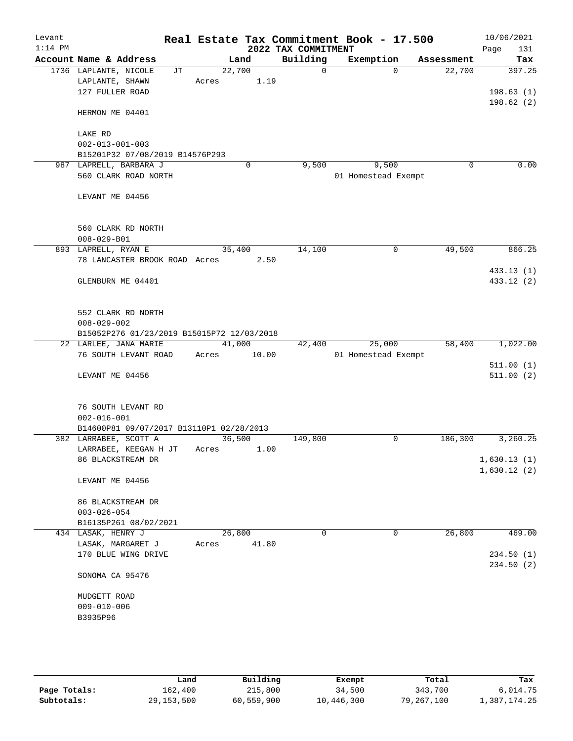# Real Estate Tax Commitment Book - 17.500

Levant 1:14 PM — 2022 TAX COMMITMENT — 10/06/2021

| Account Name & Address | Land | Building | Exemption | Assessment | Tax |
|---|---|---|---|---|---|
| 1736 LAPLANTE, NICOLE JT | 22,700 | 0 | 0 | 22,700 | 397.25 |
| LAPLANTE, SHAWN | Acres 1.19 | | | | |
| 127 FULLER ROAD | | | | | 198.63 (1) |
| | | | | | 198.62 (2) |
| HERMON ME 04401 | | | | | |
| LAKE RD | | | | | |
| 002-013-001-003 | | | | | |
| B15201P32 07/08/2019 B14576P293 | | | | | |
| 987 LAPRELL, BARBARA J | 0 | 9,500 | 9,500 | 0 | 0.00 |
| 560 CLARK ROAD NORTH | | | 01 Homestead Exempt | | |
| LEVANT ME 04456 | | | | | |
| 560 CLARK RD NORTH | | | | | |
| 008-029-B01 | | | | | |
| 893 LAPRELL, RYAN E | 35,400 | 14,100 | 0 | 49,500 | 866.25 |
| 78 LANCASTER BROOK ROAD | Acres 2.50 | | | | |
| | | | | | 433.13 (1) |
| GLENBURN ME 04401 | | | | | 433.12 (2) |
| 552 CLARK RD NORTH | | | | | |
| 008-029-002 | | | | | |
| B15052P276 01/23/2019 B15015P72 12/03/2018 | | | | | |
| 22 LARLEE, JANA MARIE | 41,000 | 42,400 | 25,000 | 58,400 | 1,022.00 |
| 76 SOUTH LEVANT ROAD | Acres 10.00 | | 01 Homestead Exempt | | |
| | | | | | 511.00 (1) |
| LEVANT ME 04456 | | | | | 511.00 (2) |
| 76 SOUTH LEVANT RD | | | | | |
| 002-016-001 | | | | | |
| B14600P81 09/07/2017 B13110P1 02/28/2013 | | | | | |
| 382 LARRABEE, SCOTT A | 36,500 | 149,800 | 0 | 186,300 | 3,260.25 |
| LARRABEE, KEEGAN H JT | Acres 1.00 | | | | |
| 86 BLACKSTREAM DR | | | | | 1,630.13 (1) |
| | | | | | 1,630.12 (2) |
| LEVANT ME 04456 | | | | | |
| 86 BLACKSTREAM DR | | | | | |
| 003-026-054 | | | | | |
| B16135P261 08/02/2021 | | | | | |
| 434 LASAK, HENRY J | 26,800 | 0 | 0 | 26,800 | 469.00 |
| LASAK, MARGARET J | Acres 41.80 | | | | |
| 170 BLUE WING DRIVE | | | | | 234.50 (1) |
| | | | | | 234.50 (2) |
| SONOMA CA 95476 | | | | | |
| MUDGETT ROAD | | | | | |
| 009-010-006 | | | | | |
| B3935P96 | | | | | |

| | Land | Building | Exempt | Total | Tax |
|---|---|---|---|---|---|
| Page Totals: | 162,400 | 215,800 | 34,500 | 343,700 | 6,014.75 |
| Subtotals: | 29,153,500 | 60,559,900 | 10,446,300 | 79,267,100 | 1,387,174.25 |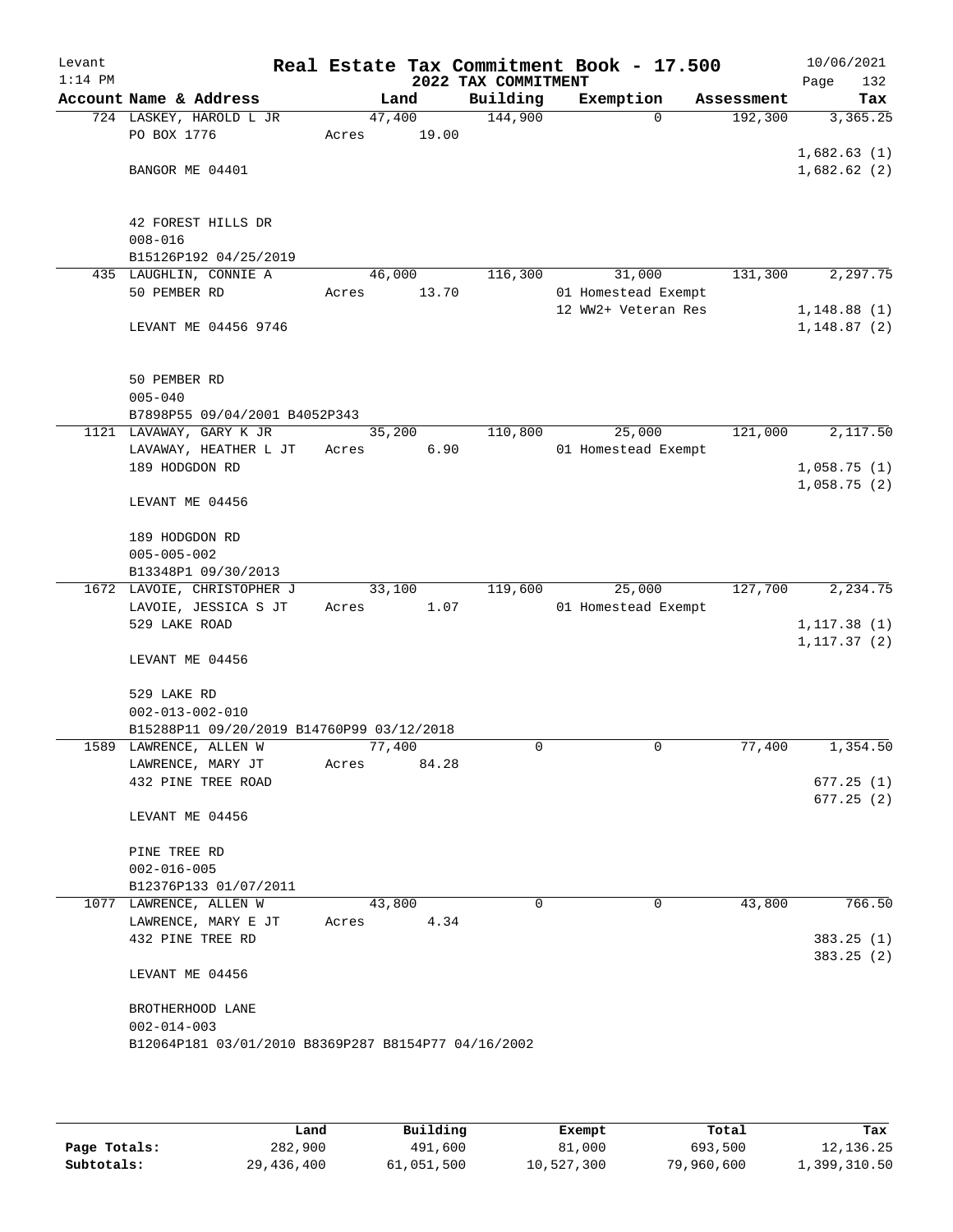Levant
1:14 PM

# Real Estate Tax Commitment Book - 17.500

10/06/2021

## 2022 TAX COMMITMENT

| Account Name & Address | Land | Building | Exemption | Assessment | Tax |
|---|---|---|---|---|---|
| 724 LASKEY, HAROLD L JR<br>PO BOX 1776<br><br>BANGOR ME 04401<br><br>42 FOREST HILLS DR<br>008-016<br>B15126P192 04/25/2019 | 47,400<br>Acres 19.00 | 144,900 | 0 | 192,300 | 3,365.25<br><br>1,682.63 (1)<br>1,682.62 (2) |
| 435 LAUGHLIN, CONNIE A<br>50 PEMBER RD<br><br>LEVANT ME 04456 9746<br><br>50 PEMBER RD<br>005-040<br>B7898P55 09/04/2001 B4052P343 | 46,000<br>Acres 13.70 | 116,300 | 31,000<br>01 Homestead Exempt<br>12 WW2+ Veteran Res | 131,300 | 2,297.75<br><br>1,148.88 (1)<br>1,148.87 (2) |
| 1121 LAVAWAY, GARY K JR<br>LAVAWAY, HEATHER L JT<br>189 HODGDON RD<br><br>LEVANT ME 04456<br><br>189 HODGDON RD<br>005-005-002<br>B13348P1 09/30/2013 | 35,200<br>Acres 6.90 | 110,800 | 25,000<br>01 Homestead Exempt | 121,000 | 2,117.50<br><br>1,058.75 (1)<br>1,058.75 (2) |
| 1672 LAVOIE, CHRISTOPHER J<br>LAVOIE, JESSICA S JT<br>529 LAKE ROAD<br><br>LEVANT ME 04456<br><br>529 LAKE RD<br>002-013-002-010<br>B15288P11 09/20/2019 B14760P99 03/12/2018 | 33,100<br>Acres 1.07 | 119,600 | 25,000<br>01 Homestead Exempt | 127,700 | 2,234.75<br><br>1,117.38 (1)<br>1,117.37 (2) |
| 1589 LAWRENCE, ALLEN W<br>LAWRENCE, MARY JT<br>432 PINE TREE ROAD<br><br>LEVANT ME 04456<br><br>PINE TREE RD<br>002-016-005<br>B12376P133 01/07/2011 | 77,400<br>Acres 84.28 | 0 | 0 | 77,400 | 1,354.50<br><br>677.25 (1)<br>677.25 (2) |
| 1077 LAWRENCE, ALLEN W<br>LAWRENCE, MARY E JT<br>432 PINE TREE RD<br><br>LEVANT ME 04456<br><br>BROTHERHOOD LANE<br>002-014-003<br>B12064P181 03/01/2010 B8369P287 B8154P77 04/16/2002 | 43,800<br>Acres 4.34 | 0 | 0 | 43,800 | 766.50<br><br>383.25 (1)<br>383.25 (2) |

| | Land | Building | Exempt | Total | Tax |
|---|---|---|---|---|---|
| Page Totals: | 282,900 | 491,600 | 81,000 | 693,500 | 12,136.25 |
| Subtotals: | 29,436,400 | 61,051,500 | 10,527,300 | 79,960,600 | 1,399,310.50 |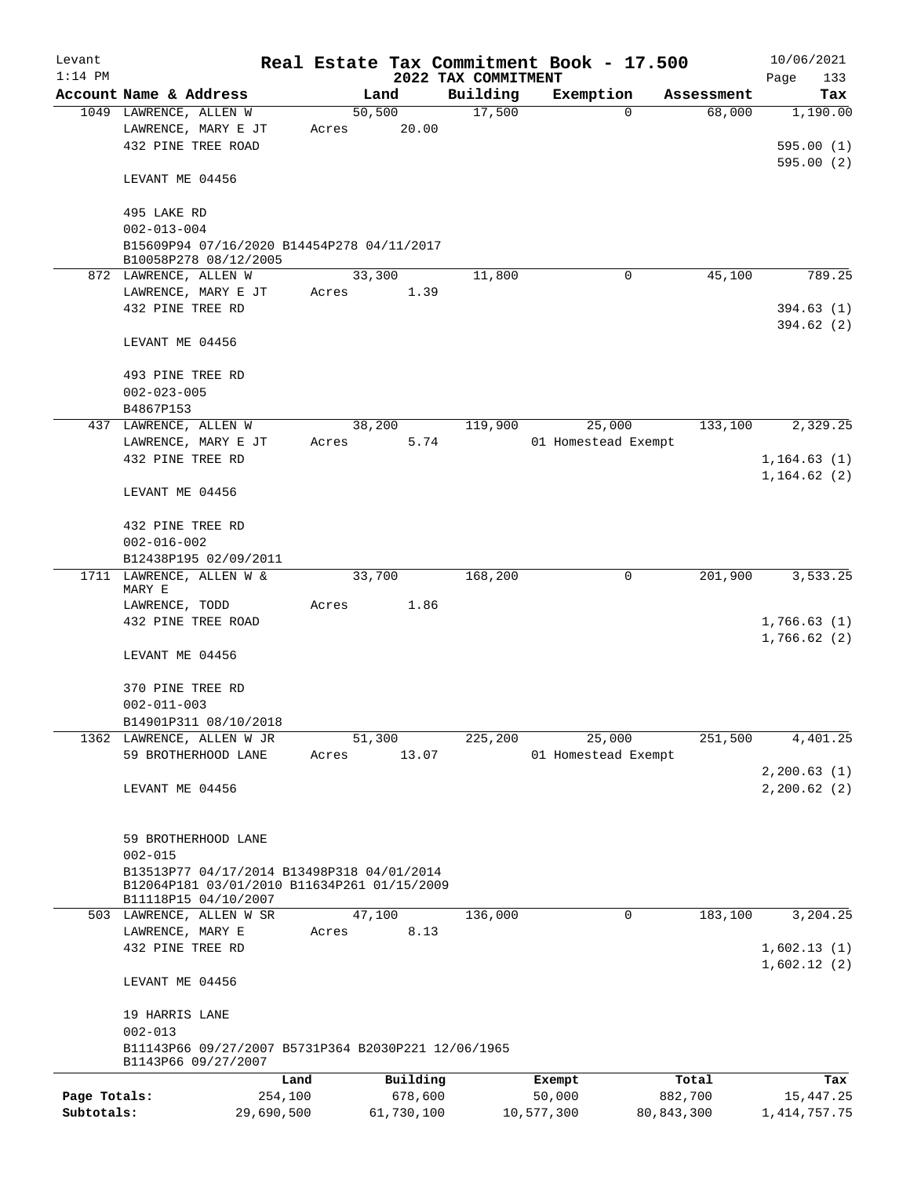# Real Estate Tax Commitment Book - 17.500

## 2022 TAX COMMITMENT

Levant
1:14 PM
10/06/2021

| Account Name & Address | Land | Building | Exemption | Assessment | Tax |
|---|---|---|---|---|---|
| 1049 LAWRENCE, ALLEN W<br>LAWRENCE, MARY E JT<br>432 PINE TREE ROAD<br><br>LEVANT ME 04456<br><br>495 LAKE RD<br>002-013-004<br>B15609P94 07/16/2020 B14454P278 04/11/2017<br>B10058P278 08/12/2005 | 50,500<br>Acres 20.00 | 17,500 | 0 | 68,000 | 1,190.00<br><br>595.00 (1)<br>595.00 (2) |
| 872 LAWRENCE, ALLEN W<br>LAWRENCE, MARY E JT<br>432 PINE TREE RD<br><br>LEVANT ME 04456<br><br>493 PINE TREE RD<br>002-023-005<br>B4867P153 | 33,300<br>Acres 1.39 | 11,800 | 0 | 45,100 | 789.25<br><br>394.63 (1)<br>394.62 (2) |
| 437 LAWRENCE, ALLEN W<br>LAWRENCE, MARY E JT<br>432 PINE TREE RD<br><br>LEVANT ME 04456<br><br>432 PINE TREE RD<br>002-016-002<br>B12438P195 02/09/2011 | 38,200<br>Acres 5.74 | 119,900 | 25,000<br>01 Homestead Exempt | 133,100 | 2,329.25<br><br>1,164.63 (1)<br>1,164.62 (2) |
| 1711 LAWRENCE, ALLEN W & MARY E<br>LAWRENCE, TODD<br>432 PINE TREE ROAD<br><br>LEVANT ME 04456<br><br>370 PINE TREE RD<br>002-011-003<br>B14901P311 08/10/2018 | 33,700<br>Acres 1.86 | 168,200 | 0 | 201,900 | 3,533.25<br><br>1,766.63 (1)<br>1,766.62 (2) |
| 1362 LAWRENCE, ALLEN W JR<br>59 BROTHERHOOD LANE<br><br>LEVANT ME 04456<br><br>59 BROTHERHOOD LANE<br>002-015<br>B13513P77 04/17/2014 B13498P318 04/01/2014<br>B12064P181 03/01/2010 B11634P261 01/15/2009<br>B11118P15 04/10/2007 | 51,300<br>Acres 13.07 | 225,200 | 25,000<br>01 Homestead Exempt | 251,500 | 4,401.25<br><br>2,200.63 (1)<br>2,200.62 (2) |
| 503 LAWRENCE, ALLEN W SR<br>LAWRENCE, MARY E<br>432 PINE TREE RD<br><br>LEVANT ME 04456<br><br>19 HARRIS LANE<br>002-013<br>B11143P66 09/27/2007 B5731P364 B2030P221 12/06/1965<br>B1143P66 09/27/2007 | 47,100<br>Acres 8.13 | 136,000 | 0 | 183,100 | 3,204.25<br><br>1,602.13 (1)<br>1,602.12 (2) |

| | Land | Building | Exempt | Total | Tax |
|---|---|---|---|---|---|
| Page Totals: | 254,100 | 678,600 | 50,000 | 882,700 | 15,447.25 |
| Subtotals: | 29,690,500 | 61,730,100 | 10,577,300 | 80,843,300 | 1,414,757.75 |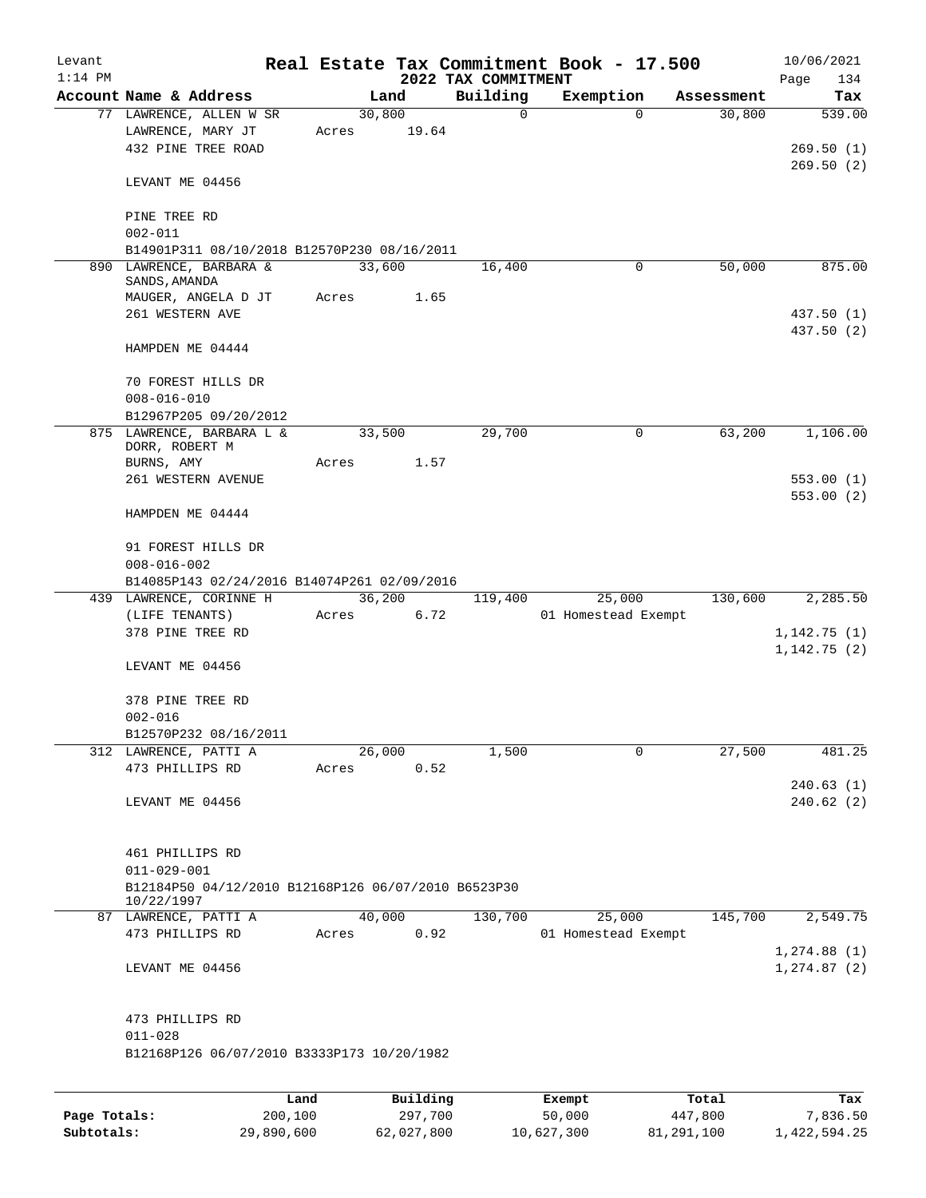Levant 1:14 PM

# Real Estate Tax Commitment Book - 17.500

2022 TAX COMMITMENT

10/06/2021 Page 134

| Account Name & Address | Land | Building | Exemption | Assessment | Tax |
|---|---|---|---|---|---|
| 77 LAWRENCE, ALLEN W SR | 30,800 | 0 | 0 | 30,800 | 539.00 |
| LAWRENCE, MARY JT | Acres 19.64 | | | | |
| 432 PINE TREE ROAD | | | | | 269.50 (1) |
| | | | | | 269.50 (2) |
| LEVANT ME 04456 | | | | | |
| PINE TREE RD | | | | | |
| 002-011 | | | | | |
| B14901P311 08/10/2018 B12570P230 08/16/2011 | | | | | |
| 890 LAWRENCE, BARBARA & SANDS, AMANDA | 33,600 | 16,400 | 0 | 50,000 | 875.00 |
| MAUGER, ANGELA D JT | Acres 1.65 | | | | |
| 261 WESTERN AVE | | | | | 437.50 (1) |
| | | | | | 437.50 (2) |
| HAMPDEN ME 04444 | | | | | |
| 70 FOREST HILLS DR | | | | | |
| 008-016-010 | | | | | |
| B12967P205 09/20/2012 | | | | | |
| 875 LAWRENCE, BARBARA L & DORR, ROBERT M | 33,500 | 29,700 | 0 | 63,200 | 1,106.00 |
| BURNS, AMY | Acres 1.57 | | | | |
| 261 WESTERN AVENUE | | | | | 553.00 (1) |
| | | | | | 553.00 (2) |
| HAMPDEN ME 04444 | | | | | |
| 91 FOREST HILLS DR | | | | | |
| 008-016-002 | | | | | |
| B14085P143 02/24/2016 B14074P261 02/09/2016 | | | | | |
| 439 LAWRENCE, CORINNE H | 36,200 | 119,400 | 25,000 | 130,600 | 2,285.50 |
| (LIFE TENANTS) | Acres 6.72 | | 01 Homestead Exempt | | |
| 378 PINE TREE RD | | | | | 1,142.75 (1) |
| | | | | | 1,142.75 (2) |
| LEVANT ME 04456 | | | | | |
| 378 PINE TREE RD | | | | | |
| 002-016 | | | | | |
| B12570P232 08/16/2011 | | | | | |
| 312 LAWRENCE, PATTI A | 26,000 | 1,500 | 0 | 27,500 | 481.25 |
| 473 PHILLIPS RD | Acres 0.52 | | | | |
| | | | | | 240.63 (1) |
| LEVANT ME 04456 | | | | | 240.62 (2) |
| 461 PHILLIPS RD | | | | | |
| 011-029-001 | | | | | |
| B12184P50 04/12/2010 B12168P126 06/07/2010 B6523P30 10/22/1997 | | | | | |
| 87 LAWRENCE, PATTI A | 40,000 | 130,700 | 25,000 | 145,700 | 2,549.75 |
| 473 PHILLIPS RD | Acres 0.92 | | 01 Homestead Exempt | | |
| | | | | | 1,274.88 (1) |
| LEVANT ME 04456 | | | | | 1,274.87 (2) |
| 473 PHILLIPS RD | | | | | |
| 011-028 | | | | | |
| B12168P126 06/07/2010 B3333P173 10/20/1982 | | | | | |

| | Land | Building | Exempt | Total | Tax |
|---|---|---|---|---|---|
| Page Totals: | 200,100 | 297,700 | 50,000 | 447,800 | 7,836.50 |
| Subtotals: | 29,890,600 | 62,027,800 | 10,627,300 | 81,291,100 | 1,422,594.25 |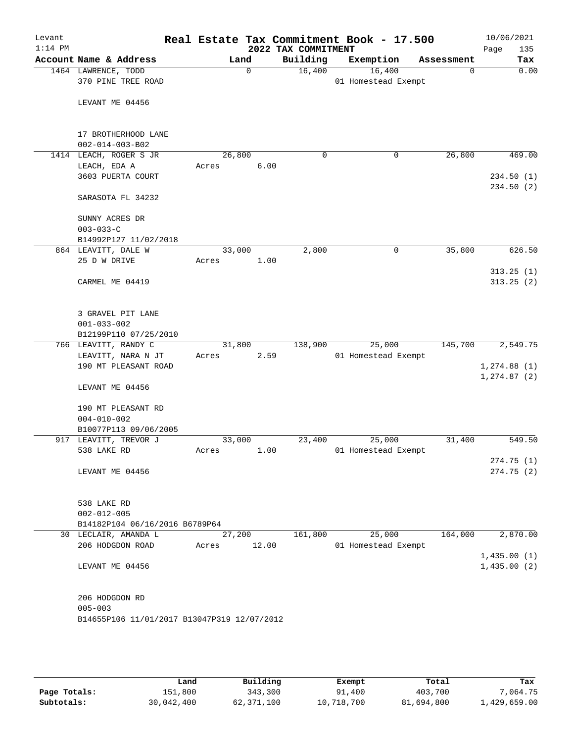Levant
1:14 PM

# Real Estate Tax Commitment Book - 17.500

## 2022 TAX COMMITMENT

10/06/2021

| Account Name & Address | Land | Building | Exemption | Assessment | Tax |
|---|---|---|---|---|---|
| 1464 LAWRENCE, TODD<br>370 PINE TREE ROAD<br><br>LEVANT ME 04456<br><br>17 BROTHERHOOD LANE<br>002-014-003-B02 | 0 | 16,400 | 16,400<br>01 Homestead Exempt | 0 | 0.00 |
| 1414 LEACH, ROGER S JR<br>LEACH, EDA A<br>3603 PUERTA COURT<br><br>SARASOTA FL 34232<br><br>SUNNY ACRES DR<br>003-033-C<br>B14992P127 11/02/2018 | 26,800<br>Acres 6.00 | 0 | 0 | 26,800 | 469.00<br><br>234.50 (1)<br>234.50 (2) |
| 864 LEAVITT, DALE W<br>25 D W DRIVE<br><br>CARMEL ME 04419<br><br>3 GRAVEL PIT LANE<br>001-033-002<br>B12199P110 07/25/2010 | 33,000<br>Acres 1.00 | 2,800 | 0 | 35,800 | 626.50<br><br>313.25 (1)<br>313.25 (2) |
| 766 LEAVITT, RANDY C<br>LEAVITT, NARA N JT<br>190 MT PLEASANT ROAD<br><br>LEVANT ME 04456<br><br>190 MT PLEASANT RD<br>004-010-002<br>B10077P113 09/06/2005 | 31,800<br>Acres 2.59 | 138,900 | 25,000<br>01 Homestead Exempt | 145,700 | 2,549.75<br><br>1,274.88 (1)<br>1,274.87 (2) |
| 917 LEAVITT, TREVOR J<br>538 LAKE RD<br><br>LEVANT ME 04456<br><br>538 LAKE RD<br>002-012-005<br>B14182P104 06/16/2016 B6789P64 | 33,000<br>Acres 1.00 | 23,400 | 25,000<br>01 Homestead Exempt | 31,400 | 549.50<br><br>274.75 (1)<br>274.75 (2) |
| 30 LECLAIR, AMANDA L<br>206 HODGDON ROAD<br><br>LEVANT ME 04456<br><br>206 HODGDON RD<br>005-003<br>B14655P106 11/01/2017 B13047P319 12/07/2012 | 27,200<br>Acres 12.00 | 161,800 | 25,000<br>01 Homestead Exempt | 164,000 | 2,870.00<br><br>1,435.00 (1)<br>1,435.00 (2) |

| | Land | Building | Exempt | Total | Tax |
|---|---|---|---|---|---|
| Page Totals: | 151,800 | 343,300 | 91,400 | 403,700 | 7,064.75 |
| Subtotals: | 30,042,400 | 62,371,100 | 10,718,700 | 81,694,800 | 1,429,659.00 |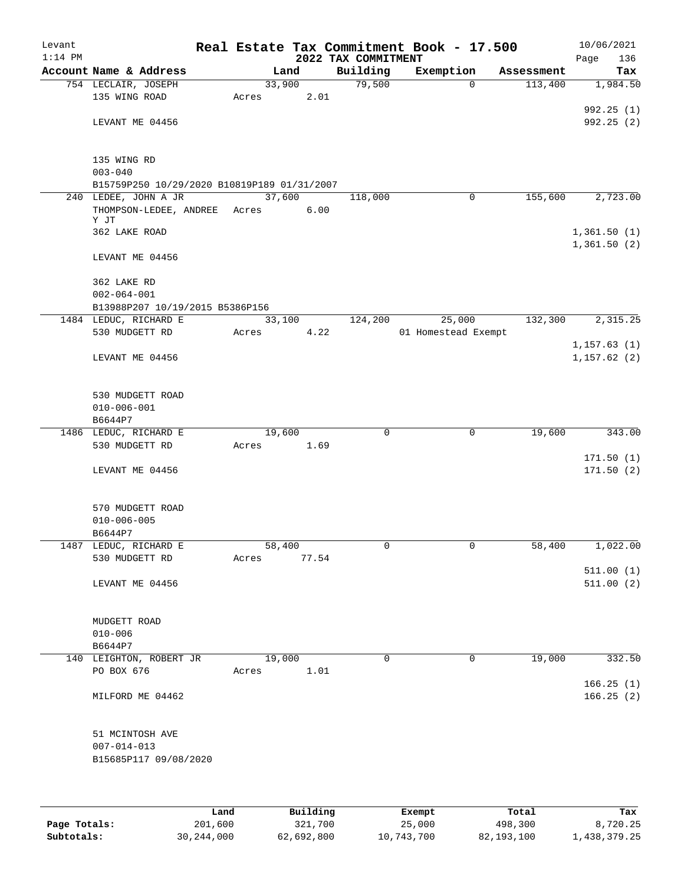Levant
1:14 PM

# Real Estate Tax Commitment Book - 17.500

10/06/2021

2022 TAX COMMITMENT

| Account Name & Address | Land | Building | Exemption | Assessment | Tax |
|---|---|---|---|---|---|
| 754 LECLAIR, JOSEPH | 33,900 | 79,500 | 0 | 113,400 | 1,984.50 |
| 135 WING ROAD | Acres 2.01 | | | | |
| | | | | | 992.25 (1) |
| LEVANT ME 04456 | | | | | 992.25 (2) |
| 135 WING RD | | | | | |
| 003-040 | | | | | |
| B15759P250 10/29/2020 B10819P189 01/31/2007 | | | | | |
| 240 LEDEE, JOHN A JR | 37,600 | 118,000 | 0 | 155,600 | 2,723.00 |
| THOMPSON-LEDEE, ANDREE Y JT | Acres 6.00 | | | | |
| 362 LAKE ROAD | | | | | 1,361.50 (1) |
| | | | | | 1,361.50 (2) |
| LEVANT ME 04456 | | | | | |
| 362 LAKE RD | | | | | |
| 002-064-001 | | | | | |
| B13988P207 10/19/2015 B5386P156 | | | | | |
| 1484 LEDUC, RICHARD E | 33,100 | 124,200 | 25,000 | 132,300 | 2,315.25 |
| 530 MUDGETT RD | Acres 4.22 | | 01 Homestead Exempt | | |
| | | | | | 1,157.63 (1) |
| LEVANT ME 04456 | | | | | 1,157.62 (2) |
| 530 MUDGETT ROAD | | | | | |
| 010-006-001 | | | | | |
| B6644P7 | | | | | |
| 1486 LEDUC, RICHARD E | 19,600 | 0 | 0 | 19,600 | 343.00 |
| 530 MUDGETT RD | Acres 1.69 | | | | |
| | | | | | 171.50 (1) |
| LEVANT ME 04456 | | | | | 171.50 (2) |
| 570 MUDGETT ROAD | | | | | |
| 010-006-005 | | | | | |
| B6644P7 | | | | | |
| 1487 LEDUC, RICHARD E | 58,400 | 0 | 0 | 58,400 | 1,022.00 |
| 530 MUDGETT RD | Acres 77.54 | | | | |
| | | | | | 511.00 (1) |
| LEVANT ME 04456 | | | | | 511.00 (2) |
| MUDGETT ROAD | | | | | |
| 010-006 | | | | | |
| B6644P7 | | | | | |
| 140 LEIGHTON, ROBERT JR | 19,000 | 0 | 0 | 19,000 | 332.50 |
| PO BOX 676 | Acres 1.01 | | | | |
| | | | | | 166.25 (1) |
| MILFORD ME 04462 | | | | | 166.25 (2) |
| 51 MCINTOSH AVE | | | | | |
| 007-014-013 | | | | | |
| B15685P117 09/08/2020 | | | | | |

| | Land | Building | Exempt | Total | Tax |
|---|---|---|---|---|---|
| Page Totals: | 201,600 | 321,700 | 25,000 | 498,300 | 8,720.25 |
| Subtotals: | 30,244,000 | 62,692,800 | 10,743,700 | 82,193,100 | 1,438,379.25 |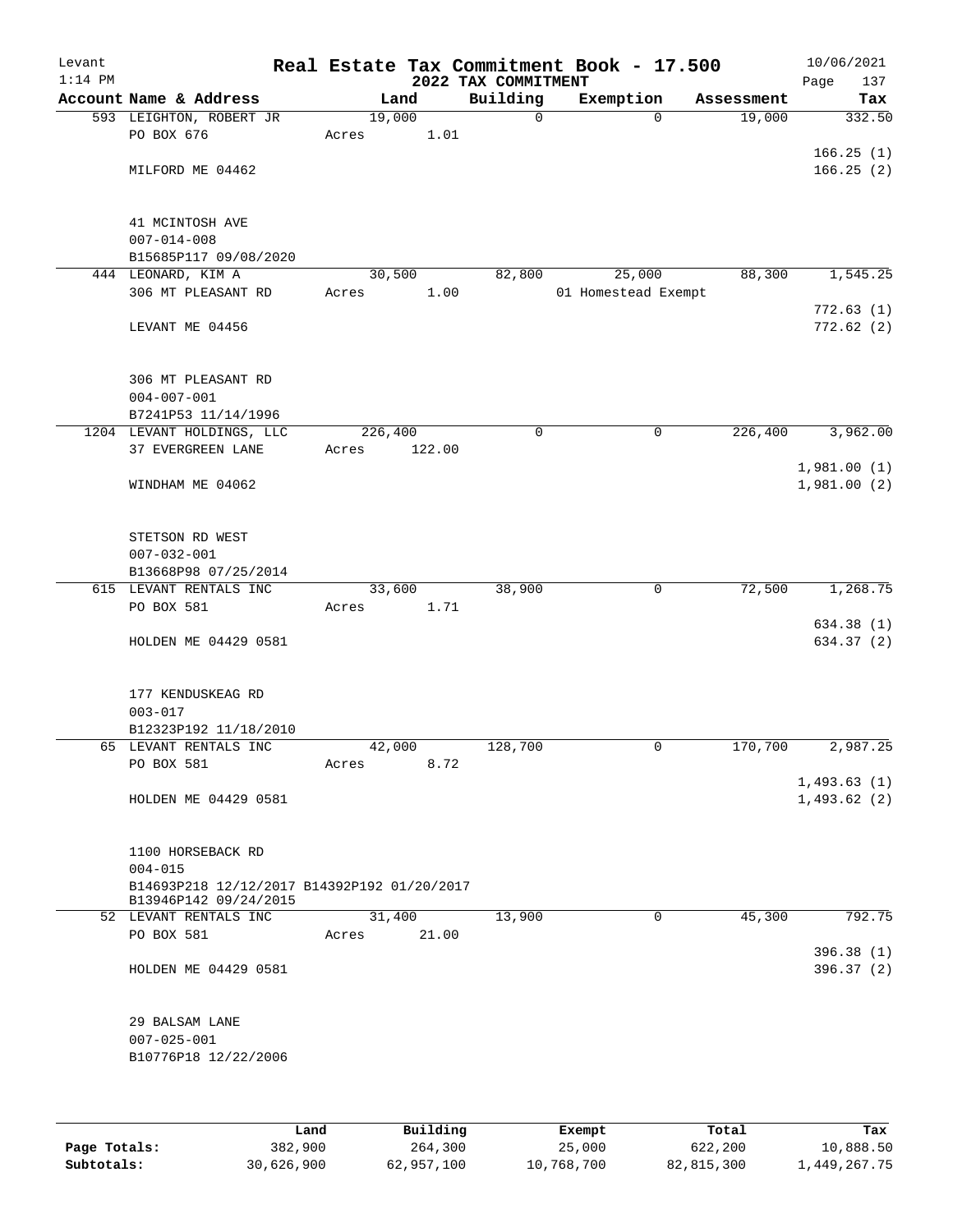Levant
1:14 PM

# Real Estate Tax Commitment Book - 17.500

## 2022 TAX COMMITMENT

10/06/2021

| Account Name & Address | Land | Building | Exemption | Assessment | Tax |
|---|---|---|---|---|---|
| 593 LEIGHTON, ROBERT JR | 19,000 | 0 | 0 | 19,000 | 332.50 |
| PO BOX 676 | Acres 1.01 | | | | |
| | | | | | 166.25 (1) |
| MILFORD ME 04462 | | | | | 166.25 (2) |
| 41 MCINTOSH AVE | | | | | |
| 007-014-008 | | | | | |
| B15685P117 09/08/2020 | | | | | |
| 444 LEONARD, KIM A | 30,500 | 82,800 | 25,000 | 88,300 | 1,545.25 |
| 306 MT PLEASANT RD | Acres 1.00 | | 01 Homestead Exempt | | |
| | | | | | 772.63 (1) |
| LEVANT ME 04456 | | | | | 772.62 (2) |
| 306 MT PLEASANT RD | | | | | |
| 004-007-001 | | | | | |
| B7241P53 11/14/1996 | | | | | |
| 1204 LEVANT HOLDINGS, LLC | 226,400 | 0 | 0 | 226,400 | 3,962.00 |
| 37 EVERGREEN LANE | Acres 122.00 | | | | |
| | | | | | 1,981.00 (1) |
| WINDHAM ME 04062 | | | | | 1,981.00 (2) |
| STETSON RD WEST | | | | | |
| 007-032-001 | | | | | |
| B13668P98 07/25/2014 | | | | | |
| 615 LEVANT RENTALS INC | 33,600 | 38,900 | 0 | 72,500 | 1,268.75 |
| PO BOX 581 | Acres 1.71 | | | | |
| | | | | | 634.38 (1) |
| HOLDEN ME 04429 0581 | | | | | 634.37 (2) |
| 177 KENDUSKEAG RD | | | | | |
| 003-017 | | | | | |
| B12323P192 11/18/2010 | | | | | |
| 65 LEVANT RENTALS INC | 42,000 | 128,700 | 0 | 170,700 | 2,987.25 |
| PO BOX 581 | Acres 8.72 | | | | |
| | | | | | 1,493.63 (1) |
| HOLDEN ME 04429 0581 | | | | | 1,493.62 (2) |
| 1100 HORSEBACK RD | | | | | |
| 004-015 | | | | | |
| B14693P218 12/12/2017 B14392P192 01/20/2017 | | | | | |
| B13946P142 09/24/2015 | | | | | |
| 52 LEVANT RENTALS INC | 31,400 | 13,900 | 0 | 45,300 | 792.75 |
| PO BOX 581 | Acres 21.00 | | | | |
| | | | | | 396.38 (1) |
| HOLDEN ME 04429 0581 | | | | | 396.37 (2) |
| 29 BALSAM LANE | | | | | |
| 007-025-001 | | | | | |
| B10776P18 12/22/2006 | | | | | |

| | Land | Building | Exempt | Total | Tax |
|---|---|---|---|---|---|
| Page Totals: | 382,900 | 264,300 | 25,000 | 622,200 | 10,888.50 |
| Subtotals: | 30,626,900 | 62,957,100 | 10,768,700 | 82,815,300 | 1,449,267.75 |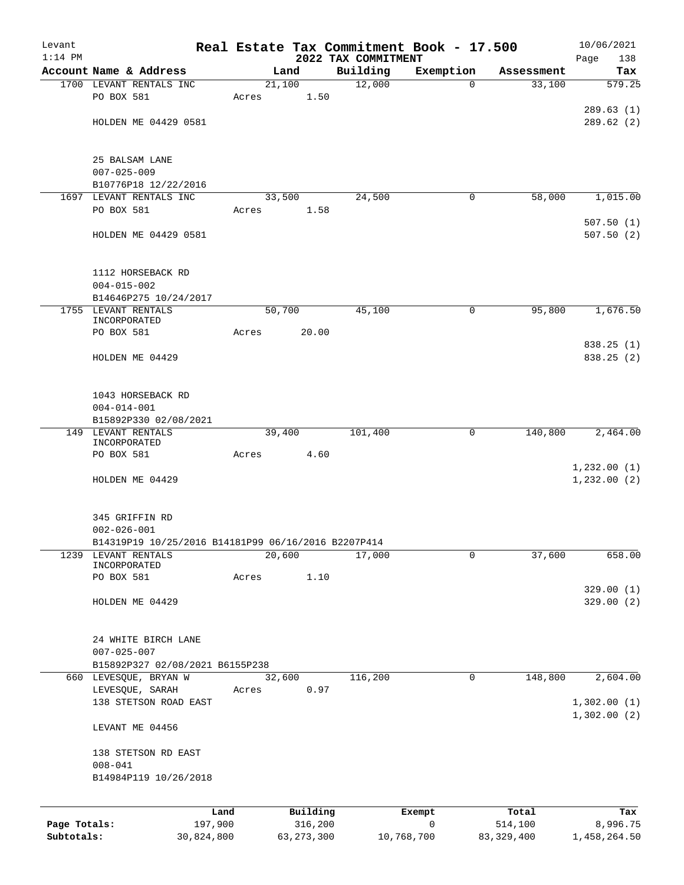Levant 1:14 PM

# Real Estate Tax Commitment Book - 17.500

## 2022 TAX COMMITMENT

10/06/2021

| Account Name & Address | Land | Building | Exemption | Assessment | Tax |
|---|---|---|---|---|---|
| 1700 LEVANT RENTALS INC | 21,100 | 12,000 | 0 | 33,100 | 579.25 |
| PO BOX 581 | Acres 1.50 | | | | |
| | | | | | 289.63 (1) |
| HOLDEN ME 04429 0581 | | | | | 289.62 (2) |
| 25 BALSAM LANE | | | | | |
| 007-025-009 | | | | | |
| B10776P18 12/22/2016 | | | | | |
| 1697 LEVANT RENTALS INC | 33,500 | 24,500 | 0 | 58,000 | 1,015.00 |
| PO BOX 581 | Acres 1.58 | | | | |
| | | | | | 507.50 (1) |
| HOLDEN ME 04429 0581 | | | | | 507.50 (2) |
| 1112 HORSEBACK RD | | | | | |
| 004-015-002 | | | | | |
| B14646P275 10/24/2017 | | | | | |
| 1755 LEVANT RENTALS INCORPORATED | 50,700 | 45,100 | 0 | 95,800 | 1,676.50 |
| PO BOX 581 | Acres 20.00 | | | | |
| | | | | | 838.25 (1) |
| HOLDEN ME 04429 | | | | | 838.25 (2) |
| 1043 HORSEBACK RD | | | | | |
| 004-014-001 | | | | | |
| B15892P330 02/08/2021 | | | | | |
| 149 LEVANT RENTALS INCORPORATED | 39,400 | 101,400 | 0 | 140,800 | 2,464.00 |
| PO BOX 581 | Acres 4.60 | | | | |
| | | | | | 1,232.00 (1) |
| HOLDEN ME 04429 | | | | | 1,232.00 (2) |
| 345 GRIFFIN RD | | | | | |
| 002-026-001 | | | | | |
| B14319P19 10/25/2016 B14181P99 06/16/2016 B2207P414 | | | | | |
| 1239 LEVANT RENTALS INCORPORATED | 20,600 | 17,000 | 0 | 37,600 | 658.00 |
| PO BOX 581 | Acres 1.10 | | | | |
| | | | | | 329.00 (1) |
| HOLDEN ME 04429 | | | | | 329.00 (2) |
| 24 WHITE BIRCH LANE | | | | | |
| 007-025-007 | | | | | |
| B15892P327 02/08/2021 B6155P238 | | | | | |
| 660 LEVESQUE, BRYAN W | 32,600 | 116,200 | 0 | 148,800 | 2,604.00 |
| LEVESQUE, SARAH | Acres 0.97 | | | | |
| 138 STETSON ROAD EAST | | | | | 1,302.00 (1) |
| | | | | | 1,302.00 (2) |
| LEVANT ME 04456 | | | | | |
| 138 STETSON RD EAST | | | | | |
| 008-041 | | | | | |
| B14984P119 10/26/2018 | | | | | |

| | Land | Building | Exempt | Total | Tax |
|---|---|---|---|---|---|
| Page Totals: | 197,900 | 316,200 | 0 | 514,100 | 8,996.75 |
| Subtotals: | 30,824,800 | 63,273,300 | 10,768,700 | 83,329,400 | 1,458,264.50 |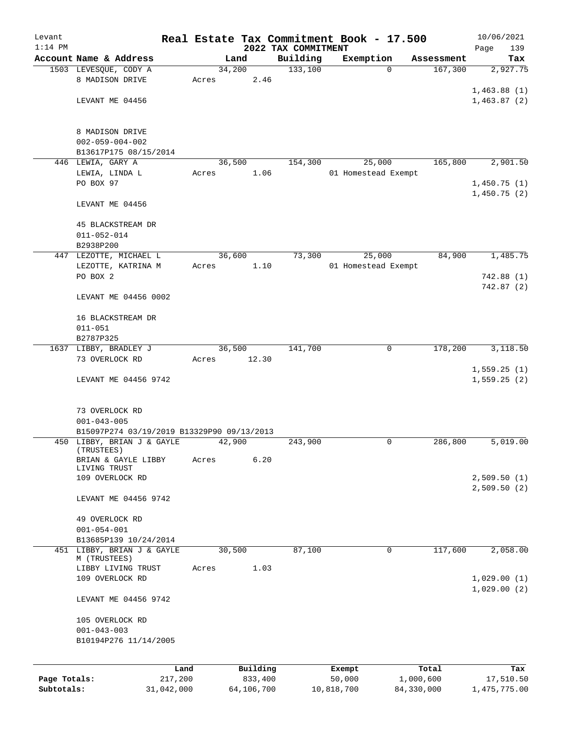Levant
1:14 PM

# Real Estate Tax Commitment Book - 17.500

## 2022 TAX COMMITMENT

10/06/2021

| Account Name & Address | Land | Building | Exemption | Assessment | Tax |
|---|---|---|---|---|---|
| 1503 LEVESQUE, CODY A | 34,200 | 133,100 | 0 | 167,300 | 2,927.75 |
| 8 MADISON DRIVE | Acres 2.46 | | | | |
| | | | | | 1,463.88 (1) |
| LEVANT ME 04456 | | | | | 1,463.87 (2) |
| 8 MADISON DRIVE | | | | | |
| 002-059-004-002 | | | | | |
| B13617P175 08/15/2014 | | | | | |
| 446 LEWIA, GARY A | 36,500 | 154,300 | 25,000 | 165,800 | 2,901.50 |
| LEWIA, LINDA L | Acres 1.06 | | 01 Homestead Exempt | | |
| PO BOX 97 | | | | | 1,450.75 (1) |
| | | | | | 1,450.75 (2) |
| LEVANT ME 04456 | | | | | |
| 45 BLACKSTREAM DR | | | | | |
| 011-052-014 | | | | | |
| B2938P200 | | | | | |
| 447 LEZOTTE, MICHAEL L | 36,600 | 73,300 | 25,000 | 84,900 | 1,485.75 |
| LEZOTTE, KATRINA M | Acres 1.10 | | 01 Homestead Exempt | | |
| PO BOX 2 | | | | | 742.88 (1) |
| | | | | | 742.87 (2) |
| LEVANT ME 04456 0002 | | | | | |
| 16 BLACKSTREAM DR | | | | | |
| 011-051 | | | | | |
| B2787P325 | | | | | |
| 1637 LIBBY, BRADLEY J | 36,500 | 141,700 | 0 | 178,200 | 3,118.50 |
| 73 OVERLOCK RD | Acres 12.30 | | | | |
| | | | | | 1,559.25 (1) |
| LEVANT ME 04456 9742 | | | | | 1,559.25 (2) |
| 73 OVERLOCK RD | | | | | |
| 001-043-005 | | | | | |
| B15097P274 03/19/2019 B13329P90 09/13/2013 | | | | | |
| 450 LIBBY, BRIAN J & GAYLE (TRUSTEES) | 42,900 | 243,900 | 0 | 286,800 | 5,019.00 |
| BRIAN & GAYLE LIBBY LIVING TRUST | Acres 6.20 | | | | |
| 109 OVERLOCK RD | | | | | 2,509.50 (1) |
| | | | | | 2,509.50 (2) |
| LEVANT ME 04456 9742 | | | | | |
| 49 OVERLOCK RD | | | | | |
| 001-054-001 | | | | | |
| B13685P139 10/24/2014 | | | | | |
| 451 LIBBY, BRIAN J & GAYLE M (TRUSTEES) | 30,500 | 87,100 | 0 | 117,600 | 2,058.00 |
| LIBBY LIVING TRUST | Acres 1.03 | | | | |
| 109 OVERLOCK RD | | | | | 1,029.00 (1) |
| | | | | | 1,029.00 (2) |
| LEVANT ME 04456 9742 | | | | | |
| 105 OVERLOCK RD | | | | | |
| 001-043-003 | | | | | |
| B10194P276 11/14/2005 | | | | | |

| | Land | Building | Exempt | Total | Tax |
|---|---|---|---|---|---|
| Page Totals: | 217,200 | 833,400 | 50,000 | 1,000,600 | 17,510.50 |
| Subtotals: | 31,042,000 | 64,106,700 | 10,818,700 | 84,330,000 | 1,475,775.00 |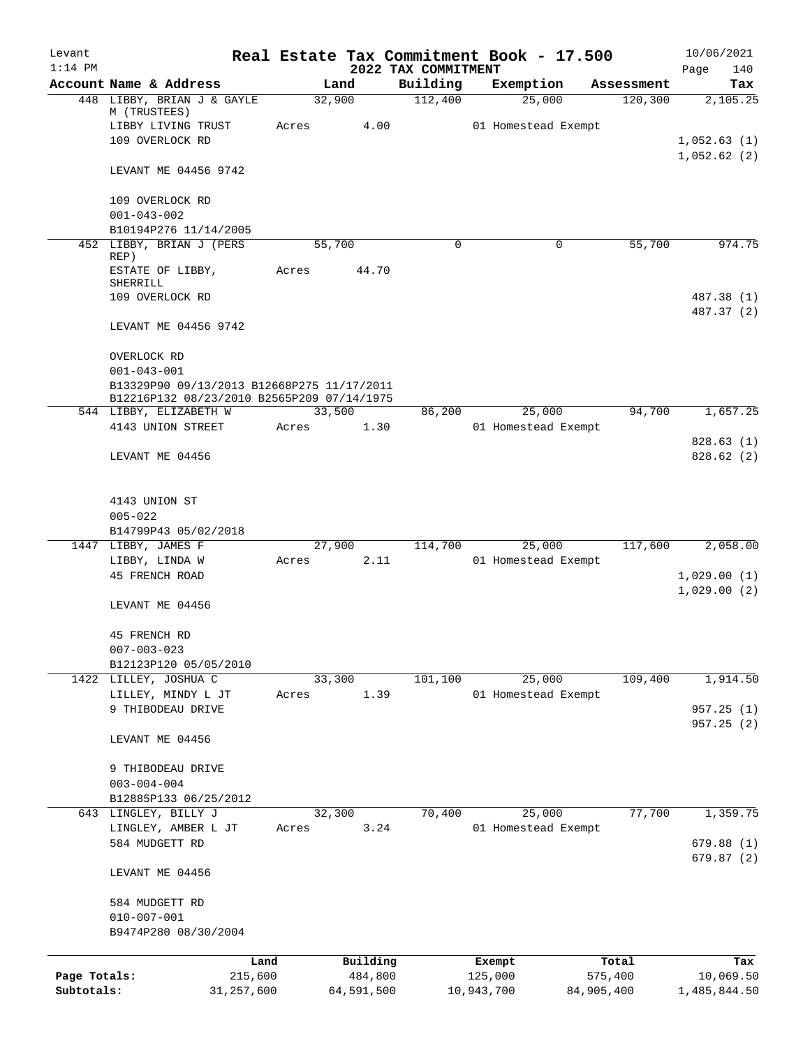Levant 1:14 PM

# Real Estate Tax Commitment Book - 17.500

## 2022 TAX COMMITMENT

10/06/2021 Page 140

| Account Name & Address | Land | Building | Exemption | Assessment | Tax |
|---|---|---|---|---|---|
| 448 LIBBY, BRIAN J & GAYLE M (TRUSTEES) | 32,900 | 112,400 | 25,000 | 120,300 | 2,105.25 |
| LIBBY LIVING TRUST | Acres 4.00 | | 01 Homestead Exempt | | |
| 109 OVERLOCK RD | | | | | 1,052.63 (1) |
| | | | | | 1,052.62 (2) |
| LEVANT ME 04456 9742 | | | | | |
| 109 OVERLOCK RD | | | | | |
| 001-043-002 | | | | | |
| B10194P276 11/14/2005 | | | | | |
| 452 LIBBY, BRIAN J (PERS REP) | 55,700 | 0 | 0 | 55,700 | 974.75 |
| ESTATE OF LIBBY, SHERRILL | Acres 44.70 | | | | |
| 109 OVERLOCK RD | | | | | 487.38 (1) |
| | | | | | 487.37 (2) |
| LEVANT ME 04456 9742 | | | | | |
| OVERLOCK RD | | | | | |
| 001-043-001 | | | | | |
| B13329P90 09/13/2013 B12668P275 11/17/2011 | | | | | |
| B12216P132 08/23/2010 B2565P209 07/14/1975 | | | | | |
| 544 LIBBY, ELIZABETH W | 33,500 | 86,200 | 25,000 | 94,700 | 1,657.25 |
| 4143 UNION STREET | Acres 1.30 | | 01 Homestead Exempt | | |
| | | | | | 828.63 (1) |
| LEVANT ME 04456 | | | | | 828.62 (2) |
| 4143 UNION ST | | | | | |
| 005-022 | | | | | |
| B14799P43 05/02/2018 | | | | | |
| 1447 LIBBY, JAMES F | 27,900 | 114,700 | 25,000 | 117,600 | 2,058.00 |
| LIBBY, LINDA W | Acres 2.11 | | 01 Homestead Exempt | | |
| 45 FRENCH ROAD | | | | | 1,029.00 (1) |
| | | | | | 1,029.00 (2) |
| LEVANT ME 04456 | | | | | |
| 45 FRENCH RD | | | | | |
| 007-003-023 | | | | | |
| B12123P120 05/05/2010 | | | | | |
| 1422 LILLEY, JOSHUA C | 33,300 | 101,100 | 25,000 | 109,400 | 1,914.50 |
| LILLEY, MINDY L JT | Acres 1.39 | | 01 Homestead Exempt | | |
| 9 THIBODEAU DRIVE | | | | | 957.25 (1) |
| | | | | | 957.25 (2) |
| LEVANT ME 04456 | | | | | |
| 9 THIBODEAU DRIVE | | | | | |
| 003-004-004 | | | | | |
| B12885P133 06/25/2012 | | | | | |
| 643 LINGLEY, BILLY J | 32,300 | 70,400 | 25,000 | 77,700 | 1,359.75 |
| LINGLEY, AMBER L JT | Acres 3.24 | | 01 Homestead Exempt | | |
| 584 MUDGETT RD | | | | | 679.88 (1) |
| | | | | | 679.87 (2) |
| LEVANT ME 04456 | | | | | |
| 584 MUDGETT RD | | | | | |
| 010-007-001 | | | | | |
| B9474P280 08/30/2004 | | | | | |

| | Land | Building | Exempt | Total | Tax |
|---|---|---|---|---|---|
| Page Totals: | 215,600 | 484,800 | 125,000 | 575,400 | 10,069.50 |
| Subtotals: | 31,257,600 | 64,591,500 | 10,943,700 | 84,905,400 | 1,485,844.50 |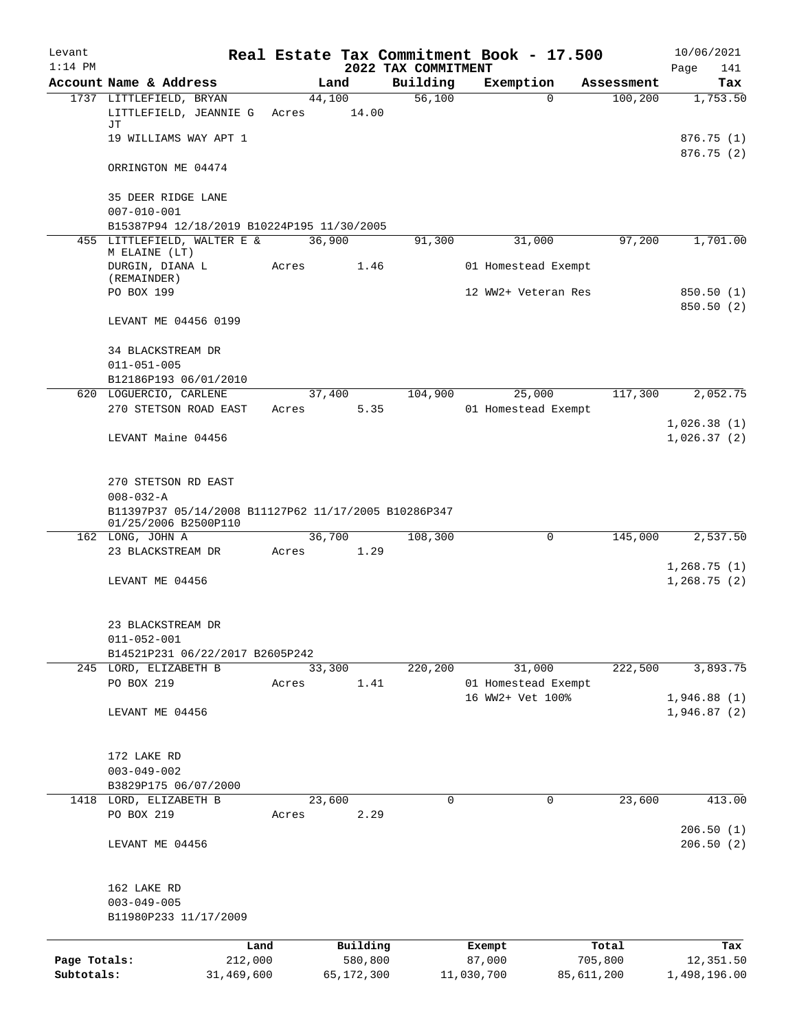Levant 1:14 PM

# Real Estate Tax Commitment Book - 17.500

## 2022 TAX COMMITMENT

10/06/2021 Page 141

| Account | Name & Address | Land | Building | Exemption | Assessment | Tax |
|---|---|---|---|---|---|---|
| 1737 | LITTLEFIELD, BRYAN | 44,100 | 56,100 | 0 | 100,200 | 1,753.50 |
| | LITTLEFIELD, JEANNIE G JT | Acres 14.00 | | | | |
| | 19 WILLIAMS WAY APT 1 | | | | | 876.75 (1) |
| | | | | | | 876.75 (2) |
| | ORRINGTON ME 04474 | | | | | |
| | 35 DEER RIDGE LANE | | | | | |
| | 007-010-001 | | | | | |
| | B15387P94 12/18/2019 B10224P195 11/30/2005 | | | | | |
| 455 | LITTLEFIELD, WALTER E & M ELAINE (LT) | 36,900 | 91,300 | 31,000 | 97,200 | 1,701.00 |
| | DURGIN, DIANA L (REMAINDER) | Acres 1.46 | | 01 Homestead Exempt | | |
| | PO BOX 199 | | | 12 WW2+ Veteran Res | | 850.50 (1) |
| | | | | | | 850.50 (2) |
| | LEVANT ME 04456 0199 | | | | | |
| | 34 BLACKSTREAM DR | | | | | |
| | 011-051-005 | | | | | |
| | B12186P193 06/01/2010 | | | | | |
| 620 | LOGUERCIO, CARLENE | 37,400 | 104,900 | 25,000 | 117,300 | 2,052.75 |
| | 270 STETSON ROAD EAST | Acres 5.35 | | 01 Homestead Exempt | | |
| | | | | | | 1,026.38 (1) |
| | LEVANT Maine 04456 | | | | | 1,026.37 (2) |
| | 270 STETSON RD EAST | | | | | |
| | 008-032-A | | | | | |
| | B11397P37 05/14/2008 B11127P62 11/17/2005 B10286P347 01/25/2006 B2500P110 | | | | | |
| 162 | LONG, JOHN A | 36,700 | 108,300 | 0 | 145,000 | 2,537.50 |
| | 23 BLACKSTREAM DR | Acres 1.29 | | | | |
| | | | | | | 1,268.75 (1) |
| | LEVANT ME 04456 | | | | | 1,268.75 (2) |
| | 23 BLACKSTREAM DR | | | | | |
| | 011-052-001 | | | | | |
| | B14521P231 06/22/2017 B2605P242 | | | | | |
| 245 | LORD, ELIZABETH B | 33,300 | 220,200 | 31,000 | 222,500 | 3,893.75 |
| | PO BOX 219 | Acres 1.41 | | 01 Homestead Exempt | | |
| | | | | 16 WW2+ Vet 100% | | 1,946.88 (1) |
| | LEVANT ME 04456 | | | | | 1,946.87 (2) |
| | 172 LAKE RD | | | | | |
| | 003-049-002 | | | | | |
| | B3829P175 06/07/2000 | | | | | |
| 1418 | LORD, ELIZABETH B | 23,600 | 0 | 0 | 23,600 | 413.00 |
| | PO BOX 219 | Acres 2.29 | | | | |
| | | | | | | 206.50 (1) |
| | LEVANT ME 04456 | | | | | 206.50 (2) |
| | 162 LAKE RD | | | | | |
| | 003-049-005 | | | | | |
| | B11980P233 11/17/2009 | | | | | |

| | Land | Building | Exempt | Total | Tax |
|---|---|---|---|---|---|
| Page Totals: | 212,000 | 580,800 | 87,000 | 705,800 | 12,351.50 |
| Subtotals: | 31,469,600 | 65,172,300 | 11,030,700 | 85,611,200 | 1,498,196.00 |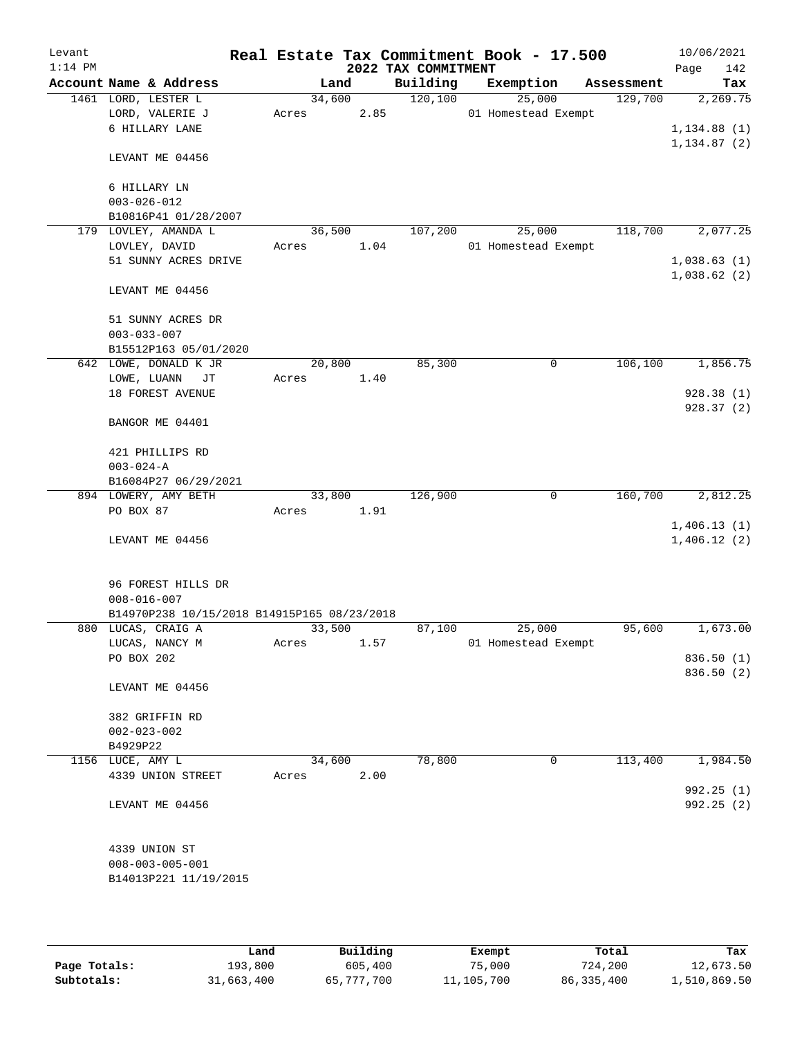Levant 1:14 PM

# Real Estate Tax Commitment Book - 17.500

## 2022 TAX COMMITMENT

10/06/2021 Page 142

| Account Name & Address | Land | Building | Exemption | Assessment | Tax |
|---|---|---|---|---|---|
| 1461 LORD, LESTER L | 34,600 | 120,100 | 25,000 | 129,700 | 2,269.75 |
| LORD, VALERIE J | Acres 2.85 | | 01 Homestead Exempt | | |
| 6 HILLARY LANE | | | | | 1,134.88 (1) |
| | | | | | 1,134.87 (2) |
| LEVANT ME 04456 | | | | | |
| 6 HILLARY LN | | | | | |
| 003-026-012 | | | | | |
| B10816P41 01/28/2007 | | | | | |
| 179 LOVLEY, AMANDA L | 36,500 | 107,200 | 25,000 | 118,700 | 2,077.25 |
| LOVLEY, DAVID | Acres 1.04 | | 01 Homestead Exempt | | |
| 51 SUNNY ACRES DRIVE | | | | | 1,038.63 (1) |
| | | | | | 1,038.62 (2) |
| LEVANT ME 04456 | | | | | |
| 51 SUNNY ACRES DR | | | | | |
| 003-033-007 | | | | | |
| B15512P163 05/01/2020 | | | | | |
| 642 LOWE, DONALD K JR | 20,800 | 85,300 | 0 | 106,100 | 1,856.75 |
| LOWE, LUANN JT | Acres 1.40 | | | | |
| 18 FOREST AVENUE | | | | | 928.38 (1) |
| | | | | | 928.37 (2) |
| BANGOR ME 04401 | | | | | |
| 421 PHILLIPS RD | | | | | |
| 003-024-A | | | | | |
| B16084P27 06/29/2021 | | | | | |
| 894 LOWERY, AMY BETH | 33,800 | 126,900 | 0 | 160,700 | 2,812.25 |
| PO BOX 87 | Acres 1.91 | | | | |
| | | | | | 1,406.13 (1) |
| LEVANT ME 04456 | | | | | 1,406.12 (2) |
| 96 FOREST HILLS DR | | | | | |
| 008-016-007 | | | | | |
| B14970P238 10/15/2018 B14915P165 08/23/2018 | | | | | |
| 880 LUCAS, CRAIG A | 33,500 | 87,100 | 25,000 | 95,600 | 1,673.00 |
| LUCAS, NANCY M | Acres 1.57 | | 01 Homestead Exempt | | |
| PO BOX 202 | | | | | 836.50 (1) |
| | | | | | 836.50 (2) |
| LEVANT ME 04456 | | | | | |
| 382 GRIFFIN RD | | | | | |
| 002-023-002 | | | | | |
| B4929P22 | | | | | |
| 1156 LUCE, AMY L | 34,600 | 78,800 | 0 | 113,400 | 1,984.50 |
| 4339 UNION STREET | Acres 2.00 | | | | |
| | | | | | 992.25 (1) |
| LEVANT ME 04456 | | | | | 992.25 (2) |
| 4339 UNION ST | | | | | |
| 008-003-005-001 | | | | | |
| B14013P221 11/19/2015 | | | | | |

| | Land | Building | Exempt | Total | Tax |
|---|---|---|---|---|---|
| Page Totals: | 193,800 | 605,400 | 75,000 | 724,200 | 12,673.50 |
| Subtotals: | 31,663,400 | 65,777,700 | 11,105,700 | 86,335,400 | 1,510,869.50 |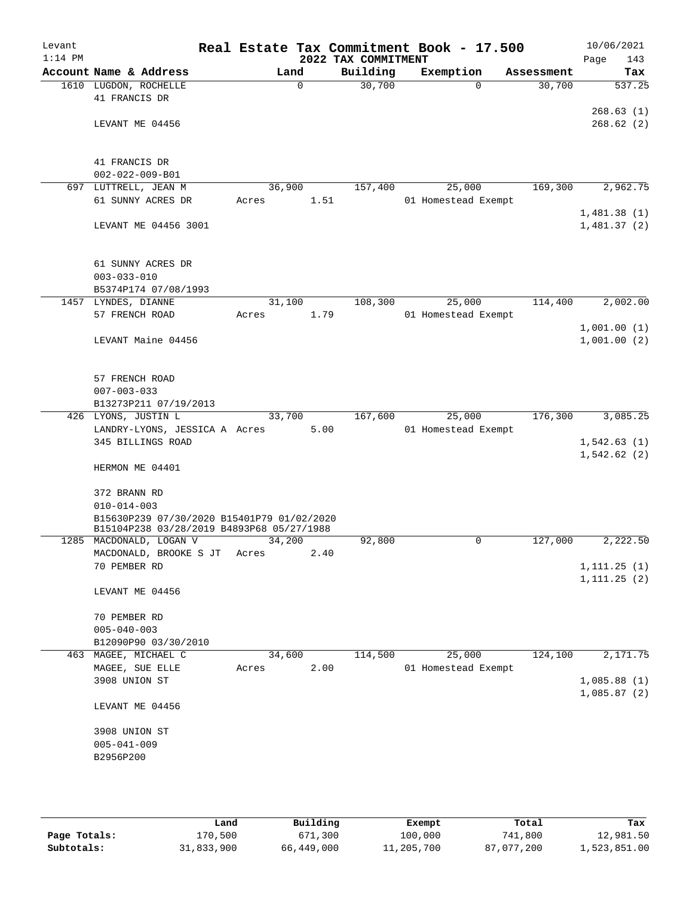Levant
1:14 PM

# Real Estate Tax Commitment Book - 17.500

## 2022 TAX COMMITMENT

10/06/2021
Page 143

| Account Name & Address | Land | Building | Exemption | Assessment | Tax |
|---|---|---|---|---|---|
| 1610 LUGDON, ROCHELLE | 0 | 30,700 | 0 | 30,700 | 537.25 |
| 41 FRANCIS DR | | | | | 268.63 (1) |
| LEVANT ME 04456 | | | | | 268.62 (2) |
| 41 FRANCIS DR | | | | | |
| 002-022-009-B01 | | | | | |
| 697 LUTTRELL, JEAN M | 36,900 | 157,400 | 25,000 | 169,300 | 2,962.75 |
| 61 SUNNY ACRES DR | Acres 1.51 | | 01 Homestead Exempt | | 1,481.38 (1) |
| LEVANT ME 04456 3001 | | | | | 1,481.37 (2) |
| 61 SUNNY ACRES DR | | | | | |
| 003-033-010 | | | | | |
| B5374P174 07/08/1993 | | | | | |
| 1457 LYNDES, DIANNE | 31,100 | 108,300 | 25,000 | 114,400 | 2,002.00 |
| 57 FRENCH ROAD | Acres 1.79 | | 01 Homestead Exempt | | 1,001.00 (1) |
| LEVANT Maine 04456 | | | | | 1,001.00 (2) |
| 57 FRENCH ROAD | | | | | |
| 007-003-033 | | | | | |
| B13273P211 07/19/2013 | | | | | |
| 426 LYONS, JUSTIN L | 33,700 | 167,600 | 25,000 | 176,300 | 3,085.25 |
| LANDRY-LYONS, JESSICA A | Acres 5.00 | | 01 Homestead Exempt | | |
| 345 BILLINGS ROAD | | | | | 1,542.63 (1) |
| HERMON ME 04401 | | | | | 1,542.62 (2) |
| 372 BRANN RD | | | | | |
| 010-014-003 | | | | | |
| B15630P239 07/30/2020 B15401P79 01/02/2020 | | | | | |
| B15104P238 03/28/2019 B4893P68 05/27/1988 | | | | | |
| 1285 MACDONALD, LOGAN V | 34,200 | 92,800 | 0 | 127,000 | 2,222.50 |
| MACDONALD, BROOKE S JT | Acres 2.40 | | | | |
| 70 PEMBER RD | | | | | 1,111.25 (1) |
| LEVANT ME 04456 | | | | | 1,111.25 (2) |
| 70 PEMBER RD | | | | | |
| 005-040-003 | | | | | |
| B12090P90 03/30/2010 | | | | | |
| 463 MAGEE, MICHAEL C | 34,600 | 114,500 | 25,000 | 124,100 | 2,171.75 |
| MAGEE, SUE ELLE | Acres 2.00 | | 01 Homestead Exempt | | |
| 3908 UNION ST | | | | | 1,085.88 (1) |
| LEVANT ME 04456 | | | | | 1,085.87 (2) |
| 3908 UNION ST | | | | | |
| 005-041-009 | | | | | |
| B2956P200 | | | | | |

| | Land | Building | Exempt | Total | Tax |
|---|---|---|---|---|---|
| Page Totals: | 170,500 | 671,300 | 100,000 | 741,800 | 12,981.50 |
| Subtotals: | 31,833,900 | 66,449,000 | 11,205,700 | 87,077,200 | 1,523,851.00 |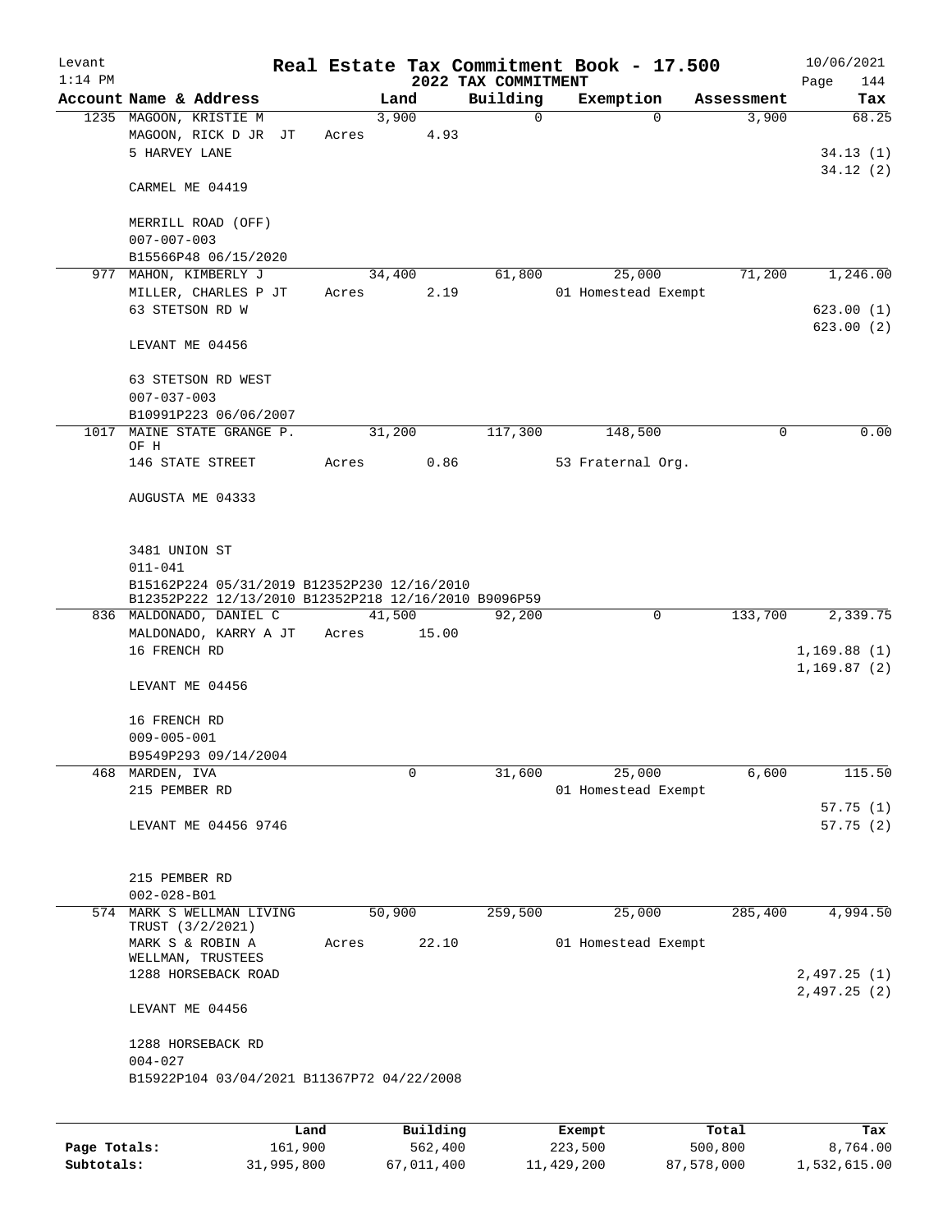Levant 1:14 PM

# Real Estate Tax Commitment Book - 17.500

## 2022 TAX COMMITMENT

10/06/2021

| Account | Name & Address | Land | Building | Exemption | Assessment | Tax |
|---|---|---|---|---|---|---|
| 1235 | MAGOON, KRISTIE M | 3,900 | 0 | 0 | 3,900 | 68.25 |
| | MAGOON, RICK D JR JT | Acres 4.93 | | | | |
| | 5 HARVEY LANE | | | | | 34.13 (1) |
| | | | | | | 34.12 (2) |
| | CARMEL ME 04419 | | | | | |
| | MERRILL ROAD (OFF) | | | | | |
| | 007-007-003 | | | | | |
| | B15566P48 06/15/2020 | | | | | |
| 977 | MAHON, KIMBERLY J | 34,400 | 61,800 | 25,000 | 71,200 | 1,246.00 |
| | MILLER, CHARLES P JT | Acres 2.19 | | 01 Homestead Exempt | | |
| | 63 STETSON RD W | | | | | 623.00 (1) |
| | | | | | | 623.00 (2) |
| | LEVANT ME 04456 | | | | | |
| | 63 STETSON RD WEST | | | | | |
| | 007-037-003 | | | | | |
| | B10991P223 06/06/2007 | | | | | |
| 1017 | MAINE STATE GRANGE P. OF H | 31,200 | 117,300 | 148,500 | 0 | 0.00 |
| | 146 STATE STREET | Acres 0.86 | | 53 Fraternal Org. | | |
| | AUGUSTA ME 04333 | | | | | |
| | 3481 UNION ST | | | | | |
| | 011-041 | | | | | |
| | B15162P224 05/31/2019 B12352P230 12/16/2010 B12352P222 12/13/2010 B12352P218 12/16/2010 B9096P59 | | | | | |
| 836 | MALDONADO, DANIEL C | 41,500 | 92,200 | 0 | 133,700 | 2,339.75 |
| | MALDONADO, KARRY A JT | Acres 15.00 | | | | |
| | 16 FRENCH RD | | | | | 1,169.88 (1) |
| | | | | | | 1,169.87 (2) |
| | LEVANT ME 04456 | | | | | |
| | 16 FRENCH RD | | | | | |
| | 009-005-001 | | | | | |
| | B9549P293 09/14/2004 | | | | | |
| 468 | MARDEN, IVA | 0 | 31,600 | 25,000 | 6,600 | 115.50 |
| | 215 PEMBER RD | | | 01 Homestead Exempt | | |
| | | | | | | 57.75 (1) |
| | LEVANT ME 04456 9746 | | | | | 57.75 (2) |
| | 215 PEMBER RD | | | | | |
| | 002-028-B01 | | | | | |
| 574 | MARK S WELLMAN LIVING TRUST (3/2/2021) | 50,900 | 259,500 | 25,000 | 285,400 | 4,994.50 |
| | MARK S & ROBIN A WELLMAN, TRUSTEES | Acres 22.10 | | 01 Homestead Exempt | | |
| | 1288 HORSEBACK ROAD | | | | | 2,497.25 (1) |
| | | | | | | 2,497.25 (2) |
| | LEVANT ME 04456 | | | | | |
| | 1288 HORSEBACK RD | | | | | |
| | 004-027 | | | | | |
| | B15922P104 03/04/2021 B11367P72 04/22/2008 | | | | | |

| | Land | Building | Exempt | Total | Tax |
|---|---|---|---|---|---|
| Page Totals: | 161,900 | 562,400 | 223,500 | 500,800 | 8,764.00 |
| Subtotals: | 31,995,800 | 67,011,400 | 11,429,200 | 87,578,000 | 1,532,615.00 |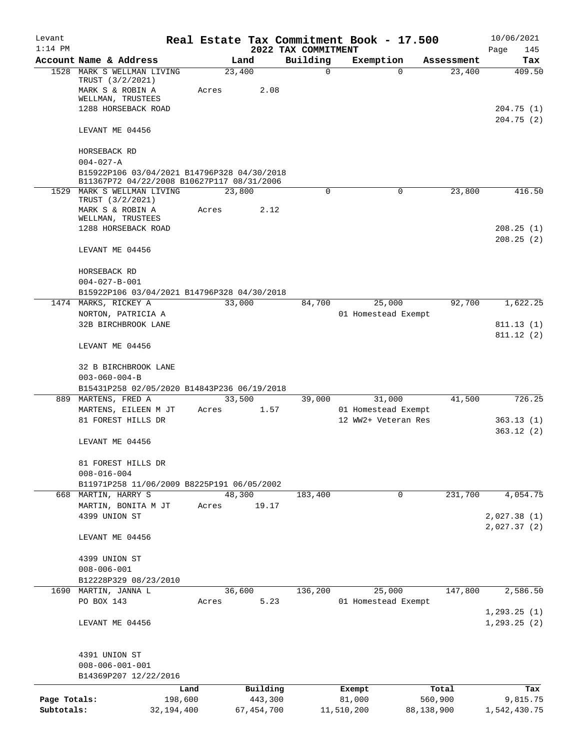Levant
1:14 PM

# Real Estate Tax Commitment Book - 17.500
## 2022 TAX COMMITMENT

10/06/2021

| Account Name & Address | Land | Building | Exemption | Assessment | Tax |
|---|---|---|---|---|---|
| 1528 MARK S WELLMAN LIVING TRUST (3/2/2021) | 23,400 | 0 | 0 | 23,400 | 409.50 |
| MARK S & ROBIN A WELLMAN, TRUSTEES | Acres 2.08 | | | | |
| 1288 HORSEBACK ROAD | | | | | 204.75 (1) |
| | | | | | 204.75 (2) |
| LEVANT ME 04456 | | | | | |
| HORSEBACK RD | | | | | |
| 004-027-A | | | | | |
| B15922P106 03/04/2021 B14796P328 04/30/2018 B11367P72 04/22/2008 B10627P117 08/31/2006 | | | | | |
| 1529 MARK S WELLMAN LIVING TRUST (3/2/2021) | 23,800 | 0 | 0 | 23,800 | 416.50 |
| MARK S & ROBIN A WELLMAN, TRUSTEES | Acres 2.12 | | | | |
| 1288 HORSEBACK ROAD | | | | | 208.25 (1) |
| | | | | | 208.25 (2) |
| LEVANT ME 04456 | | | | | |
| HORSEBACK RD | | | | | |
| 004-027-B-001 | | | | | |
| B15922P106 03/04/2021 B14796P328 04/30/2018 | | | | | |
| 1474 MARKS, RICKEY A | 33,000 | 84,700 | 25,000 | 92,700 | 1,622.25 |
| NORTON, PATRICIA A | | | 01 Homestead Exempt | | |
| 32B BIRCHBROOK LANE | | | | | 811.13 (1) |
| | | | | | 811.12 (2) |
| LEVANT ME 04456 | | | | | |
| 32 B BIRCHBROOK LANE | | | | | |
| 003-060-004-B | | | | | |
| B15431P258 02/05/2020 B14843P236 06/19/2018 | | | | | |
| 889 MARTENS, FRED A | 33,500 | 39,000 | 31,000 | 41,500 | 726.25 |
| MARTENS, EILEEN M JT | Acres 1.57 | | 01 Homestead Exempt | | |
| 81 FOREST HILLS DR | | | 12 WW2+ Veteran Res | | 363.13 (1) |
| | | | | | 363.12 (2) |
| LEVANT ME 04456 | | | | | |
| 81 FOREST HILLS DR | | | | | |
| 008-016-004 | | | | | |
| B11971P258 11/06/2009 B8225P191 06/05/2002 | | | | | |
| 668 MARTIN, HARRY S | 48,300 | 183,400 | 0 | 231,700 | 4,054.75 |
| MARTIN, BONITA M JT | Acres 19.17 | | | | |
| 4399 UNION ST | | | | | 2,027.38 (1) |
| | | | | | 2,027.37 (2) |
| LEVANT ME 04456 | | | | | |
| 4399 UNION ST | | | | | |
| 008-006-001 | | | | | |
| B12228P329 08/23/2010 | | | | | |
| 1690 MARTIN, JANNA L | 36,600 | 136,200 | 25,000 | 147,800 | 2,586.50 |
| PO BOX 143 | Acres 5.23 | | 01 Homestead Exempt | | |
| | | | | | 1,293.25 (1) |
| LEVANT ME 04456 | | | | | 1,293.25 (2) |
| 4391 UNION ST | | | | | |
| 008-006-001-001 | | | | | |
| B14369P207 12/22/2016 | | | | | |

| | Land | Building | Exempt | Total | Tax |
|---|---|---|---|---|---|
| Page Totals: | 198,600 | 443,300 | 81,000 | 560,900 | 9,815.75 |
| Subtotals: | 32,194,400 | 67,454,700 | 11,510,200 | 88,138,900 | 1,542,430.75 |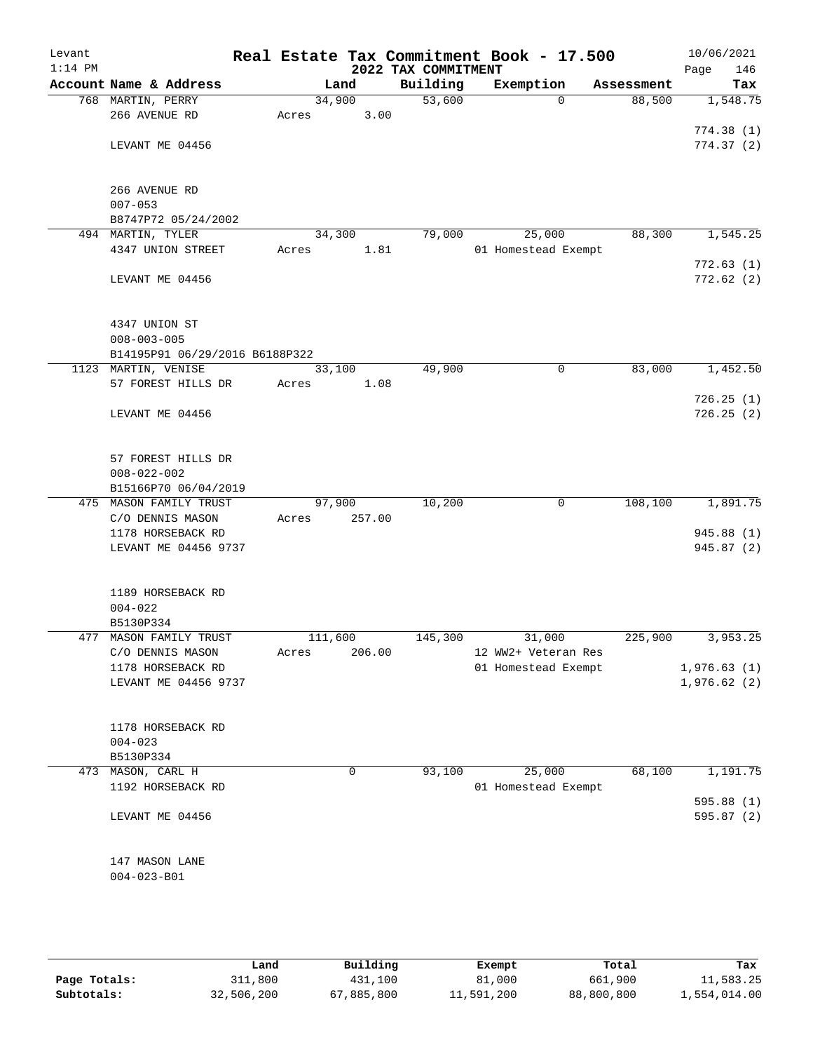# Real Estate Tax Commitment Book - 17.500

Levant
1:14 PM

2022 TAX COMMITMENT

10/06/2021
Page 146

| Account Name & Address | Land | Building | Exemption | Assessment | Tax |
|---|---|---|---|---|---|
| 768 MARTIN, PERRY | 34,900 | 53,600 | 0 | 88,500 | 1,548.75 |
| 266 AVENUE RD | Acres 3.00 | | | | |
| | | | | | 774.38 (1) |
| LEVANT ME 04456 | | | | | 774.37 (2) |
| 266 AVENUE RD | | | | | |
| 007-053 | | | | | |
| B8747P72 05/24/2002 | | | | | |
| 494 MARTIN, TYLER | 34,300 | 79,000 | 25,000 | 88,300 | 1,545.25 |
| 4347 UNION STREET | Acres 1.81 | | 01 Homestead Exempt | | |
| | | | | | 772.63 (1) |
| LEVANT ME 04456 | | | | | 772.62 (2) |
| 4347 UNION ST | | | | | |
| 008-003-005 | | | | | |
| B14195P91 06/29/2016 B6188P322 | | | | | |
| 1123 MARTIN, VENISE | 33,100 | 49,900 | 0 | 83,000 | 1,452.50 |
| 57 FOREST HILLS DR | Acres 1.08 | | | | |
| | | | | | 726.25 (1) |
| LEVANT ME 04456 | | | | | 726.25 (2) |
| 57 FOREST HILLS DR | | | | | |
| 008-022-002 | | | | | |
| B15166P70 06/04/2019 | | | | | |
| 475 MASON FAMILY TRUST | 97,900 | 10,200 | 0 | 108,100 | 1,891.75 |
| C/O DENNIS MASON | Acres 257.00 | | | | |
| 1178 HORSEBACK RD | | | | | 945.88 (1) |
| LEVANT ME 04456 9737 | | | | | 945.87 (2) |
| 1189 HORSEBACK RD | | | | | |
| 004-022 | | | | | |
| B5130P334 | | | | | |
| 477 MASON FAMILY TRUST | 111,600 | 145,300 | 31,000 | 225,900 | 3,953.25 |
| C/O DENNIS MASON | Acres 206.00 | | 12 WW2+ Veteran Res | | |
| 1178 HORSEBACK RD | | | 01 Homestead Exempt | | 1,976.63 (1) |
| LEVANT ME 04456 9737 | | | | | 1,976.62 (2) |
| 1178 HORSEBACK RD | | | | | |
| 004-023 | | | | | |
| B5130P334 | | | | | |
| 473 MASON, CARL H | 0 | 93,100 | 25,000 | 68,100 | 1,191.75 |
| 1192 HORSEBACK RD | | | 01 Homestead Exempt | | |
| | | | | | 595.88 (1) |
| LEVANT ME 04456 | | | | | 595.87 (2) |
| 147 MASON LANE | | | | | |
| 004-023-B01 | | | | | |

| | Land | Building | Exempt | Total | Tax |
|---|---|---|---|---|---|
| Page Totals: | 311,800 | 431,100 | 81,000 | 661,900 | 11,583.25 |
| Subtotals: | 32,506,200 | 67,885,800 | 11,591,200 | 88,800,800 | 1,554,014.00 |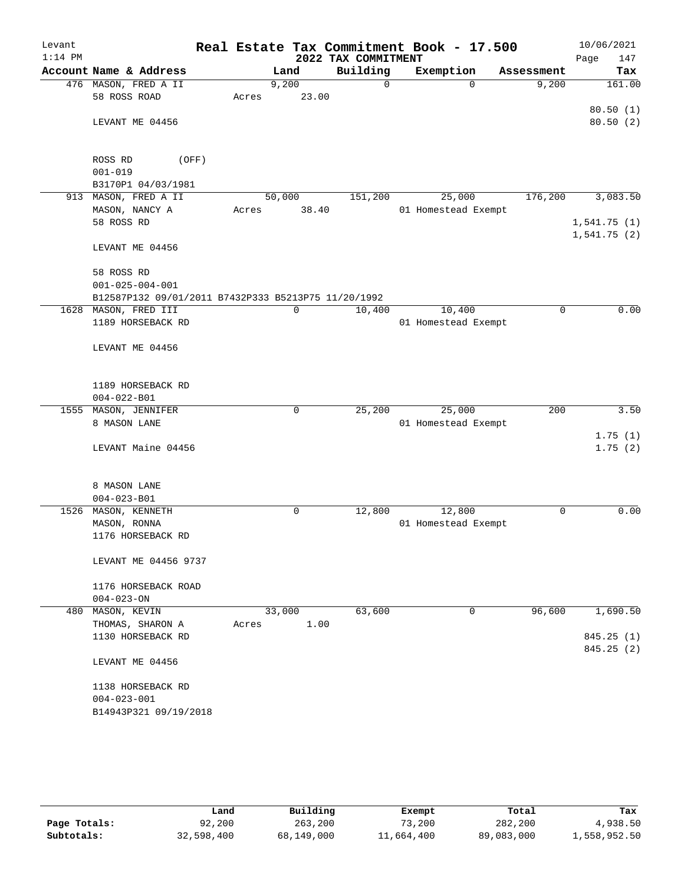# Real Estate Tax Commitment Book - 17.500

Levant
1:14 PM

2022 TAX COMMITMENT

10/06/2021

| Account | Name & Address | Land | Building | Exemption | Assessment | Tax |
|---|---|---|---|---|---|---|
| 476 | MASON, FRED A II<br>58 ROSS ROAD<br><br>LEVANT ME 04456<br><br>ROSS RD (OFF)<br>001-019<br>B3170P1 04/03/1981 | 9,200<br>Acres 23.00 | 0 | 0 | 9,200 | 161.00<br><br>80.50 (1)<br>80.50 (2) |
| 913 | MASON, FRED A II<br>MASON, NANCY A<br>58 ROSS RD<br><br>LEVANT ME 04456<br><br>58 ROSS RD<br>001-025-004-001<br>B12587P132 09/01/2011 B7432P333 B5213P75 11/20/1992 | 50,000<br>Acres 38.40 | 151,200 | 25,000<br>01 Homestead Exempt | 176,200 | 3,083.50<br><br>1,541.75 (1)<br>1,541.75 (2) |
| 1628 | MASON, FRED III<br>1189 HORSEBACK RD<br><br>LEVANT ME 04456<br><br>1189 HORSEBACK RD<br>004-022-B01 | 0 | 10,400 | 10,400<br>01 Homestead Exempt | 0 | 0.00 |
| 1555 | MASON, JENNIFER<br>8 MASON LANE<br><br>LEVANT Maine 04456<br><br>8 MASON LANE<br>004-023-B01 | 0 | 25,200 | 25,000<br>01 Homestead Exempt | 200 | 3.50<br><br>1.75 (1)<br>1.75 (2) |
| 1526 | MASON, KENNETH<br>MASON, RONNA<br>1176 HORSEBACK RD<br><br>LEVANT ME 04456 9737<br><br>1176 HORSEBACK ROAD<br>004-023-ON | 0 | 12,800 | 12,800<br>01 Homestead Exempt | 0 | 0.00 |
| 480 | MASON, KEVIN<br>THOMAS, SHARON A<br>1130 HORSEBACK RD<br><br>LEVANT ME 04456<br><br>1138 HORSEBACK RD<br>004-023-001<br>B14943P321 09/19/2018 | 33,000<br>Acres 1.00 | 63,600 | 0 | 96,600 | 1,690.50<br><br>845.25 (1)<br>845.25 (2) |

| | Land | Building | Exempt | Total | Tax |
|---|---|---|---|---|---|
| Page Totals: | 92,200 | 263,200 | 73,200 | 282,200 | 4,938.50 |
| Subtotals: | 32,598,400 | 68,149,000 | 11,664,400 | 89,083,000 | 1,558,952.50 |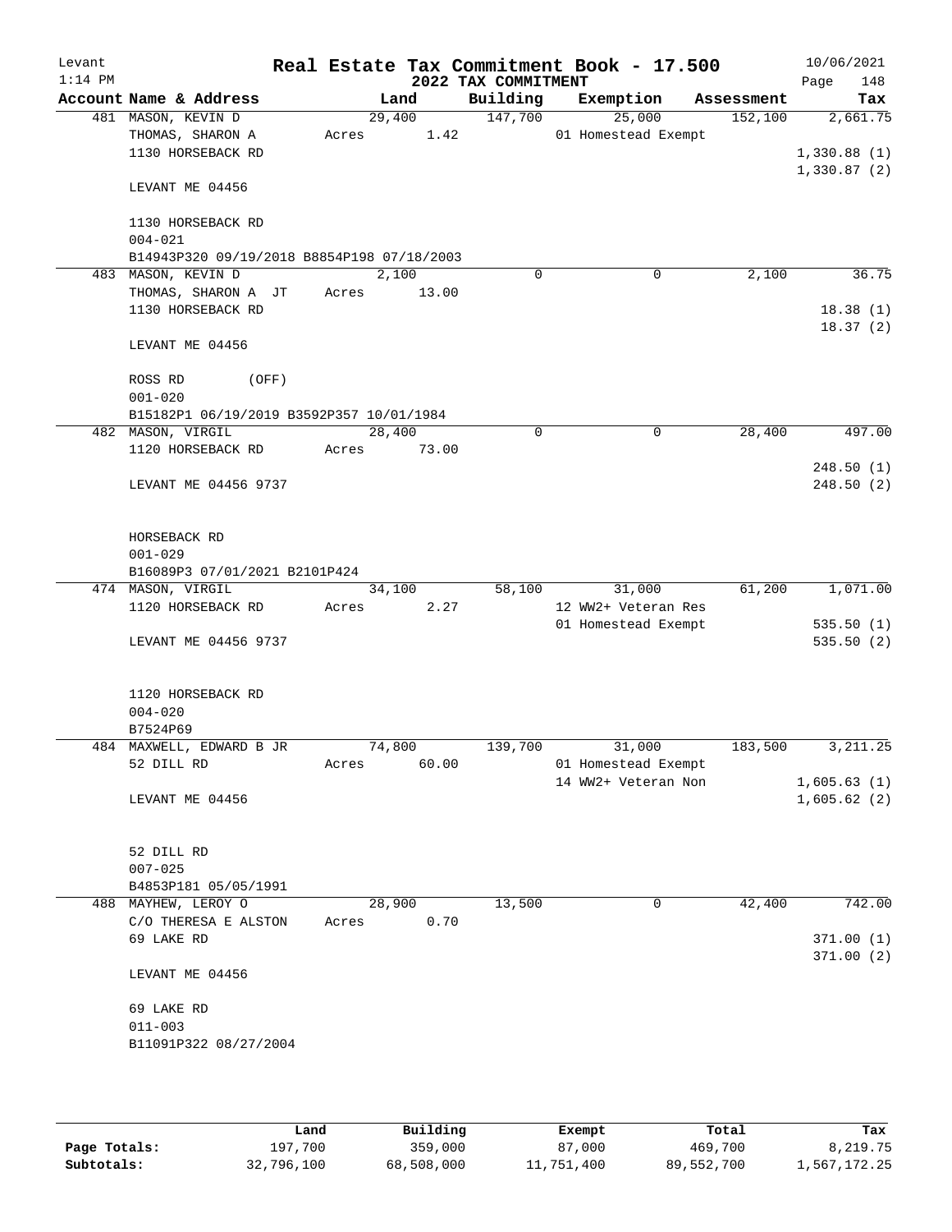Levant 1:14 PM

# Real Estate Tax Commitment Book - 17.500

## 2022 TAX COMMITMENT

10/06/2021 Page 148

| Account Name & Address | Land | Building | Exemption | Assessment | Tax |
|---|---|---|---|---|---|
| 481 MASON, KEVIN D | 29,400 | 147,700 | 25,000 | 152,100 | 2,661.75 |
| THOMAS, SHARON A | Acres 1.42 | | 01 Homestead Exempt | | |
| 1130 HORSEBACK RD | | | | | 1,330.88 (1) |
| | | | | | 1,330.87 (2) |
| LEVANT ME 04456 | | | | | |
| 1130 HORSEBACK RD | | | | | |
| 004-021 | | | | | |
| B14943P320 09/19/2018 B8854P198 07/18/2003 | | | | | |
| 483 MASON, KEVIN D | 2,100 | 0 | 0 | 2,100 | 36.75 |
| THOMAS, SHARON A JT | Acres 13.00 | | | | |
| 1130 HORSEBACK RD | | | | | 18.38 (1) |
| | | | | | 18.37 (2) |
| LEVANT ME 04456 | | | | | |
| ROSS RD (OFF) | | | | | |
| 001-020 | | | | | |
| B15182P1 06/19/2019 B3592P357 10/01/1984 | | | | | |
| 482 MASON, VIRGIL | 28,400 | 0 | 0 | 28,400 | 497.00 |
| 1120 HORSEBACK RD | Acres 73.00 | | | | |
| | | | | | 248.50 (1) |
| LEVANT ME 04456 9737 | | | | | 248.50 (2) |
| HORSEBACK RD | | | | | |
| 001-029 | | | | | |
| B16089P3 07/01/2021 B2101P424 | | | | | |
| 474 MASON, VIRGIL | 34,100 | 58,100 | 31,000 | 61,200 | 1,071.00 |
| 1120 HORSEBACK RD | Acres 2.27 | | 12 WW2+ Veteran Res | | |
| | | | 01 Homestead Exempt | | 535.50 (1) |
| LEVANT ME 04456 9737 | | | | | 535.50 (2) |
| 1120 HORSEBACK RD | | | | | |
| 004-020 | | | | | |
| B7524P69 | | | | | |
| 484 MAXWELL, EDWARD B JR | 74,800 | 139,700 | 31,000 | 183,500 | 3,211.25 |
| 52 DILL RD | Acres 60.00 | | 01 Homestead Exempt | | |
| | | | 14 WW2+ Veteran Non | | 1,605.63 (1) |
| LEVANT ME 04456 | | | | | 1,605.62 (2) |
| 52 DILL RD | | | | | |
| 007-025 | | | | | |
| B4853P181 05/05/1991 | | | | | |
| 488 MAYHEW, LEROY O | 28,900 | 13,500 | 0 | 42,400 | 742.00 |
| C/O THERESA E ALSTON | Acres 0.70 | | | | |
| 69 LAKE RD | | | | | 371.00 (1) |
| | | | | | 371.00 (2) |
| LEVANT ME 04456 | | | | | |
| 69 LAKE RD | | | | | |
| 011-003 | | | | | |
| B11091P322 08/27/2004 | | | | | |

| | Land | Building | Exempt | Total | Tax |
|---|---|---|---|---|---|
| Page Totals: | 197,700 | 359,000 | 87,000 | 469,700 | 8,219.75 |
| Subtotals: | 32,796,100 | 68,508,000 | 11,751,400 | 89,552,700 | 1,567,172.25 |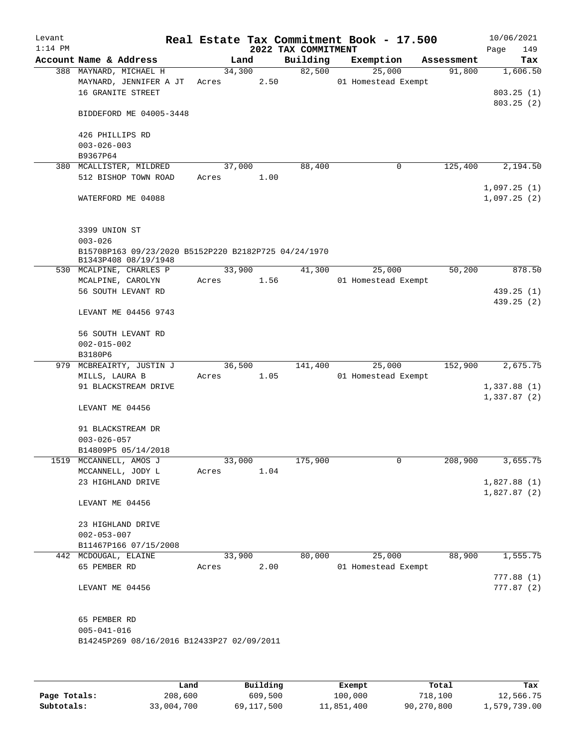Levant
1:14 PM

# Real Estate Tax Commitment Book - 17.500
## 2022 TAX COMMITMENT

10/06/2021
Page 149

| Account Name & Address | Land | Building | Exemption | Assessment | Tax |
|---|---|---|---|---|---|
| 388 MAYNARD, MICHAEL H | 34,300 | 82,500 | 25,000 | 91,800 | 1,606.50 |
| MAYNARD, JENNIFER A JT | Acres 2.50 | | 01 Homestead Exempt | | |
| 16 GRANITE STREET | | | | | 803.25 (1) |
| | | | | | 803.25 (2) |
| BIDDEFORD ME 04005-3448 | | | | | |
| 426 PHILLIPS RD | | | | | |
| 003-026-003 | | | | | |
| B9367P64 | | | | | |
| 380 MCALLISTER, MILDRED | 37,000 | 88,400 | 0 | 125,400 | 2,194.50 |
| 512 BISHOP TOWN ROAD | Acres 1.00 | | | | |
| | | | | | 1,097.25 (1) |
| WATERFORD ME 04088 | | | | | 1,097.25 (2) |
| 3399 UNION ST | | | | | |
| 003-026 | | | | | |
| B15708P163 09/23/2020 B5152P220 B2182P725 04/24/1970 B1343P408 08/19/1948 | | | | | |
| 530 MCALPINE, CHARLES P | 33,900 | 41,300 | 25,000 | 50,200 | 878.50 |
| MCALPINE, CAROLYN | Acres 1.56 | | 01 Homestead Exempt | | |
| 56 SOUTH LEVANT RD | | | | | 439.25 (1) |
| | | | | | 439.25 (2) |
| LEVANT ME 04456 9743 | | | | | |
| 56 SOUTH LEVANT RD | | | | | |
| 002-015-002 | | | | | |
| B3180P6 | | | | | |
| 979 MCBREAIRTY, JUSTIN J | 36,500 | 141,400 | 25,000 | 152,900 | 2,675.75 |
| MILLS, LAURA B | Acres 1.05 | | 01 Homestead Exempt | | |
| 91 BLACKSTREAM DRIVE | | | | | 1,337.88 (1) |
| | | | | | 1,337.87 (2) |
| LEVANT ME 04456 | | | | | |
| 91 BLACKSTREAM DR | | | | | |
| 003-026-057 | | | | | |
| B14809P5 05/14/2018 | | | | | |
| 1519 MCCANNELL, AMOS J | 33,000 | 175,900 | 0 | 208,900 | 3,655.75 |
| MCCANNELL, JODY L | Acres 1.04 | | | | |
| 23 HIGHLAND DRIVE | | | | | 1,827.88 (1) |
| | | | | | 1,827.87 (2) |
| LEVANT ME 04456 | | | | | |
| 23 HIGHLAND DRIVE | | | | | |
| 002-053-007 | | | | | |
| B11467P166 07/15/2008 | | | | | |
| 442 MCDOUGAL, ELAINE | 33,900 | 80,000 | 25,000 | 88,900 | 1,555.75 |
| 65 PEMBER RD | Acres 2.00 | | 01 Homestead Exempt | | |
| | | | | | 777.88 (1) |
| LEVANT ME 04456 | | | | | 777.87 (2) |
| 65 PEMBER RD | | | | | |
| 005-041-016 | | | | | |
| B14245P269 08/16/2016 B12433P27 02/09/2011 | | | | | |

| | Land | Building | Exempt | Total | Tax |
|---|---|---|---|---|---|
| Page Totals: | 208,600 | 609,500 | 100,000 | 718,100 | 12,566.75 |
| Subtotals: | 33,004,700 | 69,117,500 | 11,851,400 | 90,270,800 | 1,579,739.00 |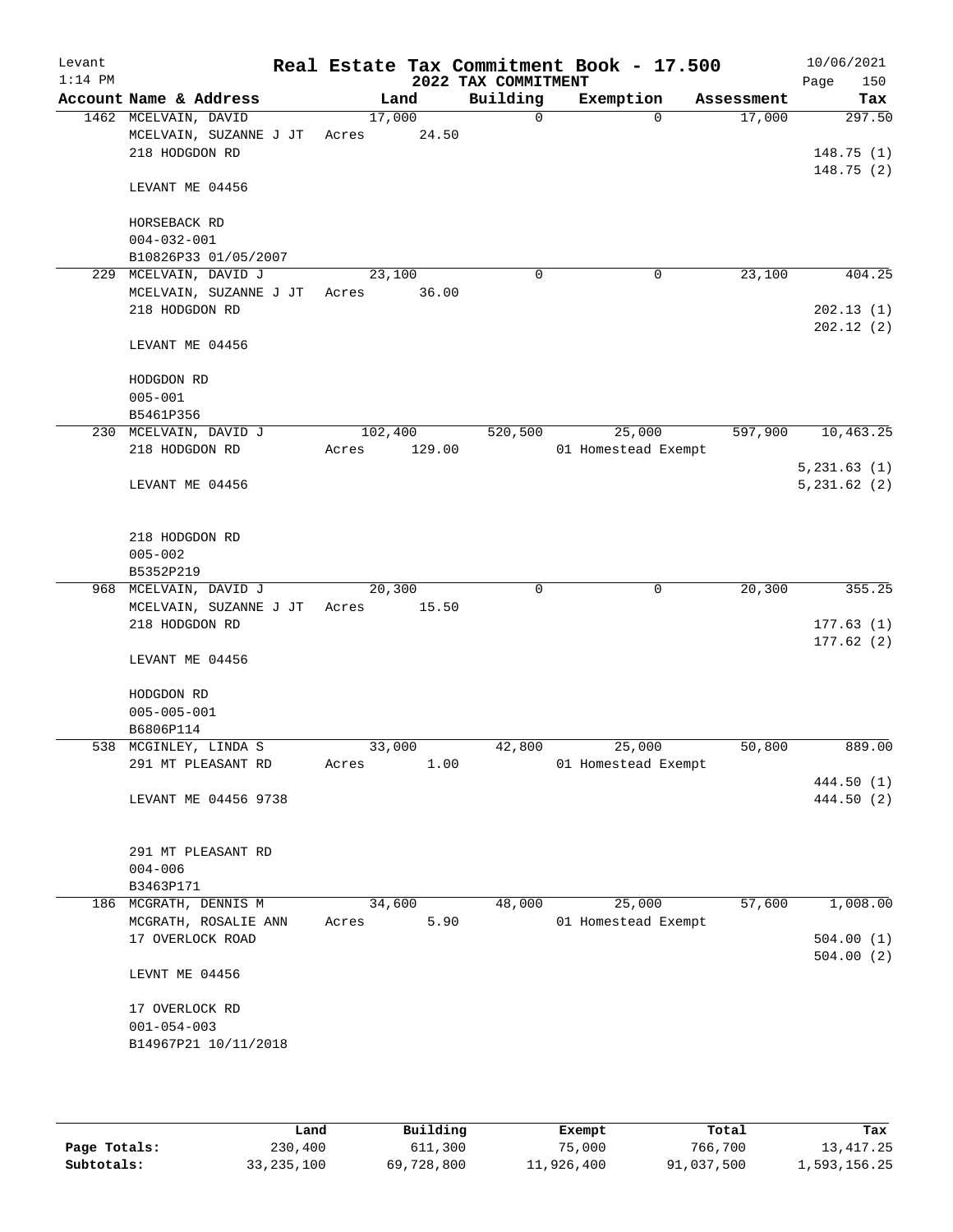# Real Estate Tax Commitment Book - 17.500

Levant 1:14 PM — 2022 TAX COMMITMENT — 10/06/2021

| Account Name & Address | Land | Building | Exemption | Assessment | Tax |
|---|---|---|---|---|---|
| 1462 MCELVAIN, DAVID | 17,000 | 0 | 0 | 17,000 | 297.50 |
| MCELVAIN, SUZANNE J JT | Acres 24.50 | | | | |
| 218 HODGDON RD | | | | | 148.75 (1) |
| | | | | | 148.75 (2) |
| LEVANT ME 04456 | | | | | |
| HORSEBACK RD | | | | | |
| 004-032-001 | | | | | |
| B10826P33 01/05/2007 | | | | | |
| 229 MCELVAIN, DAVID J | 23,100 | 0 | 0 | 23,100 | 404.25 |
| MCELVAIN, SUZANNE J JT | Acres 36.00 | | | | |
| 218 HODGDON RD | | | | | 202.13 (1) |
| | | | | | 202.12 (2) |
| LEVANT ME 04456 | | | | | |
| HODGDON RD | | | | | |
| 005-001 | | | | | |
| B5461P356 | | | | | |
| 230 MCELVAIN, DAVID J | 102,400 | 520,500 | 25,000 | 597,900 | 10,463.25 |
| 218 HODGDON RD | Acres 129.00 | | 01 Homestead Exempt | | |
| | | | | | 5,231.63 (1) |
| LEVANT ME 04456 | | | | | 5,231.62 (2) |
| 218 HODGDON RD | | | | | |
| 005-002 | | | | | |
| B5352P219 | | | | | |
| 968 MCELVAIN, DAVID J | 20,300 | 0 | 0 | 20,300 | 355.25 |
| MCELVAIN, SUZANNE J JT | Acres 15.50 | | | | |
| 218 HODGDON RD | | | | | 177.63 (1) |
| | | | | | 177.62 (2) |
| LEVANT ME 04456 | | | | | |
| HODGDON RD | | | | | |
| 005-005-001 | | | | | |
| B6806P114 | | | | | |
| 538 MCGINLEY, LINDA S | 33,000 | 42,800 | 25,000 | 50,800 | 889.00 |
| 291 MT PLEASANT RD | Acres 1.00 | | 01 Homestead Exempt | | |
| | | | | | 444.50 (1) |
| LEVANT ME 04456 9738 | | | | | 444.50 (2) |
| 291 MT PLEASANT RD | | | | | |
| 004-006 | | | | | |
| B3463P171 | | | | | |
| 186 MCGRATH, DENNIS M | 34,600 | 48,000 | 25,000 | 57,600 | 1,008.00 |
| MCGRATH, ROSALIE ANN | Acres 5.90 | | 01 Homestead Exempt | | |
| 17 OVERLOCK ROAD | | | | | 504.00 (1) |
| | | | | | 504.00 (2) |
| LEVNT ME 04456 | | | | | |
| 17 OVERLOCK RD | | | | | |
| 001-054-003 | | | | | |
| B14967P21 10/11/2018 | | | | | |

| | Land | Building | Exempt | Total | Tax |
|---|---|---|---|---|---|
| Page Totals: | 230,400 | 611,300 | 75,000 | 766,700 | 13,417.25 |
| Subtotals: | 33,235,100 | 69,728,800 | 11,926,400 | 91,037,500 | 1,593,156.25 |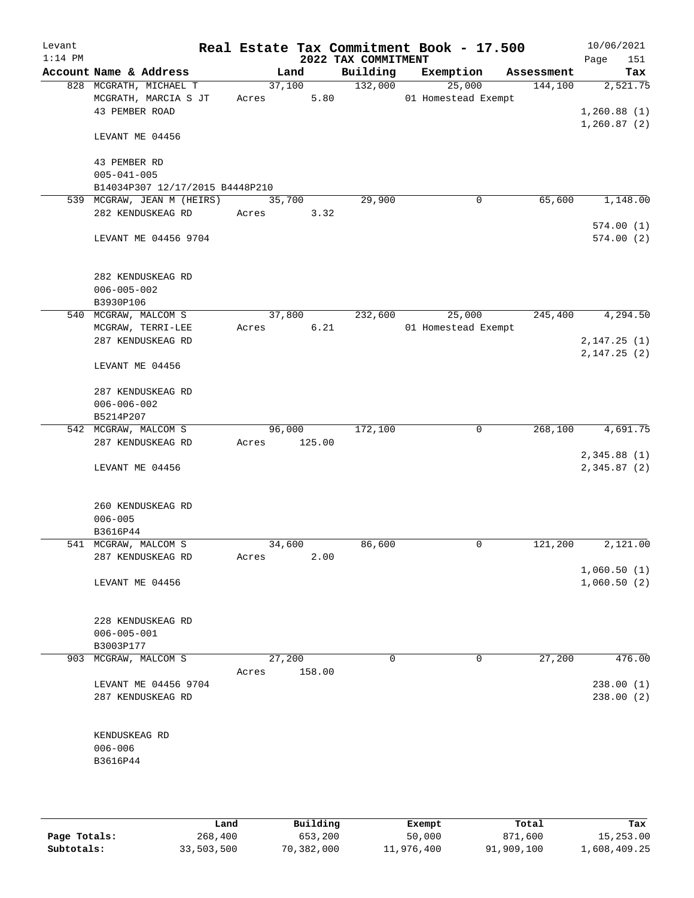# Real Estate Tax Commitment Book - 17.500

Levant
1:14 PM

## 2022 TAX COMMITMENT

10/06/2021
Page 151

| Account | Name & Address | Land | Building | Exemption | Assessment | Tax |
|---|---|---|---|---|---|---|
| 828 | MCGRATH, MICHAEL T<br>MCGRATH, MARCIA S JT<br>43 PEMBER ROAD<br><br>LEVANT ME 04456<br><br>43 PEMBER RD<br>005-041-005<br>B14034P307 12/17/2015 B4448P210 | 37,100<br>Acres 5.80 | 132,000 | 25,000<br>01 Homestead Exempt | 144,100 | 2,521.75<br><br>1,260.88 (1)<br>1,260.87 (2) |
| 539 | MCGRAW, JEAN M (HEIRS)<br>282 KENDUSKEAG RD<br><br>LEVANT ME 04456 9704<br><br>282 KENDUSKEAG RD<br>006-005-002<br>B3930P106 | 35,700<br>Acres 3.32 | 29,900 | 0 | 65,600 | 1,148.00<br><br>574.00 (1)<br>574.00 (2) |
| 540 | MCGRAW, MALCOM S<br>MCGRAW, TERRI-LEE<br>287 KENDUSKEAG RD<br><br>LEVANT ME 04456<br><br>287 KENDUSKEAG RD<br>006-006-002<br>B5214P207 | 37,800<br>Acres 6.21 | 232,600 | 25,000<br>01 Homestead Exempt | 245,400 | 4,294.50<br><br>2,147.25 (1)<br>2,147.25 (2) |
| 542 | MCGRAW, MALCOM S<br>287 KENDUSKEAG RD<br><br>LEVANT ME 04456<br><br>260 KENDUSKEAG RD<br>006-005<br>B3616P44 | 96,000<br>Acres 125.00 | 172,100 | 0 | 268,100 | 4,691.75<br><br>2,345.88 (1)<br>2,345.87 (2) |
| 541 | MCGRAW, MALCOM S<br>287 KENDUSKEAG RD<br><br>LEVANT ME 04456<br><br>228 KENDUSKEAG RD<br>006-005-001<br>B3003P177 | 34,600<br>Acres 2.00 | 86,600 | 0 | 121,200 | 2,121.00<br><br>1,060.50 (1)<br>1,060.50 (2) |
| 903 | MCGRAW, MALCOM S<br><br>LEVANT ME 04456 9704<br>287 KENDUSKEAG RD<br><br>KENDUSKEAG RD<br>006-006<br>B3616P44 | 27,200<br>Acres 158.00 | 0 | 0 | 27,200 | 476.00<br><br>238.00 (1)<br>238.00 (2) |

| | Land | Building | Exempt | Total | Tax |
|---|---|---|---|---|---|
| Page Totals: | 268,400 | 653,200 | 50,000 | 871,600 | 15,253.00 |
| Subtotals: | 33,503,500 | 70,382,000 | 11,976,400 | 91,909,100 | 1,608,409.25 |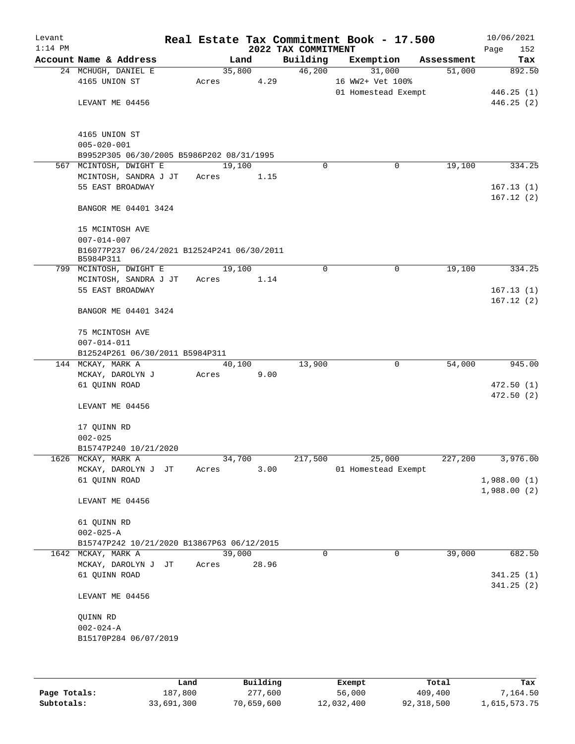Levant
1:14 PM

# Real Estate Tax Commitment Book - 17.500

## 2022 TAX COMMITMENT

10/06/2021

| Account Name & Address | Land | Building | Exemption | Assessment | Tax |
|---|---|---|---|---|---|
| 24 MCHUGH, DANIEL E | 35,800 | 46,200 | 31,000 | 51,000 | 892.50 |
| 4165 UNION ST | Acres 4.29 | | 16 WW2+ Vet 100% | | |
| | | | 01 Homestead Exempt | | 446.25 (1) |
| LEVANT ME 04456 | | | | | 446.25 (2) |
| 4165 UNION ST | | | | | |
| 005-020-001 | | | | | |
| B9952P305 06/30/2005 B5986P202 08/31/1995 | | | | | |
| 567 MCINTOSH, DWIGHT E | 19,100 | 0 | 0 | 19,100 | 334.25 |
| MCINTOSH, SANDRA J JT | Acres 1.15 | | | | |
| 55 EAST BROADWAY | | | | | 167.13 (1) |
| | | | | | 167.12 (2) |
| BANGOR ME 04401 3424 | | | | | |
| 15 MCINTOSH AVE | | | | | |
| 007-014-007 | | | | | |
| B16077P237 06/24/2021 B12524P241 06/30/2011 B5984P311 | | | | | |
| 799 MCINTOSH, DWIGHT E | 19,100 | 0 | 0 | 19,100 | 334.25 |
| MCINTOSH, SANDRA J JT | Acres 1.14 | | | | |
| 55 EAST BROADWAY | | | | | 167.13 (1) |
| | | | | | 167.12 (2) |
| BANGOR ME 04401 3424 | | | | | |
| 75 MCINTOSH AVE | | | | | |
| 007-014-011 | | | | | |
| B12524P261 06/30/2011 B5984P311 | | | | | |
| 144 MCKAY, MARK A | 40,100 | 13,900 | 0 | 54,000 | 945.00 |
| MCKAY, DAROLYN J | Acres 9.00 | | | | |
| 61 QUINN ROAD | | | | | 472.50 (1) |
| | | | | | 472.50 (2) |
| LEVANT ME 04456 | | | | | |
| 17 QUINN RD | | | | | |
| 002-025 | | | | | |
| B15747P240 10/21/2020 | | | | | |
| 1626 MCKAY, MARK A | 34,700 | 217,500 | 25,000 | 227,200 | 3,976.00 |
| MCKAY, DAROLYN J JT | Acres 3.00 | | 01 Homestead Exempt | | |
| 61 QUINN ROAD | | | | | 1,988.00 (1) |
| | | | | | 1,988.00 (2) |
| LEVANT ME 04456 | | | | | |
| 61 QUINN RD | | | | | |
| 002-025-A | | | | | |
| B15747P242 10/21/2020 B13867P63 06/12/2015 | | | | | |
| 1642 MCKAY, MARK A | 39,000 | 0 | 0 | 39,000 | 682.50 |
| MCKAY, DAROLYN J JT | Acres 28.96 | | | | |
| 61 QUINN ROAD | | | | | 341.25 (1) |
| | | | | | 341.25 (2) |
| LEVANT ME 04456 | | | | | |
| QUINN RD | | | | | |
| 002-024-A | | | | | |
| B15170P284 06/07/2019 | | | | | |

| | Land | Building | Exempt | Total | Tax |
|---|---|---|---|---|---|
| Page Totals: | 187,800 | 277,600 | 56,000 | 409,400 | 7,164.50 |
| Subtotals: | 33,691,300 | 70,659,600 | 12,032,400 | 92,318,500 | 1,615,573.75 |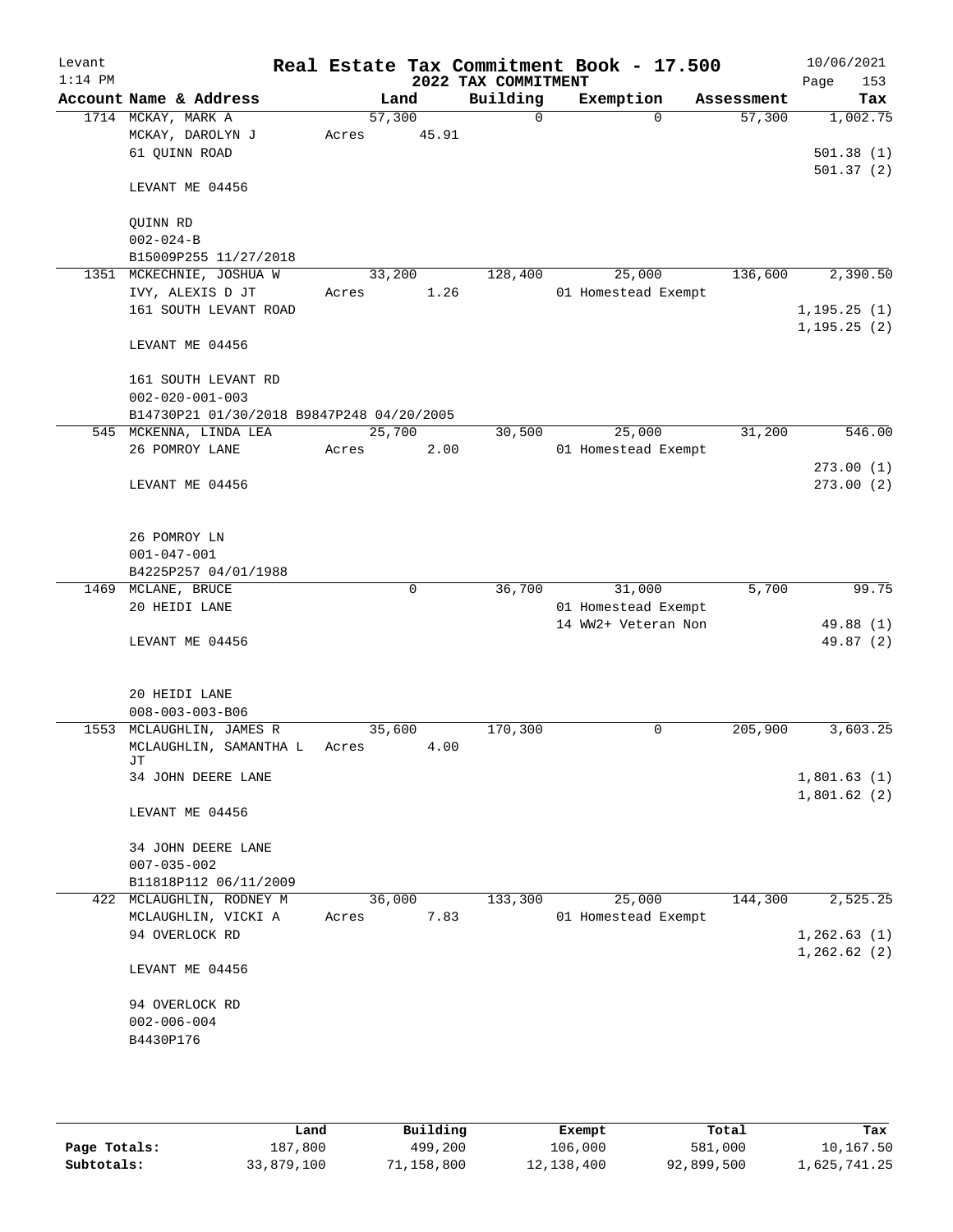Levant 1:14 PM

# Real Estate Tax Commitment Book - 17.500

## 2022 TAX COMMITMENT

10/06/2021 Page 153

| Account | Name & Address | Land | Building | Exemption | Assessment | Tax |
|---|---|---|---|---|---|---|
| 1714 | MCKAY, MARK A<br>MCKAY, DAROLYN J<br>61 QUINN ROAD<br><br>LEVANT ME 04456<br><br>QUINN RD<br>002-024-B<br>B15009P255 11/27/2018 | 57,300<br>Acres 45.91 | 0 | 0 | 57,300 | 1,002.75<br><br>501.38 (1)<br>501.37 (2) |
| 1351 | MCKECHNIE, JOSHUA W<br>IVY, ALEXIS D JT<br>161 SOUTH LEVANT ROAD<br><br>LEVANT ME 04456<br><br>161 SOUTH LEVANT RD<br>002-020-001-003<br>B14730P21 01/30/2018 B9847P248 04/20/2005 | 33,200<br>Acres 1.26 | 128,400 | 25,000<br>01 Homestead Exempt | 136,600 | 2,390.50<br><br>1,195.25 (1)<br>1,195.25 (2) |
| 545 | MCKENNA, LINDA LEA<br>26 POMROY LANE<br><br>LEVANT ME 04456<br><br>26 POMROY LN<br>001-047-001<br>B4225P257 04/01/1988 | 25,700<br>Acres 2.00 | 30,500 | 25,000<br>01 Homestead Exempt | 31,200 | 546.00<br><br>273.00 (1)<br>273.00 (2) |
| 1469 | MCLANE, BRUCE<br>20 HEIDI LANE<br><br>LEVANT ME 04456<br><br>20 HEIDI LANE<br>008-003-003-B06 | 0 | 36,700 | 31,000<br>01 Homestead Exempt<br>14 WW2+ Veteran Non | 5,700 | 99.75<br><br>49.88 (1)<br>49.87 (2) |
| 1553 | MCLAUGHLIN, JAMES R<br>MCLAUGHLIN, SAMANTHA L JT<br>34 JOHN DEERE LANE<br><br>LEVANT ME 04456<br><br>34 JOHN DEERE LANE<br>007-035-002<br>B11818P112 06/11/2009 | 35,600<br>Acres 4.00 | 170,300 | 0 | 205,900 | 3,603.25<br><br>1,801.63 (1)<br>1,801.62 (2) |
| 422 | MCLAUGHLIN, RODNEY M<br>MCLAUGHLIN, VICKI A<br>94 OVERLOCK RD<br><br>LEVANT ME 04456<br><br>94 OVERLOCK RD<br>002-006-004<br>B4430P176 | 36,000<br>Acres 7.83 | 133,300 | 25,000<br>01 Homestead Exempt | 144,300 | 2,525.25<br><br>1,262.63 (1)<br>1,262.62 (2) |

| | Land | Building | Exempt | Total | Tax |
|---|---|---|---|---|---|
| Page Totals: | 187,800 | 499,200 | 106,000 | 581,000 | 10,167.50 |
| Subtotals: | 33,879,100 | 71,158,800 | 12,138,400 | 92,899,500 | 1,625,741.25 |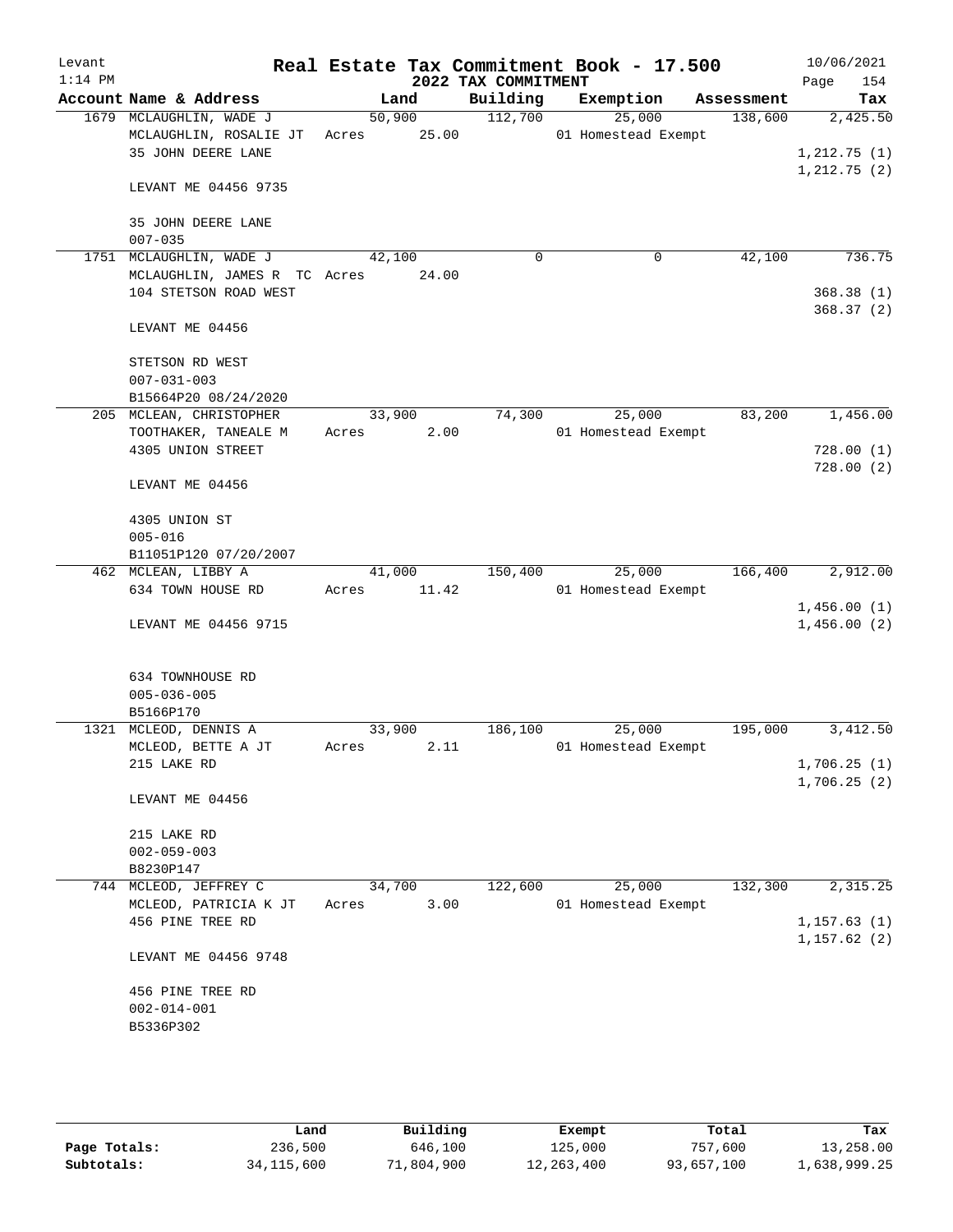# Real Estate Tax Commitment Book - 17.500

Levant
1:14 PM

2022 TAX COMMITMENT

10/06/2021
Page 154

| Account | Name & Address | Land | Building | Exemption | Assessment | Tax |
|---|---|---|---|---|---|---|
| 1679 | MCLAUGHLIN, WADE J<br>MCLAUGHLIN, ROSALIE JT<br>35 JOHN DEERE LANE<br><br>LEVANT ME 04456 9735<br><br>35 JOHN DEERE LANE<br>007-035 | 50,900<br>Acres 25.00 | 112,700 | 25,000<br>01 Homestead Exempt | 138,600 | 2,425.50<br><br>1,212.75 (1)<br>1,212.75 (2) |
| 1751 | MCLAUGHLIN, WADE J<br>MCLAUGHLIN, JAMES R TC<br>104 STETSON ROAD WEST<br><br>LEVANT ME 04456<br><br>STETSON RD WEST<br>007-031-003<br>B15664P20 08/24/2020 | 42,100<br>Acres 24.00 | 0 | 0 | 42,100 | 736.75<br><br>368.38 (1)<br>368.37 (2) |
| 205 | MCLEAN, CHRISTOPHER<br>TOOTHAKER, TANEALE M<br>4305 UNION STREET<br><br>LEVANT ME 04456<br><br>4305 UNION ST<br>005-016<br>B11051P120 07/20/2007 | 33,900<br>Acres 2.00 | 74,300 | 25,000<br>01 Homestead Exempt | 83,200 | 1,456.00<br><br>728.00 (1)<br>728.00 (2) |
| 462 | MCLEAN, LIBBY A<br>634 TOWN HOUSE RD<br><br>LEVANT ME 04456 9715<br><br>634 TOWNHOUSE RD<br>005-036-005<br>B5166P170 | 41,000<br>Acres 11.42 | 150,400 | 25,000<br>01 Homestead Exempt | 166,400 | 2,912.00<br><br>1,456.00 (1)<br>1,456.00 (2) |
| 1321 | MCLEOD, DENNIS A<br>MCLEOD, BETTE A JT<br>215 LAKE RD<br><br>LEVANT ME 04456<br><br>215 LAKE RD<br>002-059-003<br>B8230P147 | 33,900<br>Acres 2.11 | 186,100 | 25,000<br>01 Homestead Exempt | 195,000 | 3,412.50<br><br>1,706.25 (1)<br>1,706.25 (2) |
| 744 | MCLEOD, JEFFREY C<br>MCLEOD, PATRICIA K JT<br>456 PINE TREE RD<br><br>LEVANT ME 04456 9748<br><br>456 PINE TREE RD<br>002-014-001<br>B5336P302 | 34,700<br>Acres 3.00 | 122,600 | 25,000<br>01 Homestead Exempt | 132,300 | 2,315.25<br><br>1,157.63 (1)<br>1,157.62 (2) |

| | Land | Building | Exempt | Total | Tax |
|---|---|---|---|---|---|
| Page Totals: | 236,500 | 646,100 | 125,000 | 757,600 | 13,258.00 |
| Subtotals: | 34,115,600 | 71,804,900 | 12,263,400 | 93,657,100 | 1,638,999.25 |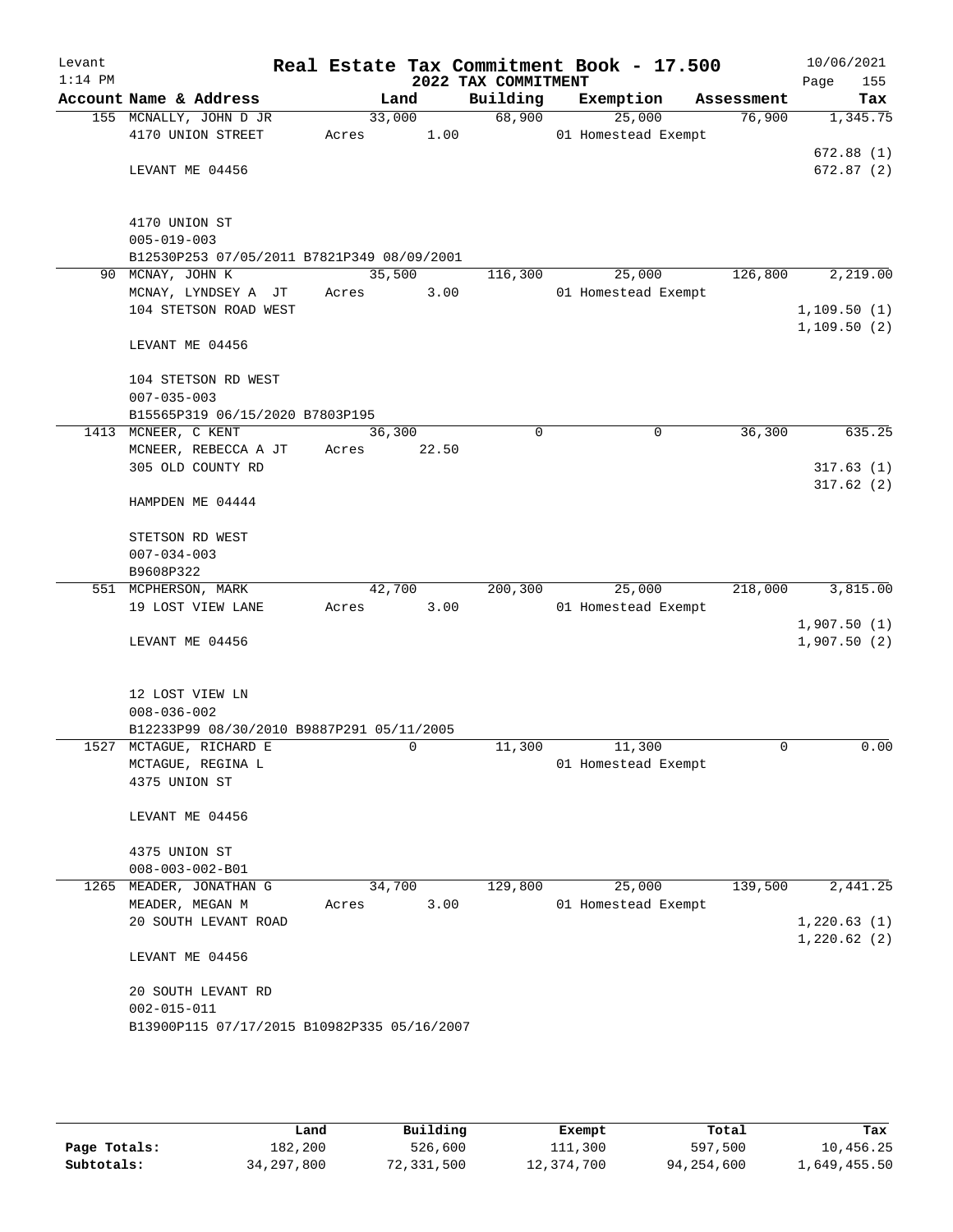# Real Estate Tax Commitment Book - 17.500

Levant 1:14 PM — 2022 TAX COMMITMENT — 10/06/2021

| Account Name & Address | Land | Building | Exemption | Assessment | Tax |
|---|---|---|---|---|---|
| 155 MCNALLY, JOHN D JR | 33,000 | 68,900 | 25,000 | 76,900 | 1,345.75 |
| 4170 UNION STREET | Acres 1.00 | | 01 Homestead Exempt | | |
| | | | | | 672.88 (1) |
| LEVANT ME 04456 | | | | | 672.87 (2) |
| 4170 UNION ST | | | | | |
| 005-019-003 | | | | | |
| B12530P253 07/05/2011 B7821P349 08/09/2001 | | | | | |
| 90 MCNAY, JOHN K | 35,500 | 116,300 | 25,000 | 126,800 | 2,219.00 |
| MCNAY, LYNDSEY A JT | Acres 3.00 | | 01 Homestead Exempt | | |
| 104 STETSON ROAD WEST | | | | | 1,109.50 (1) |
| | | | | | 1,109.50 (2) |
| LEVANT ME 04456 | | | | | |
| 104 STETSON RD WEST | | | | | |
| 007-035-003 | | | | | |
| B15565P319 06/15/2020 B7803P195 | | | | | |
| 1413 MCNEER, C KENT | 36,300 | 0 | 0 | 36,300 | 635.25 |
| MCNEER, REBECCA A JT | Acres 22.50 | | | | |
| 305 OLD COUNTY RD | | | | | 317.63 (1) |
| | | | | | 317.62 (2) |
| HAMPDEN ME 04444 | | | | | |
| STETSON RD WEST | | | | | |
| 007-034-003 | | | | | |
| B9608P322 | | | | | |
| 551 MCPHERSON, MARK | 42,700 | 200,300 | 25,000 | 218,000 | 3,815.00 |
| 19 LOST VIEW LANE | Acres 3.00 | | 01 Homestead Exempt | | |
| | | | | | 1,907.50 (1) |
| LEVANT ME 04456 | | | | | 1,907.50 (2) |
| 12 LOST VIEW LN | | | | | |
| 008-036-002 | | | | | |
| B12233P99 08/30/2010 B9887P291 05/11/2005 | | | | | |
| 1527 MCTAGUE, RICHARD E | 0 | 11,300 | 11,300 | 0 | 0.00 |
| MCTAGUE, REGINA L | | | 01 Homestead Exempt | | |
| 4375 UNION ST | | | | | |
| LEVANT ME 04456 | | | | | |
| 4375 UNION ST | | | | | |
| 008-003-002-B01 | | | | | |
| 1265 MEADER, JONATHAN G | 34,700 | 129,800 | 25,000 | 139,500 | 2,441.25 |
| MEADER, MEGAN M | Acres 3.00 | | 01 Homestead Exempt | | |
| 20 SOUTH LEVANT ROAD | | | | | 1,220.63 (1) |
| | | | | | 1,220.62 (2) |
| LEVANT ME 04456 | | | | | |
| 20 SOUTH LEVANT RD | | | | | |
| 002-015-011 | | | | | |
| B13900P115 07/17/2015 B10982P335 05/16/2007 | | | | | |

| | Land | Building | Exempt | Total | Tax |
|---|---|---|---|---|---|
| Page Totals: | 182,200 | 526,600 | 111,300 | 597,500 | 10,456.25 |
| Subtotals: | 34,297,800 | 72,331,500 | 12,374,700 | 94,254,600 | 1,649,455.50 |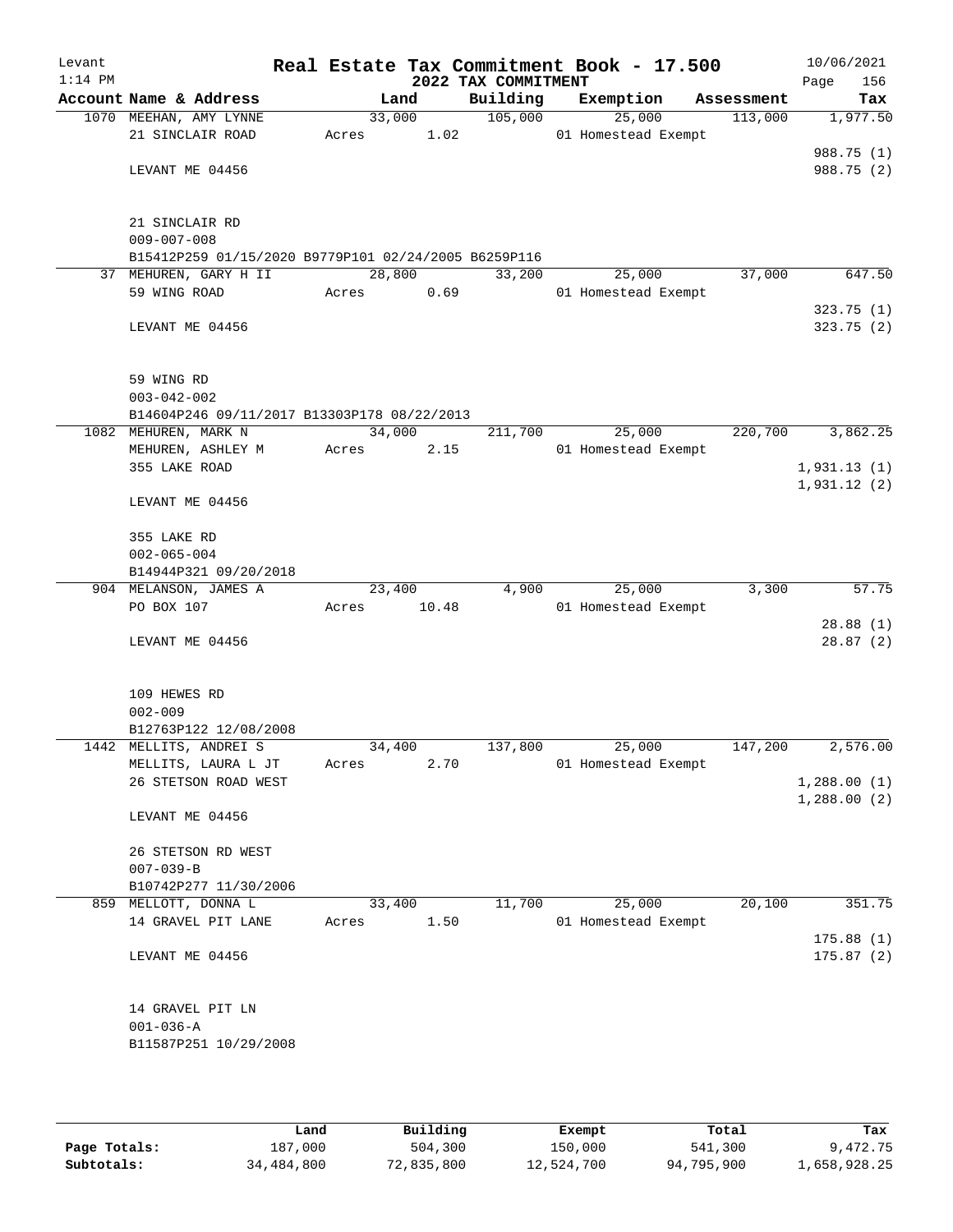Levant
1:14 PM

# Real Estate Tax Commitment Book - 17.500

## 2022 TAX COMMITMENT

10/06/2021
Page 156

| Account Name & Address | Land | Building | Exemption | Assessment | Tax |
|---|---|---|---|---|---|
| 1070 MEEHAN, AMY LYNNE | 33,000 | 105,000 | 25,000 | 113,000 | 1,977.50 |
| 21 SINCLAIR ROAD | Acres 1.02 | | 01 Homestead Exempt | | |
| | | | | | 988.75 (1) |
| LEVANT ME 04456 | | | | | 988.75 (2) |
| 21 SINCLAIR RD | | | | | |
| 009-007-008 | | | | | |
| B15412P259 01/15/2020 B9779P101 02/24/2005 B6259P116 | | | | | |
| 37 MEHUREN, GARY H II | 28,800 | 33,200 | 25,000 | 37,000 | 647.50 |
| 59 WING ROAD | Acres 0.69 | | 01 Homestead Exempt | | |
| | | | | | 323.75 (1) |
| LEVANT ME 04456 | | | | | 323.75 (2) |
| 59 WING RD | | | | | |
| 003-042-002 | | | | | |
| B14604P246 09/11/2017 B13303P178 08/22/2013 | | | | | |
| 1082 MEHUREN, MARK N | 34,000 | 211,700 | 25,000 | 220,700 | 3,862.25 |
| MEHUREN, ASHLEY M | Acres 2.15 | | 01 Homestead Exempt | | |
| 355 LAKE ROAD | | | | | 1,931.13 (1) |
| | | | | | 1,931.12 (2) |
| LEVANT ME 04456 | | | | | |
| 355 LAKE RD | | | | | |
| 002-065-004 | | | | | |
| B14944P321 09/20/2018 | | | | | |
| 904 MELANSON, JAMES A | 23,400 | 4,900 | 25,000 | 3,300 | 57.75 |
| PO BOX 107 | Acres 10.48 | | 01 Homestead Exempt | | |
| | | | | | 28.88 (1) |
| LEVANT ME 04456 | | | | | 28.87 (2) |
| 109 HEWES RD | | | | | |
| 002-009 | | | | | |
| B12763P122 12/08/2008 | | | | | |
| 1442 MELLITS, ANDREI S | 34,400 | 137,800 | 25,000 | 147,200 | 2,576.00 |
| MELLITS, LAURA L JT | Acres 2.70 | | 01 Homestead Exempt | | |
| 26 STETSON ROAD WEST | | | | | 1,288.00 (1) |
| | | | | | 1,288.00 (2) |
| LEVANT ME 04456 | | | | | |
| 26 STETSON RD WEST | | | | | |
| 007-039-B | | | | | |
| B10742P277 11/30/2006 | | | | | |
| 859 MELLOTT, DONNA L | 33,400 | 11,700 | 25,000 | 20,100 | 351.75 |
| 14 GRAVEL PIT LANE | Acres 1.50 | | 01 Homestead Exempt | | |
| | | | | | 175.88 (1) |
| LEVANT ME 04456 | | | | | 175.87 (2) |
| 14 GRAVEL PIT LN | | | | | |
| 001-036-A | | | | | |
| B11587P251 10/29/2008 | | | | | |

| | Land | Building | Exempt | Total | Tax |
|---|---|---|---|---|---|
| Page Totals: | 187,000 | 504,300 | 150,000 | 541,300 | 9,472.75 |
| Subtotals: | 34,484,800 | 72,835,800 | 12,524,700 | 94,795,900 | 1,658,928.25 |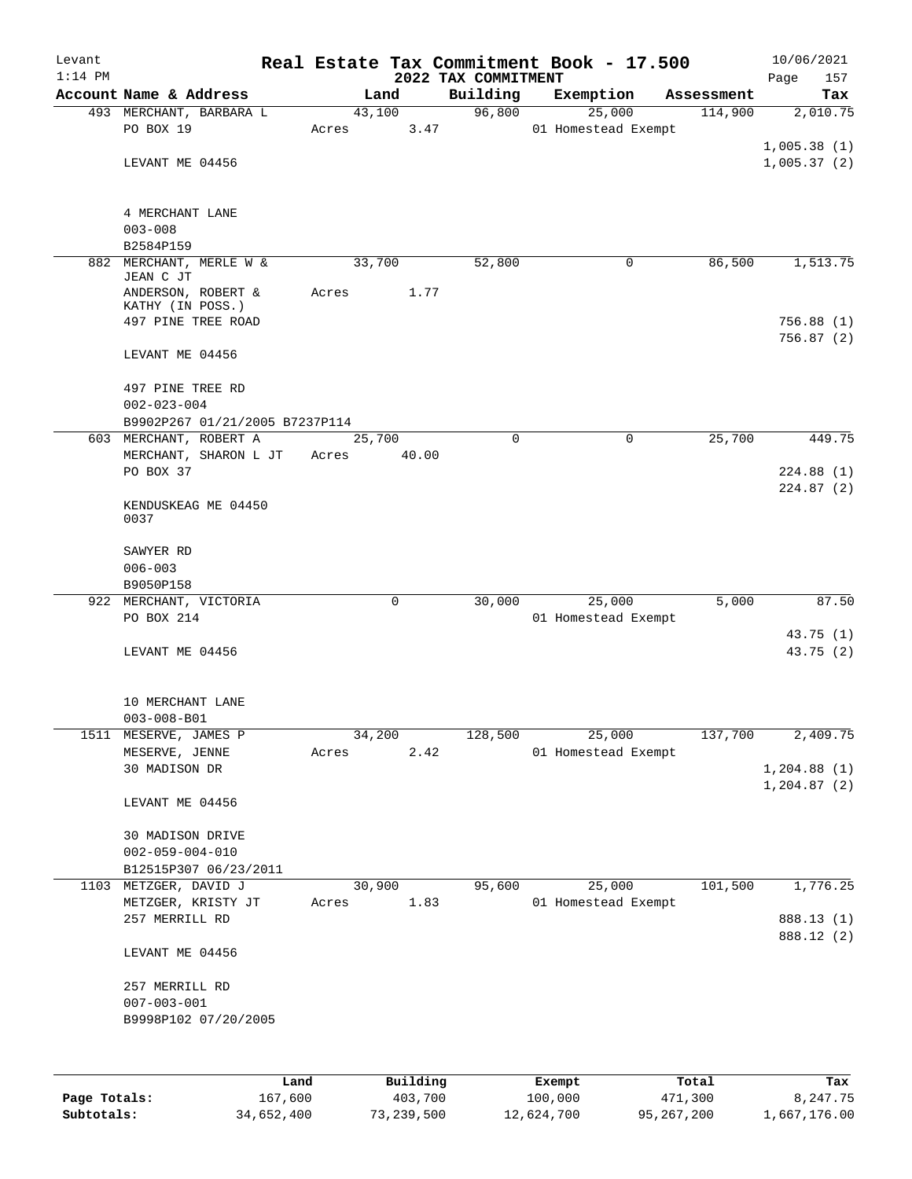Levant
1:14 PM

# Real Estate Tax Commitment Book - 17.500

## 2022 TAX COMMITMENT

10/06/2021
Page 157

| Account Name & Address | Land | Building | Exemption | Assessment | Tax |
|---|---|---|---|---|---|
| 493 MERCHANT, BARBARA L<br>PO BOX 19<br><br>LEVANT ME 04456<br><br>4 MERCHANT LANE<br>003-008<br>B2584P159 | 43,100<br>Acres 3.47 | 96,800 | 25,000<br>01 Homestead Exempt | 114,900 | 2,010.75<br><br>1,005.38 (1)<br>1,005.37 (2) |
| 882 MERCHANT, MERLE W & JEAN C JT<br>ANDERSON, ROBERT & KATHY (IN POSS.)<br>497 PINE TREE ROAD<br><br>LEVANT ME 04456<br><br>497 PINE TREE RD<br>002-023-004<br>B9902P267 01/21/2005 B7237P114 | 33,700<br>Acres 1.77 | 52,800 | 0 | 86,500 | 1,513.75<br><br>756.88 (1)<br>756.87 (2) |
| 603 MERCHANT, ROBERT A<br>MERCHANT, SHARON L JT<br>PO BOX 37<br><br>KENDUSKEAG ME 04450 0037<br><br>SAWYER RD<br>006-003<br>B9050P158 | 25,700<br>Acres 40.00 | 0 | 0 | 25,700 | 449.75<br><br>224.88 (1)<br>224.87 (2) |
| 922 MERCHANT, VICTORIA<br>PO BOX 214<br><br>LEVANT ME 04456<br><br>10 MERCHANT LANE<br>003-008-B01 | 0 | 30,000 | 25,000<br>01 Homestead Exempt | 5,000 | 87.50<br><br>43.75 (1)<br>43.75 (2) |
| 1511 MESERVE, JAMES P<br>MESERVE, JENNE<br>30 MADISON DR<br><br>LEVANT ME 04456<br><br>30 MADISON DRIVE<br>002-059-004-010<br>B12515P307 06/23/2011 | 34,200<br>Acres 2.42 | 128,500 | 25,000<br>01 Homestead Exempt | 137,700 | 2,409.75<br><br>1,204.88 (1)<br>1,204.87 (2) |
| 1103 METZGER, DAVID J<br>METZGER, KRISTY JT<br>257 MERRILL RD<br><br>LEVANT ME 04456<br><br>257 MERRILL RD<br>007-003-001<br>B9998P102 07/20/2005 | 30,900<br>Acres 1.83 | 95,600 | 25,000<br>01 Homestead Exempt | 101,500 | 1,776.25<br><br>888.13 (1)<br>888.12 (2) |

| | Land | Building | Exempt | Total | Tax |
|---|---|---|---|---|---|
| Page Totals: | 167,600 | 403,700 | 100,000 | 471,300 | 8,247.75 |
| Subtotals: | 34,652,400 | 73,239,500 | 12,624,700 | 95,267,200 | 1,667,176.00 |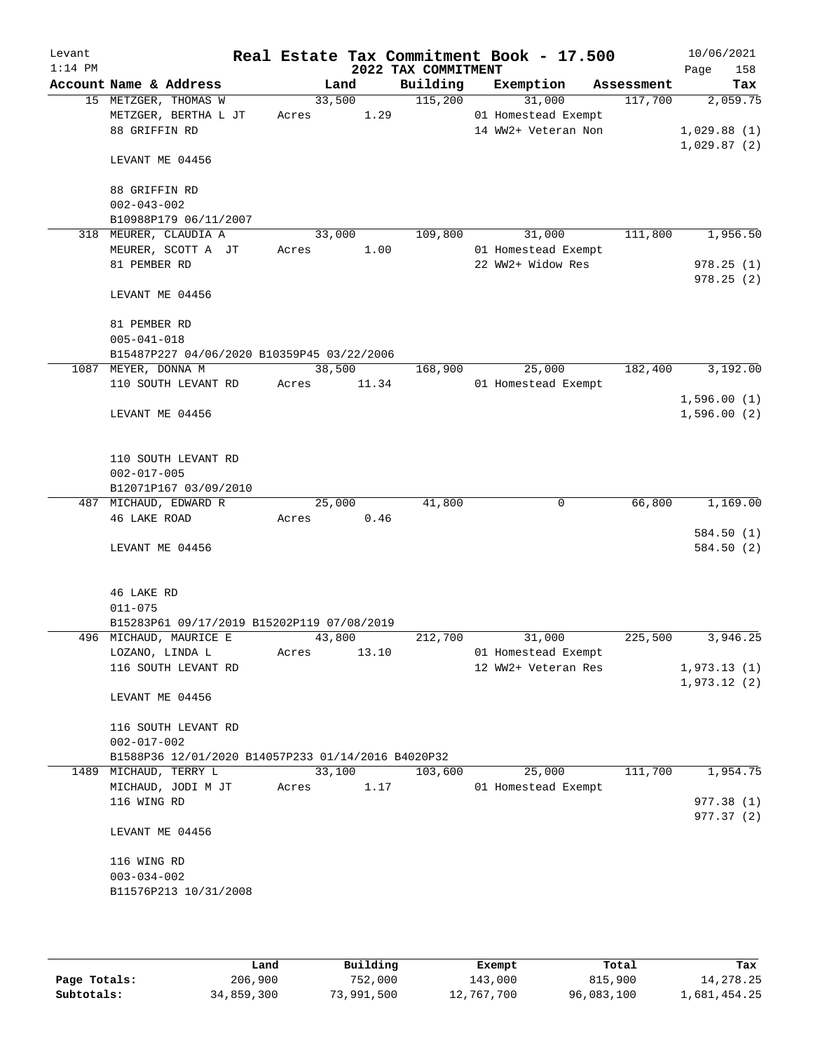# Real Estate Tax Commitment Book - 17.500

Levant 1:14 PM — 2022 TAX COMMITMENT — 10/06/2021

| Account | Name & Address | Land | Building | Exemption | Assessment | Tax |
|---|---|---|---|---|---|---|
| 15 | METZGER, THOMAS W<br>METZGER, BERTHA L JT<br>88 GRIFFIN RD<br><br>LEVANT ME 04456<br><br>88 GRIFFIN RD<br>002-043-002<br>B10988P179 06/11/2007 | 33,500<br>Acres 1.29 | 115,200 | 31,000<br>01 Homestead Exempt<br>14 WW2+ Veteran Non | 117,700 | 2,059.75<br><br>1,029.88 (1)<br>1,029.87 (2) |
| 318 | MEURER, CLAUDIA A<br>MEURER, SCOTT A JT<br>81 PEMBER RD<br><br>LEVANT ME 04456<br><br>81 PEMBER RD<br>005-041-018<br>B15487P227 04/06/2020 B10359P45 03/22/2006 | 33,000<br>Acres 1.00 | 109,800 | 31,000<br>01 Homestead Exempt<br>22 WW2+ Widow Res | 111,800 | 1,956.50<br><br>978.25 (1)<br>978.25 (2) |
| 1087 | MEYER, DONNA M<br>110 SOUTH LEVANT RD<br><br>LEVANT ME 04456<br><br>110 SOUTH LEVANT RD<br>002-017-005<br>B12071P167 03/09/2010 | 38,500<br>Acres 11.34 | 168,900 | 25,000<br>01 Homestead Exempt | 182,400 | 3,192.00<br><br>1,596.00 (1)<br>1,596.00 (2) |
| 487 | MICHAUD, EDWARD R<br>46 LAKE ROAD<br><br>LEVANT ME 04456<br><br>46 LAKE RD<br>011-075<br>B15283P61 09/17/2019 B15202P119 07/08/2019 | 25,000<br>Acres 0.46 | 41,800 | 0 | 66,800 | 1,169.00<br><br>584.50 (1)<br>584.50 (2) |
| 496 | MICHAUD, MAURICE E<br>LOZANO, LINDA L<br>116 SOUTH LEVANT RD<br><br>LEVANT ME 04456<br><br>116 SOUTH LEVANT RD<br>002-017-002<br>B1588P36 12/01/2020 B14057P233 01/14/2016 B4020P32 | 43,800<br>Acres 13.10 | 212,700 | 31,000<br>01 Homestead Exempt<br>12 WW2+ Veteran Res | 225,500 | 3,946.25<br><br>1,973.13 (1)<br>1,973.12 (2) |
| 1489 | MICHAUD, TERRY L<br>MICHAUD, JODI M JT<br>116 WING RD<br><br>LEVANT ME 04456<br><br>116 WING RD<br>003-034-002<br>B11576P213 10/31/2008 | 33,100<br>Acres 1.17 | 103,600 | 25,000<br>01 Homestead Exempt | 111,700 | 1,954.75<br><br>977.38 (1)<br>977.37 (2) |

| | Land | Building | Exempt | Total | Tax |
|---|---|---|---|---|---|
| Page Totals: | 206,900 | 752,000 | 143,000 | 815,900 | 14,278.25 |
| Subtotals: | 34,859,300 | 73,991,500 | 12,767,700 | 96,083,100 | 1,681,454.25 |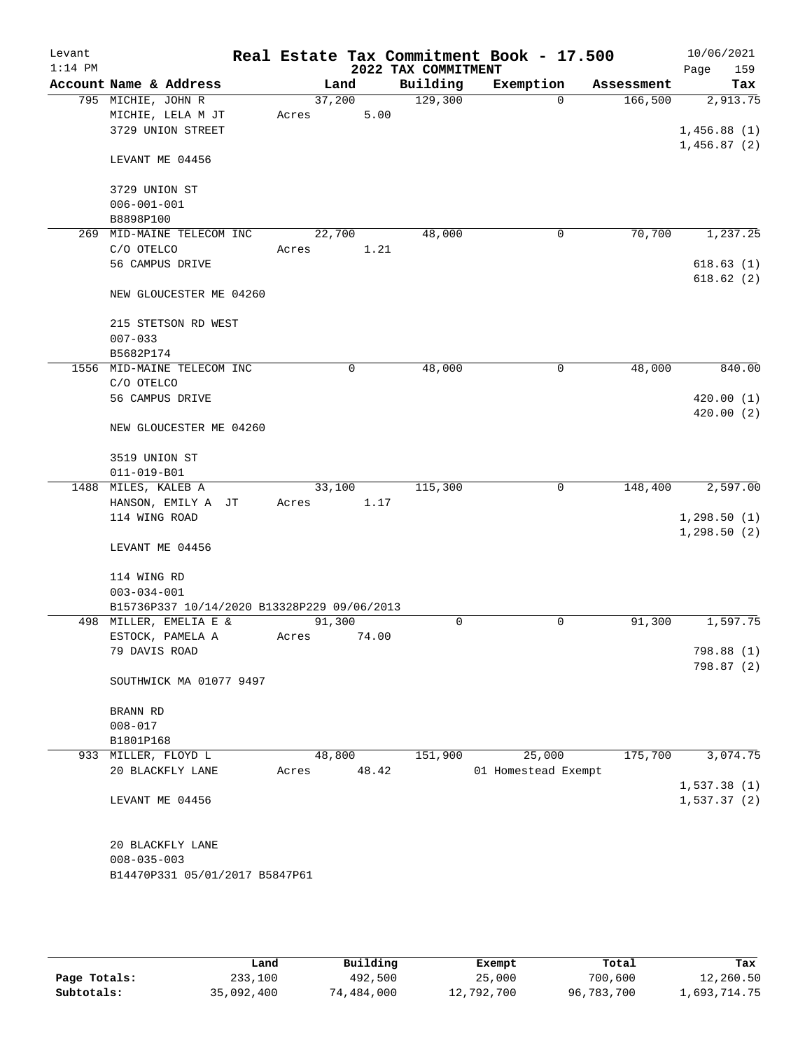Levant
1:14 PM

# Real Estate Tax Commitment Book - 17.500

## 2022 TAX COMMITMENT

10/06/2021

| Account Name & Address | Land | Building | Exemption | Assessment | Tax |
|---|---|---|---|---|---|
| 795 MICHIE, JOHN R | 37,200 | 129,300 | 0 | 166,500 | 2,913.75 |
| MICHIE, LELA M JT | Acres 5.00 | | | | |
| 3729 UNION STREET | | | | | 1,456.88 (1) |
| | | | | | 1,456.87 (2) |
| LEVANT ME 04456 | | | | | |
| 3729 UNION ST | | | | | |
| 006-001-001 | | | | | |
| B8898P100 | | | | | |
| 269 MID-MAINE TELECOM INC | 22,700 | 48,000 | 0 | 70,700 | 1,237.25 |
| C/O OTELCO | Acres 1.21 | | | | |
| 56 CAMPUS DRIVE | | | | | 618.63 (1) |
| | | | | | 618.62 (2) |
| NEW GLOUCESTER ME 04260 | | | | | |
| 215 STETSON RD WEST | | | | | |
| 007-033 | | | | | |
| B5682P174 | | | | | |
| 1556 MID-MAINE TELECOM INC | 0 | 48,000 | 0 | 48,000 | 840.00 |
| C/O OTELCO | | | | | |
| 56 CAMPUS DRIVE | | | | | 420.00 (1) |
| | | | | | 420.00 (2) |
| NEW GLOUCESTER ME 04260 | | | | | |
| 3519 UNION ST | | | | | |
| 011-019-B01 | | | | | |
| 1488 MILES, KALEB A | 33,100 | 115,300 | 0 | 148,400 | 2,597.00 |
| HANSON, EMILY A JT | Acres 1.17 | | | | |
| 114 WING ROAD | | | | | 1,298.50 (1) |
| | | | | | 1,298.50 (2) |
| LEVANT ME 04456 | | | | | |
| 114 WING RD | | | | | |
| 003-034-001 | | | | | |
| B15736P337 10/14/2020 B13328P229 09/06/2013 | | | | | |
| 498 MILLER, EMELIA E & | 91,300 | 0 | 0 | 91,300 | 1,597.75 |
| ESTOCK, PAMELA A | Acres 74.00 | | | | |
| 79 DAVIS ROAD | | | | | 798.88 (1) |
| | | | | | 798.87 (2) |
| SOUTHWICK MA 01077 9497 | | | | | |
| BRANN RD | | | | | |
| 008-017 | | | | | |
| B1801P168 | | | | | |
| 933 MILLER, FLOYD L | 48,800 | 151,900 | 25,000 | 175,700 | 3,074.75 |
| 20 BLACKFLY LANE | Acres 48.42 | | 01 Homestead Exempt | | |
| | | | | | 1,537.38 (1) |
| LEVANT ME 04456 | | | | | 1,537.37 (2) |
| 20 BLACKFLY LANE | | | | | |
| 008-035-003 | | | | | |
| B14470P331 05/01/2017 B5847P61 | | | | | |

| | Land | Building | Exempt | Total | Tax |
|---|---|---|---|---|---|
| Page Totals: | 233,100 | 492,500 | 25,000 | 700,600 | 12,260.50 |
| Subtotals: | 35,092,400 | 74,484,000 | 12,792,700 | 96,783,700 | 1,693,714.75 |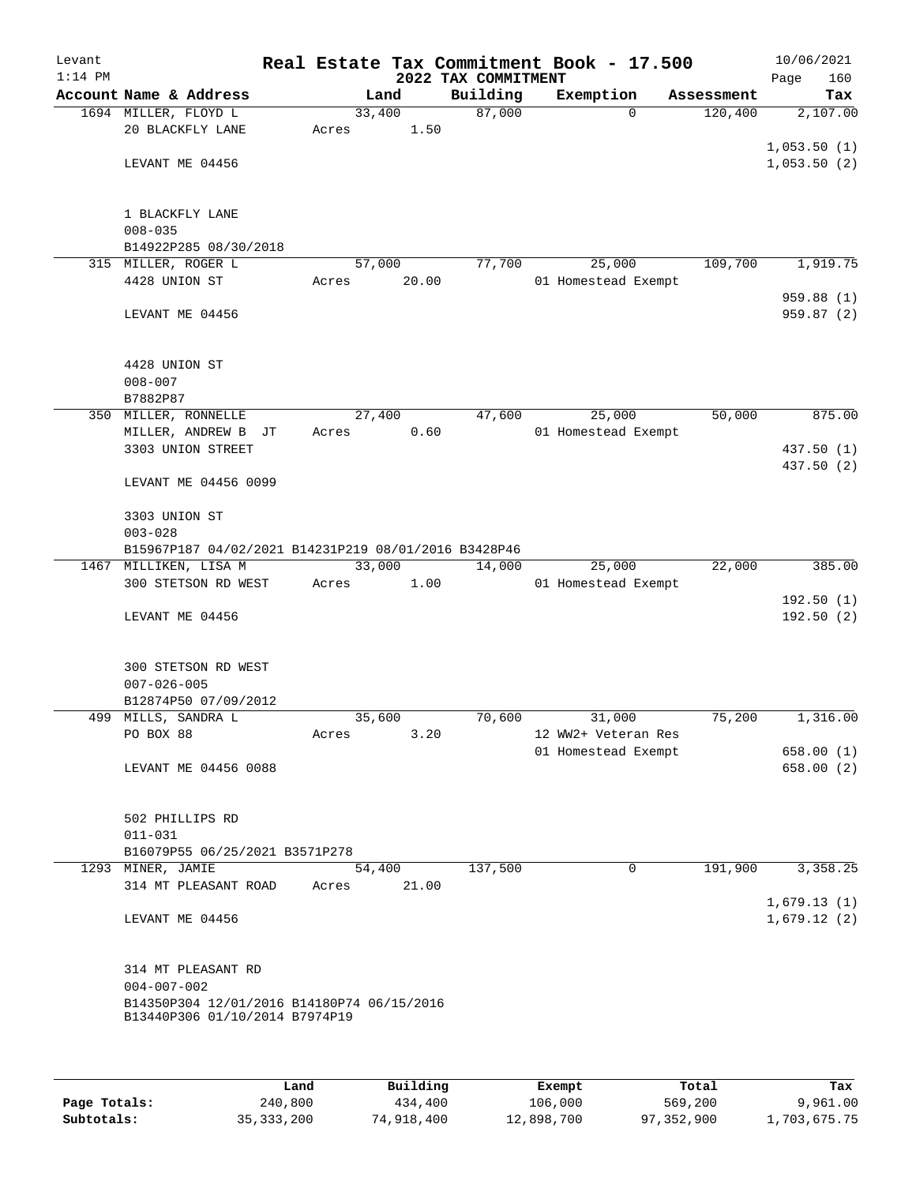Levant
1:14 PM

# Real Estate Tax Commitment Book - 17.500

## 2022 TAX COMMITMENT

10/06/2021

| Account | Name & Address | Land | Building | Exemption | Assessment | Tax |
|---|---|---|---|---|---|---|
| 1694 | MILLER, FLOYD L<br>20 BLACKFLY LANE<br><br>LEVANT ME 04456<br><br>1 BLACKFLY LANE<br>008-035<br>B14922P285 08/30/2018 | 33,400<br>Acres 1.50 | 87,000 | 0 | 120,400 | 2,107.00<br>1,053.50 (1)<br>1,053.50 (2) |
| 315 | MILLER, ROGER L<br>4428 UNION ST<br><br>LEVANT ME 04456<br><br>4428 UNION ST<br>008-007<br>B7882P87 | 57,000<br>Acres 20.00 | 77,700 | 25,000<br>01 Homestead Exempt | 109,700 | 1,919.75<br>959.88 (1)<br>959.87 (2) |
| 350 | MILLER, RONNELLE<br>MILLER, ANDREW B JT<br>3303 UNION STREET<br><br>LEVANT ME 04456 0099<br><br>3303 UNION ST<br>003-028<br>B15967P187 04/02/2021 B14231P219 08/01/2016 B3428P46 | 27,400<br>Acres 0.60 | 47,600 | 25,000<br>01 Homestead Exempt | 50,000 | 875.00<br>437.50 (1)<br>437.50 (2) |
| 1467 | MILLIKEN, LISA M<br>300 STETSON RD WEST<br><br>LEVANT ME 04456<br><br>300 STETSON RD WEST<br>007-026-005<br>B12874P50 07/09/2012 | 33,000<br>Acres 1.00 | 14,000 | 25,000<br>01 Homestead Exempt | 22,000 | 385.00<br>192.50 (1)<br>192.50 (2) |
| 499 | MILLS, SANDRA L<br>PO BOX 88<br><br>LEVANT ME 04456 0088<br><br>502 PHILLIPS RD<br>011-031<br>B16079P55 06/25/2021 B3571P278 | 35,600<br>Acres 3.20 | 70,600 | 31,000<br>12 WW2+ Veteran Res<br>01 Homestead Exempt | 75,200 | 1,316.00<br>658.00 (1)<br>658.00 (2) |
| 1293 | MINER, JAMIE<br>314 MT PLEASANT ROAD<br><br>LEVANT ME 04456<br><br>314 MT PLEASANT RD<br>004-007-002<br>B14350P304 12/01/2016 B14180P74 06/15/2016<br>B13440P306 01/10/2014 B7974P19 | 54,400<br>Acres 21.00 | 137,500 | 0 | 191,900 | 3,358.25<br>1,679.13 (1)<br>1,679.12 (2) |

| | Land | Building | Exempt | Total | Tax |
|---|---|---|---|---|---|
| Page Totals: | 240,800 | 434,400 | 106,000 | 569,200 | 9,961.00 |
| Subtotals: | 35,333,200 | 74,918,400 | 12,898,700 | 97,352,900 | 1,703,675.75 |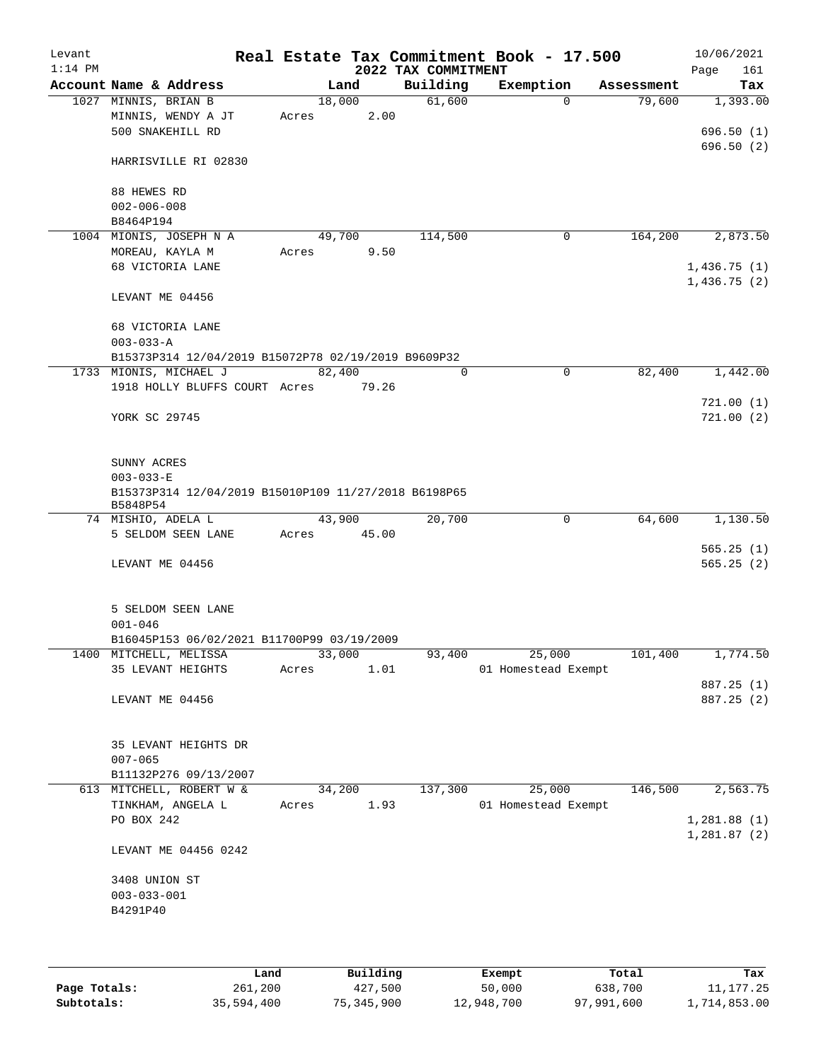Levant
1:14 PM

# Real Estate Tax Commitment Book - 17.500

10/06/2021

## 2022 TAX COMMITMENT

| Account Name & Address | Land | Building | Exemption | Assessment | Tax |
|---|---|---|---|---|---|
| 1027 MINNIS, BRIAN B<br>MINNIS, WENDY A JT<br>500 SNAKEHILL RD<br><br>HARRISVILLE RI 02830<br><br>88 HEWES RD<br>002-006-008<br>B8464P194 | 18,000<br>Acres 2.00 | 61,600 | 0 | 79,600 | 1,393.00<br><br>696.50 (1)<br>696.50 (2) |
| 1004 MIONIS, JOSEPH N A<br>MOREAU, KAYLA M<br>68 VICTORIA LANE<br><br>LEVANT ME 04456<br><br>68 VICTORIA LANE<br>003-033-A<br>B15373P314 12/04/2019 B15072P78 02/19/2019 B9609P32 | 49,700<br>Acres 9.50 | 114,500 | 0 | 164,200 | 2,873.50<br><br>1,436.75 (1)<br>1,436.75 (2) |
| 1733 MIONIS, MICHAEL J<br>1918 HOLLY BLUFFS COURT<br><br>YORK SC 29745<br><br>SUNNY ACRES<br>003-033-E<br>B15373P314 12/04/2019 B15010P109 11/27/2018 B6198P65 B5848P54 | 82,400<br>Acres 79.26 | 0 | 0 | 82,400 | 1,442.00<br><br>721.00 (1)<br>721.00 (2) |
| 74 MISHIO, ADELA L<br>5 SELDOM SEEN LANE<br><br>LEVANT ME 04456<br><br>5 SELDOM SEEN LANE<br>001-046<br>B16045P153 06/02/2021 B11700P99 03/19/2009 | 43,900<br>Acres 45.00 | 20,700 | 0 | 64,600 | 1,130.50<br><br>565.25 (1)<br>565.25 (2) |
| 1400 MITCHELL, MELISSA<br>35 LEVANT HEIGHTS<br><br>LEVANT ME 04456<br><br>35 LEVANT HEIGHTS DR<br>007-065<br>B11132P276 09/13/2007 | 33,000<br>Acres 1.01 | 93,400 | 25,000<br>01 Homestead Exempt | 101,400 | 1,774.50<br><br>887.25 (1)<br>887.25 (2) |
| 613 MITCHELL, ROBERT W &<br>TINKHAM, ANGELA L<br>PO BOX 242<br><br>LEVANT ME 04456 0242<br><br>3408 UNION ST<br>003-033-001<br>B4291P40 | 34,200<br>Acres 1.93 | 137,300 | 25,000<br>01 Homestead Exempt | 146,500 | 2,563.75<br><br>1,281.88 (1)<br>1,281.87 (2) |

| | Land | Building | Exempt | Total | Tax |
|---|---|---|---|---|---|
| Page Totals: | 261,200 | 427,500 | 50,000 | 638,700 | 11,177.25 |
| Subtotals: | 35,594,400 | 75,345,900 | 12,948,700 | 97,991,600 | 1,714,853.00 |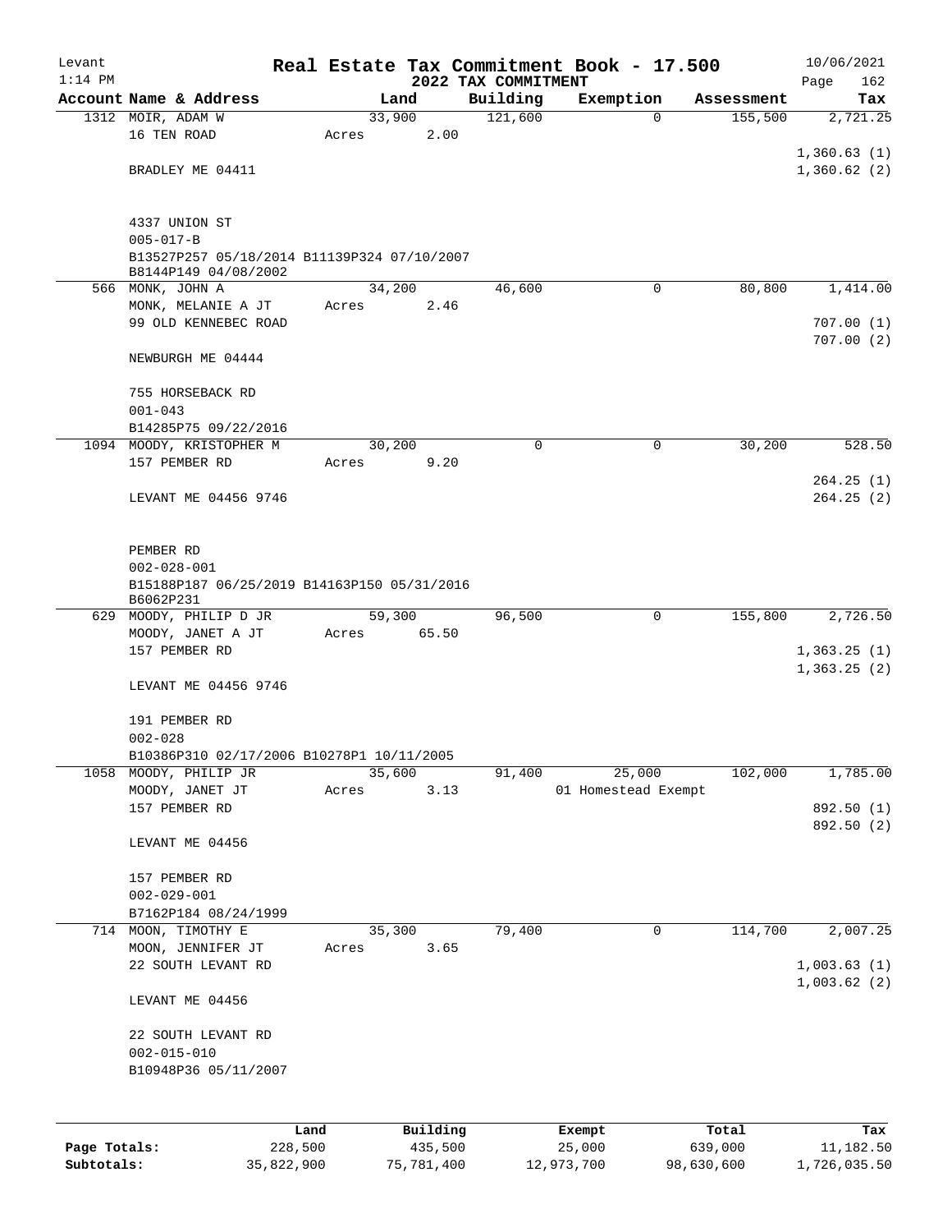Levant 1:14 PM

# Real Estate Tax Commitment Book - 17.500

## 2022 TAX COMMITMENT

10/06/2021

| Account Name & Address | Land | Building | Exemption | Assessment | Tax |
|---|---|---|---|---|---|
| 1312 MOIR, ADAM W<br>16 TEN ROAD<br><br>BRADLEY ME 04411<br><br>4337 UNION ST<br>005-017-B<br>B13527P257 05/18/2014 B11139P324 07/10/2007<br>B8144P149 04/08/2002 | 33,900<br>Acres 2.00 | 121,600 | 0 | 155,500 | 2,721.25<br><br>1,360.63 (1)<br>1,360.62 (2) |
| 566 MONK, JOHN A<br>MONK, MELANIE A JT<br>99 OLD KENNEBEC ROAD<br><br>NEWBURGH ME 04444<br><br>755 HORSEBACK RD<br>001-043<br>B14285P75 09/22/2016 | 34,200<br>Acres 2.46 | 46,600 | 0 | 80,800 | 1,414.00<br><br>707.00 (1)<br>707.00 (2) |
| 1094 MOODY, KRISTOPHER M<br>157 PEMBER RD<br><br>LEVANT ME 04456 9746<br><br>PEMBER RD<br>002-028-001<br>B15188P187 06/25/2019 B14163P150 05/31/2016<br>B6062P231 | 30,200<br>Acres 9.20 | 0 | 0 | 30,200 | 528.50<br><br>264.25 (1)<br>264.25 (2) |
| 629 MOODY, PHILIP D JR<br>MOODY, JANET A JT<br>157 PEMBER RD<br><br>LEVANT ME 04456 9746<br><br>191 PEMBER RD<br>002-028<br>B10386P310 02/17/2006 B10278P1 10/11/2005 | 59,300<br>Acres 65.50 | 96,500 | 0 | 155,800 | 2,726.50<br><br>1,363.25 (1)<br>1,363.25 (2) |
| 1058 MOODY, PHILIP JR<br>MOODY, JANET JT<br>157 PEMBER RD<br><br>LEVANT ME 04456<br><br>157 PEMBER RD<br>002-029-001<br>B7162P184 08/24/1999 | 35,600<br>Acres 3.13 | 91,400 | 25,000<br>01 Homestead Exempt | 102,000 | 1,785.00<br><br>892.50 (1)<br>892.50 (2) |
| 714 MOON, TIMOTHY E<br>MOON, JENNIFER JT<br>22 SOUTH LEVANT RD<br><br>LEVANT ME 04456<br><br>22 SOUTH LEVANT RD<br>002-015-010<br>B10948P36 05/11/2007 | 35,300<br>Acres 3.65 | 79,400 | 0 | 114,700 | 2,007.25<br><br>1,003.63 (1)<br>1,003.62 (2) |

| | Land | Building | Exempt | Total | Tax |
|---|---|---|---|---|---|
| Page Totals: | 228,500 | 435,500 | 25,000 | 639,000 | 11,182.50 |
| Subtotals: | 35,822,900 | 75,781,400 | 12,973,700 | 98,630,600 | 1,726,035.50 |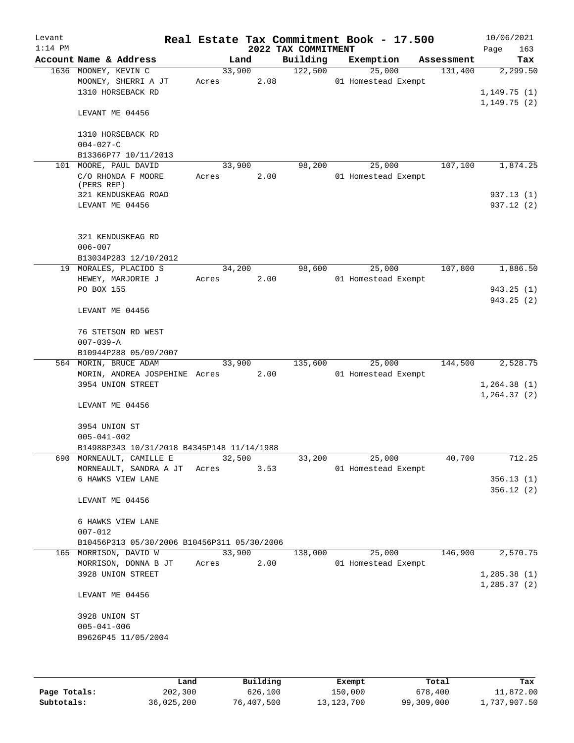Levant 1:14 PM

# Real Estate Tax Commitment Book - 17.500

## 2022 TAX COMMITMENT

10/06/2021

| Account Name & Address | Land | Building | Exemption | Assessment | Tax |
|---|---|---|---|---|---|
| 1636 MOONEY, KEVIN C | 33,900 | 122,500 | 25,000 | 131,400 | 2,299.50 |
| MOONEY, SHERRI A JT | Acres 2.08 | | 01 Homestead Exempt | | |
| 1310 HORSEBACK RD | | | | | 1,149.75 (1) |
| | | | | | 1,149.75 (2) |
| LEVANT ME 04456 | | | | | |
| 1310 HORSEBACK RD | | | | | |
| 004-027-C | | | | | |
| B13366P77 10/11/2013 | | | | | |
| 101 MOORE, PAUL DAVID | 33,900 | 98,200 | 25,000 | 107,100 | 1,874.25 |
| C/O RHONDA F MOORE (PERS REP) | Acres 2.00 | | 01 Homestead Exempt | | |
| 321 KENDUSKEAG ROAD | | | | | 937.13 (1) |
| LEVANT ME 04456 | | | | | 937.12 (2) |
| 321 KENDUSKEAG RD | | | | | |
| 006-007 | | | | | |
| B13034P283 12/10/2012 | | | | | |
| 19 MORALES, PLACIDO S | 34,200 | 98,600 | 25,000 | 107,800 | 1,886.50 |
| HEWEY, MARJORIE J | Acres 2.00 | | 01 Homestead Exempt | | |
| PO BOX 155 | | | | | 943.25 (1) |
| | | | | | 943.25 (2) |
| LEVANT ME 04456 | | | | | |
| 76 STETSON RD WEST | | | | | |
| 007-039-A | | | | | |
| B10944P288 05/09/2007 | | | | | |
| 564 MORIN, BRUCE ADAM | 33,900 | 135,600 | 25,000 | 144,500 | 2,528.75 |
| MORIN, ANDREA JOSPEHINE | Acres 2.00 | | 01 Homestead Exempt | | |
| 3954 UNION STREET | | | | | 1,264.38 (1) |
| | | | | | 1,264.37 (2) |
| LEVANT ME 04456 | | | | | |
| 3954 UNION ST | | | | | |
| 005-041-002 | | | | | |
| B14988P343 10/31/2018 B4345P148 11/14/1988 | | | | | |
| 690 MORNEAULT, CAMILLE E | 32,500 | 33,200 | 25,000 | 40,700 | 712.25 |
| MORNEAULT, SANDRA A JT | Acres 3.53 | | 01 Homestead Exempt | | |
| 6 HAWKS VIEW LANE | | | | | 356.13 (1) |
| | | | | | 356.12 (2) |
| LEVANT ME 04456 | | | | | |
| 6 HAWKS VIEW LANE | | | | | |
| 007-012 | | | | | |
| B10456P313 05/30/2006 B10456P311 05/30/2006 | | | | | |
| 165 MORRISON, DAVID W | 33,900 | 138,000 | 25,000 | 146,900 | 2,570.75 |
| MORRISON, DONNA B JT | Acres 2.00 | | 01 Homestead Exempt | | |
| 3928 UNION STREET | | | | | 1,285.38 (1) |
| | | | | | 1,285.37 (2) |
| LEVANT ME 04456 | | | | | |
| 3928 UNION ST | | | | | |
| 005-041-006 | | | | | |
| B9626P45 11/05/2004 | | | | | |

| | Land | Building | Exempt | Total | Tax |
|---|---|---|---|---|---|
| Page Totals: | 202,300 | 626,100 | 150,000 | 678,400 | 11,872.00 |
| Subtotals: | 36,025,200 | 76,407,500 | 13,123,700 | 99,309,000 | 1,737,907.50 |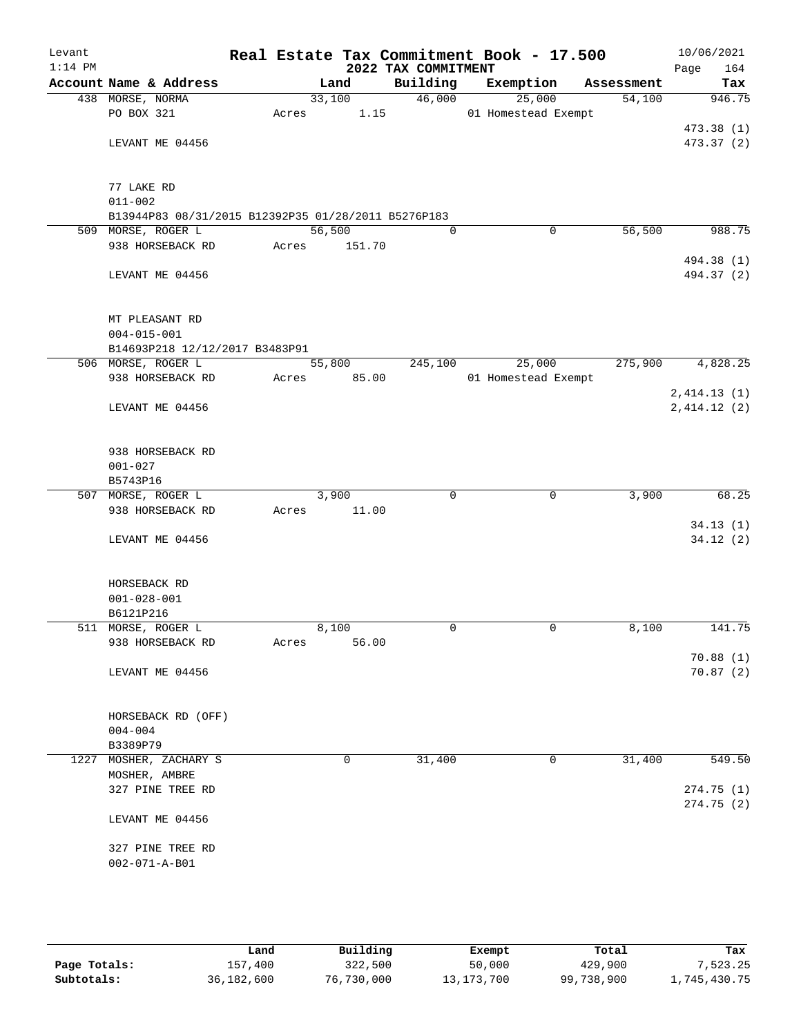# Real Estate Tax Commitment Book - 17.500

Levant
1:14 PM

2022 TAX COMMITMENT

10/06/2021
Page 164

| Account Name & Address | Land | Building | Exemption | Assessment | Tax |
|---|---|---|---|---|---|
| 438 MORSE, NORMA | 33,100 | 46,000 | 25,000 | 54,100 | 946.75 |
| PO BOX 321 | Acres 1.15 | | 01 Homestead Exempt | | |
| | | | | | 473.38 (1) |
| LEVANT ME 04456 | | | | | 473.37 (2) |
| 77 LAKE RD | | | | | |
| 011-002 | | | | | |
| B13944P83 08/31/2015 B12392P35 01/28/2011 B5276P183 | | | | | |
| 509 MORSE, ROGER L | 56,500 | 0 | 0 | 56,500 | 988.75 |
| 938 HORSEBACK RD | Acres 151.70 | | | | |
| | | | | | 494.38 (1) |
| LEVANT ME 04456 | | | | | 494.37 (2) |
| MT PLEASANT RD | | | | | |
| 004-015-001 | | | | | |
| B14693P218 12/12/2017 B3483P91 | | | | | |
| 506 MORSE, ROGER L | 55,800 | 245,100 | 25,000 | 275,900 | 4,828.25 |
| 938 HORSEBACK RD | Acres 85.00 | | 01 Homestead Exempt | | |
| | | | | | 2,414.13 (1) |
| LEVANT ME 04456 | | | | | 2,414.12 (2) |
| 938 HORSEBACK RD | | | | | |
| 001-027 | | | | | |
| B5743P16 | | | | | |
| 507 MORSE, ROGER L | 3,900 | 0 | 0 | 3,900 | 68.25 |
| 938 HORSEBACK RD | Acres 11.00 | | | | |
| | | | | | 34.13 (1) |
| LEVANT ME 04456 | | | | | 34.12 (2) |
| HORSEBACK RD | | | | | |
| 001-028-001 | | | | | |
| B6121P216 | | | | | |
| 511 MORSE, ROGER L | 8,100 | 0 | 0 | 8,100 | 141.75 |
| 938 HORSEBACK RD | Acres 56.00 | | | | |
| | | | | | 70.88 (1) |
| LEVANT ME 04456 | | | | | 70.87 (2) |
| HORSEBACK RD (OFF) | | | | | |
| 004-004 | | | | | |
| B3389P79 | | | | | |
| 1227 MOSHER, ZACHARY S | 0 | 31,400 | 0 | 31,400 | 549.50 |
| MOSHER, AMBRE | | | | | |
| 327 PINE TREE RD | | | | | 274.75 (1) |
| | | | | | 274.75 (2) |
| LEVANT ME 04456 | | | | | |
| 327 PINE TREE RD | | | | | |
| 002-071-A-B01 | | | | | |

| | Land | Building | Exempt | Total | Tax |
|---|---|---|---|---|---|
| Page Totals: | 157,400 | 322,500 | 50,000 | 429,900 | 7,523.25 |
| Subtotals: | 36,182,600 | 76,730,000 | 13,173,700 | 99,738,900 | 1,745,430.75 |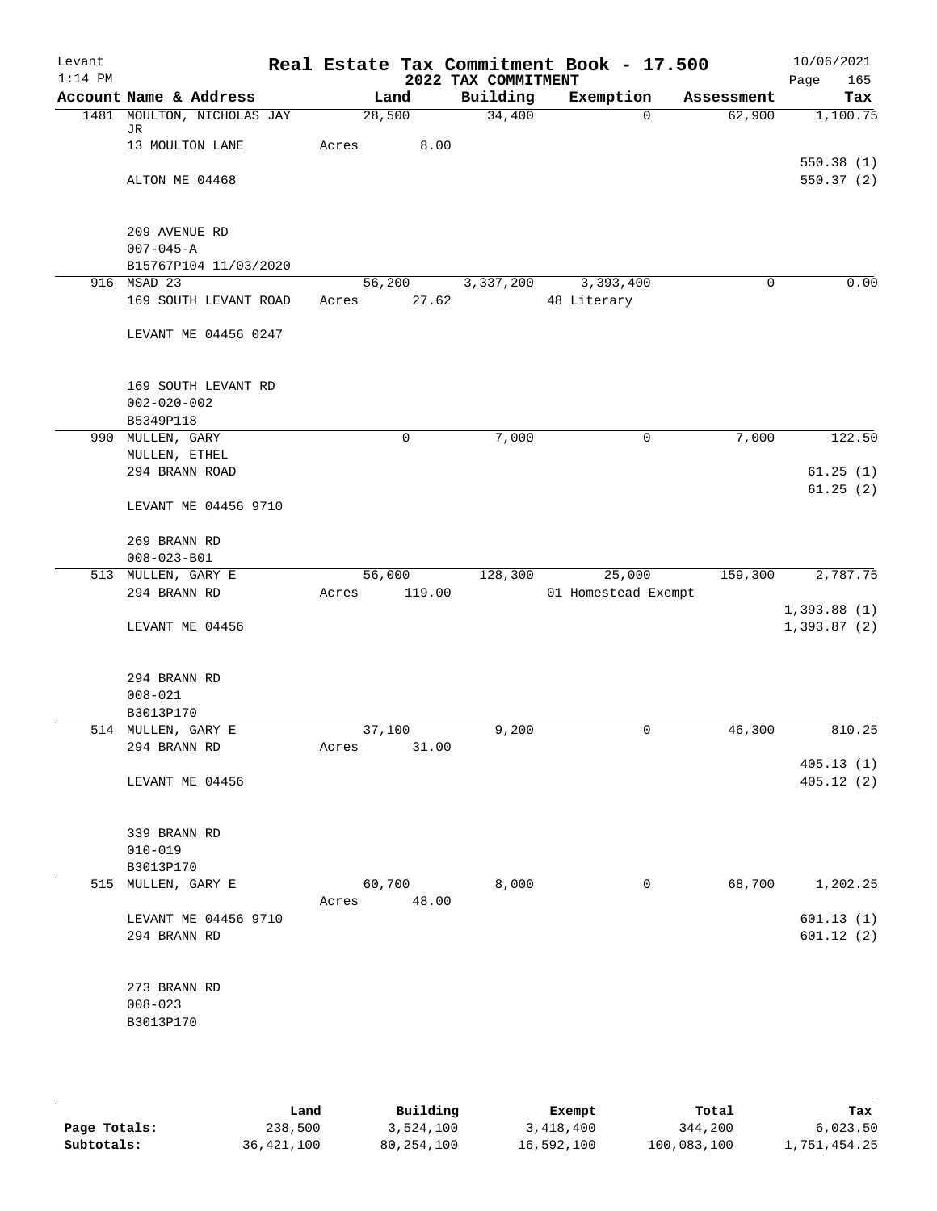# Real Estate Tax Commitment Book - 17.500

Levant
1:14 PM

2022 TAX COMMITMENT

10/06/2021
Page 165

| Account | Name & Address | Land | Building | Exemption | Assessment | Tax |
|---|---|---|---|---|---|---|
| 1481 | MOULTON, NICHOLAS JAY JR | 28,500 | 34,400 | 0 | 62,900 | 1,100.75 |
| | 13 MOULTON LANE | Acres 8.00 | | | | |
| | | | | | | 550.38 (1) |
| | ALTON ME 04468 | | | | | 550.37 (2) |
| | 209 AVENUE RD | | | | | |
| | 007-045-A | | | | | |
| | B15767P104 11/03/2020 | | | | | |
| 916 | MSAD 23 | 56,200 | 3,337,200 | 3,393,400 | 0 | 0.00 |
| | 169 SOUTH LEVANT ROAD | Acres 27.62 | | 48 Literary | | |
| | LEVANT ME 04456 0247 | | | | | |
| | 169 SOUTH LEVANT RD | | | | | |
| | 002-020-002 | | | | | |
| | B5349P118 | | | | | |
| 990 | MULLEN, GARY | 0 | 7,000 | 0 | 7,000 | 122.50 |
| | MULLEN, ETHEL | | | | | |
| | 294 BRANN ROAD | | | | | 61.25 (1) |
| | | | | | | 61.25 (2) |
| | LEVANT ME 04456 9710 | | | | | |
| | 269 BRANN RD | | | | | |
| | 008-023-B01 | | | | | |
| 513 | MULLEN, GARY E | 56,000 | 128,300 | 25,000 | 159,300 | 2,787.75 |
| | 294 BRANN RD | Acres 119.00 | | 01 Homestead Exempt | | |
| | | | | | | 1,393.88 (1) |
| | LEVANT ME 04456 | | | | | 1,393.87 (2) |
| | 294 BRANN RD | | | | | |
| | 008-021 | | | | | |
| | B3013P170 | | | | | |
| 514 | MULLEN, GARY E | 37,100 | 9,200 | 0 | 46,300 | 810.25 |
| | 294 BRANN RD | Acres 31.00 | | | | |
| | | | | | | 405.13 (1) |
| | LEVANT ME 04456 | | | | | 405.12 (2) |
| | 339 BRANN RD | | | | | |
| | 010-019 | | | | | |
| | B3013P170 | | | | | |
| 515 | MULLEN, GARY E | 60,700 | 8,000 | 0 | 68,700 | 1,202.25 |
| | | Acres 48.00 | | | | |
| | LEVANT ME 04456 9710 | | | | | 601.13 (1) |
| | 294 BRANN RD | | | | | 601.12 (2) |
| | 273 BRANN RD | | | | | |
| | 008-023 | | | | | |
| | B3013P170 | | | | | |

| | Land | Building | Exempt | Total | Tax |
|---|---|---|---|---|---|
| Page Totals: | 238,500 | 3,524,100 | 3,418,400 | 344,200 | 6,023.50 |
| Subtotals: | 36,421,100 | 80,254,100 | 16,592,100 | 100,083,100 | 1,751,454.25 |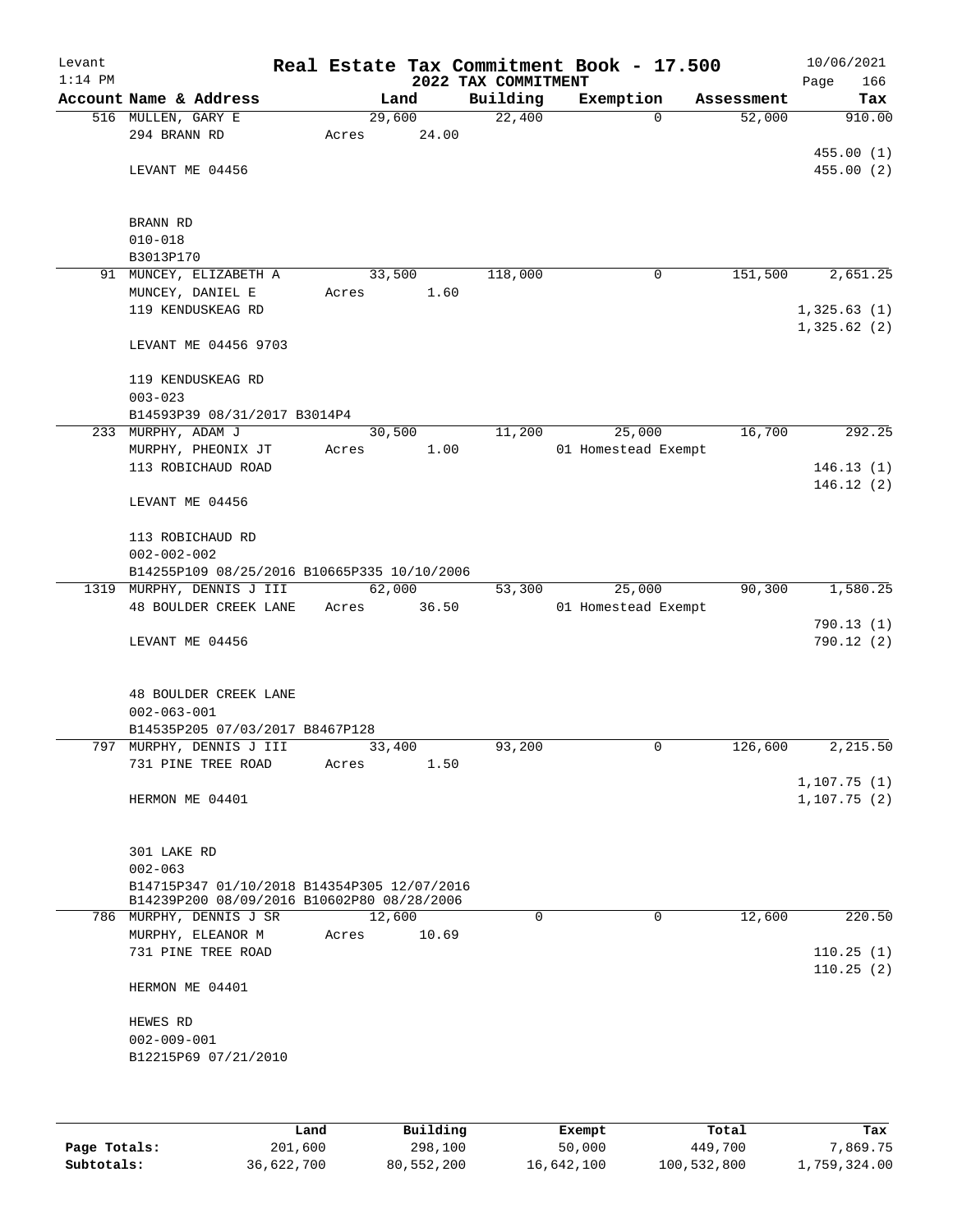# Real Estate Tax Commitment Book - 17.500

Levant
1:14 PM

2022 TAX COMMITMENT

10/06/2021

| Account Name & Address | Land | Building | Exemption | Assessment | Tax |
|---|---|---|---|---|---|
| 516 MULLEN, GARY E | 29,600 | 22,400 | 0 | 52,000 | 910.00 |
| 294 BRANN RD | Acres 24.00 | | | | |
| | | | | | 455.00 (1) |
| LEVANT ME 04456 | | | | | 455.00 (2) |
| BRANN RD | | | | | |
| 010-018 | | | | | |
| B3013P170 | | | | | |
| 91 MUNCEY, ELIZABETH A | 33,500 | 118,000 | 0 | 151,500 | 2,651.25 |
| MUNCEY, DANIEL E | Acres 1.60 | | | | |
| 119 KENDUSKEAG RD | | | | | 1,325.63 (1) |
| | | | | | 1,325.62 (2) |
| LEVANT ME 04456 9703 | | | | | |
| 119 KENDUSKEAG RD | | | | | |
| 003-023 | | | | | |
| B14593P39 08/31/2017 B3014P4 | | | | | |
| 233 MURPHY, ADAM J | 30,500 | 11,200 | 25,000 | 16,700 | 292.25 |
| MURPHY, PHEONIX JT | Acres 1.00 | | 01 Homestead Exempt | | |
| 113 ROBICHAUD ROAD | | | | | 146.13 (1) |
| | | | | | 146.12 (2) |
| LEVANT ME 04456 | | | | | |
| 113 ROBICHAUD RD | | | | | |
| 002-002-002 | | | | | |
| B14255P109 08/25/2016 B10665P335 10/10/2006 | | | | | |
| 1319 MURPHY, DENNIS J III | 62,000 | 53,300 | 25,000 | 90,300 | 1,580.25 |
| 48 BOULDER CREEK LANE | Acres 36.50 | | 01 Homestead Exempt | | |
| | | | | | 790.13 (1) |
| LEVANT ME 04456 | | | | | 790.12 (2) |
| 48 BOULDER CREEK LANE | | | | | |
| 002-063-001 | | | | | |
| B14535P205 07/03/2017 B8467P128 | | | | | |
| 797 MURPHY, DENNIS J III | 33,400 | 93,200 | 0 | 126,600 | 2,215.50 |
| 731 PINE TREE ROAD | Acres 1.50 | | | | |
| | | | | | 1,107.75 (1) |
| HERMON ME 04401 | | | | | 1,107.75 (2) |
| 301 LAKE RD | | | | | |
| 002-063 | | | | | |
| B14715P347 01/10/2018 B14354P305 12/07/2016 | | | | | |
| B14239P200 08/09/2016 B10602P80 08/28/2006 | | | | | |
| 786 MURPHY, DENNIS J SR | 12,600 | 0 | 0 | 12,600 | 220.50 |
| MURPHY, ELEANOR M | Acres 10.69 | | | | |
| 731 PINE TREE ROAD | | | | | 110.25 (1) |
| | | | | | 110.25 (2) |
| HERMON ME 04401 | | | | | |
| HEWES RD | | | | | |
| 002-009-001 | | | | | |
| B12215P69 07/21/2010 | | | | | |

| | Land | Building | Exempt | Total | Tax |
|---|---|---|---|---|---|
| Page Totals: | 201,600 | 298,100 | 50,000 | 449,700 | 7,869.75 |
| Subtotals: | 36,622,700 | 80,552,200 | 16,642,100 | 100,532,800 | 1,759,324.00 |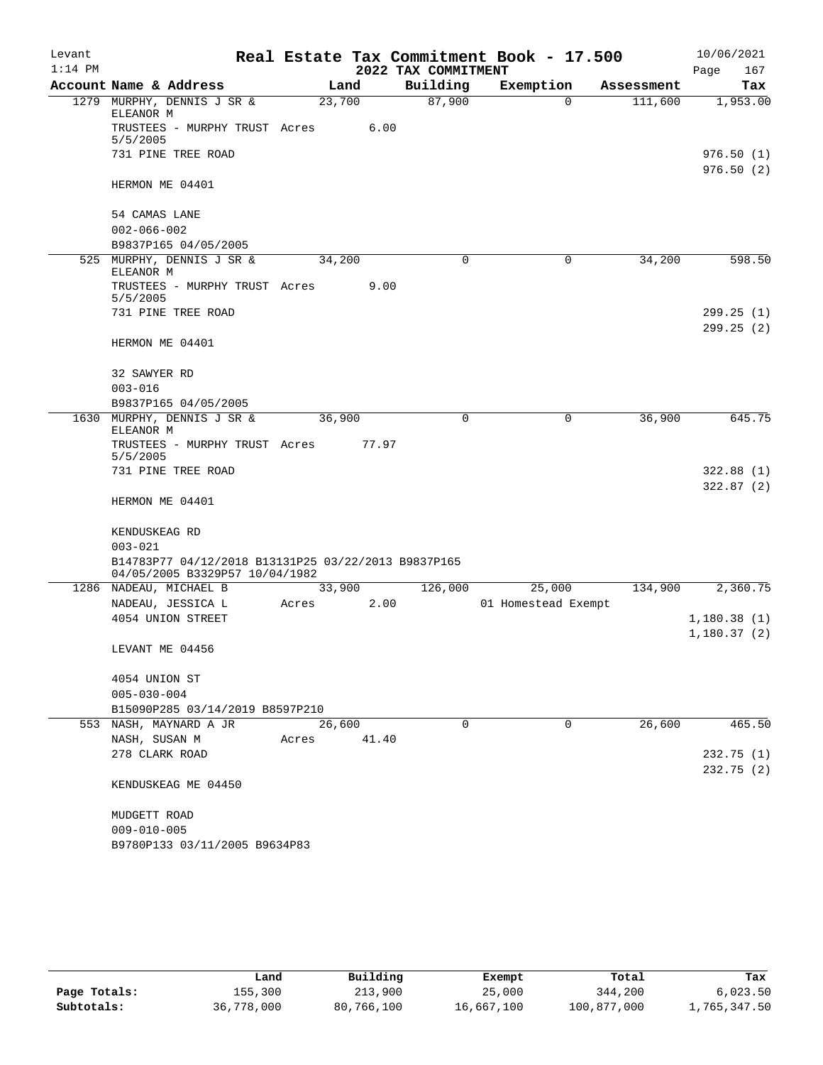Levant 1:14 PM — Real Estate Tax Commitment Book - 17.500 — 2022 TAX COMMITMENT — 10/06/2021 Page 167

| Account | Name & Address | Land | Building | Exemption | Assessment | Tax |
|---|---|---|---|---|---|---|
| 1279 | MURPHY, DENNIS J SR & ELEANOR M | 23,700 | 87,900 | 0 | 111,600 | 1,953.00 |
| | TRUSTEES - MURPHY TRUST 5/5/2005 | Acres 6.00 | | | | |
| | 731 PINE TREE ROAD | | | | | 976.50 (1) |
| | | | | | | 976.50 (2) |
| | HERMON ME 04401 | | | | | |
| | 54 CAMAS LANE | | | | | |
| | 002-066-002 | | | | | |
| | B9837P165 04/05/2005 | | | | | |
| 525 | MURPHY, DENNIS J SR & ELEANOR M | 34,200 | 0 | 0 | 34,200 | 598.50 |
| | TRUSTEES - MURPHY TRUST 5/5/2005 | Acres 9.00 | | | | |
| | 731 PINE TREE ROAD | | | | | 299.25 (1) |
| | | | | | | 299.25 (2) |
| | HERMON ME 04401 | | | | | |
| | 32 SAWYER RD | | | | | |
| | 003-016 | | | | | |
| | B9837P165 04/05/2005 | | | | | |
| 1630 | MURPHY, DENNIS J SR & ELEANOR M | 36,900 | 0 | 0 | 36,900 | 645.75 |
| | TRUSTEES - MURPHY TRUST 5/5/2005 | Acres 77.97 | | | | |
| | 731 PINE TREE ROAD | | | | | 322.88 (1) |
| | | | | | | 322.87 (2) |
| | HERMON ME 04401 | | | | | |
| | KENDUSKEAG RD | | | | | |
| | 003-021 | | | | | |
| | B14783P77 04/12/2018 B13131P25 03/22/2013 B9837P165 04/05/2005 B3329P57 10/04/1982 | | | | | |
| 1286 | NADEAU, MICHAEL B | 33,900 | 126,000 | 25,000 | 134,900 | 2,360.75 |
| | NADEAU, JESSICA L | Acres 2.00 | | 01 Homestead Exempt | | |
| | 4054 UNION STREET | | | | | 1,180.38 (1) |
| | | | | | | 1,180.37 (2) |
| | LEVANT ME 04456 | | | | | |
| | 4054 UNION ST | | | | | |
| | 005-030-004 | | | | | |
| | B15090P285 03/14/2019 B8597P210 | | | | | |
| 553 | NASH, MAYNARD A JR | 26,600 | 0 | 0 | 26,600 | 465.50 |
| | NASH, SUSAN M | Acres 41.40 | | | | |
| | 278 CLARK ROAD | | | | | 232.75 (1) |
| | | | | | | 232.75 (2) |
| | KENDUSKEAG ME 04450 | | | | | |
| | MUDGETT ROAD | | | | | |
| | 009-010-005 | | | | | |
| | B9780P133 03/11/2005 B9634P83 | | | | | |

| | Land | Building | Exempt | Total | Tax |
|---|---|---|---|---|---|
| Page Totals: | 155,300 | 213,900 | 25,000 | 344,200 | 6,023.50 |
| Subtotals: | 36,778,000 | 80,766,100 | 16,667,100 | 100,877,000 | 1,765,347.50 |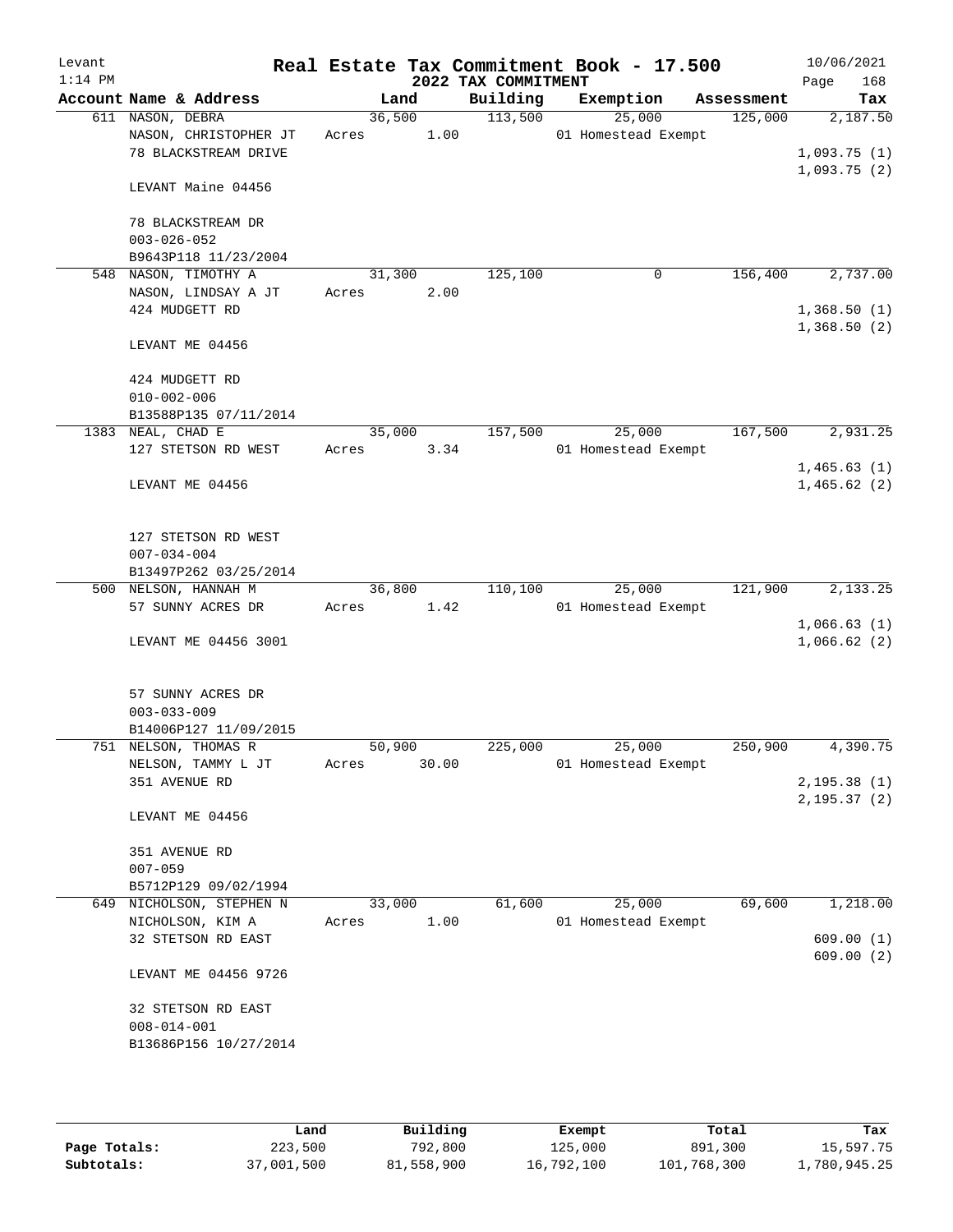# Real Estate Tax Commitment Book - 17.500

Levant
1:14 PM

10/06/2021

## 2022 TAX COMMITMENT

| Account Name & Address | Land | Building | Exemption | Assessment | Tax |
|---|---|---|---|---|---|
| 611 NASON, DEBRA<br>NASON, CHRISTOPHER JT<br>78 BLACKSTREAM DRIVE<br><br>LEVANT Maine 04456<br><br>78 BLACKSTREAM DR<br>003-026-052<br>B9643P118 11/23/2004 | 36,500<br>Acres 1.00 | 113,500 | 25,000<br>01 Homestead Exempt | 125,000 | 2,187.50<br><br>1,093.75 (1)<br>1,093.75 (2) |
| 548 NASON, TIMOTHY A<br>NASON, LINDSAY A JT<br>424 MUDGETT RD<br><br>LEVANT ME 04456<br><br>424 MUDGETT RD<br>010-002-006<br>B13588P135 07/11/2014 | 31,300<br>Acres 2.00 | 125,100 | 0 | 156,400 | 2,737.00<br><br>1,368.50 (1)<br>1,368.50 (2) |
| 1383 NEAL, CHAD E<br>127 STETSON RD WEST<br><br>LEVANT ME 04456<br><br>127 STETSON RD WEST<br>007-034-004<br>B13497P262 03/25/2014 | 35,000<br>Acres 3.34 | 157,500 | 25,000<br>01 Homestead Exempt | 167,500 | 2,931.25<br><br>1,465.63 (1)<br>1,465.62 (2) |
| 500 NELSON, HANNAH M<br>57 SUNNY ACRES DR<br><br>LEVANT ME 04456 3001<br><br>57 SUNNY ACRES DR<br>003-033-009<br>B14006P127 11/09/2015 | 36,800<br>Acres 1.42 | 110,100 | 25,000<br>01 Homestead Exempt | 121,900 | 2,133.25<br><br>1,066.63 (1)<br>1,066.62 (2) |
| 751 NELSON, THOMAS R<br>NELSON, TAMMY L JT<br>351 AVENUE RD<br><br>LEVANT ME 04456<br><br>351 AVENUE RD<br>007-059<br>B5712P129 09/02/1994 | 50,900<br>Acres 30.00 | 225,000 | 25,000<br>01 Homestead Exempt | 250,900 | 4,390.75<br><br>2,195.38 (1)<br>2,195.37 (2) |
| 649 NICHOLSON, STEPHEN N<br>NICHOLSON, KIM A<br>32 STETSON RD EAST<br><br>LEVANT ME 04456 9726<br><br>32 STETSON RD EAST<br>008-014-001<br>B13686P156 10/27/2014 | 33,000<br>Acres 1.00 | 61,600 | 25,000<br>01 Homestead Exempt | 69,600 | 1,218.00<br><br>609.00 (1)<br>609.00 (2) |

| | Land | Building | Exempt | Total | Tax |
|---|---|---|---|---|---|
| Page Totals: | 223,500 | 792,800 | 125,000 | 891,300 | 15,597.75 |
| Subtotals: | 37,001,500 | 81,558,900 | 16,792,100 | 101,768,300 | 1,780,945.25 |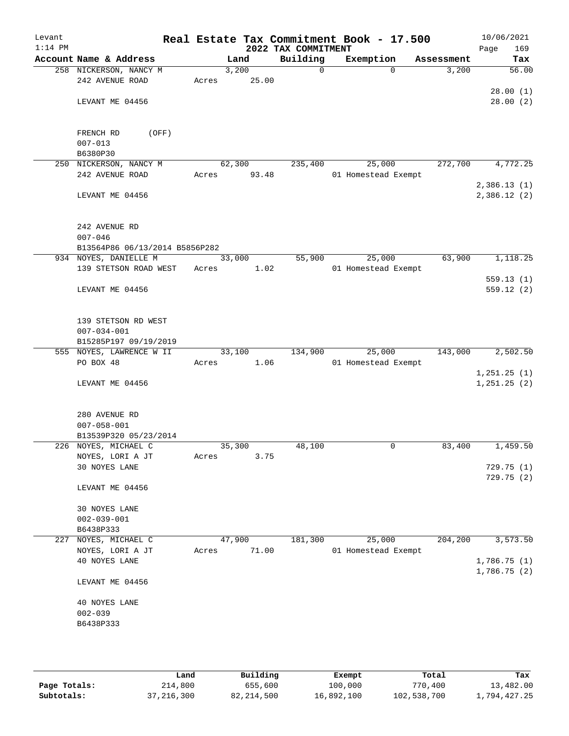# Real Estate Tax Commitment Book - 17.500

Levant
1:14 PM

2022 TAX COMMITMENT

10/06/2021
Page 169

| Account Name & Address | Land | Building | Exemption | Assessment | Tax |
|---|---|---|---|---|---|
| 258 NICKERSON, NANCY M<br>242 AVENUE ROAD<br><br>LEVANT ME 04456<br><br>FRENCH RD (OFF)<br>007-013<br>B6380P30 | 3,200<br>Acres 25.00 | 0 | 0 | 3,200 | 56.00<br><br>28.00 (1)<br>28.00 (2) |
| 250 NICKERSON, NANCY M<br>242 AVENUE ROAD<br><br>LEVANT ME 04456<br><br>242 AVENUE RD<br>007-046<br>B13564P86 06/13/2014 B5856P282 | 62,300<br>Acres 93.48 | 235,400 | 25,000<br>01 Homestead Exempt | 272,700 | 4,772.25<br><br>2,386.13 (1)<br>2,386.12 (2) |
| 934 NOYES, DANIELLE M<br>139 STETSON ROAD WEST<br><br>LEVANT ME 04456<br><br>139 STETSON RD WEST<br>007-034-001<br>B15285P197 09/19/2019 | 33,000<br>Acres 1.02 | 55,900 | 25,000<br>01 Homestead Exempt | 63,900 | 1,118.25<br><br>559.13 (1)<br>559.12 (2) |
| 555 NOYES, LAWRENCE W II<br>PO BOX 48<br><br>LEVANT ME 04456<br><br>280 AVENUE RD<br>007-058-001<br>B13539P320 05/23/2014 | 33,100<br>Acres 1.06 | 134,900 | 25,000<br>01 Homestead Exempt | 143,000 | 2,502.50<br><br>1,251.25 (1)<br>1,251.25 (2) |
| 226 NOYES, MICHAEL C<br>NOYES, LORI A JT<br>30 NOYES LANE<br><br>LEVANT ME 04456<br><br>30 NOYES LANE<br>002-039-001<br>B6438P333 | 35,300<br>Acres 3.75 | 48,100 | 0 | 83,400 | 1,459.50<br><br>729.75 (1)<br>729.75 (2) |
| 227 NOYES, MICHAEL C<br>NOYES, LORI A JT<br>40 NOYES LANE<br><br>LEVANT ME 04456<br><br>40 NOYES LANE<br>002-039<br>B6438P333 | 47,900<br>Acres 71.00 | 181,300 | 25,000<br>01 Homestead Exempt | 204,200 | 3,573.50<br><br>1,786.75 (1)<br>1,786.75 (2) |

| | Land | Building | Exempt | Total | Tax |
|---|---|---|---|---|---|
| Page Totals: | 214,800 | 655,600 | 100,000 | 770,400 | 13,482.00 |
| Subtotals: | 37,216,300 | 82,214,500 | 16,892,100 | 102,538,700 | 1,794,427.25 |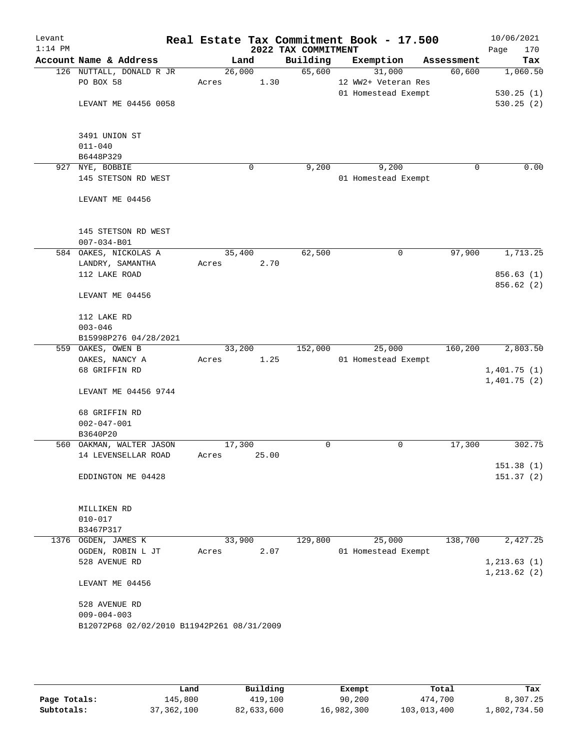Levant 1:14 PM

# Real Estate Tax Commitment Book - 17.500
## 2022 TAX COMMITMENT

10/06/2021

| Account Name & Address | Land | Building | Exemption | Assessment | Tax |
|---|---|---|---|---|---|
| 126 NUTTALL, DONALD R JR | 26,000 | 65,600 | 31,000 | 60,600 | 1,060.50 |
| PO BOX 58 | Acres 1.30 | | 12 WW2+ Veteran Res | | |
| | | | 01 Homestead Exempt | | 530.25 (1) |
| LEVANT ME 04456 0058 | | | | | 530.25 (2) |
| 3491 UNION ST | | | | | |
| 011-040 | | | | | |
| B6448P329 | | | | | |
| 927 NYE, BOBBIE | 0 | 9,200 | 9,200 | 0 | 0.00 |
| 145 STETSON RD WEST | | | 01 Homestead Exempt | | |
| LEVANT ME 04456 | | | | | |
| 145 STETSON RD WEST | | | | | |
| 007-034-B01 | | | | | |
| 584 OAKES, NICKOLAS A | 35,400 | 62,500 | 0 | 97,900 | 1,713.25 |
| LANDRY, SAMANTHA | Acres 2.70 | | | | |
| 112 LAKE ROAD | | | | | 856.63 (1) |
| | | | | | 856.62 (2) |
| LEVANT ME 04456 | | | | | |
| 112 LAKE RD | | | | | |
| 003-046 | | | | | |
| B15998P276 04/28/2021 | | | | | |
| 559 OAKES, OWEN B | 33,200 | 152,000 | 25,000 | 160,200 | 2,803.50 |
| OAKES, NANCY A | Acres 1.25 | | 01 Homestead Exempt | | |
| 68 GRIFFIN RD | | | | | 1,401.75 (1) |
| | | | | | 1,401.75 (2) |
| LEVANT ME 04456 9744 | | | | | |
| 68 GRIFFIN RD | | | | | |
| 002-047-001 | | | | | |
| B3640P20 | | | | | |
| 560 OAKMAN, WALTER JASON | 17,300 | 0 | 0 | 17,300 | 302.75 |
| 14 LEVENSELLAR ROAD | Acres 25.00 | | | | |
| | | | | | 151.38 (1) |
| EDDINGTON ME 04428 | | | | | 151.37 (2) |
| MILLIKEN RD | | | | | |
| 010-017 | | | | | |
| B3467P317 | | | | | |
| 1376 OGDEN, JAMES K | 33,900 | 129,800 | 25,000 | 138,700 | 2,427.25 |
| OGDEN, ROBIN L JT | Acres 2.07 | | 01 Homestead Exempt | | |
| 528 AVENUE RD | | | | | 1,213.63 (1) |
| | | | | | 1,213.62 (2) |
| LEVANT ME 04456 | | | | | |
| 528 AVENUE RD | | | | | |
| 009-004-003 | | | | | |
| B12072P68 02/02/2010 B11942P261 08/31/2009 | | | | | |

| | Land | Building | Exempt | Total | Tax |
|---|---|---|---|---|---|
| Page Totals: | 145,800 | 419,100 | 90,200 | 474,700 | 8,307.25 |
| Subtotals: | 37,362,100 | 82,633,600 | 16,982,300 | 103,013,400 | 1,802,734.50 |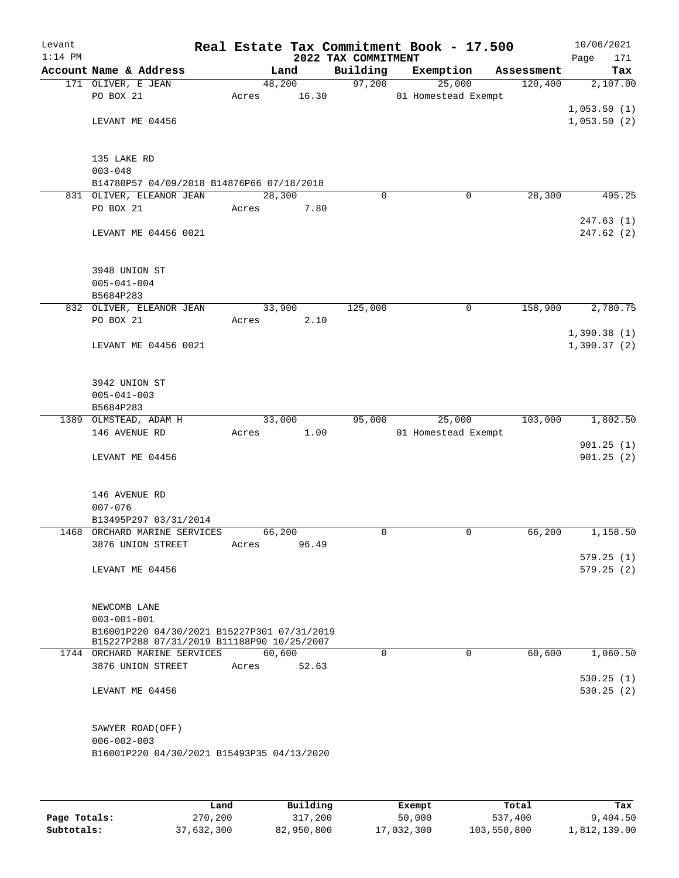# Real Estate Tax Commitment Book - 17.500

Levant
1:14 PM

2022 TAX COMMITMENT

10/06/2021
Page 171

| Account Name & Address | Land | Building | Exemption | Assessment | Tax |
|---|---|---|---|---|---|
| 171 OLIVER, E JEAN | 48,200 | 97,200 | 25,000 | 120,400 | 2,107.00 |
| PO BOX 21 | Acres 16.30 | | 01 Homestead Exempt | | |
| | | | | | 1,053.50 (1) |
| LEVANT ME 04456 | | | | | 1,053.50 (2) |
| 135 LAKE RD | | | | | |
| 003-048 | | | | | |
| B14780P57 04/09/2018 B14876P66 07/18/2018 | | | | | |
| 831 OLIVER, ELEANOR JEAN | 28,300 | 0 | 0 | 28,300 | 495.25 |
| PO BOX 21 | Acres 7.80 | | | | |
| | | | | | 247.63 (1) |
| LEVANT ME 04456 0021 | | | | | 247.62 (2) |
| 3948 UNION ST | | | | | |
| 005-041-004 | | | | | |
| B5684P283 | | | | | |
| 832 OLIVER, ELEANOR JEAN | 33,900 | 125,000 | 0 | 158,900 | 2,780.75 |
| PO BOX 21 | Acres 2.10 | | | | |
| | | | | | 1,390.38 (1) |
| LEVANT ME 04456 0021 | | | | | 1,390.37 (2) |
| 3942 UNION ST | | | | | |
| 005-041-003 | | | | | |
| B5684P283 | | | | | |
| 1389 OLMSTEAD, ADAM H | 33,000 | 95,000 | 25,000 | 103,000 | 1,802.50 |
| 146 AVENUE RD | Acres 1.00 | | 01 Homestead Exempt | | |
| | | | | | 901.25 (1) |
| LEVANT ME 04456 | | | | | 901.25 (2) |
| 146 AVENUE RD | | | | | |
| 007-076 | | | | | |
| B13495P297 03/31/2014 | | | | | |
| 1468 ORCHARD MARINE SERVICES | 66,200 | 0 | 0 | 66,200 | 1,158.50 |
| 3876 UNION STREET | Acres 96.49 | | | | |
| | | | | | 579.25 (1) |
| LEVANT ME 04456 | | | | | 579.25 (2) |
| NEWCOMB LANE | | | | | |
| 003-001-001 | | | | | |
| B16001P220 04/30/2021 B15227P301 07/31/2019 | | | | | |
| B15227P288 07/31/2019 B11188P90 10/25/2007 | | | | | |
| 1744 ORCHARD MARINE SERVICES | 60,600 | 0 | 0 | 60,600 | 1,060.50 |
| 3876 UNION STREET | Acres 52.63 | | | | |
| | | | | | 530.25 (1) |
| LEVANT ME 04456 | | | | | 530.25 (2) |
| SAWYER ROAD(OFF) | | | | | |
| 006-002-003 | | | | | |
| B16001P220 04/30/2021 B15493P35 04/13/2020 | | | | | |

| | Land | Building | Exempt | Total | Tax |
|---|---|---|---|---|---|
| Page Totals: | 270,200 | 317,200 | 50,000 | 537,400 | 9,404.50 |
| Subtotals: | 37,632,300 | 82,950,800 | 17,032,300 | 103,550,800 | 1,812,139.00 |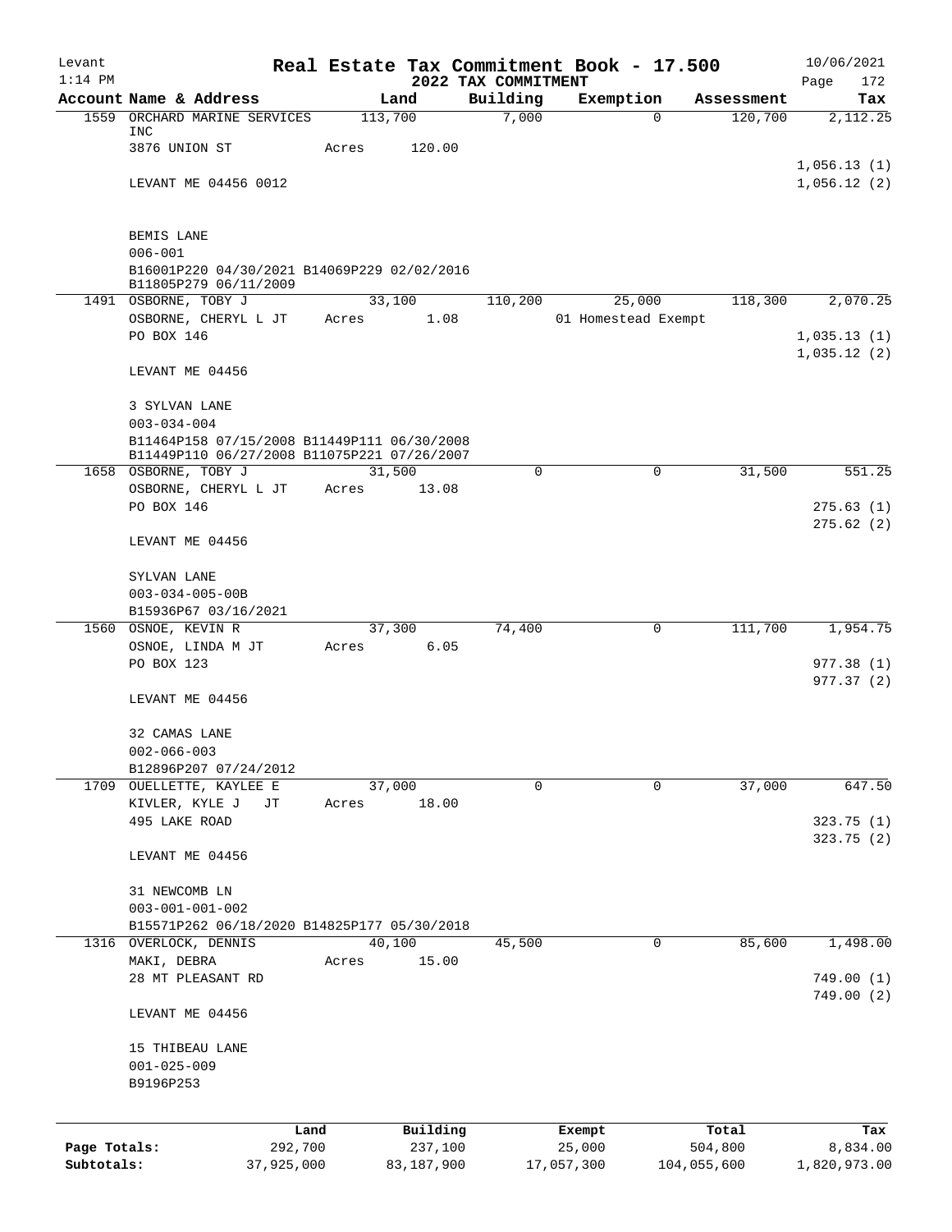Levant
1:14 PM

# Real Estate Tax Commitment Book - 17.500
## 2022 TAX COMMITMENT

10/06/2021
Page 172

| Account Name & Address | Land | Building | Exemption | Assessment | Tax |
|---|---|---|---|---|---|
| 1559 ORCHARD MARINE SERVICES INC | 113,700 | 7,000 | 0 | 120,700 | 2,112.25 |
| 3876 UNION ST | Acres 120.00 | | | | |
| | | | | | 1,056.13 (1) |
| LEVANT ME 04456 0012 | | | | | 1,056.12 (2) |
| BEMIS LANE | | | | | |
| 006-001 | | | | | |
| B16001P220 04/30/2021 B14069P229 02/02/2016 B11805P279 06/11/2009 | | | | | |
| 1491 OSBORNE, TOBY J | 33,100 | 110,200 | 25,000 | 118,300 | 2,070.25 |
| OSBORNE, CHERYL L JT | Acres 1.08 | | 01 Homestead Exempt | | |
| PO BOX 146 | | | | | 1,035.13 (1) |
| | | | | | 1,035.12 (2) |
| LEVANT ME 04456 | | | | | |
| 3 SYLVAN LANE | | | | | |
| 003-034-004 | | | | | |
| B11464P158 07/15/2008 B11449P111 06/30/2008 B11449P110 06/27/2008 B11075P221 07/26/2007 | | | | | |
| 1658 OSBORNE, TOBY J | 31,500 | 0 | 0 | 31,500 | 551.25 |
| OSBORNE, CHERYL L JT | Acres 13.08 | | | | |
| PO BOX 146 | | | | | 275.63 (1) |
| | | | | | 275.62 (2) |
| LEVANT ME 04456 | | | | | |
| SYLVAN LANE | | | | | |
| 003-034-005-00B | | | | | |
| B15936P67 03/16/2021 | | | | | |
| 1560 OSNOE, KEVIN R | 37,300 | 74,400 | 0 | 111,700 | 1,954.75 |
| OSNOE, LINDA M JT | Acres 6.05 | | | | |
| PO BOX 123 | | | | | 977.38 (1) |
| | | | | | 977.37 (2) |
| LEVANT ME 04456 | | | | | |
| 32 CAMAS LANE | | | | | |
| 002-066-003 | | | | | |
| B12896P207 07/24/2012 | | | | | |
| 1709 OUELLETTE, KAYLEE E | 37,000 | 0 | 0 | 37,000 | 647.50 |
| KIVLER, KYLE J JT | Acres 18.00 | | | | |
| 495 LAKE ROAD | | | | | 323.75 (1) |
| | | | | | 323.75 (2) |
| LEVANT ME 04456 | | | | | |
| 31 NEWCOMB LN | | | | | |
| 003-001-001-002 | | | | | |
| B15571P262 06/18/2020 B14825P177 05/30/2018 | | | | | |
| 1316 OVERLOCK, DENNIS | 40,100 | 45,500 | 0 | 85,600 | 1,498.00 |
| MAKI, DEBRA | Acres 15.00 | | | | |
| 28 MT PLEASANT RD | | | | | 749.00 (1) |
| | | | | | 749.00 (2) |
| LEVANT ME 04456 | | | | | |
| 15 THIBEAU LANE | | | | | |
| 001-025-009 | | | | | |
| B9196P253 | | | | | |

| | Land | Building | Exempt | Total | Tax |
|---|---|---|---|---|---|
| Page Totals: | 292,700 | 237,100 | 25,000 | 504,800 | 8,834.00 |
| Subtotals: | 37,925,000 | 83,187,900 | 17,057,300 | 104,055,600 | 1,820,973.00 |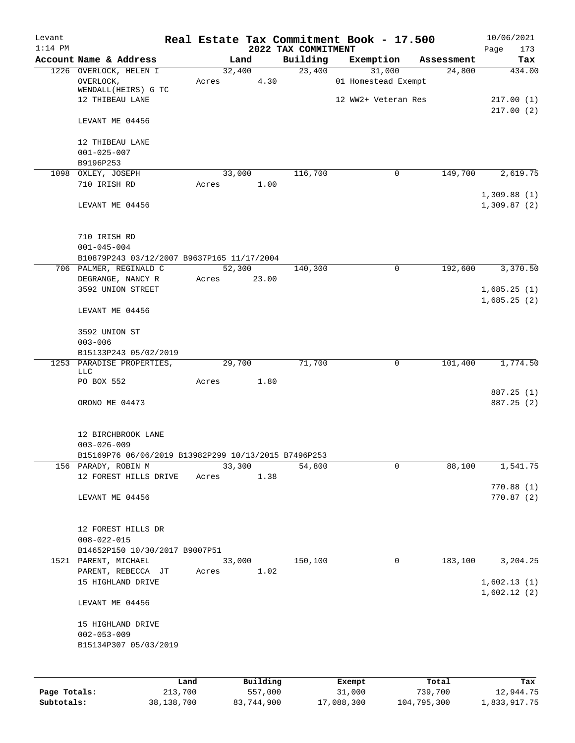Levant
1:14 PM

# Real Estate Tax Commitment Book - 17.500

## 2022 TAX COMMITMENT

10/06/2021

| Account Name & Address | Land | Building | Exemption | Assessment | Tax |
|---|---|---|---|---|---|
| 1226 OVERLOCK, HELEN I | 32,400 | 23,400 | 31,000 | 24,800 | 434.00 |
| OVERLOCK, WENDALL(HEIRS) G TC | Acres 4.30 | | 01 Homestead Exempt | | |
| 12 THIBEAU LANE | | | 12 WW2+ Veteran Res | | 217.00 (1) |
| | | | | | 217.00 (2) |
| LEVANT ME 04456 | | | | | |
| 12 THIBEAU LANE | | | | | |
| 001-025-007 | | | | | |
| B9196P253 | | | | | |
| 1098 OXLEY, JOSEPH | 33,000 | 116,700 | 0 | 149,700 | 2,619.75 |
| 710 IRISH RD | Acres 1.00 | | | | |
| | | | | | 1,309.88 (1) |
| LEVANT ME 04456 | | | | | 1,309.87 (2) |
| 710 IRISH RD | | | | | |
| 001-045-004 | | | | | |
| B10879P243 03/12/2007 B9637P165 11/17/2004 | | | | | |
| 706 PALMER, REGINALD C | 52,300 | 140,300 | 0 | 192,600 | 3,370.50 |
| DEGRANGE, NANCY R | Acres 23.00 | | | | |
| 3592 UNION STREET | | | | | 1,685.25 (1) |
| | | | | | 1,685.25 (2) |
| LEVANT ME 04456 | | | | | |
| 3592 UNION ST | | | | | |
| 003-006 | | | | | |
| B15133P243 05/02/2019 | | | | | |
| 1253 PARADISE PROPERTIES, LLC | 29,700 | 71,700 | 0 | 101,400 | 1,774.50 |
| PO BOX 552 | Acres 1.80 | | | | |
| | | | | | 887.25 (1) |
| ORONO ME 04473 | | | | | 887.25 (2) |
| 12 BIRCHBROOK LANE | | | | | |
| 003-026-009 | | | | | |
| B15169P76 06/06/2019 B13982P299 10/13/2015 B7496P253 | | | | | |
| 156 PARADY, ROBIN M | 33,300 | 54,800 | 0 | 88,100 | 1,541.75 |
| 12 FOREST HILLS DRIVE | Acres 1.38 | | | | |
| | | | | | 770.88 (1) |
| LEVANT ME 04456 | | | | | 770.87 (2) |
| 12 FOREST HILLS DR | | | | | |
| 008-022-015 | | | | | |
| B14652P150 10/30/2017 B9007P51 | | | | | |
| 1521 PARENT, MICHAEL | 33,000 | 150,100 | 0 | 183,100 | 3,204.25 |
| PARENT, REBECCA JT | Acres 1.02 | | | | |
| 15 HIGHLAND DRIVE | | | | | 1,602.13 (1) |
| | | | | | 1,602.12 (2) |
| LEVANT ME 04456 | | | | | |
| 15 HIGHLAND DRIVE | | | | | |
| 002-053-009 | | | | | |
| B15134P307 05/03/2019 | | | | | |

| | Land | Building | Exempt | Total | Tax |
|---|---|---|---|---|---|
| Page Totals: | 213,700 | 557,000 | 31,000 | 739,700 | 12,944.75 |
| Subtotals: | 38,138,700 | 83,744,900 | 17,088,300 | 104,795,300 | 1,833,917.75 |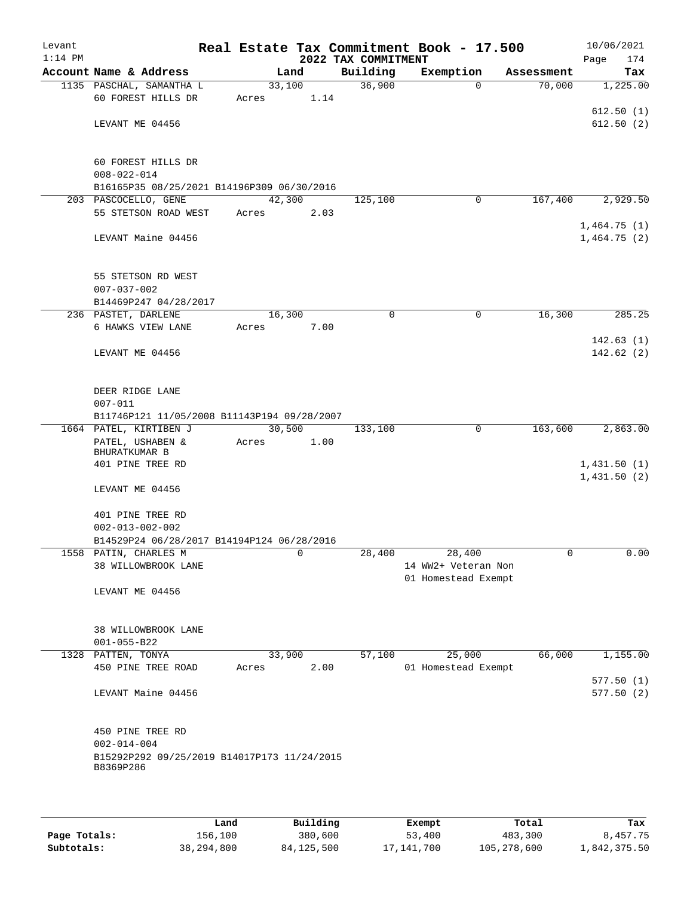Levant 1:14 PM

# Real Estate Tax Commitment Book - 17.500

## 2022 TAX COMMITMENT

10/06/2021 Page 174

| Account Name & Address | Land | Building | Exemption | Assessment | Tax |
|---|---|---|---|---|---|
| 1135 PASCHAL, SAMANTHA L | 33,100 | 36,900 | 0 | 70,000 | 1,225.00 |
| 60 FOREST HILLS DR | Acres 1.14 | | | | |
| | | | | | 612.50 (1) |
| LEVANT ME 04456 | | | | | 612.50 (2) |
| 60 FOREST HILLS DR | | | | | |
| 008-022-014 | | | | | |
| B16165P35 08/25/2021 B14196P309 06/30/2016 | | | | | |
| 203 PASCOCELLO, GENE | 42,300 | 125,100 | 0 | 167,400 | 2,929.50 |
| 55 STETSON ROAD WEST | Acres 2.03 | | | | |
| | | | | | 1,464.75 (1) |
| LEVANT Maine 04456 | | | | | 1,464.75 (2) |
| 55 STETSON RD WEST | | | | | |
| 007-037-002 | | | | | |
| B14469P247 04/28/2017 | | | | | |
| 236 PASTET, DARLENE | 16,300 | 0 | 0 | 16,300 | 285.25 |
| 6 HAWKS VIEW LANE | Acres 7.00 | | | | |
| | | | | | 142.63 (1) |
| LEVANT ME 04456 | | | | | 142.62 (2) |
| DEER RIDGE LANE | | | | | |
| 007-011 | | | | | |
| B11746P121 11/05/2008 B11143P194 09/28/2007 | | | | | |
| 1664 PATEL, KIRTIBEN J | 30,500 | 133,100 | 0 | 163,600 | 2,863.00 |
| PATEL, USHABEN & BHURATKUMAR B | Acres 1.00 | | | | |
| 401 PINE TREE RD | | | | | 1,431.50 (1) |
| | | | | | 1,431.50 (2) |
| LEVANT ME 04456 | | | | | |
| 401 PINE TREE RD | | | | | |
| 002-013-002-002 | | | | | |
| B14529P24 06/28/2017 B14194P124 06/28/2016 | | | | | |
| 1558 PATIN, CHARLES M | 0 | 28,400 | 28,400 | 0 | 0.00 |
| 38 WILLOWBROOK LANE | | | 14 WW2+ Veteran Non | | |
| | | | 01 Homestead Exempt | | |
| LEVANT ME 04456 | | | | | |
| 38 WILLOWBROOK LANE | | | | | |
| 001-055-B22 | | | | | |
| 1328 PATTEN, TONYA | 33,900 | 57,100 | 25,000 | 66,000 | 1,155.00 |
| 450 PINE TREE ROAD | Acres 2.00 | | 01 Homestead Exempt | | |
| | | | | | 577.50 (1) |
| LEVANT Maine 04456 | | | | | 577.50 (2) |
| 450 PINE TREE RD | | | | | |
| 002-014-004 | | | | | |
| B15292P292 09/25/2019 B14017P173 11/24/2015 B8369P286 | | | | | |

| | Land | Building | Exempt | Total | Tax |
|---|---|---|---|---|---|
| Page Totals: | 156,100 | 380,600 | 53,400 | 483,300 | 8,457.75 |
| Subtotals: | 38,294,800 | 84,125,500 | 17,141,700 | 105,278,600 | 1,842,375.50 |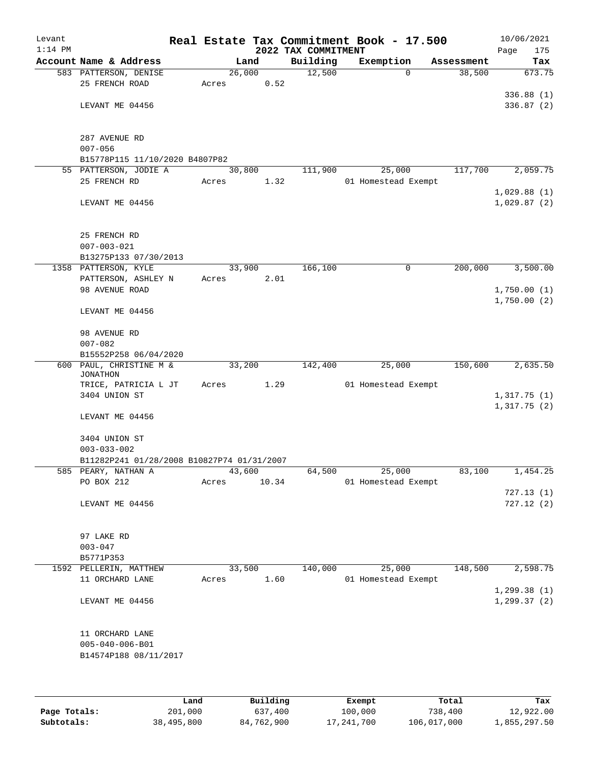Levant 1:14 PM

# Real Estate Tax Commitment Book - 17.500

## 2022 TAX COMMITMENT

10/06/2021 Page 175

| Account Name & Address | Land | Building | Exemption | Assessment | Tax |
|---|---|---|---|---|---|
| 583 PATTERSON, DENISE | 26,000 | 12,500 | 0 | 38,500 | 673.75 |
| 25 FRENCH ROAD | Acres 0.52 | | | | |
| | | | | | 336.88 (1) |
| LEVANT ME 04456 | | | | | 336.87 (2) |
| 287 AVENUE RD | | | | | |
| 007-056 | | | | | |
| B15778P115 11/10/2020 B4807P82 | | | | | |
| 55 PATTERSON, JODIE A | 30,800 | 111,900 | 25,000 | 117,700 | 2,059.75 |
| 25 FRENCH RD | Acres 1.32 | | 01 Homestead Exempt | | |
| | | | | | 1,029.88 (1) |
| LEVANT ME 04456 | | | | | 1,029.87 (2) |
| 25 FRENCH RD | | | | | |
| 007-003-021 | | | | | |
| B13275P133 07/30/2013 | | | | | |
| 1358 PATTERSON, KYLE | 33,900 | 166,100 | 0 | 200,000 | 3,500.00 |
| PATTERSON, ASHLEY N | Acres 2.01 | | | | |
| 98 AVENUE ROAD | | | | | 1,750.00 (1) |
| | | | | | 1,750.00 (2) |
| LEVANT ME 04456 | | | | | |
| 98 AVENUE RD | | | | | |
| 007-082 | | | | | |
| B15552P258 06/04/2020 | | | | | |
| 600 PAUL, CHRISTINE M & JONATHON | 33,200 | 142,400 | 25,000 | 150,600 | 2,635.50 |
| TRICE, PATRICIA L JT | Acres 1.29 | | 01 Homestead Exempt | | |
| 3404 UNION ST | | | | | 1,317.75 (1) |
| | | | | | 1,317.75 (2) |
| LEVANT ME 04456 | | | | | |
| 3404 UNION ST | | | | | |
| 003-033-002 | | | | | |
| B11282P241 01/28/2008 B10827P74 01/31/2007 | | | | | |
| 585 PEARY, NATHAN A | 43,600 | 64,500 | 25,000 | 83,100 | 1,454.25 |
| PO BOX 212 | Acres 10.34 | | 01 Homestead Exempt | | |
| | | | | | 727.13 (1) |
| LEVANT ME 04456 | | | | | 727.12 (2) |
| 97 LAKE RD | | | | | |
| 003-047 | | | | | |
| B5771P353 | | | | | |
| 1592 PELLERIN, MATTHEW | 33,500 | 140,000 | 25,000 | 148,500 | 2,598.75 |
| 11 ORCHARD LANE | Acres 1.60 | | 01 Homestead Exempt | | |
| | | | | | 1,299.38 (1) |
| LEVANT ME 04456 | | | | | 1,299.37 (2) |
| 11 ORCHARD LANE | | | | | |
| 005-040-006-B01 | | | | | |
| B14574P188 08/11/2017 | | | | | |

| | Land | Building | Exempt | Total | Tax |
|---|---|---|---|---|---|
| Page Totals: | 201,000 | 637,400 | 100,000 | 738,400 | 12,922.00 |
| Subtotals: | 38,495,800 | 84,762,900 | 17,241,700 | 106,017,000 | 1,855,297.50 |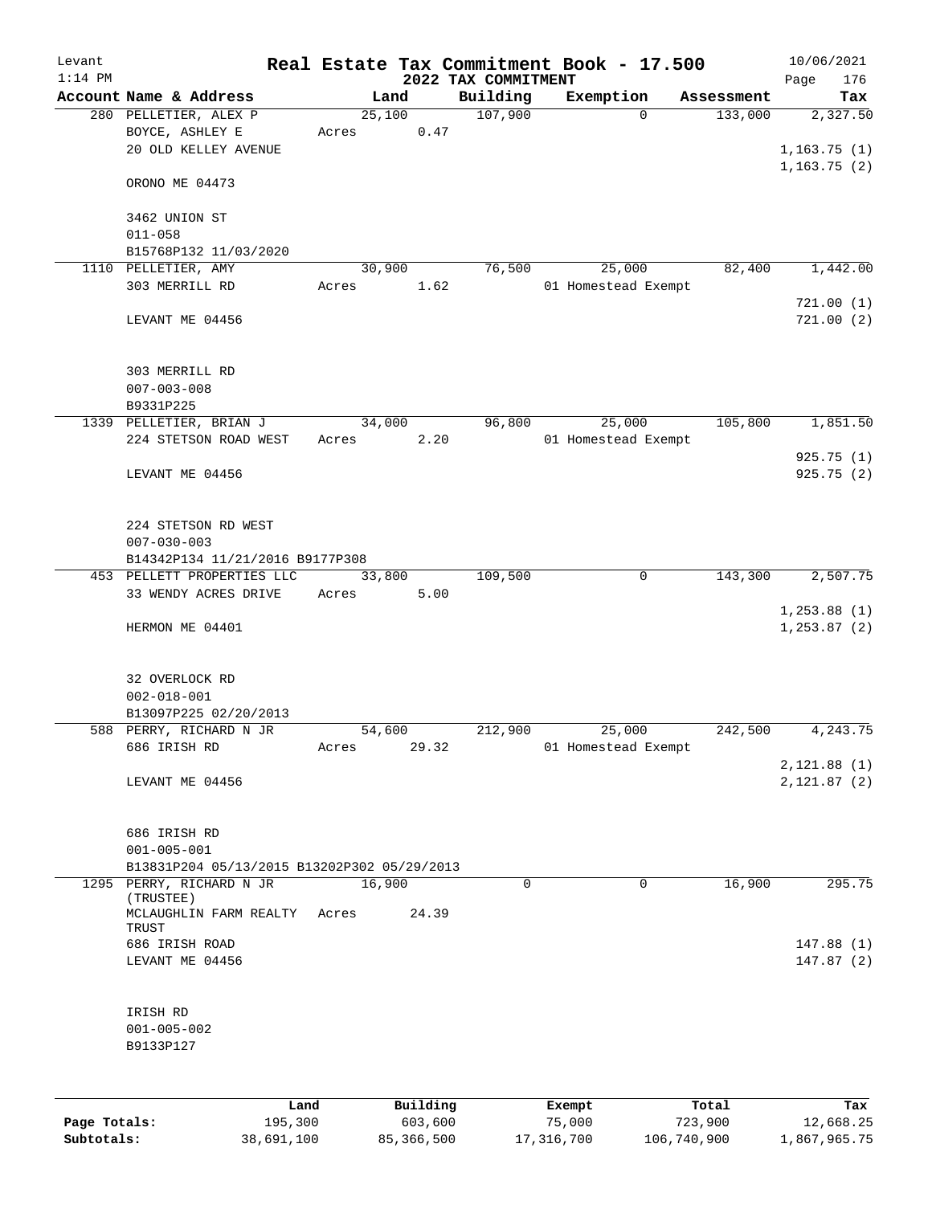Levant
1:14 PM

# Real Estate Tax Commitment Book - 17.500

## 2022 TAX COMMITMENT

10/06/2021
Page 176

| Account | Name & Address | Land | Building | Exemption | Assessment | Tax |
|---|---|---|---|---|---|---|
| 280 | PELLETIER, ALEX P<br>BOYCE, ASHLEY E<br>20 OLD KELLEY AVENUE<br>ORONO ME 04473<br><br>3462 UNION ST<br>011-058<br>B15768P132 11/03/2020 | 25,100<br>Acres 0.47 | 107,900 | 0 | 133,000 | 2,327.50<br>1,163.75 (1)<br>1,163.75 (2) |
| 1110 | PELLETIER, AMY<br>303 MERRILL RD<br>LEVANT ME 04456<br><br>303 MERRILL RD<br>007-003-008<br>B9331P225 | 30,900<br>Acres 1.62 | 76,500 | 25,000<br>01 Homestead Exempt | 82,400 | 1,442.00<br>721.00 (1)<br>721.00 (2) |
| 1339 | PELLETIER, BRIAN J<br>224 STETSON ROAD WEST<br>LEVANT ME 04456<br><br>224 STETSON RD WEST<br>007-030-003<br>B14342P134 11/21/2016 B9177P308 | 34,000<br>Acres 2.20 | 96,800 | 25,000<br>01 Homestead Exempt | 105,800 | 1,851.50<br>925.75 (1)<br>925.75 (2) |
| 453 | PELLETT PROPERTIES LLC<br>33 WENDY ACRES DRIVE<br>HERMON ME 04401<br><br>32 OVERLOCK RD<br>002-018-001<br>B13097P225 02/20/2013 | 33,800<br>Acres 5.00 | 109,500 | 0 | 143,300 | 2,507.75<br>1,253.88 (1)<br>1,253.87 (2) |
| 588 | PERRY, RICHARD N JR<br>686 IRISH RD<br>LEVANT ME 04456<br><br>686 IRISH RD<br>001-005-001<br>B13831P204 05/13/2015 B13202P302 05/29/2013 | 54,600<br>Acres 29.32 | 212,900 | 25,000<br>01 Homestead Exempt | 242,500 | 4,243.75<br>2,121.88 (1)<br>2,121.87 (2) |
| 1295 | PERRY, RICHARD N JR (TRUSTEE)<br>MCLAUGHLIN FARM REALTY TRUST<br>686 IRISH ROAD<br>LEVANT ME 04456<br><br>IRISH RD<br>001-005-002<br>B9133P127 | 16,900<br>Acres 24.39 | 0 | 0 | 16,900 | 295.75<br>147.88 (1)<br>147.87 (2) |

| | Land | Building | Exempt | Total | Tax |
|---|---|---|---|---|---|
| **Page Totals:** | 195,300 | 603,600 | 75,000 | 723,900 | 12,668.25 |
| **Subtotals:** | 38,691,100 | 85,366,500 | 17,316,700 | 106,740,900 | 1,867,965.75 |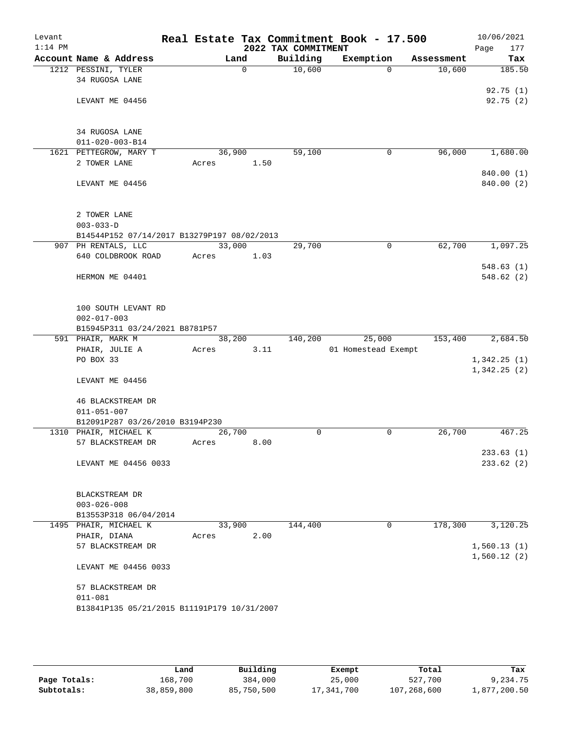Levant 1:14 PM

# Real Estate Tax Commitment Book - 17.500

## 2022 TAX COMMITMENT

10/06/2021

| Account Name & Address | Land | Building | Exemption | Assessment | Tax |
|---|---|---|---|---|---|
| 1212 PESSINI, TYLER | 0 | 10,600 | 0 | 10,600 | 185.50 |
| 34 RUGOSA LANE | | | | | 92.75 (1) |
| LEVANT ME 04456 | | | | | 92.75 (2) |
| 34 RUGOSA LANE | | | | | |
| 011-020-003-B14 | | | | | |
| 1621 PETTEGROW, MARY T | 36,900 | 59,100 | 0 | 96,000 | 1,680.00 |
| 2 TOWER LANE | Acres 1.50 | | | | 840.00 (1) |
| LEVANT ME 04456 | | | | | 840.00 (2) |
| 2 TOWER LANE | | | | | |
| 003-033-D | | | | | |
| B14544P152 07/14/2017 B13279P197 08/02/2013 | | | | | |
| 907 PH RENTALS, LLC | 33,000 | 29,700 | 0 | 62,700 | 1,097.25 |
| 640 COLDBROOK ROAD | Acres 1.03 | | | | 548.63 (1) |
| HERMON ME 04401 | | | | | 548.62 (2) |
| 100 SOUTH LEVANT RD | | | | | |
| 002-017-003 | | | | | |
| B15945P311 03/24/2021 B8781P57 | | | | | |
| 591 PHAIR, MARK M | 38,200 | 140,200 | 25,000 | 153,400 | 2,684.50 |
| PHAIR, JULIE A | Acres 3.11 | | 01 Homestead Exempt | | |
| PO BOX 33 | | | | | 1,342.25 (1) |
| LEVANT ME 04456 | | | | | 1,342.25 (2) |
| 46 BLACKSTREAM DR | | | | | |
| 011-051-007 | | | | | |
| B12091P287 03/26/2010 B3194P230 | | | | | |
| 1310 PHAIR, MICHAEL K | 26,700 | 0 | 0 | 26,700 | 467.25 |
| 57 BLACKSTREAM DR | Acres 8.00 | | | | 233.63 (1) |
| LEVANT ME 04456 0033 | | | | | 233.62 (2) |
| BLACKSTREAM DR | | | | | |
| 003-026-008 | | | | | |
| B13553P318 06/04/2014 | | | | | |
| 1495 PHAIR, MICHAEL K | 33,900 | 144,400 | 0 | 178,300 | 3,120.25 |
| PHAIR, DIANA | Acres 2.00 | | | | |
| 57 BLACKSTREAM DR | | | | | 1,560.13 (1) |
| LEVANT ME 04456 0033 | | | | | 1,560.12 (2) |
| 57 BLACKSTREAM DR | | | | | |
| 011-081 | | | | | |
| B13841P135 05/21/2015 B11191P179 10/31/2007 | | | | | |

| | Land | Building | Exempt | Total | Tax |
|---|---|---|---|---|---|
| Page Totals: | 168,700 | 384,000 | 25,000 | 527,700 | 9,234.75 |
| Subtotals: | 38,859,800 | 85,750,500 | 17,341,700 | 107,268,600 | 1,877,200.50 |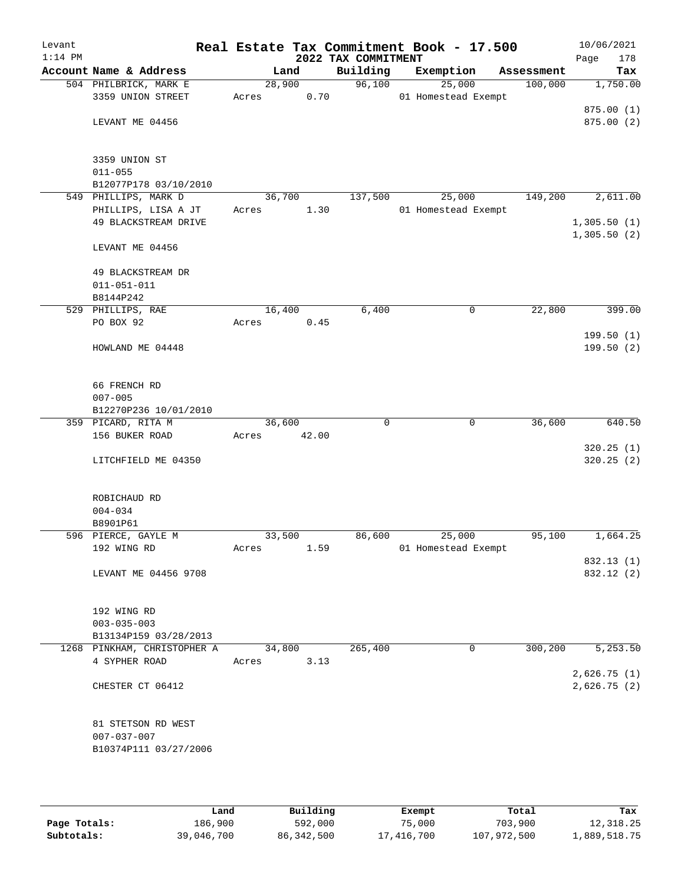# Real Estate Tax Commitment Book - 17.500

Levant, 1:14 PM — 10/06/2021

## 2022 TAX COMMITMENT

| Account Name & Address | Land | Building | Exemption | Assessment | Tax |
|---|---|---|---|---|---|
| 504 PHILBRICK, MARK E<br>3359 UNION STREET<br><br>LEVANT ME 04456<br><br>3359 UNION ST<br>011-055<br>B12077P178 03/10/2010 | 28,900<br>Acres 0.70 | 96,100 | 25,000<br>01 Homestead Exempt | 100,000 | 1,750.00<br><br>875.00 (1)<br>875.00 (2) |
| 549 PHILLIPS, MARK D<br>PHILLIPS, LISA A JT<br>49 BLACKSTREAM DRIVE<br><br>LEVANT ME 04456<br><br>49 BLACKSTREAM DR<br>011-051-011<br>B8144P242 | 36,700<br>Acres 1.30 | 137,500 | 25,000<br>01 Homestead Exempt | 149,200 | 2,611.00<br><br>1,305.50 (1)<br>1,305.50 (2) |
| 529 PHILLIPS, RAE<br>PO BOX 92<br><br>HOWLAND ME 04448<br><br>66 FRENCH RD<br>007-005<br>B12270P236 10/01/2010 | 16,400<br>Acres 0.45 | 6,400 | 0 | 22,800 | 399.00<br><br>199.50 (1)<br>199.50 (2) |
| 359 PICARD, RITA M<br>156 BUKER ROAD<br><br>LITCHFIELD ME 04350<br><br>ROBICHAUD RD<br>004-034<br>B8901P61 | 36,600<br>Acres 42.00 | 0 | 0 | 36,600 | 640.50<br><br>320.25 (1)<br>320.25 (2) |
| 596 PIERCE, GAYLE M<br>192 WING RD<br><br>LEVANT ME 04456 9708<br><br>192 WING RD<br>003-035-003<br>B13134P159 03/28/2013 | 33,500<br>Acres 1.59 | 86,600 | 25,000<br>01 Homestead Exempt | 95,100 | 1,664.25<br><br>832.13 (1)<br>832.12 (2) |
| 1268 PINKHAM, CHRISTOPHER A<br>4 SYPHER ROAD<br><br>CHESTER CT 06412<br><br>81 STETSON RD WEST<br>007-037-007<br>B10374P111 03/27/2006 | 34,800<br>Acres 3.13 | 265,400 | 0 | 300,200 | 5,253.50<br><br>2,626.75 (1)<br>2,626.75 (2) |

| | Land | Building | Exempt | Total | Tax |
|---|---|---|---|---|---|
| **Page Totals:** | 186,900 | 592,000 | 75,000 | 703,900 | 12,318.25 |
| **Subtotals:** | 39,046,700 | 86,342,500 | 17,416,700 | 107,972,500 | 1,889,518.75 |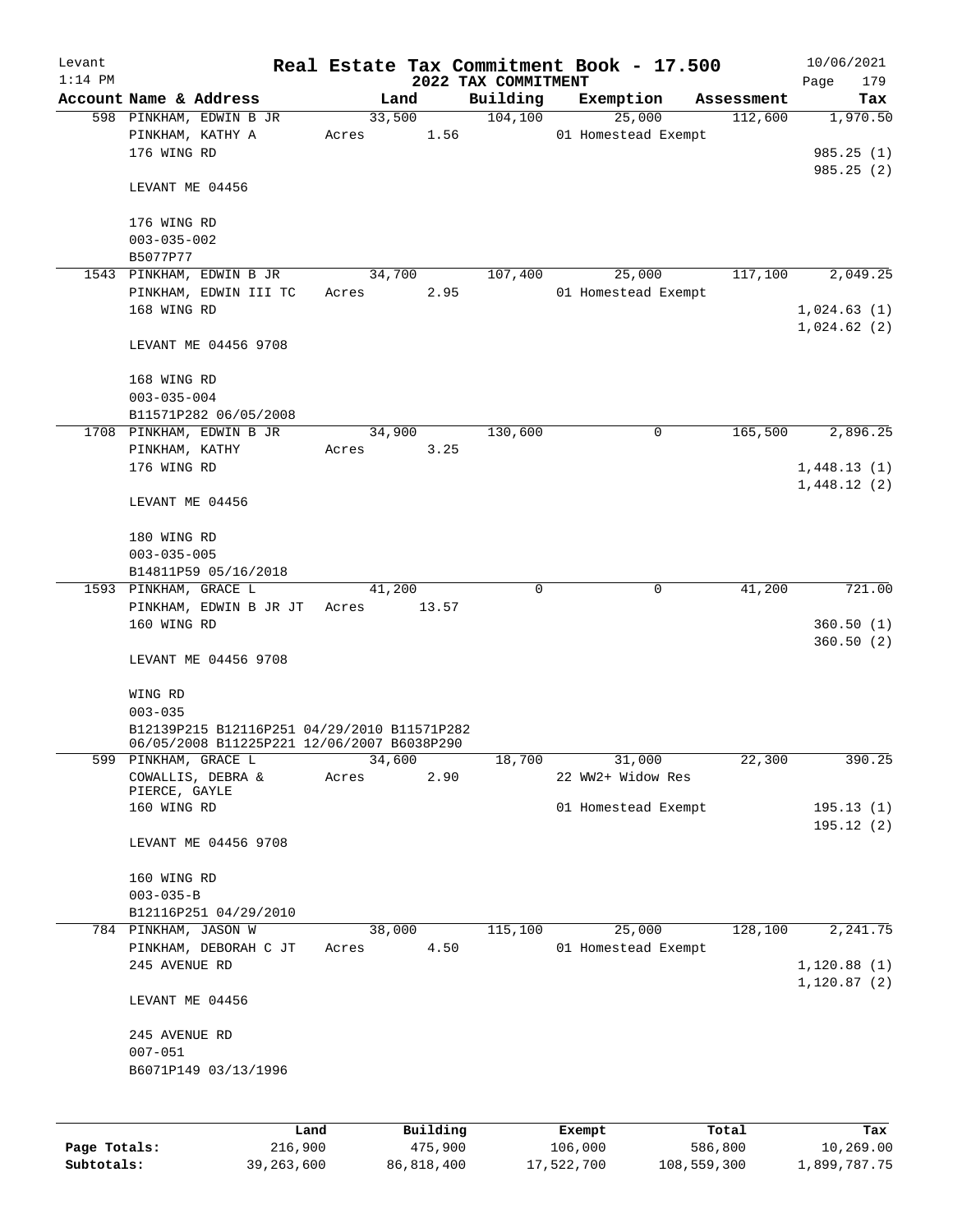Levant
1:14 PM

# Real Estate Tax Commitment Book - 17.500

## 2022 TAX COMMITMENT

10/06/2021

| Account Name & Address | Land | Building | Exemption | Assessment | Tax |
|---|---|---|---|---|---|
| 598 PINKHAM, EDWIN B JR<br>PINKHAM, KATHY A<br>176 WING RD<br><br>LEVANT ME 04456<br><br>176 WING RD<br>003-035-002<br>B5077P77 | 33,500<br>Acres 1.56 | 104,100 | 25,000<br>01 Homestead Exempt | 112,600 | 1,970.50<br><br>985.25 (1)<br>985.25 (2) |
| 1543 PINKHAM, EDWIN B JR<br>PINKHAM, EDWIN III TC<br>168 WING RD<br><br>LEVANT ME 04456 9708<br><br>168 WING RD<br>003-035-004<br>B11571P282 06/05/2008 | 34,700<br>Acres 2.95 | 107,400 | 25,000<br>01 Homestead Exempt | 117,100 | 2,049.25<br><br>1,024.63 (1)<br>1,024.62 (2) |
| 1708 PINKHAM, EDWIN B JR<br>PINKHAM, KATHY<br>176 WING RD<br><br>LEVANT ME 04456<br><br>180 WING RD<br>003-035-005<br>B14811P59 05/16/2018 | 34,900<br>Acres 3.25 | 130,600 | 0 | 165,500 | 2,896.25<br><br>1,448.13 (1)<br>1,448.12 (2) |
| 1593 PINKHAM, GRACE L<br>PINKHAM, EDWIN B JR JT<br>160 WING RD<br><br>LEVANT ME 04456 9708<br><br>WING RD<br>003-035<br>B12139P215 B12116P251 04/29/2010 B11571P282 06/05/2008 B11225P221 12/06/2007 B6038P290 | 41,200<br>Acres 13.57 | 0 | 0 | 41,200 | 721.00<br><br>360.50 (1)<br>360.50 (2) |
| 599 PINKHAM, GRACE L<br>COWALLIS, DEBRA &<br>PIERCE, GAYLE<br>160 WING RD<br><br>LEVANT ME 04456 9708<br><br>160 WING RD<br>003-035-B<br>B12116P251 04/29/2010 | 34,600<br>Acres 2.90 | 18,700 | 31,000<br>22 WW2+ Widow Res<br>01 Homestead Exempt | 22,300 | 390.25<br><br>195.13 (1)<br>195.12 (2) |
| 784 PINKHAM, JASON W<br>PINKHAM, DEBORAH C JT<br>245 AVENUE RD<br><br>LEVANT ME 04456<br><br>245 AVENUE RD<br>007-051<br>B6071P149 03/13/1996 | 38,000<br>Acres 4.50 | 115,100 | 25,000<br>01 Homestead Exempt | 128,100 | 2,241.75<br><br>1,120.88 (1)<br>1,120.87 (2) |

| | Land | Building | Exempt | Total | Tax |
|---|---|---|---|---|---|
| Page Totals: | 216,900 | 475,900 | 106,000 | 586,800 | 10,269.00 |
| Subtotals: | 39,263,600 | 86,818,400 | 17,522,700 | 108,559,300 | 1,899,787.75 |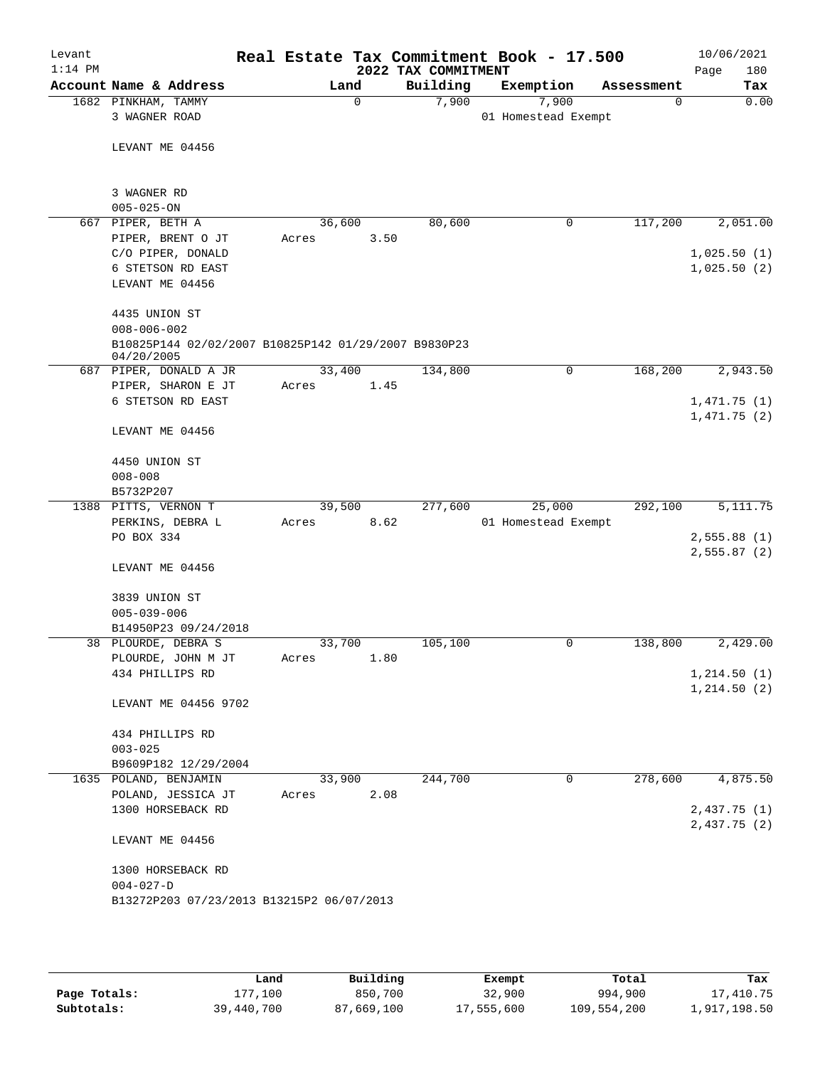Levant 1:14 PM

# Real Estate Tax Commitment Book - 17.500

## 2022 TAX COMMITMENT

10/06/2021 Page 180

| Account Name & Address | Land | Building | Exemption | Assessment | Tax |
|---|---|---|---|---|---|
| 1682 PINKHAM, TAMMY<br>3 WAGNER ROAD<br><br>LEVANT ME 04456<br><br>3 WAGNER RD<br>005-025-ON | 0 | 7,900 | 7,900<br>01 Homestead Exempt | 0 | 0.00 |
| 667 PIPER, BETH A<br>PIPER, BRENT O JT<br>C/O PIPER, DONALD<br>6 STETSON RD EAST<br>LEVANT ME 04456<br><br>4435 UNION ST<br>008-006-002<br>B10825P144 02/02/2007 B10825P142 01/29/2007 B9830P23 04/20/2005 | 36,600<br>Acres 3.50 | 80,600 | 0 | 117,200 | 2,051.00<br><br>1,025.50 (1)<br>1,025.50 (2) |
| 687 PIPER, DONALD A JR<br>PIPER, SHARON E JT<br>6 STETSON RD EAST<br><br>LEVANT ME 04456<br><br>4450 UNION ST<br>008-008<br>B5732P207 | 33,400<br>Acres 1.45 | 134,800 | 0 | 168,200 | 2,943.50<br><br>1,471.75 (1)<br>1,471.75 (2) |
| 1388 PITTS, VERNON T<br>PERKINS, DEBRA L<br>PO BOX 334<br><br>LEVANT ME 04456<br><br>3839 UNION ST<br>005-039-006<br>B14950P23 09/24/2018 | 39,500<br>Acres 8.62 | 277,600 | 25,000<br>01 Homestead Exempt | 292,100 | 5,111.75<br><br>2,555.88 (1)<br>2,555.87 (2) |
| 38 PLOURDE, DEBRA S<br>PLOURDE, JOHN M JT<br>434 PHILLIPS RD<br><br>LEVANT ME 04456 9702<br><br>434 PHILLIPS RD<br>003-025<br>B9609P182 12/29/2004 | 33,700<br>Acres 1.80 | 105,100 | 0 | 138,800 | 2,429.00<br><br>1,214.50 (1)<br>1,214.50 (2) |
| 1635 POLAND, BENJAMIN<br>POLAND, JESSICA JT<br>1300 HORSEBACK RD<br><br>LEVANT ME 04456<br><br>1300 HORSEBACK RD<br>004-027-D<br>B13272P203 07/23/2013 B13215P2 06/07/2013 | 33,900<br>Acres 2.08 | 244,700 | 0 | 278,600 | 4,875.50<br><br>2,437.75 (1)<br>2,437.75 (2) |

| | Land | Building | Exempt | Total | Tax |
|---|---|---|---|---|---|
| Page Totals: | 177,100 | 850,700 | 32,900 | 994,900 | 17,410.75 |
| Subtotals: | 39,440,700 | 87,669,100 | 17,555,600 | 109,554,200 | 1,917,198.50 |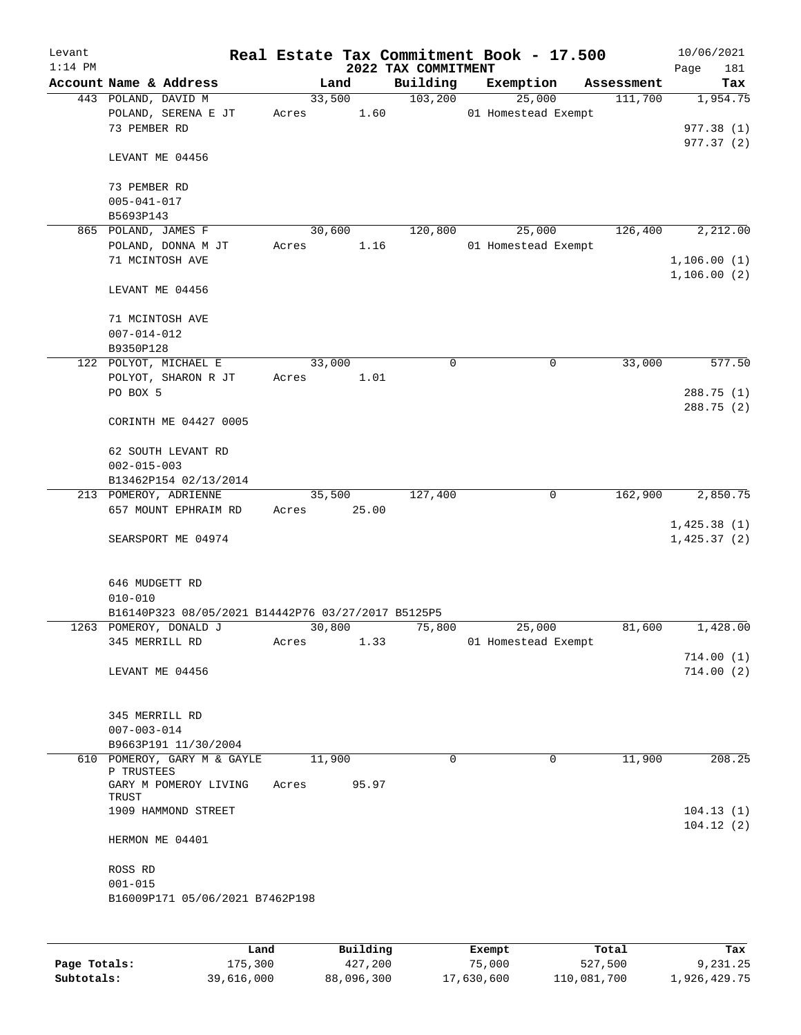Levant
1:14 PM

# Real Estate Tax Commitment Book - 17.500

## 2022 TAX COMMITMENT

10/06/2021
Page 181

| Account Name & Address | Land | Building | Exemption | Assessment | Tax |
|---|---|---|---|---|---|
| 443 POLAND, DAVID M | 33,500 | 103,200 | 25,000 | 111,700 | 1,954.75 |
| POLAND, SERENA E JT | Acres 1.60 | | 01 Homestead Exempt | | |
| 73 PEMBER RD | | | | | 977.38 (1) |
| | | | | | 977.37 (2) |
| LEVANT ME 04456 | | | | | |
| 73 PEMBER RD | | | | | |
| 005-041-017 | | | | | |
| B5693P143 | | | | | |
| 865 POLAND, JAMES F | 30,600 | 120,800 | 25,000 | 126,400 | 2,212.00 |
| POLAND, DONNA M JT | Acres 1.16 | | 01 Homestead Exempt | | |
| 71 MCINTOSH AVE | | | | | 1,106.00 (1) |
| | | | | | 1,106.00 (2) |
| LEVANT ME 04456 | | | | | |
| 71 MCINTOSH AVE | | | | | |
| 007-014-012 | | | | | |
| B9350P128 | | | | | |
| 122 POLYOT, MICHAEL E | 33,000 | 0 | 0 | 33,000 | 577.50 |
| POLYOT, SHARON R JT | Acres 1.01 | | | | |
| PO BOX 5 | | | | | 288.75 (1) |
| | | | | | 288.75 (2) |
| CORINTH ME 04427 0005 | | | | | |
| 62 SOUTH LEVANT RD | | | | | |
| 002-015-003 | | | | | |
| B13462P154 02/13/2014 | | | | | |
| 213 POMEROY, ADRIENNE | 35,500 | 127,400 | 0 | 162,900 | 2,850.75 |
| 657 MOUNT EPHRAIM RD | Acres 25.00 | | | | |
| | | | | | 1,425.38 (1) |
| SEARSPORT ME 04974 | | | | | 1,425.37 (2) |
| 646 MUDGETT RD | | | | | |
| 010-010 | | | | | |
| B16140P323 08/05/2021 B14442P76 03/27/2017 B5125P5 | | | | | |
| 1263 POMEROY, DONALD J | 30,800 | 75,800 | 25,000 | 81,600 | 1,428.00 |
| 345 MERRILL RD | Acres 1.33 | | 01 Homestead Exempt | | |
| | | | | | 714.00 (1) |
| LEVANT ME 04456 | | | | | 714.00 (2) |
| 345 MERRILL RD | | | | | |
| 007-003-014 | | | | | |
| B9663P191 11/30/2004 | | | | | |
| 610 POMEROY, GARY M & GAYLE P TRUSTEES | 11,900 | 0 | 0 | 11,900 | 208.25 |
| GARY M POMEROY LIVING TRUST | Acres 95.97 | | | | |
| 1909 HAMMOND STREET | | | | | 104.13 (1) |
| | | | | | 104.12 (2) |
| HERMON ME 04401 | | | | | |
| ROSS RD | | | | | |
| 001-015 | | | | | |
| B16009P171 05/06/2021 B7462P198 | | | | | |

| | Land | Building | Exempt | Total | Tax |
|---|---|---|---|---|---|
| Page Totals: | 175,300 | 427,200 | 75,000 | 527,500 | 9,231.25 |
| Subtotals: | 39,616,000 | 88,096,300 | 17,630,600 | 110,081,700 | 1,926,429.75 |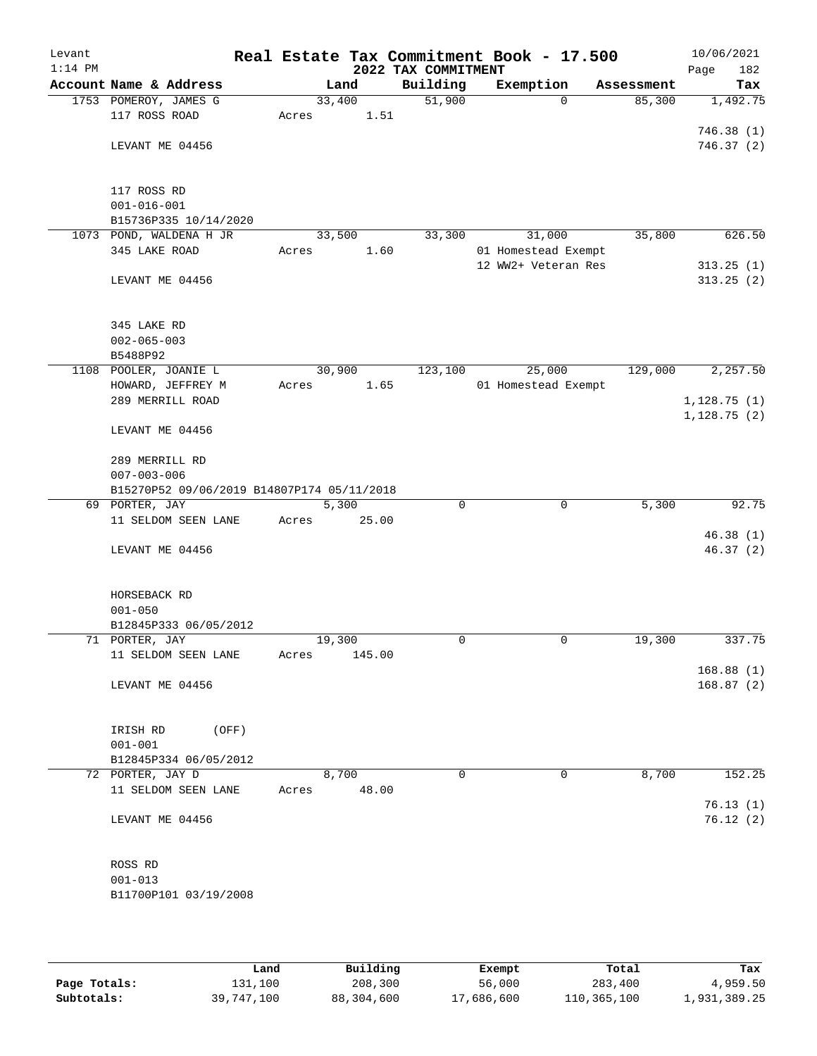Levant 1:14 PM

# Real Estate Tax Commitment Book - 17.500

## 2022 TAX COMMITMENT

10/06/2021 Page 182

| Account Name & Address | Land | Building | Exemption | Assessment | Tax |
|---|---|---|---|---|---|
| 1753 POMEROY, JAMES G | 33,400 | 51,900 | 0 | 85,300 | 1,492.75 |
| 117 ROSS ROAD | Acres 1.51 | | | | |
| | | | | | 746.38 (1) |
| LEVANT ME 04456 | | | | | 746.37 (2) |
| 117 ROSS RD | | | | | |
| 001-016-001 | | | | | |
| B15736P335 10/14/2020 | | | | | |
| 1073 POND, WALDENA H JR | 33,500 | 33,300 | 31,000 | 35,800 | 626.50 |
| 345 LAKE ROAD | Acres 1.60 | | 01 Homestead Exempt | | |
| | | | 12 WW2+ Veteran Res | | 313.25 (1) |
| LEVANT ME 04456 | | | | | 313.25 (2) |
| 345 LAKE RD | | | | | |
| 002-065-003 | | | | | |
| B5488P92 | | | | | |
| 1108 POOLER, JOANIE L | 30,900 | 123,100 | 25,000 | 129,000 | 2,257.50 |
| HOWARD, JEFFREY M | Acres 1.65 | | 01 Homestead Exempt | | |
| 289 MERRILL ROAD | | | | | 1,128.75 (1) |
| | | | | | 1,128.75 (2) |
| LEVANT ME 04456 | | | | | |
| 289 MERRILL RD | | | | | |
| 007-003-006 | | | | | |
| B15270P52 09/06/2019 B14807P174 05/11/2018 | | | | | |
| 69 PORTER, JAY | 5,300 | 0 | 0 | 5,300 | 92.75 |
| 11 SELDOM SEEN LANE | Acres 25.00 | | | | |
| | | | | | 46.38 (1) |
| LEVANT ME 04456 | | | | | 46.37 (2) |
| HORSEBACK RD | | | | | |
| 001-050 | | | | | |
| B12845P333 06/05/2012 | | | | | |
| 71 PORTER, JAY | 19,300 | 0 | 0 | 19,300 | 337.75 |
| 11 SELDOM SEEN LANE | Acres 145.00 | | | | |
| | | | | | 168.88 (1) |
| LEVANT ME 04456 | | | | | 168.87 (2) |
| IRISH RD (OFF) | | | | | |
| 001-001 | | | | | |
| B12845P334 06/05/2012 | | | | | |
| 72 PORTER, JAY D | 8,700 | 0 | 0 | 8,700 | 152.25 |
| 11 SELDOM SEEN LANE | Acres 48.00 | | | | |
| | | | | | 76.13 (1) |
| LEVANT ME 04456 | | | | | 76.12 (2) |
| ROSS RD | | | | | |
| 001-013 | | | | | |
| B11700P101 03/19/2008 | | | | | |

| | Land | Building | Exempt | Total | Tax |
|---|---|---|---|---|---|
| Page Totals: | 131,100 | 208,300 | 56,000 | 283,400 | 4,959.50 |
| Subtotals: | 39,747,100 | 88,304,600 | 17,686,600 | 110,365,100 | 1,931,389.25 |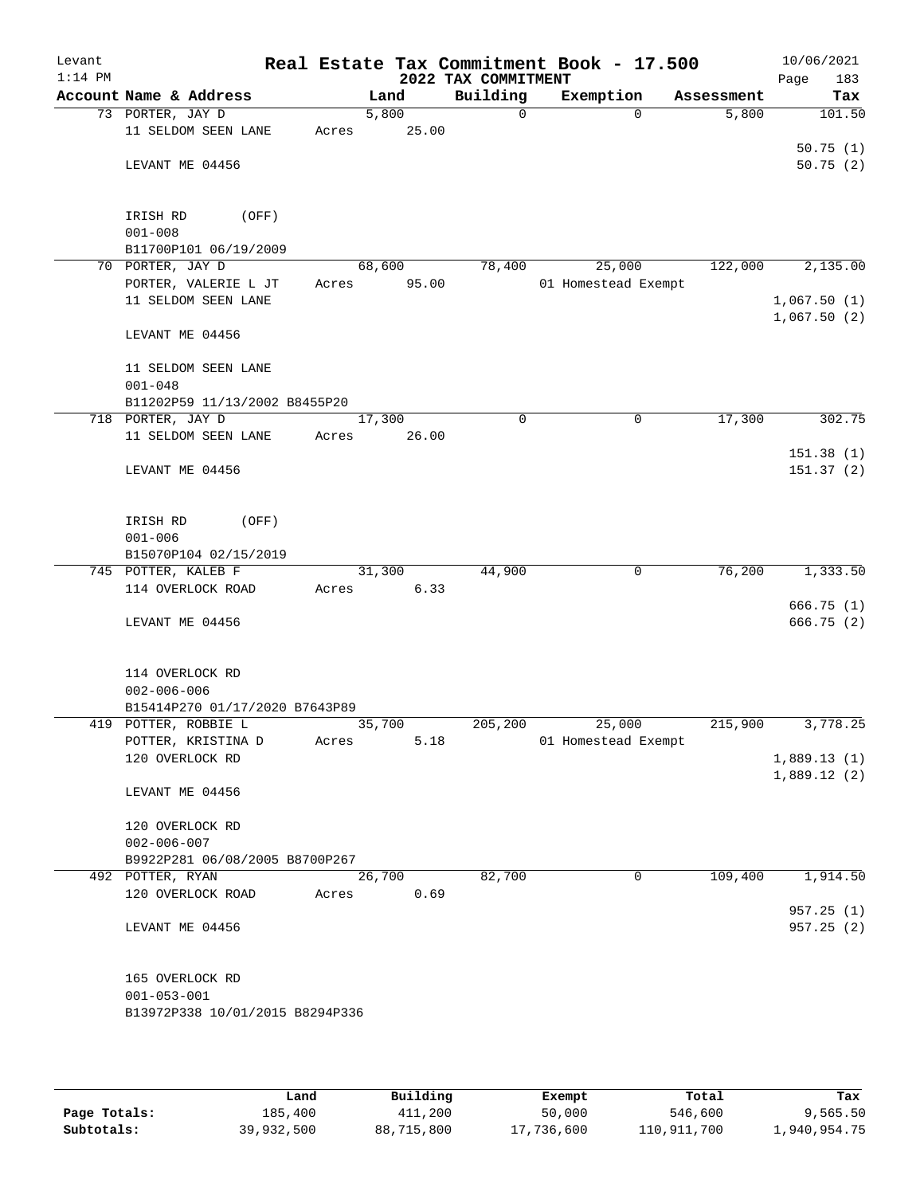Levant 1:14 PM

# Real Estate Tax Commitment Book - 17.500

## 2022 TAX COMMITMENT

10/06/2021

| Account | Name & Address | Land | Building | Exemption | Assessment | Tax |
|---|---|---|---|---|---|---|
| 73 | PORTER, JAY D<br>11 SELDOM SEEN LANE<br><br>LEVANT ME 04456<br><br>IRISH RD (OFF)<br>001-008<br>B11700P101 06/19/2009 | 5,800<br>Acres 25.00 | 0 | 0 | 5,800 | 101.50<br><br>50.75 (1)<br>50.75 (2) |
| 70 | PORTER, JAY D<br>PORTER, VALERIE L JT<br>11 SELDOM SEEN LANE<br><br>LEVANT ME 04456<br><br>11 SELDOM SEEN LANE<br>001-048<br>B11202P59 11/13/2002 B8455P20 | 68,600<br>Acres 95.00 | 78,400 | 25,000<br>01 Homestead Exempt | 122,000 | 2,135.00<br><br>1,067.50 (1)<br>1,067.50 (2) |
| 718 | PORTER, JAY D<br>11 SELDOM SEEN LANE<br><br>LEVANT ME 04456<br><br>IRISH RD (OFF)<br>001-006<br>B15070P104 02/15/2019 | 17,300<br>Acres 26.00 | 0 | 0 | 17,300 | 302.75<br><br>151.38 (1)<br>151.37 (2) |
| 745 | POTTER, KALEB F<br>114 OVERLOCK ROAD<br><br>LEVANT ME 04456<br><br>114 OVERLOCK RD<br>002-006-006<br>B15414P270 01/17/2020 B7643P89 | 31,300<br>Acres 6.33 | 44,900 | 0 | 76,200 | 1,333.50<br><br>666.75 (1)<br>666.75 (2) |
| 419 | POTTER, ROBBIE L<br>POTTER, KRISTINA D<br>120 OVERLOCK RD<br><br>LEVANT ME 04456<br><br>120 OVERLOCK RD<br>002-006-007<br>B9922P281 06/08/2005 B8700P267 | 35,700<br>Acres 5.18 | 205,200 | 25,000<br>01 Homestead Exempt | 215,900 | 3,778.25<br><br>1,889.13 (1)<br>1,889.12 (2) |
| 492 | POTTER, RYAN<br>120 OVERLOCK ROAD<br><br>LEVANT ME 04456<br><br>165 OVERLOCK RD<br>001-053-001<br>B13972P338 10/01/2015 B8294P336 | 26,700<br>Acres 0.69 | 82,700 | 0 | 109,400 | 1,914.50<br><br>957.25 (1)<br>957.25 (2) |

| | Land | Building | Exempt | Total | Tax |
|---|---|---|---|---|---|
| **Page Totals:** | 185,400 | 411,200 | 50,000 | 546,600 | 9,565.50 |
| **Subtotals:** | 39,932,500 | 88,715,800 | 17,736,600 | 110,911,700 | 1,940,954.75 |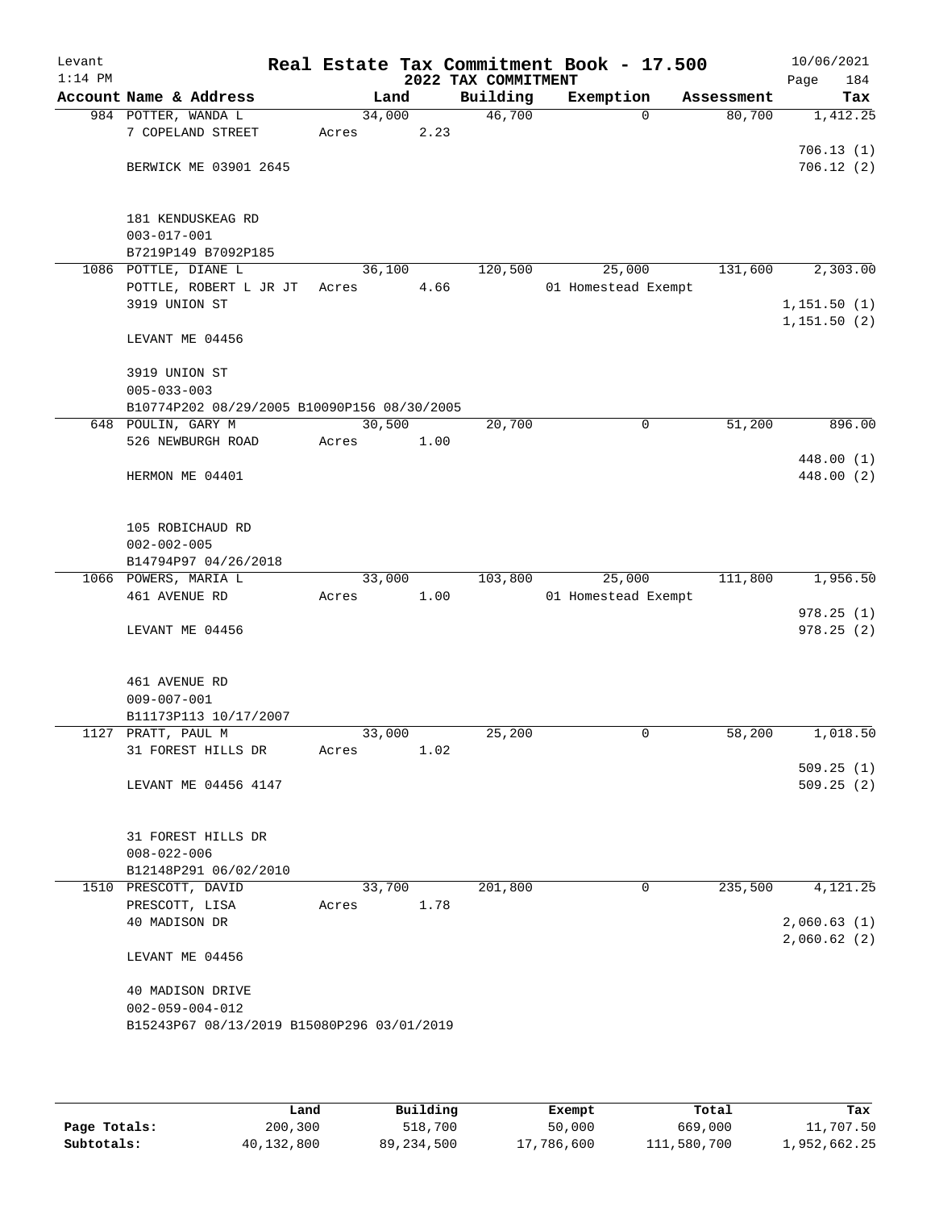# Real Estate Tax Commitment Book - 17.500

Levant 1:14 PM — 2022 TAX COMMITMENT — 10/06/2021

| Account Name & Address | Land | Building | Exemption | Assessment | Tax |
|---|---|---|---|---|---|
| 984 POTTER, WANDA L | 34,000 | 46,700 | 0 | 80,700 | 1,412.25 |
| 7 COPELAND STREET | Acres 2.23 | | | | |
| | | | | | 706.13 (1) |
| BERWICK ME 03901 2645 | | | | | 706.12 (2) |
| 181 KENDUSKEAG RD | | | | | |
| 003-017-001 | | | | | |
| B7219P149 B7092P185 | | | | | |
| 1086 POTTLE, DIANE L | 36,100 | 120,500 | 25,000 | 131,600 | 2,303.00 |
| POTTLE, ROBERT L JR JT | Acres 4.66 | | 01 Homestead Exempt | | |
| 3919 UNION ST | | | | | 1,151.50 (1) |
| | | | | | 1,151.50 (2) |
| LEVANT ME 04456 | | | | | |
| 3919 UNION ST | | | | | |
| 005-033-003 | | | | | |
| B10774P202 08/29/2005 B10090P156 08/30/2005 | | | | | |
| 648 POULIN, GARY M | 30,500 | 20,700 | 0 | 51,200 | 896.00 |
| 526 NEWBURGH ROAD | Acres 1.00 | | | | |
| | | | | | 448.00 (1) |
| HERMON ME 04401 | | | | | 448.00 (2) |
| 105 ROBICHAUD RD | | | | | |
| 002-002-005 | | | | | |
| B14794P97 04/26/2018 | | | | | |
| 1066 POWERS, MARIA L | 33,000 | 103,800 | 25,000 | 111,800 | 1,956.50 |
| 461 AVENUE RD | Acres 1.00 | | 01 Homestead Exempt | | |
| | | | | | 978.25 (1) |
| LEVANT ME 04456 | | | | | 978.25 (2) |
| 461 AVENUE RD | | | | | |
| 009-007-001 | | | | | |
| B11173P113 10/17/2007 | | | | | |
| 1127 PRATT, PAUL M | 33,000 | 25,200 | 0 | 58,200 | 1,018.50 |
| 31 FOREST HILLS DR | Acres 1.02 | | | | |
| | | | | | 509.25 (1) |
| LEVANT ME 04456 4147 | | | | | 509.25 (2) |
| 31 FOREST HILLS DR | | | | | |
| 008-022-006 | | | | | |
| B12148P291 06/02/2010 | | | | | |
| 1510 PRESCOTT, DAVID | 33,700 | 201,800 | 0 | 235,500 | 4,121.25 |
| PRESCOTT, LISA | Acres 1.78 | | | | |
| 40 MADISON DR | | | | | 2,060.63 (1) |
| | | | | | 2,060.62 (2) |
| LEVANT ME 04456 | | | | | |
| 40 MADISON DRIVE | | | | | |
| 002-059-004-012 | | | | | |
| B15243P67 08/13/2019 B15080P296 03/01/2019 | | | | | |

| | Land | Building | Exempt | Total | Tax |
|---|---|---|---|---|---|
| Page Totals: | 200,300 | 518,700 | 50,000 | 669,000 | 11,707.50 |
| Subtotals: | 40,132,800 | 89,234,500 | 17,786,600 | 111,580,700 | 1,952,662.25 |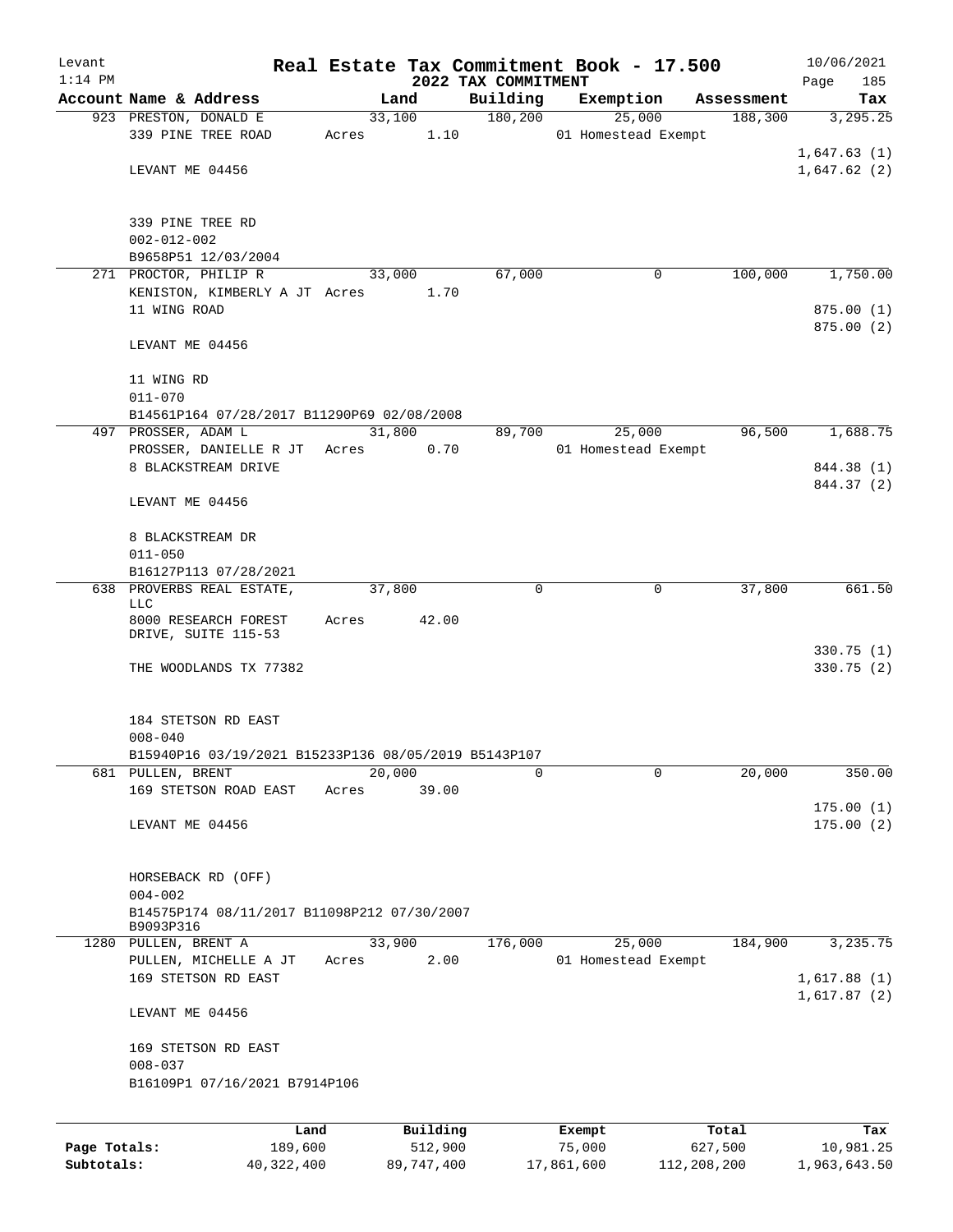# Real Estate Tax Commitment Book - 17.500

Levant 1:14 PM — 2022 TAX COMMITMENT — 10/06/2021

| Account Name & Address | Land | Building | Exemption | Assessment | Tax |
|---|---|---|---|---|---|
| 923 PRESTON, DONALD E | 33,100 | 180,200 | 25,000 | 188,300 | 3,295.25 |
| 339 PINE TREE ROAD | Acres 1.10 | | 01 Homestead Exempt | | |
| | | | | | 1,647.63 (1) |
| LEVANT ME 04456 | | | | | 1,647.62 (2) |
| 339 PINE TREE RD | | | | | |
| 002-012-002 | | | | | |
| B9658P51 12/03/2004 | | | | | |
| 271 PROCTOR, PHILIP R | 33,000 | 67,000 | 0 | 100,000 | 1,750.00 |
| KENISTON, KIMBERLY A JT | Acres 1.70 | | | | |
| 11 WING ROAD | | | | | 875.00 (1) |
| | | | | | 875.00 (2) |
| LEVANT ME 04456 | | | | | |
| 11 WING RD | | | | | |
| 011-070 | | | | | |
| B14561P164 07/28/2017 B11290P69 02/08/2008 | | | | | |
| 497 PROSSER, ADAM L | 31,800 | 89,700 | 25,000 | 96,500 | 1,688.75 |
| PROSSER, DANIELLE R JT | Acres 0.70 | | 01 Homestead Exempt | | |
| 8 BLACKSTREAM DRIVE | | | | | 844.38 (1) |
| | | | | | 844.37 (2) |
| LEVANT ME 04456 | | | | | |
| 8 BLACKSTREAM DR | | | | | |
| 011-050 | | | | | |
| B16127P113 07/28/2021 | | | | | |
| 638 PROVERBS REAL ESTATE, LLC | 37,800 | 0 | 0 | 37,800 | 661.50 |
| 8000 RESEARCH FOREST DRIVE, SUITE 115-53 | Acres 42.00 | | | | |
| | | | | | 330.75 (1) |
| THE WOODLANDS TX 77382 | | | | | 330.75 (2) |
| 184 STETSON RD EAST | | | | | |
| 008-040 | | | | | |
| B15940P16 03/19/2021 B15233P136 08/05/2019 B5143P107 | | | | | |
| 681 PULLEN, BRENT | 20,000 | 0 | 0 | 20,000 | 350.00 |
| 169 STETSON ROAD EAST | Acres 39.00 | | | | |
| | | | | | 175.00 (1) |
| LEVANT ME 04456 | | | | | 175.00 (2) |
| HORSEBACK RD (OFF) | | | | | |
| 004-002 | | | | | |
| B14575P174 08/11/2017 B11098P212 07/30/2007 B9093P316 | | | | | |
| 1280 PULLEN, BRENT A | 33,900 | 176,000 | 25,000 | 184,900 | 3,235.75 |
| PULLEN, MICHELLE A JT | Acres 2.00 | | 01 Homestead Exempt | | |
| 169 STETSON RD EAST | | | | | 1,617.88 (1) |
| | | | | | 1,617.87 (2) |
| LEVANT ME 04456 | | | | | |
| 169 STETSON RD EAST | | | | | |
| 008-037 | | | | | |
| B16109P1 07/16/2021 B7914P106 | | | | | |

| | Land | Building | Exempt | Total | Tax |
|---|---|---|---|---|---|
| Page Totals: | 189,600 | 512,900 | 75,000 | 627,500 | 10,981.25 |
| Subtotals: | 40,322,400 | 89,747,400 | 17,861,600 | 112,208,200 | 1,963,643.50 |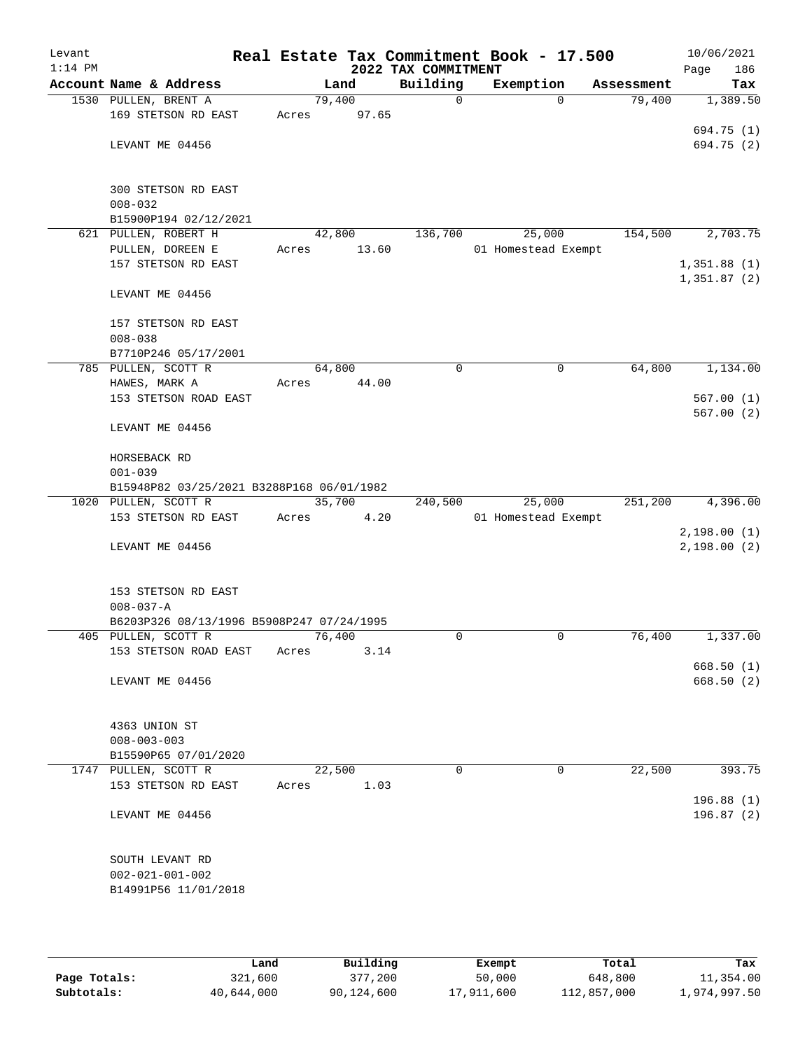Levant
1:14 PM

# Real Estate Tax Commitment Book - 17.500

## 2022 TAX COMMITMENT

10/06/2021
Page 186

| Account Name & Address | Land | Building | Exemption | Assessment | Tax |
|---|---|---|---|---|---|
| 1530 PULLEN, BRENT A | 79,400 | 0 | 0 | 79,400 | 1,389.50 |
| 169 STETSON RD EAST | Acres 97.65 | | | | |
| | | | | | 694.75 (1) |
| LEVANT ME 04456 | | | | | 694.75 (2) |
| 300 STETSON RD EAST | | | | | |
| 008-032 | | | | | |
| B15900P194 02/12/2021 | | | | | |
| 621 PULLEN, ROBERT H | 42,800 | 136,700 | 25,000 | 154,500 | 2,703.75 |
| PULLEN, DOREEN E | Acres 13.60 | | 01 Homestead Exempt | | |
| 157 STETSON RD EAST | | | | | 1,351.88 (1) |
| | | | | | 1,351.87 (2) |
| LEVANT ME 04456 | | | | | |
| 157 STETSON RD EAST | | | | | |
| 008-038 | | | | | |
| B7710P246 05/17/2001 | | | | | |
| 785 PULLEN, SCOTT R | 64,800 | 0 | 0 | 64,800 | 1,134.00 |
| HAWES, MARK A | Acres 44.00 | | | | |
| 153 STETSON ROAD EAST | | | | | 567.00 (1) |
| | | | | | 567.00 (2) |
| LEVANT ME 04456 | | | | | |
| HORSEBACK RD | | | | | |
| 001-039 | | | | | |
| B15948P82 03/25/2021 B3288P168 06/01/1982 | | | | | |
| 1020 PULLEN, SCOTT R | 35,700 | 240,500 | 25,000 | 251,200 | 4,396.00 |
| 153 STETSON RD EAST | Acres 4.20 | | 01 Homestead Exempt | | |
| | | | | | 2,198.00 (1) |
| LEVANT ME 04456 | | | | | 2,198.00 (2) |
| 153 STETSON RD EAST | | | | | |
| 008-037-A | | | | | |
| B6203P326 08/13/1996 B5908P247 07/24/1995 | | | | | |
| 405 PULLEN, SCOTT R | 76,400 | 0 | 0 | 76,400 | 1,337.00 |
| 153 STETSON ROAD EAST | Acres 3.14 | | | | |
| | | | | | 668.50 (1) |
| LEVANT ME 04456 | | | | | 668.50 (2) |
| 4363 UNION ST | | | | | |
| 008-003-003 | | | | | |
| B15590P65 07/01/2020 | | | | | |
| 1747 PULLEN, SCOTT R | 22,500 | 0 | 0 | 22,500 | 393.75 |
| 153 STETSON RD EAST | Acres 1.03 | | | | |
| | | | | | 196.88 (1) |
| LEVANT ME 04456 | | | | | 196.87 (2) |
| SOUTH LEVANT RD | | | | | |
| 002-021-001-002 | | | | | |
| B14991P56 11/01/2018 | | | | | |

| | Land | Building | Exempt | Total | Tax |
|---|---|---|---|---|---|
| Page Totals: | 321,600 | 377,200 | 50,000 | 648,800 | 11,354.00 |
| Subtotals: | 40,644,000 | 90,124,600 | 17,911,600 | 112,857,000 | 1,974,997.50 |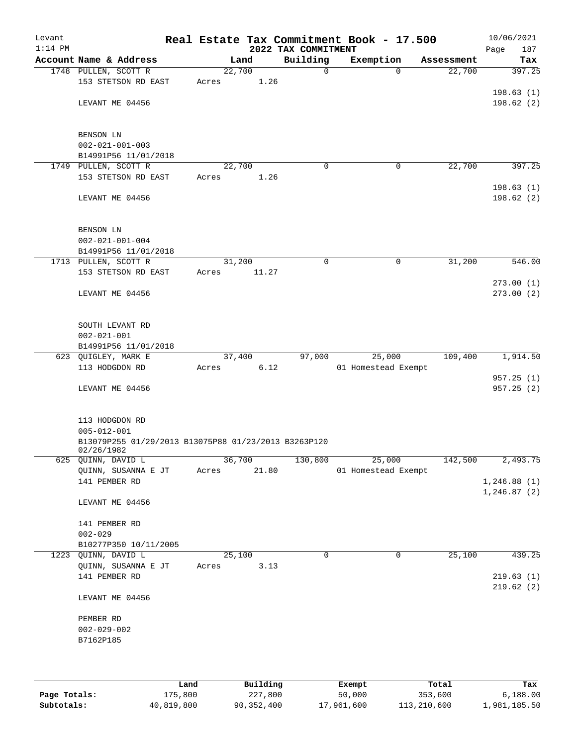# Real Estate Tax Commitment Book - 17.500

Levant
1:14 PM

## 2022 TAX COMMITMENT

10/06/2021
Page 187

| Account Name & Address | Land | Building | Exemption | Assessment | Tax |
|---|---|---|---|---|---|
| 1748 PULLEN, SCOTT R | 22,700 | 0 | 0 | 22,700 | 397.25 |
| 153 STETSON RD EAST | Acres 1.26 | | | | |
| | | | | | 198.63 (1) |
| LEVANT ME 04456 | | | | | 198.62 (2) |
| BENSON LN | | | | | |
| 002-021-001-003 | | | | | |
| B14991P56 11/01/2018 | | | | | |
| 1749 PULLEN, SCOTT R | 22,700 | 0 | 0 | 22,700 | 397.25 |
| 153 STETSON RD EAST | Acres 1.26 | | | | |
| | | | | | 198.63 (1) |
| LEVANT ME 04456 | | | | | 198.62 (2) |
| BENSON LN | | | | | |
| 002-021-001-004 | | | | | |
| B14991P56 11/01/2018 | | | | | |
| 1713 PULLEN, SCOTT R | 31,200 | 0 | 0 | 31,200 | 546.00 |
| 153 STETSON RD EAST | Acres 11.27 | | | | |
| | | | | | 273.00 (1) |
| LEVANT ME 04456 | | | | | 273.00 (2) |
| SOUTH LEVANT RD | | | | | |
| 002-021-001 | | | | | |
| B14991P56 11/01/2018 | | | | | |
| 623 QUIGLEY, MARK E | 37,400 | 97,000 | 25,000 | 109,400 | 1,914.50 |
| 113 HODGDON RD | Acres 6.12 | | 01 Homestead Exempt | | |
| | | | | | 957.25 (1) |
| LEVANT ME 04456 | | | | | 957.25 (2) |
| 113 HODGDON RD | | | | | |
| 005-012-001 | | | | | |
| B13079P255 01/29/2013 B13075P88 01/23/2013 B3263P120 02/26/1982 | | | | | |
| 625 QUINN, DAVID L | 36,700 | 130,800 | 25,000 | 142,500 | 2,493.75 |
| QUINN, SUSANNA E JT | Acres 21.80 | | 01 Homestead Exempt | | |
| 141 PEMBER RD | | | | | 1,246.88 (1) |
| | | | | | 1,246.87 (2) |
| LEVANT ME 04456 | | | | | |
| 141 PEMBER RD | | | | | |
| 002-029 | | | | | |
| B10277P350 10/11/2005 | | | | | |
| 1223 QUINN, DAVID L | 25,100 | 0 | 0 | 25,100 | 439.25 |
| QUINN, SUSANNA E JT | Acres 3.13 | | | | |
| 141 PEMBER RD | | | | | 219.63 (1) |
| | | | | | 219.62 (2) |
| LEVANT ME 04456 | | | | | |
| PEMBER RD | | | | | |
| 002-029-002 | | | | | |
| B7162P185 | | | | | |

| | Land | Building | Exempt | Total | Tax |
|---|---|---|---|---|---|
| Page Totals: | 175,800 | 227,800 | 50,000 | 353,600 | 6,188.00 |
| Subtotals: | 40,819,800 | 90,352,400 | 17,961,600 | 113,210,600 | 1,981,185.50 |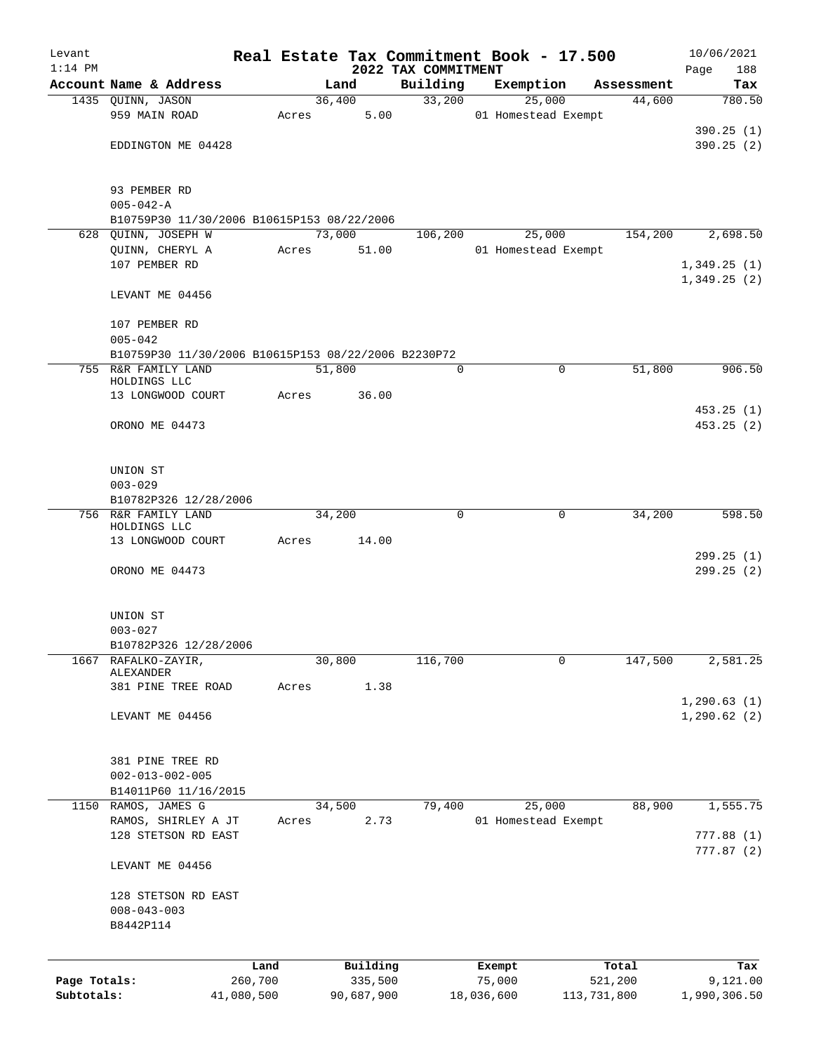Levant
1:14 PM

# Real Estate Tax Commitment Book - 17.500

## 2022 TAX COMMITMENT

10/06/2021

| Account | Name & Address | Land | Building | Exemption | Assessment | Tax |
|---|---|---|---|---|---|---|
| 1435 | QUINN, JASON<br>959 MAIN ROAD<br><br>EDDINGTON ME 04428<br><br>93 PEMBER RD<br>005-042-A<br>B10759P30 11/30/2006 B10615P153 08/22/2006 | 36,400<br>Acres 5.00 | 33,200 | 25,000<br>01 Homestead Exempt | 44,600 | 780.50<br><br>390.25 (1)<br>390.25 (2) |
| 628 | QUINN, JOSEPH W<br>QUINN, CHERYL A<br>107 PEMBER RD<br><br>LEVANT ME 04456<br><br>107 PEMBER RD<br>005-042<br>B10759P30 11/30/2006 B10615P153 08/22/2006 B2230P72 | 73,000<br>Acres 51.00 | 106,200 | 25,000<br>01 Homestead Exempt | 154,200 | 2,698.50<br><br>1,349.25 (1)<br>1,349.25 (2) |
| 755 | R&R FAMILY LAND HOLDINGS LLC<br>13 LONGWOOD COURT<br><br>ORONO ME 04473<br><br>UNION ST<br>003-029<br>B10782P326 12/28/2006 | 51,800<br>Acres 36.00 | 0 | 0 | 51,800 | 906.50<br><br>453.25 (1)<br>453.25 (2) |
| 756 | R&R FAMILY LAND HOLDINGS LLC<br>13 LONGWOOD COURT<br><br>ORONO ME 04473<br><br>UNION ST<br>003-027<br>B10782P326 12/28/2006 | 34,200<br>Acres 14.00 | 0 | 0 | 34,200 | 598.50<br><br>299.25 (1)<br>299.25 (2) |
| 1667 | RAFALKO-ZAYIR, ALEXANDER<br>381 PINE TREE ROAD<br><br>LEVANT ME 04456<br><br>381 PINE TREE RD<br>002-013-002-005<br>B14011P60 11/16/2015 | 30,800<br>Acres 1.38 | 116,700 | 0 | 147,500 | 2,581.25<br><br>1,290.63 (1)<br>1,290.62 (2) |
| 1150 | RAMOS, JAMES G<br>RAMOS, SHIRLEY A JT<br>128 STETSON RD EAST<br><br>LEVANT ME 04456<br><br>128 STETSON RD EAST<br>008-043-003<br>B8442P114 | 34,500<br>Acres 2.73 | 79,400 | 25,000<br>01 Homestead Exempt | 88,900 | 1,555.75<br><br>777.88 (1)<br>777.87 (2) |

| | Land | Building | Exempt | Total | Tax |
|---|---|---|---|---|---|
| Page Totals: | 260,700 | 335,500 | 75,000 | 521,200 | 9,121.00 |
| Subtotals: | 41,080,500 | 90,687,900 | 18,036,600 | 113,731,800 | 1,990,306.50 |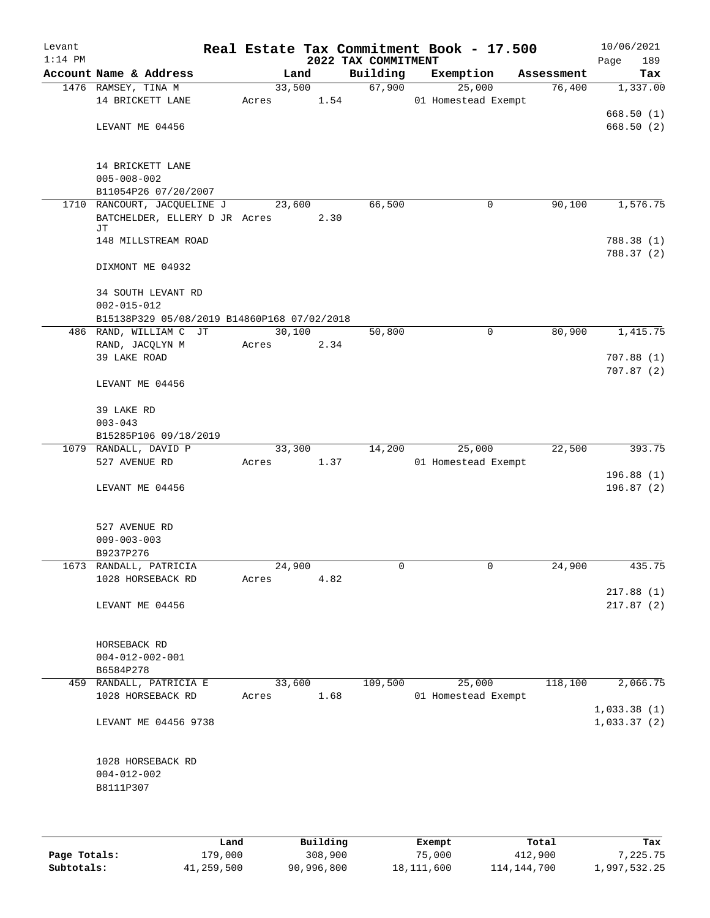Levant 1:14 PM

# Real Estate Tax Commitment Book - 17.500

## 2022 TAX COMMITMENT

10/06/2021 Page 189

| Account Name & Address | Land | Building | Exemption | Assessment | Tax |
|---|---|---|---|---|---|
| 1476 RAMSEY, TINA M | 33,500 | 67,900 | 25,000 | 76,400 | 1,337.00 |
| 14 BRICKETT LANE | Acres 1.54 | | 01 Homestead Exempt | | |
| | | | | | 668.50 (1) |
| LEVANT ME 04456 | | | | | 668.50 (2) |
| 14 BRICKETT LANE | | | | | |
| 005-008-002 | | | | | |
| B11054P26 07/20/2007 | | | | | |
| 1710 RANCOURT, JACQUELINE J | 23,600 | 66,500 | 0 | 90,100 | 1,576.75 |
| BATCHELDER, ELLERY D JR JT | Acres 2.30 | | | | |
| 148 MILLSTREAM ROAD | | | | | 788.38 (1) |
| | | | | | 788.37 (2) |
| DIXMONT ME 04932 | | | | | |
| 34 SOUTH LEVANT RD | | | | | |
| 002-015-012 | | | | | |
| B15138P329 05/08/2019 B14860P168 07/02/2018 | | | | | |
| 486 RAND, WILLIAM C JT | 30,100 | 50,800 | 0 | 80,900 | 1,415.75 |
| RAND, JACQLYN M | Acres 2.34 | | | | |
| 39 LAKE ROAD | | | | | 707.88 (1) |
| | | | | | 707.87 (2) |
| LEVANT ME 04456 | | | | | |
| 39 LAKE RD | | | | | |
| 003-043 | | | | | |
| B15285P106 09/18/2019 | | | | | |
| 1079 RANDALL, DAVID P | 33,300 | 14,200 | 25,000 | 22,500 | 393.75 |
| 527 AVENUE RD | Acres 1.37 | | 01 Homestead Exempt | | |
| | | | | | 196.88 (1) |
| LEVANT ME 04456 | | | | | 196.87 (2) |
| 527 AVENUE RD | | | | | |
| 009-003-003 | | | | | |
| B9237P276 | | | | | |
| 1673 RANDALL, PATRICIA | 24,900 | 0 | 0 | 24,900 | 435.75 |
| 1028 HORSEBACK RD | Acres 4.82 | | | | |
| | | | | | 217.88 (1) |
| LEVANT ME 04456 | | | | | 217.87 (2) |
| HORSEBACK RD | | | | | |
| 004-012-002-001 | | | | | |
| B6584P278 | | | | | |
| 459 RANDALL, PATRICIA E | 33,600 | 109,500 | 25,000 | 118,100 | 2,066.75 |
| 1028 HORSEBACK RD | Acres 1.68 | | 01 Homestead Exempt | | |
| | | | | | 1,033.38 (1) |
| LEVANT ME 04456 9738 | | | | | 1,033.37 (2) |
| 1028 HORSEBACK RD | | | | | |
| 004-012-002 | | | | | |
| B8111P307 | | | | | |

| | Land | Building | Exempt | Total | Tax |
|---|---|---|---|---|---|
| Page Totals: | 179,000 | 308,900 | 75,000 | 412,900 | 7,225.75 |
| Subtotals: | 41,259,500 | 90,996,800 | 18,111,600 | 114,144,700 | 1,997,532.25 |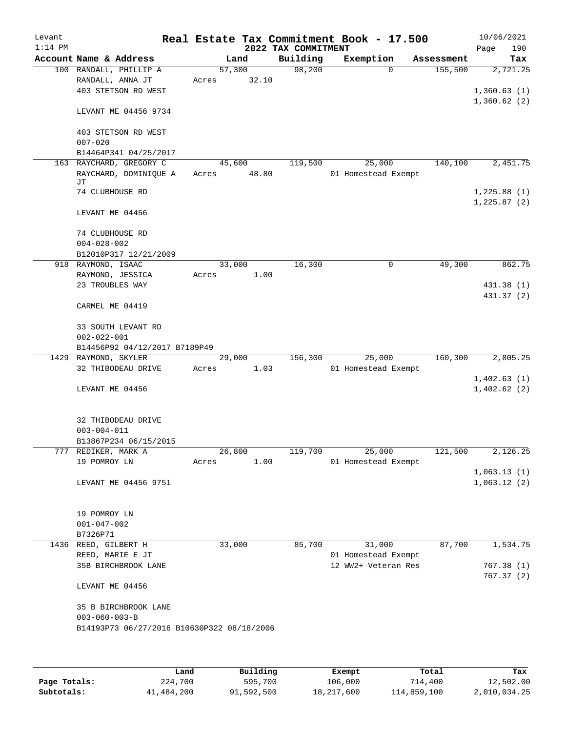# Real Estate Tax Commitment Book - 17.500

Levant
1:14 PM

2022 TAX COMMITMENT

10/06/2021

| Account Name & Address | Land | Building | Exemption | Assessment | Tax |
|---|---|---|---|---|---|
| 100 RANDALL, PHILLIP A | 57,300 | 98,200 | 0 | 155,500 | 2,721.25 |
| RANDALL, ANNA JT | Acres 32.10 | | | | |
| 403 STETSON RD WEST | | | | | 1,360.63 (1) |
| | | | | | 1,360.62 (2) |
| LEVANT ME 04456 9734 | | | | | |
| 403 STETSON RD WEST | | | | | |
| 007-020 | | | | | |
| B14464P341 04/25/2017 | | | | | |
| 163 RAYCHARD, GREGORY C | 45,600 | 119,500 | 25,000 | 140,100 | 2,451.75 |
| RAYCHARD, DOMINIQUE A JT | Acres 48.80 | | 01 Homestead Exempt | | |
| 74 CLUBHOUSE RD | | | | | 1,225.88 (1) |
| | | | | | 1,225.87 (2) |
| LEVANT ME 04456 | | | | | |
| 74 CLUBHOUSE RD | | | | | |
| 004-028-002 | | | | | |
| B12010P317 12/21/2009 | | | | | |
| 918 RAYMOND, ISAAC | 33,000 | 16,300 | 0 | 49,300 | 862.75 |
| RAYMOND, JESSICA | Acres 1.00 | | | | |
| 23 TROUBLES WAY | | | | | 431.38 (1) |
| | | | | | 431.37 (2) |
| CARMEL ME 04419 | | | | | |
| 33 SOUTH LEVANT RD | | | | | |
| 002-022-001 | | | | | |
| B14456P92 04/12/2017 B7189P49 | | | | | |
| 1429 RAYMOND, SKYLER | 29,000 | 156,300 | 25,000 | 160,300 | 2,805.25 |
| 32 THIBODEAU DRIVE | Acres 1.03 | | 01 Homestead Exempt | | |
| | | | | | 1,402.63 (1) |
| LEVANT ME 04456 | | | | | 1,402.62 (2) |
| 32 THIBODEAU DRIVE | | | | | |
| 003-004-011 | | | | | |
| B13867P234 06/15/2015 | | | | | |
| 777 REDIKER, MARK A | 26,800 | 119,700 | 25,000 | 121,500 | 2,126.25 |
| 19 POMROY LN | Acres 1.00 | | 01 Homestead Exempt | | |
| | | | | | 1,063.13 (1) |
| LEVANT ME 04456 9751 | | | | | 1,063.12 (2) |
| 19 POMROY LN | | | | | |
| 001-047-002 | | | | | |
| B7326P71 | | | | | |
| 1436 REED, GILBERT H | 33,000 | 85,700 | 31,000 | 87,700 | 1,534.75 |
| REED, MARIE E JT | | | 01 Homestead Exempt | | |
| 35B BIRCHBROOK LANE | | | 12 WW2+ Veteran Res | | 767.38 (1) |
| | | | | | 767.37 (2) |
| LEVANT ME 04456 | | | | | |
| 35 B BIRCHBROOK LANE | | | | | |
| 003-060-003-B | | | | | |
| B14193P73 06/27/2016 B10630P322 08/18/2006 | | | | | |

| | Land | Building | Exempt | Total | Tax |
|---|---|---|---|---|---|
| Page Totals: | 224,700 | 595,700 | 106,000 | 714,400 | 12,502.00 |
| Subtotals: | 41,484,200 | 91,592,500 | 18,217,600 | 114,859,100 | 2,010,034.25 |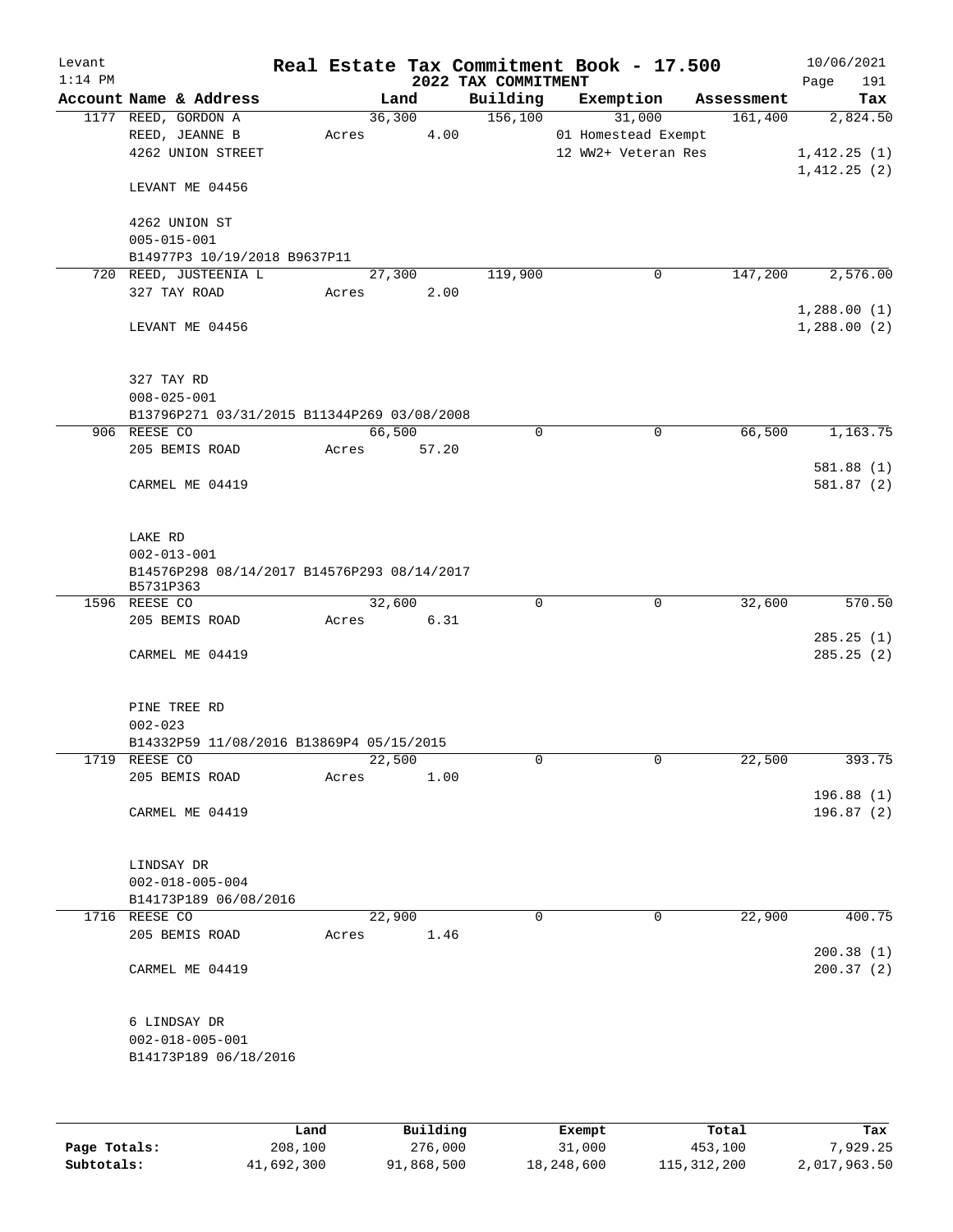Levant 1:14 PM

# Real Estate Tax Commitment Book - 17.500

## 2022 TAX COMMITMENT

10/06/2021 Page 191

| Account | Name & Address | Land | Building | Exemption | Assessment | Tax |
|---|---|---|---|---|---|---|
| 1177 | REED, GORDON A | 36,300 | 156,100 | 31,000 | 161,400 | 2,824.50 |
| | REED, JEANNE B | Acres 4.00 | | 01 Homestead Exempt | | |
| | 4262 UNION STREET | | | 12 WW2+ Veteran Res | | 1,412.25 (1) |
| | | | | | | 1,412.25 (2) |
| | LEVANT ME 04456 | | | | | |
| | 4262 UNION ST | | | | | |
| | 005-015-001 | | | | | |
| | B14977P3 10/19/2018 B9637P11 | | | | | |
| 720 | REED, JUSTEENIA L | 27,300 | 119,900 | 0 | 147,200 | 2,576.00 |
| | 327 TAY ROAD | Acres 2.00 | | | | |
| | | | | | | 1,288.00 (1) |
| | LEVANT ME 04456 | | | | | 1,288.00 (2) |
| | 327 TAY RD | | | | | |
| | 008-025-001 | | | | | |
| | B13796P271 03/31/2015 B11344P269 03/08/2008 | | | | | |
| 906 | REESE CO | 66,500 | 0 | 0 | 66,500 | 1,163.75 |
| | 205 BEMIS ROAD | Acres 57.20 | | | | |
| | | | | | | 581.88 (1) |
| | CARMEL ME 04419 | | | | | 581.87 (2) |
| | LAKE RD | | | | | |
| | 002-013-001 | | | | | |
| | B14576P298 08/14/2017 B14576P293 08/14/2017 B5731P363 | | | | | |
| 1596 | REESE CO | 32,600 | 0 | 0 | 32,600 | 570.50 |
| | 205 BEMIS ROAD | Acres 6.31 | | | | |
| | | | | | | 285.25 (1) |
| | CARMEL ME 04419 | | | | | 285.25 (2) |
| | PINE TREE RD | | | | | |
| | 002-023 | | | | | |
| | B14332P59 11/08/2016 B13869P4 05/15/2015 | | | | | |
| 1719 | REESE CO | 22,500 | 0 | 0 | 22,500 | 393.75 |
| | 205 BEMIS ROAD | Acres 1.00 | | | | |
| | | | | | | 196.88 (1) |
| | CARMEL ME 04419 | | | | | 196.87 (2) |
| | LINDSAY DR | | | | | |
| | 002-018-005-004 | | | | | |
| | B14173P189 06/08/2016 | | | | | |
| 1716 | REESE CO | 22,900 | 0 | 0 | 22,900 | 400.75 |
| | 205 BEMIS ROAD | Acres 1.46 | | | | |
| | | | | | | 200.38 (1) |
| | CARMEL ME 04419 | | | | | 200.37 (2) |
| | 6 LINDSAY DR | | | | | |
| | 002-018-005-001 | | | | | |
| | B14173P189 06/18/2016 | | | | | |

| | Land | Building | Exempt | Total | Tax |
|---|---|---|---|---|---|
| Page Totals: | 208,100 | 276,000 | 31,000 | 453,100 | 7,929.25 |
| Subtotals: | 41,692,300 | 91,868,500 | 18,248,600 | 115,312,200 | 2,017,963.50 |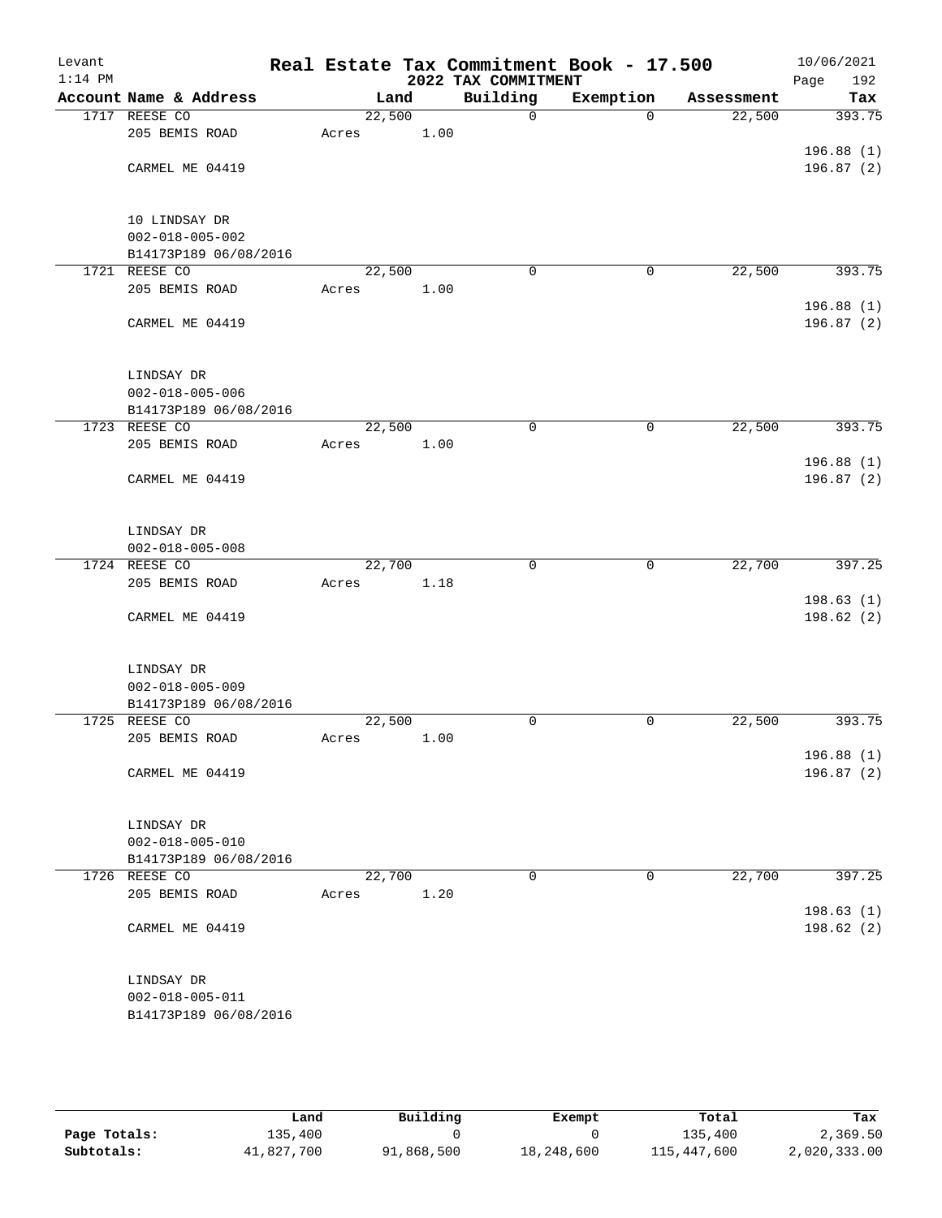Levant
1:14 PM

# Real Estate Tax Commitment Book - 17.500

## 2022 TAX COMMITMENT

10/06/2021

| Account Name & Address | Land | Building | Exemption | Assessment | Tax |
|---|---|---|---|---|---|
| 1717 REESE CO | 22,500 | 0 | 0 | 22,500 | 393.75 |
| 205 BEMIS ROAD | Acres 1.00 | | | | |
| | | | | | 196.88 (1) |
| CARMEL ME 04419 | | | | | 196.87 (2) |
| 10 LINDSAY DR | | | | | |
| 002-018-005-002 | | | | | |
| B14173P189 06/08/2016 | | | | | |
| 1721 REESE CO | 22,500 | 0 | 0 | 22,500 | 393.75 |
| 205 BEMIS ROAD | Acres 1.00 | | | | |
| | | | | | 196.88 (1) |
| CARMEL ME 04419 | | | | | 196.87 (2) |
| LINDSAY DR | | | | | |
| 002-018-005-006 | | | | | |
| B14173P189 06/08/2016 | | | | | |
| 1723 REESE CO | 22,500 | 0 | 0 | 22,500 | 393.75 |
| 205 BEMIS ROAD | Acres 1.00 | | | | |
| | | | | | 196.88 (1) |
| CARMEL ME 04419 | | | | | 196.87 (2) |
| LINDSAY DR | | | | | |
| 002-018-005-008 | | | | | |
| 1724 REESE CO | 22,700 | 0 | 0 | 22,700 | 397.25 |
| 205 BEMIS ROAD | Acres 1.18 | | | | |
| | | | | | 198.63 (1) |
| CARMEL ME 04419 | | | | | 198.62 (2) |
| LINDSAY DR | | | | | |
| 002-018-005-009 | | | | | |
| B14173P189 06/08/2016 | | | | | |
| 1725 REESE CO | 22,500 | 0 | 0 | 22,500 | 393.75 |
| 205 BEMIS ROAD | Acres 1.00 | | | | |
| | | | | | 196.88 (1) |
| CARMEL ME 04419 | | | | | 196.87 (2) |
| LINDSAY DR | | | | | |
| 002-018-005-010 | | | | | |
| B14173P189 06/08/2016 | | | | | |
| 1726 REESE CO | 22,700 | 0 | 0 | 22,700 | 397.25 |
| 205 BEMIS ROAD | Acres 1.20 | | | | |
| | | | | | 198.63 (1) |
| CARMEL ME 04419 | | | | | 198.62 (2) |
| LINDSAY DR | | | | | |
| 002-018-005-011 | | | | | |
| B14173P189 06/08/2016 | | | | | |

| | Land | Building | Exempt | Total | Tax |
|---|---|---|---|---|---|
| Page Totals: | 135,400 | 0 | 0 | 135,400 | 2,369.50 |
| Subtotals: | 41,827,700 | 91,868,500 | 18,248,600 | 115,447,600 | 2,020,333.00 |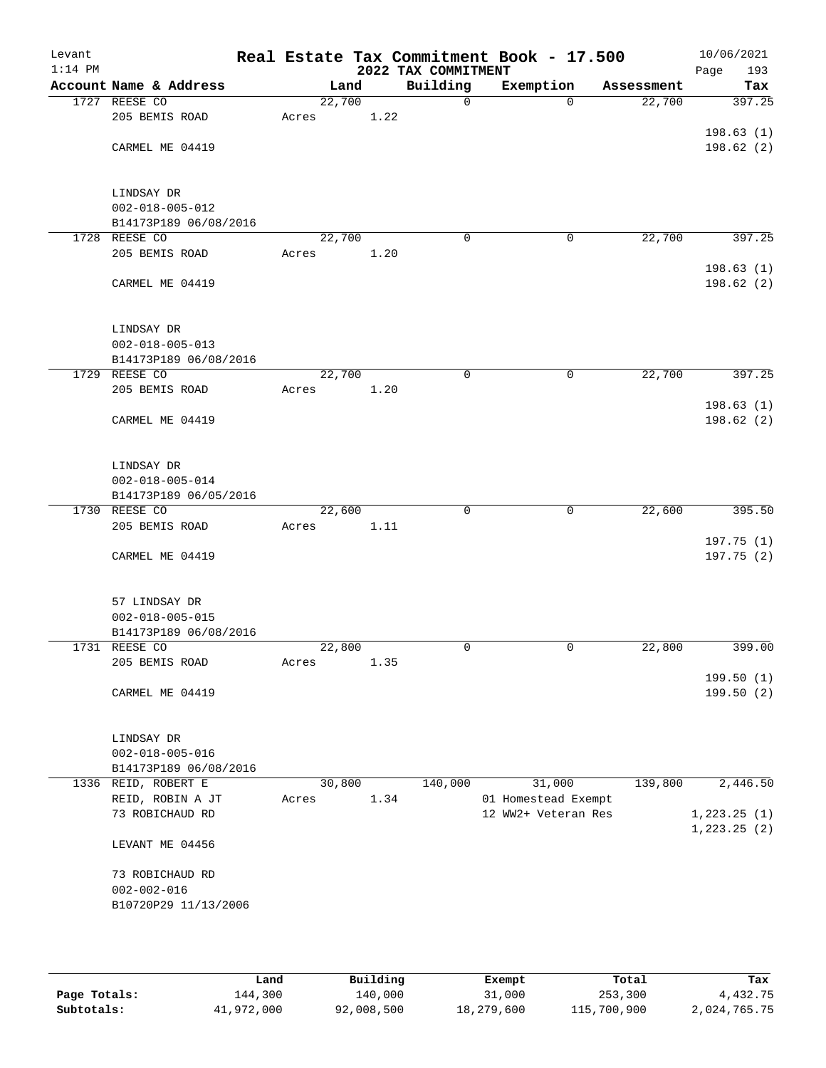# Real Estate Tax Commitment Book - 17.500

Levant 1:14 PM — 2022 TAX COMMITMENT — 10/06/2021 Page 193

| Account Name & Address | Land | Building | Exemption | Assessment | Tax |
|---|---|---|---|---|---|
| 1727 REESE CO<br>205 BEMIS ROAD<br><br>CARMEL ME 04419<br><br>LINDSAY DR<br>002-018-005-012<br>B14173P189 06/08/2016 | 22,700<br>Acres 1.22 | 0 | 0 | 22,700 | 397.25<br><br>198.63 (1)<br>198.62 (2) |
| 1728 REESE CO<br>205 BEMIS ROAD<br><br>CARMEL ME 04419<br><br>LINDSAY DR<br>002-018-005-013<br>B14173P189 06/08/2016 | 22,700<br>Acres 1.20 | 0 | 0 | 22,700 | 397.25<br><br>198.63 (1)<br>198.62 (2) |
| 1729 REESE CO<br>205 BEMIS ROAD<br><br>CARMEL ME 04419<br><br>LINDSAY DR<br>002-018-005-014<br>B14173P189 06/05/2016 | 22,700<br>Acres 1.20 | 0 | 0 | 22,700 | 397.25<br><br>198.63 (1)<br>198.62 (2) |
| 1730 REESE CO<br>205 BEMIS ROAD<br><br>CARMEL ME 04419<br><br>57 LINDSAY DR<br>002-018-005-015<br>B14173P189 06/08/2016 | 22,600<br>Acres 1.11 | 0 | 0 | 22,600 | 395.50<br><br>197.75 (1)<br>197.75 (2) |
| 1731 REESE CO<br>205 BEMIS ROAD<br><br>CARMEL ME 04419<br><br>LINDSAY DR<br>002-018-005-016<br>B14173P189 06/08/2016 | 22,800<br>Acres 1.35 | 0 | 0 | 22,800 | 399.00<br><br>199.50 (1)<br>199.50 (2) |
| 1336 REID, ROBERT E<br>REID, ROBIN A JT<br>73 ROBICHAUD RD<br><br>LEVANT ME 04456<br><br>73 ROBICHAUD RD<br>002-002-016<br>B10720P29 11/13/2006 | 30,800<br>Acres 1.34 | 140,000 | 31,000<br>01 Homestead Exempt<br>12 WW2+ Veteran Res | 139,800 | 2,446.50<br><br>1,223.25 (1)<br>1,223.25 (2) |

| | Land | Building | Exempt | Total | Tax |
|---|---|---|---|---|---|
| Page Totals: | 144,300 | 140,000 | 31,000 | 253,300 | 4,432.75 |
| Subtotals: | 41,972,000 | 92,008,500 | 18,279,600 | 115,700,900 | 2,024,765.75 |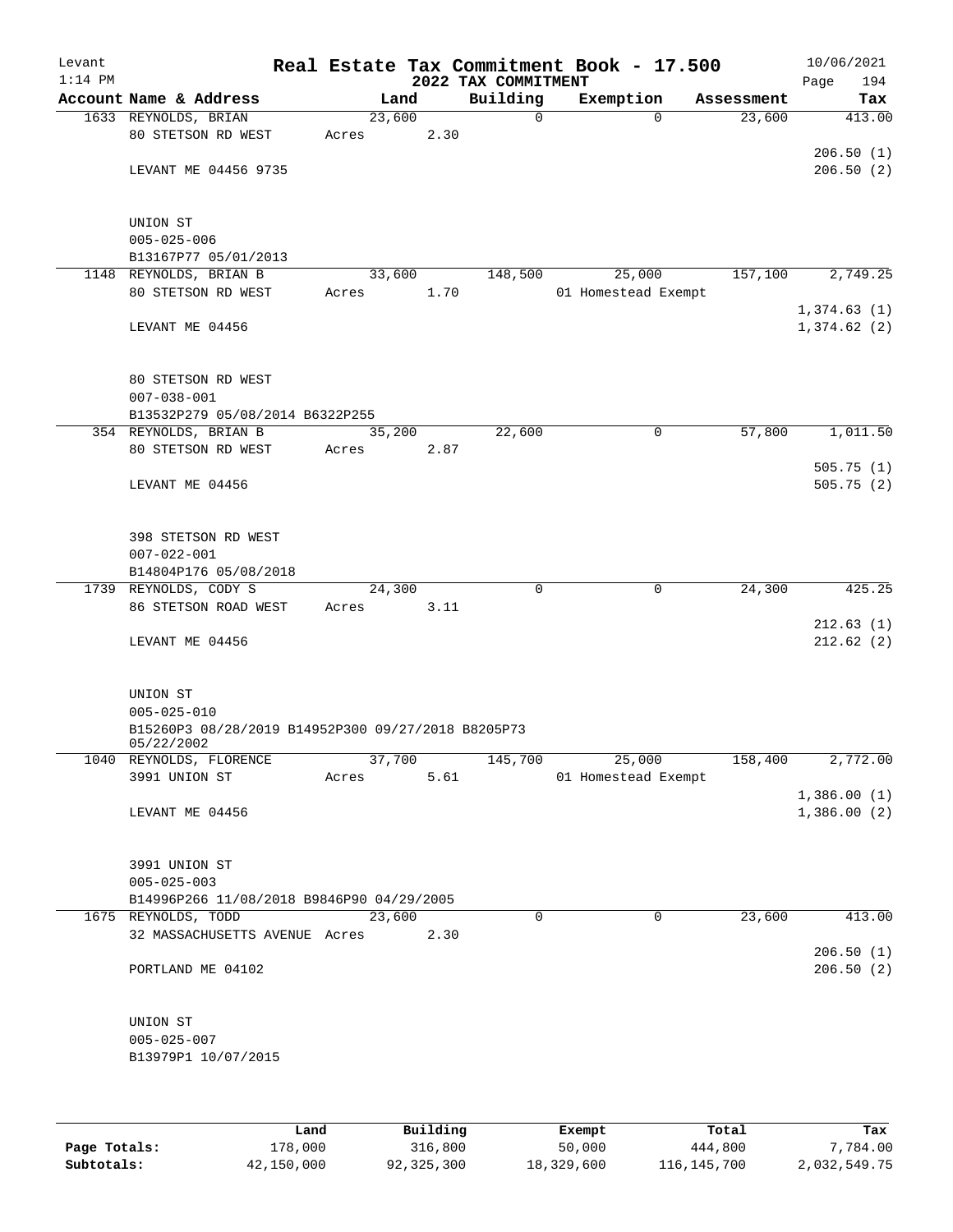# Real Estate Tax Commitment Book - 17.500

Levant
1:14 PM

2022 TAX COMMITMENT

10/06/2021

| Account | Name & Address | Land | Building | Exemption | Assessment | Tax |
|---|---|---|---|---|---|---|
| 1633 | REYNOLDS, BRIAN | 23,600 | 0 | 0 | 23,600 | 413.00 |
| | 80 STETSON RD WEST | Acres 2.30 | | | | |
| | | | | | | 206.50 (1) |
| | LEVANT ME 04456 9735 | | | | | 206.50 (2) |
| | UNION ST | | | | | |
| | 005-025-006 | | | | | |
| | B13167P77 05/01/2013 | | | | | |
| 1148 | REYNOLDS, BRIAN B | 33,600 | 148,500 | 25,000 | 157,100 | 2,749.25 |
| | 80 STETSON RD WEST | Acres 1.70 | | 01 Homestead Exempt | | |
| | | | | | | 1,374.63 (1) |
| | LEVANT ME 04456 | | | | | 1,374.62 (2) |
| | 80 STETSON RD WEST | | | | | |
| | 007-038-001 | | | | | |
| | B13532P279 05/08/2014 B6322P255 | | | | | |
| 354 | REYNOLDS, BRIAN B | 35,200 | 22,600 | 0 | 57,800 | 1,011.50 |
| | 80 STETSON RD WEST | Acres 2.87 | | | | |
| | | | | | | 505.75 (1) |
| | LEVANT ME 04456 | | | | | 505.75 (2) |
| | 398 STETSON RD WEST | | | | | |
| | 007-022-001 | | | | | |
| | B14804P176 05/08/2018 | | | | | |
| 1739 | REYNOLDS, CODY S | 24,300 | 0 | 0 | 24,300 | 425.25 |
| | 86 STETSON ROAD WEST | Acres 3.11 | | | | |
| | | | | | | 212.63 (1) |
| | LEVANT ME 04456 | | | | | 212.62 (2) |
| | UNION ST | | | | | |
| | 005-025-010 | | | | | |
| | B15260P3 08/28/2019 B14952P300 09/27/2018 B8205P73 05/22/2002 | | | | | |
| 1040 | REYNOLDS, FLORENCE | 37,700 | 145,700 | 25,000 | 158,400 | 2,772.00 |
| | 3991 UNION ST | Acres 5.61 | | 01 Homestead Exempt | | |
| | | | | | | 1,386.00 (1) |
| | LEVANT ME 04456 | | | | | 1,386.00 (2) |
| | 3991 UNION ST | | | | | |
| | 005-025-003 | | | | | |
| | B14996P266 11/08/2018 B9846P90 04/29/2005 | | | | | |
| 1675 | REYNOLDS, TODD | 23,600 | 0 | 0 | 23,600 | 413.00 |
| | 32 MASSACHUSETTS AVENUE | Acres 2.30 | | | | |
| | | | | | | 206.50 (1) |
| | PORTLAND ME 04102 | | | | | 206.50 (2) |
| | UNION ST | | | | | |
| | 005-025-007 | | | | | |
| | B13979P1 10/07/2015 | | | | | |

| | Land | Building | Exempt | Total | Tax |
|---|---|---|---|---|---|
| Page Totals: | 178,000 | 316,800 | 50,000 | 444,800 | 7,784.00 |
| Subtotals: | 42,150,000 | 92,325,300 | 18,329,600 | 116,145,700 | 2,032,549.75 |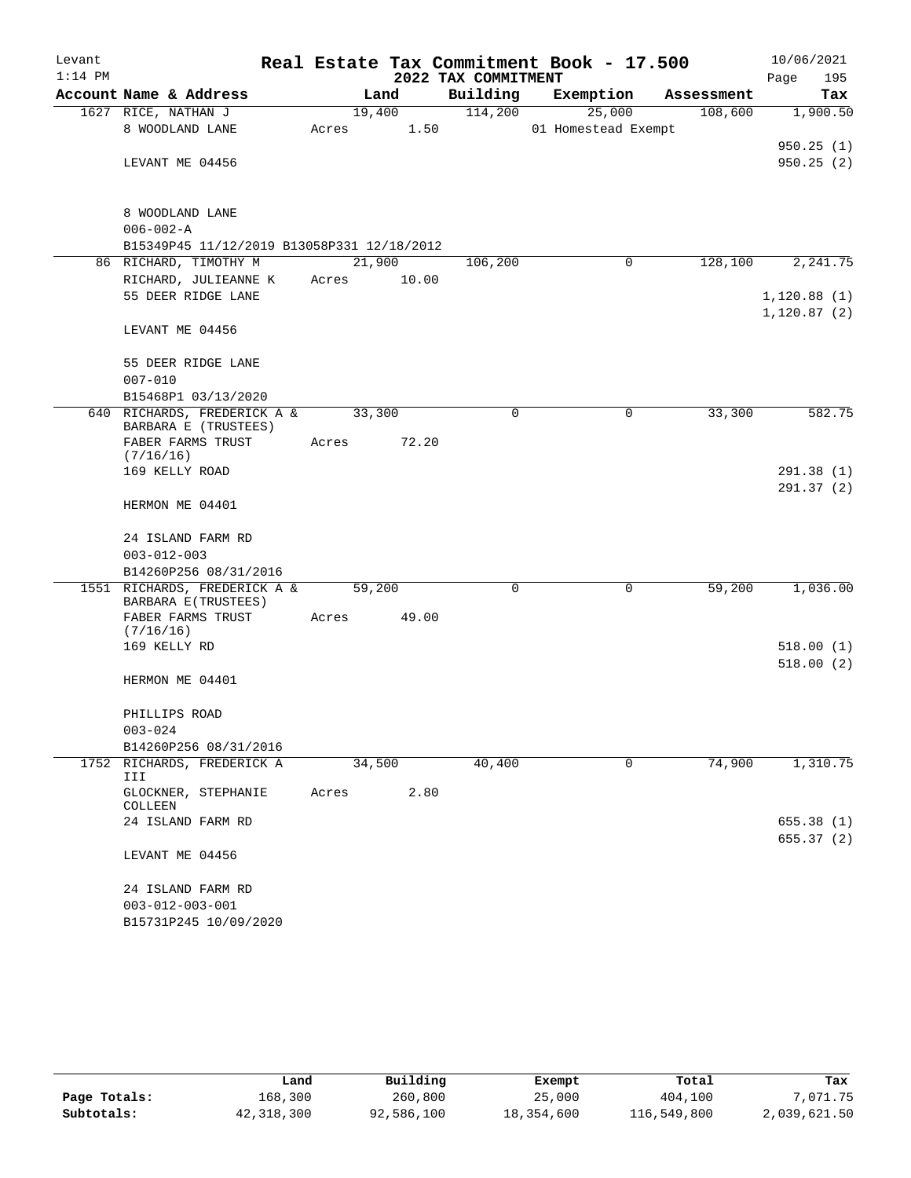# Real Estate Tax Commitment Book - 17.500

Levant 1:14 PM — 2022 TAX COMMITMENT — 10/06/2021 Page 195

| Account Name & Address | Land | Building | Exemption | Assessment | Tax |
|---|---|---|---|---|---|
| 1627 RICE, NATHAN J | 19,400 | 114,200 | 25,000 | 108,600 | 1,900.50 |
| 8 WOODLAND LANE | Acres 1.50 | | 01 Homestead Exempt | | |
| | | | | | 950.25 (1) |
| LEVANT ME 04456 | | | | | 950.25 (2) |
| 8 WOODLAND LANE | | | | | |
| 006-002-A | | | | | |
| B15349P45 11/12/2019 B13058P331 12/18/2012 | | | | | |
| 86 RICHARD, TIMOTHY M | 21,900 | 106,200 | 0 | 128,100 | 2,241.75 |
| RICHARD, JULIEANNE K | Acres 10.00 | | | | |
| 55 DEER RIDGE LANE | | | | | 1,120.88 (1) |
| | | | | | 1,120.87 (2) |
| LEVANT ME 04456 | | | | | |
| 55 DEER RIDGE LANE | | | | | |
| 007-010 | | | | | |
| B15468P1 03/13/2020 | | | | | |
| 640 RICHARDS, FREDERICK A & BARBARA E (TRUSTEES) | 33,300 | 0 | 0 | 33,300 | 582.75 |
| FABER FARMS TRUST (7/16/16) | Acres 72.20 | | | | |
| 169 KELLY ROAD | | | | | 291.38 (1) |
| | | | | | 291.37 (2) |
| HERMON ME 04401 | | | | | |
| 24 ISLAND FARM RD | | | | | |
| 003-012-003 | | | | | |
| B14260P256 08/31/2016 | | | | | |
| 1551 RICHARDS, FREDERICK A & BARBARA E(TRUSTEES) | 59,200 | 0 | 0 | 59,200 | 1,036.00 |
| FABER FARMS TRUST (7/16/16) | Acres 49.00 | | | | |
| 169 KELLY RD | | | | | 518.00 (1) |
| | | | | | 518.00 (2) |
| HERMON ME 04401 | | | | | |
| PHILLIPS ROAD | | | | | |
| 003-024 | | | | | |
| B14260P256 08/31/2016 | | | | | |
| 1752 RICHARDS, FREDERICK A III | 34,500 | 40,400 | 0 | 74,900 | 1,310.75 |
| GLOCKNER, STEPHANIE COLLEEN | Acres 2.80 | | | | |
| 24 ISLAND FARM RD | | | | | 655.38 (1) |
| | | | | | 655.37 (2) |
| LEVANT ME 04456 | | | | | |
| 24 ISLAND FARM RD | | | | | |
| 003-012-003-001 | | | | | |
| B15731P245 10/09/2020 | | | | | |

| | Land | Building | Exempt | Total | Tax |
|---|---|---|---|---|---|
| Page Totals: | 168,300 | 260,800 | 25,000 | 404,100 | 7,071.75 |
| Subtotals: | 42,318,300 | 92,586,100 | 18,354,600 | 116,549,800 | 2,039,621.50 |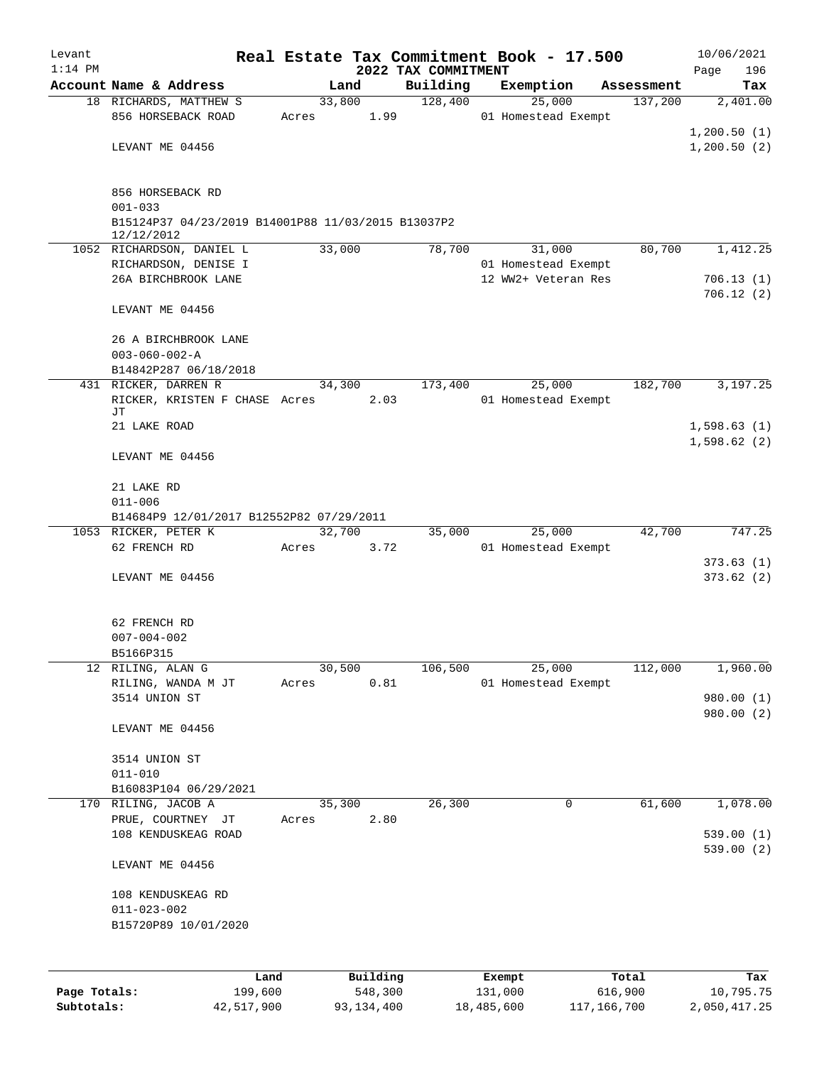# Real Estate Tax Commitment Book - 17.500

Levant
1:14 PM

2022 TAX COMMITMENT

10/06/2021

| Account Name & Address | Land | Building | Exemption | Assessment | Tax |
|---|---|---|---|---|---|
| 18 RICHARDS, MATTHEW S | 33,800 | 128,400 | 25,000 | 137,200 | 2,401.00 |
| 856 HORSEBACK ROAD | Acres 1.99 | | 01 Homestead Exempt | | |
| | | | | | 1,200.50 (1) |
| LEVANT ME 04456 | | | | | 1,200.50 (2) |
| 856 HORSEBACK RD | | | | | |
| 001-033 | | | | | |
| B15124P37 04/23/2019 B14001P88 11/03/2015 B13037P2 12/12/2012 | | | | | |
| 1052 RICHARDSON, DANIEL L | 33,000 | 78,700 | 31,000 | 80,700 | 1,412.25 |
| RICHARDSON, DENISE I | | | 01 Homestead Exempt | | |
| 26A BIRCHBROOK LANE | | | 12 WW2+ Veteran Res | | 706.13 (1) |
| | | | | | 706.12 (2) |
| LEVANT ME 04456 | | | | | |
| 26 A BIRCHBROOK LANE | | | | | |
| 003-060-002-A | | | | | |
| B14842P287 06/18/2018 | | | | | |
| 431 RICKER, DARREN R | 34,300 | 173,400 | 25,000 | 182,700 | 3,197.25 |
| RICKER, KRISTEN F CHASE JT | Acres 2.03 | | 01 Homestead Exempt | | |
| 21 LAKE ROAD | | | | | 1,598.63 (1) |
| | | | | | 1,598.62 (2) |
| LEVANT ME 04456 | | | | | |
| 21 LAKE RD | | | | | |
| 011-006 | | | | | |
| B14684P9 12/01/2017 B12552P82 07/29/2011 | | | | | |
| 1053 RICKER, PETER K | 32,700 | 35,000 | 25,000 | 42,700 | 747.25 |
| 62 FRENCH RD | Acres 3.72 | | 01 Homestead Exempt | | |
| | | | | | 373.63 (1) |
| LEVANT ME 04456 | | | | | 373.62 (2) |
| 62 FRENCH RD | | | | | |
| 007-004-002 | | | | | |
| B5166P315 | | | | | |
| 12 RILING, ALAN G | 30,500 | 106,500 | 25,000 | 112,000 | 1,960.00 |
| RILING, WANDA M JT | Acres 0.81 | | 01 Homestead Exempt | | |
| 3514 UNION ST | | | | | 980.00 (1) |
| | | | | | 980.00 (2) |
| LEVANT ME 04456 | | | | | |
| 3514 UNION ST | | | | | |
| 011-010 | | | | | |
| B16083P104 06/29/2021 | | | | | |
| 170 RILING, JACOB A | 35,300 | 26,300 | 0 | 61,600 | 1,078.00 |
| PRUE, COURTNEY JT | Acres 2.80 | | | | |
| 108 KENDUSKEAG ROAD | | | | | 539.00 (1) |
| | | | | | 539.00 (2) |
| LEVANT ME 04456 | | | | | |
| 108 KENDUSKEAG RD | | | | | |
| 011-023-002 | | | | | |
| B15720P89 10/01/2020 | | | | | |

| | Land | Building | Exempt | Total | Tax |
|---|---|---|---|---|---|
| Page Totals: | 199,600 | 548,300 | 131,000 | 616,900 | 10,795.75 |
| Subtotals: | 42,517,900 | 93,134,400 | 18,485,600 | 117,166,700 | 2,050,417.25 |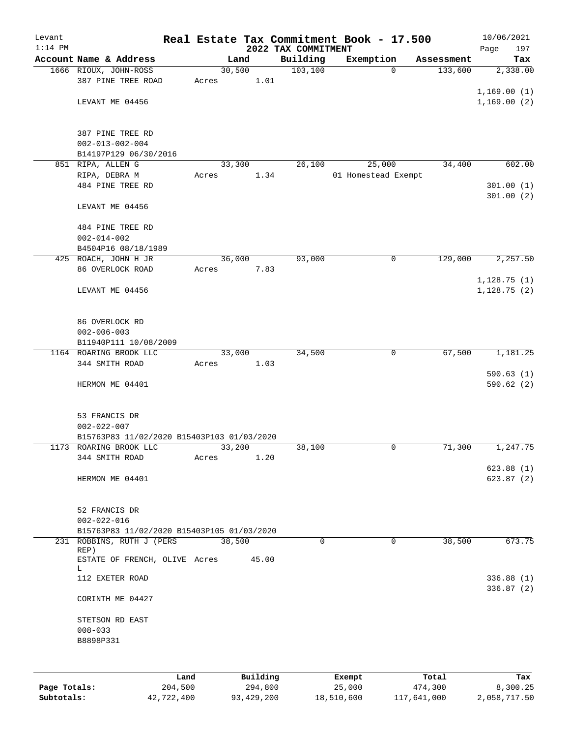Levant
1:14 PM

# Real Estate Tax Commitment Book - 17.500
## 2022 TAX COMMITMENT

10/06/2021
Page 197

| Account Name & Address | Land | Building | Exemption | Assessment | Tax |
|---|---|---|---|---|---|
| 1666 RIOUX, JOHN-ROSS<br>387 PINE TREE ROAD<br><br>LEVANT ME 04456<br><br>387 PINE TREE RD<br>002-013-002-004<br>B14197P129 06/30/2016 | 30,500<br>Acres 1.01 | 103,100 | 0 | 133,600 | 2,338.00<br><br>1,169.00 (1)<br>1,169.00 (2) |
| 851 RIPA, ALLEN G<br>RIPA, DEBRA M<br>484 PINE TREE RD<br><br>LEVANT ME 04456<br><br>484 PINE TREE RD<br>002-014-002<br>B4504P16 08/18/1989 | 33,300<br>Acres 1.34 | 26,100 | 25,000<br>01 Homestead Exempt | 34,400 | 602.00<br><br>301.00 (1)<br>301.00 (2) |
| 425 ROACH, JOHN H JR<br>86 OVERLOCK ROAD<br><br>LEVANT ME 04456<br><br>86 OVERLOCK RD<br>002-006-003<br>B11940P111 10/08/2009 | 36,000<br>Acres 7.83 | 93,000 | 0 | 129,000 | 2,257.50<br><br>1,128.75 (1)<br>1,128.75 (2) |
| 1164 ROARING BROOK LLC<br>344 SMITH ROAD<br><br>HERMON ME 04401<br><br>53 FRANCIS DR<br>002-022-007<br>B15763P83 11/02/2020 B15403P103 01/03/2020 | 33,000<br>Acres 1.03 | 34,500 | 0 | 67,500 | 1,181.25<br><br>590.63 (1)<br>590.62 (2) |
| 1173 ROARING BROOK LLC<br>344 SMITH ROAD<br><br>HERMON ME 04401<br><br>52 FRANCIS DR<br>002-022-016<br>B15763P83 11/02/2020 B15403P105 01/03/2020 | 33,200<br>Acres 1.20 | 38,100 | 0 | 71,300 | 1,247.75<br><br>623.88 (1)<br>623.87 (2) |
| 231 ROBBINS, RUTH J (PERS REP)<br>ESTATE OF FRENCH, OLIVE L<br>112 EXETER ROAD<br><br>CORINTH ME 04427<br><br>STETSON RD EAST<br>008-033<br>B8898P331 | 38,500<br>Acres 45.00 | 0 | 0 | 38,500 | 673.75<br><br>336.88 (1)<br>336.87 (2) |

| | Land | Building | Exempt | Total | Tax |
|---|---|---|---|---|---|
| Page Totals: | 204,500 | 294,800 | 25,000 | 474,300 | 8,300.25 |
| Subtotals: | 42,722,400 | 93,429,200 | 18,510,600 | 117,641,000 | 2,058,717.50 |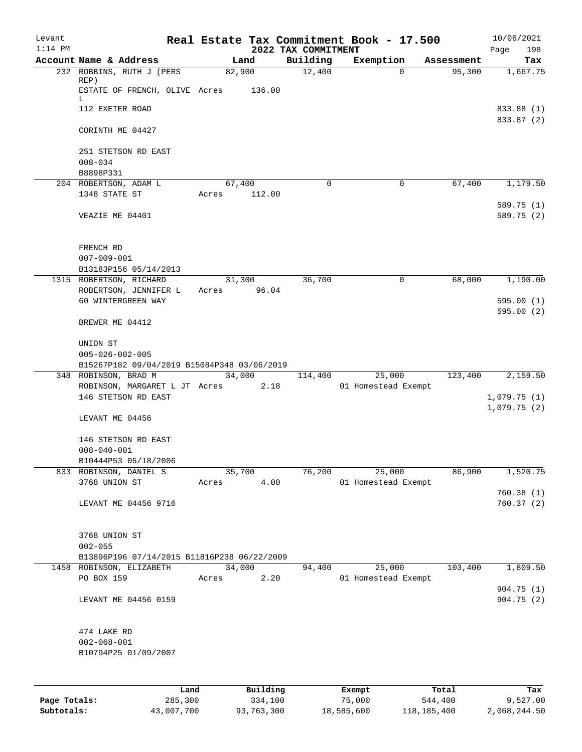Levant 1:14 PM

# Real Estate Tax Commitment Book - 17.500

## 2022 TAX COMMITMENT

10/06/2021 Page 198

| Account Name & Address | Land | Building | Exemption | Assessment | Tax |
|---|---|---|---|---|---|
| 232 ROBBINS, RUTH J (PERS REP) | 82,900 | 12,400 | 0 | 95,300 | 1,667.75 |
| ESTATE OF FRENCH, OLIVE L | Acres 136.00 | | | | |
| 112 EXETER ROAD | | | | | 833.88 (1) |
| | | | | | 833.87 (2) |
| CORINTH ME 04427 | | | | | |
| 251 STETSON RD EAST | | | | | |
| 008-034 | | | | | |
| B8898P331 | | | | | |
| 204 ROBERTSON, ADAM L | 67,400 | 0 | 0 | 67,400 | 1,179.50 |
| 1348 STATE ST | Acres 112.00 | | | | |
| | | | | | 589.75 (1) |
| VEAZIE ME 04401 | | | | | 589.75 (2) |
| FRENCH RD | | | | | |
| 007-009-001 | | | | | |
| B13183P156 05/14/2013 | | | | | |
| 1315 ROBERTSON, RICHARD | 31,300 | 36,700 | 0 | 68,000 | 1,190.00 |
| ROBERTSON, JENNIFER L | Acres 96.04 | | | | |
| 60 WINTERGREEN WAY | | | | | 595.00 (1) |
| | | | | | 595.00 (2) |
| BREWER ME 04412 | | | | | |
| UNION ST | | | | | |
| 005-026-002-005 | | | | | |
| B15267P182 09/04/2019 B15084P348 03/06/2019 | | | | | |
| 348 ROBINSON, BRAD M | 34,000 | 114,400 | 25,000 | 123,400 | 2,159.50 |
| ROBINSON, MARGARET L JT | Acres 2.18 | | 01 Homestead Exempt | | |
| 146 STETSON RD EAST | | | | | 1,079.75 (1) |
| | | | | | 1,079.75 (2) |
| LEVANT ME 04456 | | | | | |
| 146 STETSON RD EAST | | | | | |
| 008-040-001 | | | | | |
| B10444P53 05/18/2006 | | | | | |
| 833 ROBINSON, DANIEL S | 35,700 | 76,200 | 25,000 | 86,900 | 1,520.75 |
| 3768 UNION ST | Acres 4.00 | | 01 Homestead Exempt | | |
| | | | | | 760.38 (1) |
| LEVANT ME 04456 9716 | | | | | 760.37 (2) |
| 3768 UNION ST | | | | | |
| 002-055 | | | | | |
| B13896P196 07/14/2015 B11816P238 06/22/2009 | | | | | |
| 1458 ROBINSON, ELIZABETH | 34,000 | 94,400 | 25,000 | 103,400 | 1,809.50 |
| PO BOX 159 | Acres 2.20 | | 01 Homestead Exempt | | |
| | | | | | 904.75 (1) |
| LEVANT ME 04456 0159 | | | | | 904.75 (2) |
| 474 LAKE RD | | | | | |
| 002-068-001 | | | | | |
| B10794P25 01/09/2007 | | | | | |

| | Land | Building | Exempt | Total | Tax |
|---|---|---|---|---|---|
| Page Totals: | 285,300 | 334,100 | 75,000 | 544,400 | 9,527.00 |
| Subtotals: | 43,007,700 | 93,763,300 | 18,585,600 | 118,185,400 | 2,068,244.50 |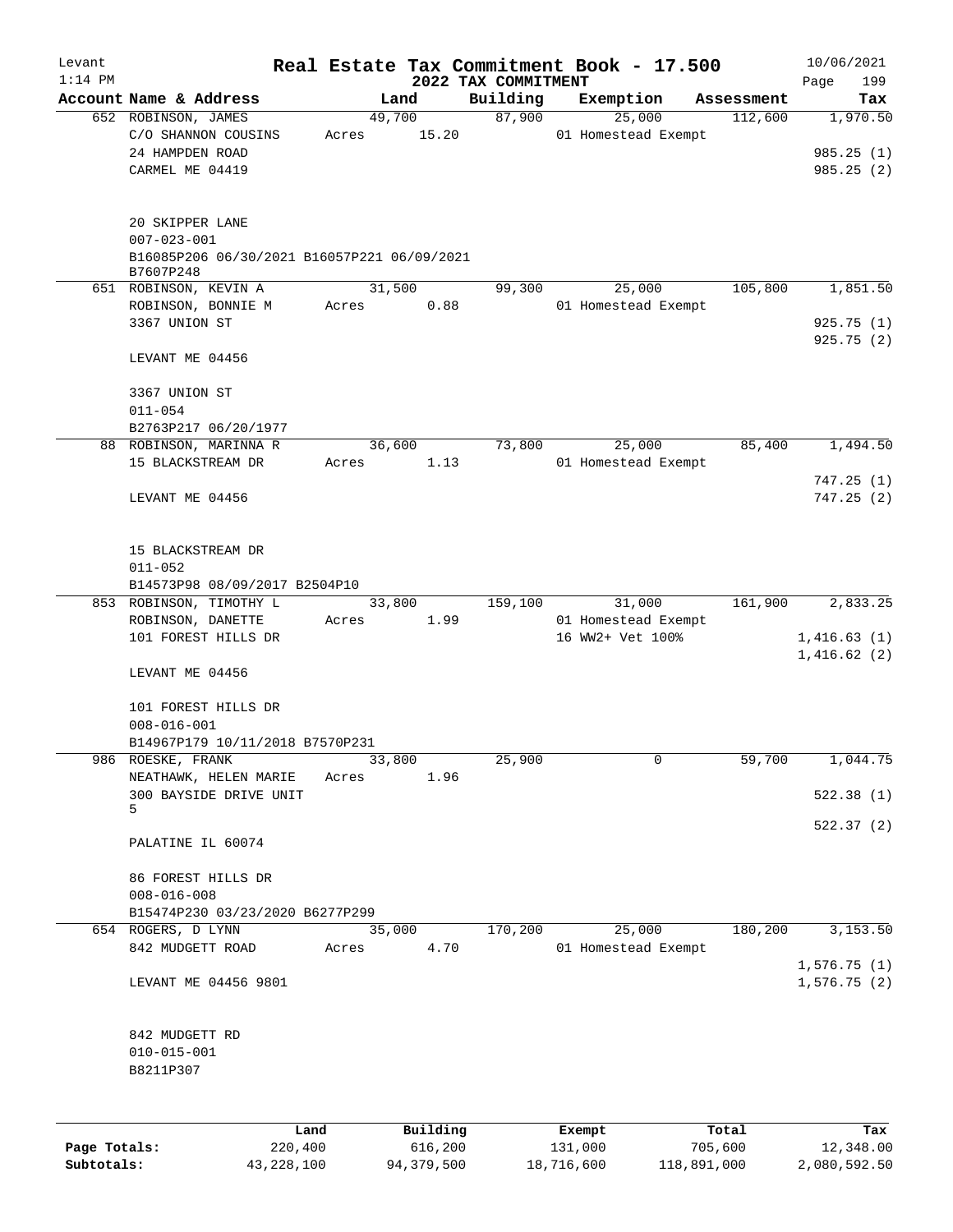Levant
1:14 PM

# Real Estate Tax Commitment Book - 17.500

## 2022 TAX COMMITMENT

10/06/2021

| Account Name & Address | Land | Building | Exemption | Assessment | Tax |
|---|---|---|---|---|---|
| 652 ROBINSON, JAMES<br>C/O SHANNON COUSINS<br>24 HAMPDEN ROAD<br>CARMEL ME 04419<br><br>20 SKIPPER LANE<br>007-023-001<br>B16085P206 06/30/2021 B16057P221 06/09/2021 B7607P248 | 49,700<br>Acres 15.20 | 87,900 | 25,000<br>01 Homestead Exempt | 112,600 | 1,970.50<br><br>985.25 (1)<br>985.25 (2) |
| 651 ROBINSON, KEVIN A<br>ROBINSON, BONNIE M<br>3367 UNION ST<br><br>LEVANT ME 04456<br><br>3367 UNION ST<br>011-054<br>B2763P217 06/20/1977 | 31,500<br>Acres 0.88 | 99,300 | 25,000<br>01 Homestead Exempt | 105,800 | 1,851.50<br><br>925.75 (1)<br>925.75 (2) |
| 88 ROBINSON, MARINNA R<br>15 BLACKSTREAM DR<br><br>LEVANT ME 04456<br><br>15 BLACKSTREAM DR<br>011-052<br>B14573P98 08/09/2017 B2504P10 | 36,600<br>Acres 1.13 | 73,800 | 25,000<br>01 Homestead Exempt | 85,400 | 1,494.50<br><br>747.25 (1)<br>747.25 (2) |
| 853 ROBINSON, TIMOTHY L<br>ROBINSON, DANETTE<br>101 FOREST HILLS DR<br><br>LEVANT ME 04456<br><br>101 FOREST HILLS DR<br>008-016-001<br>B14967P179 10/11/2018 B7570P231 | 33,800<br>Acres 1.99 | 159,100 | 31,000<br>01 Homestead Exempt<br>16 WW2+ Vet 100% | 161,900 | 2,833.25<br><br>1,416.63 (1)<br>1,416.62 (2) |
| 986 ROESKE, FRANK<br>NEATHAWK, HELEN MARIE<br>300 BAYSIDE DRIVE UNIT 5<br><br>PALATINE IL 60074<br><br>86 FOREST HILLS DR<br>008-016-008<br>B15474P230 03/23/2020 B6277P299 | 33,800<br>Acres 1.96 | 25,900 | 0 | 59,700 | 1,044.75<br><br>522.38 (1)<br>522.37 (2) |
| 654 ROGERS, D LYNN<br>842 MUDGETT ROAD<br><br>LEVANT ME 04456 9801<br><br>842 MUDGETT RD<br>010-015-001<br>B8211P307 | 35,000<br>Acres 4.70 | 170,200 | 25,000<br>01 Homestead Exempt | 180,200 | 3,153.50<br><br>1,576.75 (1)<br>1,576.75 (2) |

| | Land | Building | Exempt | Total | Tax |
|---|---|---|---|---|---|
| Page Totals: | 220,400 | 616,200 | 131,000 | 705,600 | 12,348.00 |
| Subtotals: | 43,228,100 | 94,379,500 | 18,716,600 | 118,891,000 | 2,080,592.50 |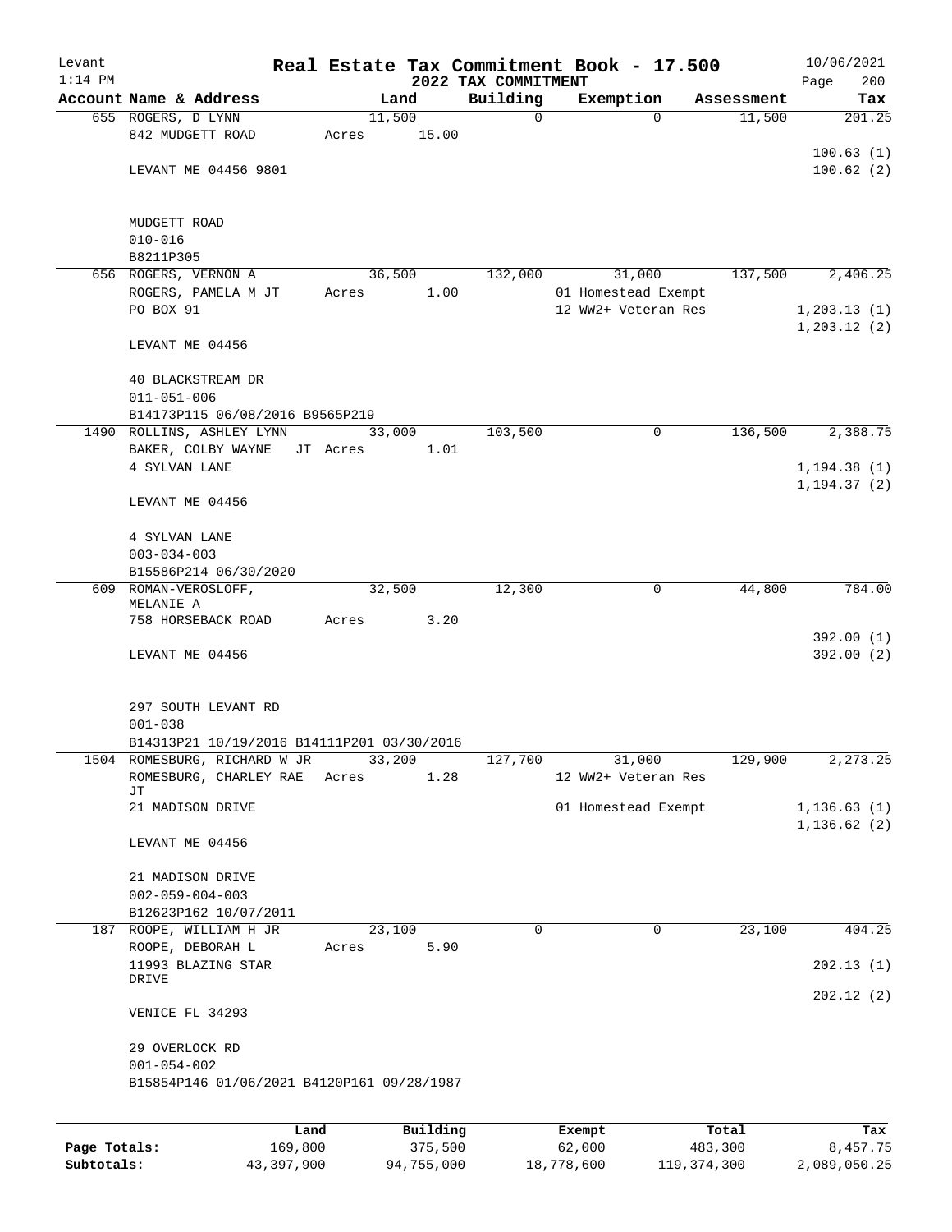# Real Estate Tax Commitment Book - 17.500

Levant
1:14 PM

2022 TAX COMMITMENT

10/06/2021

| Account Name & Address | Land | Building | Exemption | Assessment | Tax |
|---|---|---|---|---|---|
| 655 ROGERS, D LYNN | 11,500 | 0 | 0 | 11,500 | 201.25 |
| 842 MUDGETT ROAD | Acres 15.00 | | | | |
| | | | | | 100.63 (1) |
| LEVANT ME 04456 9801 | | | | | 100.62 (2) |
| MUDGETT ROAD | | | | | |
| 010-016 | | | | | |
| B8211P305 | | | | | |
| 656 ROGERS, VERNON A | 36,500 | 132,000 | 31,000 | 137,500 | 2,406.25 |
| ROGERS, PAMELA M JT | Acres 1.00 | | 01 Homestead Exempt | | |
| PO BOX 91 | | | 12 WW2+ Veteran Res | | 1,203.13 (1) |
| | | | | | 1,203.12 (2) |
| LEVANT ME 04456 | | | | | |
| 40 BLACKSTREAM DR | | | | | |
| 011-051-006 | | | | | |
| B14173P115 06/08/2016 B9565P219 | | | | | |
| 1490 ROLLINS, ASHLEY LYNN | 33,000 | 103,500 | 0 | 136,500 | 2,388.75 |
| BAKER, COLBY WAYNE JT | Acres 1.01 | | | | |
| 4 SYLVAN LANE | | | | | 1,194.38 (1) |
| | | | | | 1,194.37 (2) |
| LEVANT ME 04456 | | | | | |
| 4 SYLVAN LANE | | | | | |
| 003-034-003 | | | | | |
| B15586P214 06/30/2020 | | | | | |
| 609 ROMAN-VEROSLOFF, MELANIE A | 32,500 | 12,300 | 0 | 44,800 | 784.00 |
| 758 HORSEBACK ROAD | Acres 3.20 | | | | |
| | | | | | 392.00 (1) |
| LEVANT ME 04456 | | | | | 392.00 (2) |
| 297 SOUTH LEVANT RD | | | | | |
| 001-038 | | | | | |
| B14313P21 10/19/2016 B14111P201 03/30/2016 | | | | | |
| 1504 ROMESBURG, RICHARD W JR | 33,200 | 127,700 | 31,000 | 129,900 | 2,273.25 |
| ROMESBURG, CHARLEY RAE JT | Acres 1.28 | | 12 WW2+ Veteran Res | | |
| 21 MADISON DRIVE | | | 01 Homestead Exempt | | 1,136.63 (1) |
| | | | | | 1,136.62 (2) |
| LEVANT ME 04456 | | | | | |
| 21 MADISON DRIVE | | | | | |
| 002-059-004-003 | | | | | |
| B12623P162 10/07/2011 | | | | | |
| 187 ROOPE, WILLIAM H JR | 23,100 | 0 | 0 | 23,100 | 404.25 |
| ROOPE, DEBORAH L | Acres 5.90 | | | | |
| 11993 BLAZING STAR DRIVE | | | | | 202.13 (1) |
| | | | | | 202.12 (2) |
| VENICE FL 34293 | | | | | |
| 29 OVERLOCK RD | | | | | |
| 001-054-002 | | | | | |
| B15854P146 01/06/2021 B4120P161 09/28/1987 | | | | | |

| | Land | Building | Exempt | Total | Tax |
|---|---|---|---|---|---|
| Page Totals: | 169,800 | 375,500 | 62,000 | 483,300 | 8,457.75 |
| Subtotals: | 43,397,900 | 94,755,000 | 18,778,600 | 119,374,300 | 2,089,050.25 |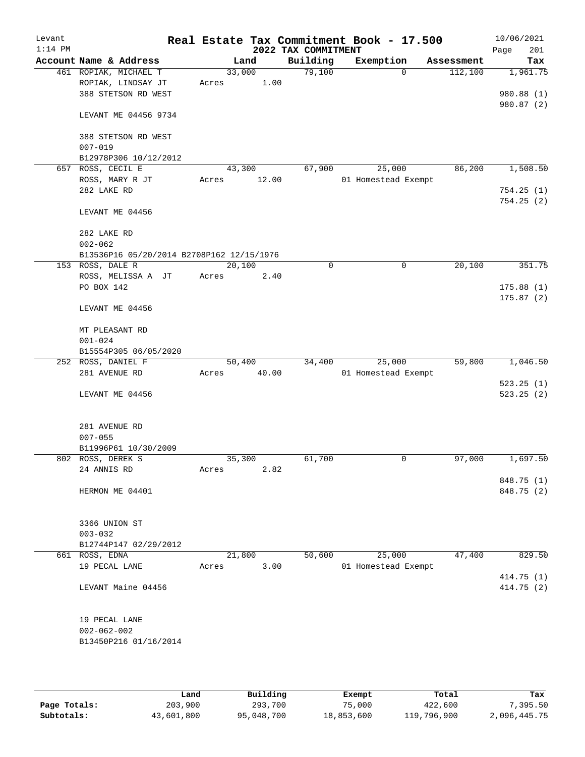Levant 1:14 PM

# Real Estate Tax Commitment Book - 17.500

## 2022 TAX COMMITMENT

10/06/2021 Page 201

| Account Name & Address | Land | Building | Exemption | Assessment | Tax |
|---|---|---|---|---|---|
| 461 ROPIAK, MICHAEL T<br>ROPIAK, LINDSAY JT<br>388 STETSON RD WEST<br><br>LEVANT ME 04456 9734<br><br>388 STETSON RD WEST<br>007-019<br>B12978P306 10/12/2012 | 33,000<br>Acres 1.00 | 79,100 | 0 | 112,100 | 1,961.75<br><br>980.88 (1)<br>980.87 (2) |
| 657 ROSS, CECIL E<br>ROSS, MARY R JT<br>282 LAKE RD<br><br>LEVANT ME 04456<br><br>282 LAKE RD<br>002-062<br>B13536P16 05/20/2014 B2708P162 12/15/1976 | 43,300<br>Acres 12.00 | 67,900 | 25,000<br>01 Homestead Exempt | 86,200 | 1,508.50<br><br>754.25 (1)<br>754.25 (2) |
| 153 ROSS, DALE R<br>ROSS, MELISSA A JT<br>PO BOX 142<br><br>LEVANT ME 04456<br><br>MT PLEASANT RD<br>001-024<br>B15554P305 06/05/2020 | 20,100<br>Acres 2.40 | 0 | 0 | 20,100 | 351.75<br><br>175.88 (1)<br>175.87 (2) |
| 252 ROSS, DANIEL F<br>281 AVENUE RD<br><br>LEVANT ME 04456<br><br>281 AVENUE RD<br>007-055<br>B11996P61 10/30/2009 | 50,400<br>Acres 40.00 | 34,400 | 25,000<br>01 Homestead Exempt | 59,800 | 1,046.50<br><br>523.25 (1)<br>523.25 (2) |
| 802 ROSS, DEREK S<br>24 ANNIS RD<br><br>HERMON ME 04401<br><br>3366 UNION ST<br>003-032<br>B12744P147 02/29/2012 | 35,300<br>Acres 2.82 | 61,700 | 0 | 97,000 | 1,697.50<br><br>848.75 (1)<br>848.75 (2) |
| 661 ROSS, EDNA<br>19 PECAL LANE<br><br>LEVANT Maine 04456<br><br>19 PECAL LANE<br>002-062-002<br>B13450P216 01/16/2014 | 21,800<br>Acres 3.00 | 50,600 | 25,000<br>01 Homestead Exempt | 47,400 | 829.50<br><br>414.75 (1)<br>414.75 (2) |

| | Land | Building | Exempt | Total | Tax |
|---|---|---|---|---|---|
| Page Totals: | 203,900 | 293,700 | 75,000 | 422,600 | 7,395.50 |
| Subtotals: | 43,601,800 | 95,048,700 | 18,853,600 | 119,796,900 | 2,096,445.75 |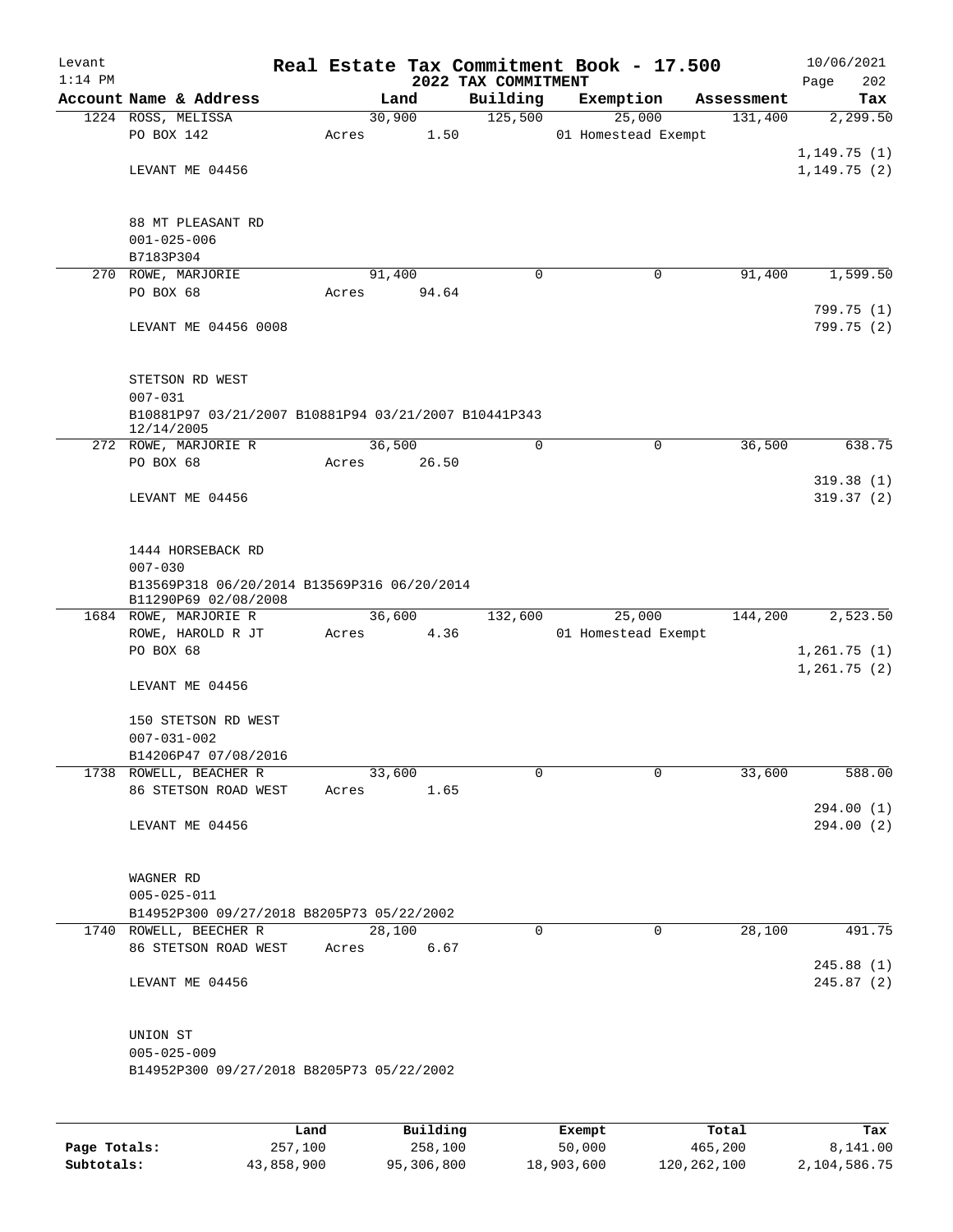# Real Estate Tax Commitment Book - 17.500

Levant
1:14 PM

2022 TAX COMMITMENT

10/06/2021

| Account | Name & Address | Land | Building | Exemption | Assessment | Tax |
|---|---|---|---|---|---|---|
| 1224 | ROSS, MELISSA | 30,900 | 125,500 | 25,000 | 131,400 | 2,299.50 |
| | PO BOX 142 | Acres 1.50 | | 01 Homestead Exempt | | |
| | | | | | | 1,149.75 (1) |
| | LEVANT ME 04456 | | | | | 1,149.75 (2) |
| | 88 MT PLEASANT RD | | | | | |
| | 001-025-006 | | | | | |
| | B7183P304 | | | | | |
| 270 | ROWE, MARJORIE | 91,400 | 0 | 0 | 91,400 | 1,599.50 |
| | PO BOX 68 | Acres 94.64 | | | | |
| | | | | | | 799.75 (1) |
| | LEVANT ME 04456 0008 | | | | | 799.75 (2) |
| | STETSON RD WEST | | | | | |
| | 007-031 | | | | | |
| | B10881P97 03/21/2007 B10881P94 03/21/2007 B10441P343 12/14/2005 | | | | | |
| 272 | ROWE, MARJORIE R | 36,500 | 0 | 0 | 36,500 | 638.75 |
| | PO BOX 68 | Acres 26.50 | | | | |
| | | | | | | 319.38 (1) |
| | LEVANT ME 04456 | | | | | 319.37 (2) |
| | 1444 HORSEBACK RD | | | | | |
| | 007-030 | | | | | |
| | B13569P318 06/20/2014 B13569P316 06/20/2014 B11290P69 02/08/2008 | | | | | |
| 1684 | ROWE, MARJORIE R | 36,600 | 132,600 | 25,000 | 144,200 | 2,523.50 |
| | ROWE, HAROLD R JT | Acres 4.36 | | 01 Homestead Exempt | | |
| | PO BOX 68 | | | | | 1,261.75 (1) |
| | | | | | | 1,261.75 (2) |
| | LEVANT ME 04456 | | | | | |
| | 150 STETSON RD WEST | | | | | |
| | 007-031-002 | | | | | |
| | B14206P47 07/08/2016 | | | | | |
| 1738 | ROWELL, BEACHER R | 33,600 | 0 | 0 | 33,600 | 588.00 |
| | 86 STETSON ROAD WEST | Acres 1.65 | | | | |
| | | | | | | 294.00 (1) |
| | LEVANT ME 04456 | | | | | 294.00 (2) |
| | WAGNER RD | | | | | |
| | 005-025-011 | | | | | |
| | B14952P300 09/27/2018 B8205P73 05/22/2002 | | | | | |
| 1740 | ROWELL, BEECHER R | 28,100 | 0 | 0 | 28,100 | 491.75 |
| | 86 STETSON ROAD WEST | Acres 6.67 | | | | |
| | | | | | | 245.88 (1) |
| | LEVANT ME 04456 | | | | | 245.87 (2) |
| | UNION ST | | | | | |
| | 005-025-009 | | | | | |
| | B14952P300 09/27/2018 B8205P73 05/22/2002 | | | | | |

| | Land | Building | Exempt | Total | Tax |
|---|---|---|---|---|---|
| Page Totals: | 257,100 | 258,100 | 50,000 | 465,200 | 8,141.00 |
| Subtotals: | 43,858,900 | 95,306,800 | 18,903,600 | 120,262,100 | 2,104,586.75 |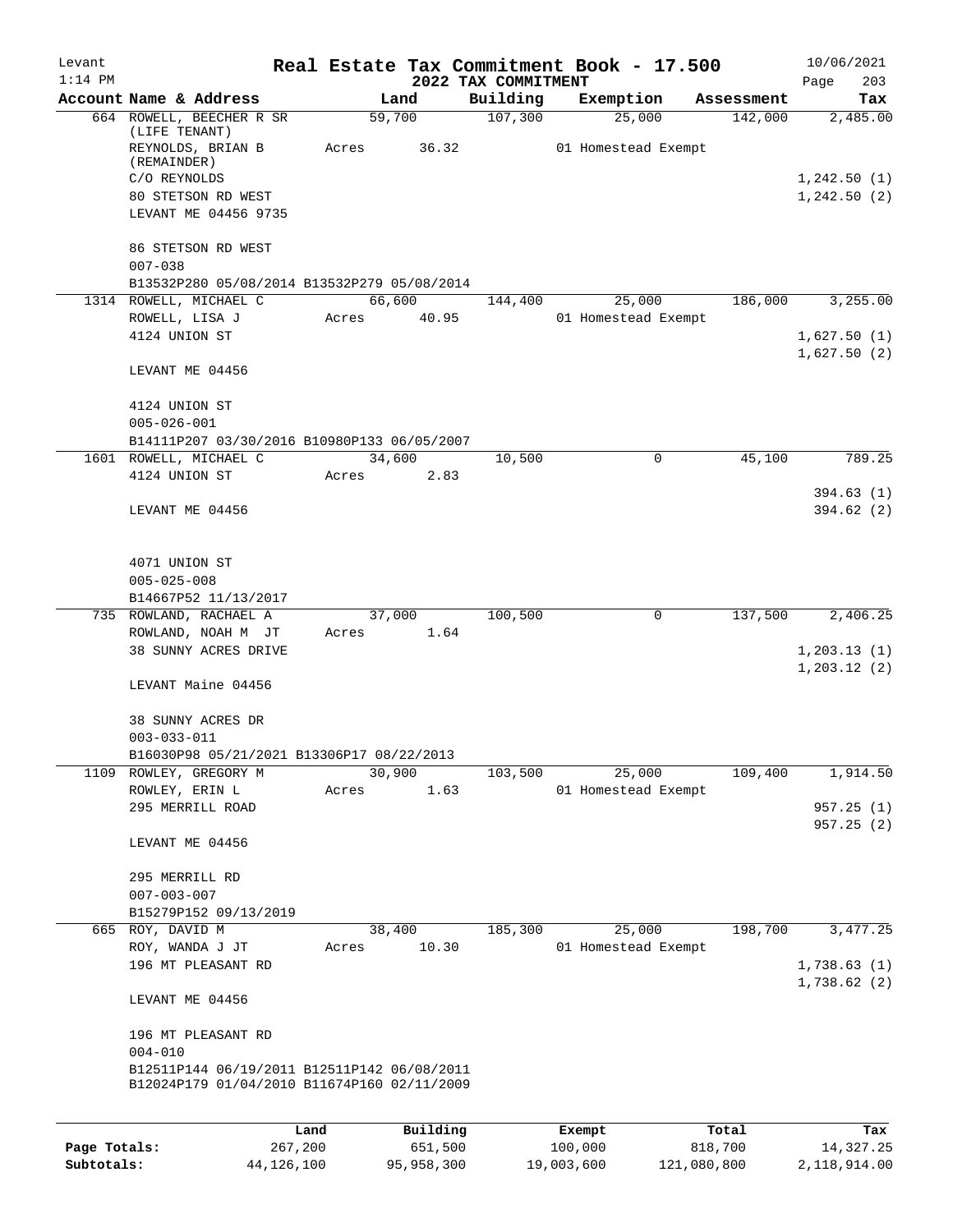# Real Estate Tax Commitment Book - 17.500

Levant
1:14 PM

2022 TAX COMMITMENT

10/06/2021
Page 203

| Account Name & Address | Land | Building | Exemption | Assessment | Tax |
|---|---|---|---|---|---|
| 664 ROWELL, BEECHER R SR (LIFE TENANT) | 59,700 | 107,300 | 25,000 | 142,000 | 2,485.00 |
| REYNOLDS, BRIAN B (REMAINDER) | Acres 36.32 | | 01 Homestead Exempt | | |
| C/O REYNOLDS | | | | | 1,242.50 (1) |
| 80 STETSON RD WEST | | | | | 1,242.50 (2) |
| LEVANT ME 04456 9735 | | | | | |
| 86 STETSON RD WEST | | | | | |
| 007-038 | | | | | |
| B13532P280 05/08/2014 B13532P279 05/08/2014 | | | | | |
| 1314 ROWELL, MICHAEL C | 66,600 | 144,400 | 25,000 | 186,000 | 3,255.00 |
| ROWELL, LISA J | Acres 40.95 | | 01 Homestead Exempt | | |
| 4124 UNION ST | | | | | 1,627.50 (1) |
| | | | | | 1,627.50 (2) |
| LEVANT ME 04456 | | | | | |
| 4124 UNION ST | | | | | |
| 005-026-001 | | | | | |
| B14111P207 03/30/2016 B10980P133 06/05/2007 | | | | | |
| 1601 ROWELL, MICHAEL C | 34,600 | 10,500 | 0 | 45,100 | 789.25 |
| 4124 UNION ST | Acres 2.83 | | | | |
| | | | | | 394.63 (1) |
| LEVANT ME 04456 | | | | | 394.62 (2) |
| 4071 UNION ST | | | | | |
| 005-025-008 | | | | | |
| B14667P52 11/13/2017 | | | | | |
| 735 ROWLAND, RACHAEL A | 37,000 | 100,500 | 0 | 137,500 | 2,406.25 |
| ROWLAND, NOAH M JT | Acres 1.64 | | | | |
| 38 SUNNY ACRES DRIVE | | | | | 1,203.13 (1) |
| | | | | | 1,203.12 (2) |
| LEVANT Maine 04456 | | | | | |
| 38 SUNNY ACRES DR | | | | | |
| 003-033-011 | | | | | |
| B16030P98 05/21/2021 B13306P17 08/22/2013 | | | | | |
| 1109 ROWLEY, GREGORY M | 30,900 | 103,500 | 25,000 | 109,400 | 1,914.50 |
| ROWLEY, ERIN L | Acres 1.63 | | 01 Homestead Exempt | | |
| 295 MERRILL ROAD | | | | | 957.25 (1) |
| | | | | | 957.25 (2) |
| LEVANT ME 04456 | | | | | |
| 295 MERRILL RD | | | | | |
| 007-003-007 | | | | | |
| B15279P152 09/13/2019 | | | | | |
| 665 ROY, DAVID M | 38,400 | 185,300 | 25,000 | 198,700 | 3,477.25 |
| ROY, WANDA J JT | Acres 10.30 | | 01 Homestead Exempt | | |
| 196 MT PLEASANT RD | | | | | 1,738.63 (1) |
| | | | | | 1,738.62 (2) |
| LEVANT ME 04456 | | | | | |
| 196 MT PLEASANT RD | | | | | |
| 004-010 | | | | | |
| B12511P144 06/19/2011 B12511P142 06/08/2011 | | | | | |
| B12024P179 01/04/2010 B11674P160 02/11/2009 | | | | | |

| | Land | Building | Exempt | Total | Tax |
|---|---|---|---|---|---|
| Page Totals: | 267,200 | 651,500 | 100,000 | 818,700 | 14,327.25 |
| Subtotals: | 44,126,100 | 95,958,300 | 19,003,600 | 121,080,800 | 2,118,914.00 |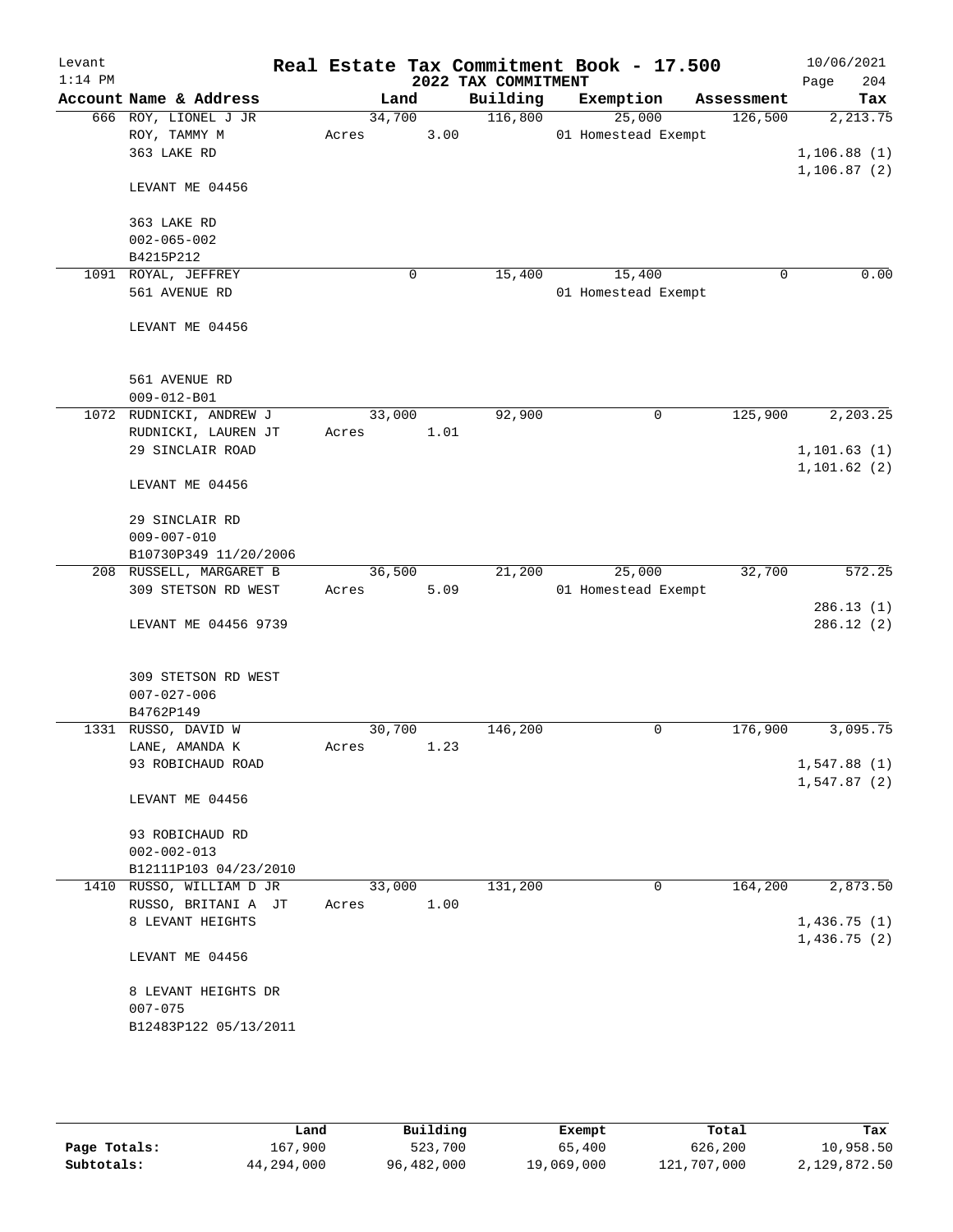Levant
1:14 PM

# Real Estate Tax Commitment Book - 17.500

## 2022 TAX COMMITMENT

10/06/2021

| Account | Name & Address | Land | Building | Exemption | Assessment | Tax |
|---|---|---|---|---|---|---|
| 666 | ROY, LIONEL J JR<br>ROY, TAMMY M<br>363 LAKE RD<br><br>LEVANT ME 04456<br><br>363 LAKE RD<br>002-065-002<br>B4215P212 | 34,700<br>Acres 3.00 | 116,800 | 25,000<br>01 Homestead Exempt | 126,500 | 2,213.75<br><br>1,106.88 (1)<br>1,106.87 (2) |
| 1091 | ROYAL, JEFFREY<br>561 AVENUE RD<br><br>LEVANT ME 04456<br><br>561 AVENUE RD<br>009-012-B01 | 0 | 15,400 | 15,400<br>01 Homestead Exempt | 0 | 0.00 |
| 1072 | RUDNICKI, ANDREW J<br>RUDNICKI, LAUREN JT<br>29 SINCLAIR ROAD<br><br>LEVANT ME 04456<br><br>29 SINCLAIR RD<br>009-007-010<br>B10730P349 11/20/2006 | 33,000<br>Acres 1.01 | 92,900 | 0 | 125,900 | 2,203.25<br><br>1,101.63 (1)<br>1,101.62 (2) |
| 208 | RUSSELL, MARGARET B<br>309 STETSON RD WEST<br><br>LEVANT ME 04456 9739<br><br>309 STETSON RD WEST<br>007-027-006<br>B4762P149 | 36,500<br>Acres 5.09 | 21,200 | 25,000<br>01 Homestead Exempt | 32,700 | 572.25<br><br>286.13 (1)<br>286.12 (2) |
| 1331 | RUSSO, DAVID W<br>LANE, AMANDA K<br>93 ROBICHAUD ROAD<br><br>LEVANT ME 04456<br><br>93 ROBICHAUD RD<br>002-002-013<br>B12111P103 04/23/2010 | 30,700<br>Acres 1.23 | 146,200 | 0 | 176,900 | 3,095.75<br><br>1,547.88 (1)<br>1,547.87 (2) |
| 1410 | RUSSO, WILLIAM D JR<br>RUSSO, BRITANI A JT<br>8 LEVANT HEIGHTS<br><br>LEVANT ME 04456<br><br>8 LEVANT HEIGHTS DR<br>007-075<br>B12483P122 05/13/2011 | 33,000<br>Acres 1.00 | 131,200 | 0 | 164,200 | 2,873.50<br><br>1,436.75 (1)<br>1,436.75 (2) |

| | Land | Building | Exempt | Total | Tax |
|---|---|---|---|---|---|
| Page Totals: | 167,900 | 523,700 | 65,400 | 626,200 | 10,958.50 |
| Subtotals: | 44,294,000 | 96,482,000 | 19,069,000 | 121,707,000 | 2,129,872.50 |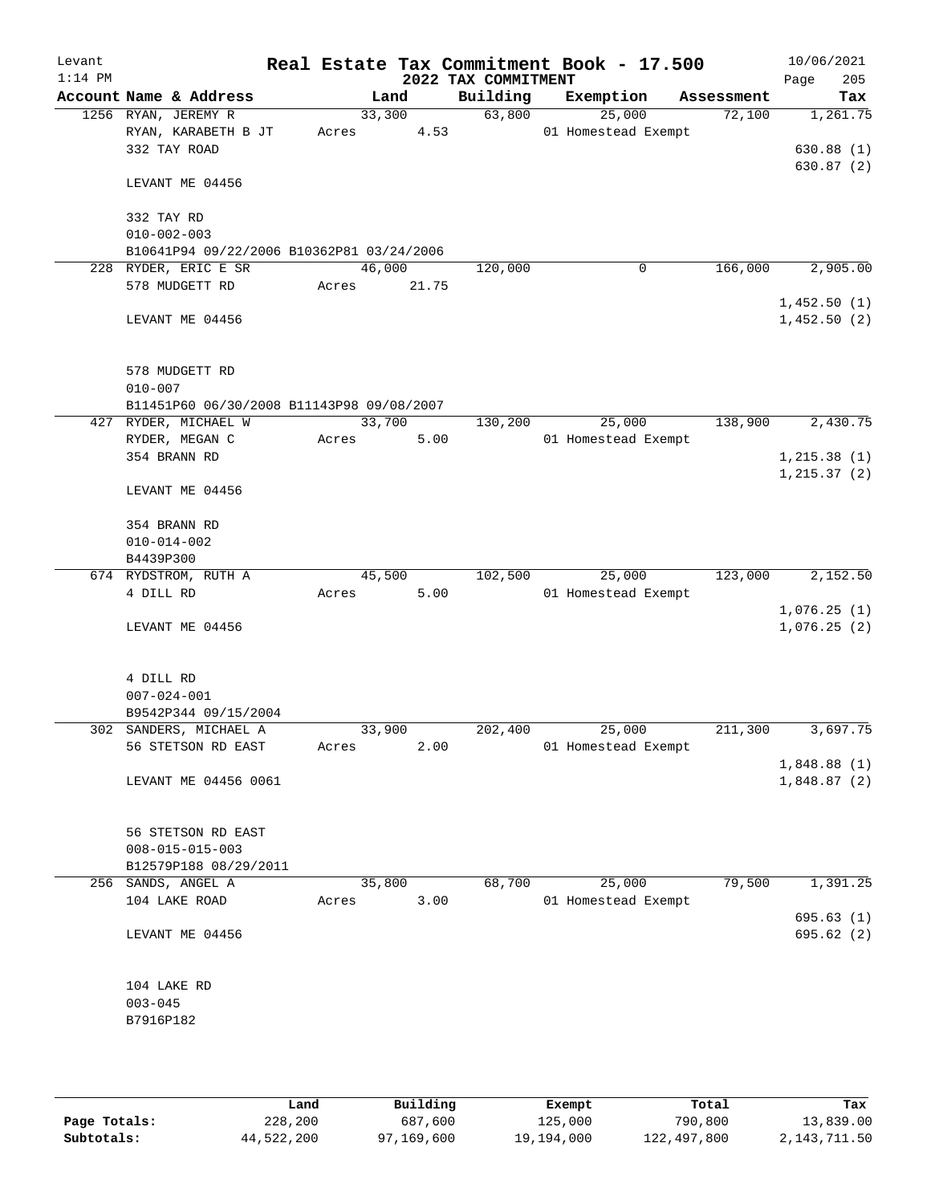Levant
1:14 PM

# Real Estate Tax Commitment Book - 17.500

## 2022 TAX COMMITMENT

10/06/2021
Page 205

| Account | Name & Address | Land | Building | Exemption | Assessment | Tax |
|---|---|---|---|---|---|---|
| 1256 | RYAN, JEREMY R<br>RYAN, KARABETH B JT<br>332 TAY ROAD<br><br>LEVANT ME 04456<br><br>332 TAY RD<br>010-002-003<br>B10641P94 09/22/2006 B10362P81 03/24/2006 | 33,300<br>Acres 4.53 | 63,800 | 25,000<br>01 Homestead Exempt | 72,100 | 1,261.75<br><br>630.88 (1)<br>630.87 (2) |
| 228 | RYDER, ERIC E SR<br>578 MUDGETT RD<br><br>LEVANT ME 04456<br><br>578 MUDGETT RD<br>010-007<br>B11451P60 06/30/2008 B11143P98 09/08/2007 | 46,000<br>Acres 21.75 | 120,000 | 0 | 166,000 | 2,905.00<br><br>1,452.50 (1)<br>1,452.50 (2) |
| 427 | RYDER, MICHAEL W<br>RYDER, MEGAN C<br>354 BRANN RD<br><br>LEVANT ME 04456<br><br>354 BRANN RD<br>010-014-002<br>B4439P300 | 33,700<br>Acres 5.00 | 130,200 | 25,000<br>01 Homestead Exempt | 138,900 | 2,430.75<br><br>1,215.38 (1)<br>1,215.37 (2) |
| 674 | RYDSTROM, RUTH A<br>4 DILL RD<br><br>LEVANT ME 04456<br><br>4 DILL RD<br>007-024-001<br>B9542P344 09/15/2004 | 45,500<br>Acres 5.00 | 102,500 | 25,000<br>01 Homestead Exempt | 123,000 | 2,152.50<br><br>1,076.25 (1)<br>1,076.25 (2) |
| 302 | SANDERS, MICHAEL A<br>56 STETSON RD EAST<br><br>LEVANT ME 04456 0061<br><br>56 STETSON RD EAST<br>008-015-015-003<br>B12579P188 08/29/2011 | 33,900<br>Acres 2.00 | 202,400 | 25,000<br>01 Homestead Exempt | 211,300 | 3,697.75<br><br>1,848.88 (1)<br>1,848.87 (2) |
| 256 | SANDS, ANGEL A<br>104 LAKE ROAD<br><br>LEVANT ME 04456<br><br>104 LAKE RD<br>003-045<br>B7916P182 | 35,800<br>Acres 3.00 | 68,700 | 25,000<br>01 Homestead Exempt | 79,500 | 1,391.25<br><br>695.63 (1)<br>695.62 (2) |

| | Land | Building | Exempt | Total | Tax |
|---|---|---|---|---|---|
| **Page Totals:** | 228,200 | 687,600 | 125,000 | 790,800 | 13,839.00 |
| **Subtotals:** | 44,522,200 | 97,169,600 | 19,194,000 | 122,497,800 | 2,143,711.50 |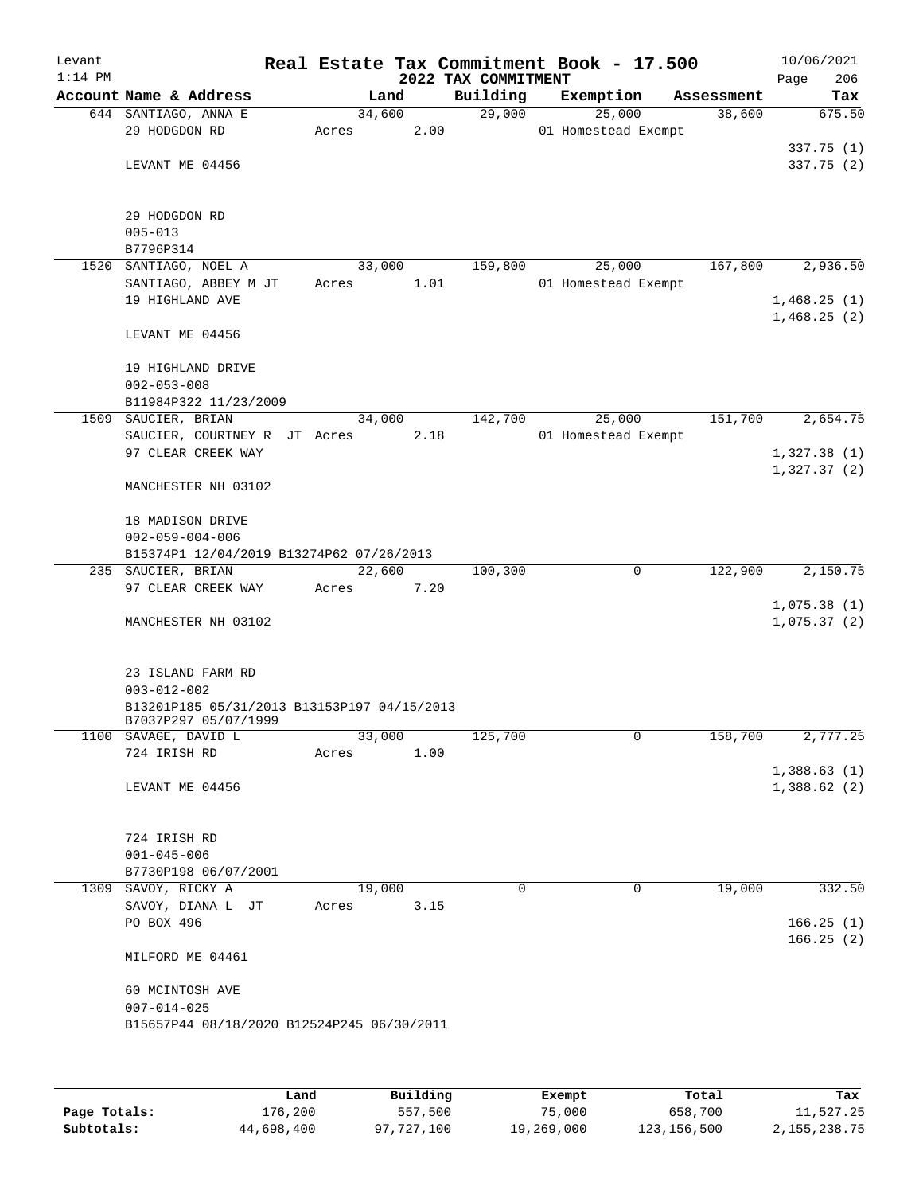Levant
1:14 PM

# Real Estate Tax Commitment Book - 17.500

## 2022 TAX COMMITMENT

10/06/2021
Page 206

| Account Name & Address | Land | Building | Exemption | Assessment | Tax |
|---|---|---|---|---|---|
| 644 SANTIAGO, ANNA E | 34,600 | 29,000 | 25,000 | 38,600 | 675.50 |
| 29 HODGDON RD | Acres 2.00 | | 01 Homestead Exempt | | |
| | | | | | 337.75 (1) |
| LEVANT ME 04456 | | | | | 337.75 (2) |
| 29 HODGDON RD | | | | | |
| 005-013 | | | | | |
| B7796P314 | | | | | |
| 1520 SANTIAGO, NOEL A | 33,000 | 159,800 | 25,000 | 167,800 | 2,936.50 |
| SANTIAGO, ABBEY M JT | Acres 1.01 | | 01 Homestead Exempt | | |
| 19 HIGHLAND AVE | | | | | 1,468.25 (1) |
| | | | | | 1,468.25 (2) |
| LEVANT ME 04456 | | | | | |
| 19 HIGHLAND DRIVE | | | | | |
| 002-053-008 | | | | | |
| B11984P322 11/23/2009 | | | | | |
| 1509 SAUCIER, BRIAN | 34,000 | 142,700 | 25,000 | 151,700 | 2,654.75 |
| SAUCIER, COURTNEY R JT | Acres 2.18 | | 01 Homestead Exempt | | |
| 97 CLEAR CREEK WAY | | | | | 1,327.38 (1) |
| | | | | | 1,327.37 (2) |
| MANCHESTER NH 03102 | | | | | |
| 18 MADISON DRIVE | | | | | |
| 002-059-004-006 | | | | | |
| B15374P1 12/04/2019 B13274P62 07/26/2013 | | | | | |
| 235 SAUCIER, BRIAN | 22,600 | 100,300 | 0 | 122,900 | 2,150.75 |
| 97 CLEAR CREEK WAY | Acres 7.20 | | | | |
| | | | | | 1,075.38 (1) |
| MANCHESTER NH 03102 | | | | | 1,075.37 (2) |
| 23 ISLAND FARM RD | | | | | |
| 003-012-002 | | | | | |
| B13201P185 05/31/2013 B13153P197 04/15/2013 B7037P297 05/07/1999 | | | | | |
| 1100 SAVAGE, DAVID L | 33,000 | 125,700 | 0 | 158,700 | 2,777.25 |
| 724 IRISH RD | Acres 1.00 | | | | |
| | | | | | 1,388.63 (1) |
| LEVANT ME 04456 | | | | | 1,388.62 (2) |
| 724 IRISH RD | | | | | |
| 001-045-006 | | | | | |
| B7730P198 06/07/2001 | | | | | |
| 1309 SAVOY, RICKY A | 19,000 | 0 | 0 | 19,000 | 332.50 |
| SAVOY, DIANA L JT | Acres 3.15 | | | | |
| PO BOX 496 | | | | | 166.25 (1) |
| | | | | | 166.25 (2) |
| MILFORD ME 04461 | | | | | |
| 60 MCINTOSH AVE | | | | | |
| 007-014-025 | | | | | |
| B15657P44 08/18/2020 B12524P245 06/30/2011 | | | | | |

| | Land | Building | Exempt | Total | Tax |
|---|---|---|---|---|---|
| Page Totals: | 176,200 | 557,500 | 75,000 | 658,700 | 11,527.25 |
| Subtotals: | 44,698,400 | 97,727,100 | 19,269,000 | 123,156,500 | 2,155,238.75 |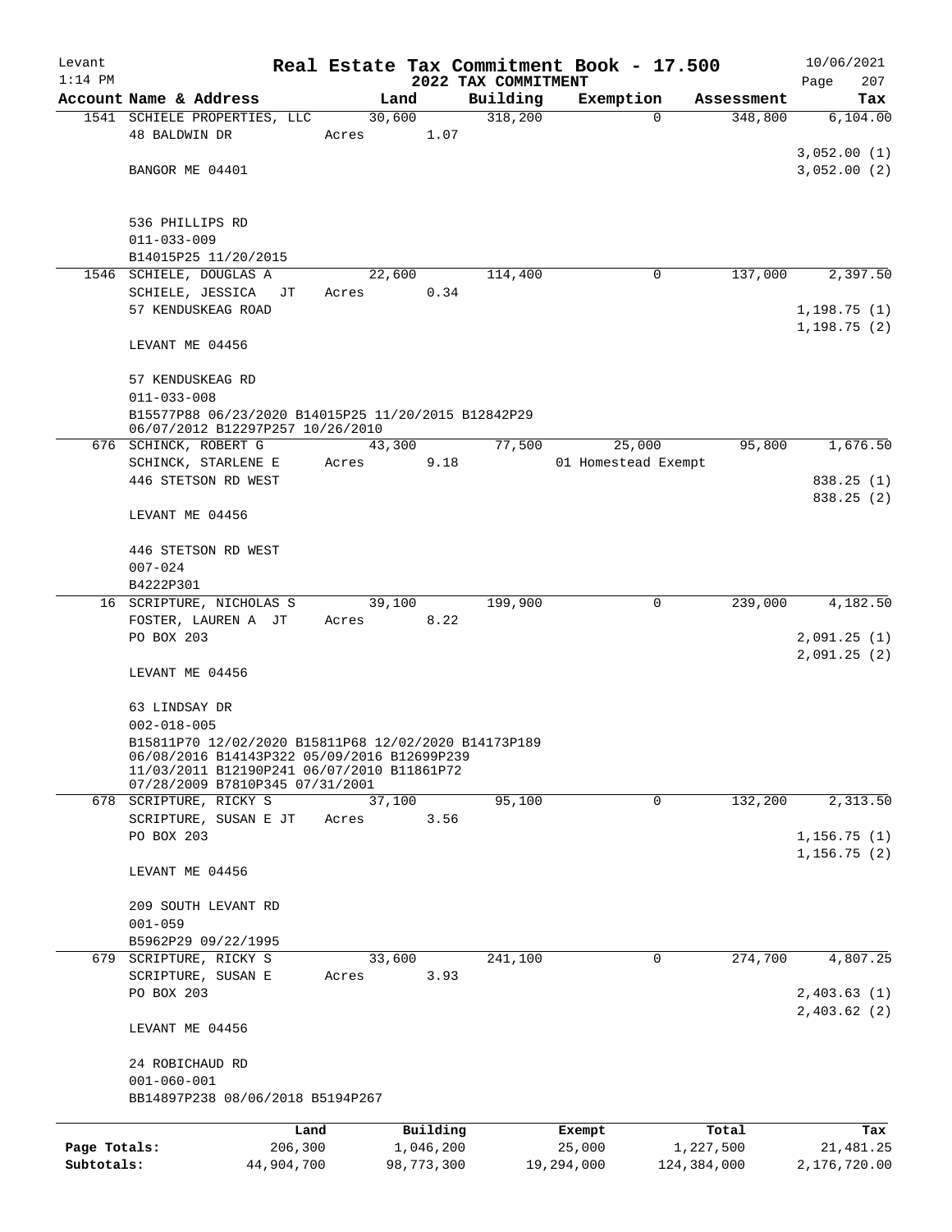Levant 1:14 PM

# Real Estate Tax Commitment Book - 17.500

## 2022 TAX COMMITMENT

10/06/2021 Page 207

| Account Name & Address | Land | Building | Exemption | Assessment | Tax |
|---|---|---|---|---|---|
| 1541 SCHIELE PROPERTIES, LLC<br>48 BALDWIN DR<br><br>BANGOR ME 04401<br><br>536 PHILLIPS RD<br>011-033-009<br>B14015P25 11/20/2015 | 30,600<br>Acres 1.07 | 318,200 | 0 | 348,800 | 6,104.00<br><br>3,052.00 (1)<br>3,052.00 (2) |
| 1546 SCHIELE, DOUGLAS A<br>SCHIELE, JESSICA JT<br>57 KENDUSKEAG ROAD<br><br>LEVANT ME 04456<br><br>57 KENDUSKEAG RD<br>011-033-008<br>B15577P88 06/23/2020 B14015P25 11/20/2015 B12842P29 06/07/2012 B12297P257 10/26/2010 | 22,600<br>Acres 0.34 | 114,400 | 0 | 137,000 | 2,397.50<br><br>1,198.75 (1)<br>1,198.75 (2) |
| 676 SCHINCK, ROBERT G<br>SCHINCK, STARLENE E<br>446 STETSON RD WEST<br><br>LEVANT ME 04456<br><br>446 STETSON RD WEST<br>007-024<br>B4222P301 | 43,300<br>Acres 9.18 | 77,500 | 25,000<br>01 Homestead Exempt | 95,800 | 1,676.50<br><br>838.25 (1)<br>838.25 (2) |
| 16 SCRIPTURE, NICHOLAS S<br>FOSTER, LAUREN A JT<br>PO BOX 203<br><br>LEVANT ME 04456<br><br>63 LINDSAY DR<br>002-018-005<br>B15811P70 12/02/2020 B15811P68 12/02/2020 B14173P189 06/08/2016 B14143P322 05/09/2016 B12699P239 11/03/2011 B12190P241 06/07/2010 B11861P72 07/28/2009 B7810P345 07/31/2001 | 39,100<br>Acres 8.22 | 199,900 | 0 | 239,000 | 4,182.50<br><br>2,091.25 (1)<br>2,091.25 (2) |
| 678 SCRIPTURE, RICKY S<br>SCRIPTURE, SUSAN E JT<br>PO BOX 203<br><br>LEVANT ME 04456<br><br>209 SOUTH LEVANT RD<br>001-059<br>B5962P29 09/22/1995 | 37,100<br>Acres 3.56 | 95,100 | 0 | 132,200 | 2,313.50<br><br>1,156.75 (1)<br>1,156.75 (2) |
| 679 SCRIPTURE, RICKY S<br>SCRIPTURE, SUSAN E<br>PO BOX 203<br><br>LEVANT ME 04456<br><br>24 ROBICHAUD RD<br>001-060-001<br>BB14897P238 08/06/2018 B5194P267 | 33,600<br>Acres 3.93 | 241,100 | 0 | 274,700 | 4,807.25<br><br>2,403.63 (1)<br>2,403.62 (2) |

| | Land | Building | Exempt | Total | Tax |
|---|---|---|---|---|---|
| Page Totals: | 206,300 | 1,046,200 | 25,000 | 1,227,500 | 21,481.25 |
| Subtotals: | 44,904,700 | 98,773,300 | 19,294,000 | 124,384,000 | 2,176,720.00 |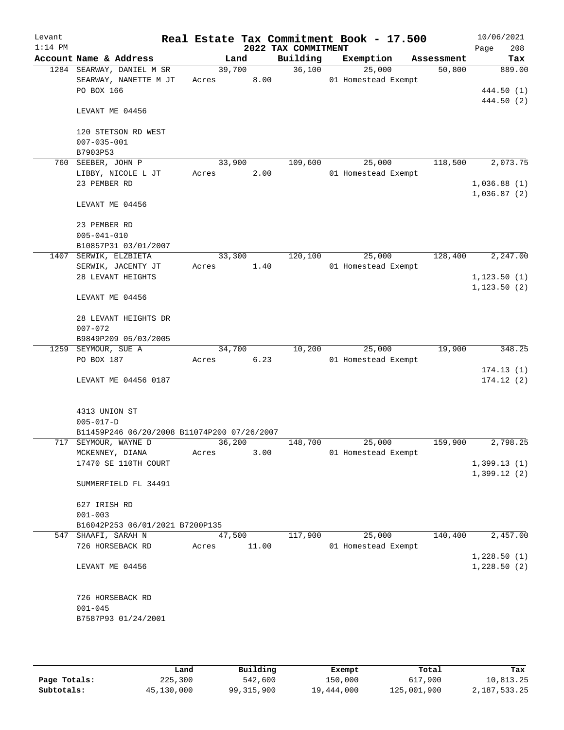# Real Estate Tax Commitment Book - 17.500

Levant 1:14 PM — 2022 TAX COMMITMENT — 10/06/2021

| Account Name & Address | Land | Building | Exemption | Assessment | Tax |
|---|---|---|---|---|---|
| 1284 SEARWAY, DANIEL M SR | 39,700 | 36,100 | 25,000 | 50,800 | 889.00 |
| SEARWAY, NANETTE M JT | Acres 8.00 | | 01 Homestead Exempt | | |
| PO BOX 166 | | | | | 444.50 (1) |
| | | | | | 444.50 (2) |
| LEVANT ME 04456 | | | | | |
| 120 STETSON RD WEST | | | | | |
| 007-035-001 | | | | | |
| B7903P53 | | | | | |
| 760 SEEBER, JOHN P | 33,900 | 109,600 | 25,000 | 118,500 | 2,073.75 |
| LIBBY, NICOLE L JT | Acres 2.00 | | 01 Homestead Exempt | | |
| 23 PEMBER RD | | | | | 1,036.88 (1) |
| | | | | | 1,036.87 (2) |
| LEVANT ME 04456 | | | | | |
| 23 PEMBER RD | | | | | |
| 005-041-010 | | | | | |
| B10857P31 03/01/2007 | | | | | |
| 1407 SERWIK, ELZBIETA | 33,300 | 120,100 | 25,000 | 128,400 | 2,247.00 |
| SERWIK, JACENTY JT | Acres 1.40 | | 01 Homestead Exempt | | |
| 28 LEVANT HEIGHTS | | | | | 1,123.50 (1) |
| | | | | | 1,123.50 (2) |
| LEVANT ME 04456 | | | | | |
| 28 LEVANT HEIGHTS DR | | | | | |
| 007-072 | | | | | |
| B9849P209 05/03/2005 | | | | | |
| 1259 SEYMOUR, SUE A | 34,700 | 10,200 | 25,000 | 19,900 | 348.25 |
| PO BOX 187 | Acres 6.23 | | 01 Homestead Exempt | | |
| | | | | | 174.13 (1) |
| LEVANT ME 04456 0187 | | | | | 174.12 (2) |
| 4313 UNION ST | | | | | |
| 005-017-D | | | | | |
| B11459P246 06/20/2008 B11074P200 07/26/2007 | | | | | |
| 717 SEYMOUR, WAYNE D | 36,200 | 148,700 | 25,000 | 159,900 | 2,798.25 |
| MCKENNEY, DIANA | Acres 3.00 | | 01 Homestead Exempt | | |
| 17470 SE 110TH COURT | | | | | 1,399.13 (1) |
| | | | | | 1,399.12 (2) |
| SUMMERFIELD FL 34491 | | | | | |
| 627 IRISH RD | | | | | |
| 001-003 | | | | | |
| B16042P253 06/01/2021 B7200P135 | | | | | |
| 547 SHAAFI, SARAH N | 47,500 | 117,900 | 25,000 | 140,400 | 2,457.00 |
| 726 HORSEBACK RD | Acres 11.00 | | 01 Homestead Exempt | | |
| | | | | | 1,228.50 (1) |
| LEVANT ME 04456 | | | | | 1,228.50 (2) |
| 726 HORSEBACK RD | | | | | |
| 001-045 | | | | | |
| B7587P93 01/24/2001 | | | | | |

| | Land | Building | Exempt | Total | Tax |
|---|---|---|---|---|---|
| Page Totals: | 225,300 | 542,600 | 150,000 | 617,900 | 10,813.25 |
| Subtotals: | 45,130,000 | 99,315,900 | 19,444,000 | 125,001,900 | 2,187,533.25 |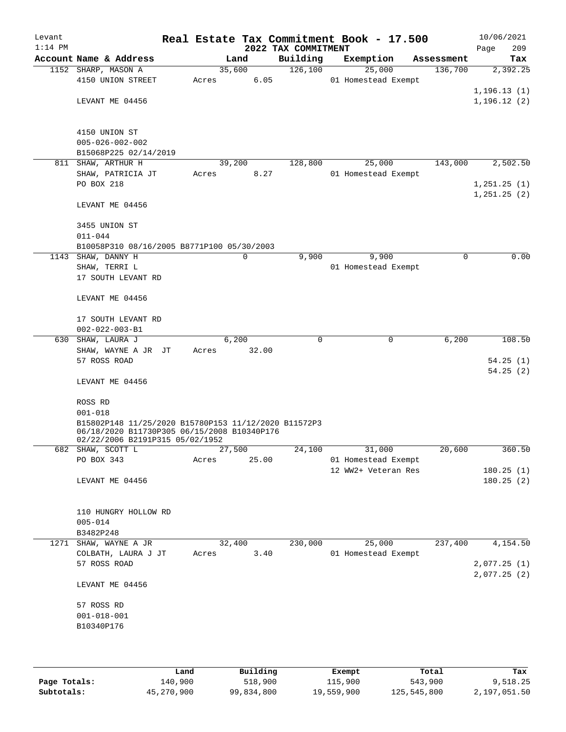Levant 1:14 PM

# Real Estate Tax Commitment Book - 17.500

## 2022 TAX COMMITMENT

10/06/2021

| Account Name & Address | Land | Building | Exemption | Assessment | Tax |
|---|---|---|---|---|---|
| 1152 SHARP, MASON A<br>4150 UNION STREET<br><br>LEVANT ME 04456<br><br>4150 UNION ST<br>005-026-002-002<br>B15068P225 02/14/2019 | 35,600<br>Acres 6.05 | 126,100 | 25,000<br>01 Homestead Exempt | 136,700 | 2,392.25<br><br>1,196.13 (1)<br>1,196.12 (2) |
| 811 SHAW, ARTHUR H<br>SHAW, PATRICIA JT<br>PO BOX 218<br><br>LEVANT ME 04456<br><br>3455 UNION ST<br>011-044<br>B10058P310 08/16/2005 B8771P100 05/30/2003 | 39,200<br>Acres 8.27 | 128,800 | 25,000<br>01 Homestead Exempt | 143,000 | 2,502.50<br><br>1,251.25 (1)<br>1,251.25 (2) |
| 1143 SHAW, DANNY H<br>SHAW, TERRI L<br>17 SOUTH LEVANT RD<br><br>LEVANT ME 04456<br><br>17 SOUTH LEVANT RD<br>002-022-003-B1 | 0 | 9,900 | 9,900<br>01 Homestead Exempt | 0 | 0.00 |
| 630 SHAW, LAURA J<br>SHAW, WAYNE A JR JT<br>57 ROSS ROAD<br><br>LEVANT ME 04456<br><br>ROSS RD<br>001-018<br>B15802P148 11/25/2020 B15780P153 11/12/2020 B11572P3 06/18/2020 B11730P305 06/15/2008 B10340P176 02/22/2006 B2191P315 05/02/1952 | 6,200<br>Acres 32.00 | 0 | 0 | 6,200 | 108.50<br><br>54.25 (1)<br>54.25 (2) |
| 682 SHAW, SCOTT L<br>PO BOX 343<br><br>LEVANT ME 04456<br><br>110 HUNGRY HOLLOW RD<br>005-014<br>B3482P248 | 27,500<br>Acres 25.00 | 24,100 | 31,000<br>01 Homestead Exempt<br>12 WW2+ Veteran Res | 20,600 | 360.50<br><br>180.25 (1)<br>180.25 (2) |
| 1271 SHAW, WAYNE A JR<br>COLBATH, LAURA J JT<br>57 ROSS ROAD<br><br>LEVANT ME 04456<br><br>57 ROSS RD<br>001-018-001<br>B10340P176 | 32,400<br>Acres 3.40 | 230,000 | 25,000<br>01 Homestead Exempt | 237,400 | 4,154.50<br><br>2,077.25 (1)<br>2,077.25 (2) |

| | Land | Building | Exempt | Total | Tax |
|---|---|---|---|---|---|
| Page Totals: | 140,900 | 518,900 | 115,900 | 543,900 | 9,518.25 |
| Subtotals: | 45,270,900 | 99,834,800 | 19,559,900 | 125,545,800 | 2,197,051.50 |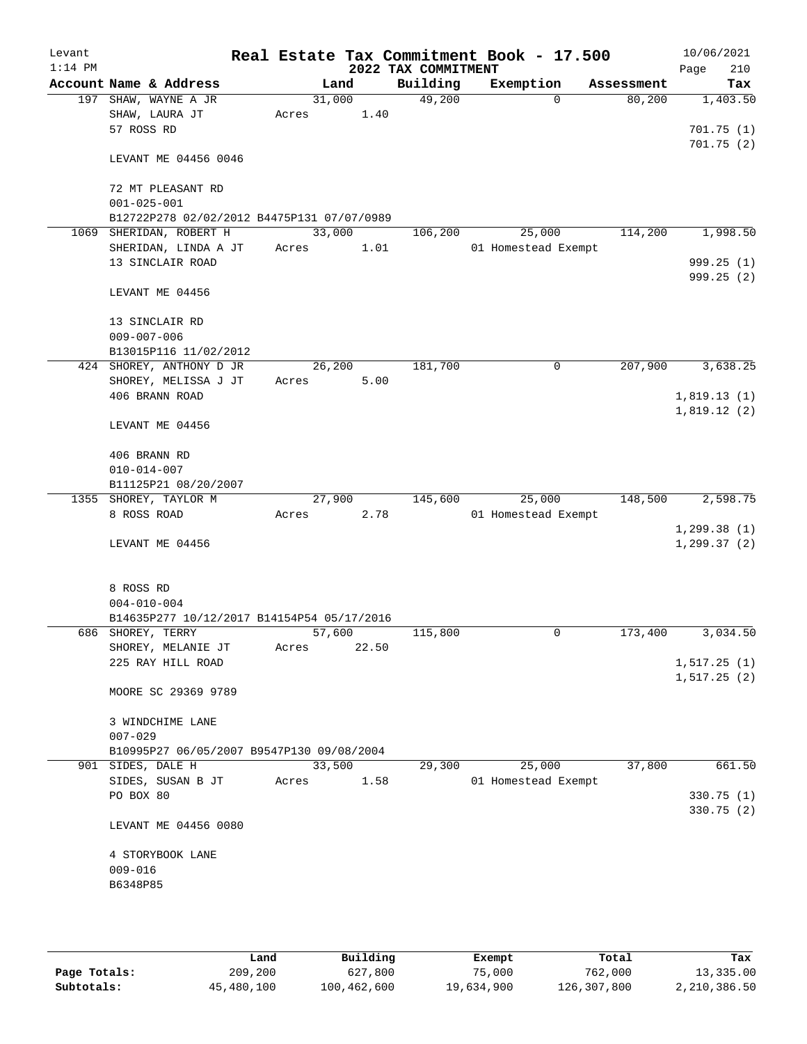Levant
1:14 PM

# Real Estate Tax Commitment Book - 17.500

## 2022 TAX COMMITMENT

10/06/2021

| Account Name & Address | Land | Building | Exemption | Assessment | Tax |
|---|---|---|---|---|---|
| 197 SHAW, WAYNE A JR | 31,000 | 49,200 | 0 | 80,200 | 1,403.50 |
| SHAW, LAURA JT | Acres 1.40 | | | | |
| 57 ROSS RD | | | | | 701.75 (1) |
| | | | | | 701.75 (2) |
| LEVANT ME 04456 0046 | | | | | |
| 72 MT PLEASANT RD | | | | | |
| 001-025-001 | | | | | |
| B12722P278 02/02/2012 B4475P131 07/07/0989 | | | | | |
| 1069 SHERIDAN, ROBERT H | 33,000 | 106,200 | 25,000 | 114,200 | 1,998.50 |
| SHERIDAN, LINDA A JT | Acres 1.01 | | 01 Homestead Exempt | | |
| 13 SINCLAIR ROAD | | | | | 999.25 (1) |
| | | | | | 999.25 (2) |
| LEVANT ME 04456 | | | | | |
| 13 SINCLAIR RD | | | | | |
| 009-007-006 | | | | | |
| B13015P116 11/02/2012 | | | | | |
| 424 SHOREY, ANTHONY D JR | 26,200 | 181,700 | 0 | 207,900 | 3,638.25 |
| SHOREY, MELISSA J JT | Acres 5.00 | | | | |
| 406 BRANN ROAD | | | | | 1,819.13 (1) |
| | | | | | 1,819.12 (2) |
| LEVANT ME 04456 | | | | | |
| 406 BRANN RD | | | | | |
| 010-014-007 | | | | | |
| B11125P21 08/20/2007 | | | | | |
| 1355 SHOREY, TAYLOR M | 27,900 | 145,600 | 25,000 | 148,500 | 2,598.75 |
| 8 ROSS ROAD | Acres 2.78 | | 01 Homestead Exempt | | |
| | | | | | 1,299.38 (1) |
| LEVANT ME 04456 | | | | | 1,299.37 (2) |
| 8 ROSS RD | | | | | |
| 004-010-004 | | | | | |
| B14635P277 10/12/2017 B14154P54 05/17/2016 | | | | | |
| 686 SHOREY, TERRY | 57,600 | 115,800 | 0 | 173,400 | 3,034.50 |
| SHOREY, MELANIE JT | Acres 22.50 | | | | |
| 225 RAY HILL ROAD | | | | | 1,517.25 (1) |
| | | | | | 1,517.25 (2) |
| MOORE SC 29369 9789 | | | | | |
| 3 WINDCHIME LANE | | | | | |
| 007-029 | | | | | |
| B10995P27 06/05/2007 B9547P130 09/08/2004 | | | | | |
| 901 SIDES, DALE H | 33,500 | 29,300 | 25,000 | 37,800 | 661.50 |
| SIDES, SUSAN B JT | Acres 1.58 | | 01 Homestead Exempt | | |
| PO BOX 80 | | | | | 330.75 (1) |
| | | | | | 330.75 (2) |
| LEVANT ME 04456 0080 | | | | | |
| 4 STORYBOOK LANE | | | | | |
| 009-016 | | | | | |
| B6348P85 | | | | | |

| | Land | Building | Exempt | Total | Tax |
|---|---|---|---|---|---|
| Page Totals: | 209,200 | 627,800 | 75,000 | 762,000 | 13,335.00 |
| Subtotals: | 45,480,100 | 100,462,600 | 19,634,900 | 126,307,800 | 2,210,386.50 |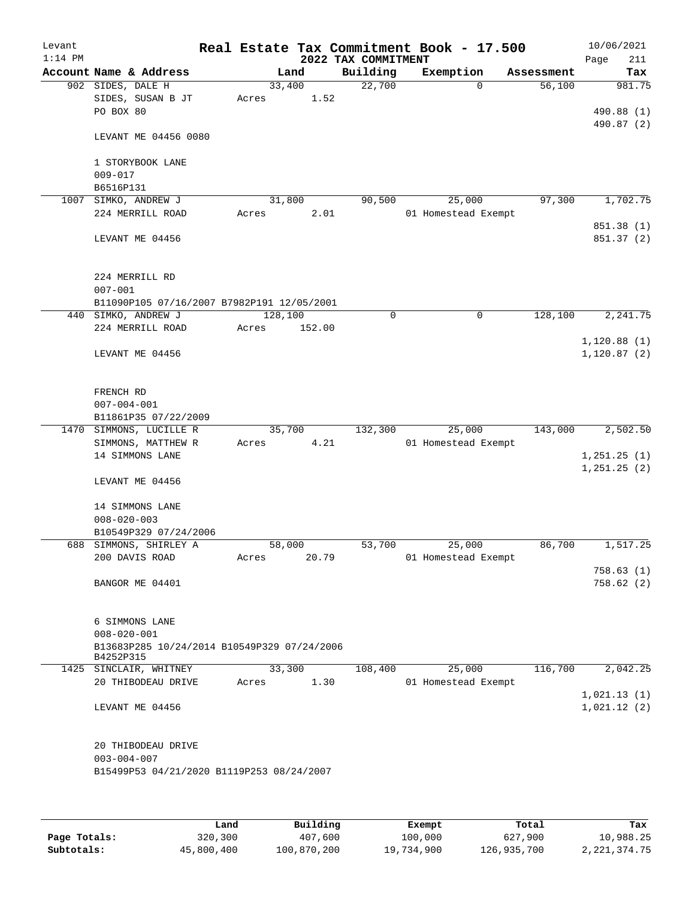Levant
1:14 PM

# Real Estate Tax Commitment Book - 17.500
## 2022 TAX COMMITMENT

10/06/2021

| Account | Name & Address | Land | Building | Exemption | Assessment | Tax |
|---|---|---|---|---|---|---|
| 902 | SIDES, DALE H<br>SIDES, SUSAN B JT<br>PO BOX 80<br><br>LEVANT ME 04456 0080<br><br>1 STORYBOOK LANE<br>009-017<br>B6516P131 | 33,400<br>Acres 1.52 | 22,700 | 0 | 56,100 | 981.75<br><br>490.88 (1)<br>490.87 (2) |
| 1007 | SIMKO, ANDREW J<br>224 MERRILL ROAD<br><br>LEVANT ME 04456<br><br>224 MERRILL RD<br>007-001<br>B11090P105 07/16/2007 B7982P191 12/05/2001 | 31,800<br>Acres 2.01 | 90,500 | 25,000<br>01 Homestead Exempt | 97,300 | 1,702.75<br><br>851.38 (1)<br>851.37 (2) |
| 440 | SIMKO, ANDREW J<br>224 MERRILL ROAD<br><br>LEVANT ME 04456<br><br>FRENCH RD<br>007-004-001<br>B11861P35 07/22/2009 | 128,100<br>Acres 152.00 | 0 | 0 | 128,100 | 2,241.75<br><br>1,120.88 (1)<br>1,120.87 (2) |
| 1470 | SIMMONS, LUCILLE R<br>SIMMONS, MATTHEW R<br>14 SIMMONS LANE<br><br>LEVANT ME 04456<br><br>14 SIMMONS LANE<br>008-020-003<br>B10549P329 07/24/2006 | 35,700<br>Acres 4.21 | 132,300 | 25,000<br>01 Homestead Exempt | 143,000 | 2,502.50<br><br>1,251.25 (1)<br>1,251.25 (2) |
| 688 | SIMMONS, SHIRLEY A<br>200 DAVIS ROAD<br><br>BANGOR ME 04401<br><br>6 SIMMONS LANE<br>008-020-001<br>B13683P285 10/24/2014 B10549P329 07/24/2006<br>B4252P315 | 58,000<br>Acres 20.79 | 53,700 | 25,000<br>01 Homestead Exempt | 86,700 | 1,517.25<br><br>758.63 (1)<br>758.62 (2) |
| 1425 | SINCLAIR, WHITNEY<br>20 THIBODEAU DRIVE<br><br>LEVANT ME 04456<br><br>20 THIBODEAU DRIVE<br>003-004-007<br>B15499P53 04/21/2020 B1119P253 08/24/2007 | 33,300<br>Acres 1.30 | 108,400 | 25,000<br>01 Homestead Exempt | 116,700 | 2,042.25<br><br>1,021.13 (1)<br>1,021.12 (2) |

| | Land | Building | Exempt | Total | Tax |
|---|---|---|---|---|---|
| Page Totals: | 320,300 | 407,600 | 100,000 | 627,900 | 10,988.25 |
| Subtotals: | 45,800,400 | 100,870,200 | 19,734,900 | 126,935,700 | 2,221,374.75 |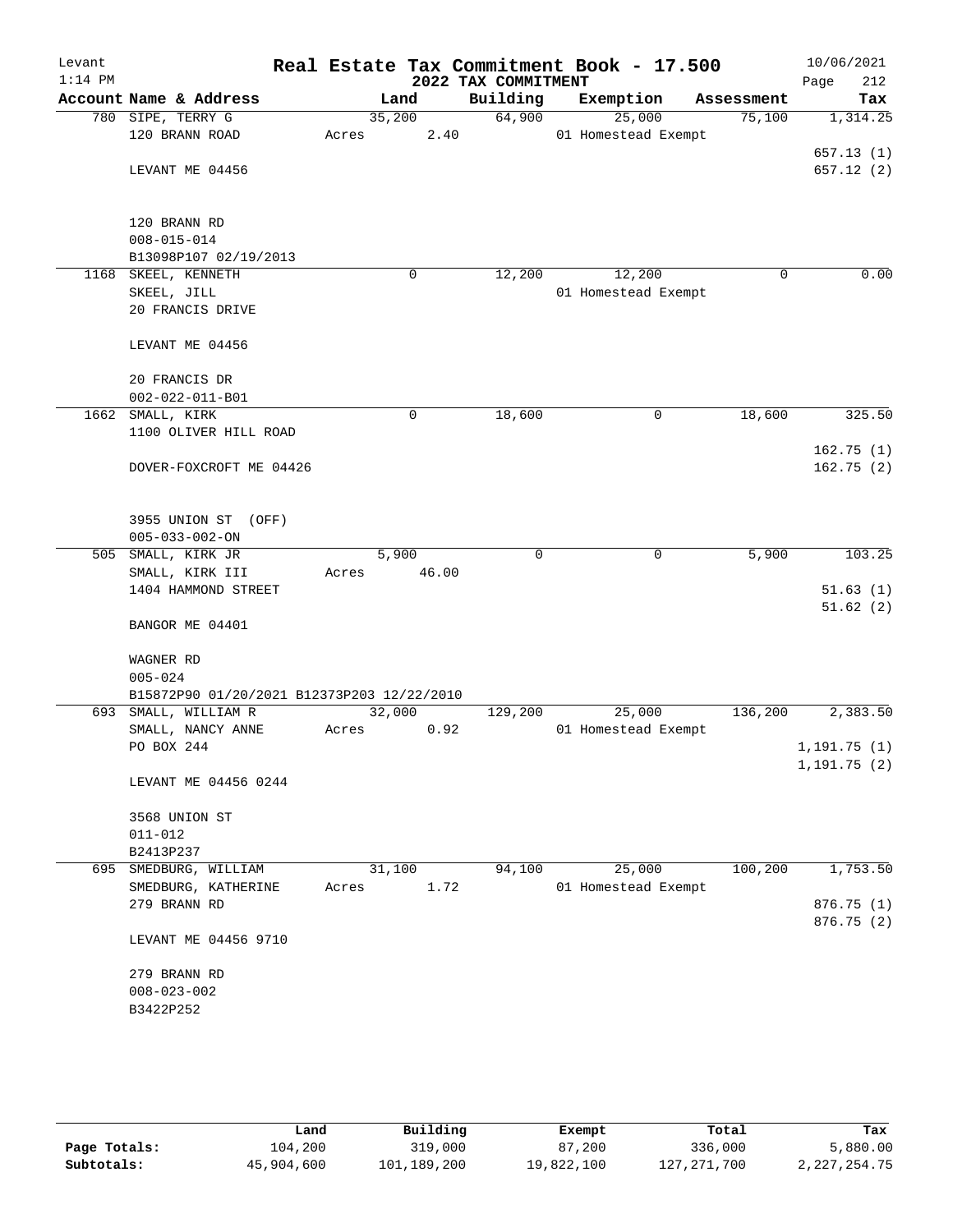Levant
1:14 PM

# Real Estate Tax Commitment Book - 17.500

## 2022 TAX COMMITMENT

10/06/2021

| Account | Name & Address | Land | Building | Exemption | Assessment | Tax |
|---|---|---|---|---|---|---|
| 780 | SIPE, TERRY G<br>120 BRANN ROAD<br><br>LEVANT ME 04456<br><br>120 BRANN RD<br>008-015-014<br>B13098P107 02/19/2013 | 35,200<br>Acres 2.40 | 64,900 | 25,000<br>01 Homestead Exempt | 75,100 | 1,314.25<br><br>657.13 (1)<br>657.12 (2) |
| 1168 | SKEEL, KENNETH<br>SKEEL, JILL<br>20 FRANCIS DRIVE<br><br>LEVANT ME 04456<br><br>20 FRANCIS DR<br>002-022-011-B01 | 0 | 12,200 | 12,200<br>01 Homestead Exempt | 0 | 0.00 |
| 1662 | SMALL, KIRK<br>1100 OLIVER HILL ROAD<br><br>DOVER-FOXCROFT ME 04426<br><br>3955 UNION ST (OFF)<br>005-033-002-ON | 0 | 18,600 | 0 | 18,600 | 325.50<br><br>162.75 (1)<br>162.75 (2) |
| 505 | SMALL, KIRK JR<br>SMALL, KIRK III<br>1404 HAMMOND STREET<br><br>BANGOR ME 04401<br><br>WAGNER RD<br>005-024<br>B15872P90 01/20/2021 B12373P203 12/22/2010 | 5,900<br>Acres 46.00 | 0 | 0 | 5,900 | 103.25<br><br>51.63 (1)<br>51.62 (2) |
| 693 | SMALL, WILLIAM R<br>SMALL, NANCY ANNE<br>PO BOX 244<br><br>LEVANT ME 04456 0244<br><br>3568 UNION ST<br>011-012<br>B2413P237 | 32,000<br>Acres 0.92 | 129,200 | 25,000<br>01 Homestead Exempt | 136,200 | 2,383.50<br><br>1,191.75 (1)<br>1,191.75 (2) |
| 695 | SMEDBURG, WILLIAM<br>SMEDBURG, KATHERINE<br>279 BRANN RD<br><br>LEVANT ME 04456 9710<br><br>279 BRANN RD<br>008-023-002<br>B3422P252 | 31,100<br>Acres 1.72 | 94,100 | 25,000<br>01 Homestead Exempt | 100,200 | 1,753.50<br><br>876.75 (1)<br>876.75 (2) |

| | Land | Building | Exempt | Total | Tax |
|---|---|---|---|---|---|
| Page Totals: | 104,200 | 319,000 | 87,200 | 336,000 | 5,880.00 |
| Subtotals: | 45,904,600 | 101,189,200 | 19,822,100 | 127,271,700 | 2,227,254.75 |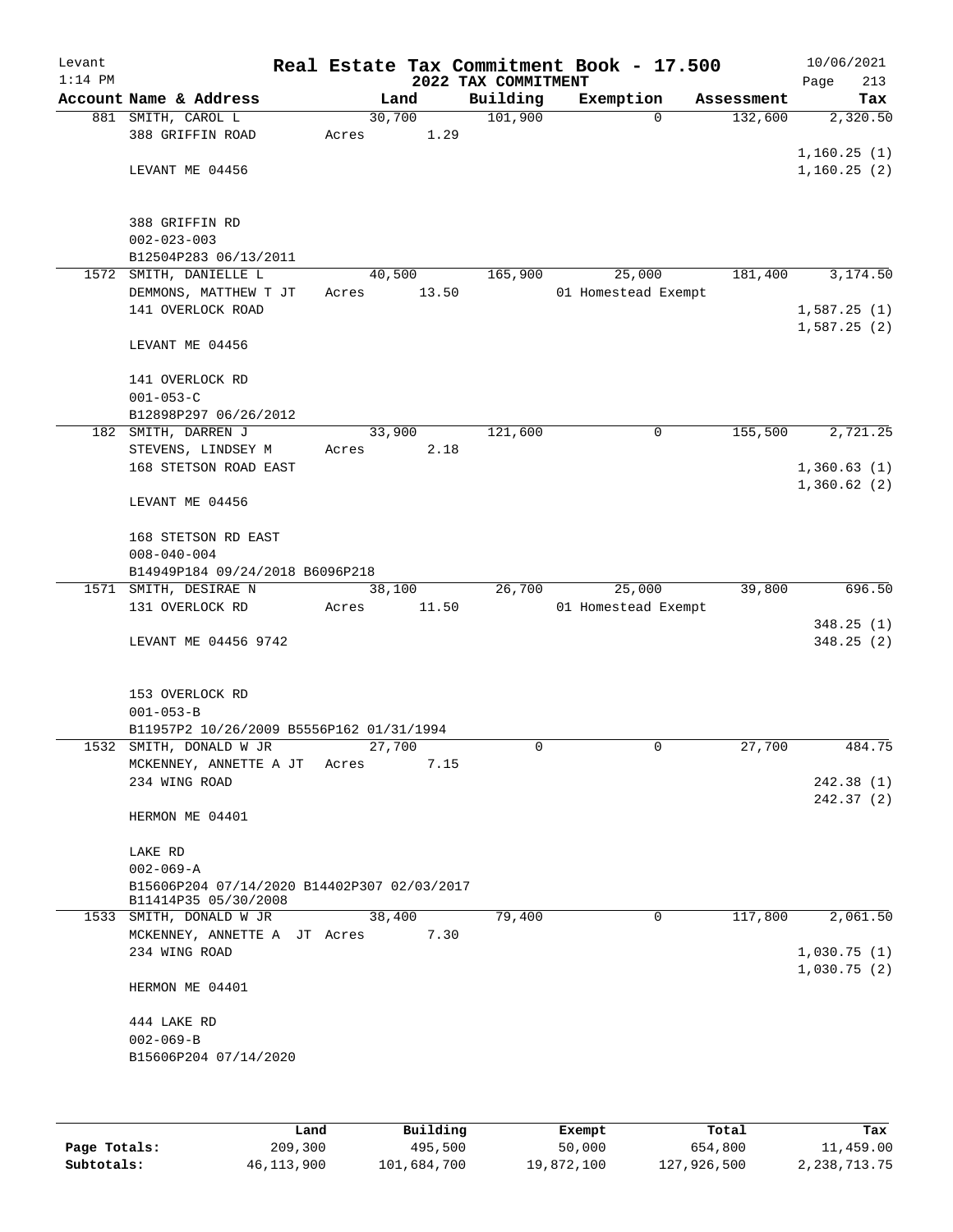Levant
1:14 PM

# Real Estate Tax Commitment Book - 17.500

## 2022 TAX COMMITMENT

10/06/2021

| Account Name & Address | Land | Building | Exemption | Assessment | Tax |
|---|---|---|---|---|---|
| 881 SMITH, CAROL L | 30,700 | 101,900 | 0 | 132,600 | 2,320.50 |
| 388 GRIFFIN ROAD | Acres 1.29 | | | | |
| | | | | | 1,160.25 (1) |
| LEVANT ME 04456 | | | | | 1,160.25 (2) |
| 388 GRIFFIN RD | | | | | |
| 002-023-003 | | | | | |
| B12504P283 06/13/2011 | | | | | |
| 1572 SMITH, DANIELLE L | 40,500 | 165,900 | 25,000 | 181,400 | 3,174.50 |
| DEMMONS, MATTHEW T JT | Acres 13.50 | | 01 Homestead Exempt | | |
| 141 OVERLOCK ROAD | | | | | 1,587.25 (1) |
| | | | | | 1,587.25 (2) |
| LEVANT ME 04456 | | | | | |
| 141 OVERLOCK RD | | | | | |
| 001-053-C | | | | | |
| B12898P297 06/26/2012 | | | | | |
| 182 SMITH, DARREN J | 33,900 | 121,600 | 0 | 155,500 | 2,721.25 |
| STEVENS, LINDSEY M | Acres 2.18 | | | | |
| 168 STETSON ROAD EAST | | | | | 1,360.63 (1) |
| | | | | | 1,360.62 (2) |
| LEVANT ME 04456 | | | | | |
| 168 STETSON RD EAST | | | | | |
| 008-040-004 | | | | | |
| B14949P184 09/24/2018 B6096P218 | | | | | |
| 1571 SMITH, DESIRAE N | 38,100 | 26,700 | 25,000 | 39,800 | 696.50 |
| 131 OVERLOCK RD | Acres 11.50 | | 01 Homestead Exempt | | |
| | | | | | 348.25 (1) |
| LEVANT ME 04456 9742 | | | | | 348.25 (2) |
| 153 OVERLOCK RD | | | | | |
| 001-053-B | | | | | |
| B11957P2 10/26/2009 B5556P162 01/31/1994 | | | | | |
| 1532 SMITH, DONALD W JR | 27,700 | 0 | 0 | 27,700 | 484.75 |
| MCKENNEY, ANNETTE A JT | Acres 7.15 | | | | |
| 234 WING ROAD | | | | | 242.38 (1) |
| | | | | | 242.37 (2) |
| HERMON ME 04401 | | | | | |
| LAKE RD | | | | | |
| 002-069-A | | | | | |
| B15606P204 07/14/2020 B14402P307 02/03/2017 | | | | | |
| B11414P35 05/30/2008 | | | | | |
| 1533 SMITH, DONALD W JR | 38,400 | 79,400 | 0 | 117,800 | 2,061.50 |
| MCKENNEY, ANNETTE A JT | Acres 7.30 | | | | |
| 234 WING ROAD | | | | | 1,030.75 (1) |
| | | | | | 1,030.75 (2) |
| HERMON ME 04401 | | | | | |
| 444 LAKE RD | | | | | |
| 002-069-B | | | | | |
| B15606P204 07/14/2020 | | | | | |

| | Land | Building | Exempt | Total | Tax |
|---|---|---|---|---|---|
| Page Totals: | 209,300 | 495,500 | 50,000 | 654,800 | 11,459.00 |
| Subtotals: | 46,113,900 | 101,684,700 | 19,872,100 | 127,926,500 | 2,238,713.75 |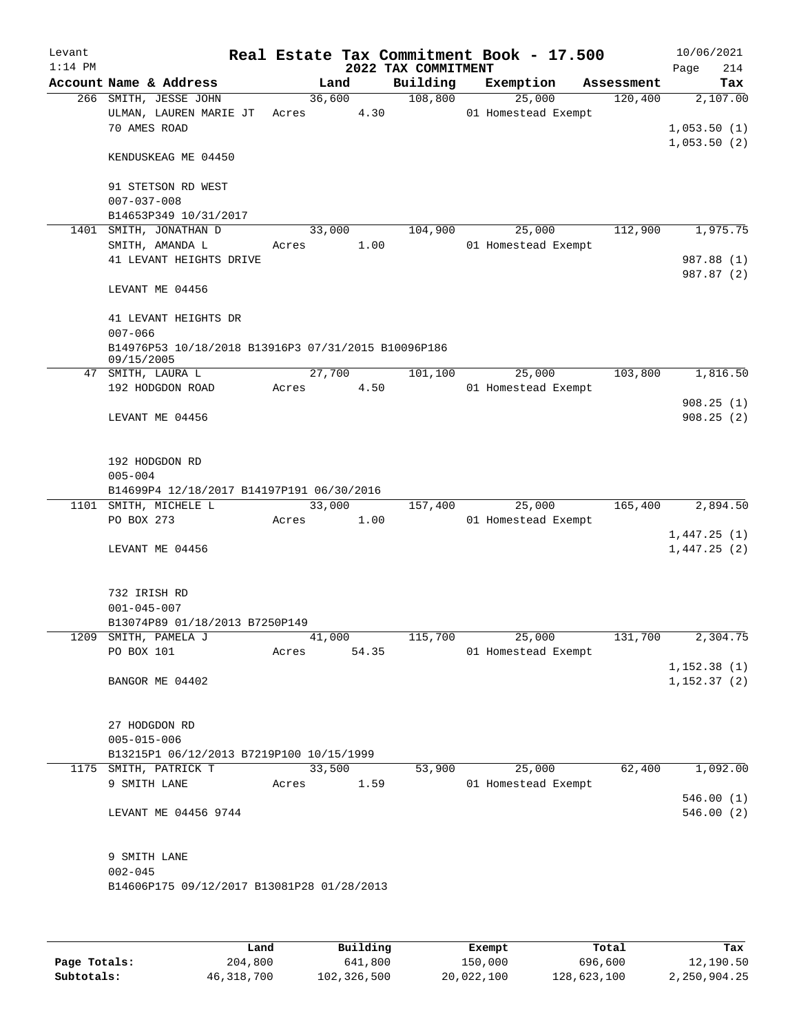Levant
1:14 PM

# Real Estate Tax Commitment Book - 17.500

## 2022 TAX COMMITMENT

10/06/2021

| Account Name & Address | Land | Building | Exemption | Assessment | Tax |
|---|---|---|---|---|---|
| 266 SMITH, JESSE JOHN | 36,600 | 108,800 | 25,000 | 120,400 | 2,107.00 |
| ULMAN, LAUREN MARIE JT | Acres 4.30 | | 01 Homestead Exempt | | |
| 70 AMES ROAD | | | | | 1,053.50 (1) |
| | | | | | 1,053.50 (2) |
| KENDUSKEAG ME 04450 | | | | | |
| 91 STETSON RD WEST | | | | | |
| 007-037-008 | | | | | |
| B14653P349 10/31/2017 | | | | | |
| 1401 SMITH, JONATHAN D | 33,000 | 104,900 | 25,000 | 112,900 | 1,975.75 |
| SMITH, AMANDA L | Acres 1.00 | | 01 Homestead Exempt | | |
| 41 LEVANT HEIGHTS DRIVE | | | | | 987.88 (1) |
| | | | | | 987.87 (2) |
| LEVANT ME 04456 | | | | | |
| 41 LEVANT HEIGHTS DR | | | | | |
| 007-066 | | | | | |
| B14976P53 10/18/2018 B13916P3 07/31/2015 B10096P186 09/15/2005 | | | | | |
| 47 SMITH, LAURA L | 27,700 | 101,100 | 25,000 | 103,800 | 1,816.50 |
| 192 HODGDON ROAD | Acres 4.50 | | 01 Homestead Exempt | | |
| | | | | | 908.25 (1) |
| LEVANT ME 04456 | | | | | 908.25 (2) |
| 192 HODGDON RD | | | | | |
| 005-004 | | | | | |
| B14699P4 12/18/2017 B14197P191 06/30/2016 | | | | | |
| 1101 SMITH, MICHELE L | 33,000 | 157,400 | 25,000 | 165,400 | 2,894.50 |
| PO BOX 273 | Acres 1.00 | | 01 Homestead Exempt | | |
| | | | | | 1,447.25 (1) |
| LEVANT ME 04456 | | | | | 1,447.25 (2) |
| 732 IRISH RD | | | | | |
| 001-045-007 | | | | | |
| B13074P89 01/18/2013 B7250P149 | | | | | |
| 1209 SMITH, PAMELA J | 41,000 | 115,700 | 25,000 | 131,700 | 2,304.75 |
| PO BOX 101 | Acres 54.35 | | 01 Homestead Exempt | | |
| | | | | | 1,152.38 (1) |
| BANGOR ME 04402 | | | | | 1,152.37 (2) |
| 27 HODGDON RD | | | | | |
| 005-015-006 | | | | | |
| B13215P1 06/12/2013 B7219P100 10/15/1999 | | | | | |
| 1175 SMITH, PATRICK T | 33,500 | 53,900 | 25,000 | 62,400 | 1,092.00 |
| 9 SMITH LANE | Acres 1.59 | | 01 Homestead Exempt | | |
| | | | | | 546.00 (1) |
| LEVANT ME 04456 9744 | | | | | 546.00 (2) |
| 9 SMITH LANE | | | | | |
| 002-045 | | | | | |
| B14606P175 09/12/2017 B13081P28 01/28/2013 | | | | | |

| | Land | Building | Exempt | Total | Tax |
|---|---|---|---|---|---|
| Page Totals: | 204,800 | 641,800 | 150,000 | 696,600 | 12,190.50 |
| Subtotals: | 46,318,700 | 102,326,500 | 20,022,100 | 128,623,100 | 2,250,904.25 |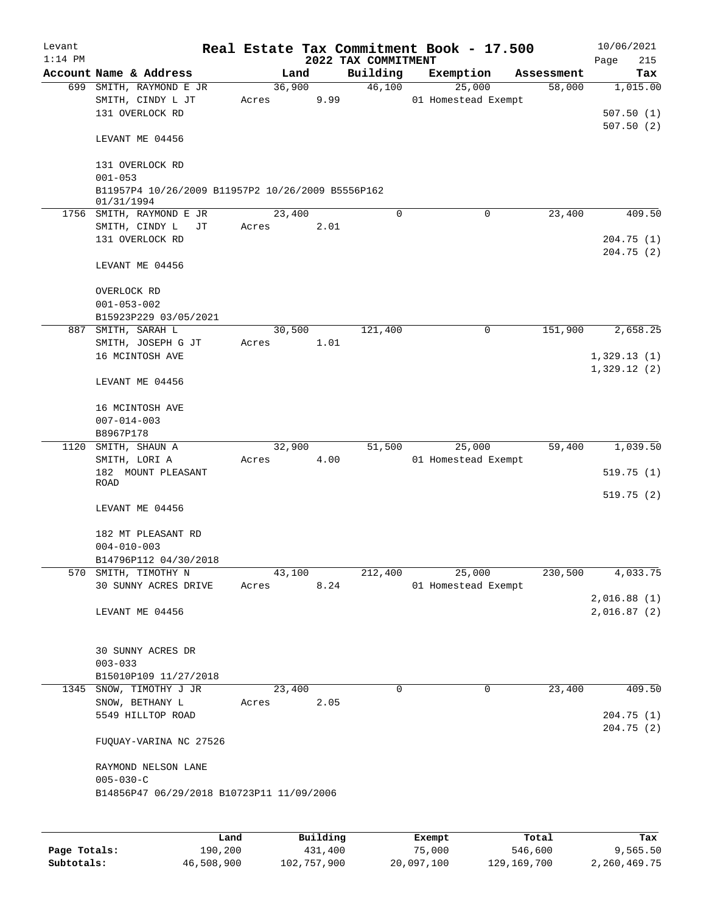Levant
1:14 PM

# Real Estate Tax Commitment Book - 17.500

## 2022 TAX COMMITMENT

10/06/2021

| Account | Name & Address | Land | Building | Exemption | Assessment | Tax |
|---|---|---|---|---|---|---|
| 699 | SMITH, RAYMOND E JR<br>SMITH, CINDY L JT<br>131 OVERLOCK RD<br><br>LEVANT ME 04456<br><br>131 OVERLOCK RD<br>001-053<br>B11957P4 10/26/2009 B11957P2 10/26/2009 B5556P162 01/31/1994 | 36,900<br>Acres 9.99 | 46,100 | 25,000<br>01 Homestead Exempt | 58,000 | 1,015.00<br><br>507.50 (1)<br>507.50 (2) |
| 1756 | SMITH, RAYMOND E JR<br>SMITH, CINDY L JT<br>131 OVERLOCK RD<br><br>LEVANT ME 04456<br><br>OVERLOCK RD<br>001-053-002<br>B15923P229 03/05/2021 | 23,400<br>Acres 2.01 | 0 | 0 | 23,400 | 409.50<br><br>204.75 (1)<br>204.75 (2) |
| 887 | SMITH, SARAH L<br>SMITH, JOSEPH G JT<br>16 MCINTOSH AVE<br><br>LEVANT ME 04456<br><br>16 MCINTOSH AVE<br>007-014-003<br>B8967P178 | 30,500<br>Acres 1.01 | 121,400 | 0 | 151,900 | 2,658.25<br><br>1,329.13 (1)<br>1,329.12 (2) |
| 1120 | SMITH, SHAUN A<br>SMITH, LORI A<br>182 MOUNT PLEASANT ROAD<br><br>LEVANT ME 04456<br><br>182 MT PLEASANT RD<br>004-010-003<br>B14796P112 04/30/2018 | 32,900<br>Acres 4.00 | 51,500 | 25,000<br>01 Homestead Exempt | 59,400 | 1,039.50<br><br>519.75 (1)<br>519.75 (2) |
| 570 | SMITH, TIMOTHY N<br>30 SUNNY ACRES DRIVE<br><br>LEVANT ME 04456<br><br>30 SUNNY ACRES DR<br>003-033<br>B15010P109 11/27/2018 | 43,100<br>Acres 8.24 | 212,400 | 25,000<br>01 Homestead Exempt | 230,500 | 4,033.75<br><br>2,016.88 (1)<br>2,016.87 (2) |
| 1345 | SNOW, TIMOTHY J JR<br>SNOW, BETHANY L<br>5549 HILLTOP ROAD<br><br>FUQUAY-VARINA NC 27526<br><br>RAYMOND NELSON LANE<br>005-030-C<br>B14856P47 06/29/2018 B10723P11 11/09/2006 | 23,400<br>Acres 2.05 | 0 | 0 | 23,400 | 409.50<br><br>204.75 (1)<br>204.75 (2) |

| | Land | Building | Exempt | Total | Tax |
|---|---|---|---|---|---|
| Page Totals: | 190,200 | 431,400 | 75,000 | 546,600 | 9,565.50 |
| Subtotals: | 46,508,900 | 102,757,900 | 20,097,100 | 129,169,700 | 2,260,469.75 |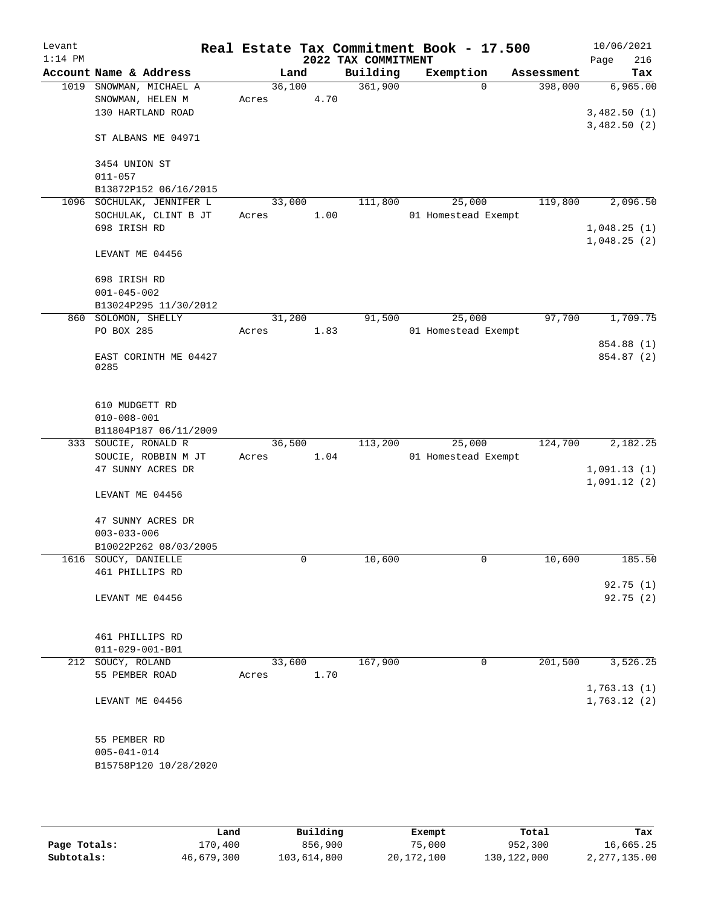Levant
1:14 PM

# Real Estate Tax Commitment Book - 17.500

## 2022 TAX COMMITMENT

10/06/2021

| Account | Name & Address | Land | Building | Exemption | Assessment | Tax |
|---|---|---|---|---|---|---|
| 1019 | SNOWMAN, MICHAEL A<br>SNOWMAN, HELEN M<br>130 HARTLAND ROAD<br><br>ST ALBANS ME 04971<br><br>3454 UNION ST<br>011-057<br>B13872P152 06/16/2015 | 36,100<br>Acres 4.70 | 361,900 | 0 | 398,000 | 6,965.00<br><br>3,482.50 (1)<br>3,482.50 (2) |
| 1096 | SOCHULAK, JENNIFER L<br>SOCHULAK, CLINT B JT<br>698 IRISH RD<br><br>LEVANT ME 04456<br><br>698 IRISH RD<br>001-045-002<br>B13024P295 11/30/2012 | 33,000<br>Acres 1.00 | 111,800 | 25,000<br>01 Homestead Exempt | 119,800 | 2,096.50<br><br>1,048.25 (1)<br>1,048.25 (2) |
| 860 | SOLOMON, SHELLY<br>PO BOX 285<br><br>EAST CORINTH ME 04427<br>0285<br><br>610 MUDGETT RD<br>010-008-001<br>B11804P187 06/11/2009 | 31,200<br>Acres 1.83 | 91,500 | 25,000<br>01 Homestead Exempt | 97,700 | 1,709.75<br><br>854.88 (1)<br>854.87 (2) |
| 333 | SOUCIE, RONALD R<br>SOUCIE, ROBBIN M JT<br>47 SUNNY ACRES DR<br><br>LEVANT ME 04456<br><br>47 SUNNY ACRES DR<br>003-033-006<br>B10022P262 08/03/2005 | 36,500<br>Acres 1.04 | 113,200 | 25,000<br>01 Homestead Exempt | 124,700 | 2,182.25<br><br>1,091.13 (1)<br>1,091.12 (2) |
| 1616 | SOUCY, DANIELLE<br>461 PHILLIPS RD<br><br>LEVANT ME 04456<br><br>461 PHILLIPS RD<br>011-029-001-B01 | 0 | 10,600 | 0 | 10,600 | 185.50<br><br>92.75 (1)<br>92.75 (2) |
| 212 | SOUCY, ROLAND<br>55 PEMBER ROAD<br><br>LEVANT ME 04456<br><br>55 PEMBER RD<br>005-041-014<br>B15758P120 10/28/2020 | 33,600<br>Acres 1.70 | 167,900 | 0 | 201,500 | 3,526.25<br><br>1,763.13 (1)<br>1,763.12 (2) |

| | Land | Building | Exempt | Total | Tax |
|---|---|---|---|---|---|
| **Page Totals:** | 170,400 | 856,900 | 75,000 | 952,300 | 16,665.25 |
| **Subtotals:** | 46,679,300 | 103,614,800 | 20,172,100 | 130,122,000 | 2,277,135.00 |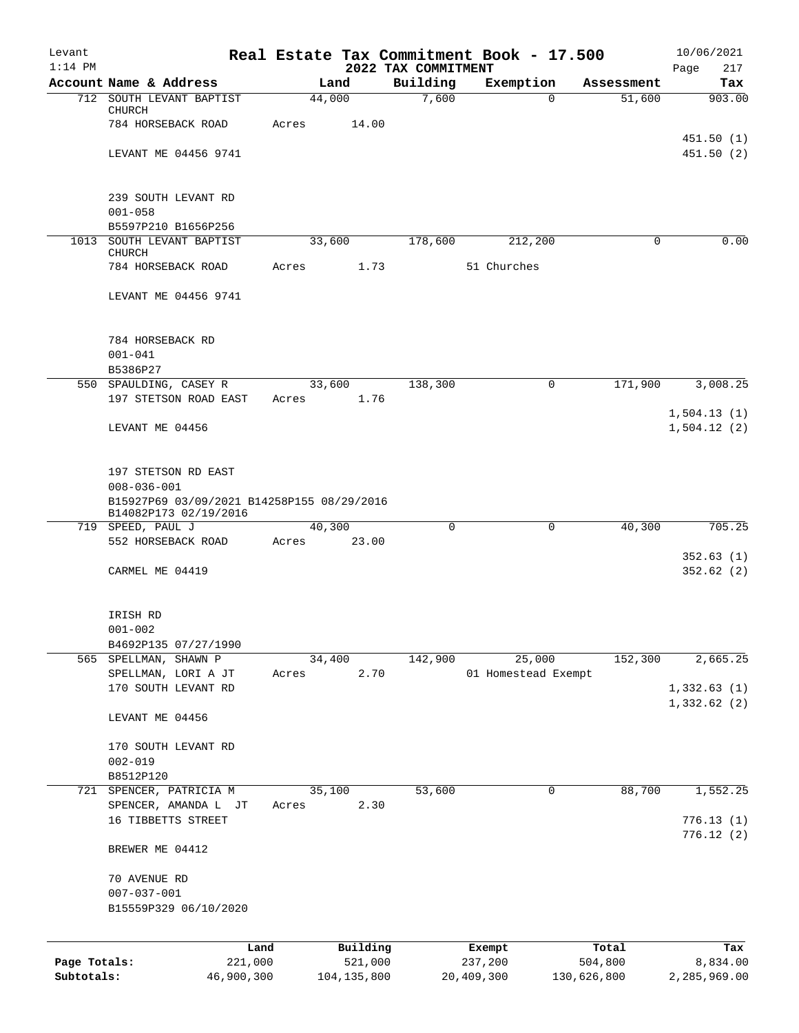Levant 1:14 PM

# Real Estate Tax Commitment Book - 17.500

## 2022 TAX COMMITMENT

10/06/2021 Page 217

| Account Name & Address | Land | Building | Exemption | Assessment | Tax |
|---|---|---|---|---|---|
| 712 SOUTH LEVANT BAPTIST CHURCH | 44,000 | 7,600 | 0 | 51,600 | 903.00 |
| 784 HORSEBACK ROAD | Acres 14.00 | | | | |
| | | | | | 451.50 (1) |
| LEVANT ME 04456 9741 | | | | | 451.50 (2) |
| 239 SOUTH LEVANT RD | | | | | |
| 001-058 | | | | | |
| B5597P210 B1656P256 | | | | | |
| 1013 SOUTH LEVANT BAPTIST CHURCH | 33,600 | 178,600 | 212,200 | 0 | 0.00 |
| 784 HORSEBACK ROAD | Acres 1.73 | | 51 Churches | | |
| LEVANT ME 04456 9741 | | | | | |
| 784 HORSEBACK RD | | | | | |
| 001-041 | | | | | |
| B5386P27 | | | | | |
| 550 SPAULDING, CASEY R | 33,600 | 138,300 | 0 | 171,900 | 3,008.25 |
| 197 STETSON ROAD EAST | Acres 1.76 | | | | |
| | | | | | 1,504.13 (1) |
| LEVANT ME 04456 | | | | | 1,504.12 (2) |
| 197 STETSON RD EAST | | | | | |
| 008-036-001 | | | | | |
| B15927P69 03/09/2021 B14258P155 08/29/2016 B14082P173 02/19/2016 | | | | | |
| 719 SPEED, PAUL J | 40,300 | 0 | 0 | 40,300 | 705.25 |
| 552 HORSEBACK ROAD | Acres 23.00 | | | | |
| | | | | | 352.63 (1) |
| CARMEL ME 04419 | | | | | 352.62 (2) |
| IRISH RD | | | | | |
| 001-002 | | | | | |
| B4692P135 07/27/1990 | | | | | |
| 565 SPELLMAN, SHAWN P | 34,400 | 142,900 | 25,000 | 152,300 | 2,665.25 |
| SPELLMAN, LORI A JT | Acres 2.70 | | 01 Homestead Exempt | | |
| 170 SOUTH LEVANT RD | | | | | 1,332.63 (1) |
| | | | | | 1,332.62 (2) |
| LEVANT ME 04456 | | | | | |
| 170 SOUTH LEVANT RD | | | | | |
| 002-019 | | | | | |
| B8512P120 | | | | | |
| 721 SPENCER, PATRICIA M | 35,100 | 53,600 | 0 | 88,700 | 1,552.25 |
| SPENCER, AMANDA L JT | Acres 2.30 | | | | |
| 16 TIBBETTS STREET | | | | | 776.13 (1) |
| | | | | | 776.12 (2) |
| BREWER ME 04412 | | | | | |
| 70 AVENUE RD | | | | | |
| 007-037-001 | | | | | |
| B15559P329 06/10/2020 | | | | | |

| | Land | Building | Exempt | Total | Tax |
|---|---|---|---|---|---|
| Page Totals: | 221,000 | 521,000 | 237,200 | 504,800 | 8,834.00 |
| Subtotals: | 46,900,300 | 104,135,800 | 20,409,300 | 130,626,800 | 2,285,969.00 |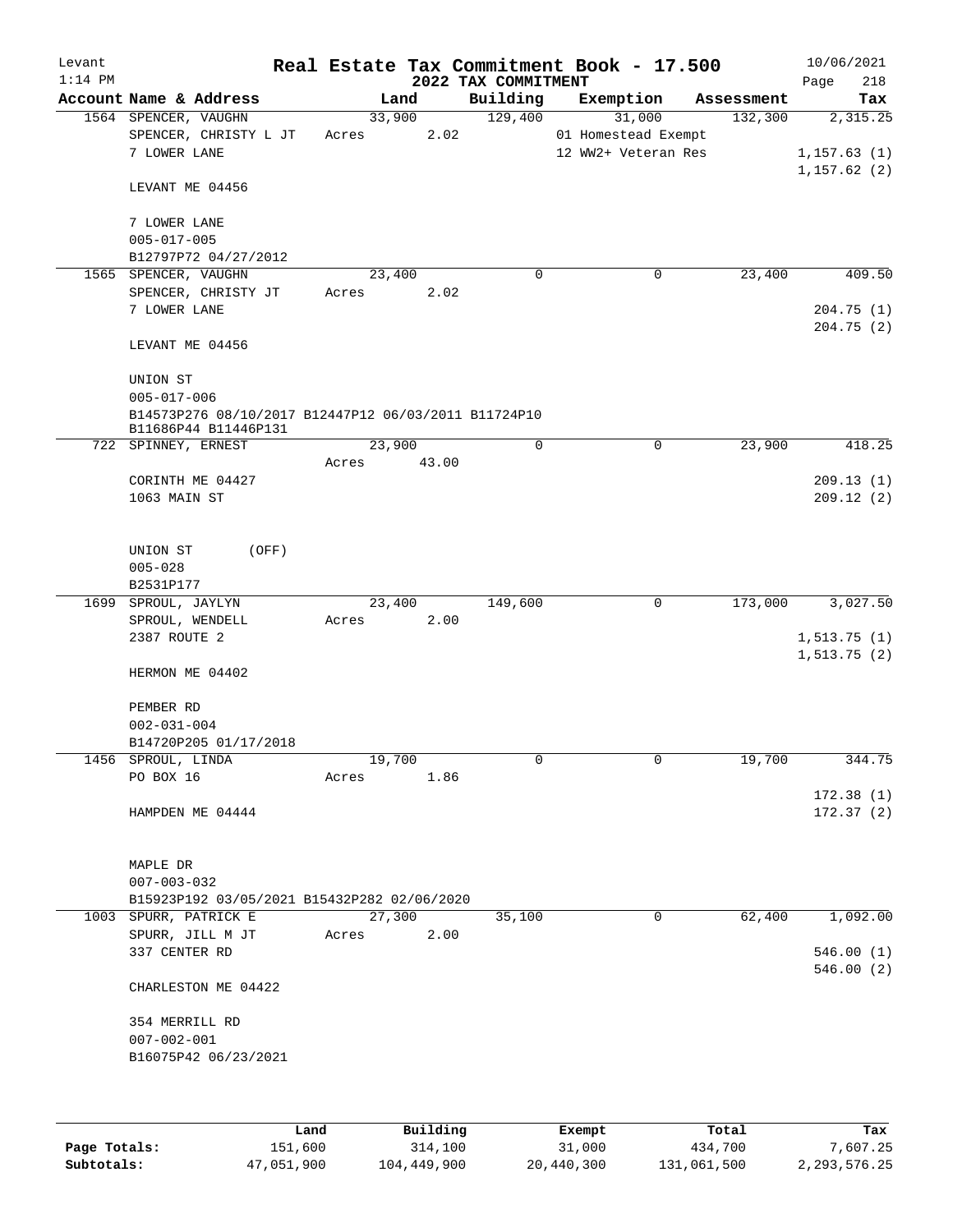# Real Estate Tax Commitment Book - 17.500

Levant
1:14 PM

2022 TAX COMMITMENT

10/06/2021

| Account Name & Address | Land | Building | Exemption | Assessment | Tax |
|---|---|---|---|---|---|
| 1564 SPENCER, VAUGHN | 33,900 | 129,400 | 31,000 | 132,300 | 2,315.25 |
| SPENCER, CHRISTY L JT | Acres 2.02 | | 01 Homestead Exempt | | |
| 7 LOWER LANE | | | 12 WW2+ Veteran Res | | 1,157.63 (1) |
| | | | | | 1,157.62 (2) |
| LEVANT ME 04456 | | | | | |
| 7 LOWER LANE | | | | | |
| 005-017-005 | | | | | |
| B12797P72 04/27/2012 | | | | | |
| 1565 SPENCER, VAUGHN | 23,400 | 0 | 0 | 23,400 | 409.50 |
| SPENCER, CHRISTY JT | Acres 2.02 | | | | |
| 7 LOWER LANE | | | | | 204.75 (1) |
| | | | | | 204.75 (2) |
| LEVANT ME 04456 | | | | | |
| UNION ST | | | | | |
| 005-017-006 | | | | | |
| B14573P276 08/10/2017 B12447P12 06/03/2011 B11724P10 B11686P44 B11446P131 | | | | | |
| 722 SPINNEY, ERNEST | 23,900 | 0 | 0 | 23,900 | 418.25 |
| | Acres 43.00 | | | | |
| CORINTH ME 04427 | | | | | 209.13 (1) |
| 1063 MAIN ST | | | | | 209.12 (2) |
| UNION ST (OFF) | | | | | |
| 005-028 | | | | | |
| B2531P177 | | | | | |
| 1699 SPROUL, JAYLYN | 23,400 | 149,600 | 0 | 173,000 | 3,027.50 |
| SPROUL, WENDELL | Acres 2.00 | | | | |
| 2387 ROUTE 2 | | | | | 1,513.75 (1) |
| | | | | | 1,513.75 (2) |
| HERMON ME 04402 | | | | | |
| PEMBER RD | | | | | |
| 002-031-004 | | | | | |
| B14720P205 01/17/2018 | | | | | |
| 1456 SPROUL, LINDA | 19,700 | 0 | 0 | 19,700 | 344.75 |
| PO BOX 16 | Acres 1.86 | | | | |
| | | | | | 172.38 (1) |
| HAMPDEN ME 04444 | | | | | 172.37 (2) |
| MAPLE DR | | | | | |
| 007-003-032 | | | | | |
| B15923P192 03/05/2021 B15432P282 02/06/2020 | | | | | |
| 1003 SPURR, PATRICK E | 27,300 | 35,100 | 0 | 62,400 | 1,092.00 |
| SPURR, JILL M JT | Acres 2.00 | | | | |
| 337 CENTER RD | | | | | 546.00 (1) |
| | | | | | 546.00 (2) |
| CHARLESTON ME 04422 | | | | | |
| 354 MERRILL RD | | | | | |
| 007-002-001 | | | | | |
| B16075P42 06/23/2021 | | | | | |

| | Land | Building | Exempt | Total | Tax |
|---|---|---|---|---|---|
| Page Totals: | 151,600 | 314,100 | 31,000 | 434,700 | 7,607.25 |
| Subtotals: | 47,051,900 | 104,449,900 | 20,440,300 | 131,061,500 | 2,293,576.25 |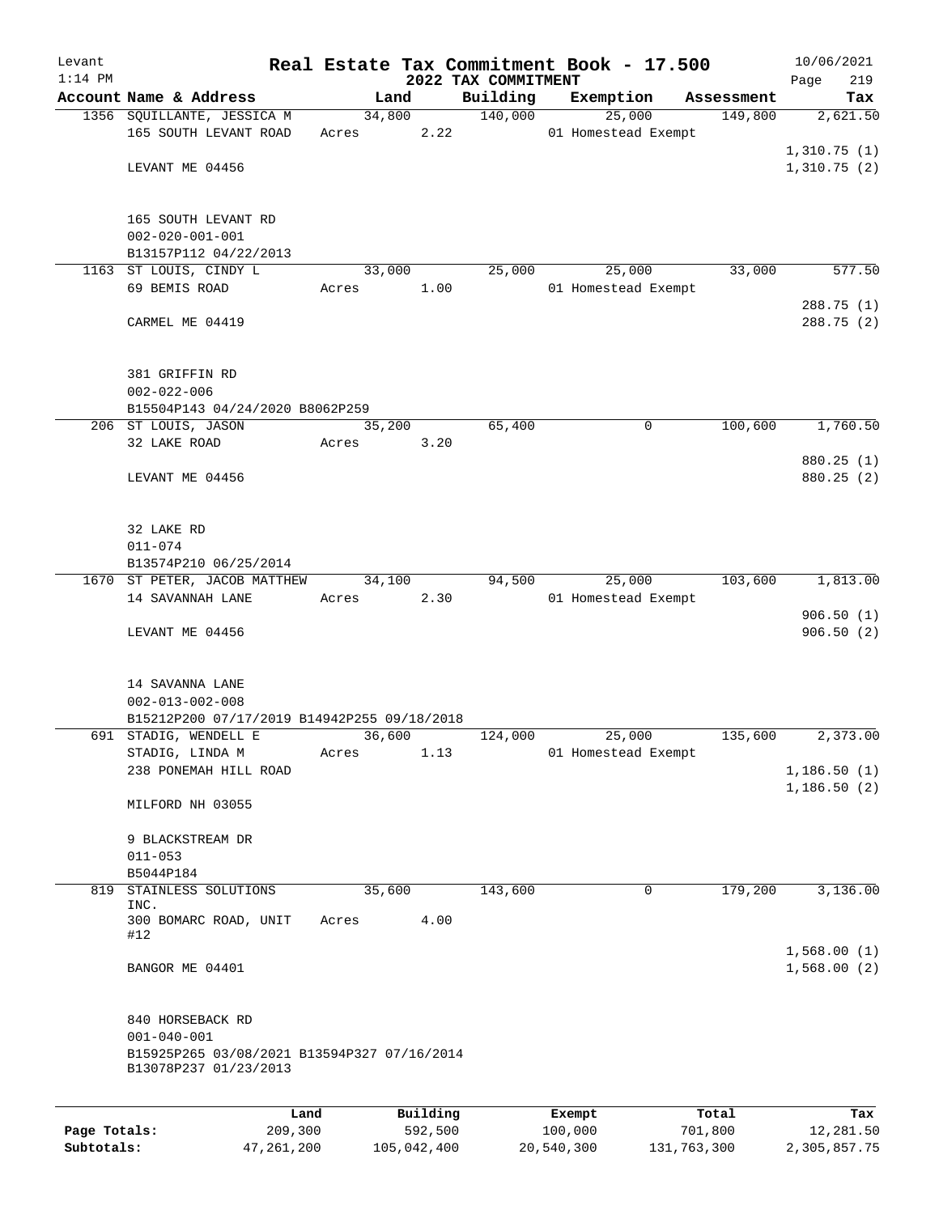Levant 1:14 PM

# Real Estate Tax Commitment Book - 17.500

## 2022 TAX COMMITMENT

10/06/2021 Page 219

| Account Name & Address | Land | Building | Exemption | Assessment | Tax |
|---|---|---|---|---|---|
| 1356 SQUILLANTE, JESSICA M<br>165 SOUTH LEVANT ROAD<br><br>LEVANT ME 04456<br><br>165 SOUTH LEVANT RD<br>002-020-001-001<br>B13157P112 04/22/2013 | 34,800<br>Acres 2.22 | 140,000 | 25,000<br>01 Homestead Exempt | 149,800 | 2,621.50<br><br>1,310.75 (1)<br>1,310.75 (2) |
| 1163 ST LOUIS, CINDY L<br>69 BEMIS ROAD<br><br>CARMEL ME 04419<br><br>381 GRIFFIN RD<br>002-022-006<br>B15504P143 04/24/2020 B8062P259 | 33,000<br>Acres 1.00 | 25,000 | 25,000<br>01 Homestead Exempt | 33,000 | 577.50<br><br>288.75 (1)<br>288.75 (2) |
| 206 ST LOUIS, JASON<br>32 LAKE ROAD<br><br>LEVANT ME 04456<br><br>32 LAKE RD<br>011-074<br>B13574P210 06/25/2014 | 35,200<br>Acres 3.20 | 65,400 | 0 | 100,600 | 1,760.50<br><br>880.25 (1)<br>880.25 (2) |
| 1670 ST PETER, JACOB MATTHEW<br>14 SAVANNAH LANE<br><br>LEVANT ME 04456<br><br>14 SAVANNA LANE<br>002-013-002-008<br>B15212P200 07/17/2019 B14942P255 09/18/2018 | 34,100<br>Acres 2.30 | 94,500 | 25,000<br>01 Homestead Exempt | 103,600 | 1,813.00<br><br>906.50 (1)<br>906.50 (2) |
| 691 STADIG, WENDELL E<br>STADIG, LINDA M<br>238 PONEMAH HILL ROAD<br><br>MILFORD NH 03055<br><br>9 BLACKSTREAM DR<br>011-053<br>B5044P184 | 36,600<br>Acres 1.13 | 124,000 | 25,000<br>01 Homestead Exempt | 135,600 | 2,373.00<br><br>1,186.50 (1)<br>1,186.50 (2) |
| 819 STAINLESS SOLUTIONS INC.<br>300 BOMARC ROAD, UNIT #12<br><br>BANGOR ME 04401<br><br>840 HORSEBACK RD<br>001-040-001<br>B15925P265 03/08/2021 B13594P327 07/16/2014<br>B13078P237 01/23/2013 | 35,600<br>Acres 4.00 | 143,600 | 0 | 179,200 | 3,136.00<br><br>1,568.00 (1)<br>1,568.00 (2) |

| | Land | Building | Exempt | Total | Tax |
|---|---|---|---|---|---|
| Page Totals: | 209,300 | 592,500 | 100,000 | 701,800 | 12,281.50 |
| Subtotals: | 47,261,200 | 105,042,400 | 20,540,300 | 131,763,300 | 2,305,857.75 |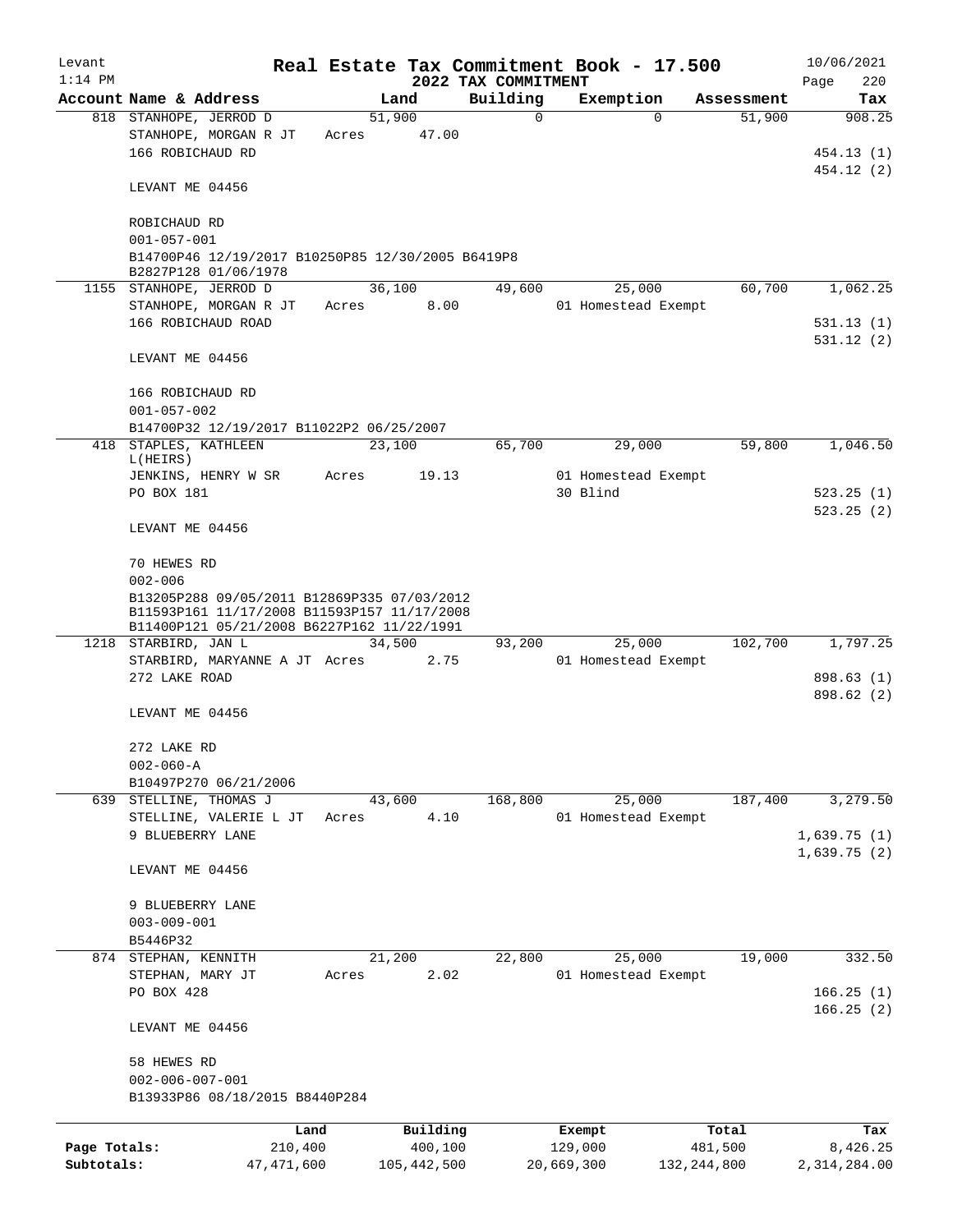Levant — Real Estate Tax Commitment Book - 17.500 — 10/06/2021
1:14 PM — 2022 TAX COMMITMENT — Page 220

| Account Name & Address | Land | Building | Exemption | Assessment | Tax |
|---|---|---|---|---|---|
| 818 STANHOPE, JERROD D | 51,900 | 0 | 0 | 51,900 | 908.25 |
| STANHOPE, MORGAN R JT | Acres 47.00 | | | | |
| 166 ROBICHAUD RD | | | | | 454.13 (1) |
| | | | | | 454.12 (2) |
| LEVANT ME 04456 | | | | | |
| ROBICHAUD RD | | | | | |
| 001-057-001 | | | | | |
| B14700P46 12/19/2017 B10250P85 12/30/2005 B6419P8 B2827P128 01/06/1978 | | | | | |
| 1155 STANHOPE, JERROD D | 36,100 | 49,600 | 25,000 | 60,700 | 1,062.25 |
| STANHOPE, MORGAN R JT | Acres 8.00 | | 01 Homestead Exempt | | |
| 166 ROBICHAUD ROAD | | | | | 531.13 (1) |
| | | | | | 531.12 (2) |
| LEVANT ME 04456 | | | | | |
| 166 ROBICHAUD RD | | | | | |
| 001-057-002 | | | | | |
| B14700P32 12/19/2017 B11022P2 06/25/2007 | | | | | |
| 418 STAPLES, KATHLEEN L(HEIRS) | 23,100 | 65,700 | 29,000 | 59,800 | 1,046.50 |
| JENKINS, HENRY W SR | Acres 19.13 | | 01 Homestead Exempt | | |
| PO BOX 181 | | | 30 Blind | | 523.25 (1) |
| | | | | | 523.25 (2) |
| LEVANT ME 04456 | | | | | |
| 70 HEWES RD | | | | | |
| 002-006 | | | | | |
| B13205P288 09/05/2011 B12869P335 07/03/2012 B11593P161 11/17/2008 B11593P157 11/17/2008 B11400P121 05/21/2008 B6227P162 11/22/1991 | | | | | |
| 1218 STARBIRD, JAN L | 34,500 | 93,200 | 25,000 | 102,700 | 1,797.25 |
| STARBIRD, MARYANNE A JT | Acres 2.75 | | 01 Homestead Exempt | | |
| 272 LAKE ROAD | | | | | 898.63 (1) |
| | | | | | 898.62 (2) |
| LEVANT ME 04456 | | | | | |
| 272 LAKE RD | | | | | |
| 002-060-A | | | | | |
| B10497P270 06/21/2006 | | | | | |
| 639 STELLINE, THOMAS J | 43,600 | 168,800 | 25,000 | 187,400 | 3,279.50 |
| STELLINE, VALERIE L JT | Acres 4.10 | | 01 Homestead Exempt | | |
| 9 BLUEBERRY LANE | | | | | 1,639.75 (1) |
| | | | | | 1,639.75 (2) |
| LEVANT ME 04456 | | | | | |
| 9 BLUEBERRY LANE | | | | | |
| 003-009-001 | | | | | |
| B5446P32 | | | | | |
| 874 STEPHAN, KENNITH | 21,200 | 22,800 | 25,000 | 19,000 | 332.50 |
| STEPHAN, MARY JT | Acres 2.02 | | 01 Homestead Exempt | | |
| PO BOX 428 | | | | | 166.25 (1) |
| | | | | | 166.25 (2) |
| LEVANT ME 04456 | | | | | |
| 58 HEWES RD | | | | | |
| 002-006-007-001 | | | | | |
| B13933P86 08/18/2015 B8440P284 | | | | | |

| | Land | Building | Exempt | Total | Tax |
|---|---|---|---|---|---|
| Page Totals: | 210,400 | 400,100 | 129,000 | 481,500 | 8,426.25 |
| Subtotals: | 47,471,600 | 105,442,500 | 20,669,300 | 132,244,800 | 2,314,284.00 |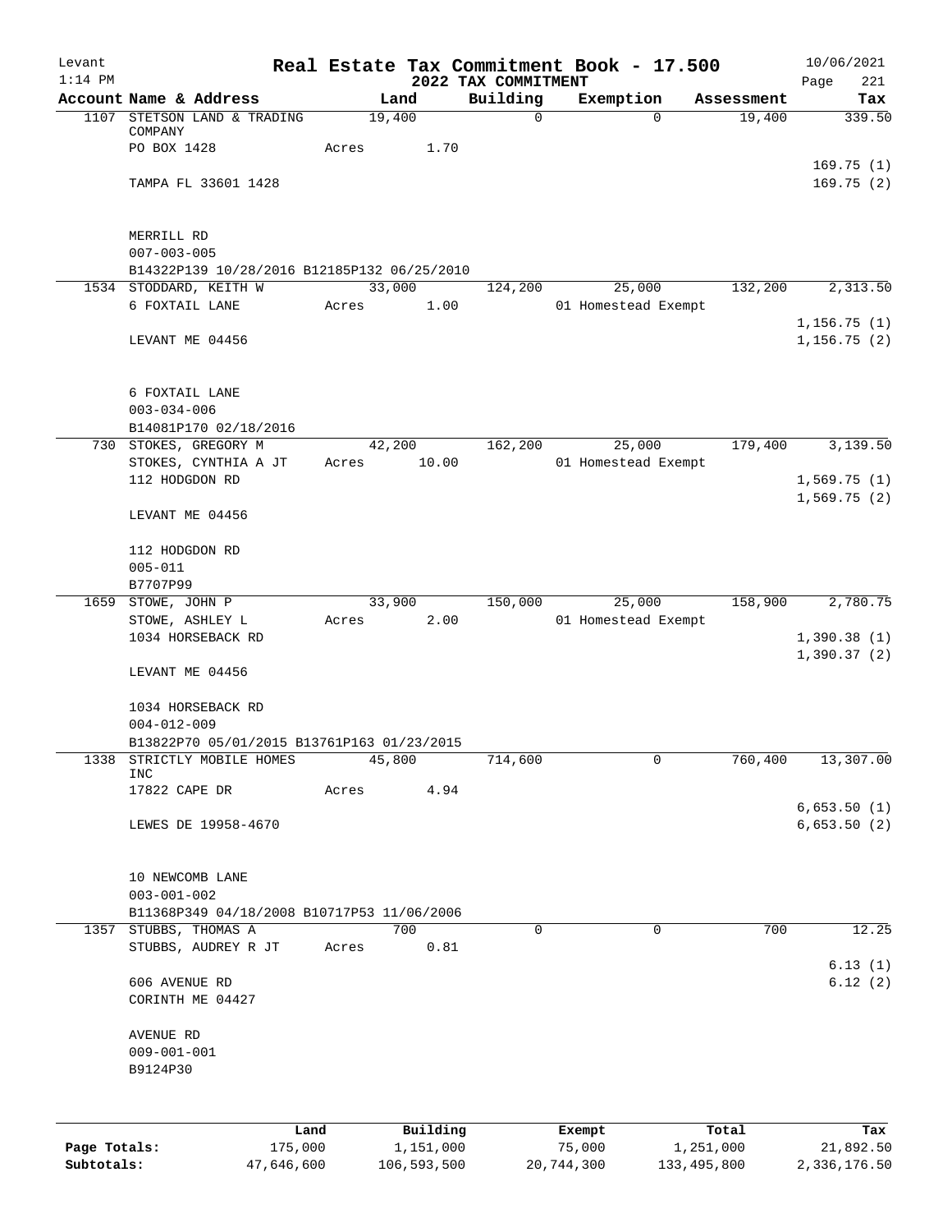Levant 1:14 PM

# Real Estate Tax Commitment Book - 17.500

## 2022 TAX COMMITMENT

10/06/2021 Page 221

| Account | Name & Address | Land | Building | Exemption | Assessment | Tax |
|---|---|---|---|---|---|---|
| 1107 | STETSON LAND & TRADING COMPANY | 19,400 | 0 | 0 | 19,400 | 339.50 |
| | PO BOX 1428 | Acres 1.70 | | | | |
| | | | | | | 169.75 (1) |
| | TAMPA FL 33601 1428 | | | | | 169.75 (2) |
| | MERRILL RD | | | | | |
| | 007-003-005 | | | | | |
| | B14322P139 10/28/2016 B12185P132 06/25/2010 | | | | | |
| 1534 | STODDARD, KEITH W | 33,000 | 124,200 | 25,000 | 132,200 | 2,313.50 |
| | 6 FOXTAIL LANE | Acres 1.00 | | 01 Homestead Exempt | | |
| | | | | | | 1,156.75 (1) |
| | LEVANT ME 04456 | | | | | 1,156.75 (2) |
| | 6 FOXTAIL LANE | | | | | |
| | 003-034-006 | | | | | |
| | B14081P170 02/18/2016 | | | | | |
| 730 | STOKES, GREGORY M | 42,200 | 162,200 | 25,000 | 179,400 | 3,139.50 |
| | STOKES, CYNTHIA A JT | Acres 10.00 | | 01 Homestead Exempt | | |
| | 112 HODGDON RD | | | | | 1,569.75 (1) |
| | | | | | | 1,569.75 (2) |
| | LEVANT ME 04456 | | | | | |
| | 112 HODGDON RD | | | | | |
| | 005-011 | | | | | |
| | B7707P99 | | | | | |
| 1659 | STOWE, JOHN P | 33,900 | 150,000 | 25,000 | 158,900 | 2,780.75 |
| | STOWE, ASHLEY L | Acres 2.00 | | 01 Homestead Exempt | | |
| | 1034 HORSEBACK RD | | | | | 1,390.38 (1) |
| | | | | | | 1,390.37 (2) |
| | LEVANT ME 04456 | | | | | |
| | 1034 HORSEBACK RD | | | | | |
| | 004-012-009 | | | | | |
| | B13822P70 05/01/2015 B13761P163 01/23/2015 | | | | | |
| 1338 | STRICTLY MOBILE HOMES INC | 45,800 | 714,600 | 0 | 760,400 | 13,307.00 |
| | 17822 CAPE DR | Acres 4.94 | | | | |
| | | | | | | 6,653.50 (1) |
| | LEWES DE 19958-4670 | | | | | 6,653.50 (2) |
| | 10 NEWCOMB LANE | | | | | |
| | 003-001-002 | | | | | |
| | B11368P349 04/18/2008 B10717P53 11/06/2006 | | | | | |
| 1357 | STUBBS, THOMAS A | 700 | 0 | 0 | 700 | 12.25 |
| | STUBBS, AUDREY R JT | Acres 0.81 | | | | |
| | | | | | | 6.13 (1) |
| | 606 AVENUE RD | | | | | 6.12 (2) |
| | CORINTH ME 04427 | | | | | |
| | AVENUE RD | | | | | |
| | 009-001-001 | | | | | |
| | B9124P30 | | | | | |

| | Land | Building | Exempt | Total | Tax |
|---|---|---|---|---|---|
| Page Totals: | 175,000 | 1,151,000 | 75,000 | 1,251,000 | 21,892.50 |
| Subtotals: | 47,646,600 | 106,593,500 | 20,744,300 | 133,495,800 | 2,336,176.50 |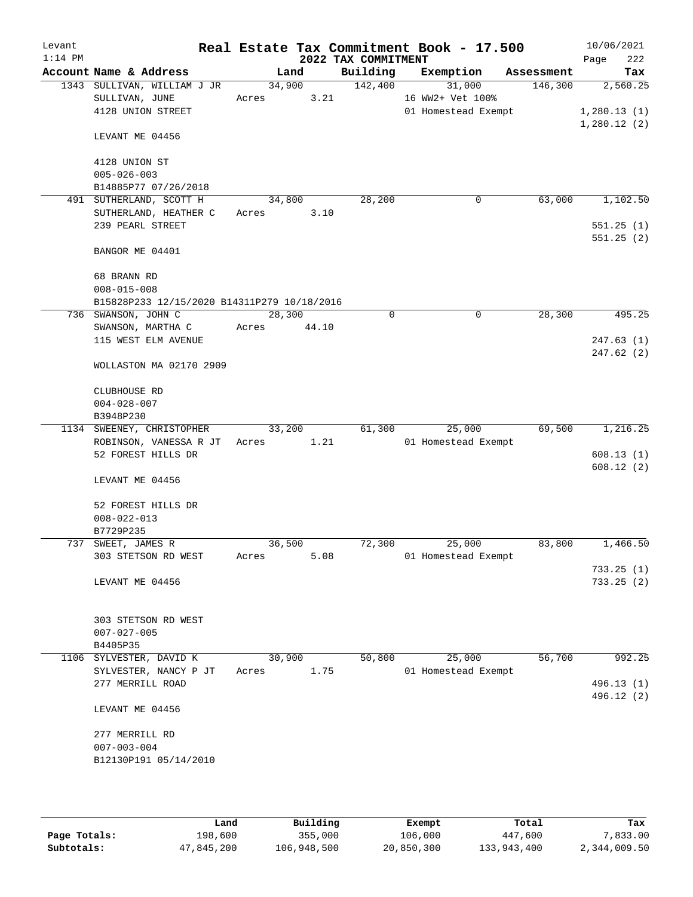# Real Estate Tax Commitment Book - 17.500

Levant
1:14 PM

10/06/2021

2022 TAX COMMITMENT

| Account | Name & Address | Land | Building | Exemption | Assessment | Tax |
|---|---|---|---|---|---|---|
| 1343 | SULLIVAN, WILLIAM J JR<br>SULLIVAN, JUNE<br>4128 UNION STREET<br><br>LEVANT ME 04456<br><br>4128 UNION ST<br>005-026-003<br>B14885P77 07/26/2018 | 34,900<br>Acres 3.21 | 142,400 | 31,000<br>16 WW2+ Vet 100%<br>01 Homestead Exempt | 146,300 | 2,560.25<br><br>1,280.13 (1)<br>1,280.12 (2) |
| 491 | SUTHERLAND, SCOTT H<br>SUTHERLAND, HEATHER C<br>239 PEARL STREET<br><br>BANGOR ME 04401<br><br>68 BRANN RD<br>008-015-008<br>B15828P233 12/15/2020 B14311P279 10/18/2016 | 34,800<br>Acres 3.10 | 28,200 | 0 | 63,000 | 1,102.50<br><br>551.25 (1)<br>551.25 (2) |
| 736 | SWANSON, JOHN C<br>SWANSON, MARTHA C<br>115 WEST ELM AVENUE<br><br>WOLLASTON MA 02170 2909<br><br>CLUBHOUSE RD<br>004-028-007<br>B3948P230 | 28,300<br>Acres 44.10 | 0 | 0 | 28,300 | 495.25<br><br>247.63 (1)<br>247.62 (2) |
| 1134 | SWEENEY, CHRISTOPHER<br>ROBINSON, VANESSA R JT<br>52 FOREST HILLS DR<br><br>LEVANT ME 04456<br><br>52 FOREST HILLS DR<br>008-022-013<br>B7729P235 | 33,200<br>Acres 1.21 | 61,300 | 25,000<br>01 Homestead Exempt | 69,500 | 1,216.25<br><br>608.13 (1)<br>608.12 (2) |
| 737 | SWEET, JAMES R<br>303 STETSON RD WEST<br><br>LEVANT ME 04456<br><br>303 STETSON RD WEST<br>007-027-005<br>B4405P35 | 36,500<br>Acres 5.08 | 72,300 | 25,000<br>01 Homestead Exempt | 83,800 | 1,466.50<br><br>733.25 (1)<br>733.25 (2) |
| 1106 | SYLVESTER, DAVID K<br>SYLVESTER, NANCY P JT<br>277 MERRILL ROAD<br><br>LEVANT ME 04456<br><br>277 MERRILL RD<br>007-003-004<br>B12130P191 05/14/2010 | 30,900<br>Acres 1.75 | 50,800 | 25,000<br>01 Homestead Exempt | 56,700 | 992.25<br><br>496.13 (1)<br>496.12 (2) |

| | Land | Building | Exempt | Total | Tax |
|---|---|---|---|---|---|
| Page Totals: | 198,600 | 355,000 | 106,000 | 447,600 | 7,833.00 |
| Subtotals: | 47,845,200 | 106,948,500 | 20,850,300 | 133,943,400 | 2,344,009.50 |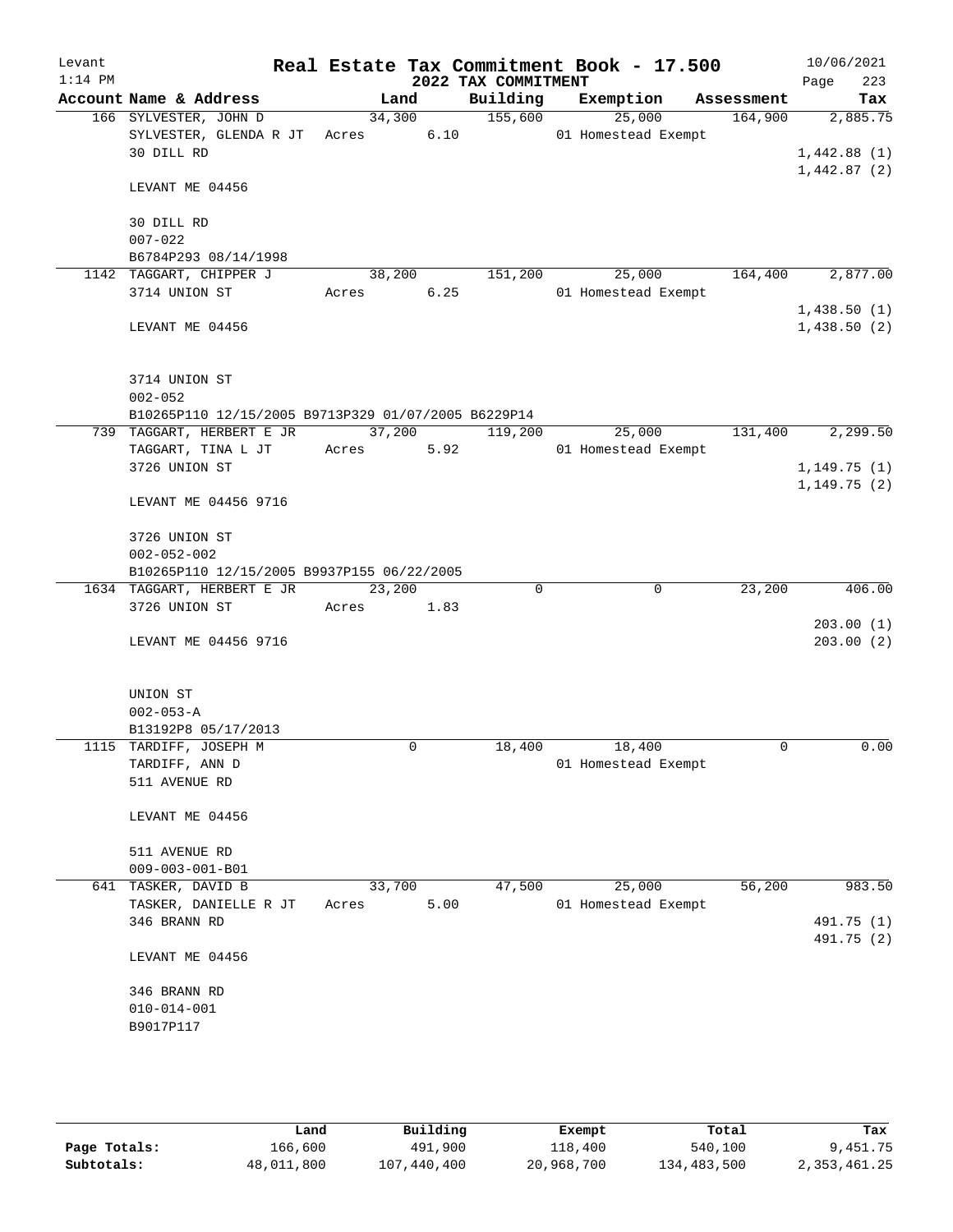Levant 1:14 PM

# Real Estate Tax Commitment Book - 17.500

## 2022 TAX COMMITMENT

10/06/2021

| Account | Name & Address | Land | Building | Exemption | Assessment | Tax |
|---|---|---|---|---|---|---|
| 166 | SYLVESTER, JOHN D<br>SYLVESTER, GLENDA R JT<br>30 DILL RD<br><br>LEVANT ME 04456<br><br>30 DILL RD<br>007-022<br>B6784P293 08/14/1998 | 34,300<br>Acres 6.10 | 155,600 | 25,000<br>01 Homestead Exempt | 164,900 | 2,885.75<br><br>1,442.88 (1)<br>1,442.87 (2) |
| 1142 | TAGGART, CHIPPER J<br>3714 UNION ST<br><br>LEVANT ME 04456<br><br>3714 UNION ST<br>002-052<br>B10265P110 12/15/2005 B9713P329 01/07/2005 B6229P14 | 38,200<br>Acres 6.25 | 151,200 | 25,000<br>01 Homestead Exempt | 164,400 | 2,877.00<br><br>1,438.50 (1)<br>1,438.50 (2) |
| 739 | TAGGART, HERBERT E JR<br>TAGGART, TINA L JT<br>3726 UNION ST<br><br>LEVANT ME 04456 9716<br><br>3726 UNION ST<br>002-052-002<br>B10265P110 12/15/2005 B9937P155 06/22/2005 | 37,200<br>Acres 5.92 | 119,200 | 25,000<br>01 Homestead Exempt | 131,400 | 2,299.50<br><br>1,149.75 (1)<br>1,149.75 (2) |
| 1634 | TAGGART, HERBERT E JR<br>3726 UNION ST<br><br>LEVANT ME 04456 9716<br><br>UNION ST<br>002-053-A<br>B13192P8 05/17/2013 | 23,200<br>Acres 1.83 | 0 | 0 | 23,200 | 406.00<br><br>203.00 (1)<br>203.00 (2) |
| 1115 | TARDIFF, JOSEPH M<br>TARDIFF, ANN D<br>511 AVENUE RD<br><br>LEVANT ME 04456<br><br>511 AVENUE RD<br>009-003-001-B01 | 0 | 18,400 | 18,400<br>01 Homestead Exempt | 0 | 0.00 |
| 641 | TASKER, DAVID B<br>TASKER, DANIELLE R JT<br>346 BRANN RD<br><br>LEVANT ME 04456<br><br>346 BRANN RD<br>010-014-001<br>B9017P117 | 33,700<br>Acres 5.00 | 47,500 | 25,000<br>01 Homestead Exempt | 56,200 | 983.50<br><br>491.75 (1)<br>491.75 (2) |

| | Land | Building | Exempt | Total | Tax |
|---|---|---|---|---|---|
| Page Totals: | 166,600 | 491,900 | 118,400 | 540,100 | 9,451.75 |
| Subtotals: | 48,011,800 | 107,440,400 | 20,968,700 | 134,483,500 | 2,353,461.25 |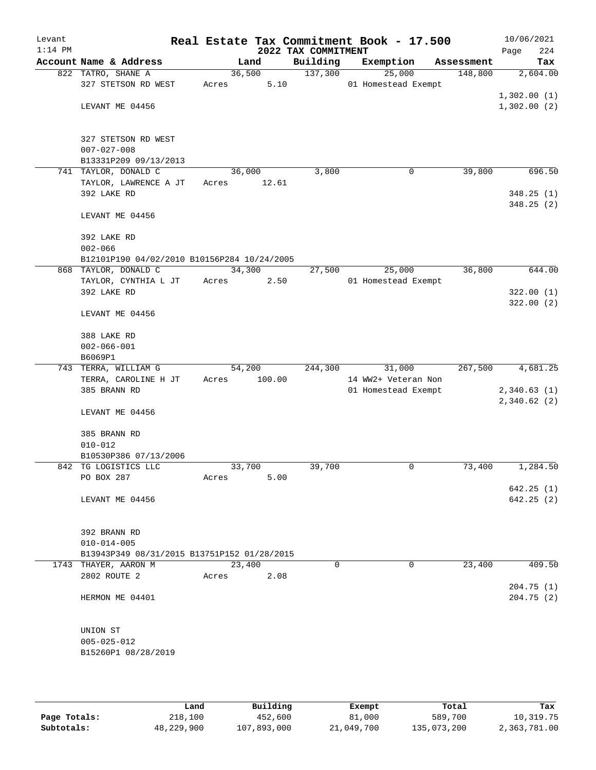Levant 1:14 PM

# Real Estate Tax Commitment Book - 17.500

## 2022 TAX COMMITMENT

10/06/2021 Page 224

| Account | Name & Address | Land | Building | Exemption | Assessment | Tax |
|---|---|---|---|---|---|---|
| 822 | TATRO, SHANE A<br>327 STETSON RD WEST<br><br>LEVANT ME 04456<br><br>327 STETSON RD WEST<br>007-027-008<br>B13331P209 09/13/2013 | 36,500<br>Acres 5.10 | 137,300 | 25,000<br>01 Homestead Exempt | 148,800 | 2,604.00<br><br>1,302.00 (1)<br>1,302.00 (2) |
| 741 | TAYLOR, DONALD C<br>TAYLOR, LAWRENCE A JT<br>392 LAKE RD<br><br>LEVANT ME 04456<br><br>392 LAKE RD<br>002-066<br>B12101P190 04/02/2010 B10156P284 10/24/2005 | 36,000<br>Acres 12.61 | 3,800 | 0 | 39,800 | 696.50<br><br>348.25 (1)<br>348.25 (2) |
| 868 | TAYLOR, DONALD C<br>TAYLOR, CYNTHIA L JT<br>392 LAKE RD<br><br>LEVANT ME 04456<br><br>388 LAKE RD<br>002-066-001<br>B6069P1 | 34,300<br>Acres 2.50 | 27,500 | 25,000<br>01 Homestead Exempt | 36,800 | 644.00<br><br>322.00 (1)<br>322.00 (2) |
| 743 | TERRA, WILLIAM G<br>TERRA, CAROLINE H JT<br>385 BRANN RD<br><br>LEVANT ME 04456<br><br>385 BRANN RD<br>010-012<br>B10530P386 07/13/2006 | 54,200<br>Acres 100.00 | 244,300 | 31,000<br>14 WW2+ Veteran Non<br>01 Homestead Exempt | 267,500 | 4,681.25<br><br>2,340.63 (1)<br>2,340.62 (2) |
| 842 | TG LOGISTICS LLC<br>PO BOX 287<br><br>LEVANT ME 04456<br><br>392 BRANN RD<br>010-014-005<br>B13943P349 08/31/2015 B13751P152 01/28/2015 | 33,700<br>Acres 5.00 | 39,700 | 0 | 73,400 | 1,284.50<br><br>642.25 (1)<br>642.25 (2) |
| 1743 | THAYER, AARON M<br>2802 ROUTE 2<br><br>HERMON ME 04401<br><br>UNION ST<br>005-025-012<br>B15260P1 08/28/2019 | 23,400<br>Acres 2.08 | 0 | 0 | 23,400 | 409.50<br><br>204.75 (1)<br>204.75 (2) |

| | Land | Building | Exempt | Total | Tax |
|---|---|---|---|---|---|
| Page Totals: | 218,100 | 452,600 | 81,000 | 589,700 | 10,319.75 |
| Subtotals: | 48,229,900 | 107,893,000 | 21,049,700 | 135,073,200 | 2,363,781.00 |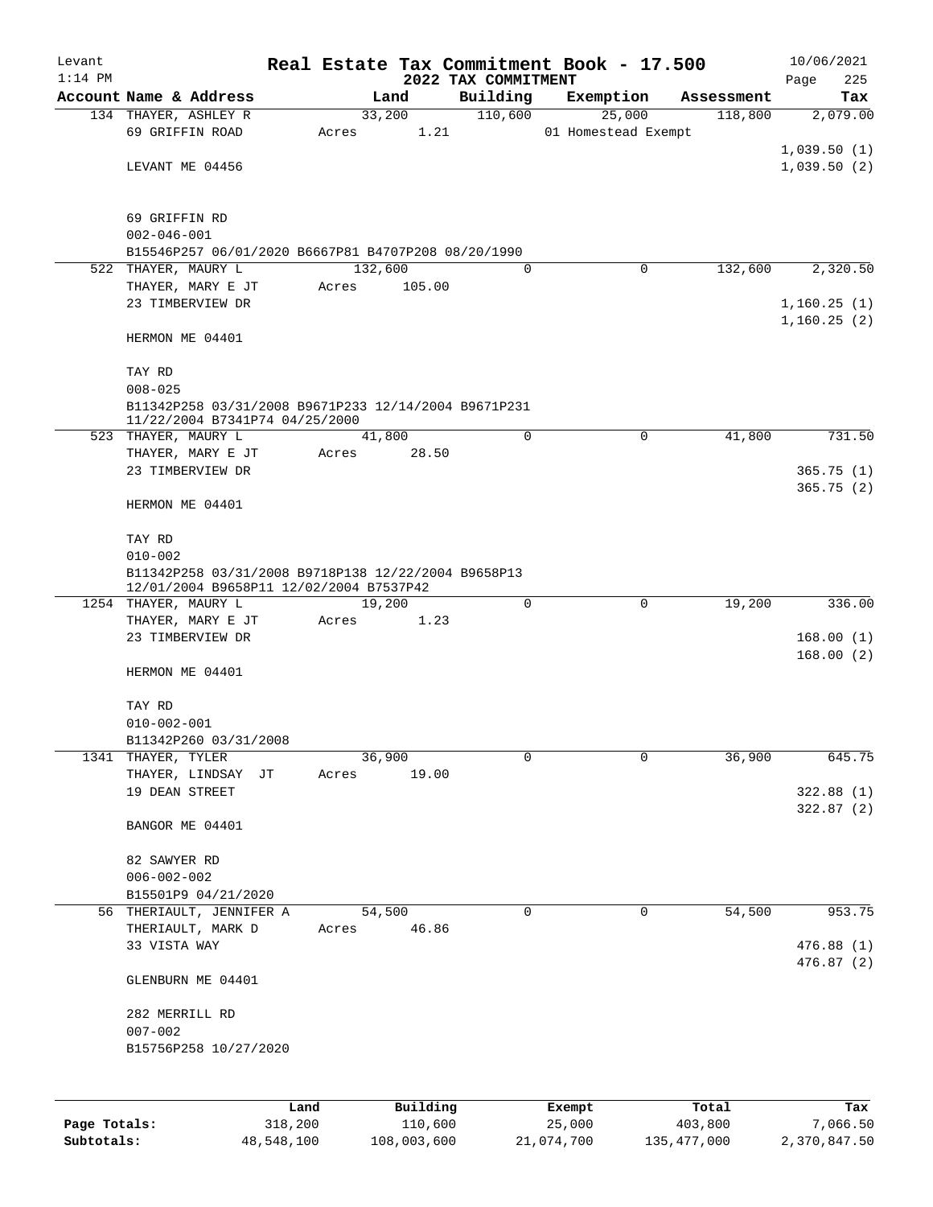Levant
1:14 PM

# Real Estate Tax Commitment Book - 17.500

## 2022 TAX COMMITMENT

10/06/2021
Page 225

| Account | Name & Address | Land | Building | Exemption | Assessment | Tax |
|---|---|---|---|---|---|---|
| 134 | THAYER, ASHLEY R | 33,200 | 110,600 | 25,000 | 118,800 | 2,079.00 |
| | 69 GRIFFIN ROAD | Acres 1.21 | | 01 Homestead Exempt | | |
| | | | | | | 1,039.50 (1) |
| | LEVANT ME 04456 | | | | | 1,039.50 (2) |
| | 69 GRIFFIN RD | | | | | |
| | 002-046-001 | | | | | |
| | B15546P257 06/01/2020 B6667P81 B4707P208 08/20/1990 | | | | | |
| 522 | THAYER, MAURY L | 132,600 | 0 | 0 | 132,600 | 2,320.50 |
| | THAYER, MARY E JT | Acres 105.00 | | | | |
| | 23 TIMBERVIEW DR | | | | | 1,160.25 (1) |
| | | | | | | 1,160.25 (2) |
| | HERMON ME 04401 | | | | | |
| | TAY RD | | | | | |
| | 008-025 | | | | | |
| | B11342P258 03/31/2008 B9671P233 12/14/2004 B9671P231 11/22/2004 B7341P74 04/25/2000 | | | | | |
| 523 | THAYER, MAURY L | 41,800 | 0 | 0 | 41,800 | 731.50 |
| | THAYER, MARY E JT | Acres 28.50 | | | | |
| | 23 TIMBERVIEW DR | | | | | 365.75 (1) |
| | | | | | | 365.75 (2) |
| | HERMON ME 04401 | | | | | |
| | TAY RD | | | | | |
| | 010-002 | | | | | |
| | B11342P258 03/31/2008 B9718P138 12/22/2004 B9658P13 12/01/2004 B9658P11 12/02/2004 B7537P42 | | | | | |
| 1254 | THAYER, MAURY L | 19,200 | 0 | 0 | 19,200 | 336.00 |
| | THAYER, MARY E JT | Acres 1.23 | | | | |
| | 23 TIMBERVIEW DR | | | | | 168.00 (1) |
| | | | | | | 168.00 (2) |
| | HERMON ME 04401 | | | | | |
| | TAY RD | | | | | |
| | 010-002-001 | | | | | |
| | B11342P260 03/31/2008 | | | | | |
| 1341 | THAYER, TYLER | 36,900 | 0 | 0 | 36,900 | 645.75 |
| | THAYER, LINDSAY JT | Acres 19.00 | | | | |
| | 19 DEAN STREET | | | | | 322.88 (1) |
| | | | | | | 322.87 (2) |
| | BANGOR ME 04401 | | | | | |
| | 82 SAWYER RD | | | | | |
| | 006-002-002 | | | | | |
| | B15501P9 04/21/2020 | | | | | |
| 56 | THERIAULT, JENNIFER A | 54,500 | 0 | 0 | 54,500 | 953.75 |
| | THERIAULT, MARK D | Acres 46.86 | | | | |
| | 33 VISTA WAY | | | | | 476.88 (1) |
| | | | | | | 476.87 (2) |
| | GLENBURN ME 04401 | | | | | |
| | 282 MERRILL RD | | | | | |
| | 007-002 | | | | | |
| | B15756P258 10/27/2020 | | | | | |

| | Land | Building | Exempt | Total | Tax |
|---|---|---|---|---|---|
| Page Totals: | 318,200 | 110,600 | 25,000 | 403,800 | 7,066.50 |
| Subtotals: | 48,548,100 | 108,003,600 | 21,074,700 | 135,477,000 | 2,370,847.50 |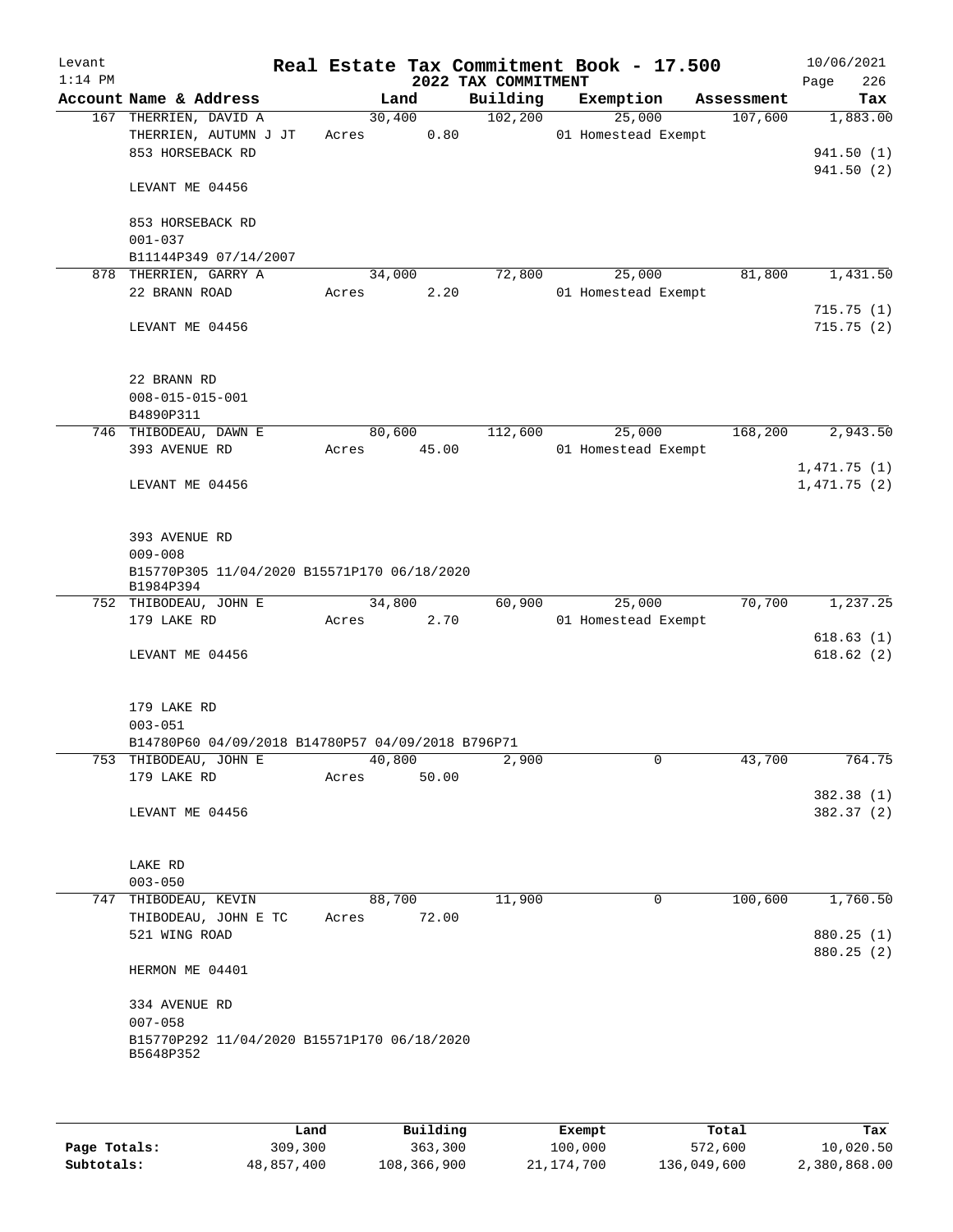Levant
1:14 PM

# Real Estate Tax Commitment Book - 17.500

## 2022 TAX COMMITMENT

10/06/2021

| Account Name & Address | Land | Building | Exemption | Assessment | Tax |
|---|---|---|---|---|---|
| 167 THERRIEN, DAVID A | 30,400 | 102,200 | 25,000 | 107,600 | 1,883.00 |
| THERRIEN, AUTUMN J JT | Acres 0.80 | | 01 Homestead Exempt | | |
| 853 HORSEBACK RD | | | | | 941.50 (1) |
| | | | | | 941.50 (2) |
| LEVANT ME 04456 | | | | | |
| 853 HORSEBACK RD | | | | | |
| 001-037 | | | | | |
| B11144P349 07/14/2007 | | | | | |
| 878 THERRIEN, GARRY A | 34,000 | 72,800 | 25,000 | 81,800 | 1,431.50 |
| 22 BRANN ROAD | Acres 2.20 | | 01 Homestead Exempt | | |
| | | | | | 715.75 (1) |
| LEVANT ME 04456 | | | | | 715.75 (2) |
| 22 BRANN RD | | | | | |
| 008-015-015-001 | | | | | |
| B4890P311 | | | | | |
| 746 THIBODEAU, DAWN E | 80,600 | 112,600 | 25,000 | 168,200 | 2,943.50 |
| 393 AVENUE RD | Acres 45.00 | | 01 Homestead Exempt | | |
| | | | | | 1,471.75 (1) |
| LEVANT ME 04456 | | | | | 1,471.75 (2) |
| 393 AVENUE RD | | | | | |
| 009-008 | | | | | |
| B15770P305 11/04/2020 B15571P170 06/18/2020 B1984P394 | | | | | |
| 752 THIBODEAU, JOHN E | 34,800 | 60,900 | 25,000 | 70,700 | 1,237.25 |
| 179 LAKE RD | Acres 2.70 | | 01 Homestead Exempt | | |
| | | | | | 618.63 (1) |
| LEVANT ME 04456 | | | | | 618.62 (2) |
| 179 LAKE RD | | | | | |
| 003-051 | | | | | |
| B14780P60 04/09/2018 B14780P57 04/09/2018 B796P71 | | | | | |
| 753 THIBODEAU, JOHN E | 40,800 | 2,900 | 0 | 43,700 | 764.75 |
| 179 LAKE RD | Acres 50.00 | | | | |
| | | | | | 382.38 (1) |
| LEVANT ME 04456 | | | | | 382.37 (2) |
| LAKE RD | | | | | |
| 003-050 | | | | | |
| 747 THIBODEAU, KEVIN | 88,700 | 11,900 | 0 | 100,600 | 1,760.50 |
| THIBODEAU, JOHN E TC | Acres 72.00 | | | | |
| 521 WING ROAD | | | | | 880.25 (1) |
| | | | | | 880.25 (2) |
| HERMON ME 04401 | | | | | |
| 334 AVENUE RD | | | | | |
| 007-058 | | | | | |
| B15770P292 11/04/2020 B15571P170 06/18/2020 B5648P352 | | | | | |

| | Land | Building | Exempt | Total | Tax |
|---|---|---|---|---|---|
| Page Totals: | 309,300 | 363,300 | 100,000 | 572,600 | 10,020.50 |
| Subtotals: | 48,857,400 | 108,366,900 | 21,174,700 | 136,049,600 | 2,380,868.00 |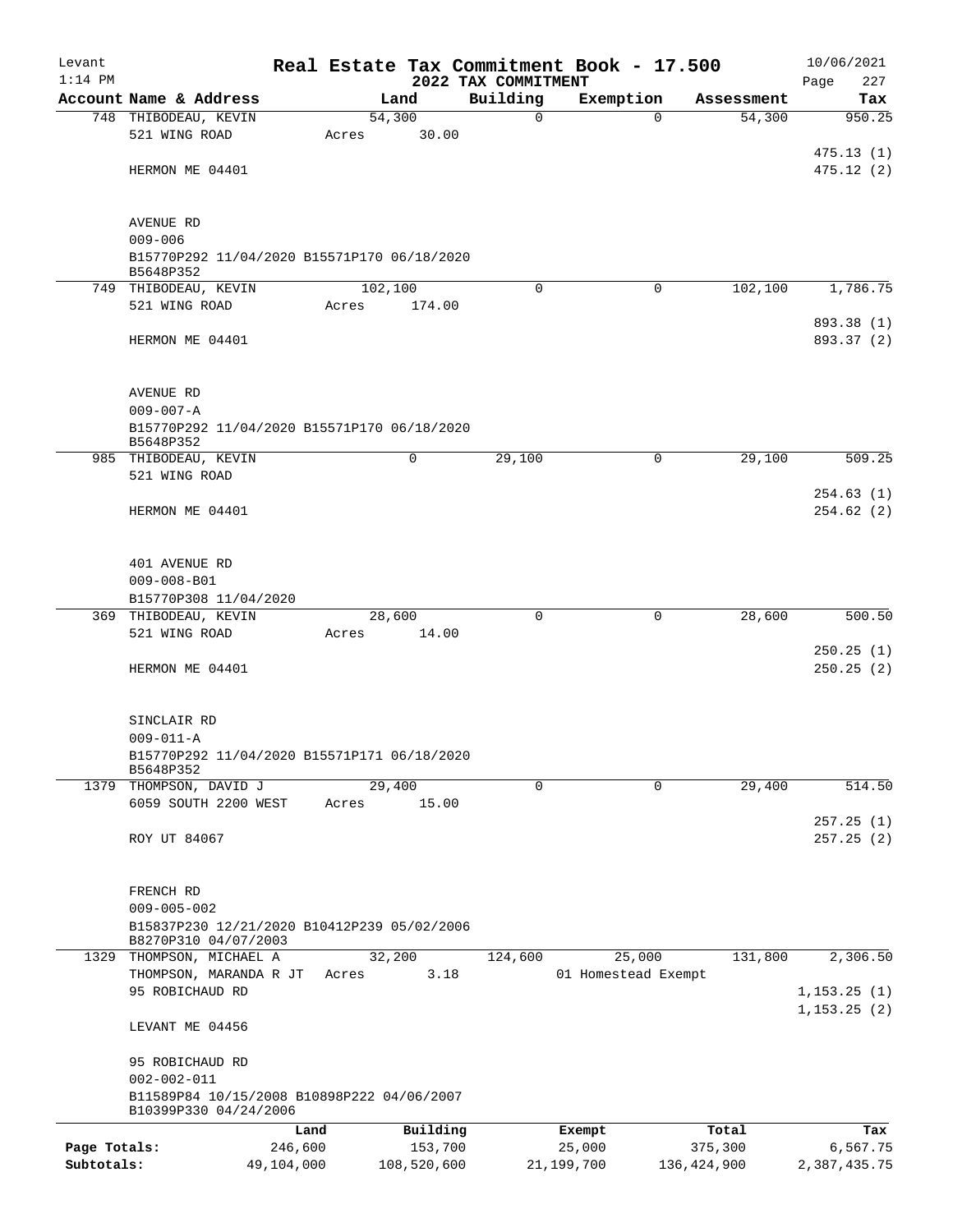Levant
1:14 PM

# Real Estate Tax Commitment Book - 17.500

## 2022 TAX COMMITMENT

10/06/2021

| Account | Name & Address | Land | Building | Exemption | Assessment | Tax |
|---|---|---|---|---|---|---|
| 748 | THIBODEAU, KEVIN<br>521 WING ROAD<br>HERMON ME 04401<br><br>AVENUE RD<br>009-006<br>B15770P292 11/04/2020 B15571P170 06/18/2020<br>B5648P352 | 54,300<br>Acres 30.00 | 0 | 0 | 54,300 | 950.25<br>475.13 (1)<br>475.12 (2) |
| 749 | THIBODEAU, KEVIN<br>521 WING ROAD<br>HERMON ME 04401<br><br>AVENUE RD<br>009-007-A<br>B15770P292 11/04/2020 B15571P170 06/18/2020<br>B5648P352 | 102,100<br>Acres 174.00 | 0 | 0 | 102,100 | 1,786.75<br>893.38 (1)<br>893.37 (2) |
| 985 | THIBODEAU, KEVIN<br>521 WING ROAD<br>HERMON ME 04401<br><br>401 AVENUE RD<br>009-008-B01<br>B15770P308 11/04/2020 | 0 | 29,100 | 0 | 29,100 | 509.25<br>254.63 (1)<br>254.62 (2) |
| 369 | THIBODEAU, KEVIN<br>521 WING ROAD<br>HERMON ME 04401<br><br>SINCLAIR RD<br>009-011-A<br>B15770P292 11/04/2020 B15571P171 06/18/2020<br>B5648P352 | 28,600<br>Acres 14.00 | 0 | 0 | 28,600 | 500.50<br>250.25 (1)<br>250.25 (2) |
| 1379 | THOMPSON, DAVID J<br>6059 SOUTH 2200 WEST<br>ROY UT 84067<br><br>FRENCH RD<br>009-005-002<br>B15837P230 12/21/2020 B10412P239 05/02/2006<br>B8270P310 04/07/2003 | 29,400<br>Acres 15.00 | 0 | 0 | 29,400 | 514.50<br>257.25 (1)<br>257.25 (2) |
| 1329 | THOMPSON, MICHAEL A<br>THOMPSON, MARANDA R JT<br>95 ROBICHAUD RD<br>LEVANT ME 04456<br><br>95 ROBICHAUD RD<br>002-002-011<br>B11589P84 10/15/2008 B10898P222 04/06/2007<br>B10399P330 04/24/2006 | 32,200<br>Acres 3.18 | 124,600 | 25,000<br>01 Homestead Exempt | 131,800 | 2,306.50<br>1,153.25 (1)<br>1,153.25 (2) |

| | Land | Building | Exempt | Total | Tax |
|---|---|---|---|---|---|
| Page Totals: | 246,600 | 153,700 | 25,000 | 375,300 | 6,567.75 |
| Subtotals: | 49,104,000 | 108,520,600 | 21,199,700 | 136,424,900 | 2,387,435.75 |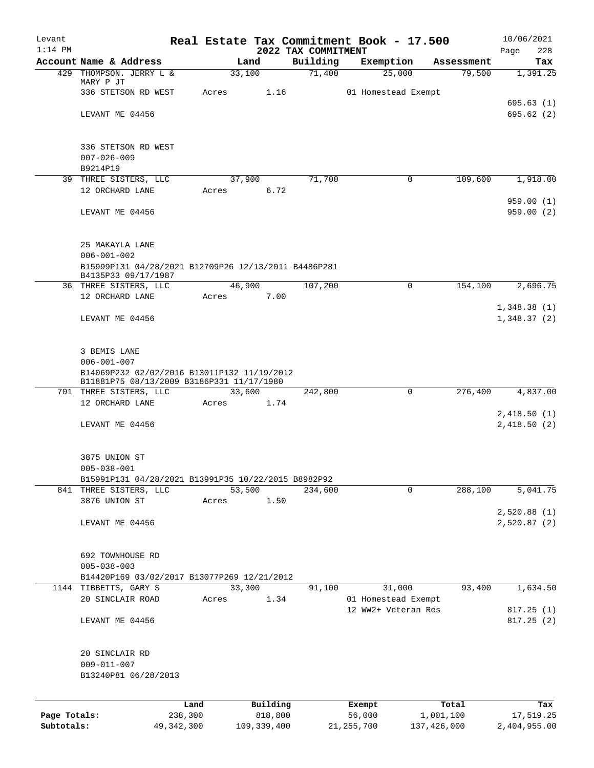Levant 1:14 PM — Real Estate Tax Commitment Book - 17.500 — 2022 TAX COMMITMENT — 10/06/2021

| Account Name & Address | Land | Building | Exemption | Assessment | Tax |
|---|---|---|---|---|---|
| 429 THOMPSON. JERRY L & MARY P JT | 33,100 | 71,400 | 25,000 | 79,500 | 1,391.25 |
| 336 STETSON RD WEST | Acres 1.16 | | 01 Homestead Exempt | | |
| LEVANT ME 04456 | | | | | 695.63 (1) |
| | | | | | 695.62 (2) |
| 336 STETSON RD WEST | | | | | |
| 007-026-009 | | | | | |
| B9214P19 | | | | | |
| 39 THREE SISTERS, LLC | 37,900 | 71,700 | 0 | 109,600 | 1,918.00 |
| 12 ORCHARD LANE | Acres 6.72 | | | | |
| LEVANT ME 04456 | | | | | 959.00 (1) |
| | | | | | 959.00 (2) |
| 25 MAKAYLA LANE | | | | | |
| 006-001-002 | | | | | |
| B15999P131 04/28/2021 B12709P26 12/13/2011 B4486P281 B4135P33 09/17/1987 | | | | | |
| 36 THREE SISTERS, LLC | 46,900 | 107,200 | 0 | 154,100 | 2,696.75 |
| 12 ORCHARD LANE | Acres 7.00 | | | | |
| LEVANT ME 04456 | | | | | 1,348.38 (1) |
| | | | | | 1,348.37 (2) |
| 3 BEMIS LANE | | | | | |
| 006-001-007 | | | | | |
| B14069P232 02/02/2016 B13011P132 11/19/2012 B11881P75 08/13/2009 B3186P331 11/17/1980 | | | | | |
| 701 THREE SISTERS, LLC | 33,600 | 242,800 | 0 | 276,400 | 4,837.00 |
| 12 ORCHARD LANE | Acres 1.74 | | | | |
| LEVANT ME 04456 | | | | | 2,418.50 (1) |
| | | | | | 2,418.50 (2) |
| 3875 UNION ST | | | | | |
| 005-038-001 | | | | | |
| B15991P131 04/28/2021 B13991P35 10/22/2015 B8982P92 | | | | | |
| 841 THREE SISTERS, LLC | 53,500 | 234,600 | 0 | 288,100 | 5,041.75 |
| 3876 UNION ST | Acres 1.50 | | | | |
| LEVANT ME 04456 | | | | | 2,520.88 (1) |
| | | | | | 2,520.87 (2) |
| 692 TOWNHOUSE RD | | | | | |
| 005-038-003 | | | | | |
| B14420P169 03/02/2017 B13077P269 12/21/2012 | | | | | |
| 1144 TIBBETTS, GARY S | 33,300 | 91,100 | 31,000 | 93,400 | 1,634.50 |
| 20 SINCLAIR ROAD | Acres 1.34 | | 01 Homestead Exempt | | |
| | | | 12 WW2+ Veteran Res | | 817.25 (1) |
| LEVANT ME 04456 | | | | | 817.25 (2) |
| 20 SINCLAIR RD | | | | | |
| 009-011-007 | | | | | |
| B13240P81 06/28/2013 | | | | | |

| | Land | Building | Exempt | Total | Tax |
|---|---|---|---|---|---|
| Page Totals: | 238,300 | 818,800 | 56,000 | 1,001,100 | 17,519.25 |
| Subtotals: | 49,342,300 | 109,339,400 | 21,255,700 | 137,426,000 | 2,404,955.00 |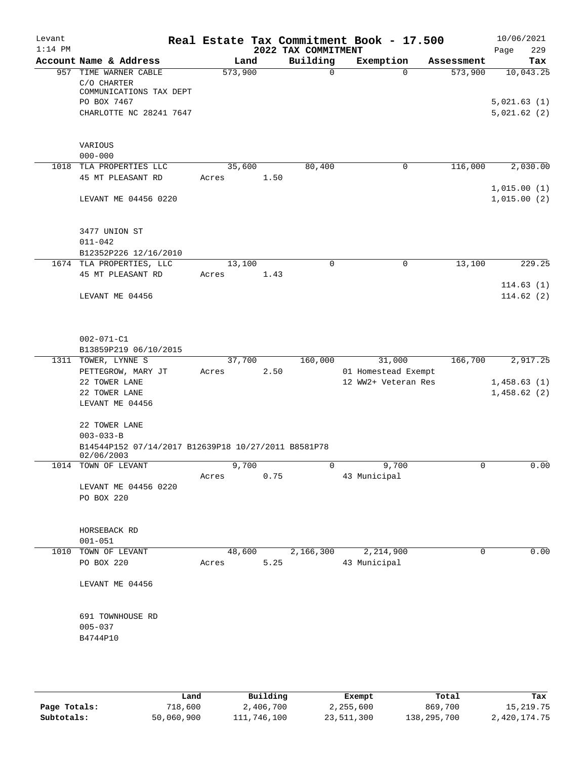Levant
1:14 PM

# Real Estate Tax Commitment Book - 17.500

## 2022 TAX COMMITMENT

10/06/2021

| Account | Name & Address | Land | Building | Exemption | Assessment | Tax |
|---|---|---|---|---|---|---|
| 957 | TIME WARNER CABLE<br>C/O CHARTER<br>COMMUNICATIONS TAX DEPT<br>PO BOX 7467<br>CHARLOTTE NC 28241 7647<br><br>VARIOUS<br>000-000 | 573,900 | 0 | 0 | 573,900 | 10,043.25<br><br>5,021.63 (1)<br>5,021.62 (2) |
| 1018 | TLA PROPERTIES LLC<br>45 MT PLEASANT RD<br><br>LEVANT ME 04456 0220<br><br>3477 UNION ST<br>011-042<br>B12352P226 12/16/2010 | 35,600<br>Acres 1.50 | 80,400 | 0 | 116,000 | 2,030.00<br><br>1,015.00 (1)<br>1,015.00 (2) |
| 1674 | TLA PROPERTIES, LLC<br>45 MT PLEASANT RD<br><br>LEVANT ME 04456<br><br>002-071-C1<br>B13859P219 06/10/2015 | 13,100<br>Acres 1.43 | 0 | 0 | 13,100 | 229.25<br><br>114.63 (1)<br>114.62 (2) |
| 1311 | TOWER, LYNNE S<br>PETTEGROW, MARY JT<br>22 TOWER LANE<br>22 TOWER LANE<br>LEVANT ME 04456<br><br>22 TOWER LANE<br>003-033-B<br>B14544P152 07/14/2017 B12639P18 10/27/2011 B8581P78 02/06/2003 | 37,700<br>Acres 2.50 | 160,000 | 31,000<br>01 Homestead Exempt<br>12 WW2+ Veteran Res | 166,700 | 2,917.25<br><br>1,458.63 (1)<br>1,458.62 (2) |
| 1014 | TOWN OF LEVANT<br><br>LEVANT ME 04456 0220<br>PO BOX 220<br><br>HORSEBACK RD<br>001-051 | 9,700<br>Acres 0.75 | 0 | 9,700<br>43 Municipal | 0 | 0.00 |
| 1010 | TOWN OF LEVANT<br>PO BOX 220<br><br>LEVANT ME 04456<br><br>691 TOWNHOUSE RD<br>005-037<br>B4744P10 | 48,600<br>Acres 5.25 | 2,166,300 | 2,214,900<br>43 Municipal | 0 | 0.00 |

| | Land | Building | Exempt | Total | Tax |
|---|---|---|---|---|---|
| Page Totals: | 718,600 | 2,406,700 | 2,255,600 | 869,700 | 15,219.75 |
| Subtotals: | 50,060,900 | 111,746,100 | 23,511,300 | 138,295,700 | 2,420,174.75 |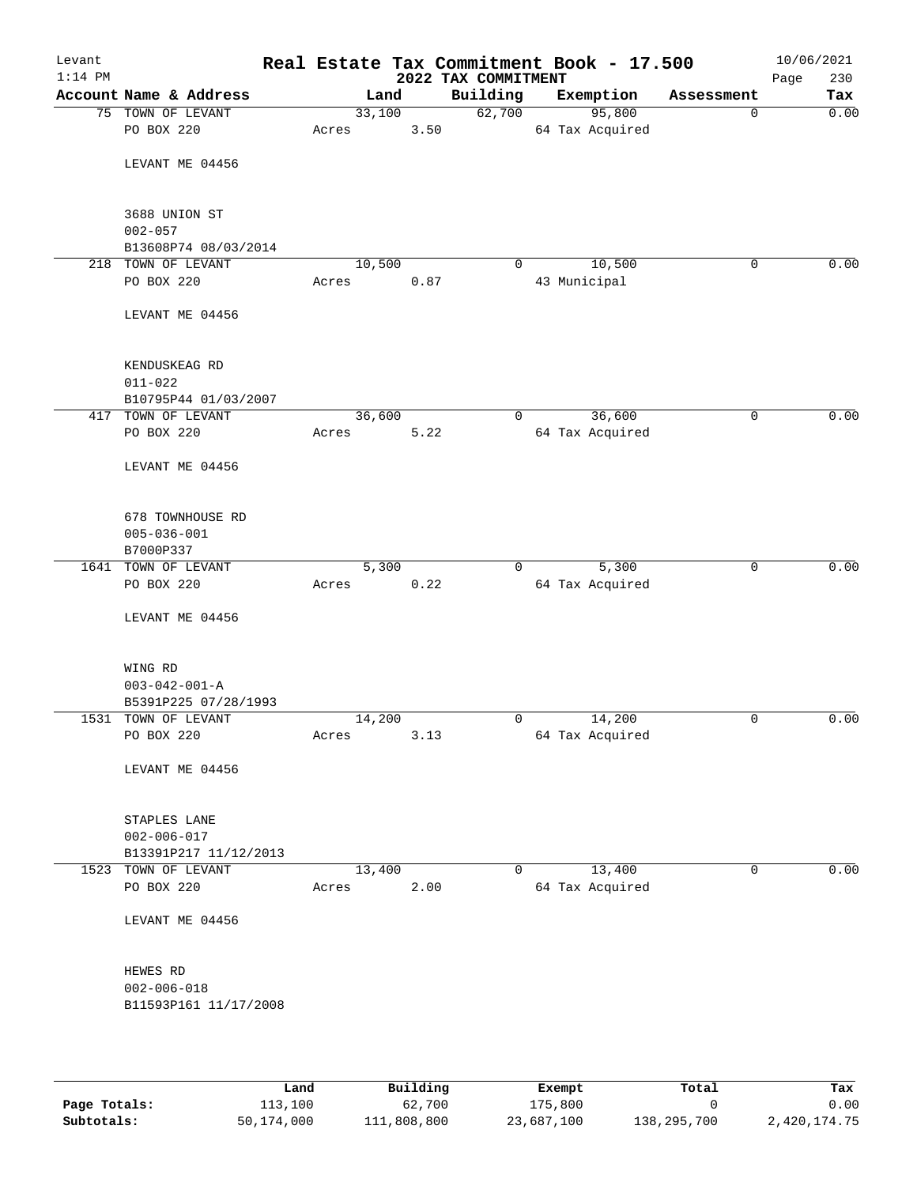# Real Estate Tax Commitment Book - 17.500

Levant
1:14 PM

2022 TAX COMMITMENT

10/06/2021

| Account Name & Address | Land | Building | Exemption | Assessment | Tax |
|---|---|---|---|---|---|
| 75 TOWN OF LEVANT | 33,100 | 62,700 | 95,800 | 0 | 0.00 |
| PO BOX 220 | Acres 3.50 | | 64 Tax Acquired | | |
| LEVANT ME 04456 | | | | | |
| 3688 UNION ST | | | | | |
| 002-057 | | | | | |
| B13608P74 08/03/2014 | | | | | |
| 218 TOWN OF LEVANT | 10,500 | 0 | 10,500 | 0 | 0.00 |
| PO BOX 220 | Acres 0.87 | | 43 Municipal | | |
| LEVANT ME 04456 | | | | | |
| KENDUSKEAG RD | | | | | |
| 011-022 | | | | | |
| B10795P44 01/03/2007 | | | | | |
| 417 TOWN OF LEVANT | 36,600 | 0 | 36,600 | 0 | 0.00 |
| PO BOX 220 | Acres 5.22 | | 64 Tax Acquired | | |
| LEVANT ME 04456 | | | | | |
| 678 TOWNHOUSE RD | | | | | |
| 005-036-001 | | | | | |
| B7000P337 | | | | | |
| 1641 TOWN OF LEVANT | 5,300 | 0 | 5,300 | 0 | 0.00 |
| PO BOX 220 | Acres 0.22 | | 64 Tax Acquired | | |
| LEVANT ME 04456 | | | | | |
| WING RD | | | | | |
| 003-042-001-A | | | | | |
| B5391P225 07/28/1993 | | | | | |
| 1531 TOWN OF LEVANT | 14,200 | 0 | 14,200 | 0 | 0.00 |
| PO BOX 220 | Acres 3.13 | | 64 Tax Acquired | | |
| LEVANT ME 04456 | | | | | |
| STAPLES LANE | | | | | |
| 002-006-017 | | | | | |
| B13391P217 11/12/2013 | | | | | |
| 1523 TOWN OF LEVANT | 13,400 | 0 | 13,400 | 0 | 0.00 |
| PO BOX 220 | Acres 2.00 | | 64 Tax Acquired | | |
| LEVANT ME 04456 | | | | | |
| HEWES RD | | | | | |
| 002-006-018 | | | | | |
| B11593P161 11/17/2008 | | | | | |

| | Land | Building | Exempt | Total | Tax |
|---|---|---|---|---|---|
| Page Totals: | 113,100 | 62,700 | 175,800 | 0 | 0.00 |
| Subtotals: | 50,174,000 | 111,808,800 | 23,687,100 | 138,295,700 | 2,420,174.75 |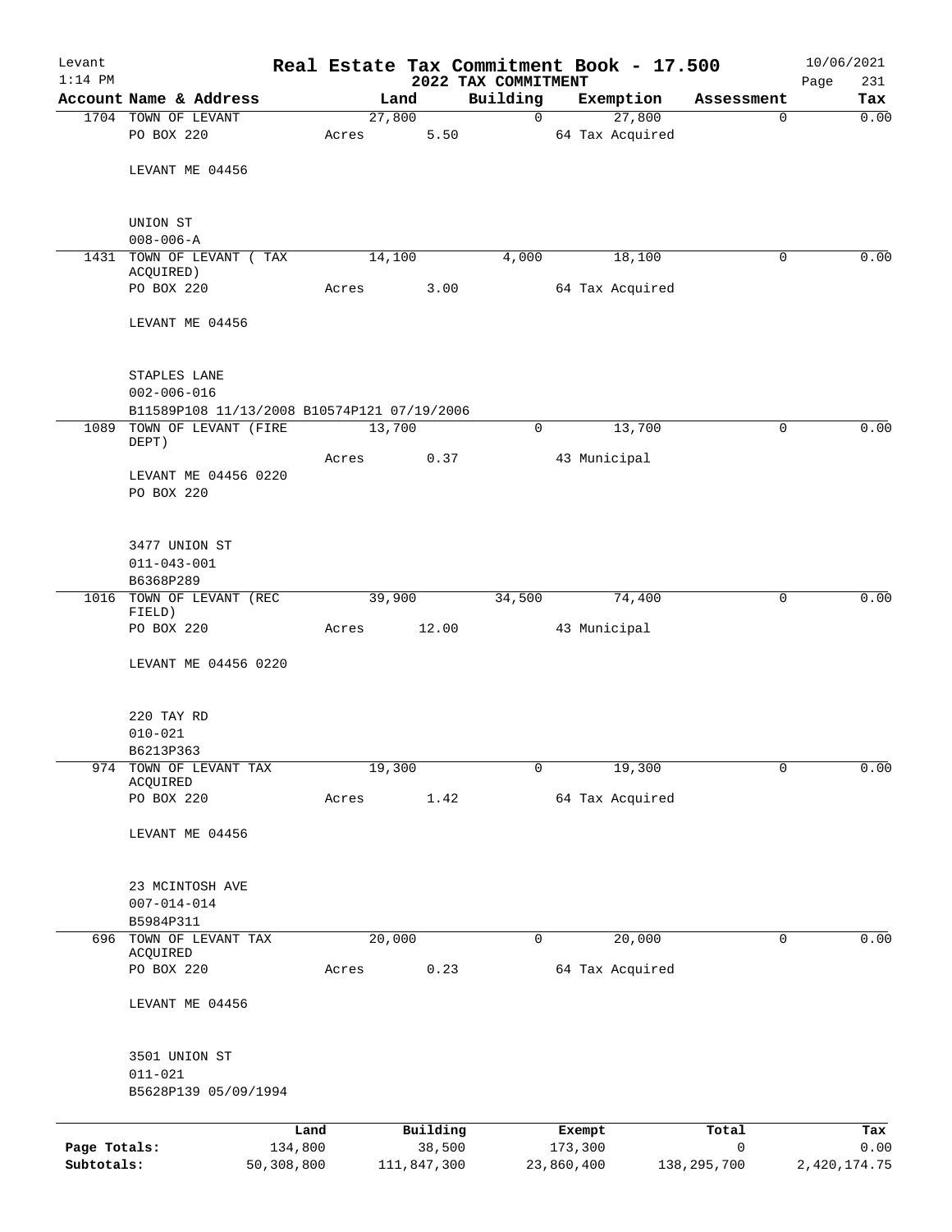# Real Estate Tax Commitment Book - 17.500

Levant
1:14 PM

2022 TAX COMMITMENT

10/06/2021
Page 231

| Account Name & Address | Land | Building | Exemption | Assessment | Tax |
|---|---|---|---|---|---|
| 1704 TOWN OF LEVANT | 27,800 | 0 | 27,800 | 0 | 0.00 |
| PO BOX 220 | Acres 5.50 | | 64 Tax Acquired | | |
| LEVANT ME 04456 | | | | | |
| UNION ST | | | | | |
| 008-006-A | | | | | |
| 1431 TOWN OF LEVANT ( TAX ACQUIRED) | 14,100 | 4,000 | 18,100 | 0 | 0.00 |
| PO BOX 220 | Acres 3.00 | | 64 Tax Acquired | | |
| LEVANT ME 04456 | | | | | |
| STAPLES LANE | | | | | |
| 002-006-016 | | | | | |
| B11589P108 11/13/2008 B10574P121 07/19/2006 | | | | | |
| 1089 TOWN OF LEVANT (FIRE DEPT) | 13,700 | 0 | 13,700 | 0 | 0.00 |
| | Acres 0.37 | | 43 Municipal | | |
| LEVANT ME 04456 0220 | | | | | |
| PO BOX 220 | | | | | |
| 3477 UNION ST | | | | | |
| 011-043-001 | | | | | |
| B6368P289 | | | | | |
| 1016 TOWN OF LEVANT (REC FIELD) | 39,900 | 34,500 | 74,400 | 0 | 0.00 |
| PO BOX 220 | Acres 12.00 | | 43 Municipal | | |
| LEVANT ME 04456 0220 | | | | | |
| 220 TAY RD | | | | | |
| 010-021 | | | | | |
| B6213P363 | | | | | |
| 974 TOWN OF LEVANT TAX ACQUIRED | 19,300 | 0 | 19,300 | 0 | 0.00 |
| PO BOX 220 | Acres 1.42 | | 64 Tax Acquired | | |
| LEVANT ME 04456 | | | | | |
| 23 MCINTOSH AVE | | | | | |
| 007-014-014 | | | | | |
| B5984P311 | | | | | |
| 696 TOWN OF LEVANT TAX ACQUIRED | 20,000 | 0 | 20,000 | 0 | 0.00 |
| PO BOX 220 | Acres 0.23 | | 64 Tax Acquired | | |
| LEVANT ME 04456 | | | | | |
| 3501 UNION ST | | | | | |
| 011-021 | | | | | |
| B5628P139 05/09/1994 | | | | | |

| | Land | Building | Exempt | Total | Tax |
|---|---|---|---|---|---|
| Page Totals: | 134,800 | 38,500 | 173,300 | 0 | 0.00 |
| Subtotals: | 50,308,800 | 111,847,300 | 23,860,400 | 138,295,700 | 2,420,174.75 |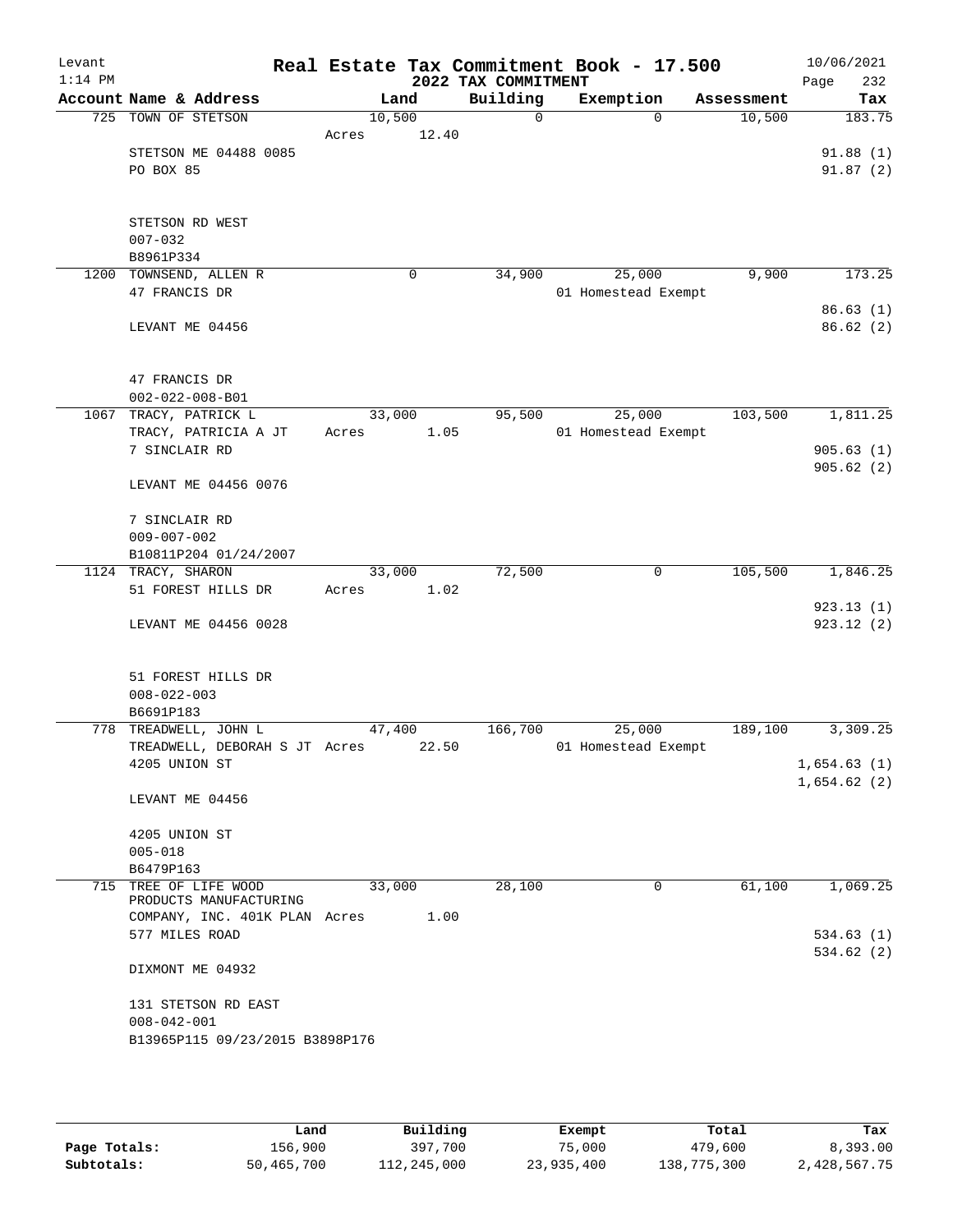# Real Estate Tax Commitment Book - 17.500

Levant 1:14 PM — 2022 TAX COMMITMENT — 10/06/2021

| Account | Name & Address | Land | Building | Exemption | Assessment | Tax |
|---|---|---|---|---|---|---|
| 725 | TOWN OF STETSON | 10,500 | 0 | 0 | 10,500 | 183.75 |
| | Acres 12.40 | | | | | |
| | STETSON ME 04488 0085 | | | | | 91.88 (1) |
| | PO BOX 85 | | | | | 91.87 (2) |
| | STETSON RD WEST | | | | | |
| | 007-032 | | | | | |
| | B8961P334 | | | | | |
| 1200 | TOWNSEND, ALLEN R | 0 | 34,900 | 25,000 | 9,900 | 173.25 |
| | 47 FRANCIS DR | | | 01 Homestead Exempt | | |
| | | | | | | 86.63 (1) |
| | LEVANT ME 04456 | | | | | 86.62 (2) |
| | 47 FRANCIS DR | | | | | |
| | 002-022-008-B01 | | | | | |
| 1067 | TRACY, PATRICK L | 33,000 | 95,500 | 25,000 | 103,500 | 1,811.25 |
| | TRACY, PATRICIA A JT — Acres 1.05 | | | 01 Homestead Exempt | | |
| | 7 SINCLAIR RD | | | | | 905.63 (1) |
| | | | | | | 905.62 (2) |
| | LEVANT ME 04456 0076 | | | | | |
| | 7 SINCLAIR RD | | | | | |
| | 009-007-002 | | | | | |
| | B10811P204 01/24/2007 | | | | | |
| 1124 | TRACY, SHARON | 33,000 | 72,500 | 0 | 105,500 | 1,846.25 |
| | 51 FOREST HILLS DR — Acres 1.02 | | | | | |
| | | | | | | 923.13 (1) |
| | LEVANT ME 04456 0028 | | | | | 923.12 (2) |
| | 51 FOREST HILLS DR | | | | | |
| | 008-022-003 | | | | | |
| | B6691P183 | | | | | |
| 778 | TREADWELL, JOHN L | 47,400 | 166,700 | 25,000 | 189,100 | 3,309.25 |
| | TREADWELL, DEBORAH S JT — Acres 22.50 | | | 01 Homestead Exempt | | |
| | 4205 UNION ST | | | | | 1,654.63 (1) |
| | | | | | | 1,654.62 (2) |
| | LEVANT ME 04456 | | | | | |
| | 4205 UNION ST | | | | | |
| | 005-018 | | | | | |
| | B6479P163 | | | | | |
| 715 | TREE OF LIFE WOOD PRODUCTS MANUFACTURING | 33,000 | 28,100 | 0 | 61,100 | 1,069.25 |
| | COMPANY, INC. 401K PLAN — Acres 1.00 | | | | | |
| | 577 MILES ROAD | | | | | 534.63 (1) |
| | | | | | | 534.62 (2) |
| | DIXMONT ME 04932 | | | | | |
| | 131 STETSON RD EAST | | | | | |
| | 008-042-001 | | | | | |
| | B13965P115 09/23/2015 B3898P176 | | | | | |

| | Land | Building | Exempt | Total | Tax |
|---|---|---|---|---|---|
| Page Totals: | 156,900 | 397,700 | 75,000 | 479,600 | 8,393.00 |
| Subtotals: | 50,465,700 | 112,245,000 | 23,935,400 | 138,775,300 | 2,428,567.75 |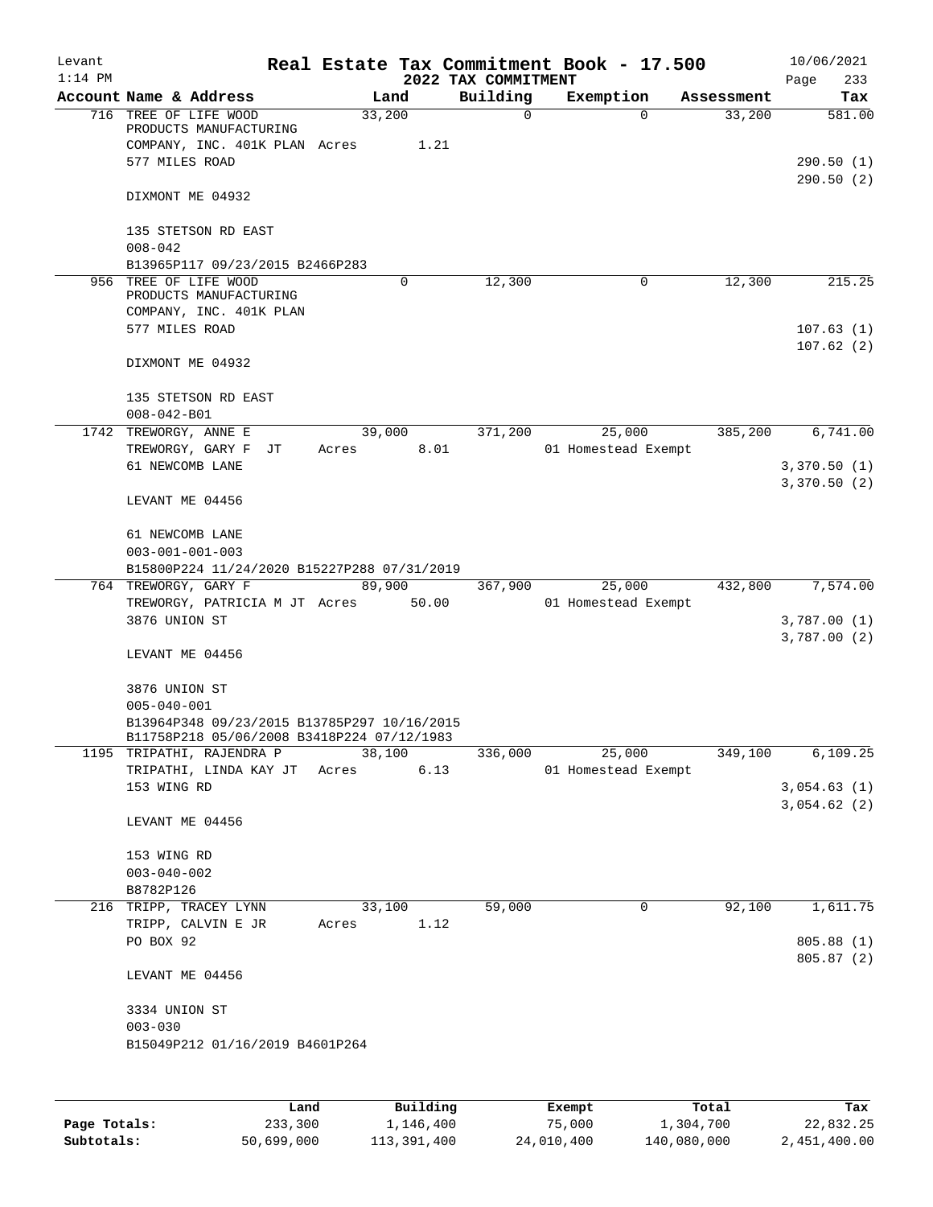# Real Estate Tax Commitment Book - 17.500

Levant
1:14 PM

2022 TAX COMMITMENT

10/06/2021

| Account | Name & Address | Land | Building | Exemption | Assessment | Tax |
|---|---|---|---|---|---|---|
| 716 | TREE OF LIFE WOOD PRODUCTS MANUFACTURING COMPANY, INC. 401K PLAN<br>577 MILES ROAD<br>DIXMONT ME 04932<br><br>135 STETSON RD EAST<br>008-042<br>B13965P117 09/23/2015 B2466P283 | 33,200<br>Acres 1.21 | 0 | 0 | 33,200 | 581.00<br><br>290.50 (1)<br>290.50 (2) |
| 956 | TREE OF LIFE WOOD PRODUCTS MANUFACTURING COMPANY, INC. 401K PLAN<br>577 MILES ROAD<br>DIXMONT ME 04932<br><br>135 STETSON RD EAST<br>008-042-B01 | 0 | 12,300 | 0 | 12,300 | 215.25<br><br>107.63 (1)<br>107.62 (2) |
| 1742 | TREWORGY, ANNE E<br>TREWORGY, GARY F JT<br>61 NEWCOMB LANE<br>LEVANT ME 04456<br><br>61 NEWCOMB LANE<br>003-001-001-003<br>B15800P224 11/24/2020 B15227P288 07/31/2019 | 39,000<br>Acres 8.01 | 371,200 | 25,000<br>01 Homestead Exempt | 385,200 | 6,741.00<br><br>3,370.50 (1)<br>3,370.50 (2) |
| 764 | TREWORGY, GARY F<br>TREWORGY, PATRICIA M JT<br>3876 UNION ST<br>LEVANT ME 04456<br><br>3876 UNION ST<br>005-040-001<br>B13964P348 09/23/2015 B13785P297 10/16/2015<br>B11758P218 05/06/2008 B3418P224 07/12/1983 | 89,900<br>Acres 50.00 | 367,900 | 25,000<br>01 Homestead Exempt | 432,800 | 7,574.00<br><br>3,787.00 (1)<br>3,787.00 (2) |
| 1195 | TRIPATHI, RAJENDRA P<br>TRIPATHI, LINDA KAY JT<br>153 WING RD<br>LEVANT ME 04456<br><br>153 WING RD<br>003-040-002<br>B8782P126 | 38,100<br>Acres 6.13 | 336,000 | 25,000<br>01 Homestead Exempt | 349,100 | 6,109.25<br><br>3,054.63 (1)<br>3,054.62 (2) |
| 216 | TRIPP, TRACEY LYNN<br>TRIPP, CALVIN E JR<br>PO BOX 92<br>LEVANT ME 04456<br><br>3334 UNION ST<br>003-030<br>B15049P212 01/16/2019 B4601P264 | 33,100<br>Acres 1.12 | 59,000 | 0 | 92,100 | 1,611.75<br><br>805.88 (1)<br>805.87 (2) |

| | Land | Building | Exempt | Total | Tax |
|---|---|---|---|---|---|
| **Page Totals:** | 233,300 | 1,146,400 | 75,000 | 1,304,700 | 22,832.25 |
| **Subtotals:** | 50,699,000 | 113,391,400 | 24,010,400 | 140,080,000 | 2,451,400.00 |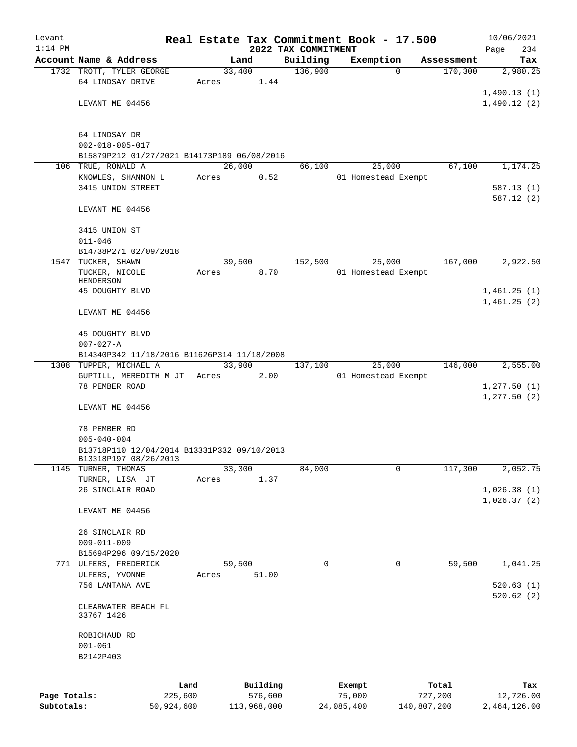Levant 1:14 PM — Real Estate Tax Commitment Book - 17.500 — 2022 TAX COMMITMENT — 10/06/2021

| Account Name & Address | Land | Building | Exemption | Assessment | Tax |
|---|---|---|---|---|---|
| 1732 TROTT, TYLER GEORGE | 33,400 | 136,900 | 0 | 170,300 | 2,980.25 |
| 64 LINDSAY DRIVE | Acres 1.44 | | | | |
| | | | | | 1,490.13 (1) |
| LEVANT ME 04456 | | | | | 1,490.12 (2) |
| 64 LINDSAY DR | | | | | |
| 002-018-005-017 | | | | | |
| B15879P212 01/27/2021 B14173P189 06/08/2016 | | | | | |
| 106 TRUE, RONALD A | 26,000 | 66,100 | 25,000 | 67,100 | 1,174.25 |
| KNOWLES, SHANNON L | Acres 0.52 | | 01 Homestead Exempt | | |
| 3415 UNION STREET | | | | | 587.13 (1) |
| | | | | | 587.12 (2) |
| LEVANT ME 04456 | | | | | |
| 3415 UNION ST | | | | | |
| 011-046 | | | | | |
| B14738P271 02/09/2018 | | | | | |
| 1547 TUCKER, SHAWN | 39,500 | 152,500 | 25,000 | 167,000 | 2,922.50 |
| TUCKER, NICOLE HENDERSON | Acres 8.70 | | 01 Homestead Exempt | | |
| 45 DOUGHTY BLVD | | | | | 1,461.25 (1) |
| | | | | | 1,461.25 (2) |
| LEVANT ME 04456 | | | | | |
| 45 DOUGHTY BLVD | | | | | |
| 007-027-A | | | | | |
| B14340P342 11/18/2016 B11626P314 11/18/2008 | | | | | |
| 1308 TUPPER, MICHAEL A | 33,900 | 137,100 | 25,000 | 146,000 | 2,555.00 |
| GUPTILL, MEREDITH M JT | Acres 2.00 | | 01 Homestead Exempt | | |
| 78 PEMBER ROAD | | | | | 1,277.50 (1) |
| | | | | | 1,277.50 (2) |
| LEVANT ME 04456 | | | | | |
| 78 PEMBER RD | | | | | |
| 005-040-004 | | | | | |
| B13718P110 12/04/2014 B13331P332 09/10/2013 B13318P197 08/26/2013 | | | | | |
| 1145 TURNER, THOMAS | 33,300 | 84,000 | 0 | 117,300 | 2,052.75 |
| TURNER, LISA JT | Acres 1.37 | | | | |
| 26 SINCLAIR ROAD | | | | | 1,026.38 (1) |
| | | | | | 1,026.37 (2) |
| LEVANT ME 04456 | | | | | |
| 26 SINCLAIR RD | | | | | |
| 009-011-009 | | | | | |
| B15694P296 09/15/2020 | | | | | |
| 771 ULFERS, FREDERICK | 59,500 | 0 | 0 | 59,500 | 1,041.25 |
| ULFERS, YVONNE | Acres 51.00 | | | | |
| 756 LANTANA AVE | | | | | 520.63 (1) |
| | | | | | 520.62 (2) |
| CLEARWATER BEACH FL 33767 1426 | | | | | |
| ROBICHAUD RD | | | | | |
| 001-061 | | | | | |
| B2142P403 | | | | | |

| | Land | Building | Exempt | Total | Tax |
|---|---|---|---|---|---|
| Page Totals: | 225,600 | 576,600 | 75,000 | 727,200 | 12,726.00 |
| Subtotals: | 50,924,600 | 113,968,000 | 24,085,400 | 140,807,200 | 2,464,126.00 |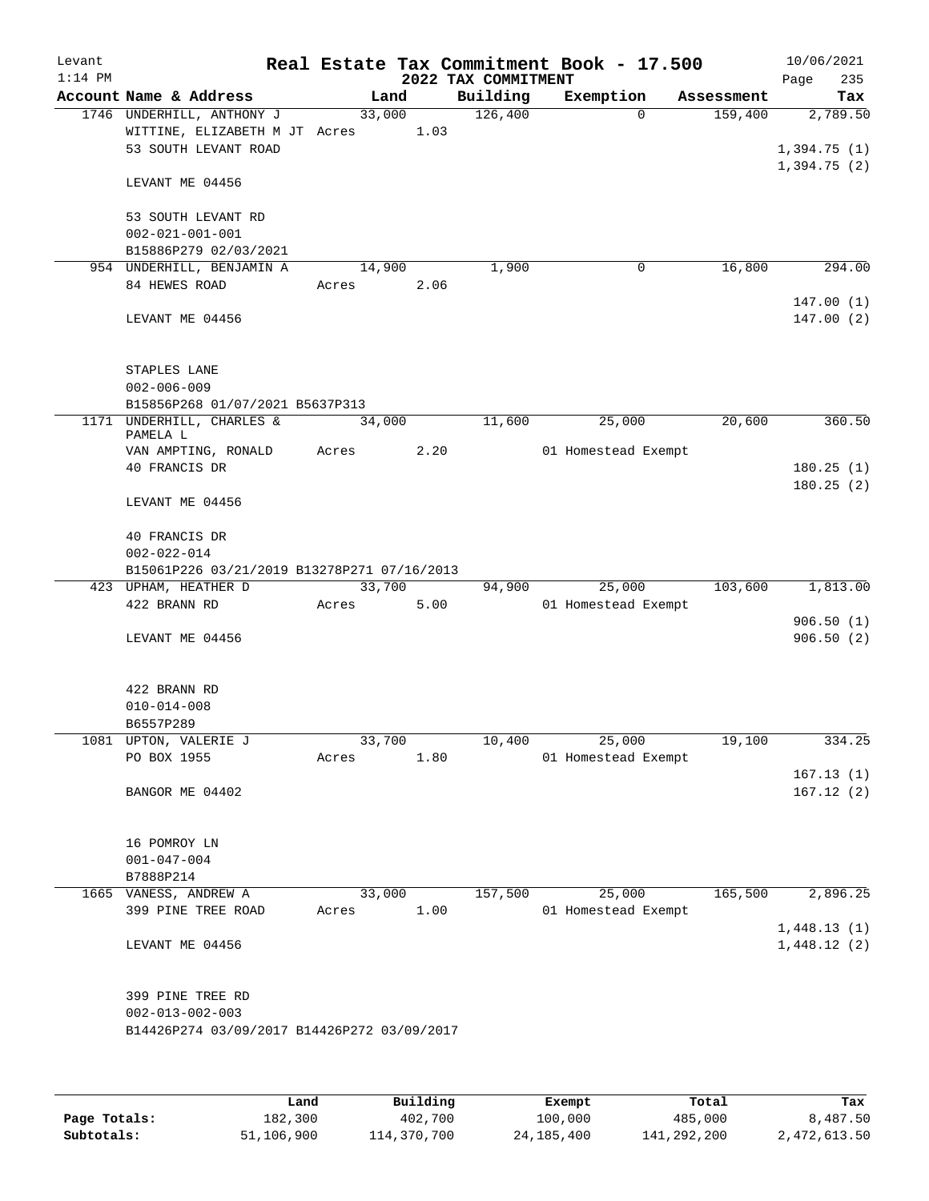Levant
1:14 PM

# Real Estate Tax Commitment Book - 17.500
## 2022 TAX COMMITMENT

10/06/2021
Page 235

| Account Name & Address | Land | Building | Exemption | Assessment | Tax |
|---|---|---|---|---|---|
| 1746 UNDERHILL, ANTHONY J | 33,000 | 126,400 | 0 | 159,400 | 2,789.50 |
| WITTINE, ELIZABETH M JT Acres 1.03 | | | | | |
| 53 SOUTH LEVANT ROAD | | | | | 1,394.75 (1) |
| | | | | | 1,394.75 (2) |
| LEVANT ME 04456 | | | | | |
| 53 SOUTH LEVANT RD | | | | | |
| 002-021-001-001 | | | | | |
| B15886P279 02/03/2021 | | | | | |
| 954 UNDERHILL, BENJAMIN A | 14,900 | 1,900 | 0 | 16,800 | 294.00 |
| 84 HEWES ROAD Acres 2.06 | | | | | |
| | | | | | 147.00 (1) |
| LEVANT ME 04456 | | | | | 147.00 (2) |
| STAPLES LANE | | | | | |
| 002-006-009 | | | | | |
| B15856P268 01/07/2021 B5637P313 | | | | | |
| 1171 UNDERHILL, CHARLES & PAMELA L | 34,000 | 11,600 | 25,000 | 20,600 | 360.50 |
| VAN AMPTING, RONALD Acres 2.20 | | | 01 Homestead Exempt | | |
| 40 FRANCIS DR | | | | | 180.25 (1) |
| | | | | | 180.25 (2) |
| LEVANT ME 04456 | | | | | |
| 40 FRANCIS DR | | | | | |
| 002-022-014 | | | | | |
| B15061P226 03/21/2019 B13278P271 07/16/2013 | | | | | |
| 423 UPHAM, HEATHER D | 33,700 | 94,900 | 25,000 | 103,600 | 1,813.00 |
| 422 BRANN RD Acres 5.00 | | | 01 Homestead Exempt | | |
| | | | | | 906.50 (1) |
| LEVANT ME 04456 | | | | | 906.50 (2) |
| 422 BRANN RD | | | | | |
| 010-014-008 | | | | | |
| B6557P289 | | | | | |
| 1081 UPTON, VALERIE J | 33,700 | 10,400 | 25,000 | 19,100 | 334.25 |
| PO BOX 1955 Acres 1.80 | | | 01 Homestead Exempt | | |
| | | | | | 167.13 (1) |
| BANGOR ME 04402 | | | | | 167.12 (2) |
| 16 POMROY LN | | | | | |
| 001-047-004 | | | | | |
| B7888P214 | | | | | |
| 1665 VANESS, ANDREW A | 33,000 | 157,500 | 25,000 | 165,500 | 2,896.25 |
| 399 PINE TREE ROAD Acres 1.00 | | | 01 Homestead Exempt | | |
| | | | | | 1,448.13 (1) |
| LEVANT ME 04456 | | | | | 1,448.12 (2) |
| 399 PINE TREE RD | | | | | |
| 002-013-002-003 | | | | | |
| B14426P274 03/09/2017 B14426P272 03/09/2017 | | | | | |

| | Land | Building | Exempt | Total | Tax |
|---|---|---|---|---|---|
| Page Totals: | 182,300 | 402,700 | 100,000 | 485,000 | 8,487.50 |
| Subtotals: | 51,106,900 | 114,370,700 | 24,185,400 | 141,292,200 | 2,472,613.50 |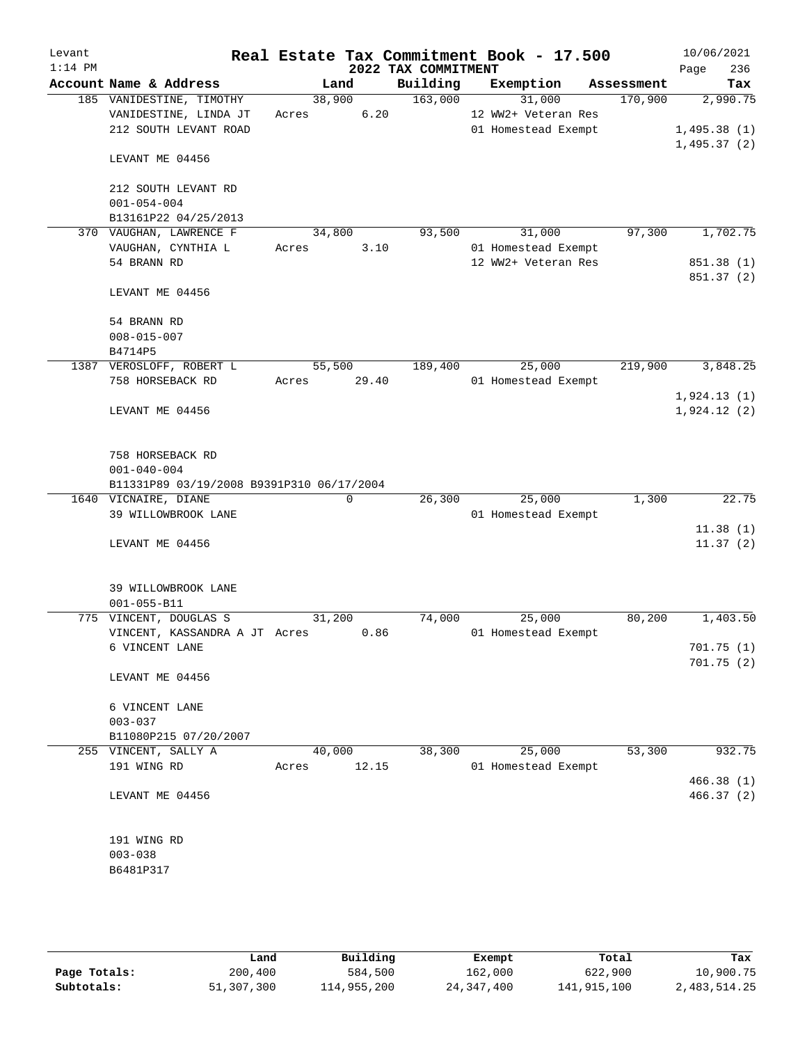# Real Estate Tax Commitment Book - 17.500

Levant 1:14 PM — 2022 TAX COMMITMENT — 10/06/2021

| Account Name & Address | Land | Building | Exemption | Assessment | Tax |
|---|---|---|---|---|---|
| 185 VANIDESTINE, TIMOTHY | 38,900 | 163,000 | 31,000 | 170,900 | 2,990.75 |
| VANIDESTINE, LINDA JT | Acres 6.20 | | 12 WW2+ Veteran Res | | |
| 212 SOUTH LEVANT ROAD | | | 01 Homestead Exempt | | 1,495.38 (1) |
| | | | | | 1,495.37 (2) |
| LEVANT ME 04456 | | | | | |
| 212 SOUTH LEVANT RD | | | | | |
| 001-054-004 | | | | | |
| B13161P22 04/25/2013 | | | | | |
| 370 VAUGHAN, LAWRENCE F | 34,800 | 93,500 | 31,000 | 97,300 | 1,702.75 |
| VAUGHAN, CYNTHIA L | Acres 3.10 | | 01 Homestead Exempt | | |
| 54 BRANN RD | | | 12 WW2+ Veteran Res | | 851.38 (1) |
| | | | | | 851.37 (2) |
| LEVANT ME 04456 | | | | | |
| 54 BRANN RD | | | | | |
| 008-015-007 | | | | | |
| B4714P5 | | | | | |
| 1387 VEROSLOFF, ROBERT L | 55,500 | 189,400 | 25,000 | 219,900 | 3,848.25 |
| 758 HORSEBACK RD | Acres 29.40 | | 01 Homestead Exempt | | |
| | | | | | 1,924.13 (1) |
| LEVANT ME 04456 | | | | | 1,924.12 (2) |
| 758 HORSEBACK RD | | | | | |
| 001-040-004 | | | | | |
| B11331P89 03/19/2008 B9391P310 06/17/2004 | | | | | |
| 1640 VICNAIRE, DIANE | 0 | 26,300 | 25,000 | 1,300 | 22.75 |
| 39 WILLOWBROOK LANE | | | 01 Homestead Exempt | | |
| | | | | | 11.38 (1) |
| LEVANT ME 04456 | | | | | 11.37 (2) |
| 39 WILLOWBROOK LANE | | | | | |
| 001-055-B11 | | | | | |
| 775 VINCENT, DOUGLAS S | 31,200 | 74,000 | 25,000 | 80,200 | 1,403.50 |
| VINCENT, KASSANDRA A JT | Acres 0.86 | | 01 Homestead Exempt | | |
| 6 VINCENT LANE | | | | | 701.75 (1) |
| | | | | | 701.75 (2) |
| LEVANT ME 04456 | | | | | |
| 6 VINCENT LANE | | | | | |
| 003-037 | | | | | |
| B11080P215 07/20/2007 | | | | | |
| 255 VINCENT, SALLY A | 40,000 | 38,300 | 25,000 | 53,300 | 932.75 |
| 191 WING RD | Acres 12.15 | | 01 Homestead Exempt | | |
| | | | | | 466.38 (1) |
| LEVANT ME 04456 | | | | | 466.37 (2) |
| 191 WING RD | | | | | |
| 003-038 | | | | | |
| B6481P317 | | | | | |

| | Land | Building | Exempt | Total | Tax |
|---|---|---|---|---|---|
| Page Totals: | 200,400 | 584,500 | 162,000 | 622,900 | 10,900.75 |
| Subtotals: | 51,307,300 | 114,955,200 | 24,347,400 | 141,915,100 | 2,483,514.25 |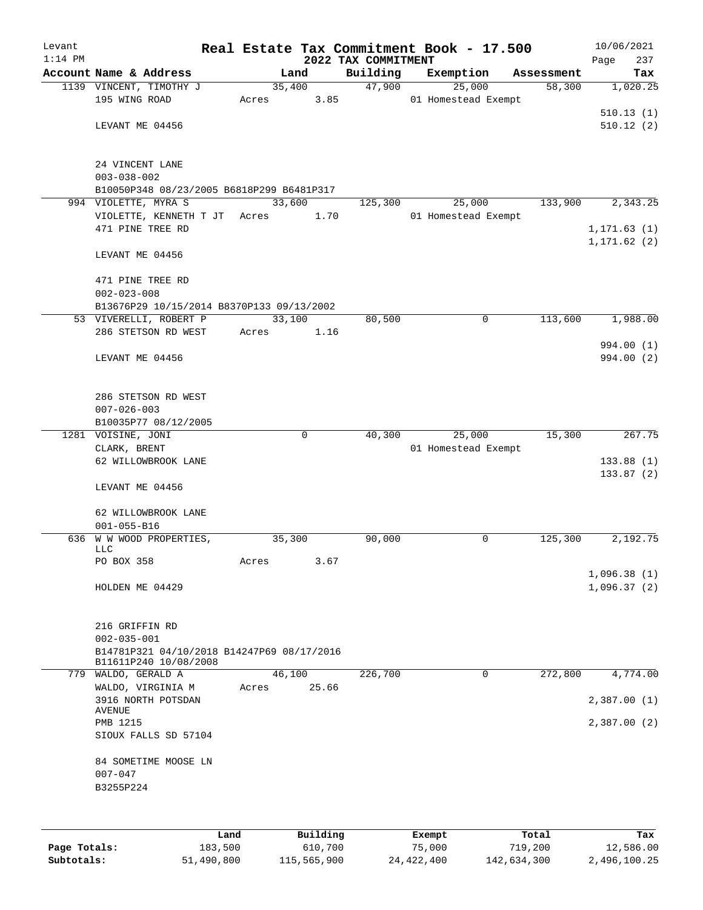# Levant — Real Estate Tax Commitment Book - 17.500

2022 TAX COMMITMENT

1:14 PM — 10/06/2021

| Account Name & Address | Land | Building | Exemption | Assessment | Tax |
|---|---|---|---|---|---|
| 1139 VINCENT, TIMOTHY J<br>195 WING ROAD<br><br>LEVANT ME 04456<br><br>24 VINCENT LANE<br>003-038-002<br>B10050P348 08/23/2005 B6818P299 B6481P317 | 35,400<br>Acres 3.85 | 47,900 | 25,000<br>01 Homestead Exempt | 58,300 | 1,020.25<br>510.13 (1)<br>510.12 (2) |
| 994 VIOLETTE, MYRA S<br>VIOLETTE, KENNETH T JT<br>471 PINE TREE RD<br><br>LEVANT ME 04456<br><br>471 PINE TREE RD<br>002-023-008<br>B13676P29 10/15/2014 B8370P133 09/13/2002 | 33,600<br>Acres 1.70 | 125,300 | 25,000<br>01 Homestead Exempt | 133,900 | 2,343.25<br>1,171.63 (1)<br>1,171.62 (2) |
| 53 VIVERELLI, ROBERT P<br>286 STETSON RD WEST<br><br>LEVANT ME 04456<br><br>286 STETSON RD WEST<br>007-026-003<br>B10035P77 08/12/2005 | 33,100<br>Acres 1.16 | 80,500 | 0 | 113,600 | 1,988.00<br>994.00 (1)<br>994.00 (2) |
| 1281 VOISINE, JONI<br>CLARK, BRENT<br>62 WILLOWBROOK LANE<br><br>LEVANT ME 04456<br><br>62 WILLOWBROOK LANE<br>001-055-B16 | 0 | 40,300 | 25,000<br>01 Homestead Exempt | 15,300 | 267.75<br>133.88 (1)<br>133.87 (2) |
| 636 W W WOOD PROPERTIES, LLC<br>PO BOX 358<br><br>HOLDEN ME 04429<br><br>216 GRIFFIN RD<br>002-035-001<br>B14781P321 04/10/2018 B14247P69 08/17/2016 B11611P240 10/08/2008 | 35,300<br>Acres 3.67 | 90,000 | 0 | 125,300 | 2,192.75<br>1,096.38 (1)<br>1,096.37 (2) |
| 779 WALDO, GERALD A<br>WALDO, VIRGINIA M<br>3916 NORTH POTSDAN AVENUE<br>PMB 1215<br>SIOUX FALLS SD 57104<br><br>84 SOMETIME MOOSE LN<br>007-047<br>B3255P224 | 46,100<br>Acres 25.66 | 226,700 | 0 | 272,800 | 4,774.00<br>2,387.00 (1)<br>2,387.00 (2) |

| | Land | Building | Exempt | Total | Tax |
|---|---|---|---|---|---|
| **Page Totals:** | 183,500 | 610,700 | 75,000 | 719,200 | 12,586.00 |
| **Subtotals:** | 51,490,800 | 115,565,900 | 24,422,400 | 142,634,300 | 2,496,100.25 |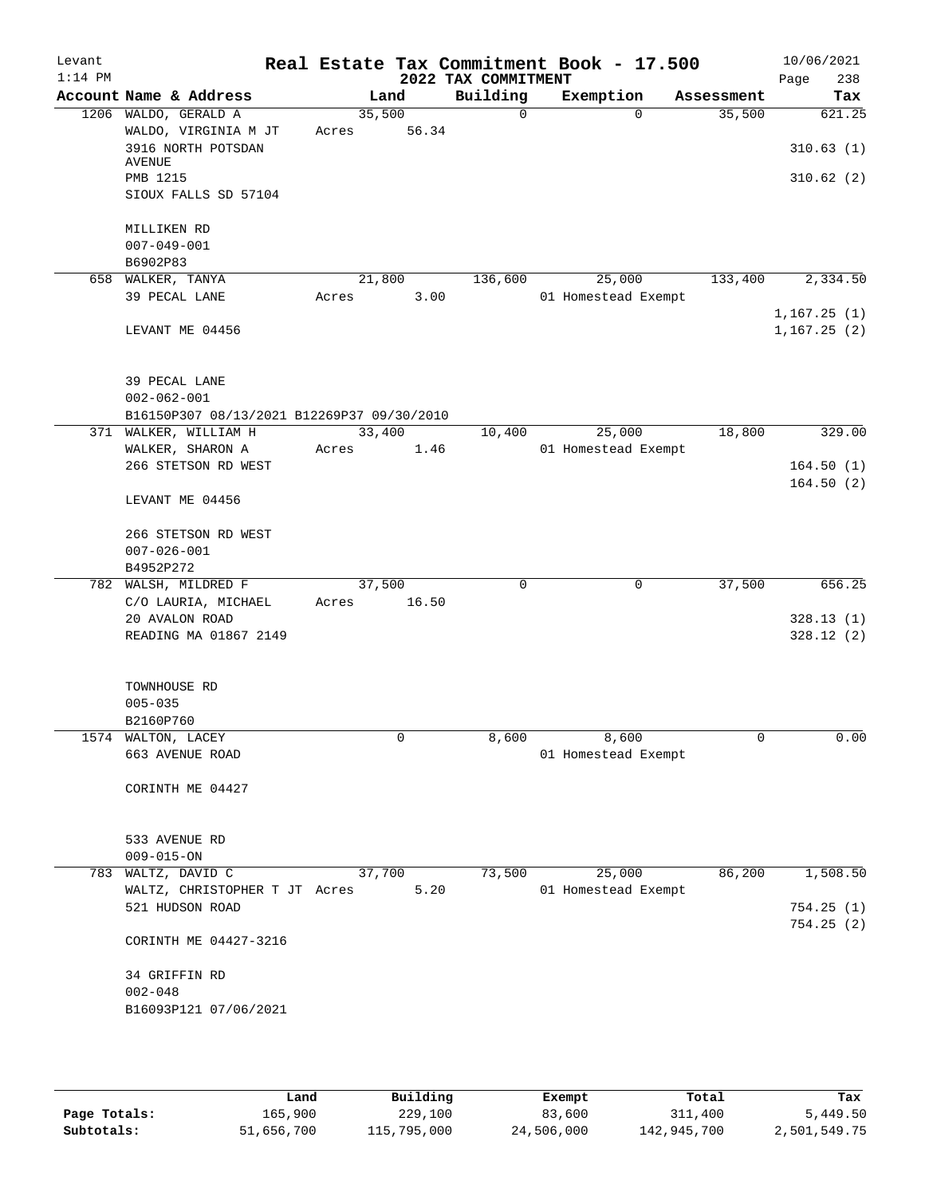Levant
1:14 PM

# Real Estate Tax Commitment Book - 17.500

## 2022 TAX COMMITMENT

10/06/2021

| Account | Name & Address | Land | Building | Exemption | Assessment | Tax |
|---|---|---|---|---|---|---|
| 1206 | WALDO, GERALD A | 35,500 | 0 | 0 | 35,500 | 621.25 |
| | WALDO, VIRGINIA M JT | Acres 56.34 | | | | |
| | 3916 NORTH POTSDAN AVENUE | | | | | 310.63 (1) |
| | PMB 1215 | | | | | 310.62 (2) |
| | SIOUX FALLS SD 57104 | | | | | |
| | MILLIKEN RD | | | | | |
| | 007-049-001 | | | | | |
| | B6902P83 | | | | | |
| 658 | WALKER, TANYA | 21,800 | 136,600 | 25,000 | 133,400 | 2,334.50 |
| | 39 PECAL LANE | Acres 3.00 | | 01 Homestead Exempt | | |
| | | | | | | 1,167.25 (1) |
| | LEVANT ME 04456 | | | | | 1,167.25 (2) |
| | 39 PECAL LANE | | | | | |
| | 002-062-001 | | | | | |
| | B16150P307 08/13/2021 B12269P37 09/30/2010 | | | | | |
| 371 | WALKER, WILLIAM H | 33,400 | 10,400 | 25,000 | 18,800 | 329.00 |
| | WALKER, SHARON A | Acres 1.46 | | 01 Homestead Exempt | | |
| | 266 STETSON RD WEST | | | | | 164.50 (1) |
| | | | | | | 164.50 (2) |
| | LEVANT ME 04456 | | | | | |
| | 266 STETSON RD WEST | | | | | |
| | 007-026-001 | | | | | |
| | B4952P272 | | | | | |
| 782 | WALSH, MILDRED F | 37,500 | 0 | 0 | 37,500 | 656.25 |
| | C/O LAURIA, MICHAEL | Acres 16.50 | | | | |
| | 20 AVALON ROAD | | | | | 328.13 (1) |
| | READING MA 01867 2149 | | | | | 328.12 (2) |
| | TOWNHOUSE RD | | | | | |
| | 005-035 | | | | | |
| | B2160P760 | | | | | |
| 1574 | WALTON, LACEY | 0 | 8,600 | 8,600 | 0 | 0.00 |
| | 663 AVENUE ROAD | | | 01 Homestead Exempt | | |
| | CORINTH ME 04427 | | | | | |
| | 533 AVENUE RD | | | | | |
| | 009-015-ON | | | | | |
| 783 | WALTZ, DAVID C | 37,700 | 73,500 | 25,000 | 86,200 | 1,508.50 |
| | WALTZ, CHRISTOPHER T JT | Acres 5.20 | | 01 Homestead Exempt | | |
| | 521 HUDSON ROAD | | | | | 754.25 (1) |
| | | | | | | 754.25 (2) |
| | CORINTH ME 04427-3216 | | | | | |
| | 34 GRIFFIN RD | | | | | |
| | 002-048 | | | | | |
| | B16093P121 07/06/2021 | | | | | |

| | Land | Building | Exempt | Total | Tax |
|---|---|---|---|---|---|
| Page Totals: | 165,900 | 229,100 | 83,600 | 311,400 | 5,449.50 |
| Subtotals: | 51,656,700 | 115,795,000 | 24,506,000 | 142,945,700 | 2,501,549.75 |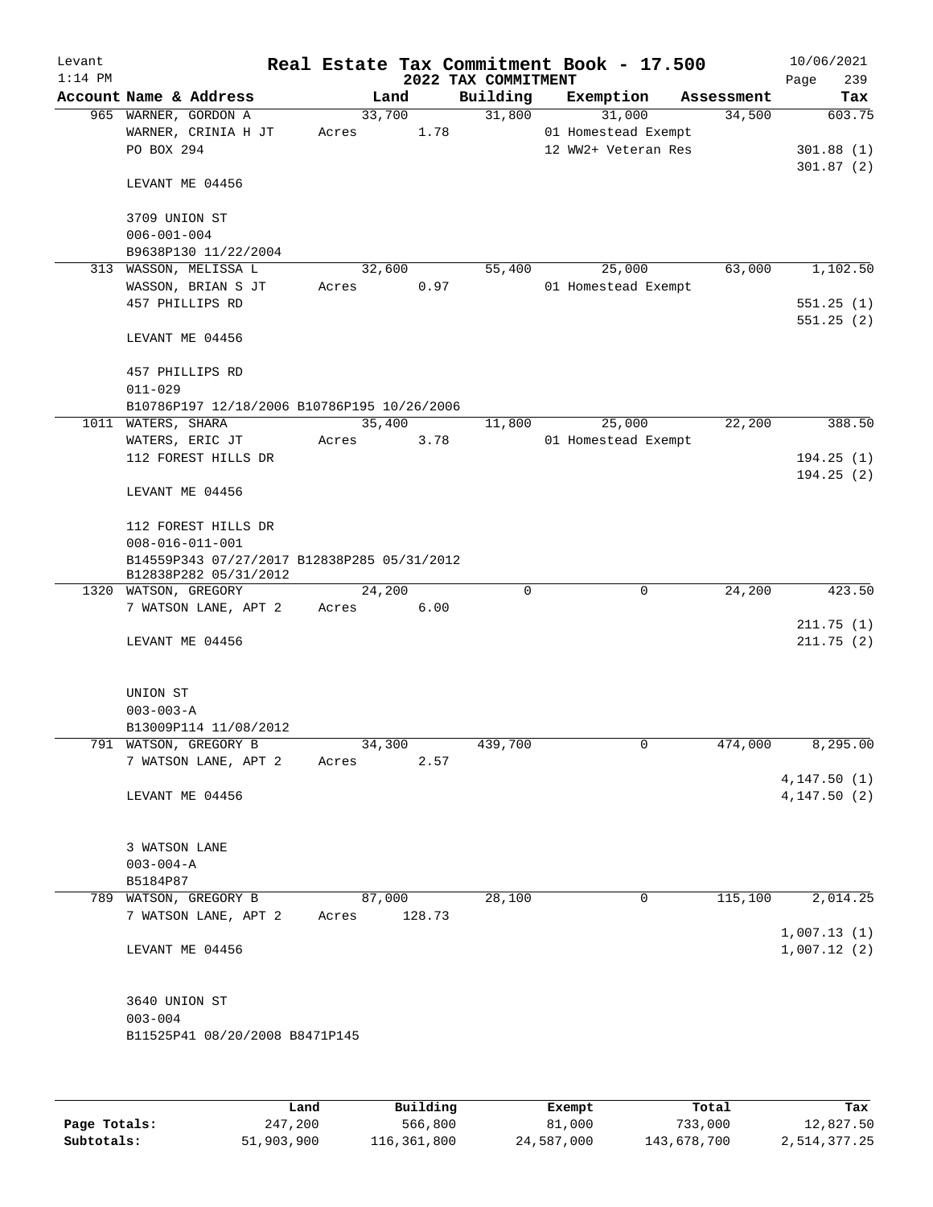Levant 1:14 PM

# Real Estate Tax Commitment Book - 17.500

## 2022 TAX COMMITMENT

10/06/2021

| Account Name & Address | Land | Building | Exemption | Assessment | Tax |
|---|---|---|---|---|---|
| 965 WARNER, GORDON A | 33,700 | 31,800 | 31,000 | 34,500 | 603.75 |
| WARNER, CRINIA H JT | Acres 1.78 | | 01 Homestead Exempt | | |
| PO BOX 294 | | | 12 WW2+ Veteran Res | | 301.88 (1) |
| | | | | | 301.87 (2) |
| LEVANT ME 04456 | | | | | |
| 3709 UNION ST | | | | | |
| 006-001-004 | | | | | |
| B9638P130 11/22/2004 | | | | | |
| 313 WASSON, MELISSA L | 32,600 | 55,400 | 25,000 | 63,000 | 1,102.50 |
| WASSON, BRIAN S JT | Acres 0.97 | | 01 Homestead Exempt | | |
| 457 PHILLIPS RD | | | | | 551.25 (1) |
| | | | | | 551.25 (2) |
| LEVANT ME 04456 | | | | | |
| 457 PHILLIPS RD | | | | | |
| 011-029 | | | | | |
| B10786P197 12/18/2006 B10786P195 10/26/2006 | | | | | |
| 1011 WATERS, SHARA | 35,400 | 11,800 | 25,000 | 22,200 | 388.50 |
| WATERS, ERIC JT | Acres 3.78 | | 01 Homestead Exempt | | |
| 112 FOREST HILLS DR | | | | | 194.25 (1) |
| | | | | | 194.25 (2) |
| LEVANT ME 04456 | | | | | |
| 112 FOREST HILLS DR | | | | | |
| 008-016-011-001 | | | | | |
| B14559P343 07/27/2017 B12838P285 05/31/2012 | | | | | |
| B12838P282 05/31/2012 | | | | | |
| 1320 WATSON, GREGORY | 24,200 | 0 | 0 | 24,200 | 423.50 |
| 7 WATSON LANE, APT 2 | Acres 6.00 | | | | |
| | | | | | 211.75 (1) |
| LEVANT ME 04456 | | | | | 211.75 (2) |
| UNION ST | | | | | |
| 003-003-A | | | | | |
| B13009P114 11/08/2012 | | | | | |
| 791 WATSON, GREGORY B | 34,300 | 439,700 | 0 | 474,000 | 8,295.00 |
| 7 WATSON LANE, APT 2 | Acres 2.57 | | | | |
| | | | | | 4,147.50 (1) |
| LEVANT ME 04456 | | | | | 4,147.50 (2) |
| 3 WATSON LANE | | | | | |
| 003-004-A | | | | | |
| B5184P87 | | | | | |
| 789 WATSON, GREGORY B | 87,000 | 28,100 | 0 | 115,100 | 2,014.25 |
| 7 WATSON LANE, APT 2 | Acres 128.73 | | | | |
| | | | | | 1,007.13 (1) |
| LEVANT ME 04456 | | | | | 1,007.12 (2) |
| 3640 UNION ST | | | | | |
| 003-004 | | | | | |
| B11525P41 08/20/2008 B8471P145 | | | | | |

| | Land | Building | Exempt | Total | Tax |
|---|---|---|---|---|---|
| Page Totals: | 247,200 | 566,800 | 81,000 | 733,000 | 12,827.50 |
| Subtotals: | 51,903,900 | 116,361,800 | 24,587,000 | 143,678,700 | 2,514,377.25 |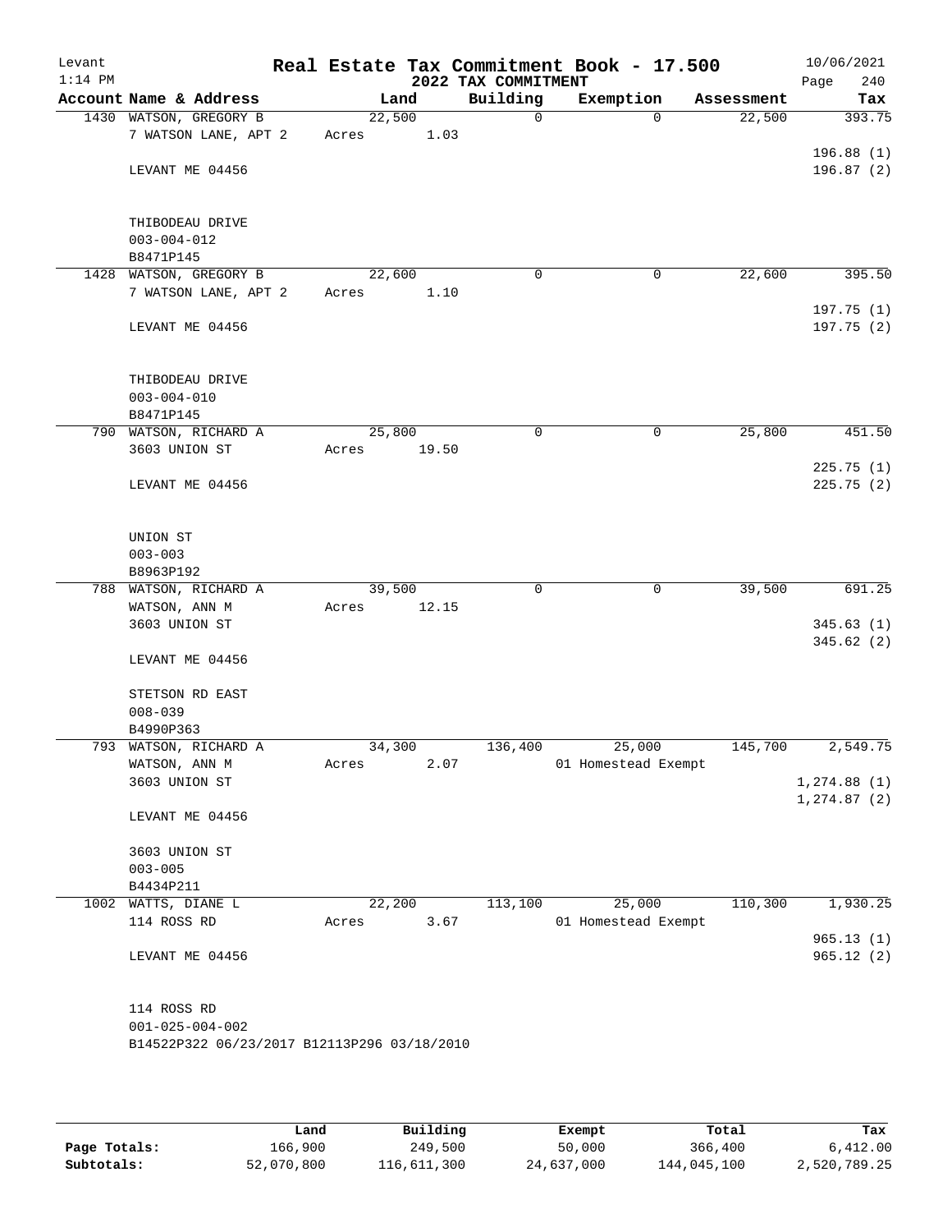Levant
1:14 PM

# Real Estate Tax Commitment Book - 17.500

2022 TAX COMMITMENT

10/06/2021

| Account Name & Address | Land | Building | Exemption | Assessment | Tax |
|---|---|---|---|---|---|
| 1430 WATSON, GREGORY B<br>7 WATSON LANE, APT 2<br><br>LEVANT ME 04456<br><br>THIBODEAU DRIVE<br>003-004-012<br>B8471P145 | 22,500<br>Acres 1.03 | 0 | 0 | 22,500 | 393.75<br><br>196.88 (1)<br>196.87 (2) |
| 1428 WATSON, GREGORY B<br>7 WATSON LANE, APT 2<br><br>LEVANT ME 04456<br><br>THIBODEAU DRIVE<br>003-004-010<br>B8471P145 | 22,600<br>Acres 1.10 | 0 | 0 | 22,600 | 395.50<br><br>197.75 (1)<br>197.75 (2) |
| 790 WATSON, RICHARD A<br>3603 UNION ST<br><br>LEVANT ME 04456<br><br>UNION ST<br>003-003<br>B8963P192 | 25,800<br>Acres 19.50 | 0 | 0 | 25,800 | 451.50<br><br>225.75 (1)<br>225.75 (2) |
| 788 WATSON, RICHARD A<br>WATSON, ANN M<br>3603 UNION ST<br><br>LEVANT ME 04456<br><br>STETSON RD EAST<br>008-039<br>B4990P363 | 39,500<br>Acres 12.15 | 0 | 0 | 39,500 | 691.25<br><br>345.63 (1)<br>345.62 (2) |
| 793 WATSON, RICHARD A<br>WATSON, ANN M<br>3603 UNION ST<br><br>LEVANT ME 04456<br><br>3603 UNION ST<br>003-005<br>B4434P211 | 34,300<br>Acres 2.07 | 136,400 | 25,000<br>01 Homestead Exempt | 145,700 | 2,549.75<br><br>1,274.88 (1)<br>1,274.87 (2) |
| 1002 WATTS, DIANE L<br>114 ROSS RD<br><br>LEVANT ME 04456<br><br>114 ROSS RD<br>001-025-004-002<br>B14522P322 06/23/2017 B12113P296 03/18/2010 | 22,200<br>Acres 3.67 | 113,100 | 25,000<br>01 Homestead Exempt | 110,300 | 1,930.25<br><br>965.13 (1)<br>965.12 (2) |

| | Land | Building | Exempt | Total | Tax |
|---|---|---|---|---|---|
| Page Totals: | 166,900 | 249,500 | 50,000 | 366,400 | 6,412.00 |
| Subtotals: | 52,070,800 | 116,611,300 | 24,637,000 | 144,045,100 | 2,520,789.25 |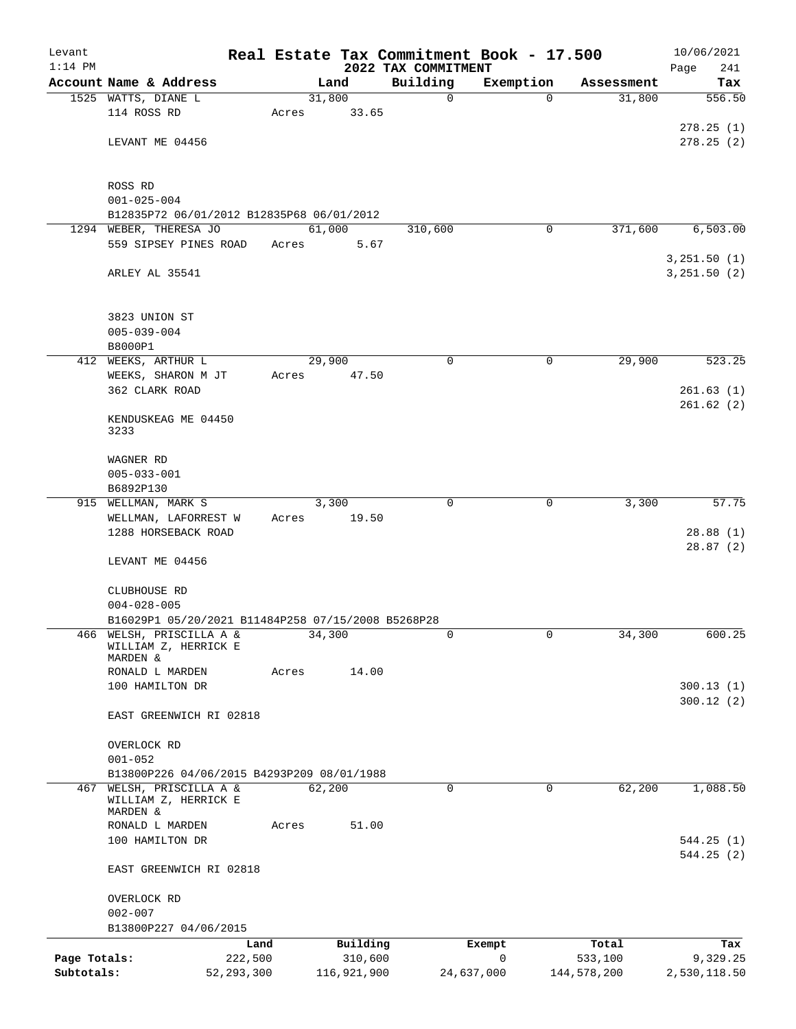Levant
1:14 PM

# Real Estate Tax Commitment Book - 17.500

## 2022 TAX COMMITMENT

10/06/2021

| Account Name & Address | Land | Building | Exemption | Assessment | Tax |
|---|---|---|---|---|---|
| 1525 WATTS, DIANE L | 31,800 | 0 | 0 | 31,800 | 556.50 |
| 114 ROSS RD | Acres 33.65 | | | | |
| | | | | | 278.25 (1) |
| LEVANT ME 04456 | | | | | 278.25 (2) |
| ROSS RD | | | | | |
| 001-025-004 | | | | | |
| B12835P72 06/01/2012 B12835P68 06/01/2012 | | | | | |
| 1294 WEBER, THERESA JO | 61,000 | 310,600 | 0 | 371,600 | 6,503.00 |
| 559 SIPSEY PINES ROAD | Acres 5.67 | | | | |
| | | | | | 3,251.50 (1) |
| ARLEY AL 35541 | | | | | 3,251.50 (2) |
| 3823 UNION ST | | | | | |
| 005-039-004 | | | | | |
| B8000P1 | | | | | |
| 412 WEEKS, ARTHUR L | 29,900 | 0 | 0 | 29,900 | 523.25 |
| WEEKS, SHARON M JT | Acres 47.50 | | | | |
| 362 CLARK ROAD | | | | | 261.63 (1) |
| | | | | | 261.62 (2) |
| KENDUSKEAG ME 04450 3233 | | | | | |
| WAGNER RD | | | | | |
| 005-033-001 | | | | | |
| B6892P130 | | | | | |
| 915 WELLMAN, MARK S | 3,300 | 0 | 0 | 3,300 | 57.75 |
| WELLMAN, LAFORREST W | Acres 19.50 | | | | |
| 1288 HORSEBACK ROAD | | | | | 28.88 (1) |
| | | | | | 28.87 (2) |
| LEVANT ME 04456 | | | | | |
| CLUBHOUSE RD | | | | | |
| 004-028-005 | | | | | |
| B16029P1 05/20/2021 B11484P258 07/15/2008 B5268P28 | | | | | |
| 466 WELSH, PRISCILLA A & WILLIAM Z, HERRICK E MARDEN & | 34,300 | 0 | 0 | 34,300 | 600.25 |
| RONALD L MARDEN | Acres 14.00 | | | | |
| 100 HAMILTON DR | | | | | 300.13 (1) |
| | | | | | 300.12 (2) |
| EAST GREENWICH RI 02818 | | | | | |
| OVERLOCK RD | | | | | |
| 001-052 | | | | | |
| B13800P226 04/06/2015 B4293P209 08/01/1988 | | | | | |
| 467 WELSH, PRISCILLA A & WILLIAM Z, HERRICK E MARDEN & | 62,200 | 0 | 0 | 62,200 | 1,088.50 |
| RONALD L MARDEN | Acres 51.00 | | | | |
| 100 HAMILTON DR | | | | | 544.25 (1) |
| | | | | | 544.25 (2) |
| EAST GREENWICH RI 02818 | | | | | |
| OVERLOCK RD | | | | | |
| 002-007 | | | | | |
| B13800P227 04/06/2015 | | | | | |

| | Land | Building | Exempt | Total | Tax |
|---|---|---|---|---|---|
| Page Totals: | 222,500 | 310,600 | 0 | 533,100 | 9,329.25 |
| Subtotals: | 52,293,300 | 116,921,900 | 24,637,000 | 144,578,200 | 2,530,118.50 |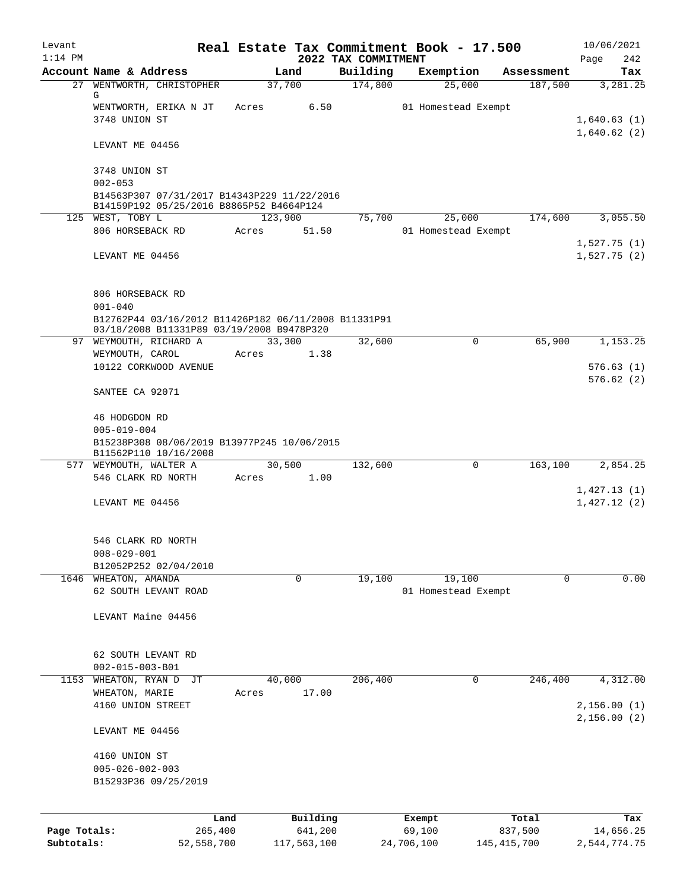Levant
1:14 PM

# Real Estate Tax Commitment Book - 17.500
## 2022 TAX COMMITMENT

10/06/2021
Page 242

| Account Name & Address | Land | Building | Exemption | Assessment | Tax |
|---|---|---|---|---|---|
| 27 WENTWORTH, CHRISTOPHER G | 37,700 | 174,800 | 25,000 | 187,500 | 3,281.25 |
| WENTWORTH, ERIKA N JT | Acres 6.50 | | 01 Homestead Exempt | | |
| 3748 UNION ST | | | | | 1,640.63 (1) |
| | | | | | 1,640.62 (2) |
| LEVANT ME 04456 | | | | | |
| 3748 UNION ST | | | | | |
| 002-053 | | | | | |
| B14563P307 07/31/2017 B14343P229 11/22/2016 B14159P192 05/25/2016 B8865P52 B4664P124 | | | | | |
| 125 WEST, TOBY L | 123,900 | 75,700 | 25,000 | 174,600 | 3,055.50 |
| 806 HORSEBACK RD | Acres 51.50 | | 01 Homestead Exempt | | |
| | | | | | 1,527.75 (1) |
| LEVANT ME 04456 | | | | | 1,527.75 (2) |
| 806 HORSEBACK RD | | | | | |
| 001-040 | | | | | |
| B12762P44 03/16/2012 B11426P182 06/11/2008 B11331P91 03/18/2008 B11331P89 03/19/2008 B9478P320 | | | | | |
| 97 WEYMOUTH, RICHARD A | 33,300 | 32,600 | 0 | 65,900 | 1,153.25 |
| WEYMOUTH, CAROL | Acres 1.38 | | | | |
| 10122 CORKWOOD AVENUE | | | | | 576.63 (1) |
| | | | | | 576.62 (2) |
| SANTEE CA 92071 | | | | | |
| 46 HODGDON RD | | | | | |
| 005-019-004 | | | | | |
| B15238P308 08/06/2019 B13977P245 10/06/2015 B11562P110 10/16/2008 | | | | | |
| 577 WEYMOUTH, WALTER A | 30,500 | 132,600 | 0 | 163,100 | 2,854.25 |
| 546 CLARK RD NORTH | Acres 1.00 | | | | |
| | | | | | 1,427.13 (1) |
| LEVANT ME 04456 | | | | | 1,427.12 (2) |
| 546 CLARK RD NORTH | | | | | |
| 008-029-001 | | | | | |
| B12052P252 02/04/2010 | | | | | |
| 1646 WHEATON, AMANDA | 0 | 19,100 | 19,100 | 0 | 0.00 |
| 62 SOUTH LEVANT ROAD | | | 01 Homestead Exempt | | |
| LEVANT Maine 04456 | | | | | |
| 62 SOUTH LEVANT RD | | | | | |
| 002-015-003-B01 | | | | | |
| 1153 WHEATON, RYAN D JT | 40,000 | 206,400 | 0 | 246,400 | 4,312.00 |
| WHEATON, MARIE | Acres 17.00 | | | | |
| 4160 UNION STREET | | | | | 2,156.00 (1) |
| | | | | | 2,156.00 (2) |
| LEVANT ME 04456 | | | | | |
| 4160 UNION ST | | | | | |
| 005-026-002-003 | | | | | |
| B15293P36 09/25/2019 | | | | | |

| | Land | Building | Exempt | Total | Tax |
|---|---|---|---|---|---|
| Page Totals: | 265,400 | 641,200 | 69,100 | 837,500 | 14,656.25 |
| Subtotals: | 52,558,700 | 117,563,100 | 24,706,100 | 145,415,700 | 2,544,774.75 |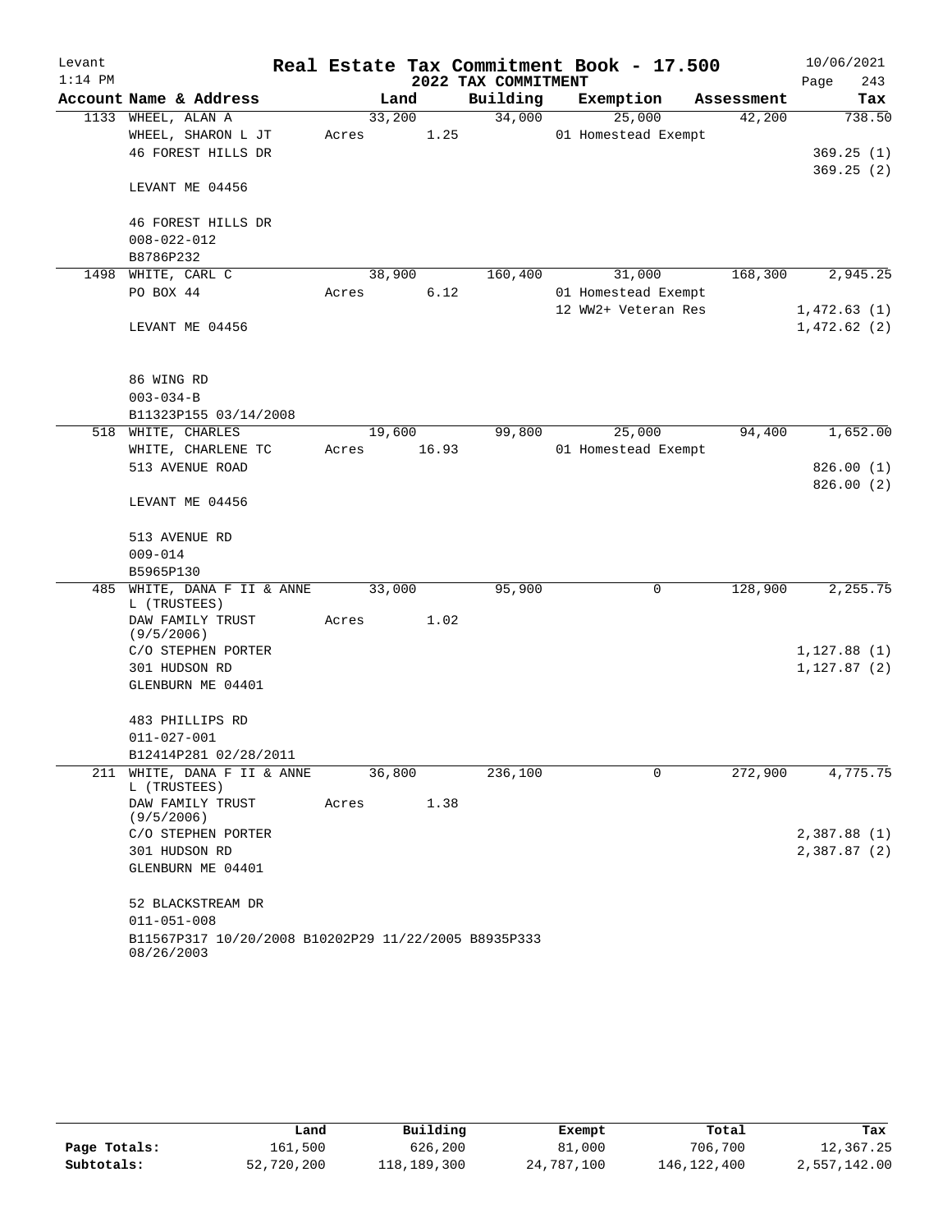Levant
1:14 PM

# Real Estate Tax Commitment Book - 17.500

## 2022 TAX COMMITMENT

10/06/2021

| Account | Name & Address | Land | Building | Exemption | Assessment | Tax |
|---|---|---|---|---|---|---|
| 1133 | WHEEL, ALAN A | 33,200 | 34,000 | 25,000 | 42,200 | 738.50 |
| | WHEEL, SHARON L JT | Acres 1.25 | | 01 Homestead Exempt | | |
| | 46 FOREST HILLS DR | | | | | 369.25 (1) |
| | | | | | | 369.25 (2) |
| | LEVANT ME 04456 | | | | | |
| | 46 FOREST HILLS DR | | | | | |
| | 008-022-012 | | | | | |
| | B8786P232 | | | | | |
| 1498 | WHITE, CARL C | 38,900 | 160,400 | 31,000 | 168,300 | 2,945.25 |
| | PO BOX 44 | Acres 6.12 | | 01 Homestead Exempt | | |
| | | | | 12 WW2+ Veteran Res | | 1,472.63 (1) |
| | LEVANT ME 04456 | | | | | 1,472.62 (2) |
| | 86 WING RD | | | | | |
| | 003-034-B | | | | | |
| | B11323P155 03/14/2008 | | | | | |
| 518 | WHITE, CHARLES | 19,600 | 99,800 | 25,000 | 94,400 | 1,652.00 |
| | WHITE, CHARLENE TC | Acres 16.93 | | 01 Homestead Exempt | | |
| | 513 AVENUE ROAD | | | | | 826.00 (1) |
| | | | | | | 826.00 (2) |
| | LEVANT ME 04456 | | | | | |
| | 513 AVENUE RD | | | | | |
| | 009-014 | | | | | |
| | B5965P130 | | | | | |
| 485 | WHITE, DANA F II & ANNE L (TRUSTEES) | 33,000 | 95,900 | 0 | 128,900 | 2,255.75 |
| | DAW FAMILY TRUST (9/5/2006) | Acres 1.02 | | | | |
| | C/O STEPHEN PORTER | | | | | 1,127.88 (1) |
| | 301 HUDSON RD | | | | | 1,127.87 (2) |
| | GLENBURN ME 04401 | | | | | |
| | 483 PHILLIPS RD | | | | | |
| | 011-027-001 | | | | | |
| | B12414P281 02/28/2011 | | | | | |
| 211 | WHITE, DANA F II & ANNE L (TRUSTEES) | 36,800 | 236,100 | 0 | 272,900 | 4,775.75 |
| | DAW FAMILY TRUST (9/5/2006) | Acres 1.38 | | | | |
| | C/O STEPHEN PORTER | | | | | 2,387.88 (1) |
| | 301 HUDSON RD | | | | | 2,387.87 (2) |
| | GLENBURN ME 04401 | | | | | |
| | 52 BLACKSTREAM DR | | | | | |
| | 011-051-008 | | | | | |
| | B11567P317 10/20/2008 B10202P29 11/22/2005 B8935P333 08/26/2003 | | | | | |

| | Land | Building | Exempt | Total | Tax |
|---|---|---|---|---|---|
| Page Totals: | 161,500 | 626,200 | 81,000 | 706,700 | 12,367.25 |
| Subtotals: | 52,720,200 | 118,189,300 | 24,787,100 | 146,122,400 | 2,557,142.00 |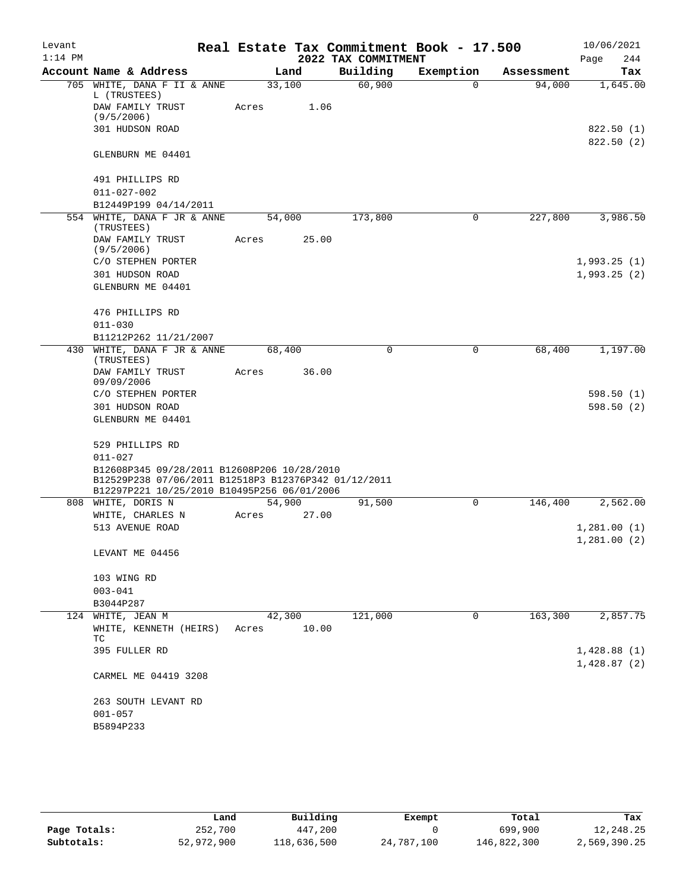Levant 1:14 PM

# Real Estate Tax Commitment Book - 17.500

## 2022 TAX COMMITMENT

10/06/2021 Page 244

| Account Name & Address | Land | Building | Exemption | Assessment | Tax |
|---|---|---|---|---|---|
| 705 WHITE, DANA F II & ANNE L (TRUSTEES) | 33,100 | 60,900 | 0 | 94,000 | 1,645.00 |
| DAW FAMILY TRUST (9/5/2006) | Acres 1.06 | | | | |
| 301 HUDSON ROAD | | | | | 822.50 (1) |
| | | | | | 822.50 (2) |
| GLENBURN ME 04401 | | | | | |
| 491 PHILLIPS RD | | | | | |
| 011-027-002 | | | | | |
| B12449P199 04/14/2011 | | | | | |
| 554 WHITE, DANA F JR & ANNE (TRUSTEES) | 54,000 | 173,800 | 0 | 227,800 | 3,986.50 |
| DAW FAMILY TRUST (9/5/2006) | Acres 25.00 | | | | |
| C/O STEPHEN PORTER | | | | | 1,993.25 (1) |
| 301 HUDSON ROAD | | | | | 1,993.25 (2) |
| GLENBURN ME 04401 | | | | | |
| 476 PHILLIPS RD | | | | | |
| 011-030 | | | | | |
| B11212P262 11/21/2007 | | | | | |
| 430 WHITE, DANA F JR & ANNE (TRUSTEES) | 68,400 | 0 | 0 | 68,400 | 1,197.00 |
| DAW FAMILY TRUST 09/09/2006 | Acres 36.00 | | | | |
| C/O STEPHEN PORTER | | | | | 598.50 (1) |
| 301 HUDSON ROAD | | | | | 598.50 (2) |
| GLENBURN ME 04401 | | | | | |
| 529 PHILLIPS RD | | | | | |
| 011-027 | | | | | |
| B12608P345 09/28/2011 B12608P206 10/28/2010 B12529P238 07/06/2011 B12518P3 B12376P342 01/12/2011 B12297P221 10/25/2010 B10495P256 06/01/2006 | | | | | |
| 808 WHITE, DORIS N | 54,900 | 91,500 | 0 | 146,400 | 2,562.00 |
| WHITE, CHARLES N | Acres 27.00 | | | | |
| 513 AVENUE ROAD | | | | | 1,281.00 (1) |
| | | | | | 1,281.00 (2) |
| LEVANT ME 04456 | | | | | |
| 103 WING RD | | | | | |
| 003-041 | | | | | |
| B3044P287 | | | | | |
| 124 WHITE, JEAN M | 42,300 | 121,000 | 0 | 163,300 | 2,857.75 |
| WHITE, KENNETH (HEIRS) TC | Acres 10.00 | | | | |
| 395 FULLER RD | | | | | 1,428.88 (1) |
| | | | | | 1,428.87 (2) |
| CARMEL ME 04419 3208 | | | | | |
| 263 SOUTH LEVANT RD | | | | | |
| 001-057 | | | | | |
| B5894P233 | | | | | |

| | Land | Building | Exempt | Total | Tax |
|---|---|---|---|---|---|
| Page Totals: | 252,700 | 447,200 | 0 | 699,900 | 12,248.25 |
| Subtotals: | 52,972,900 | 118,636,500 | 24,787,100 | 146,822,300 | 2,569,390.25 |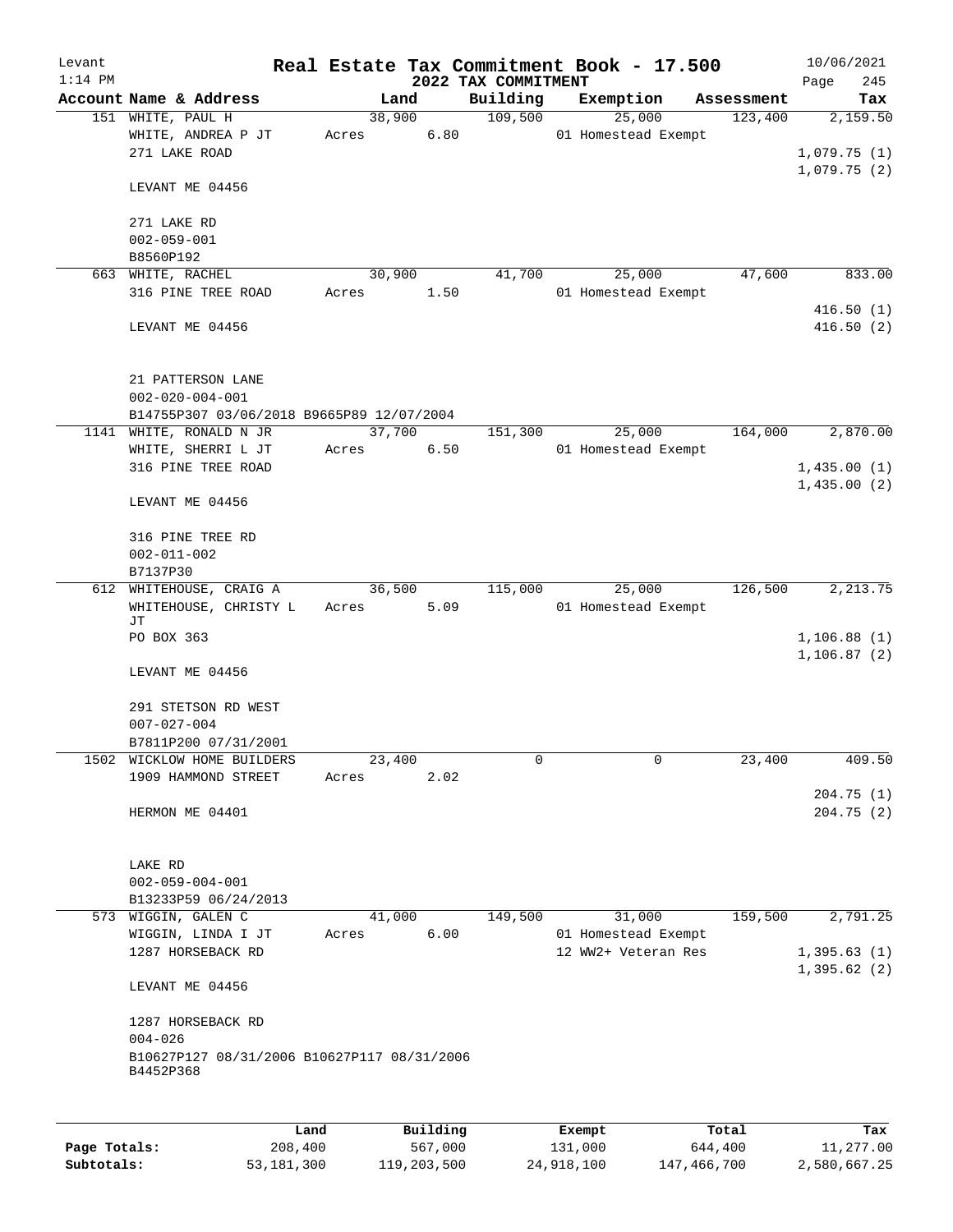Levant 1:14 PM

# Real Estate Tax Commitment Book - 17.500

## 2022 TAX COMMITMENT

10/06/2021 Page 245

| Account Name & Address | Land | Building | Exemption | Assessment | Tax |
|---|---|---|---|---|---|
| 151 WHITE, PAUL H | 38,900 | 109,500 | 25,000 | 123,400 | 2,159.50 |
| WHITE, ANDREA P JT | Acres 6.80 | | 01 Homestead Exempt | | |
| 271 LAKE ROAD | | | | | 1,079.75 (1) |
| | | | | | 1,079.75 (2) |
| LEVANT ME 04456 | | | | | |
| 271 LAKE RD | | | | | |
| 002-059-001 | | | | | |
| B8560P192 | | | | | |
| 663 WHITE, RACHEL | 30,900 | 41,700 | 25,000 | 47,600 | 833.00 |
| 316 PINE TREE ROAD | Acres 1.50 | | 01 Homestead Exempt | | |
| | | | | | 416.50 (1) |
| LEVANT ME 04456 | | | | | 416.50 (2) |
| 21 PATTERSON LANE | | | | | |
| 002-020-004-001 | | | | | |
| B14755P307 03/06/2018 B9665P89 12/07/2004 | | | | | |
| 1141 WHITE, RONALD N JR | 37,700 | 151,300 | 25,000 | 164,000 | 2,870.00 |
| WHITE, SHERRI L JT | Acres 6.50 | | 01 Homestead Exempt | | |
| 316 PINE TREE ROAD | | | | | 1,435.00 (1) |
| | | | | | 1,435.00 (2) |
| LEVANT ME 04456 | | | | | |
| 316 PINE TREE RD | | | | | |
| 002-011-002 | | | | | |
| B7137P30 | | | | | |
| 612 WHITEHOUSE, CRAIG A | 36,500 | 115,000 | 25,000 | 126,500 | 2,213.75 |
| WHITEHOUSE, CHRISTY L JT | Acres 5.09 | | 01 Homestead Exempt | | |
| PO BOX 363 | | | | | 1,106.88 (1) |
| | | | | | 1,106.87 (2) |
| LEVANT ME 04456 | | | | | |
| 291 STETSON RD WEST | | | | | |
| 007-027-004 | | | | | |
| B7811P200 07/31/2001 | | | | | |
| 1502 WICKLOW HOME BUILDERS | 23,400 | 0 | 0 | 23,400 | 409.50 |
| 1909 HAMMOND STREET | Acres 2.02 | | | | |
| | | | | | 204.75 (1) |
| HERMON ME 04401 | | | | | 204.75 (2) |
| LAKE RD | | | | | |
| 002-059-004-001 | | | | | |
| B13233P59 06/24/2013 | | | | | |
| 573 WIGGIN, GALEN C | 41,000 | 149,500 | 31,000 | 159,500 | 2,791.25 |
| WIGGIN, LINDA I JT | Acres 6.00 | | 01 Homestead Exempt | | |
| 1287 HORSEBACK RD | | | 12 WW2+ Veteran Res | | 1,395.63 (1) |
| | | | | | 1,395.62 (2) |
| LEVANT ME 04456 | | | | | |
| 1287 HORSEBACK RD | | | | | |
| 004-026 | | | | | |
| B10627P127 08/31/2006 B10627P117 08/31/2006 B4452P368 | | | | | |

| | Land | Building | Exempt | Total | Tax |
|---|---|---|---|---|---|
| Page Totals: | 208,400 | 567,000 | 131,000 | 644,400 | 11,277.00 |
| Subtotals: | 53,181,300 | 119,203,500 | 24,918,100 | 147,466,700 | 2,580,667.25 |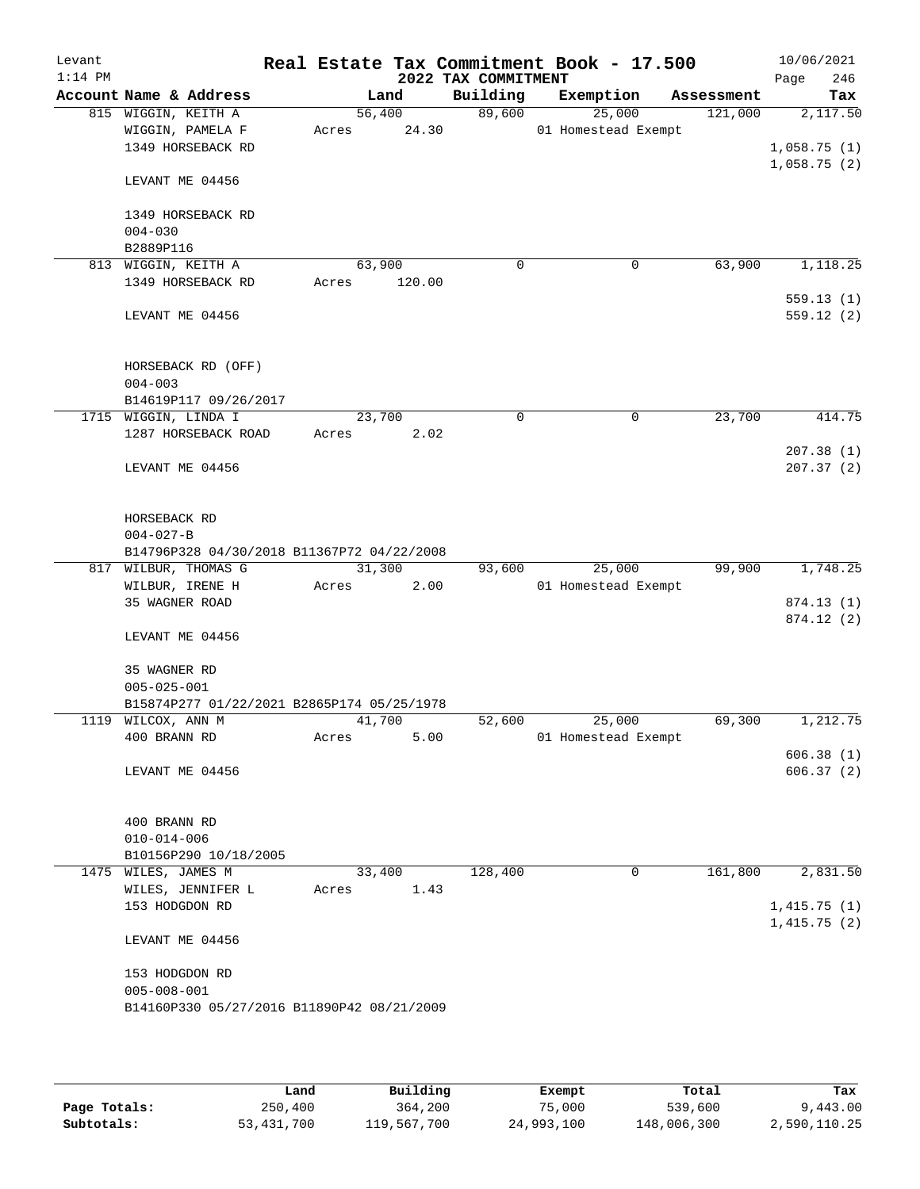Levant
1:14 PM

# Real Estate Tax Commitment Book - 17.500

10/06/2021
Page 246

## 2022 TAX COMMITMENT

| Account Name & Address | Land | Building | Exemption | Assessment | Tax |
|---|---|---|---|---|---|
| 815 WIGGIN, KEITH A | 56,400 | 89,600 | 25,000 | 121,000 | 2,117.50 |
| WIGGIN, PAMELA F | Acres 24.30 | | 01 Homestead Exempt | | |
| 1349 HORSEBACK RD | | | | | 1,058.75 (1) |
| | | | | | 1,058.75 (2) |
| LEVANT ME 04456 | | | | | |
| 1349 HORSEBACK RD | | | | | |
| 004-030 | | | | | |
| B2889P116 | | | | | |
| 813 WIGGIN, KEITH A | 63,900 | 0 | 0 | 63,900 | 1,118.25 |
| 1349 HORSEBACK RD | Acres 120.00 | | | | |
| | | | | | 559.13 (1) |
| LEVANT ME 04456 | | | | | 559.12 (2) |
| HORSEBACK RD (OFF) | | | | | |
| 004-003 | | | | | |
| B14619P117 09/26/2017 | | | | | |
| 1715 WIGGIN, LINDA I | 23,700 | 0 | 0 | 23,700 | 414.75 |
| 1287 HORSEBACK ROAD | Acres 2.02 | | | | |
| | | | | | 207.38 (1) |
| LEVANT ME 04456 | | | | | 207.37 (2) |
| HORSEBACK RD | | | | | |
| 004-027-B | | | | | |
| B14796P328 04/30/2018 B11367P72 04/22/2008 | | | | | |
| 817 WILBUR, THOMAS G | 31,300 | 93,600 | 25,000 | 99,900 | 1,748.25 |
| WILBUR, IRENE H | Acres 2.00 | | 01 Homestead Exempt | | |
| 35 WAGNER ROAD | | | | | 874.13 (1) |
| | | | | | 874.12 (2) |
| LEVANT ME 04456 | | | | | |
| 35 WAGNER RD | | | | | |
| 005-025-001 | | | | | |
| B15874P277 01/22/2021 B2865P174 05/25/1978 | | | | | |
| 1119 WILCOX, ANN M | 41,700 | 52,600 | 25,000 | 69,300 | 1,212.75 |
| 400 BRANN RD | Acres 5.00 | | 01 Homestead Exempt | | |
| | | | | | 606.38 (1) |
| LEVANT ME 04456 | | | | | 606.37 (2) |
| 400 BRANN RD | | | | | |
| 010-014-006 | | | | | |
| B10156P290 10/18/2005 | | | | | |
| 1475 WILES, JAMES M | 33,400 | 128,400 | 0 | 161,800 | 2,831.50 |
| WILES, JENNIFER L | Acres 1.43 | | | | |
| 153 HODGDON RD | | | | | 1,415.75 (1) |
| | | | | | 1,415.75 (2) |
| LEVANT ME 04456 | | | | | |
| 153 HODGDON RD | | | | | |
| 005-008-001 | | | | | |
| B14160P330 05/27/2016 B11890P42 08/21/2009 | | | | | |

| | Land | Building | Exempt | Total | Tax |
|---|---|---|---|---|---|
| Page Totals: | 250,400 | 364,200 | 75,000 | 539,600 | 9,443.00 |
| Subtotals: | 53,431,700 | 119,567,700 | 24,993,100 | 148,006,300 | 2,590,110.25 |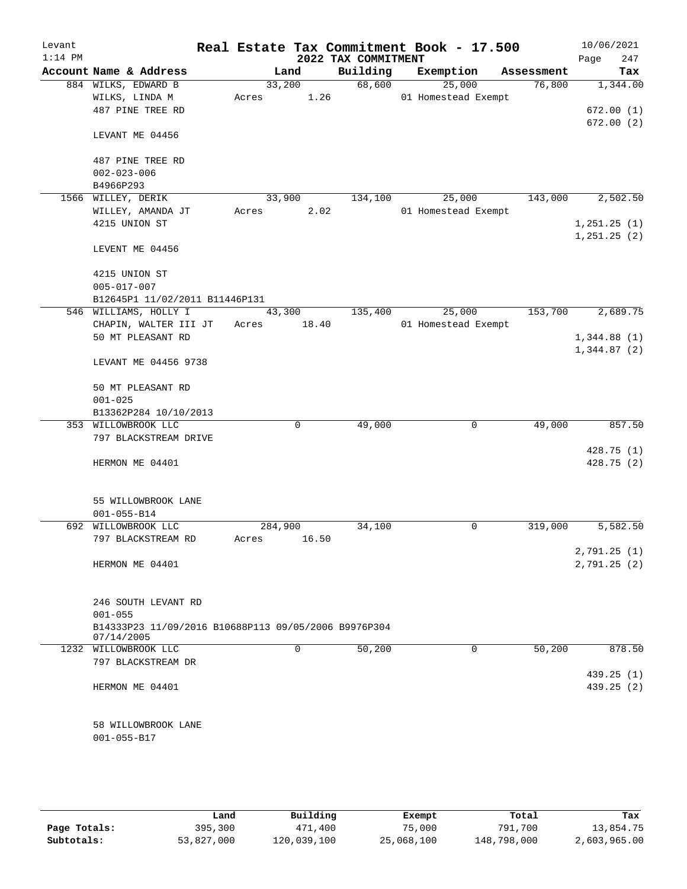Levant 1:14 PM

# Real Estate Tax Commitment Book - 17.500

## 2022 TAX COMMITMENT

10/06/2021 Page 247

| Account Name & Address | Land | Building | Exemption | Assessment | Tax |
|---|---|---|---|---|---|
| 884 WILKS, EDWARD B | 33,200 | 68,600 | 25,000 | 76,800 | 1,344.00 |
| WILKS, LINDA M | Acres 1.26 | | 01 Homestead Exempt | | |
| 487 PINE TREE RD | | | | | 672.00 (1) |
| | | | | | 672.00 (2) |
| LEVANT ME 04456 | | | | | |
| 487 PINE TREE RD | | | | | |
| 002-023-006 | | | | | |
| B4966P293 | | | | | |
| 1566 WILLEY, DERIK | 33,900 | 134,100 | 25,000 | 143,000 | 2,502.50 |
| WILLEY, AMANDA JT | Acres 2.02 | | 01 Homestead Exempt | | |
| 4215 UNION ST | | | | | 1,251.25 (1) |
| | | | | | 1,251.25 (2) |
| LEVENT ME 04456 | | | | | |
| 4215 UNION ST | | | | | |
| 005-017-007 | | | | | |
| B12645P1 11/02/2011 B11446P131 | | | | | |
| 546 WILLIAMS, HOLLY I | 43,300 | 135,400 | 25,000 | 153,700 | 2,689.75 |
| CHAPIN, WALTER III JT | Acres 18.40 | | 01 Homestead Exempt | | |
| 50 MT PLEASANT RD | | | | | 1,344.88 (1) |
| | | | | | 1,344.87 (2) |
| LEVANT ME 04456 9738 | | | | | |
| 50 MT PLEASANT RD | | | | | |
| 001-025 | | | | | |
| B13362P284 10/10/2013 | | | | | |
| 353 WILLOWBROOK LLC | 0 | 49,000 | 0 | 49,000 | 857.50 |
| 797 BLACKSTREAM DRIVE | | | | | |
| | | | | | 428.75 (1) |
| HERMON ME 04401 | | | | | 428.75 (2) |
| 55 WILLOWBROOK LANE | | | | | |
| 001-055-B14 | | | | | |
| 692 WILLOWBROOK LLC | 284,900 | 34,100 | 0 | 319,000 | 5,582.50 |
| 797 BLACKSTREAM RD | Acres 16.50 | | | | |
| | | | | | 2,791.25 (1) |
| HERMON ME 04401 | | | | | 2,791.25 (2) |
| 246 SOUTH LEVANT RD | | | | | |
| 001-055 | | | | | |
| B14333P23 11/09/2016 B10688P113 09/05/2006 B9976P304 07/14/2005 | | | | | |
| 1232 WILLOWBROOK LLC | 0 | 50,200 | 0 | 50,200 | 878.50 |
| 797 BLACKSTREAM DR | | | | | |
| | | | | | 439.25 (1) |
| HERMON ME 04401 | | | | | 439.25 (2) |
| 58 WILLOWBROOK LANE | | | | | |
| 001-055-B17 | | | | | |

| | Land | Building | Exempt | Total | Tax |
|---|---|---|---|---|---|
| Page Totals: | 395,300 | 471,400 | 75,000 | 791,700 | 13,854.75 |
| Subtotals: | 53,827,000 | 120,039,100 | 25,068,100 | 148,798,000 | 2,603,965.00 |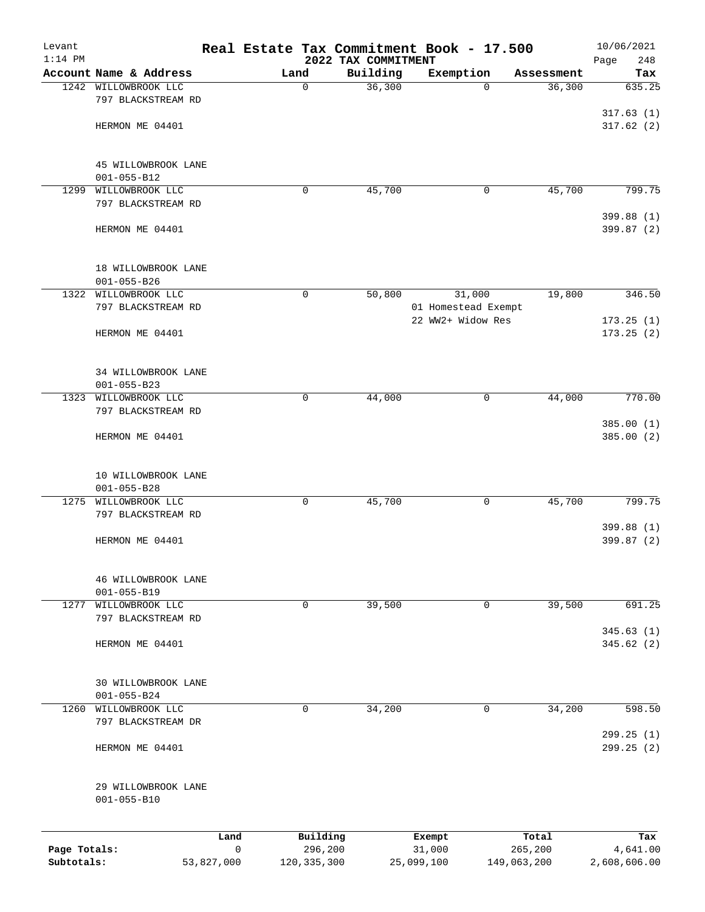# Real Estate Tax Commitment Book - 17.500

Levant 1:14 PM — 2022 TAX COMMITMENT — 10/06/2021 Page 248

| Account Name & Address | Land | Building | Exemption | Assessment | Tax |
|---|---|---|---|---|---|
| 1242 WILLOWBROOK LLC<br>797 BLACKSTREAM RD<br>HERMON ME 04401<br>45 WILLOWBROOK LANE<br>001-055-B12 | 0 | 36,300 | 0 | 36,300 | 635.25<br>317.63 (1)<br>317.62 (2) |
| 1299 WILLOWBROOK LLC<br>797 BLACKSTREAM RD<br>HERMON ME 04401<br>18 WILLOWBROOK LANE<br>001-055-B26 | 0 | 45,700 | 0 | 45,700 | 799.75<br>399.88 (1)<br>399.87 (2) |
| 1322 WILLOWBROOK LLC<br>797 BLACKSTREAM RD<br>HERMON ME 04401<br>34 WILLOWBROOK LANE<br>001-055-B23 | 0 | 50,800 | 31,000<br>01 Homestead Exempt<br>22 WW2+ Widow Res | 19,800 | 346.50<br>173.25 (1)<br>173.25 (2) |
| 1323 WILLOWBROOK LLC<br>797 BLACKSTREAM RD<br>HERMON ME 04401<br>10 WILLOWBROOK LANE<br>001-055-B28 | 0 | 44,000 | 0 | 44,000 | 770.00<br>385.00 (1)<br>385.00 (2) |
| 1275 WILLOWBROOK LLC<br>797 BLACKSTREAM RD<br>HERMON ME 04401<br>46 WILLOWBROOK LANE<br>001-055-B19 | 0 | 45,700 | 0 | 45,700 | 799.75<br>399.88 (1)<br>399.87 (2) |
| 1277 WILLOWBROOK LLC<br>797 BLACKSTREAM RD<br>HERMON ME 04401<br>30 WILLOWBROOK LANE<br>001-055-B24 | 0 | 39,500 | 0 | 39,500 | 691.25<br>345.63 (1)<br>345.62 (2) |
| 1260 WILLOWBROOK LLC<br>797 BLACKSTREAM DR<br>HERMON ME 04401<br>29 WILLOWBROOK LANE<br>001-055-B10 | 0 | 34,200 | 0 | 34,200 | 598.50<br>299.25 (1)<br>299.25 (2) |

| | Land | Building | Exempt | Total | Tax |
|---|---|---|---|---|---|
| Page Totals: | 0 | 296,200 | 31,000 | 265,200 | 4,641.00 |
| Subtotals: | 53,827,000 | 120,335,300 | 25,099,100 | 149,063,200 | 2,608,606.00 |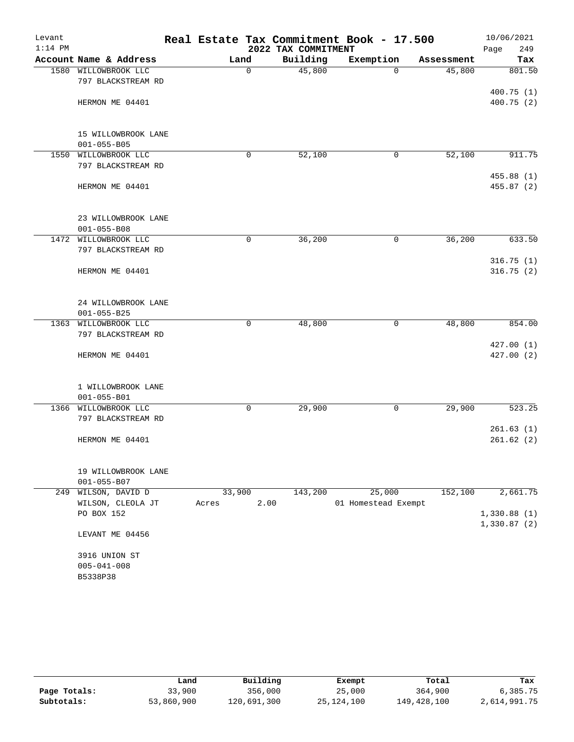# Real Estate Tax Commitment Book - 17.500

Levant 1:14 PM — 2022 TAX COMMITMENT — 10/06/2021

| Account | Name & Address | Land | Building | Exemption | Assessment | Tax |
|---|---|---|---|---|---|---|
| 1580 | WILLOWBROOK LLC<br>797 BLACKSTREAM RD<br>HERMON ME 04401<br><br>15 WILLOWBROOK LANE<br>001-055-B05 | 0 | 45,800 | 0 | 45,800 | 801.50<br>400.75 (1)<br>400.75 (2) |
| 1550 | WILLOWBROOK LLC<br>797 BLACKSTREAM RD<br>HERMON ME 04401<br><br>23 WILLOWBROOK LANE<br>001-055-B08 | 0 | 52,100 | 0 | 52,100 | 911.75<br>455.88 (1)<br>455.87 (2) |
| 1472 | WILLOWBROOK LLC<br>797 BLACKSTREAM RD<br>HERMON ME 04401<br><br>24 WILLOWBROOK LANE<br>001-055-B25 | 0 | 36,200 | 0 | 36,200 | 633.50<br>316.75 (1)<br>316.75 (2) |
| 1363 | WILLOWBROOK LLC<br>797 BLACKSTREAM RD<br>HERMON ME 04401<br><br>1 WILLOWBROOK LANE<br>001-055-B01 | 0 | 48,800 | 0 | 48,800 | 854.00<br>427.00 (1)<br>427.00 (2) |
| 1366 | WILLOWBROOK LLC<br>797 BLACKSTREAM RD<br>HERMON ME 04401<br><br>19 WILLOWBROOK LANE<br>001-055-B07 | 0 | 29,900 | 0 | 29,900 | 523.25<br>261.63 (1)<br>261.62 (2) |
| 249 | WILSON, DAVID D<br>WILSON, CLEOLA JT<br>PO BOX 152<br>LEVANT ME 04456<br><br>3916 UNION ST<br>005-041-008<br>B5338P38 | 33,900<br>Acres 2.00 | 143,200 | 25,000<br>01 Homestead Exempt | 152,100 | 2,661.75<br>1,330.88 (1)<br>1,330.87 (2) |

| | Land | Building | Exempt | Total | Tax |
|---|---|---|---|---|---|
| Page Totals: | 33,900 | 356,000 | 25,000 | 364,900 | 6,385.75 |
| Subtotals: | 53,860,900 | 120,691,300 | 25,124,100 | 149,428,100 | 2,614,991.75 |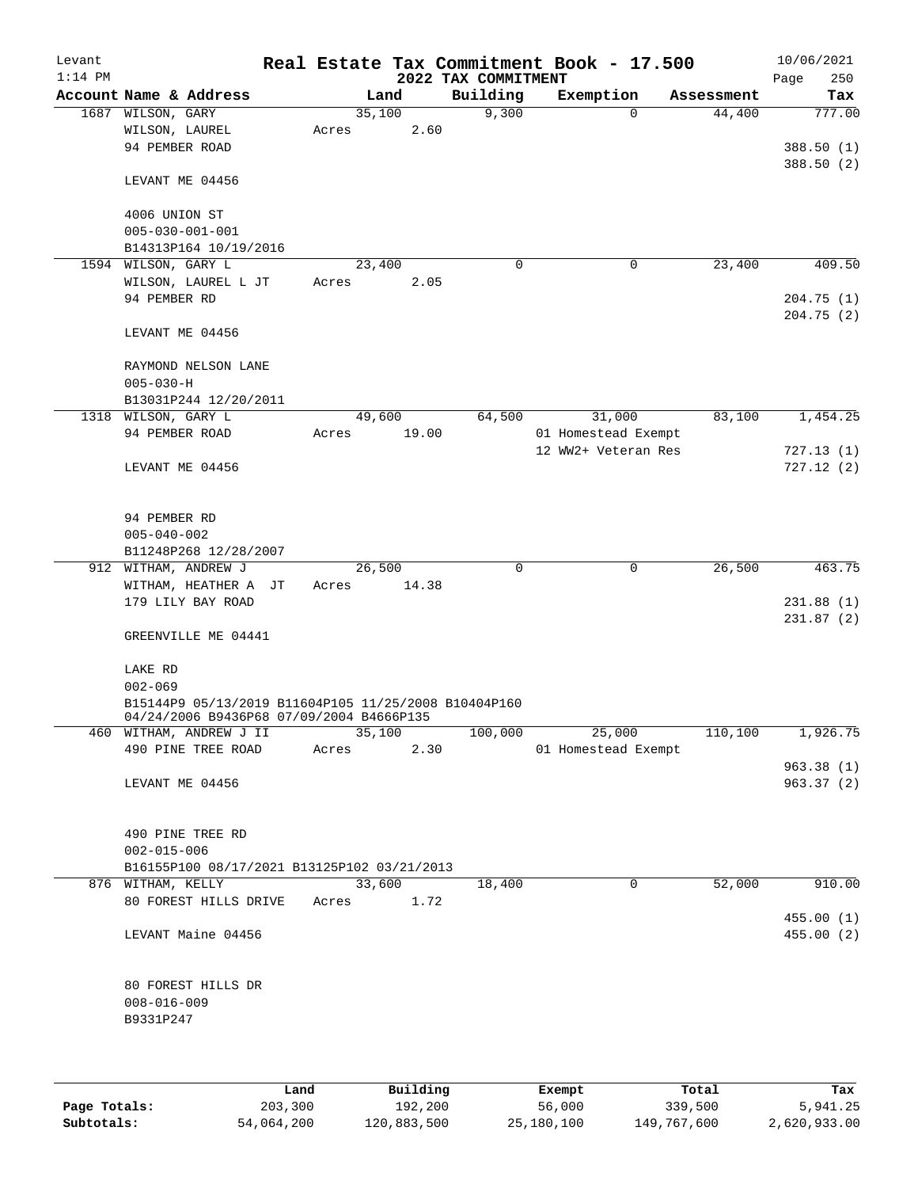Levant 1:14 PM

# Real Estate Tax Commitment Book - 17.500

## 2022 TAX COMMITMENT

10/06/2021

| Account Name & Address | Land | Building | Exemption | Assessment | Tax |
|---|---|---|---|---|---|
| 1687 WILSON, GARY | 35,100 | 9,300 | 0 | 44,400 | 777.00 |
| WILSON, LAUREL | Acres 2.60 | | | | |
| 94 PEMBER ROAD | | | | | 388.50 (1) |
| | | | | | 388.50 (2) |
| LEVANT ME 04456 | | | | | |
| 4006 UNION ST | | | | | |
| 005-030-001-001 | | | | | |
| B14313P164 10/19/2016 | | | | | |
| 1594 WILSON, GARY L | 23,400 | 0 | 0 | 23,400 | 409.50 |
| WILSON, LAUREL L JT | Acres 2.05 | | | | |
| 94 PEMBER RD | | | | | 204.75 (1) |
| | | | | | 204.75 (2) |
| LEVANT ME 04456 | | | | | |
| RAYMOND NELSON LANE | | | | | |
| 005-030-H | | | | | |
| B13031P244 12/20/2011 | | | | | |
| 1318 WILSON, GARY L | 49,600 | 64,500 | 31,000 | 83,100 | 1,454.25 |
| 94 PEMBER ROAD | Acres 19.00 | | 01 Homestead Exempt | | |
| | | | 12 WW2+ Veteran Res | | 727.13 (1) |
| LEVANT ME 04456 | | | | | 727.12 (2) |
| 94 PEMBER RD | | | | | |
| 005-040-002 | | | | | |
| B11248P268 12/28/2007 | | | | | |
| 912 WITHAM, ANDREW J | 26,500 | 0 | 0 | 26,500 | 463.75 |
| WITHAM, HEATHER A JT | Acres 14.38 | | | | |
| 179 LILY BAY ROAD | | | | | 231.88 (1) |
| | | | | | 231.87 (2) |
| GREENVILLE ME 04441 | | | | | |
| LAKE RD | | | | | |
| 002-069 | | | | | |
| B15144P9 05/13/2019 B11604P105 11/25/2008 B10404P160 04/24/2006 B9436P68 07/09/2004 B4666P135 | | | | | |
| 460 WITHAM, ANDREW J II | 35,100 | 100,000 | 25,000 | 110,100 | 1,926.75 |
| 490 PINE TREE ROAD | Acres 2.30 | | 01 Homestead Exempt | | |
| | | | | | 963.38 (1) |
| LEVANT ME 04456 | | | | | 963.37 (2) |
| 490 PINE TREE RD | | | | | |
| 002-015-006 | | | | | |
| B16155P100 08/17/2021 B13125P102 03/21/2013 | | | | | |
| 876 WITHAM, KELLY | 33,600 | 18,400 | 0 | 52,000 | 910.00 |
| 80 FOREST HILLS DRIVE | Acres 1.72 | | | | |
| | | | | | 455.00 (1) |
| LEVANT Maine 04456 | | | | | 455.00 (2) |
| 80 FOREST HILLS DR | | | | | |
| 008-016-009 | | | | | |
| B9331P247 | | | | | |

| | Land | Building | Exempt | Total | Tax |
|---|---|---|---|---|---|
| Page Totals: | 203,300 | 192,200 | 56,000 | 339,500 | 5,941.25 |
| Subtotals: | 54,064,200 | 120,883,500 | 25,180,100 | 149,767,600 | 2,620,933.00 |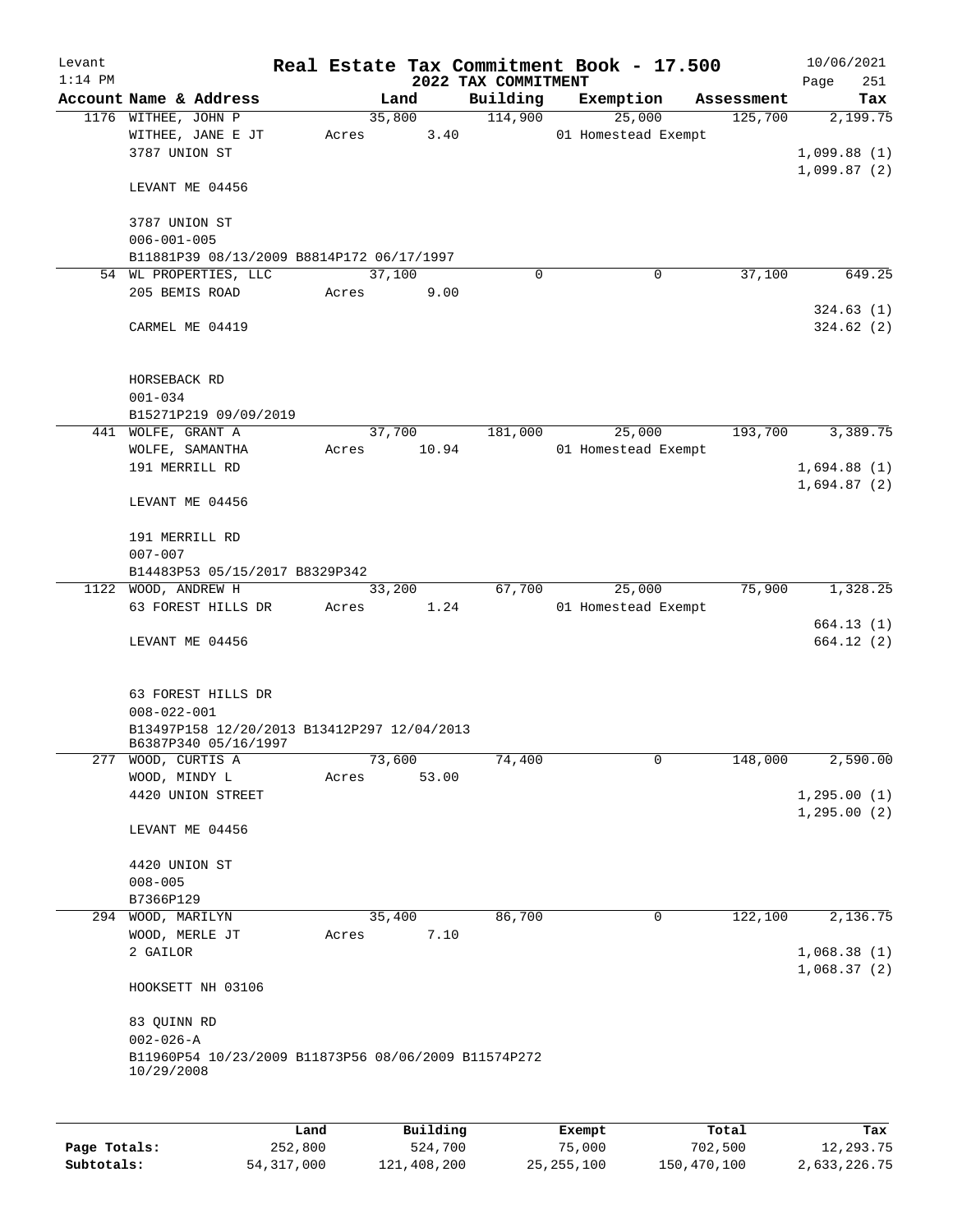Levant 1:14 PM

# Real Estate Tax Commitment Book - 17.500

## 2022 TAX COMMITMENT

10/06/2021 Page 251

| Account Name & Address | Land | Building | Exemption | Assessment | Tax |
|---|---|---|---|---|---|
| 1176 WITHEE, JOHN P | 35,800 | 114,900 | 25,000 | 125,700 | 2,199.75 |
| WITHEE, JANE E JT | Acres 3.40 | | 01 Homestead Exempt | | |
| 3787 UNION ST | | | | | 1,099.88 (1) |
| | | | | | 1,099.87 (2) |
| LEVANT ME 04456 | | | | | |
| 3787 UNION ST | | | | | |
| 006-001-005 | | | | | |
| B11881P39 08/13/2009 B8814P172 06/17/1997 | | | | | |
| 54 WL PROPERTIES, LLC | 37,100 | 0 | 0 | 37,100 | 649.25 |
| 205 BEMIS ROAD | Acres 9.00 | | | | |
| | | | | | 324.63 (1) |
| CARMEL ME 04419 | | | | | 324.62 (2) |
| HORSEBACK RD | | | | | |
| 001-034 | | | | | |
| B15271P219 09/09/2019 | | | | | |
| 441 WOLFE, GRANT A | 37,700 | 181,000 | 25,000 | 193,700 | 3,389.75 |
| WOLFE, SAMANTHA | Acres 10.94 | | 01 Homestead Exempt | | |
| 191 MERRILL RD | | | | | 1,694.88 (1) |
| | | | | | 1,694.87 (2) |
| LEVANT ME 04456 | | | | | |
| 191 MERRILL RD | | | | | |
| 007-007 | | | | | |
| B14483P53 05/15/2017 B8329P342 | | | | | |
| 1122 WOOD, ANDREW H | 33,200 | 67,700 | 25,000 | 75,900 | 1,328.25 |
| 63 FOREST HILLS DR | Acres 1.24 | | 01 Homestead Exempt | | |
| | | | | | 664.13 (1) |
| LEVANT ME 04456 | | | | | 664.12 (2) |
| 63 FOREST HILLS DR | | | | | |
| 008-022-001 | | | | | |
| B13497P158 12/20/2013 B13412P297 12/04/2013 B6387P340 05/16/1997 | | | | | |
| 277 WOOD, CURTIS A | 73,600 | 74,400 | 0 | 148,000 | 2,590.00 |
| WOOD, MINDY L | Acres 53.00 | | | | |
| 4420 UNION STREET | | | | | 1,295.00 (1) |
| | | | | | 1,295.00 (2) |
| LEVANT ME 04456 | | | | | |
| 4420 UNION ST | | | | | |
| 008-005 | | | | | |
| B7366P129 | | | | | |
| 294 WOOD, MARILYN | 35,400 | 86,700 | 0 | 122,100 | 2,136.75 |
| WOOD, MERLE JT | Acres 7.10 | | | | |
| 2 GAILOR | | | | | 1,068.38 (1) |
| | | | | | 1,068.37 (2) |
| HOOKSETT NH 03106 | | | | | |
| 83 QUINN RD | | | | | |
| 002-026-A | | | | | |
| B11960P54 10/23/2009 B11873P56 08/06/2009 B11574P272 10/29/2008 | | | | | |

| | Land | Building | Exempt | Total | Tax |
|---|---|---|---|---|---|
| Page Totals: | 252,800 | 524,700 | 75,000 | 702,500 | 12,293.75 |
| Subtotals: | 54,317,000 | 121,408,200 | 25,255,100 | 150,470,100 | 2,633,226.75 |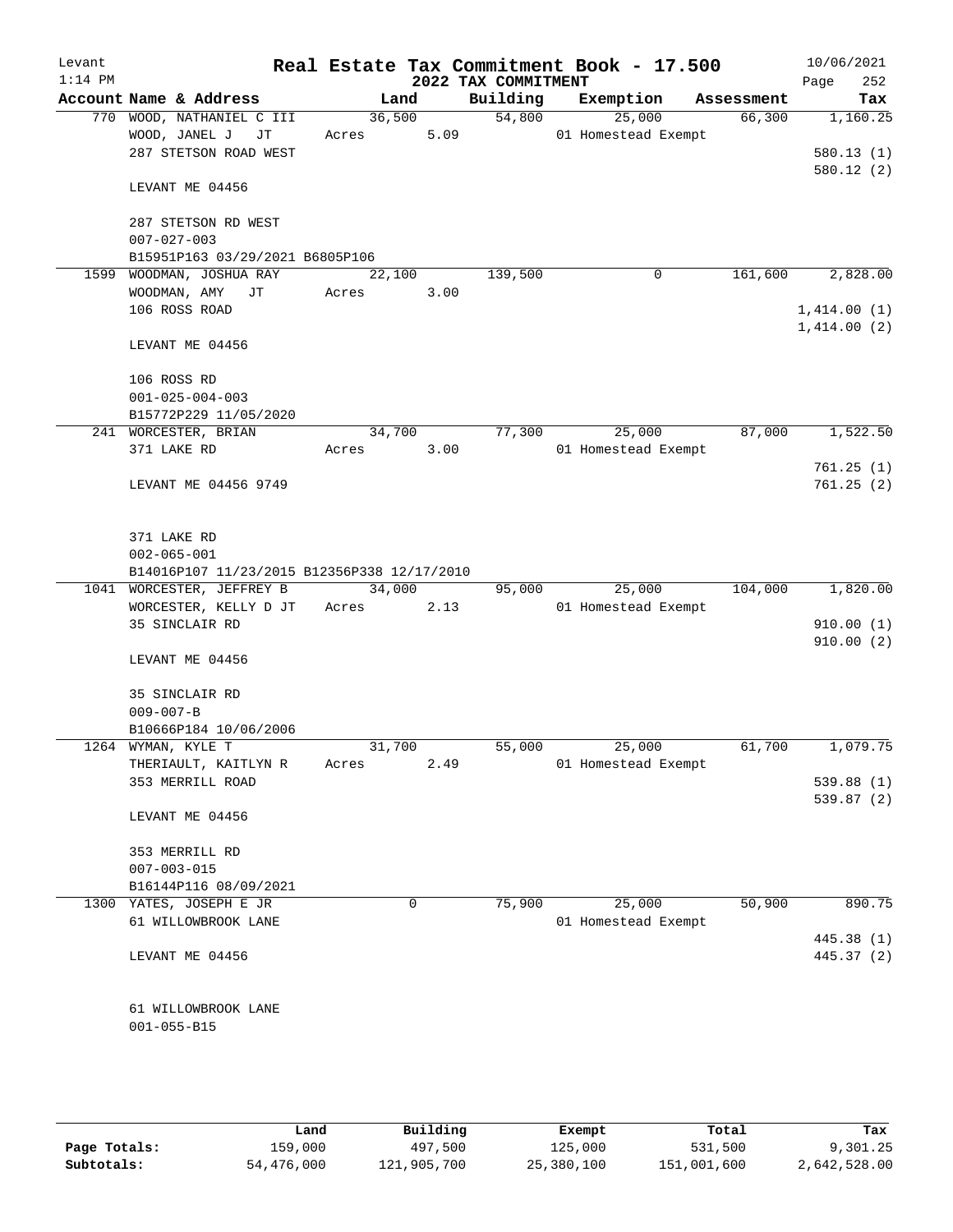Levant
1:14 PM

# Real Estate Tax Commitment Book - 17.500

## 2022 TAX COMMITMENT

10/06/2021
Page 252

| Account Name & Address | Land | Building | Exemption | Assessment | Tax |
|---|---|---|---|---|---|
| 770 WOOD, NATHANIEL C III | 36,500 | 54,800 | 25,000 | 66,300 | 1,160.25 |
| WOOD, JANEL J JT | Acres 5.09 | | 01 Homestead Exempt | | |
| 287 STETSON ROAD WEST | | | | | 580.13 (1) |
| | | | | | 580.12 (2) |
| LEVANT ME 04456 | | | | | |
| 287 STETSON RD WEST | | | | | |
| 007-027-003 | | | | | |
| B15951P163 03/29/2021 B6805P106 | | | | | |
| 1599 WOODMAN, JOSHUA RAY | 22,100 | 139,500 | 0 | 161,600 | 2,828.00 |
| WOODMAN, AMY JT | Acres 3.00 | | | | |
| 106 ROSS ROAD | | | | | 1,414.00 (1) |
| | | | | | 1,414.00 (2) |
| LEVANT ME 04456 | | | | | |
| 106 ROSS RD | | | | | |
| 001-025-004-003 | | | | | |
| B15772P229 11/05/2020 | | | | | |
| 241 WORCESTER, BRIAN | 34,700 | 77,300 | 25,000 | 87,000 | 1,522.50 |
| 371 LAKE RD | Acres 3.00 | | 01 Homestead Exempt | | |
| | | | | | 761.25 (1) |
| LEVANT ME 04456 9749 | | | | | 761.25 (2) |
| 371 LAKE RD | | | | | |
| 002-065-001 | | | | | |
| B14016P107 11/23/2015 B12356P338 12/17/2010 | | | | | |
| 1041 WORCESTER, JEFFREY B | 34,000 | 95,000 | 25,000 | 104,000 | 1,820.00 |
| WORCESTER, KELLY D JT | Acres 2.13 | | 01 Homestead Exempt | | |
| 35 SINCLAIR RD | | | | | 910.00 (1) |
| | | | | | 910.00 (2) |
| LEVANT ME 04456 | | | | | |
| 35 SINCLAIR RD | | | | | |
| 009-007-B | | | | | |
| B10666P184 10/06/2006 | | | | | |
| 1264 WYMAN, KYLE T | 31,700 | 55,000 | 25,000 | 61,700 | 1,079.75 |
| THERIAULT, KAITLYN R | Acres 2.49 | | 01 Homestead Exempt | | |
| 353 MERRILL ROAD | | | | | 539.88 (1) |
| | | | | | 539.87 (2) |
| LEVANT ME 04456 | | | | | |
| 353 MERRILL RD | | | | | |
| 007-003-015 | | | | | |
| B16144P116 08/09/2021 | | | | | |
| 1300 YATES, JOSEPH E JR | 0 | 75,900 | 25,000 | 50,900 | 890.75 |
| 61 WILLOWBROOK LANE | | | 01 Homestead Exempt | | |
| | | | | | 445.38 (1) |
| LEVANT ME 04456 | | | | | 445.37 (2) |
| 61 WILLOWBROOK LANE | | | | | |
| 001-055-B15 | | | | | |

| | Land | Building | Exempt | Total | Tax |
|---|---|---|---|---|---|
| Page Totals: | 159,000 | 497,500 | 125,000 | 531,500 | 9,301.25 |
| Subtotals: | 54,476,000 | 121,905,700 | 25,380,100 | 151,001,600 | 2,642,528.00 |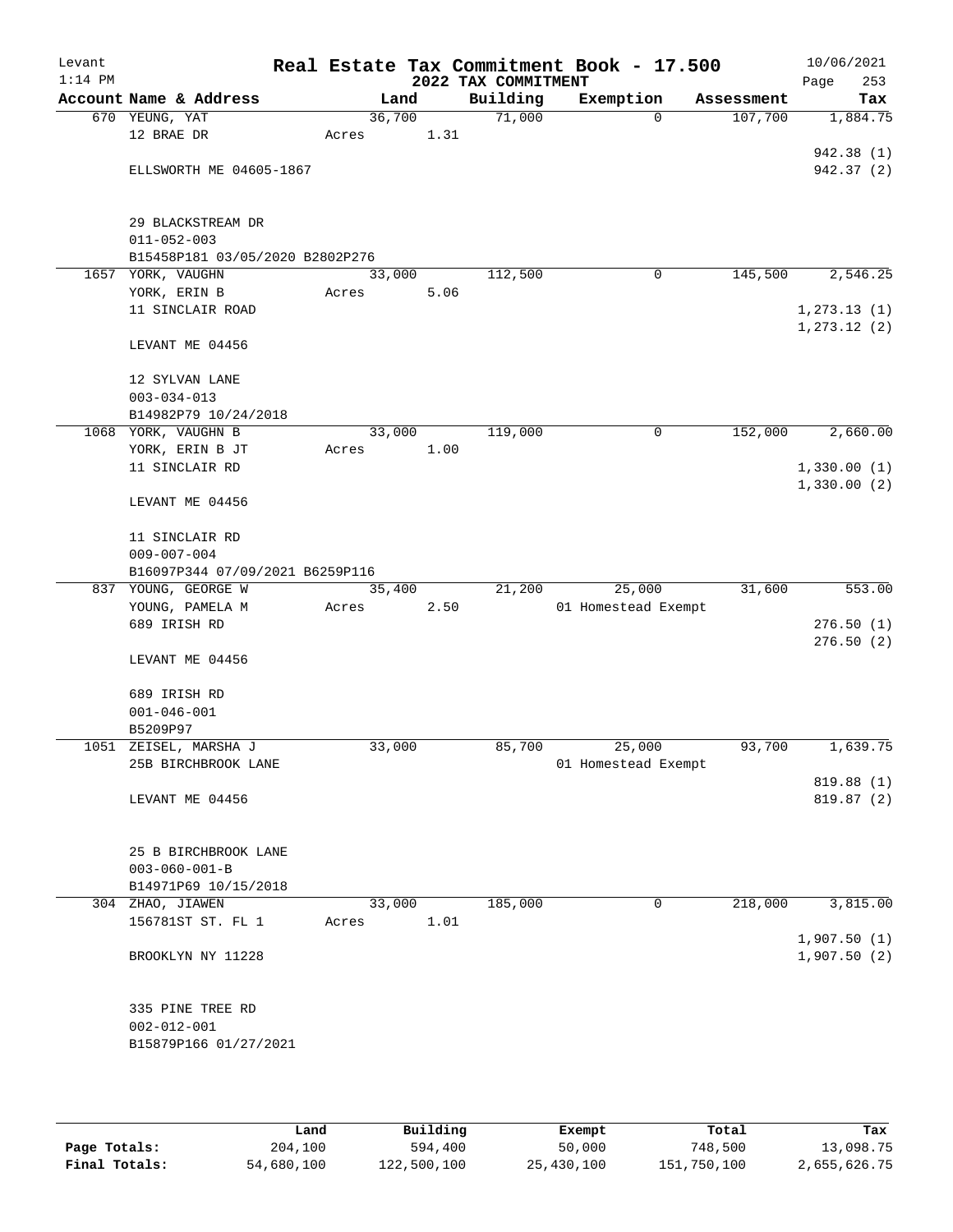Levant 1:14 PM

# Real Estate Tax Commitment Book - 17.500

## 2022 TAX COMMITMENT

10/06/2021 Page 253

| Account Name & Address | Land | Building | Exemption | Assessment | Tax |
|---|---|---|---|---|---|
| 670 YEUNG, YAT | 36,700 | 71,000 | 0 | 107,700 | 1,884.75 |
| 12 BRAE DR | Acres 1.31 | | | | |
| | | | | | 942.38 (1) |
| ELLSWORTH ME 04605-1867 | | | | | 942.37 (2) |
| 29 BLACKSTREAM DR | | | | | |
| 011-052-003 | | | | | |
| B15458P181 03/05/2020 B2802P276 | | | | | |
| 1657 YORK, VAUGHN | 33,000 | 112,500 | 0 | 145,500 | 2,546.25 |
| YORK, ERIN B | Acres 5.06 | | | | |
| 11 SINCLAIR ROAD | | | | | 1,273.13 (1) |
| | | | | | 1,273.12 (2) |
| LEVANT ME 04456 | | | | | |
| 12 SYLVAN LANE | | | | | |
| 003-034-013 | | | | | |
| B14982P79 10/24/2018 | | | | | |
| 1068 YORK, VAUGHN B | 33,000 | 119,000 | 0 | 152,000 | 2,660.00 |
| YORK, ERIN B JT | Acres 1.00 | | | | |
| 11 SINCLAIR RD | | | | | 1,330.00 (1) |
| | | | | | 1,330.00 (2) |
| LEVANT ME 04456 | | | | | |
| 11 SINCLAIR RD | | | | | |
| 009-007-004 | | | | | |
| B16097P344 07/09/2021 B6259P116 | | | | | |
| 837 YOUNG, GEORGE W | 35,400 | 21,200 | 25,000 | 31,600 | 553.00 |
| YOUNG, PAMELA M | Acres 2.50 | | 01 Homestead Exempt | | |
| 689 IRISH RD | | | | | 276.50 (1) |
| | | | | | 276.50 (2) |
| LEVANT ME 04456 | | | | | |
| 689 IRISH RD | | | | | |
| 001-046-001 | | | | | |
| B5209P97 | | | | | |
| 1051 ZEISEL, MARSHA J | 33,000 | 85,700 | 25,000 | 93,700 | 1,639.75 |
| 25B BIRCHBROOK LANE | | | 01 Homestead Exempt | | |
| | | | | | 819.88 (1) |
| LEVANT ME 04456 | | | | | 819.87 (2) |
| 25 B BIRCHBROOK LANE | | | | | |
| 003-060-001-B | | | | | |
| B14971P69 10/15/2018 | | | | | |
| 304 ZHAO, JIAWEN | 33,000 | 185,000 | 0 | 218,000 | 3,815.00 |
| 156781ST ST. FL 1 | Acres 1.01 | | | | |
| | | | | | 1,907.50 (1) |
| BROOKLYN NY 11228 | | | | | 1,907.50 (2) |
| 335 PINE TREE RD | | | | | |
| 002-012-001 | | | | | |
| B15879P166 01/27/2021 | | | | | |

| | Land | Building | Exempt | Total | Tax |
|---|---|---|---|---|---|
| Page Totals: | 204,100 | 594,400 | 50,000 | 748,500 | 13,098.75 |
| Final Totals: | 54,680,100 | 122,500,100 | 25,430,100 | 151,750,100 | 2,655,626.75 |